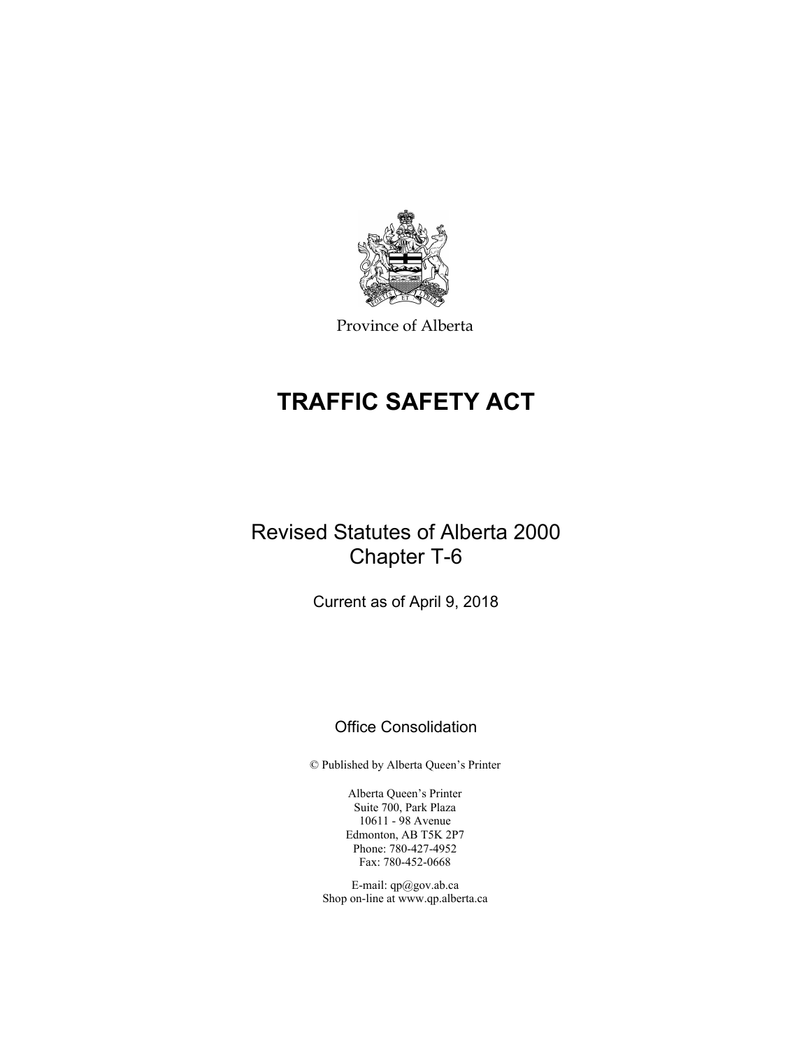Province of Alberta

# TRAFFIC SAFETY ACT

Revised Statutes of Alberta 2000
Chapter T-6

Current as of April 9, 2018

Office Consolidation

© Published by Alberta Queen's Printer

Alberta Queen's Printer
Suite 700, Park Plaza
10611 - 98 Avenue
Edmonton, AB T5K 2P7
Phone: 780-427-4952
Fax: 780-452-0668

E-mail: qp@gov.ab.ca
Shop on-line at www.qp.alberta.ca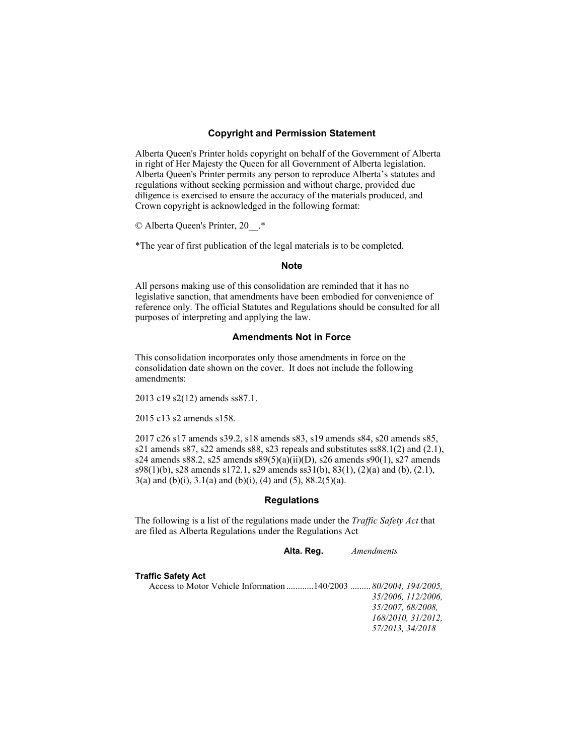## Copyright and Permission Statement

Alberta Queen's Printer holds copyright on behalf of the Government of Alberta in right of Her Majesty the Queen for all Government of Alberta legislation. Alberta Queen's Printer permits any person to reproduce Alberta's statutes and regulations without seeking permission and without charge, provided due diligence is exercised to ensure the accuracy of the materials produced, and Crown copyright is acknowledged in the following format:

© Alberta Queen's Printer, 20__.*

*The year of first publication of the legal materials is to be completed.

## Note

All persons making use of this consolidation are reminded that it has no legislative sanction, that amendments have been embodied for convenience of reference only. The official Statutes and Regulations should be consulted for all purposes of interpreting and applying the law.

## Amendments Not in Force

This consolidation incorporates only those amendments in force on the consolidation date shown on the cover. It does not include the following amendments:

2013 c19 s2(12) amends ss87.1.

2015 c13 s2 amends s158.

2017 c26 s17 amends s39.2, s18 amends s83, s19 amends s84, s20 amends s85, s21 amends s87, s22 amends s88, s23 repeals and substitutes ss88.1(2) and (2.1), s24 amends s88.2, s25 amends s89(5)(a)(ii)(D), s26 amends s90(1), s27 amends s98(1)(b), s28 amends s172.1, s29 amends ss31(b), 83(1), (2)(a) and (b), (2.1), 3(a) and (b)(i), 3.1(a) and (b)(i), (4) and (5), 88.2(5)(a).

## Regulations

The following is a list of the regulations made under the *Traffic Safety Act* that are filed as Alberta Regulations under the Regulations Act

| | **Alta. Reg.** | *Amendments* |
|---|---|---|
| **Traffic Safety Act** | | |
| Access to Motor Vehicle Information | 140/2003 | *80/2004, 194/2005, 35/2006, 112/2006, 35/2007, 68/2008, 168/2010, 31/2012, 57/2013, 34/2018* |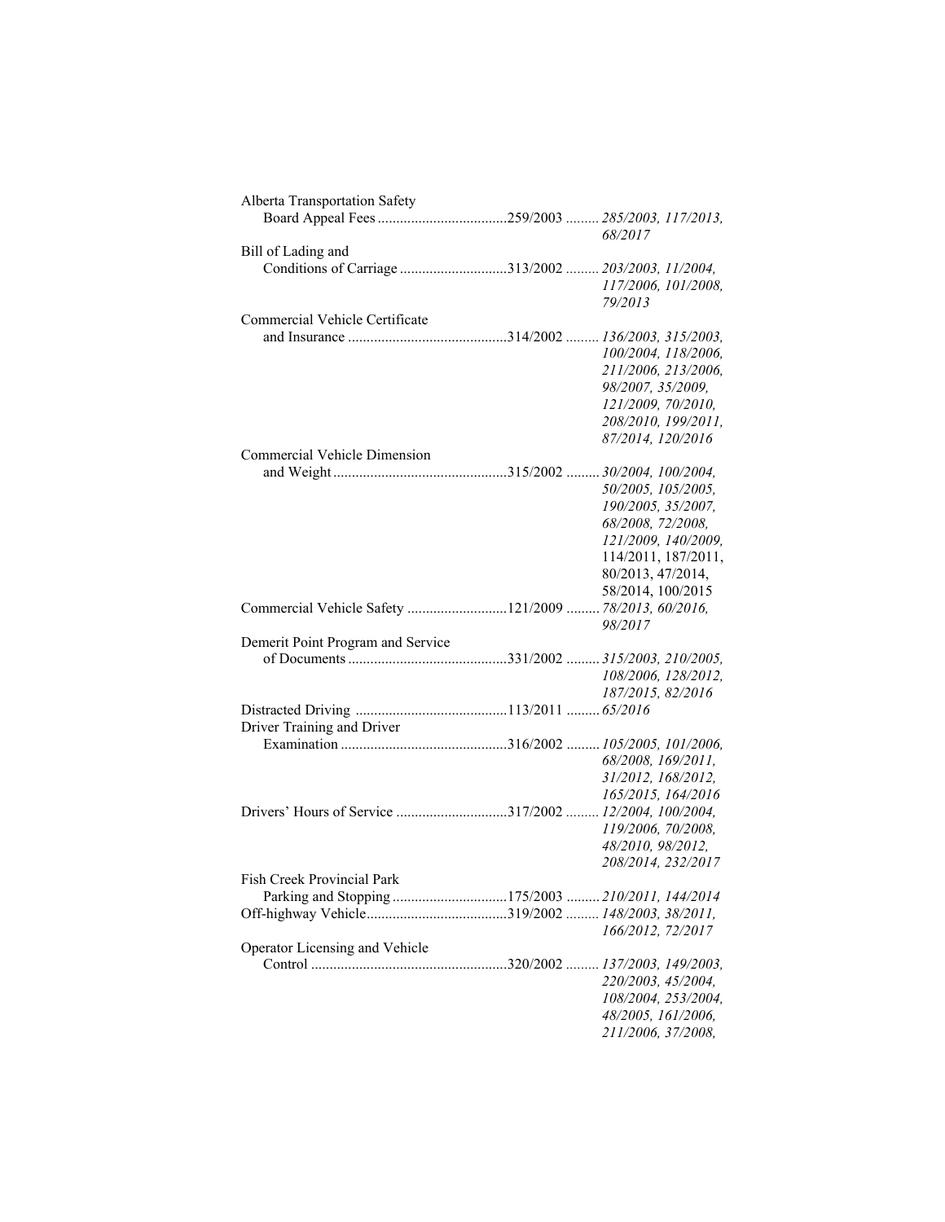| Regulation | Number | Amendments |
|---|---|---|
| Alberta Transportation Safety Board Appeal Fees | 259/2003 | *285/2003, 117/2013, 68/2017* |
| Bill of Lading and Conditions of Carriage | 313/2002 | *203/2003, 11/2004, 117/2006, 101/2008, 79/2013* |
| Commercial Vehicle Certificate and Insurance | 314/2002 | *136/2003, 315/2003, 100/2004, 118/2006, 211/2006, 213/2006, 98/2007, 35/2009, 121/2009, 70/2010, 208/2010, 199/2011, 87/2014, 120/2016* |
| Commercial Vehicle Dimension and Weight | 315/2002 | *30/2004, 100/2004, 50/2005, 105/2005, 190/2005, 35/2007, 68/2008, 72/2008, 121/2009, 140/2009,* 114/2011, 187/2011, 80/2013, 47/2014, 58/2014, 100/2015 |
| Commercial Vehicle Safety | 121/2009 | *78/2013, 60/2016, 98/2017* |
| Demerit Point Program and Service of Documents | 331/2002 | *315/2003, 210/2005, 108/2006, 128/2012, 187/2015, 82/2016* |
| Distracted Driving | 113/2011 | *65/2016* |
| Driver Training and Driver Examination | 316/2002 | *105/2005, 101/2006, 68/2008, 169/2011, 31/2012, 168/2012, 165/2015, 164/2016* |
| Drivers' Hours of Service | 317/2002 | *12/2004, 100/2004, 119/2006, 70/2008, 48/2010, 98/2012, 208/2014, 232/2017* |
| Fish Creek Provincial Park Parking and Stopping | 175/2003 | *210/2011, 144/2014* |
| Off-highway Vehicle | 319/2002 | *148/2003, 38/2011, 166/2012, 72/2017* |
| Operator Licensing and Vehicle Control | 320/2002 | *137/2003, 149/2003, 220/2003, 45/2004, 108/2004, 253/2004, 48/2005, 161/2006, 211/2006, 37/2008,* |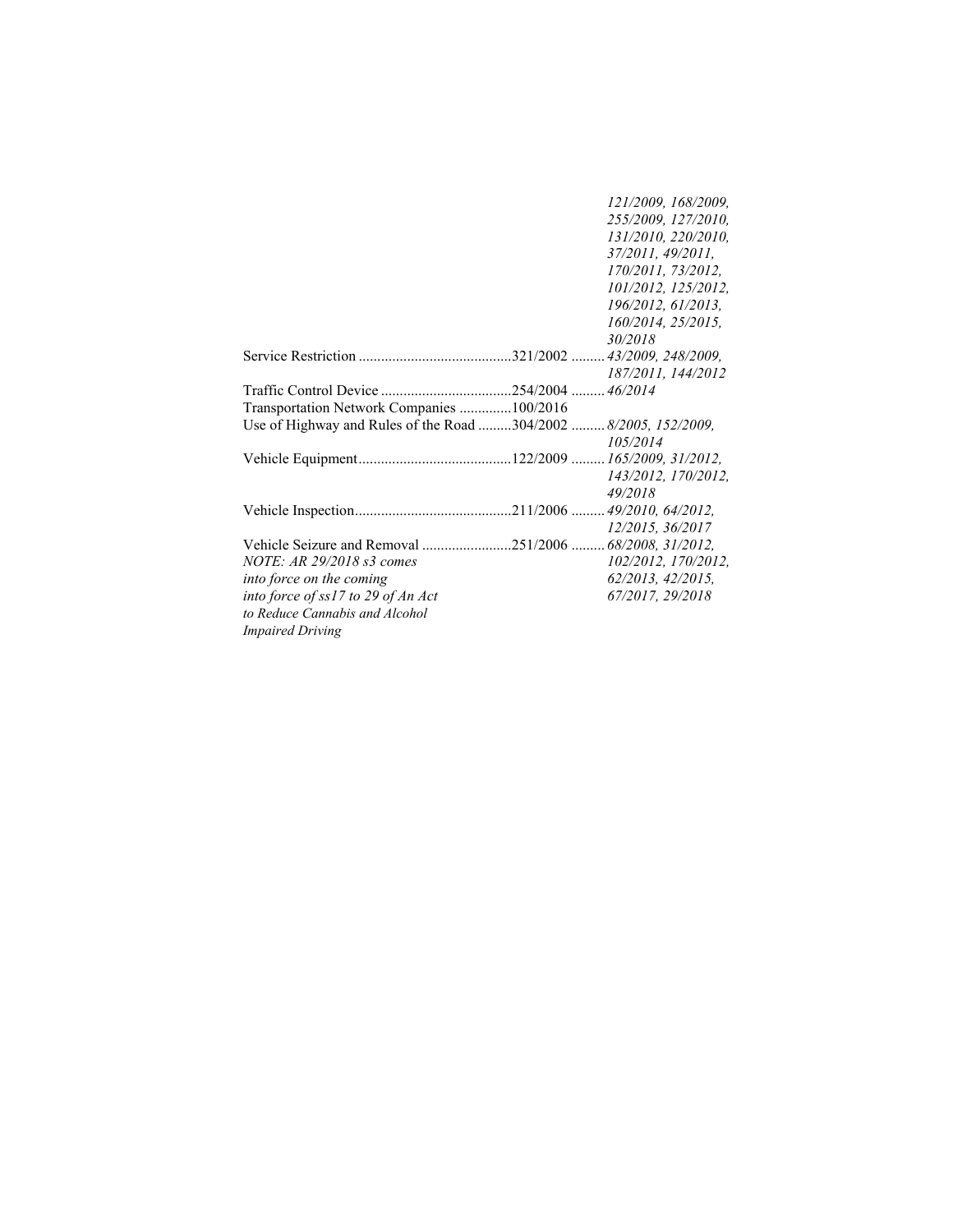| | | |
|---|---|---|
| | | *121/2009, 168/2009, 255/2009, 127/2010, 131/2010, 220/2010, 37/2011, 49/2011, 170/2011, 73/2012, 101/2012, 125/2012, 196/2012, 61/2013, 160/2014, 25/2015, 30/2018* |
| Service Restriction | 321/2002 | *43/2009, 248/2009, 187/2011, 144/2012* |
| Traffic Control Device | 254/2004 | *46/2014* |
| Transportation Network Companies | 100/2016 | |
| Use of Highway and Rules of the Road | 304/2002 | *8/2005, 152/2009, 105/2014* |
| Vehicle Equipment | 122/2009 | *165/2009, 31/2012, 143/2012, 170/2012, 49/2018* |
| Vehicle Inspection | 211/2006 | *49/2010, 64/2012, 12/2015, 36/2017* |
| Vehicle Seizure and Removal *NOTE: AR 29/2018 s3 comes into force on the coming into force of ss17 to 29 of An Act to Reduce Cannabis and Alcohol Impaired Driving* | 251/2006 | *68/2008, 31/2012, 102/2012, 170/2012, 62/2013, 42/2015, 67/2017, 29/2018* |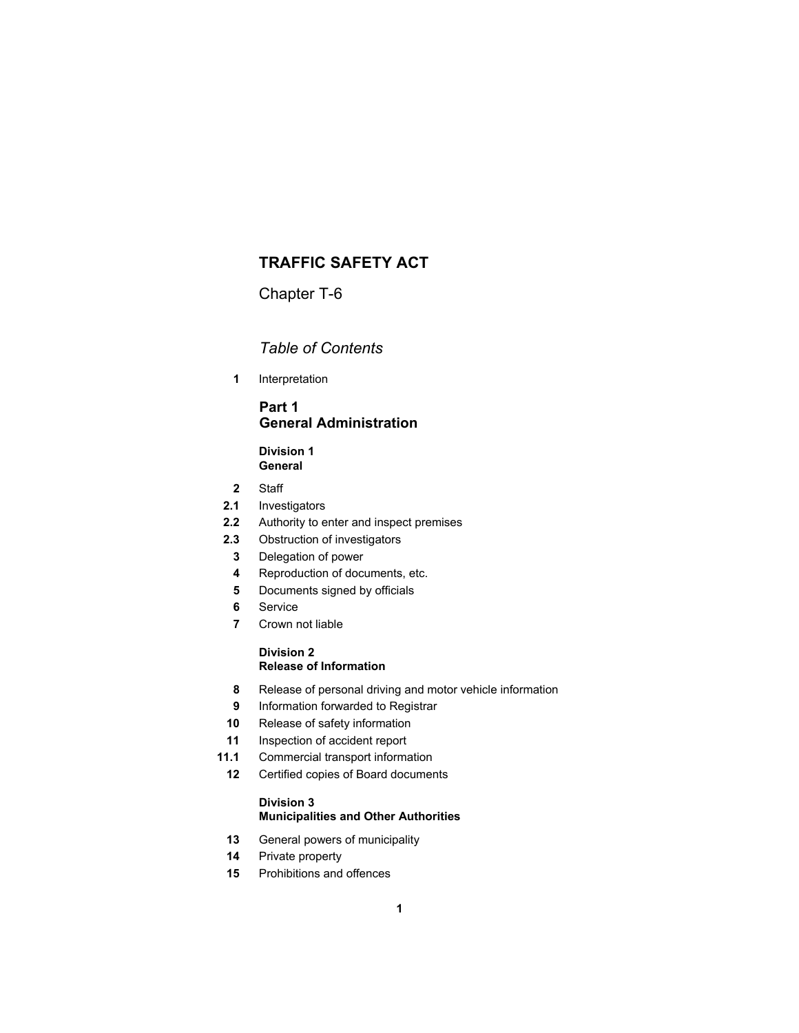# TRAFFIC SAFETY ACT

Chapter T-6

*Table of Contents*

**1** Interpretation

## Part 1
## General Administration

### Division 1
### General

**2** Staff

**2.1** Investigators

**2.2** Authority to enter and inspect premises

**2.3** Obstruction of investigators

**3** Delegation of power

**4** Reproduction of documents, etc.

**5** Documents signed by officials

**6** Service

**7** Crown not liable

### Division 2
### Release of Information

**8** Release of personal driving and motor vehicle information

**9** Information forwarded to Registrar

**10** Release of safety information

**11** Inspection of accident report

**11.1** Commercial transport information

**12** Certified copies of Board documents

### Division 3
### Municipalities and Other Authorities

**13** General powers of municipality

**14** Private property

**15** Prohibitions and offences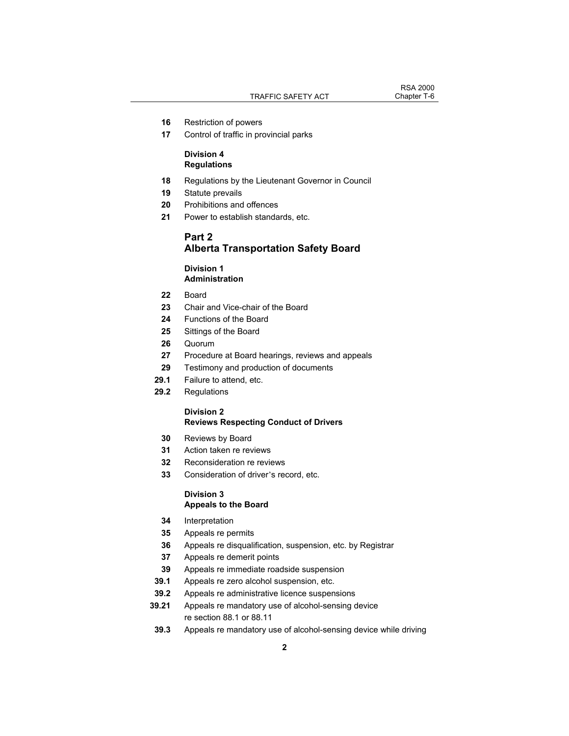16 Restriction of powers
17 Control of traffic in provincial parks

**Division 4**
**Regulations**

18 Regulations by the Lieutenant Governor in Council
19 Statute prevails
20 Prohibitions and offences
21 Power to establish standards, etc.

## Part 2
## Alberta Transportation Safety Board

**Division 1**
**Administration**

22 Board
23 Chair and Vice-chair of the Board
24 Functions of the Board
25 Sittings of the Board
26 Quorum
27 Procedure at Board hearings, reviews and appeals
29 Testimony and production of documents
29.1 Failure to attend, etc.
29.2 Regulations

**Division 2**
**Reviews Respecting Conduct of Drivers**

30 Reviews by Board
31 Action taken re reviews
32 Reconsideration re reviews
33 Consideration of driver's record, etc.

**Division 3**
**Appeals to the Board**

34 Interpretation
35 Appeals re permits
36 Appeals re disqualification, suspension, etc. by Registrar
37 Appeals re demerit points
39 Appeals re immediate roadside suspension
39.1 Appeals re zero alcohol suspension, etc.
39.2 Appeals re administrative licence suspensions
39.21 Appeals re mandatory use of alcohol-sensing device re section 88.1 or 88.11
39.3 Appeals re mandatory use of alcohol-sensing device while driving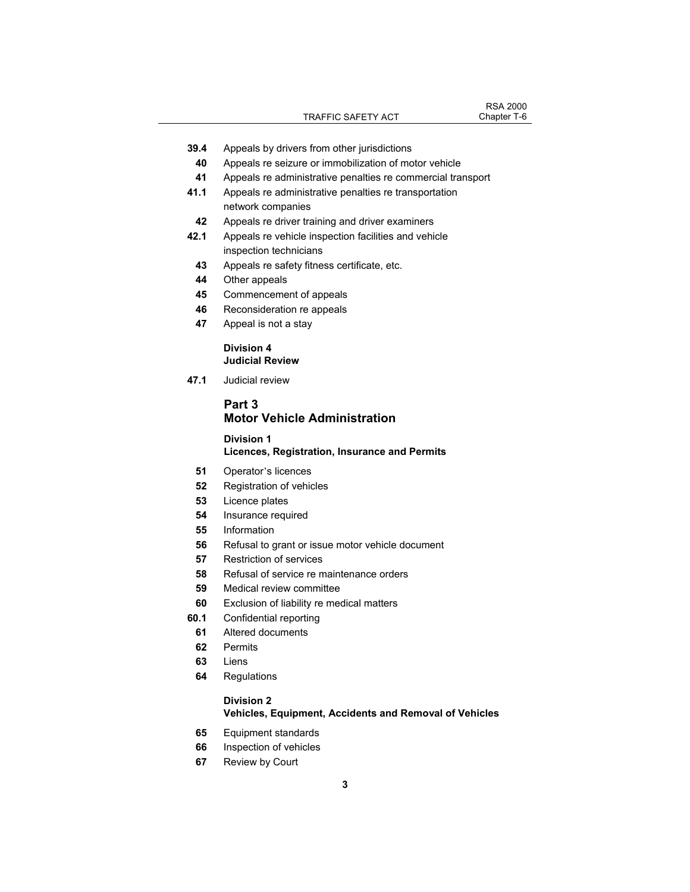**39.4** Appeals by drivers from other jurisdictions

**40** Appeals re seizure or immobilization of motor vehicle

**41** Appeals re administrative penalties re commercial transport

**41.1** Appeals re administrative penalties re transportation network companies

**42** Appeals re driver training and driver examiners

**42.1** Appeals re vehicle inspection facilities and vehicle inspection technicians

**43** Appeals re safety fitness certificate, etc.

**44** Other appeals

**45** Commencement of appeals

**46** Reconsideration re appeals

**47** Appeal is not a stay

#### Division 4
#### Judicial Review

**47.1** Judicial review

## Part 3
## Motor Vehicle Administration

#### Division 1
#### Licences, Registration, Insurance and Permits

**51** Operator's licences

**52** Registration of vehicles

**53** Licence plates

**54** Insurance required

**55** Information

**56** Refusal to grant or issue motor vehicle document

**57** Restriction of services

**58** Refusal of service re maintenance orders

**59** Medical review committee

**60** Exclusion of liability re medical matters

**60.1** Confidential reporting

**61** Altered documents

**62** Permits

**63** Liens

**64** Regulations

#### Division 2
#### Vehicles, Equipment, Accidents and Removal of Vehicles

**65** Equipment standards

**66** Inspection of vehicles

**67** Review by Court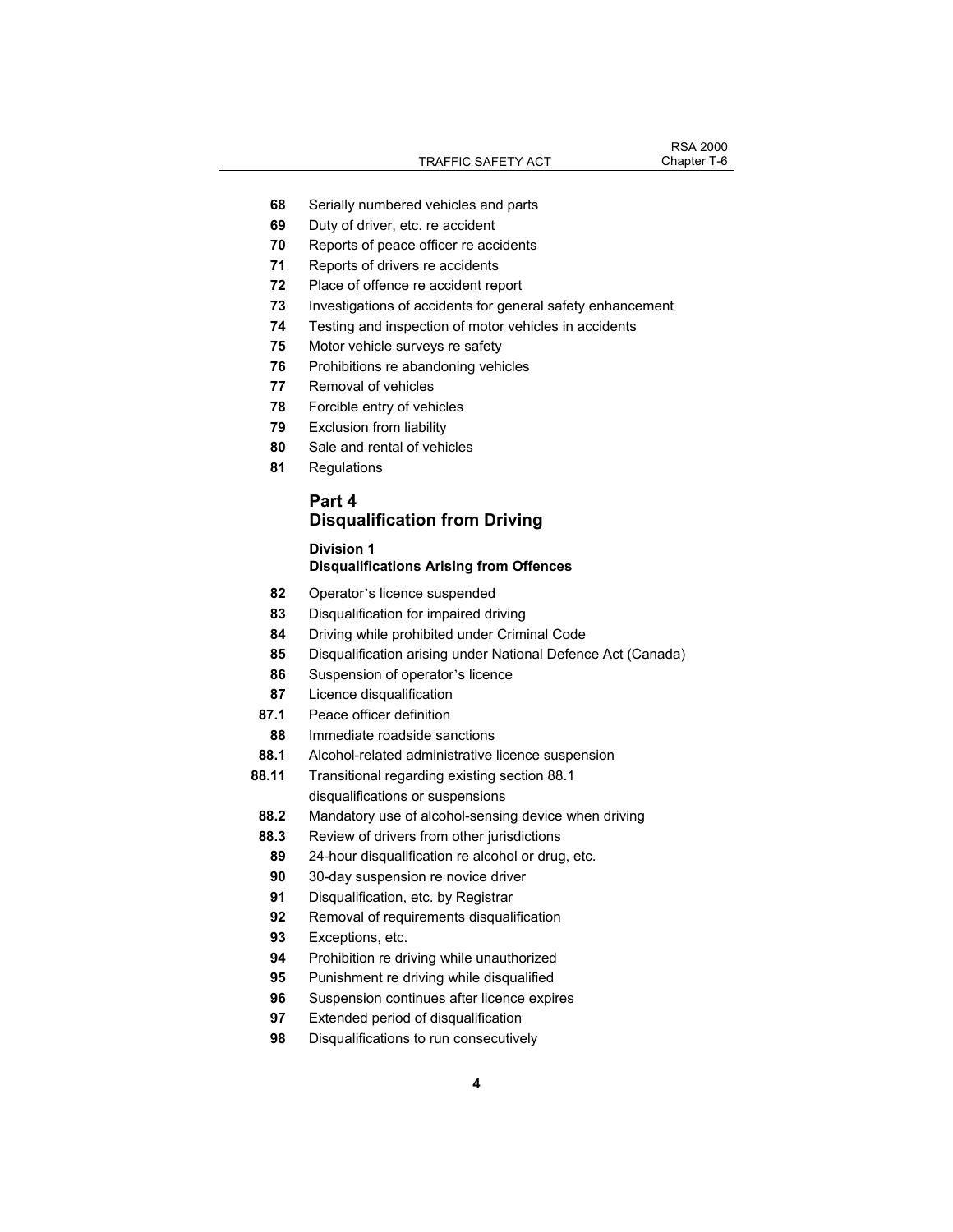68 Serially numbered vehicles and parts
69 Duty of driver, etc. re accident
70 Reports of peace officer re accidents
71 Reports of drivers re accidents
72 Place of offence re accident report
73 Investigations of accidents for general safety enhancement
74 Testing and inspection of motor vehicles in accidents
75 Motor vehicle surveys re safety
76 Prohibitions re abandoning vehicles
77 Removal of vehicles
78 Forcible entry of vehicles
79 Exclusion from liability
80 Sale and rental of vehicles
81 Regulations

## Part 4
## Disqualification from Driving

### Division 1
### Disqualifications Arising from Offences

82 Operator's licence suspended
83 Disqualification for impaired driving
84 Driving while prohibited under Criminal Code
85 Disqualification arising under National Defence Act (Canada)
86 Suspension of operator's licence
87 Licence disqualification
87.1 Peace officer definition
88 Immediate roadside sanctions
88.1 Alcohol-related administrative licence suspension
88.11 Transitional regarding existing section 88.1 disqualifications or suspensions
88.2 Mandatory use of alcohol-sensing device when driving
88.3 Review of drivers from other jurisdictions
89 24-hour disqualification re alcohol or drug, etc.
90 30-day suspension re novice driver
91 Disqualification, etc. by Registrar
92 Removal of requirements disqualification
93 Exceptions, etc.
94 Prohibition re driving while unauthorized
95 Punishment re driving while disqualified
96 Suspension continues after licence expires
97 Extended period of disqualification
98 Disqualifications to run consecutively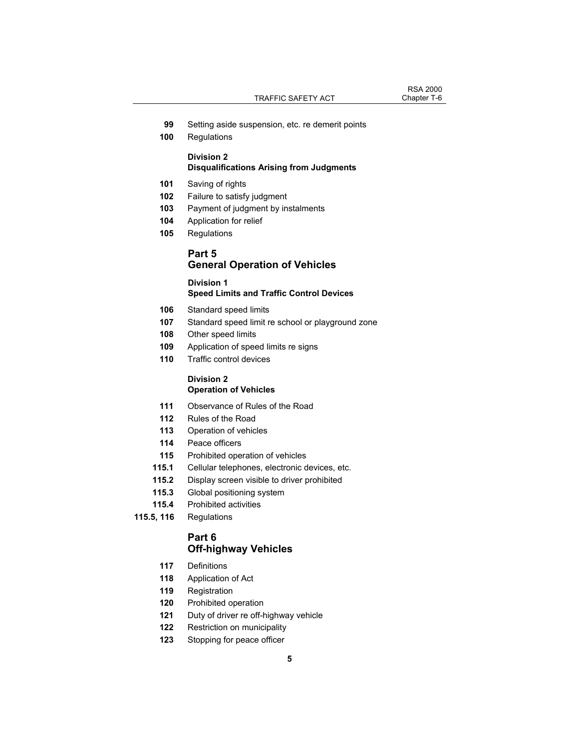**99** Setting aside suspension, etc. re demerit points

**100** Regulations

**Division 2**
**Disqualifications Arising from Judgments**

**101** Saving of rights

**102** Failure to satisfy judgment

**103** Payment of judgment by instalments

**104** Application for relief

**105** Regulations

## Part 5
## General Operation of Vehicles

**Division 1**
**Speed Limits and Traffic Control Devices**

**106** Standard speed limits

**107** Standard speed limit re school or playground zone

**108** Other speed limits

**109** Application of speed limits re signs

**110** Traffic control devices

**Division 2**
**Operation of Vehicles**

**111** Observance of Rules of the Road

**112** Rules of the Road

**113** Operation of vehicles

**114** Peace officers

**115** Prohibited operation of vehicles

**115.1** Cellular telephones, electronic devices, etc.

**115.2** Display screen visible to driver prohibited

**115.3** Global positioning system

**115.4** Prohibited activities

**115.5, 116** Regulations

## Part 6
## Off-highway Vehicles

**117** Definitions

**118** Application of Act

**119** Registration

**120** Prohibited operation

**121** Duty of driver re off-highway vehicle

**122** Restriction on municipality

**123** Stopping for peace officer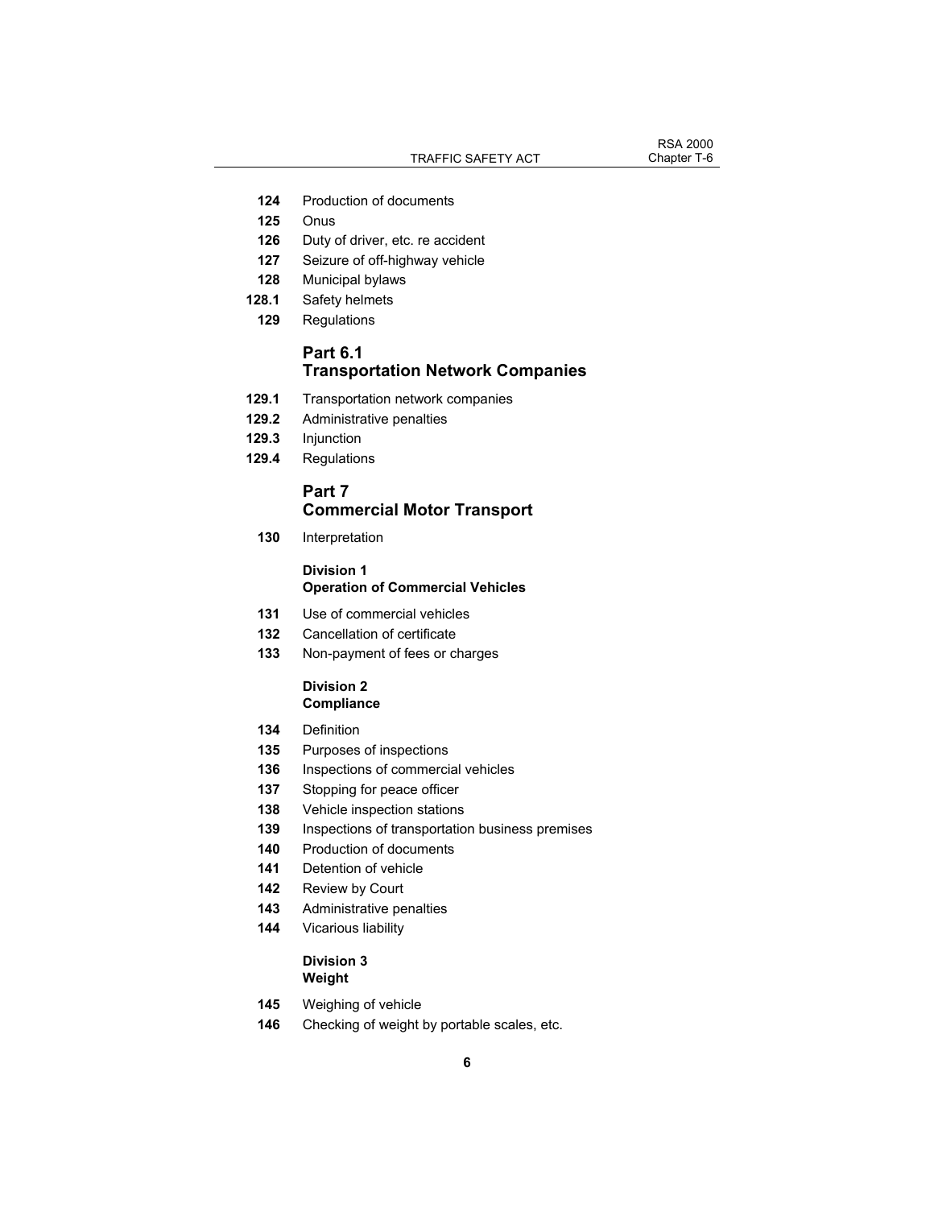124 Production of documents
125 Onus
126 Duty of driver, etc. re accident
127 Seizure of off-highway vehicle
128 Municipal bylaws
128.1 Safety helmets
129 Regulations

## Part 6.1
## Transportation Network Companies

129.1 Transportation network companies
129.2 Administrative penalties
129.3 Injunction
129.4 Regulations

## Part 7
## Commercial Motor Transport

130 Interpretation

### Division 1
### Operation of Commercial Vehicles

131 Use of commercial vehicles
132 Cancellation of certificate
133 Non-payment of fees or charges

### Division 2
### Compliance

134 Definition
135 Purposes of inspections
136 Inspections of commercial vehicles
137 Stopping for peace officer
138 Vehicle inspection stations
139 Inspections of transportation business premises
140 Production of documents
141 Detention of vehicle
142 Review by Court
143 Administrative penalties
144 Vicarious liability

### Division 3
### Weight

145 Weighing of vehicle
146 Checking of weight by portable scales, etc.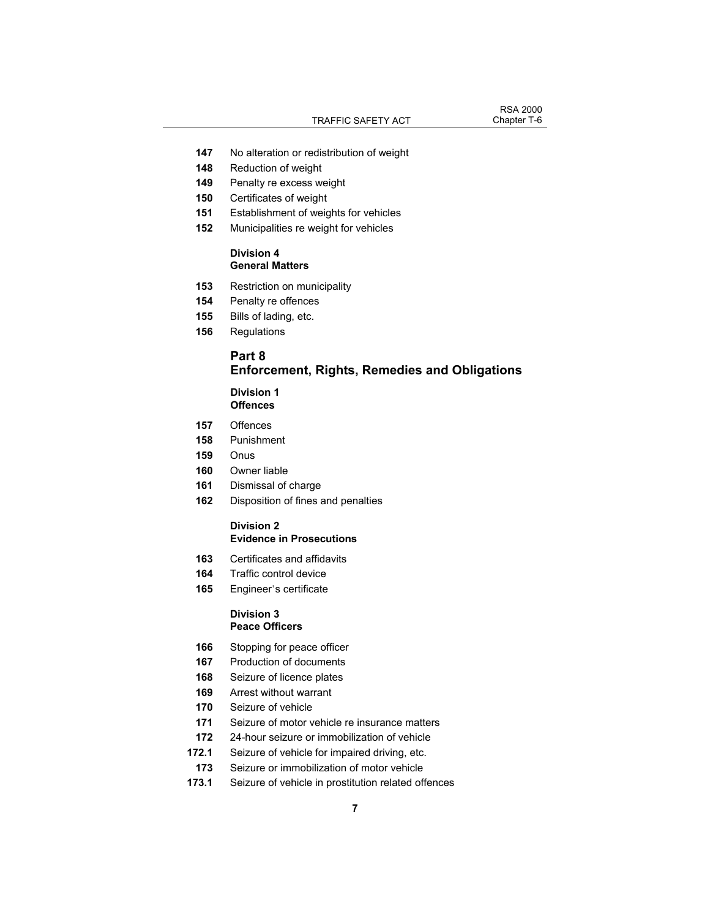**147** No alteration or redistribution of weight
**148** Reduction of weight
**149** Penalty re excess weight
**150** Certificates of weight
**151** Establishment of weights for vehicles
**152** Municipalities re weight for vehicles

**Division 4**
**General Matters**

**153** Restriction on municipality
**154** Penalty re offences
**155** Bills of lading, etc.
**156** Regulations

## Part 8
## Enforcement, Rights, Remedies and Obligations

**Division 1**
**Offences**

**157** Offences
**158** Punishment
**159** Onus
**160** Owner liable
**161** Dismissal of charge
**162** Disposition of fines and penalties

**Division 2**
**Evidence in Prosecutions**

**163** Certificates and affidavits
**164** Traffic control device
**165** Engineer's certificate

**Division 3**
**Peace Officers**

**166** Stopping for peace officer
**167** Production of documents
**168** Seizure of licence plates
**169** Arrest without warrant
**170** Seizure of vehicle
**171** Seizure of motor vehicle re insurance matters
**172** 24-hour seizure or immobilization of vehicle
**172.1** Seizure of vehicle for impaired driving, etc.
**173** Seizure or immobilization of motor vehicle
**173.1** Seizure of vehicle in prostitution related offences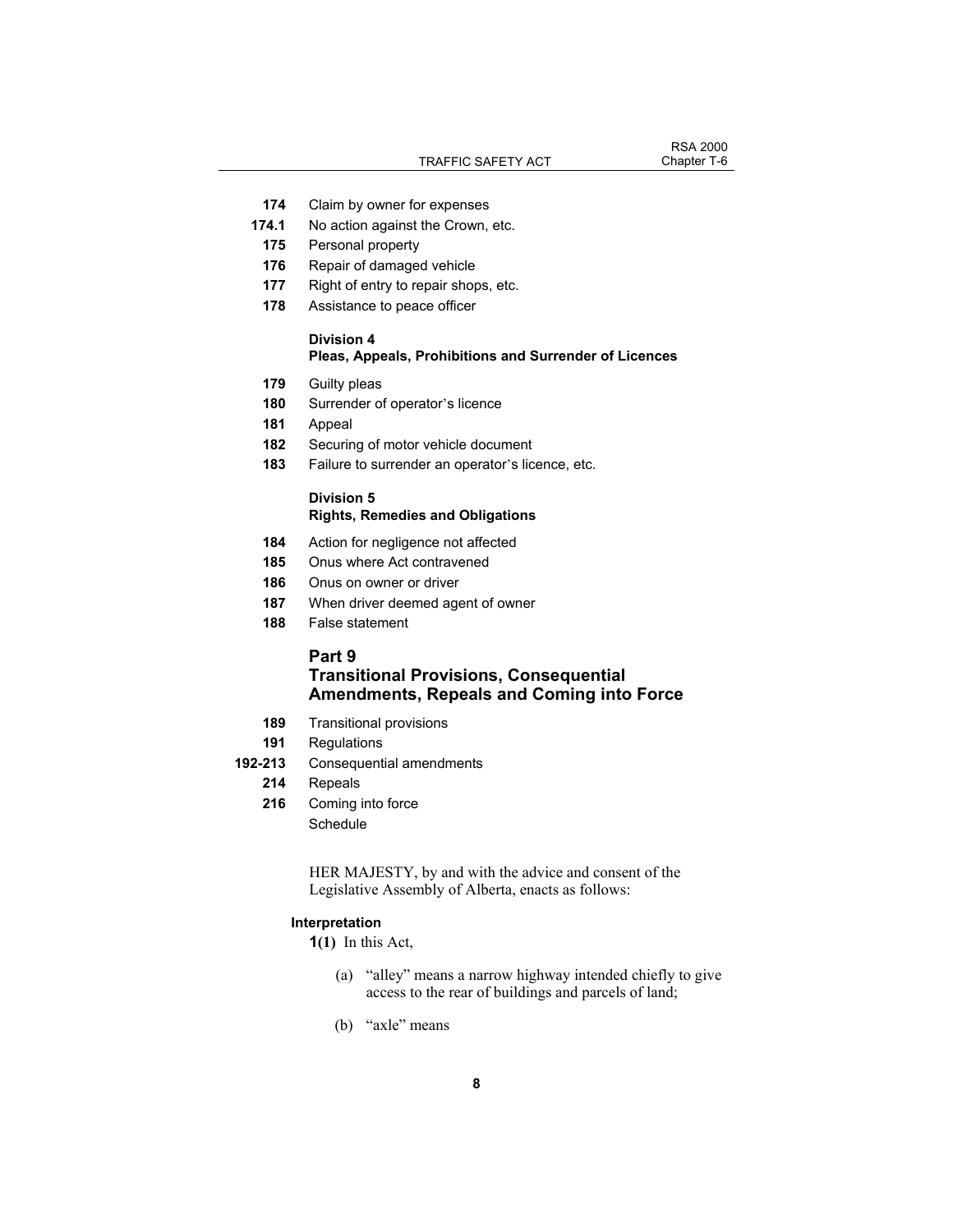**174** Claim by owner for expenses
**174.1** No action against the Crown, etc.
**175** Personal property
**176** Repair of damaged vehicle
**177** Right of entry to repair shops, etc.
**178** Assistance to peace officer

**Division 4**
**Pleas, Appeals, Prohibitions and Surrender of Licences**

**179** Guilty pleas
**180** Surrender of operator's licence
**181** Appeal
**182** Securing of motor vehicle document
**183** Failure to surrender an operator's licence, etc.

**Division 5**
**Rights, Remedies and Obligations**

**184** Action for negligence not affected
**185** Onus where Act contravened
**186** Onus on owner or driver
**187** When driver deemed agent of owner
**188** False statement

## Part 9
## Transitional Provisions, Consequential Amendments, Repeals and Coming into Force

**189** Transitional provisions
**191** Regulations
**192-213** Consequential amendments
**214** Repeals
**216** Coming into force
Schedule

HER MAJESTY, by and with the advice and consent of the Legislative Assembly of Alberta, enacts as follows:

**Interpretation**

**1(1)** In this Act,

(a) "alley" means a narrow highway intended chiefly to give access to the rear of buildings and parcels of land;

(b) "axle" means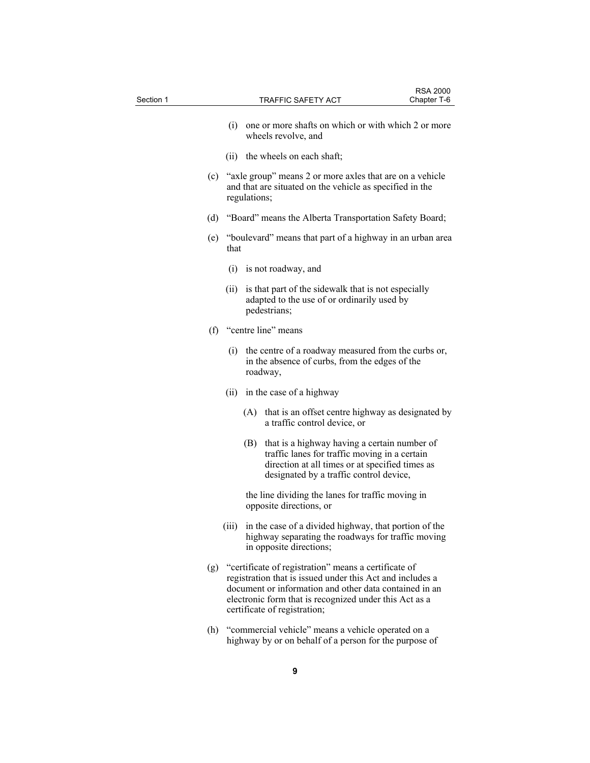(i) one or more shafts on which or with which 2 or more wheels revolve, and

(ii) the wheels on each shaft;

(c) "axle group" means 2 or more axles that are on a vehicle and that are situated on the vehicle as specified in the regulations;

(d) "Board" means the Alberta Transportation Safety Board;

(e) "boulevard" means that part of a highway in an urban area that

(i) is not roadway, and

(ii) is that part of the sidewalk that is not especially adapted to the use of or ordinarily used by pedestrians;

(f) "centre line" means

(i) the centre of a roadway measured from the curbs or, in the absence of curbs, from the edges of the roadway,

(ii) in the case of a highway

(A) that is an offset centre highway as designated by a traffic control device, or

(B) that is a highway having a certain number of traffic lanes for traffic moving in a certain direction at all times or at specified times as designated by a traffic control device,

the line dividing the lanes for traffic moving in opposite directions, or

(iii) in the case of a divided highway, that portion of the highway separating the roadways for traffic moving in opposite directions;

(g) "certificate of registration" means a certificate of registration that is issued under this Act and includes a document or information and other data contained in an electronic form that is recognized under this Act as a certificate of registration;

(h) "commercial vehicle" means a vehicle operated on a highway by or on behalf of a person for the purpose of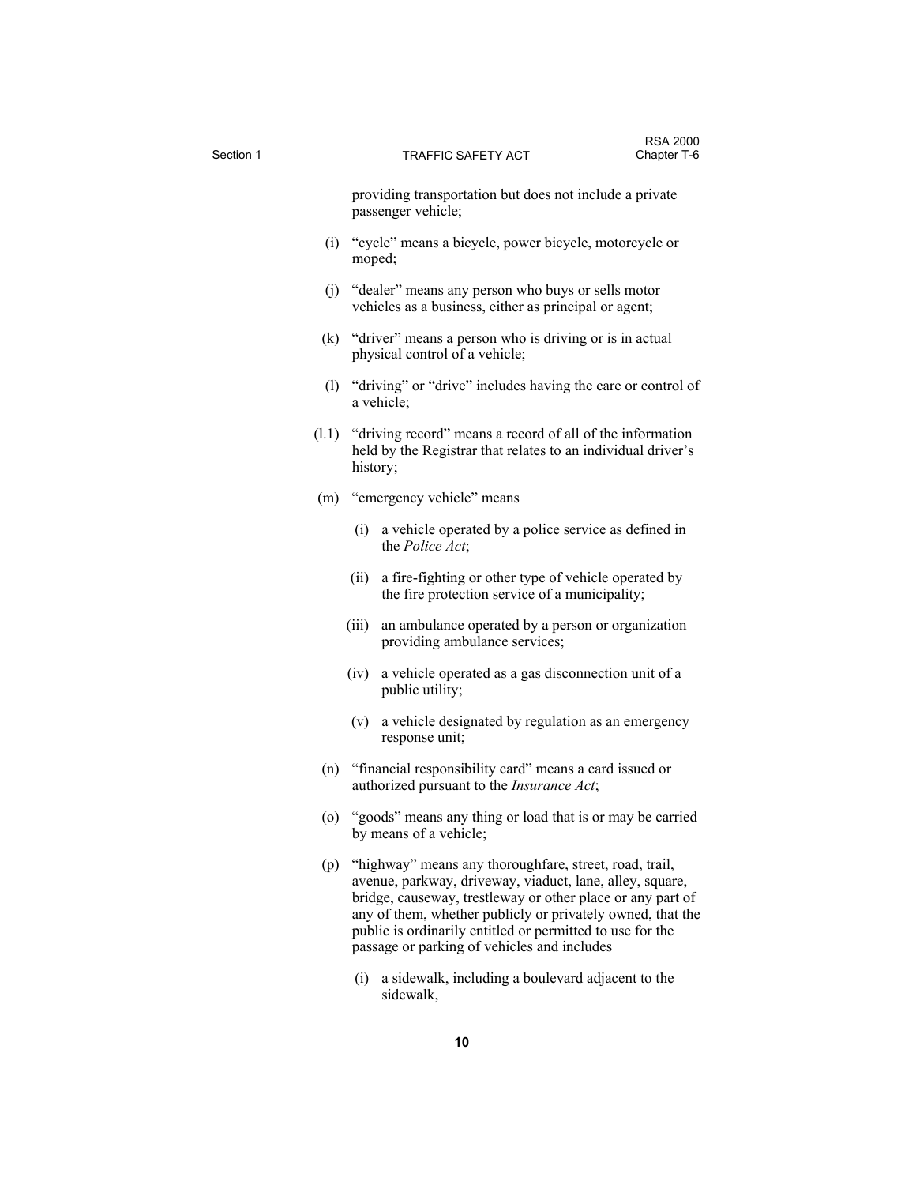providing transportation but does not include a private passenger vehicle;

(i) "cycle" means a bicycle, power bicycle, motorcycle or moped;

(j) "dealer" means any person who buys or sells motor vehicles as a business, either as principal or agent;

(k) "driver" means a person who is driving or is in actual physical control of a vehicle;

(l) "driving" or "drive" includes having the care or control of a vehicle;

(l.1) "driving record" means a record of all of the information held by the Registrar that relates to an individual driver's history;

(m) "emergency vehicle" means

(i) a vehicle operated by a police service as defined in the *Police Act*;

(ii) a fire-fighting or other type of vehicle operated by the fire protection service of a municipality;

(iii) an ambulance operated by a person or organization providing ambulance services;

(iv) a vehicle operated as a gas disconnection unit of a public utility;

(v) a vehicle designated by regulation as an emergency response unit;

(n) "financial responsibility card" means a card issued or authorized pursuant to the *Insurance Act*;

(o) "goods" means any thing or load that is or may be carried by means of a vehicle;

(p) "highway" means any thoroughfare, street, road, trail, avenue, parkway, driveway, viaduct, lane, alley, square, bridge, causeway, trestleway or other place or any part of any of them, whether publicly or privately owned, that the public is ordinarily entitled or permitted to use for the passage or parking of vehicles and includes

(i) a sidewalk, including a boulevard adjacent to the sidewalk,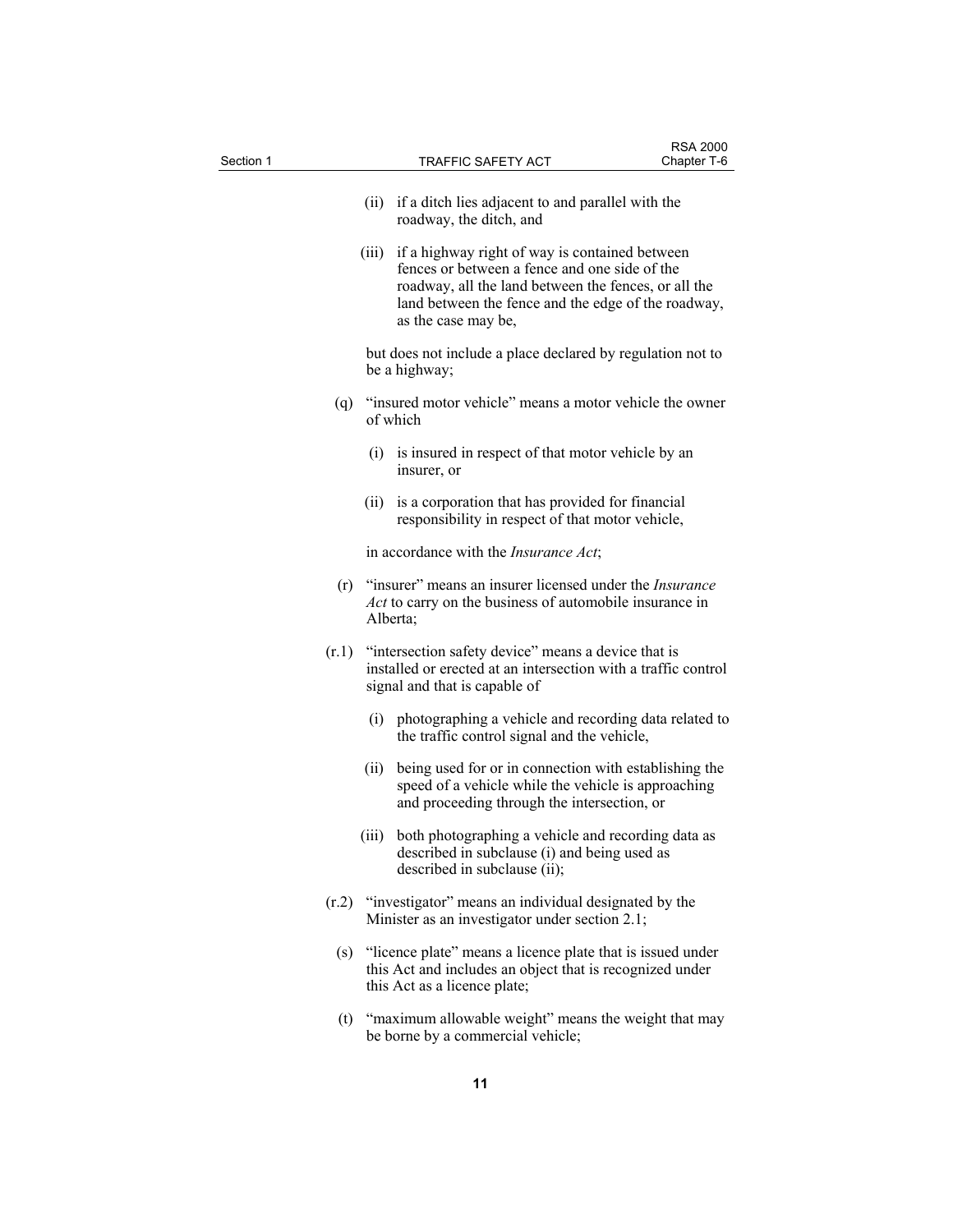(ii) if a ditch lies adjacent to and parallel with the roadway, the ditch, and

(iii) if a highway right of way is contained between fences or between a fence and one side of the roadway, all the land between the fences, or all the land between the fence and the edge of the roadway, as the case may be,

but does not include a place declared by regulation not to be a highway;

(q) "insured motor vehicle" means a motor vehicle the owner of which

(i) is insured in respect of that motor vehicle by an insurer, or

(ii) is a corporation that has provided for financial responsibility in respect of that motor vehicle,

in accordance with the *Insurance Act*;

(r) "insurer" means an insurer licensed under the *Insurance Act* to carry on the business of automobile insurance in Alberta;

(r.1) "intersection safety device" means a device that is installed or erected at an intersection with a traffic control signal and that is capable of

(i) photographing a vehicle and recording data related to the traffic control signal and the vehicle,

(ii) being used for or in connection with establishing the speed of a vehicle while the vehicle is approaching and proceeding through the intersection, or

(iii) both photographing a vehicle and recording data as described in subclause (i) and being used as described in subclause (ii);

(r.2) "investigator" means an individual designated by the Minister as an investigator under section 2.1;

(s) "licence plate" means a licence plate that is issued under this Act and includes an object that is recognized under this Act as a licence plate;

(t) "maximum allowable weight" means the weight that may be borne by a commercial vehicle;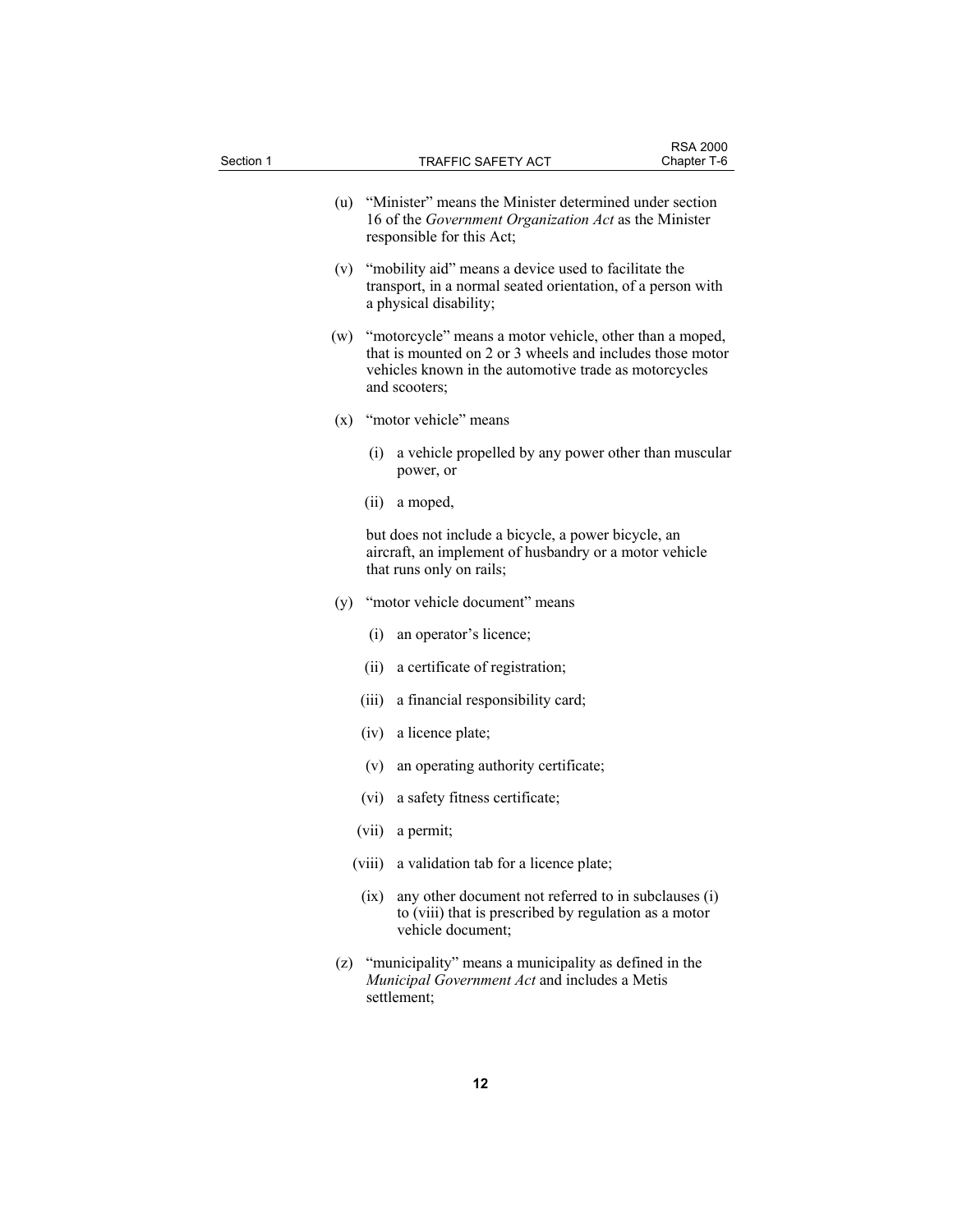(u) "Minister" means the Minister determined under section 16 of the *Government Organization Act* as the Minister responsible for this Act;

(v) "mobility aid" means a device used to facilitate the transport, in a normal seated orientation, of a person with a physical disability;

(w) "motorcycle" means a motor vehicle, other than a moped, that is mounted on 2 or 3 wheels and includes those motor vehicles known in the automotive trade as motorcycles and scooters;

(x) "motor vehicle" means

(i) a vehicle propelled by any power other than muscular power, or

(ii) a moped,

but does not include a bicycle, a power bicycle, an aircraft, an implement of husbandry or a motor vehicle that runs only on rails;

(y) "motor vehicle document" means

(i) an operator's licence;

(ii) a certificate of registration;

(iii) a financial responsibility card;

(iv) a licence plate;

(v) an operating authority certificate;

(vi) a safety fitness certificate;

(vii) a permit;

(viii) a validation tab for a licence plate;

(ix) any other document not referred to in subclauses (i) to (viii) that is prescribed by regulation as a motor vehicle document;

(z) "municipality" means a municipality as defined in the *Municipal Government Act* and includes a Metis settlement;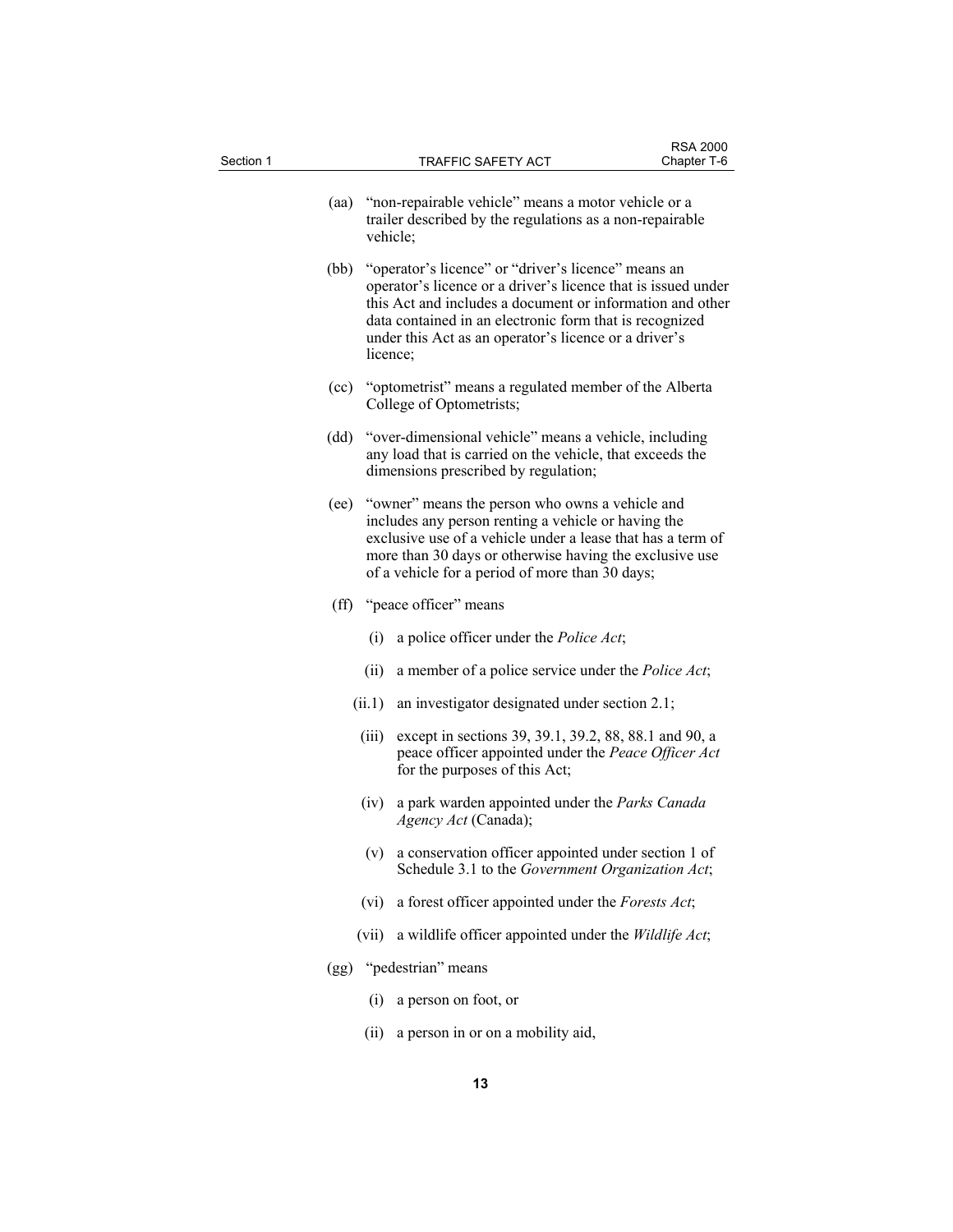(aa) "non-repairable vehicle" means a motor vehicle or a trailer described by the regulations as a non-repairable vehicle;

(bb) "operator's licence" or "driver's licence" means an operator's licence or a driver's licence that is issued under this Act and includes a document or information and other data contained in an electronic form that is recognized under this Act as an operator's licence or a driver's licence;

(cc) "optometrist" means a regulated member of the Alberta College of Optometrists;

(dd) "over-dimensional vehicle" means a vehicle, including any load that is carried on the vehicle, that exceeds the dimensions prescribed by regulation;

(ee) "owner" means the person who owns a vehicle and includes any person renting a vehicle or having the exclusive use of a vehicle under a lease that has a term of more than 30 days or otherwise having the exclusive use of a vehicle for a period of more than 30 days;

(ff) "peace officer" means

(i) a police officer under the *Police Act*;

(ii) a member of a police service under the *Police Act*;

(ii.1) an investigator designated under section 2.1;

(iii) except in sections 39, 39.1, 39.2, 88, 88.1 and 90, a peace officer appointed under the *Peace Officer Act* for the purposes of this Act;

(iv) a park warden appointed under the *Parks Canada Agency Act* (Canada);

(v) a conservation officer appointed under section 1 of Schedule 3.1 to the *Government Organization Act*;

(vi) a forest officer appointed under the *Forests Act*;

(vii) a wildlife officer appointed under the *Wildlife Act*;

(gg) "pedestrian" means

(i) a person on foot, or

(ii) a person in or on a mobility aid,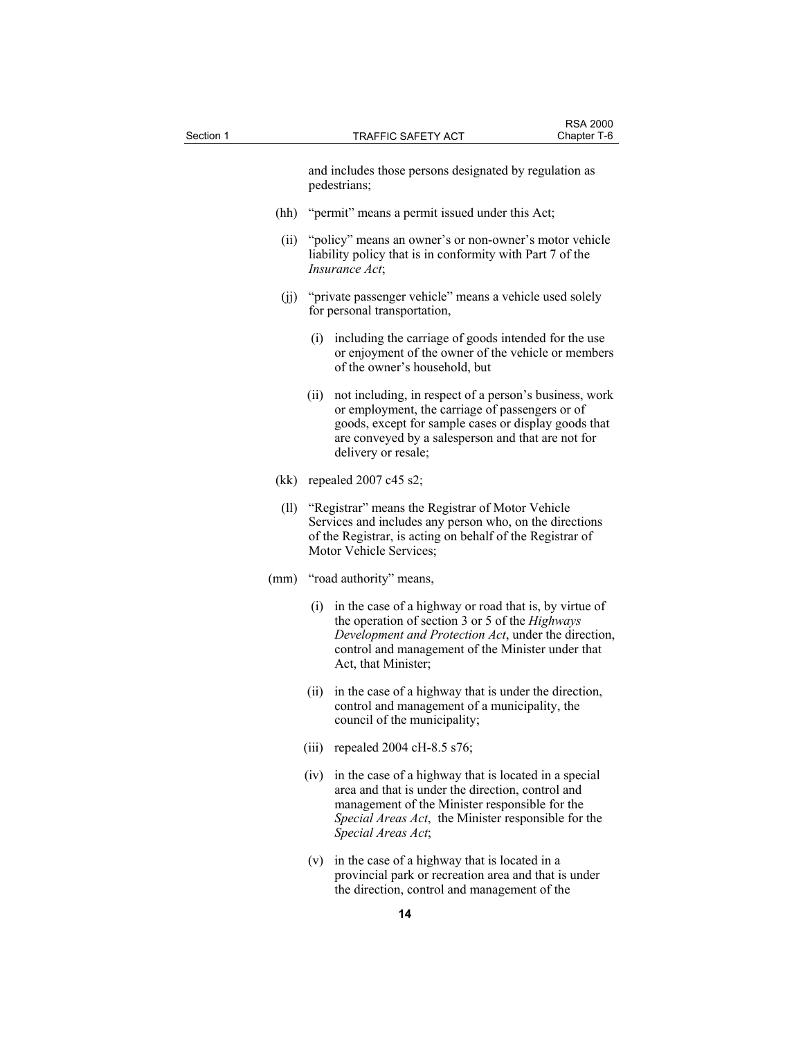and includes those persons designated by regulation as pedestrians;

(hh) "permit" means a permit issued under this Act;

(ii) "policy" means an owner's or non-owner's motor vehicle liability policy that is in conformity with Part 7 of the *Insurance Act*;

(jj) "private passenger vehicle" means a vehicle used solely for personal transportation,

(i) including the carriage of goods intended for the use or enjoyment of the owner of the vehicle or members of the owner's household, but

(ii) not including, in respect of a person's business, work or employment, the carriage of passengers or of goods, except for sample cases or display goods that are conveyed by a salesperson and that are not for delivery or resale;

(kk) repealed 2007 c45 s2;

(ll) "Registrar" means the Registrar of Motor Vehicle Services and includes any person who, on the directions of the Registrar, is acting on behalf of the Registrar of Motor Vehicle Services;

(mm) "road authority" means,

(i) in the case of a highway or road that is, by virtue of the operation of section 3 or 5 of the *Highways Development and Protection Act*, under the direction, control and management of the Minister under that Act, that Minister;

(ii) in the case of a highway that is under the direction, control and management of a municipality, the council of the municipality;

(iii) repealed 2004 cH-8.5 s76;

(iv) in the case of a highway that is located in a special area and that is under the direction, control and management of the Minister responsible for the *Special Areas Act*, the Minister responsible for the *Special Areas Act*;

(v) in the case of a highway that is located in a provincial park or recreation area and that is under the direction, control and management of the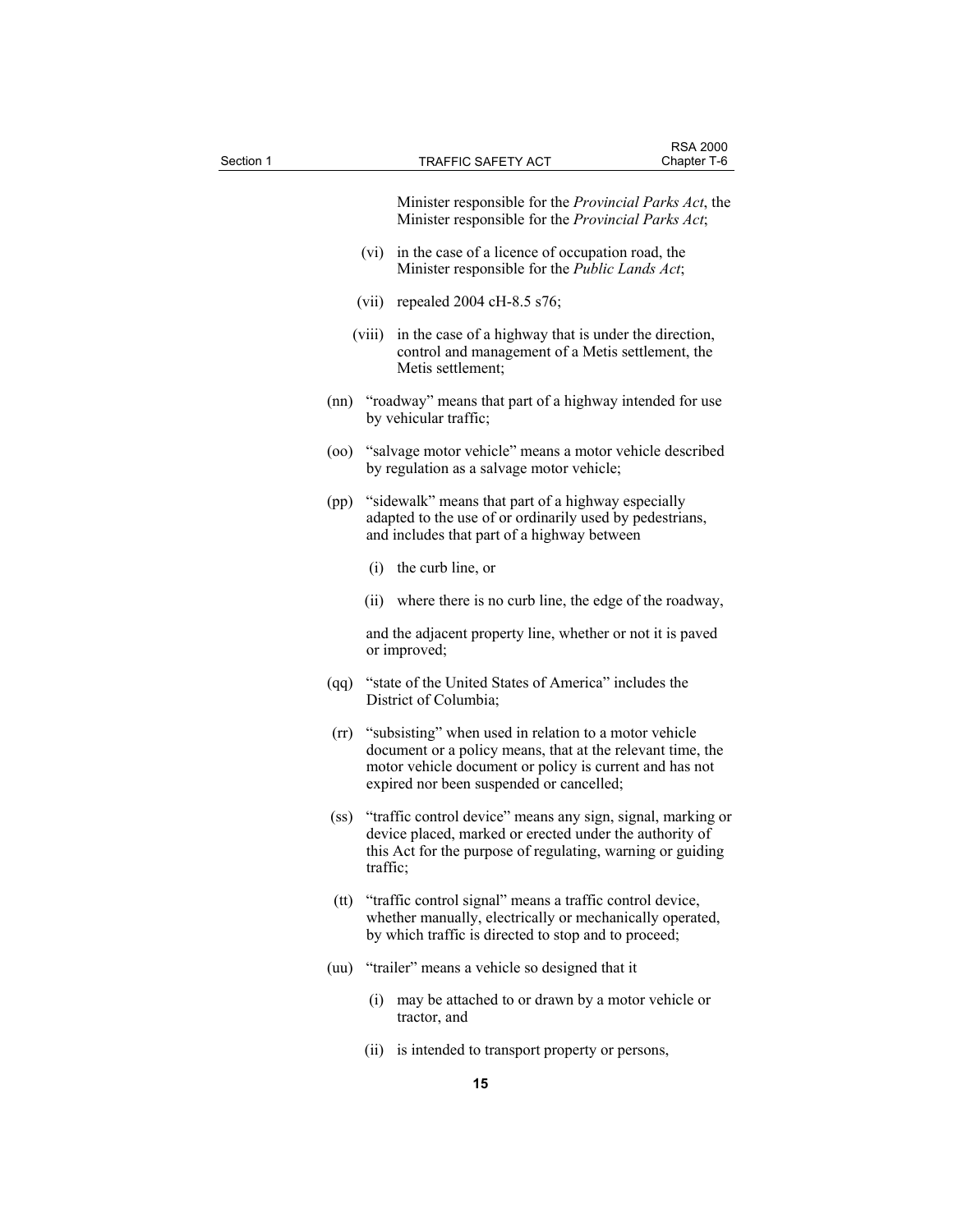Minister responsible for the *Provincial Parks Act*, the Minister responsible for the *Provincial Parks Act*;

(vi) in the case of a licence of occupation road, the Minister responsible for the *Public Lands Act*;

(vii) repealed 2004 cH-8.5 s76;

(viii) in the case of a highway that is under the direction, control and management of a Metis settlement, the Metis settlement;

(nn) "roadway" means that part of a highway intended for use by vehicular traffic;

(oo) "salvage motor vehicle" means a motor vehicle described by regulation as a salvage motor vehicle;

(pp) "sidewalk" means that part of a highway especially adapted to the use of or ordinarily used by pedestrians, and includes that part of a highway between

(i) the curb line, or

(ii) where there is no curb line, the edge of the roadway,

and the adjacent property line, whether or not it is paved or improved;

(qq) "state of the United States of America" includes the District of Columbia;

(rr) "subsisting" when used in relation to a motor vehicle document or a policy means, that at the relevant time, the motor vehicle document or policy is current and has not expired nor been suspended or cancelled;

(ss) "traffic control device" means any sign, signal, marking or device placed, marked or erected under the authority of this Act for the purpose of regulating, warning or guiding traffic;

(tt) "traffic control signal" means a traffic control device, whether manually, electrically or mechanically operated, by which traffic is directed to stop and to proceed;

(uu) "trailer" means a vehicle so designed that it

(i) may be attached to or drawn by a motor vehicle or tractor, and

(ii) is intended to transport property or persons,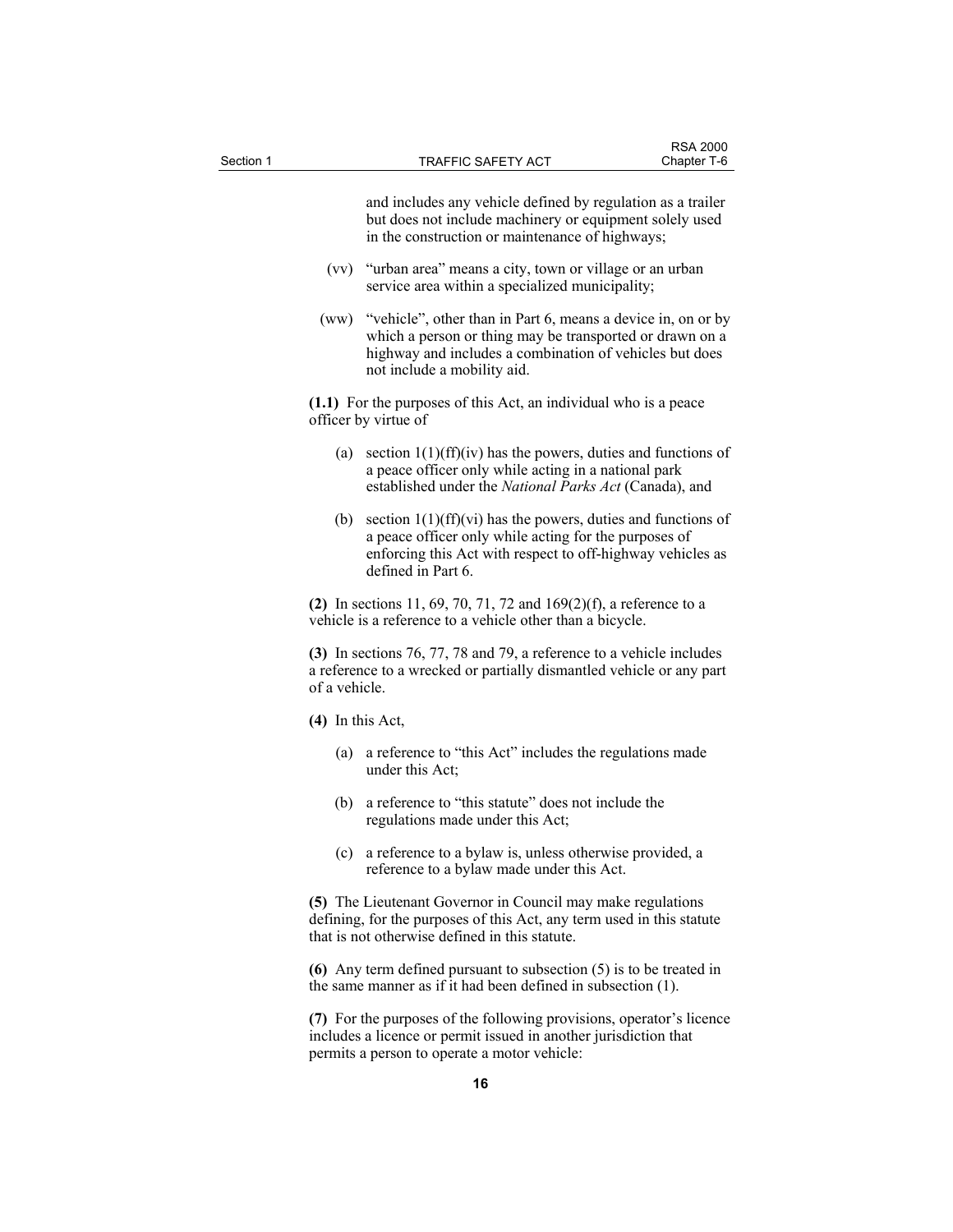and includes any vehicle defined by regulation as a trailer but does not include machinery or equipment solely used in the construction or maintenance of highways;

(vv) "urban area" means a city, town or village or an urban service area within a specialized municipality;

(ww) "vehicle", other than in Part 6, means a device in, on or by which a person or thing may be transported or drawn on a highway and includes a combination of vehicles but does not include a mobility aid.

**(1.1)** For the purposes of this Act, an individual who is a peace officer by virtue of

(a) section 1(1)(ff)(iv) has the powers, duties and functions of a peace officer only while acting in a national park established under the *National Parks Act* (Canada), and

(b) section 1(1)(ff)(vi) has the powers, duties and functions of a peace officer only while acting for the purposes of enforcing this Act with respect to off-highway vehicles as defined in Part 6.

**(2)** In sections 11, 69, 70, 71, 72 and 169(2)(f), a reference to a vehicle is a reference to a vehicle other than a bicycle.

**(3)** In sections 76, 77, 78 and 79, a reference to a vehicle includes a reference to a wrecked or partially dismantled vehicle or any part of a vehicle.

**(4)** In this Act,

(a) a reference to "this Act" includes the regulations made under this Act;

(b) a reference to "this statute" does not include the regulations made under this Act;

(c) a reference to a bylaw is, unless otherwise provided, a reference to a bylaw made under this Act.

**(5)** The Lieutenant Governor in Council may make regulations defining, for the purposes of this Act, any term used in this statute that is not otherwise defined in this statute.

**(6)** Any term defined pursuant to subsection (5) is to be treated in the same manner as if it had been defined in subsection (1).

**(7)** For the purposes of the following provisions, operator's licence includes a licence or permit issued in another jurisdiction that permits a person to operate a motor vehicle: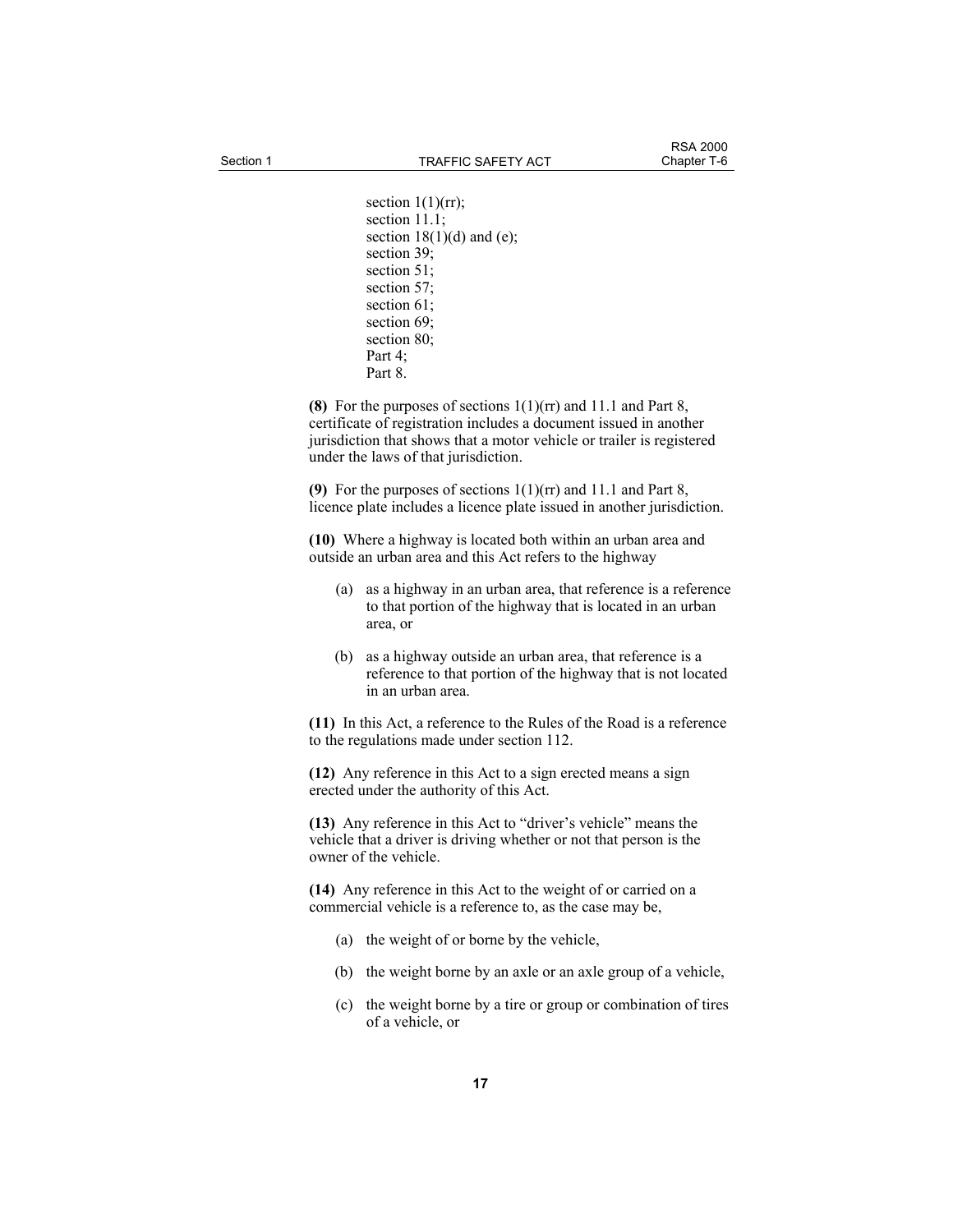section 1(1)(rr);
section 11.1;
section 18(1)(d) and (e);
section 39;
section 51;
section 57;
section 61;
section 69;
section 80;
Part 4;
Part 8.

**(8)** For the purposes of sections 1(1)(rr) and 11.1 and Part 8, certificate of registration includes a document issued in another jurisdiction that shows that a motor vehicle or trailer is registered under the laws of that jurisdiction.

**(9)** For the purposes of sections 1(1)(rr) and 11.1 and Part 8, licence plate includes a licence plate issued in another jurisdiction.

**(10)** Where a highway is located both within an urban area and outside an urban area and this Act refers to the highway

- (a) as a highway in an urban area, that reference is a reference to that portion of the highway that is located in an urban area, or
- (b) as a highway outside an urban area, that reference is a reference to that portion of the highway that is not located in an urban area.

**(11)** In this Act, a reference to the Rules of the Road is a reference to the regulations made under section 112.

**(12)** Any reference in this Act to a sign erected means a sign erected under the authority of this Act.

**(13)** Any reference in this Act to "driver's vehicle" means the vehicle that a driver is driving whether or not that person is the owner of the vehicle.

**(14)** Any reference in this Act to the weight of or carried on a commercial vehicle is a reference to, as the case may be,

- (a) the weight of or borne by the vehicle,
- (b) the weight borne by an axle or an axle group of a vehicle,
- (c) the weight borne by a tire or group or combination of tires of a vehicle, or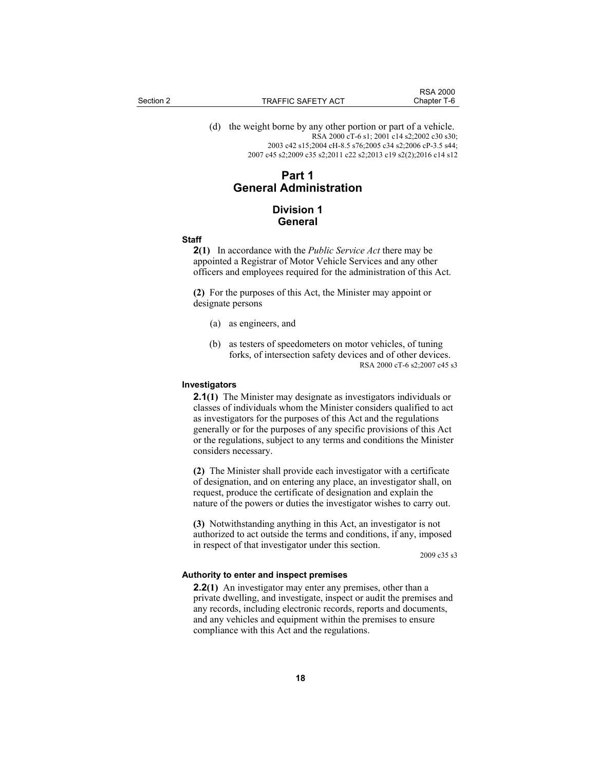(d) the weight borne by any other portion or part of a vehicle.

RSA 2000 cT-6 s1; 2001 c14 s2;2002 c30 s30; 2003 c42 s15;2004 cH-8.5 s76;2005 c34 s2;2006 cP-3.5 s44; 2007 c45 s2;2009 c35 s2;2011 c22 s2;2013 c19 s2(2);2016 c14 s12

# Part 1
# General Administration

## Division 1
## General

#### Staff

**2(1)** In accordance with the *Public Service Act* there may be appointed a Registrar of Motor Vehicle Services and any other officers and employees required for the administration of this Act.

**(2)** For the purposes of this Act, the Minister may appoint or designate persons

(a) as engineers, and

(b) as testers of speedometers on motor vehicles, of tuning forks, of intersection safety devices and of other devices.

RSA 2000 cT-6 s2;2007 c45 s3

#### Investigators

**2.1(1)** The Minister may designate as investigators individuals or classes of individuals whom the Minister considers qualified to act as investigators for the purposes of this Act and the regulations generally or for the purposes of any specific provisions of this Act or the regulations, subject to any terms and conditions the Minister considers necessary.

**(2)** The Minister shall provide each investigator with a certificate of designation, and on entering any place, an investigator shall, on request, produce the certificate of designation and explain the nature of the powers or duties the investigator wishes to carry out.

**(3)** Notwithstanding anything in this Act, an investigator is not authorized to act outside the terms and conditions, if any, imposed in respect of that investigator under this section.

2009 c35 s3

#### Authority to enter and inspect premises

**2.2(1)** An investigator may enter any premises, other than a private dwelling, and investigate, inspect or audit the premises and any records, including electronic records, reports and documents, and any vehicles and equipment within the premises to ensure compliance with this Act and the regulations.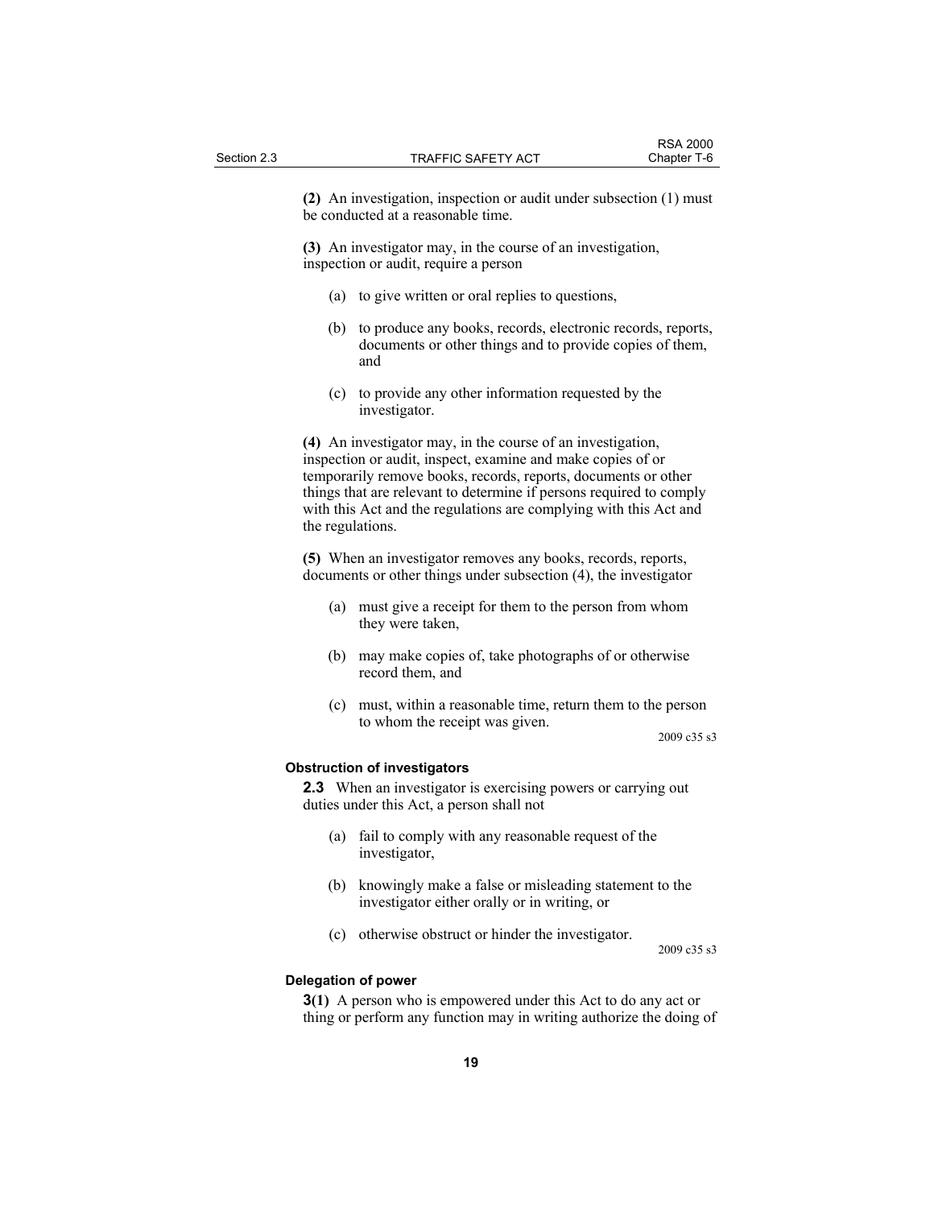**(2)** An investigation, inspection or audit under subsection (1) must be conducted at a reasonable time.

**(3)** An investigator may, in the course of an investigation, inspection or audit, require a person

(a) to give written or oral replies to questions,

(b) to produce any books, records, electronic records, reports, documents or other things and to provide copies of them, and

(c) to provide any other information requested by the investigator.

**(4)** An investigator may, in the course of an investigation, inspection or audit, inspect, examine and make copies of or temporarily remove books, records, reports, documents or other things that are relevant to determine if persons required to comply with this Act and the regulations are complying with this Act and the regulations.

**(5)** When an investigator removes any books, records, reports, documents or other things under subsection (4), the investigator

(a) must give a receipt for them to the person from whom they were taken,

(b) may make copies of, take photographs of or otherwise record them, and

(c) must, within a reasonable time, return them to the person to whom the receipt was given.

2009 c35 s3

**Obstruction of investigators**

**2.3** When an investigator is exercising powers or carrying out duties under this Act, a person shall not

(a) fail to comply with any reasonable request of the investigator,

(b) knowingly make a false or misleading statement to the investigator either orally or in writing, or

(c) otherwise obstruct or hinder the investigator.

2009 c35 s3

**Delegation of power**

**3(1)** A person who is empowered under this Act to do any act or thing or perform any function may in writing authorize the doing of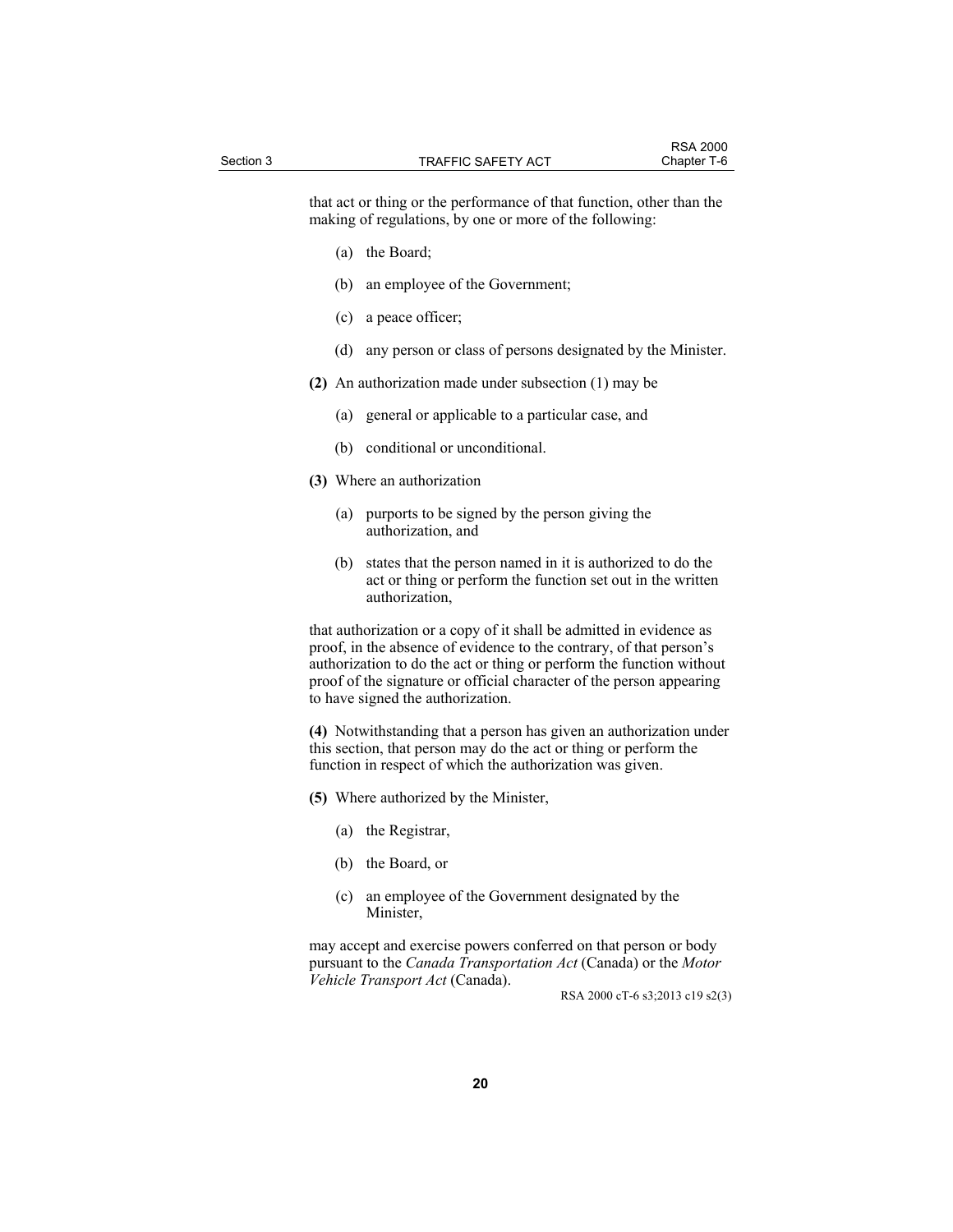that act or thing or the performance of that function, other than the making of regulations, by one or more of the following:

(a) the Board;

(b) an employee of the Government;

(c) a peace officer;

(d) any person or class of persons designated by the Minister.

**(2)** An authorization made under subsection (1) may be

(a) general or applicable to a particular case, and

(b) conditional or unconditional.

**(3)** Where an authorization

(a) purports to be signed by the person giving the authorization, and

(b) states that the person named in it is authorized to do the act or thing or perform the function set out in the written authorization,

that authorization or a copy of it shall be admitted in evidence as proof, in the absence of evidence to the contrary, of that person's authorization to do the act or thing or perform the function without proof of the signature or official character of the person appearing to have signed the authorization.

**(4)** Notwithstanding that a person has given an authorization under this section, that person may do the act or thing or perform the function in respect of which the authorization was given.

**(5)** Where authorized by the Minister,

(a) the Registrar,

(b) the Board, or

(c) an employee of the Government designated by the Minister,

may accept and exercise powers conferred on that person or body pursuant to the *Canada Transportation Act* (Canada) or the *Motor Vehicle Transport Act* (Canada).

RSA 2000 cT-6 s3;2013 c19 s2(3)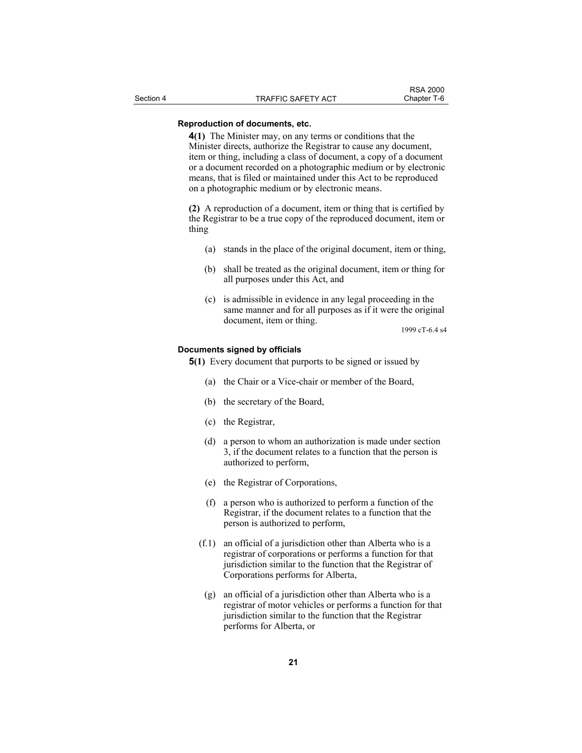**Reproduction of documents, etc.**

**4(1)** The Minister may, on any terms or conditions that the Minister directs, authorize the Registrar to cause any document, item or thing, including a class of document, a copy of a document or a document recorded on a photographic medium or by electronic means, that is filed or maintained under this Act to be reproduced on a photographic medium or by electronic means.

**(2)** A reproduction of a document, item or thing that is certified by the Registrar to be a true copy of the reproduced document, item or thing

(a) stands in the place of the original document, item or thing,

(b) shall be treated as the original document, item or thing for all purposes under this Act, and

(c) is admissible in evidence in any legal proceeding in the same manner and for all purposes as if it were the original document, item or thing.

1999 cT-6.4 s4

**Documents signed by officials**

**5(1)** Every document that purports to be signed or issued by

(a) the Chair or a Vice-chair or member of the Board,

(b) the secretary of the Board,

(c) the Registrar,

(d) a person to whom an authorization is made under section 3, if the document relates to a function that the person is authorized to perform,

(e) the Registrar of Corporations,

(f) a person who is authorized to perform a function of the Registrar, if the document relates to a function that the person is authorized to perform,

(f.1) an official of a jurisdiction other than Alberta who is a registrar of corporations or performs a function for that jurisdiction similar to the function that the Registrar of Corporations performs for Alberta,

(g) an official of a jurisdiction other than Alberta who is a registrar of motor vehicles or performs a function for that jurisdiction similar to the function that the Registrar performs for Alberta, or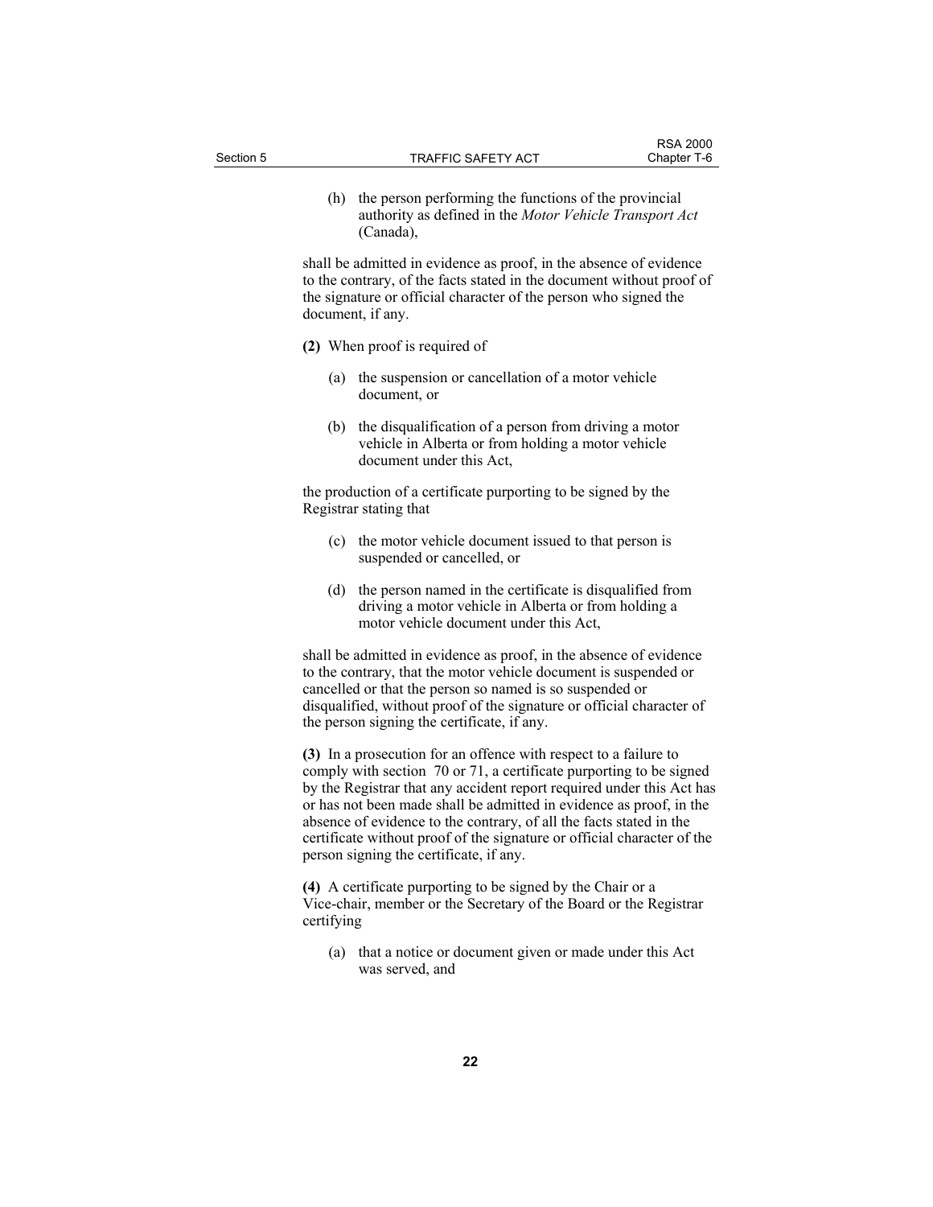(h) the person performing the functions of the provincial authority as defined in the *Motor Vehicle Transport Act* (Canada),

shall be admitted in evidence as proof, in the absence of evidence to the contrary, of the facts stated in the document without proof of the signature or official character of the person who signed the document, if any.

**(2)** When proof is required of

(a) the suspension or cancellation of a motor vehicle document, or

(b) the disqualification of a person from driving a motor vehicle in Alberta or from holding a motor vehicle document under this Act,

the production of a certificate purporting to be signed by the Registrar stating that

(c) the motor vehicle document issued to that person is suspended or cancelled, or

(d) the person named in the certificate is disqualified from driving a motor vehicle in Alberta or from holding a motor vehicle document under this Act,

shall be admitted in evidence as proof, in the absence of evidence to the contrary, that the motor vehicle document is suspended or cancelled or that the person so named is so suspended or disqualified, without proof of the signature or official character of the person signing the certificate, if any.

**(3)** In a prosecution for an offence with respect to a failure to comply with section 70 or 71, a certificate purporting to be signed by the Registrar that any accident report required under this Act has or has not been made shall be admitted in evidence as proof, in the absence of evidence to the contrary, of all the facts stated in the certificate without proof of the signature or official character of the person signing the certificate, if any.

**(4)** A certificate purporting to be signed by the Chair or a Vice-chair, member or the Secretary of the Board or the Registrar certifying

(a) that a notice or document given or made under this Act was served, and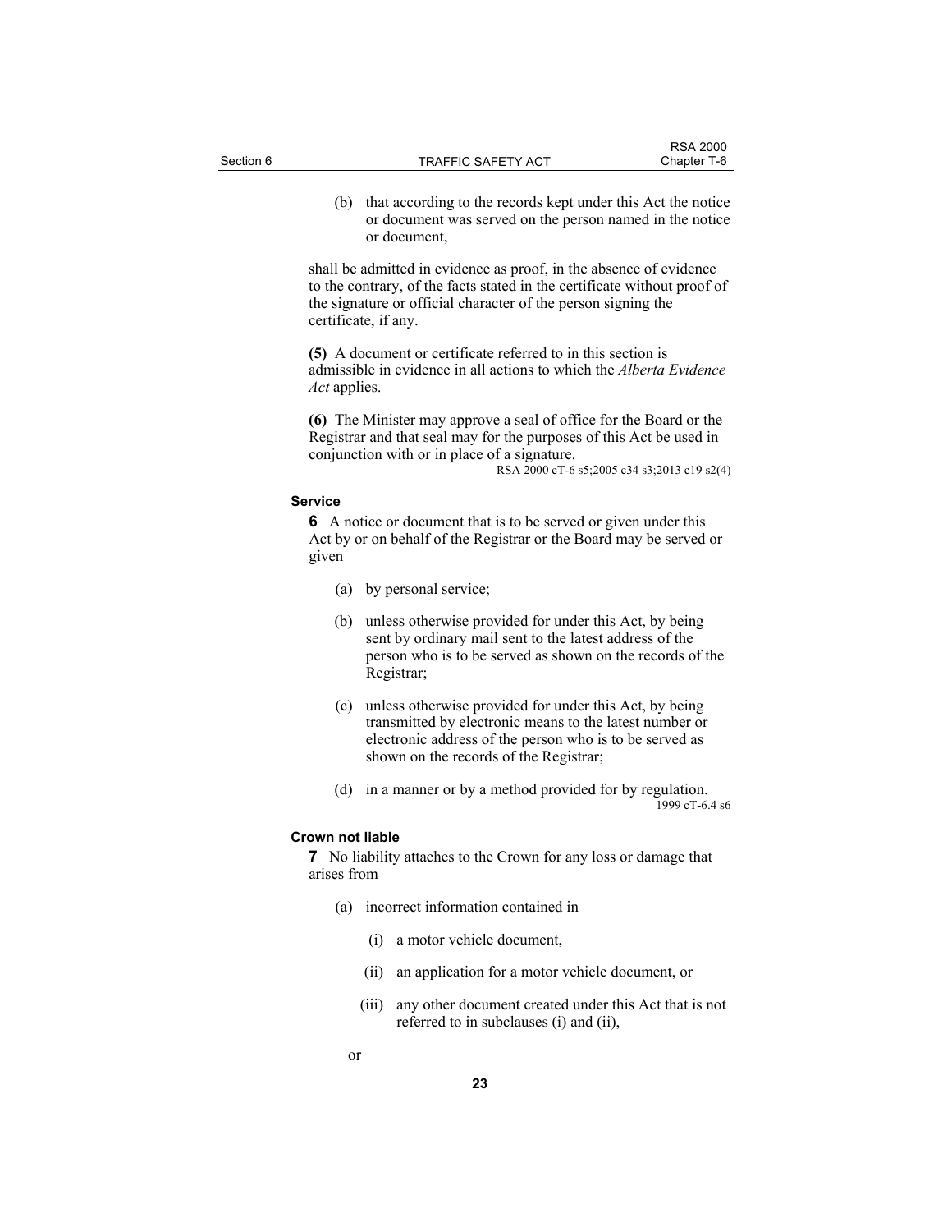(b) that according to the records kept under this Act the notice or document was served on the person named in the notice or document,

shall be admitted in evidence as proof, in the absence of evidence to the contrary, of the facts stated in the certificate without proof of the signature or official character of the person signing the certificate, if any.

**(5)** A document or certificate referred to in this section is admissible in evidence in all actions to which the *Alberta Evidence Act* applies.

**(6)** The Minister may approve a seal of office for the Board or the Registrar and that seal may for the purposes of this Act be used in conjunction with or in place of a signature.

RSA 2000 cT-6 s5;2005 c34 s3;2013 c19 s2(4)

**Service**

**6** A notice or document that is to be served or given under this Act by or on behalf of the Registrar or the Board may be served or given

(a) by personal service;

(b) unless otherwise provided for under this Act, by being sent by ordinary mail sent to the latest address of the person who is to be served as shown on the records of the Registrar;

(c) unless otherwise provided for under this Act, by being transmitted by electronic means to the latest number or electronic address of the person who is to be served as shown on the records of the Registrar;

(d) in a manner or by a method provided for by regulation.

1999 cT-6.4 s6

**Crown not liable**

**7** No liability attaches to the Crown for any loss or damage that arises from

(a) incorrect information contained in

(i) a motor vehicle document,

(ii) an application for a motor vehicle document, or

(iii) any other document created under this Act that is not referred to in subclauses (i) and (ii),

or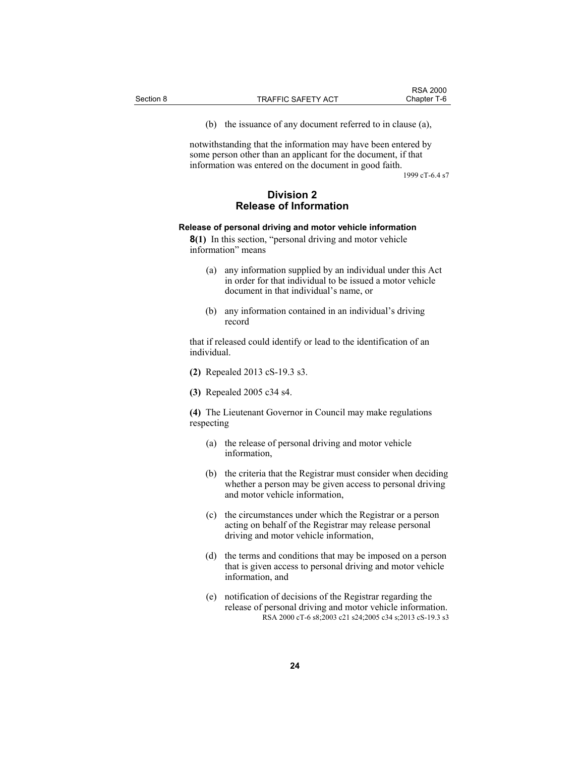(b) the issuance of any document referred to in clause (a),

notwithstanding that the information may have been entered by some person other than an applicant for the document, if that information was entered on the document in good faith.

1999 cT-6.4 s7

## Division 2
## Release of Information

**Release of personal driving and motor vehicle information**

**8(1)** In this section, "personal driving and motor vehicle information" means

(a) any information supplied by an individual under this Act in order for that individual to be issued a motor vehicle document in that individual's name, or

(b) any information contained in an individual's driving record

that if released could identify or lead to the identification of an individual.

**(2)** Repealed 2013 cS-19.3 s3.

**(3)** Repealed 2005 c34 s4.

**(4)** The Lieutenant Governor in Council may make regulations respecting

(a) the release of personal driving and motor vehicle information,

(b) the criteria that the Registrar must consider when deciding whether a person may be given access to personal driving and motor vehicle information,

(c) the circumstances under which the Registrar or a person acting on behalf of the Registrar may release personal driving and motor vehicle information,

(d) the terms and conditions that may be imposed on a person that is given access to personal driving and motor vehicle information, and

(e) notification of decisions of the Registrar regarding the release of personal driving and motor vehicle information.

RSA 2000 cT-6 s8;2003 c21 s24;2005 c34 s;2013 cS-19.3 s3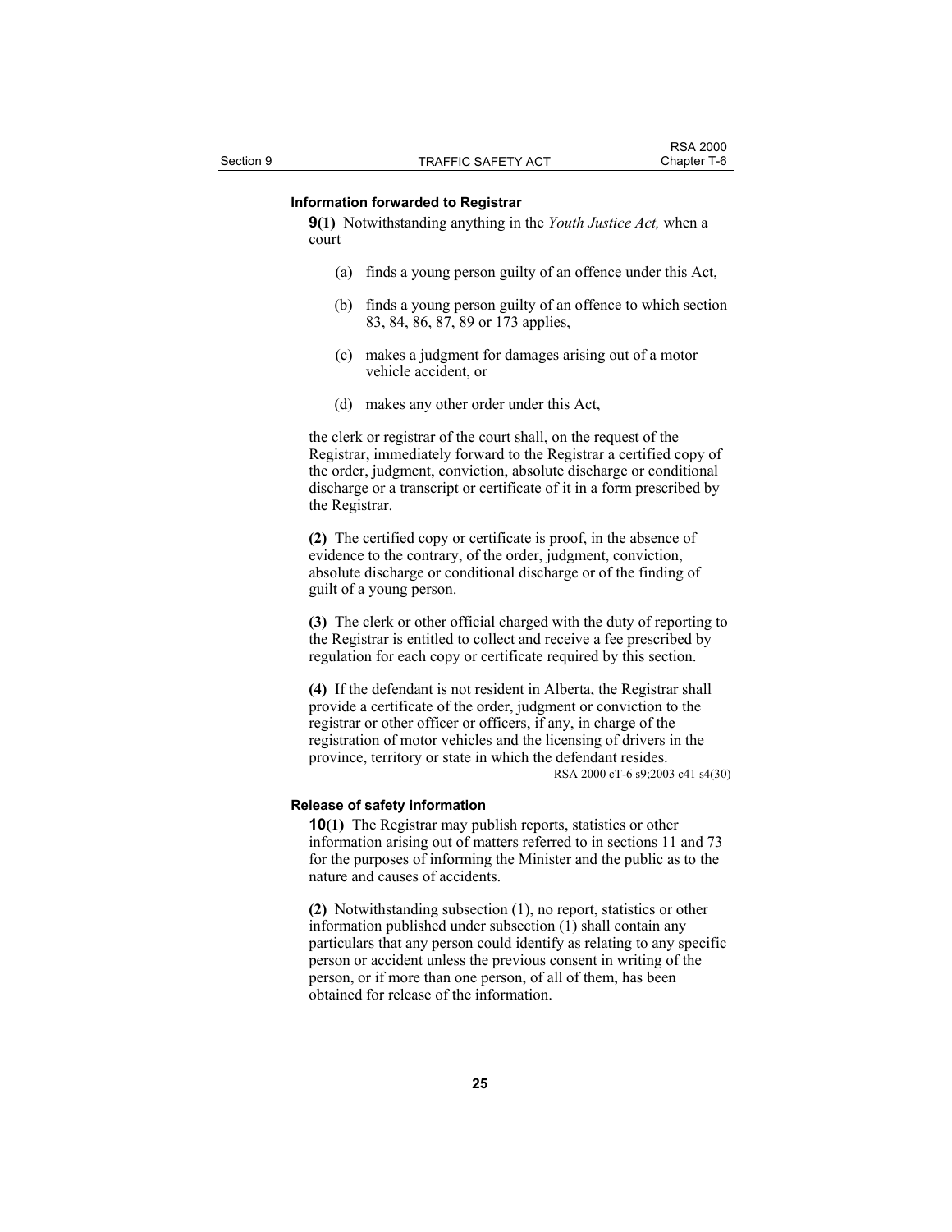### Information forwarded to Registrar

**9(1)** Notwithstanding anything in the *Youth Justice Act,* when a court

(a) finds a young person guilty of an offence under this Act,

(b) finds a young person guilty of an offence to which section 83, 84, 86, 87, 89 or 173 applies,

(c) makes a judgment for damages arising out of a motor vehicle accident, or

(d) makes any other order under this Act,

the clerk or registrar of the court shall, on the request of the Registrar, immediately forward to the Registrar a certified copy of the order, judgment, conviction, absolute discharge or conditional discharge or a transcript or certificate of it in a form prescribed by the Registrar.

**(2)** The certified copy or certificate is proof, in the absence of evidence to the contrary, of the order, judgment, conviction, absolute discharge or conditional discharge or of the finding of guilt of a young person.

**(3)** The clerk or other official charged with the duty of reporting to the Registrar is entitled to collect and receive a fee prescribed by regulation for each copy or certificate required by this section.

**(4)** If the defendant is not resident in Alberta, the Registrar shall provide a certificate of the order, judgment or conviction to the registrar or other officer or officers, if any, in charge of the registration of motor vehicles and the licensing of drivers in the province, territory or state in which the defendant resides.

RSA 2000 cT-6 s9;2003 c41 s4(30)

### Release of safety information

**10(1)** The Registrar may publish reports, statistics or other information arising out of matters referred to in sections 11 and 73 for the purposes of informing the Minister and the public as to the nature and causes of accidents.

**(2)** Notwithstanding subsection (1), no report, statistics or other information published under subsection (1) shall contain any particulars that any person could identify as relating to any specific person or accident unless the previous consent in writing of the person, or if more than one person, of all of them, has been obtained for release of the information.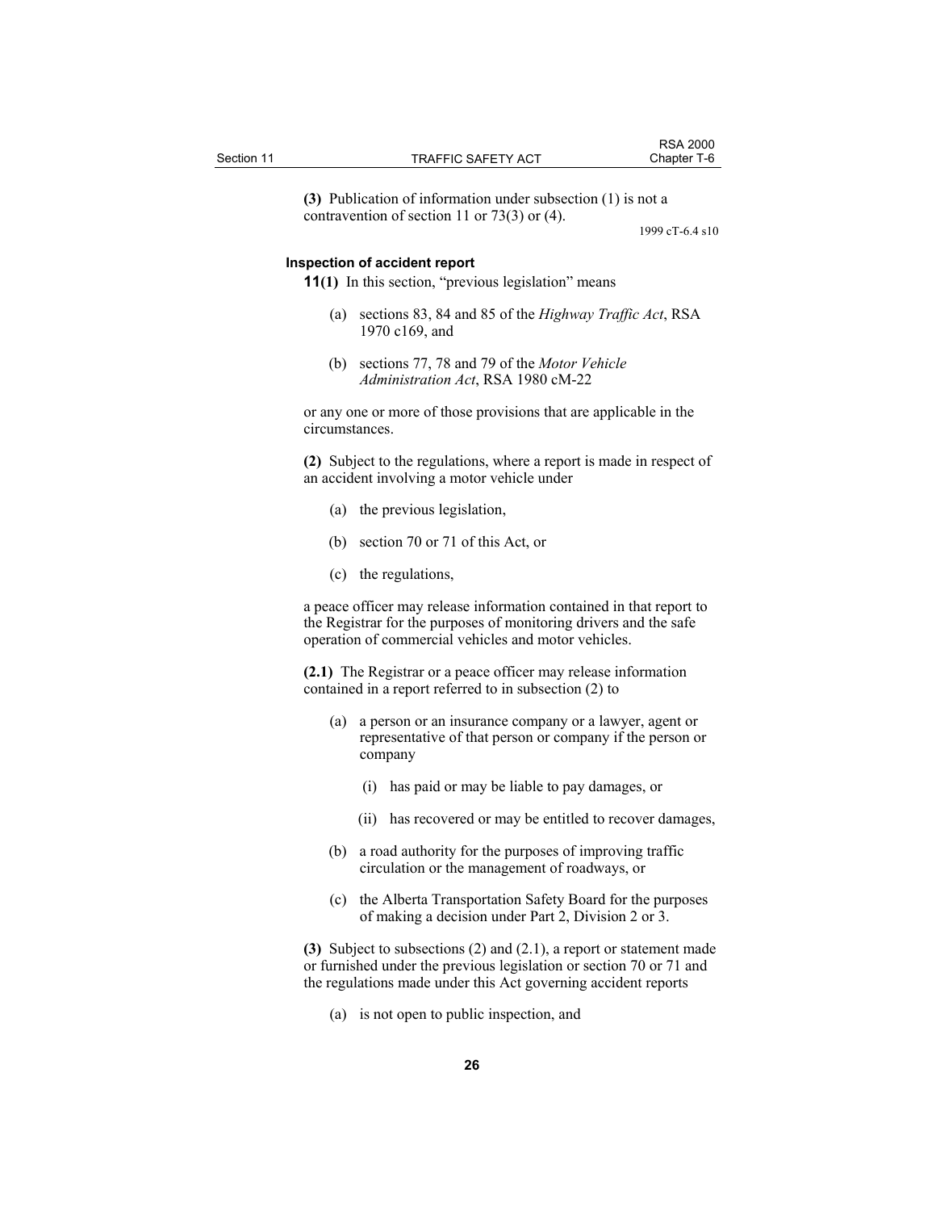**(3)** Publication of information under subsection (1) is not a contravention of section 11 or 73(3) or (4).

1999 cT-6.4 s10

**Inspection of accident report**

**11(1)** In this section, "previous legislation" means

(a) sections 83, 84 and 85 of the *Highway Traffic Act*, RSA 1970 c169, and

(b) sections 77, 78 and 79 of the *Motor Vehicle Administration Act*, RSA 1980 cM-22

or any one or more of those provisions that are applicable in the circumstances.

**(2)** Subject to the regulations, where a report is made in respect of an accident involving a motor vehicle under

(a) the previous legislation,

(b) section 70 or 71 of this Act, or

(c) the regulations,

a peace officer may release information contained in that report to the Registrar for the purposes of monitoring drivers and the safe operation of commercial vehicles and motor vehicles.

**(2.1)** The Registrar or a peace officer may release information contained in a report referred to in subsection (2) to

(a) a person or an insurance company or a lawyer, agent or representative of that person or company if the person or company

(i) has paid or may be liable to pay damages, or

(ii) has recovered or may be entitled to recover damages,

(b) a road authority for the purposes of improving traffic circulation or the management of roadways, or

(c) the Alberta Transportation Safety Board for the purposes of making a decision under Part 2, Division 2 or 3.

**(3)** Subject to subsections (2) and (2.1), a report or statement made or furnished under the previous legislation or section 70 or 71 and the regulations made under this Act governing accident reports

(a) is not open to public inspection, and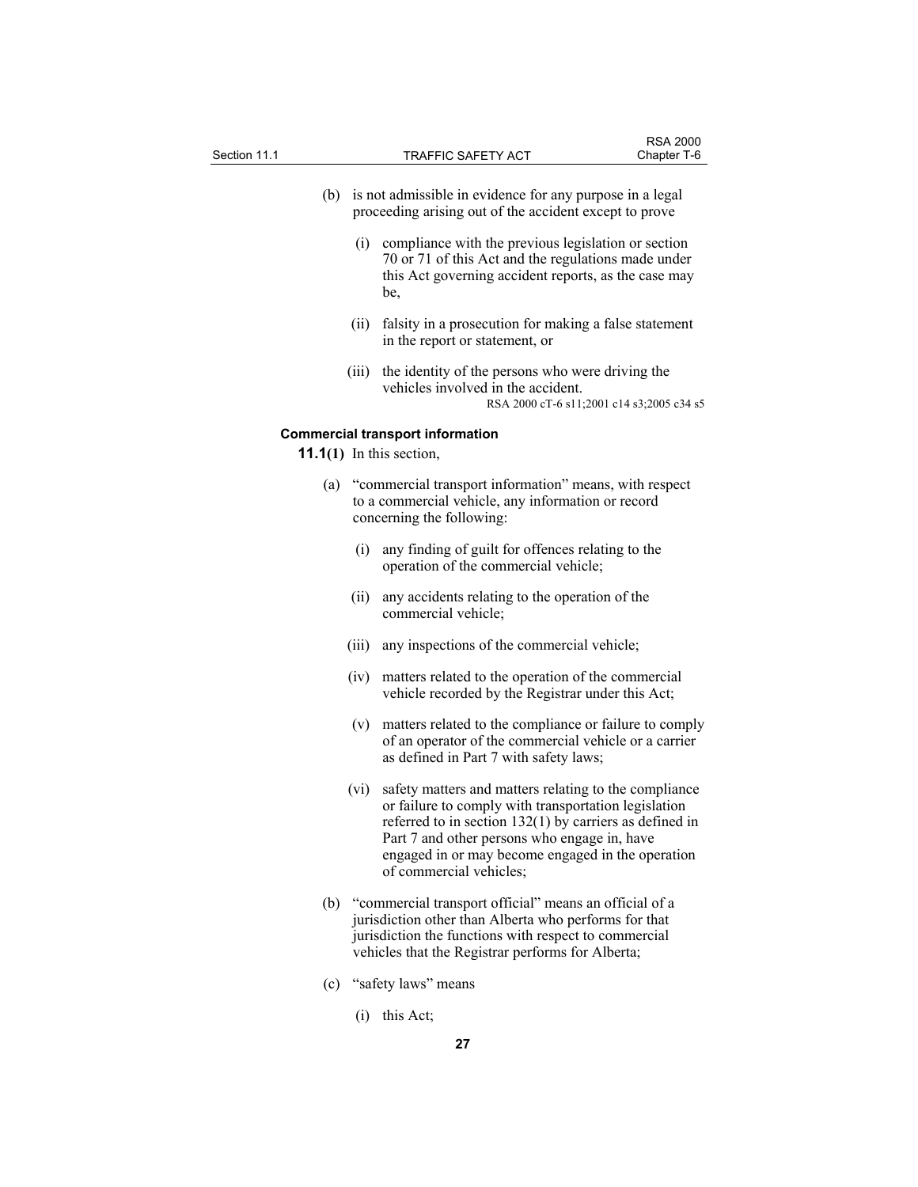(b) is not admissible in evidence for any purpose in a legal proceeding arising out of the accident except to prove

(i) compliance with the previous legislation or section 70 or 71 of this Act and the regulations made under this Act governing accident reports, as the case may be,

(ii) falsity in a prosecution for making a false statement in the report or statement, or

(iii) the identity of the persons who were driving the vehicles involved in the accident.

RSA 2000 cT-6 s11;2001 c14 s3;2005 c34 s5

**Commercial transport information**

**11.1(1)** In this section,

(a) "commercial transport information" means, with respect to a commercial vehicle, any information or record concerning the following:

(i) any finding of guilt for offences relating to the operation of the commercial vehicle;

(ii) any accidents relating to the operation of the commercial vehicle;

(iii) any inspections of the commercial vehicle;

(iv) matters related to the operation of the commercial vehicle recorded by the Registrar under this Act;

(v) matters related to the compliance or failure to comply of an operator of the commercial vehicle or a carrier as defined in Part 7 with safety laws;

(vi) safety matters and matters relating to the compliance or failure to comply with transportation legislation referred to in section 132(1) by carriers as defined in Part 7 and other persons who engage in, have engaged in or may become engaged in the operation of commercial vehicles;

(b) "commercial transport official" means an official of a jurisdiction other than Alberta who performs for that jurisdiction the functions with respect to commercial vehicles that the Registrar performs for Alberta;

(c) "safety laws" means

(i) this Act;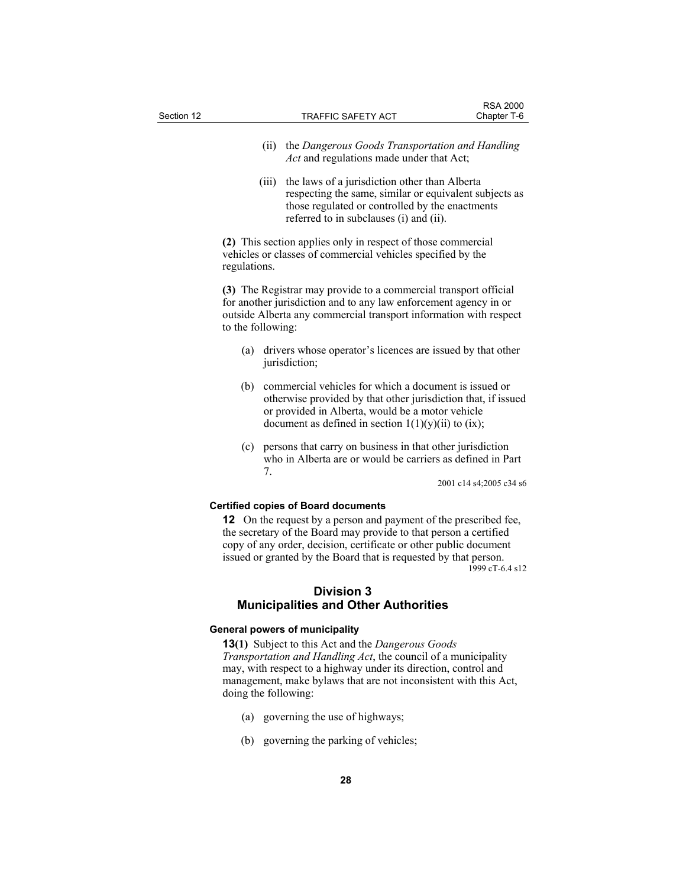(ii) the *Dangerous Goods Transportation and Handling Act* and regulations made under that Act;

(iii) the laws of a jurisdiction other than Alberta respecting the same, similar or equivalent subjects as those regulated or controlled by the enactments referred to in subclauses (i) and (ii).

**(2)** This section applies only in respect of those commercial vehicles or classes of commercial vehicles specified by the regulations.

**(3)** The Registrar may provide to a commercial transport official for another jurisdiction and to any law enforcement agency in or outside Alberta any commercial transport information with respect to the following:

(a) drivers whose operator's licences are issued by that other jurisdiction;

(b) commercial vehicles for which a document is issued or otherwise provided by that other jurisdiction that, if issued or provided in Alberta, would be a motor vehicle document as defined in section 1(1)(y)(ii) to (ix);

(c) persons that carry on business in that other jurisdiction who in Alberta are or would be carriers as defined in Part 7.

2001 c14 s4;2005 c34 s6

#### Certified copies of Board documents

**12** On the request by a person and payment of the prescribed fee, the secretary of the Board may provide to that person a certified copy of any order, decision, certificate or other public document issued or granted by the Board that is requested by that person.

1999 cT-6.4 s12

## Division 3
## Municipalities and Other Authorities

#### General powers of municipality

**13(1)** Subject to this Act and the *Dangerous Goods Transportation and Handling Act*, the council of a municipality may, with respect to a highway under its direction, control and management, make bylaws that are not inconsistent with this Act, doing the following:

(a) governing the use of highways;

(b) governing the parking of vehicles;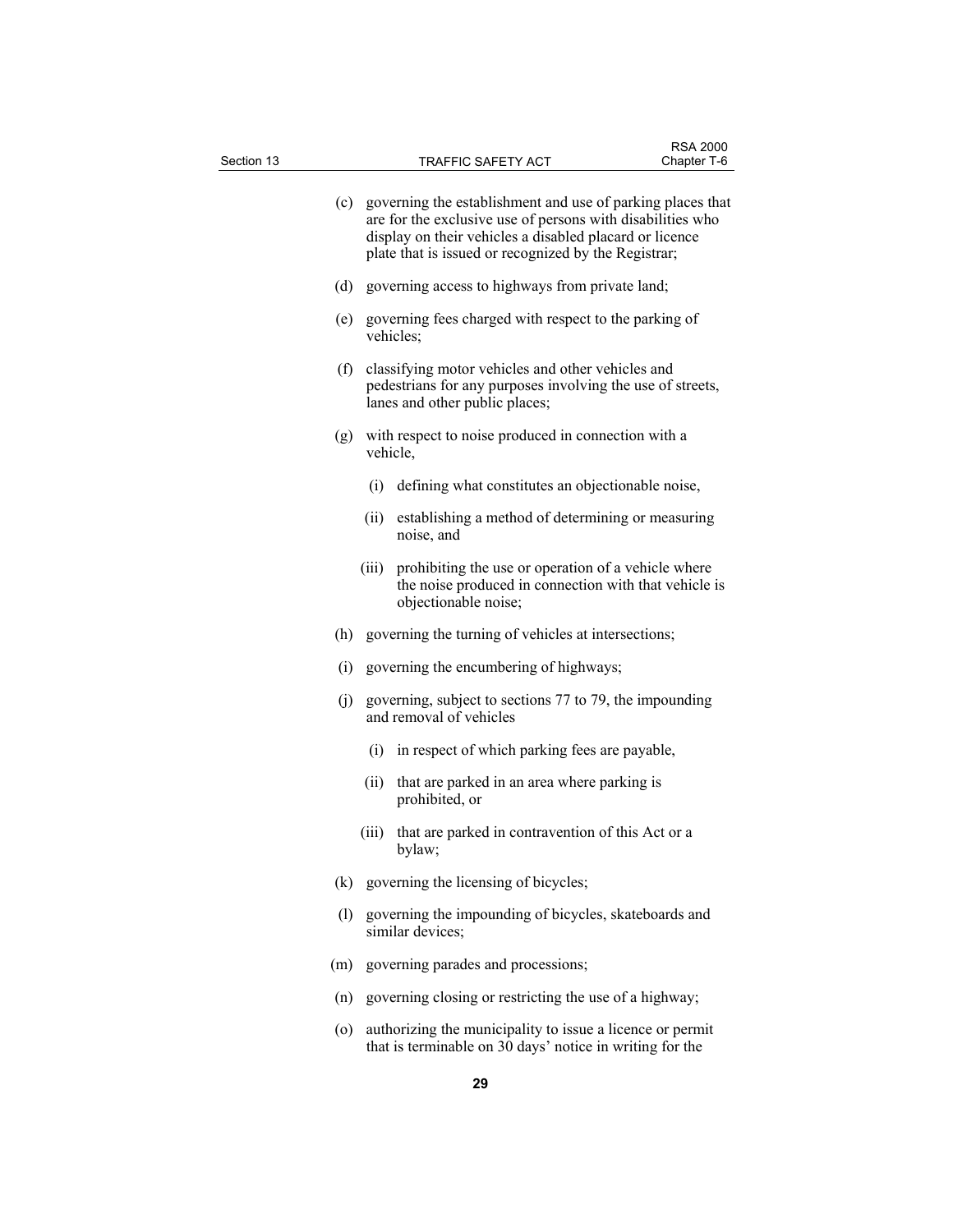(c) governing the establishment and use of parking places that are for the exclusive use of persons with disabilities who display on their vehicles a disabled placard or licence plate that is issued or recognized by the Registrar;

(d) governing access to highways from private land;

(e) governing fees charged with respect to the parking of vehicles;

(f) classifying motor vehicles and other vehicles and pedestrians for any purposes involving the use of streets, lanes and other public places;

(g) with respect to noise produced in connection with a vehicle,

  (i) defining what constitutes an objectionable noise,

  (ii) establishing a method of determining or measuring noise, and

  (iii) prohibiting the use or operation of a vehicle where the noise produced in connection with that vehicle is objectionable noise;

(h) governing the turning of vehicles at intersections;

(i) governing the encumbering of highways;

(j) governing, subject to sections 77 to 79, the impounding and removal of vehicles

  (i) in respect of which parking fees are payable,

  (ii) that are parked in an area where parking is prohibited, or

  (iii) that are parked in contravention of this Act or a bylaw;

(k) governing the licensing of bicycles;

(l) governing the impounding of bicycles, skateboards and similar devices;

(m) governing parades and processions;

(n) governing closing or restricting the use of a highway;

(o) authorizing the municipality to issue a licence or permit that is terminable on 30 days' notice in writing for the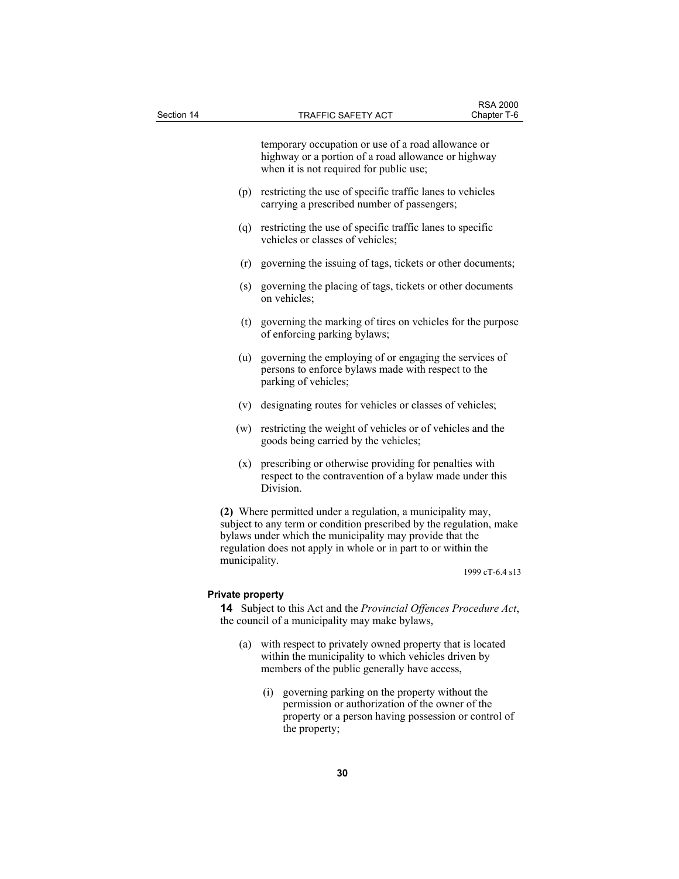temporary occupation or use of a road allowance or highway or a portion of a road allowance or highway when it is not required for public use;

(p) restricting the use of specific traffic lanes to vehicles carrying a prescribed number of passengers;

(q) restricting the use of specific traffic lanes to specific vehicles or classes of vehicles;

(r) governing the issuing of tags, tickets or other documents;

(s) governing the placing of tags, tickets or other documents on vehicles;

(t) governing the marking of tires on vehicles for the purpose of enforcing parking bylaws;

(u) governing the employing of or engaging the services of persons to enforce bylaws made with respect to the parking of vehicles;

(v) designating routes for vehicles or classes of vehicles;

(w) restricting the weight of vehicles or of vehicles and the goods being carried by the vehicles;

(x) prescribing or otherwise providing for penalties with respect to the contravention of a bylaw made under this Division.

**(2)** Where permitted under a regulation, a municipality may, subject to any term or condition prescribed by the regulation, make bylaws under which the municipality may provide that the regulation does not apply in whole or in part to or within the municipality.

1999 cT-6.4 s13

**Private property**

**14** Subject to this Act and the *Provincial Offences Procedure Act*, the council of a municipality may make bylaws,

(a) with respect to privately owned property that is located within the municipality to which vehicles driven by members of the public generally have access,

(i) governing parking on the property without the permission or authorization of the owner of the property or a person having possession or control of the property;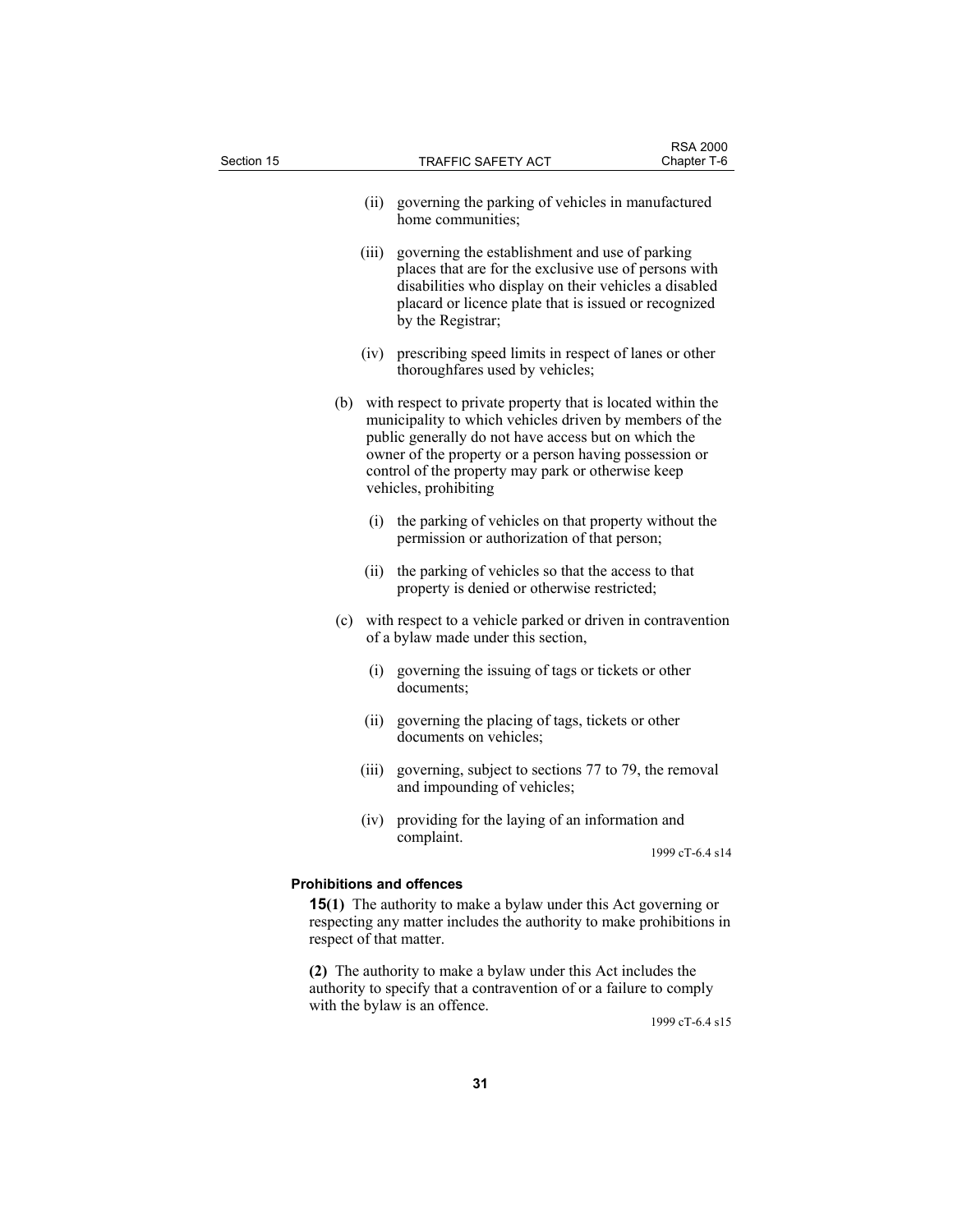(ii) governing the parking of vehicles in manufactured home communities;

(iii) governing the establishment and use of parking places that are for the exclusive use of persons with disabilities who display on their vehicles a disabled placard or licence plate that is issued or recognized by the Registrar;

(iv) prescribing speed limits in respect of lanes or other thoroughfares used by vehicles;

(b) with respect to private property that is located within the municipality to which vehicles driven by members of the public generally do not have access but on which the owner of the property or a person having possession or control of the property may park or otherwise keep vehicles, prohibiting

(i) the parking of vehicles on that property without the permission or authorization of that person;

(ii) the parking of vehicles so that the access to that property is denied or otherwise restricted;

(c) with respect to a vehicle parked or driven in contravention of a bylaw made under this section,

(i) governing the issuing of tags or tickets or other documents;

(ii) governing the placing of tags, tickets or other documents on vehicles;

(iii) governing, subject to sections 77 to 79, the removal and impounding of vehicles;

(iv) providing for the laying of an information and complaint.

1999 cT-6.4 s14

**Prohibitions and offences**

**15(1)** The authority to make a bylaw under this Act governing or respecting any matter includes the authority to make prohibitions in respect of that matter.

**(2)** The authority to make a bylaw under this Act includes the authority to specify that a contravention of or a failure to comply with the bylaw is an offence.

1999 cT-6.4 s15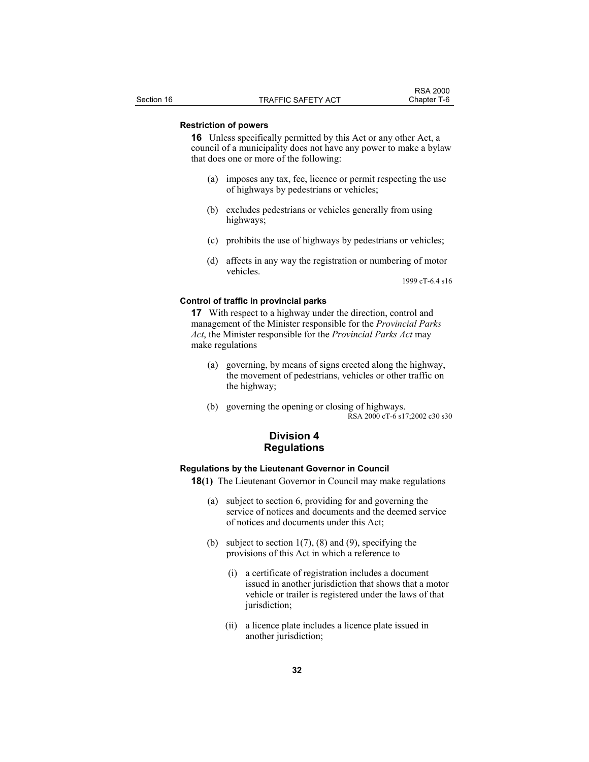**Restriction of powers**

**16** Unless specifically permitted by this Act or any other Act, a council of a municipality does not have any power to make a bylaw that does one or more of the following:

(a) imposes any tax, fee, licence or permit respecting the use of highways by pedestrians or vehicles;

(b) excludes pedestrians or vehicles generally from using highways;

(c) prohibits the use of highways by pedestrians or vehicles;

(d) affects in any way the registration or numbering of motor vehicles.

1999 cT-6.4 s16

**Control of traffic in provincial parks**

**17** With respect to a highway under the direction, control and management of the Minister responsible for the *Provincial Parks Act*, the Minister responsible for the *Provincial Parks Act* may make regulations

(a) governing, by means of signs erected along the highway, the movement of pedestrians, vehicles or other traffic on the highway;

(b) governing the opening or closing of highways.

RSA 2000 cT-6 s17;2002 c30 s30

## Division 4
## Regulations

**Regulations by the Lieutenant Governor in Council**

**18(1)** The Lieutenant Governor in Council may make regulations

(a) subject to section 6, providing for and governing the service of notices and documents and the deemed service of notices and documents under this Act;

(b) subject to section 1(7), (8) and (9), specifying the provisions of this Act in which a reference to

(i) a certificate of registration includes a document issued in another jurisdiction that shows that a motor vehicle or trailer is registered under the laws of that jurisdiction;

(ii) a licence plate includes a licence plate issued in another jurisdiction;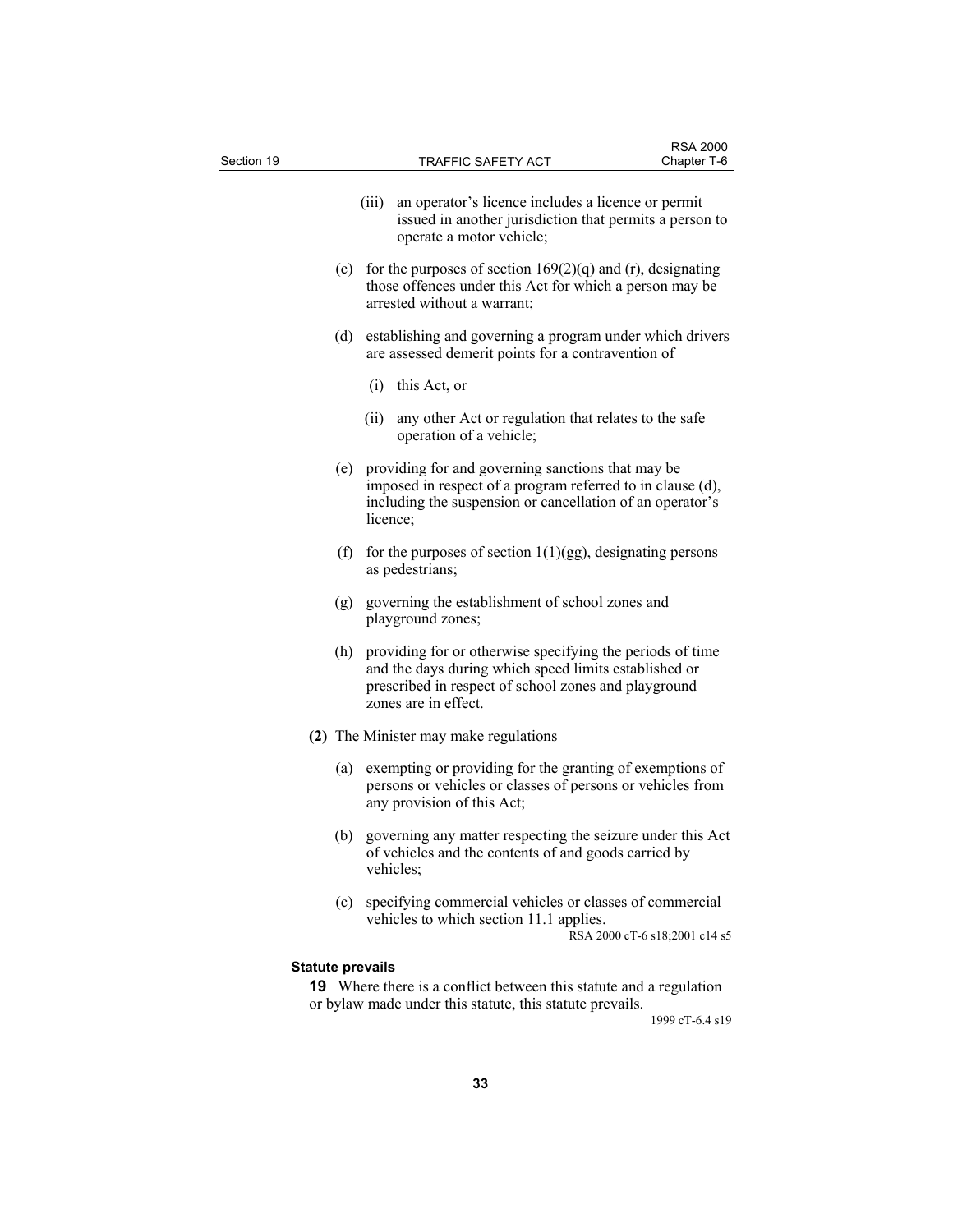(iii) an operator's licence includes a licence or permit issued in another jurisdiction that permits a person to operate a motor vehicle;

(c) for the purposes of section 169(2)(q) and (r), designating those offences under this Act for which a person may be arrested without a warrant;

(d) establishing and governing a program under which drivers are assessed demerit points for a contravention of

(i) this Act, or

(ii) any other Act or regulation that relates to the safe operation of a vehicle;

(e) providing for and governing sanctions that may be imposed in respect of a program referred to in clause (d), including the suspension or cancellation of an operator's licence;

(f) for the purposes of section 1(1)(gg), designating persons as pedestrians;

(g) governing the establishment of school zones and playground zones;

(h) providing for or otherwise specifying the periods of time and the days during which speed limits established or prescribed in respect of school zones and playground zones are in effect.

**(2)** The Minister may make regulations

(a) exempting or providing for the granting of exemptions of persons or vehicles or classes of persons or vehicles from any provision of this Act;

(b) governing any matter respecting the seizure under this Act of vehicles and the contents of and goods carried by vehicles;

(c) specifying commercial vehicles or classes of commercial vehicles to which section 11.1 applies.

RSA 2000 cT-6 s18;2001 c14 s5

**Statute prevails**

**19** Where there is a conflict between this statute and a regulation or bylaw made under this statute, this statute prevails.

1999 cT-6.4 s19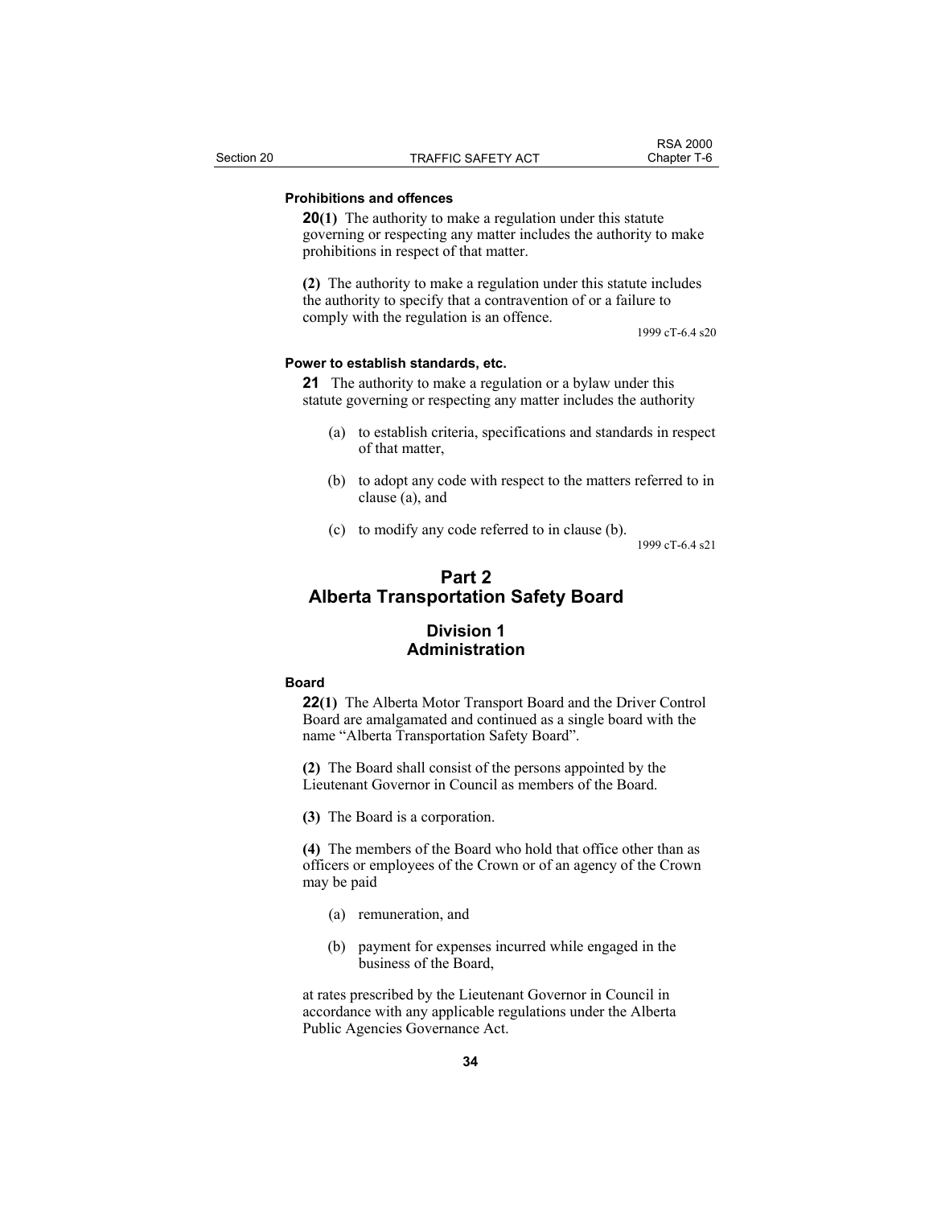**Prohibitions and offences**

**20(1)** The authority to make a regulation under this statute governing or respecting any matter includes the authority to make prohibitions in respect of that matter.

**(2)** The authority to make a regulation under this statute includes the authority to specify that a contravention of or a failure to comply with the regulation is an offence.

1999 cT-6.4 s20

**Power to establish standards, etc.**

**21** The authority to make a regulation or a bylaw under this statute governing or respecting any matter includes the authority

(a) to establish criteria, specifications and standards in respect of that matter,

(b) to adopt any code with respect to the matters referred to in clause (a), and

(c) to modify any code referred to in clause (b).

1999 cT-6.4 s21

# Part 2
# Alberta Transportation Safety Board

## Division 1
## Administration

**Board**

**22(1)** The Alberta Motor Transport Board and the Driver Control Board are amalgamated and continued as a single board with the name “Alberta Transportation Safety Board”.

**(2)** The Board shall consist of the persons appointed by the Lieutenant Governor in Council as members of the Board.

**(3)** The Board is a corporation.

**(4)** The members of the Board who hold that office other than as officers or employees of the Crown or of an agency of the Crown may be paid

(a) remuneration, and

(b) payment for expenses incurred while engaged in the business of the Board,

at rates prescribed by the Lieutenant Governor in Council in accordance with any applicable regulations under the Alberta Public Agencies Governance Act.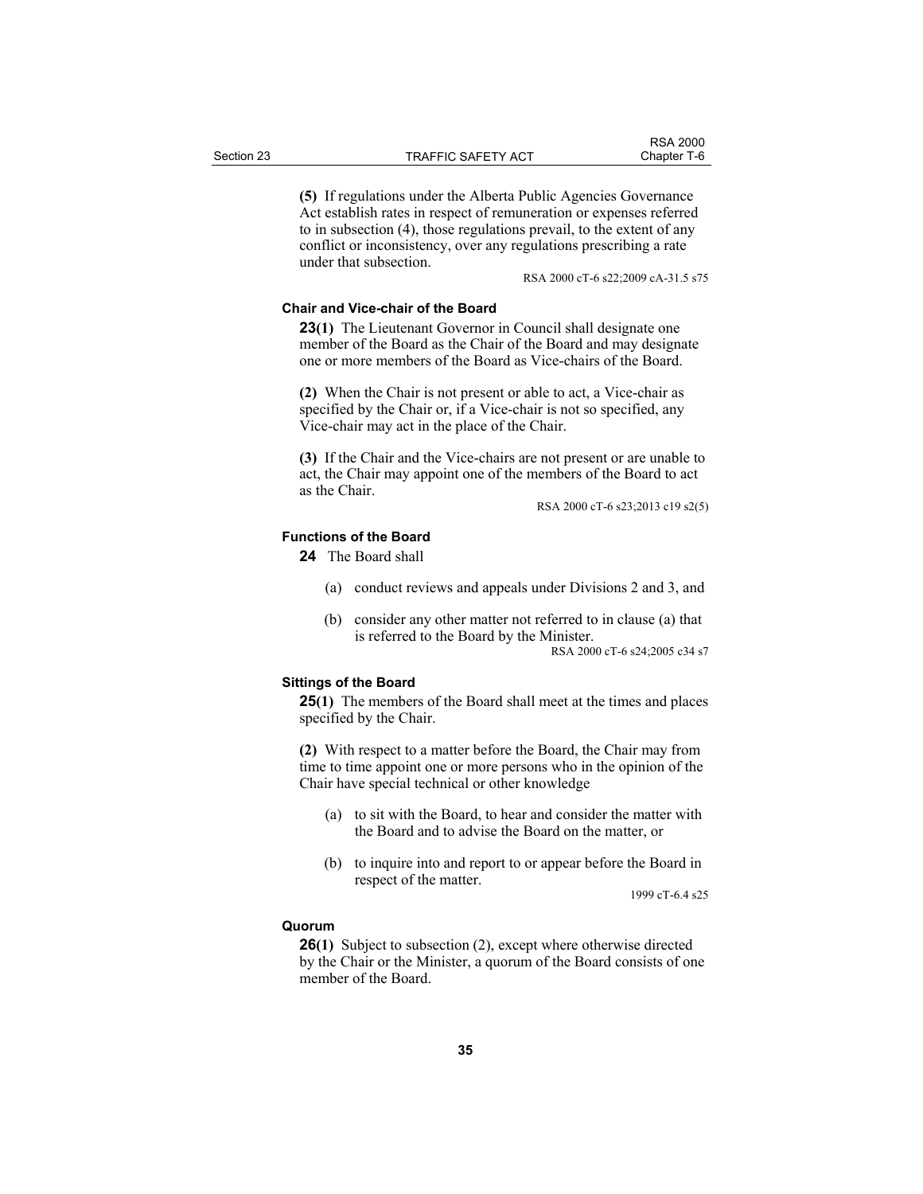**(5)** If regulations under the Alberta Public Agencies Governance Act establish rates in respect of remuneration or expenses referred to in subsection (4), those regulations prevail, to the extent of any conflict or inconsistency, over any regulations prescribing a rate under that subsection.

RSA 2000 cT-6 s22;2009 cA-31.5 s75

#### Chair and Vice-chair of the Board

**23(1)** The Lieutenant Governor in Council shall designate one member of the Board as the Chair of the Board and may designate one or more members of the Board as Vice-chairs of the Board.

**(2)** When the Chair is not present or able to act, a Vice-chair as specified by the Chair or, if a Vice-chair is not so specified, any Vice-chair may act in the place of the Chair.

**(3)** If the Chair and the Vice-chairs are not present or are unable to act, the Chair may appoint one of the members of the Board to act as the Chair.

RSA 2000 cT-6 s23;2013 c19 s2(5)

#### Functions of the Board

**24** The Board shall

(a) conduct reviews and appeals under Divisions 2 and 3, and

(b) consider any other matter not referred to in clause (a) that is referred to the Board by the Minister.

RSA 2000 cT-6 s24;2005 c34 s7

#### Sittings of the Board

**25(1)** The members of the Board shall meet at the times and places specified by the Chair.

**(2)** With respect to a matter before the Board, the Chair may from time to time appoint one or more persons who in the opinion of the Chair have special technical or other knowledge

(a) to sit with the Board, to hear and consider the matter with the Board and to advise the Board on the matter, or

(b) to inquire into and report to or appear before the Board in respect of the matter.

1999 cT-6.4 s25

#### Quorum

**26(1)** Subject to subsection (2), except where otherwise directed by the Chair or the Minister, a quorum of the Board consists of one member of the Board.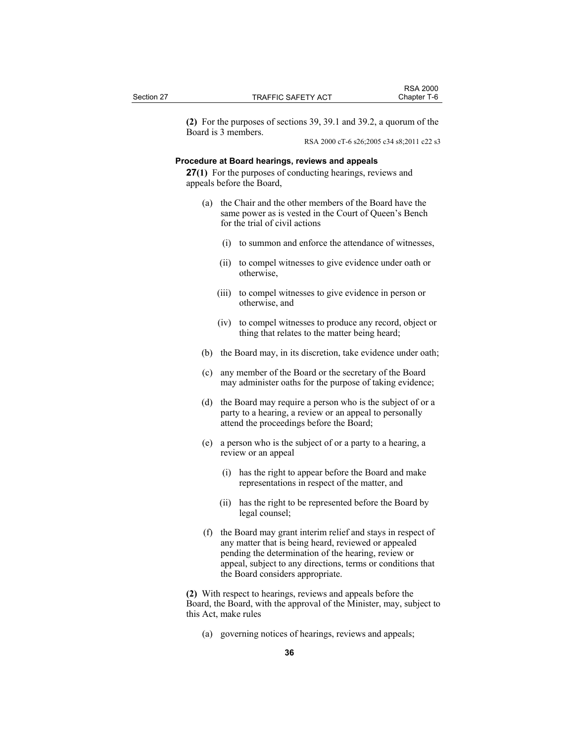**(2)** For the purposes of sections 39, 39.1 and 39.2, a quorum of the Board is 3 members.

RSA 2000 cT-6 s26;2005 c34 s8;2011 c22 s3

### Procedure at Board hearings, reviews and appeals

**27(1)** For the purposes of conducting hearings, reviews and appeals before the Board,

- (a) the Chair and the other members of the Board have the same power as is vested in the Court of Queen's Bench for the trial of civil actions
  - (i) to summon and enforce the attendance of witnesses,
  - (ii) to compel witnesses to give evidence under oath or otherwise,
  - (iii) to compel witnesses to give evidence in person or otherwise, and
  - (iv) to compel witnesses to produce any record, object or thing that relates to the matter being heard;
- (b) the Board may, in its discretion, take evidence under oath;
- (c) any member of the Board or the secretary of the Board may administer oaths for the purpose of taking evidence;
- (d) the Board may require a person who is the subject of or a party to a hearing, a review or an appeal to personally attend the proceedings before the Board;
- (e) a person who is the subject of or a party to a hearing, a review or an appeal
  - (i) has the right to appear before the Board and make representations in respect of the matter, and
  - (ii) has the right to be represented before the Board by legal counsel;
- (f) the Board may grant interim relief and stays in respect of any matter that is being heard, reviewed or appealed pending the determination of the hearing, review or appeal, subject to any directions, terms or conditions that the Board considers appropriate.

**(2)** With respect to hearings, reviews and appeals before the Board, the Board, with the approval of the Minister, may, subject to this Act, make rules

- (a) governing notices of hearings, reviews and appeals;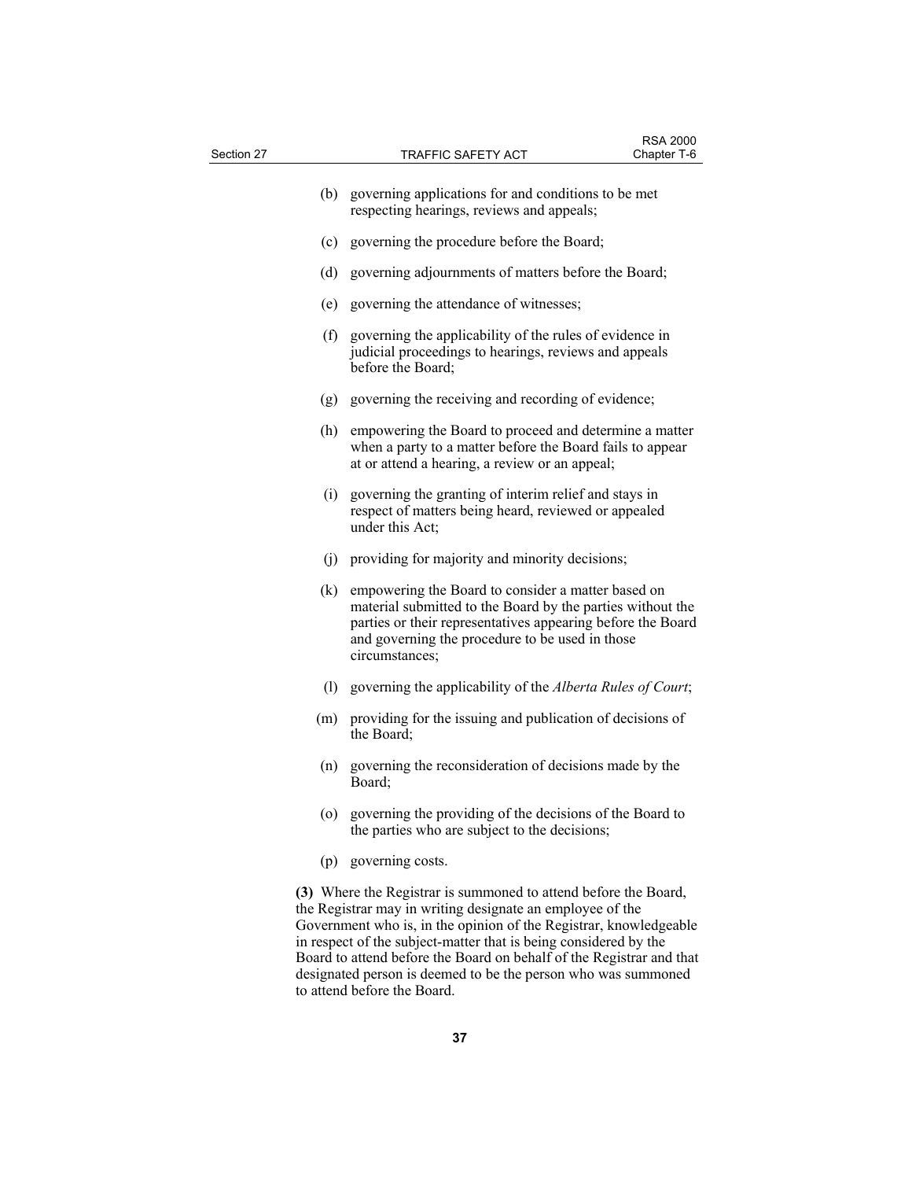(b) governing applications for and conditions to be met respecting hearings, reviews and appeals;

(c) governing the procedure before the Board;

(d) governing adjournments of matters before the Board;

(e) governing the attendance of witnesses;

(f) governing the applicability of the rules of evidence in judicial proceedings to hearings, reviews and appeals before the Board;

(g) governing the receiving and recording of evidence;

(h) empowering the Board to proceed and determine a matter when a party to a matter before the Board fails to appear at or attend a hearing, a review or an appeal;

(i) governing the granting of interim relief and stays in respect of matters being heard, reviewed or appealed under this Act;

(j) providing for majority and minority decisions;

(k) empowering the Board to consider a matter based on material submitted to the Board by the parties without the parties or their representatives appearing before the Board and governing the procedure to be used in those circumstances;

(l) governing the applicability of the *Alberta Rules of Court*;

(m) providing for the issuing and publication of decisions of the Board;

(n) governing the reconsideration of decisions made by the Board;

(o) governing the providing of the decisions of the Board to the parties who are subject to the decisions;

(p) governing costs.

**(3)** Where the Registrar is summoned to attend before the Board, the Registrar may in writing designate an employee of the Government who is, in the opinion of the Registrar, knowledgeable in respect of the subject-matter that is being considered by the Board to attend before the Board on behalf of the Registrar and that designated person is deemed to be the person who was summoned to attend before the Board.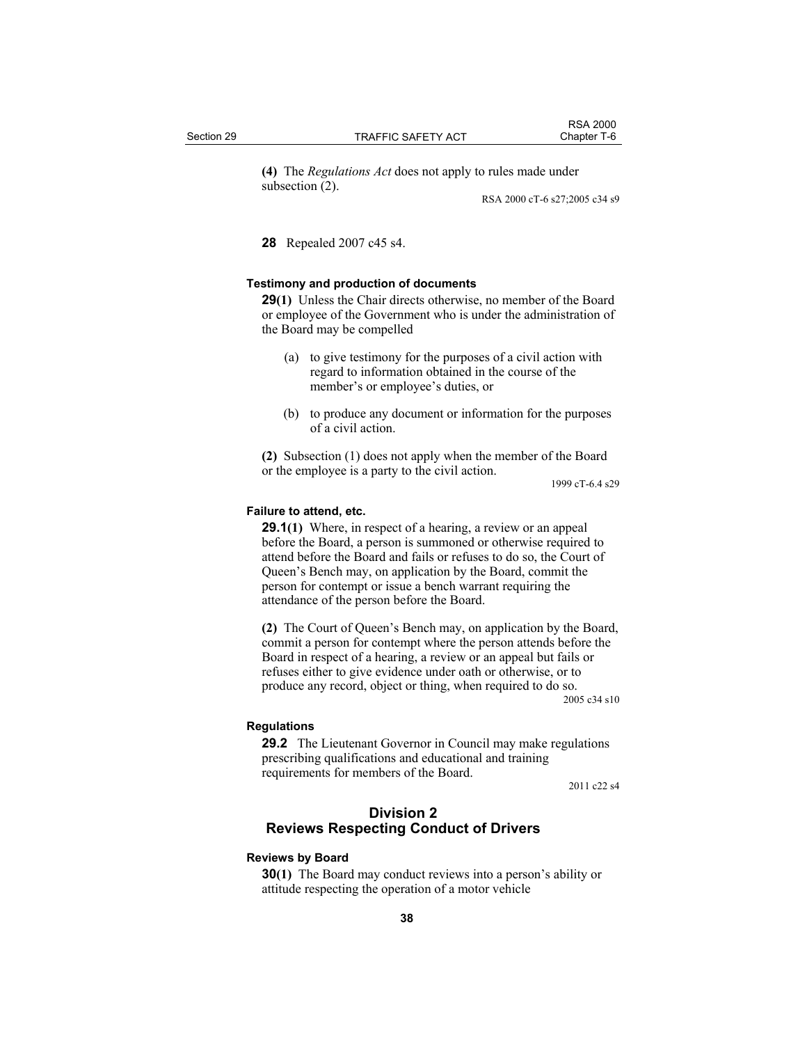**(4)** The *Regulations Act* does not apply to rules made under subsection (2).

RSA 2000 cT-6 s27;2005 c34 s9

**28** Repealed 2007 c45 s4.

#### Testimony and production of documents

**29(1)** Unless the Chair directs otherwise, no member of the Board or employee of the Government who is under the administration of the Board may be compelled

(a) to give testimony for the purposes of a civil action with regard to information obtained in the course of the member's or employee's duties, or

(b) to produce any document or information for the purposes of a civil action.

**(2)** Subsection (1) does not apply when the member of the Board or the employee is a party to the civil action.

1999 cT-6.4 s29

#### Failure to attend, etc.

**29.1(1)** Where, in respect of a hearing, a review or an appeal before the Board, a person is summoned or otherwise required to attend before the Board and fails or refuses to do so, the Court of Queen's Bench may, on application by the Board, commit the person for contempt or issue a bench warrant requiring the attendance of the person before the Board.

**(2)** The Court of Queen's Bench may, on application by the Board, commit a person for contempt where the person attends before the Board in respect of a hearing, a review or an appeal but fails or refuses either to give evidence under oath or otherwise, or to produce any record, object or thing, when required to do so.

2005 c34 s10

#### Regulations

**29.2** The Lieutenant Governor in Council may make regulations prescribing qualifications and educational and training requirements for members of the Board.

2011 c22 s4

## Division 2
## Reviews Respecting Conduct of Drivers

#### Reviews by Board

**30(1)** The Board may conduct reviews into a person's ability or attitude respecting the operation of a motor vehicle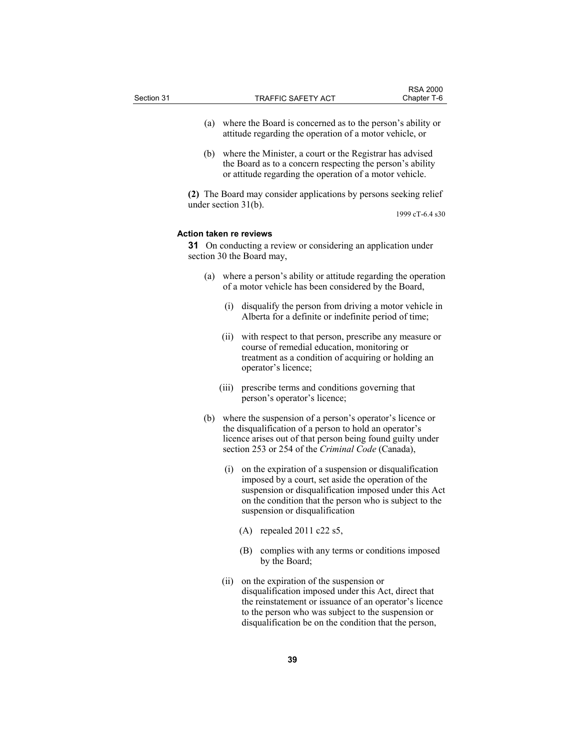(a) where the Board is concerned as to the person's ability or attitude regarding the operation of a motor vehicle, or

(b) where the Minister, a court or the Registrar has advised the Board as to a concern respecting the person's ability or attitude regarding the operation of a motor vehicle.

**(2)** The Board may consider applications by persons seeking relief under section 31(b).

1999 cT-6.4 s30

#### Action taken re reviews

**31** On conducting a review or considering an application under section 30 the Board may,

(a) where a person's ability or attitude regarding the operation of a motor vehicle has been considered by the Board,

(i) disqualify the person from driving a motor vehicle in Alberta for a definite or indefinite period of time;

(ii) with respect to that person, prescribe any measure or course of remedial education, monitoring or treatment as a condition of acquiring or holding an operator's licence;

(iii) prescribe terms and conditions governing that person's operator's licence;

(b) where the suspension of a person's operator's licence or the disqualification of a person to hold an operator's licence arises out of that person being found guilty under section 253 or 254 of the *Criminal Code* (Canada),

(i) on the expiration of a suspension or disqualification imposed by a court, set aside the operation of the suspension or disqualification imposed under this Act on the condition that the person who is subject to the suspension or disqualification

(A) repealed 2011 c22 s5,

(B) complies with any terms or conditions imposed by the Board;

(ii) on the expiration of the suspension or disqualification imposed under this Act, direct that the reinstatement or issuance of an operator's licence to the person who was subject to the suspension or disqualification be on the condition that the person,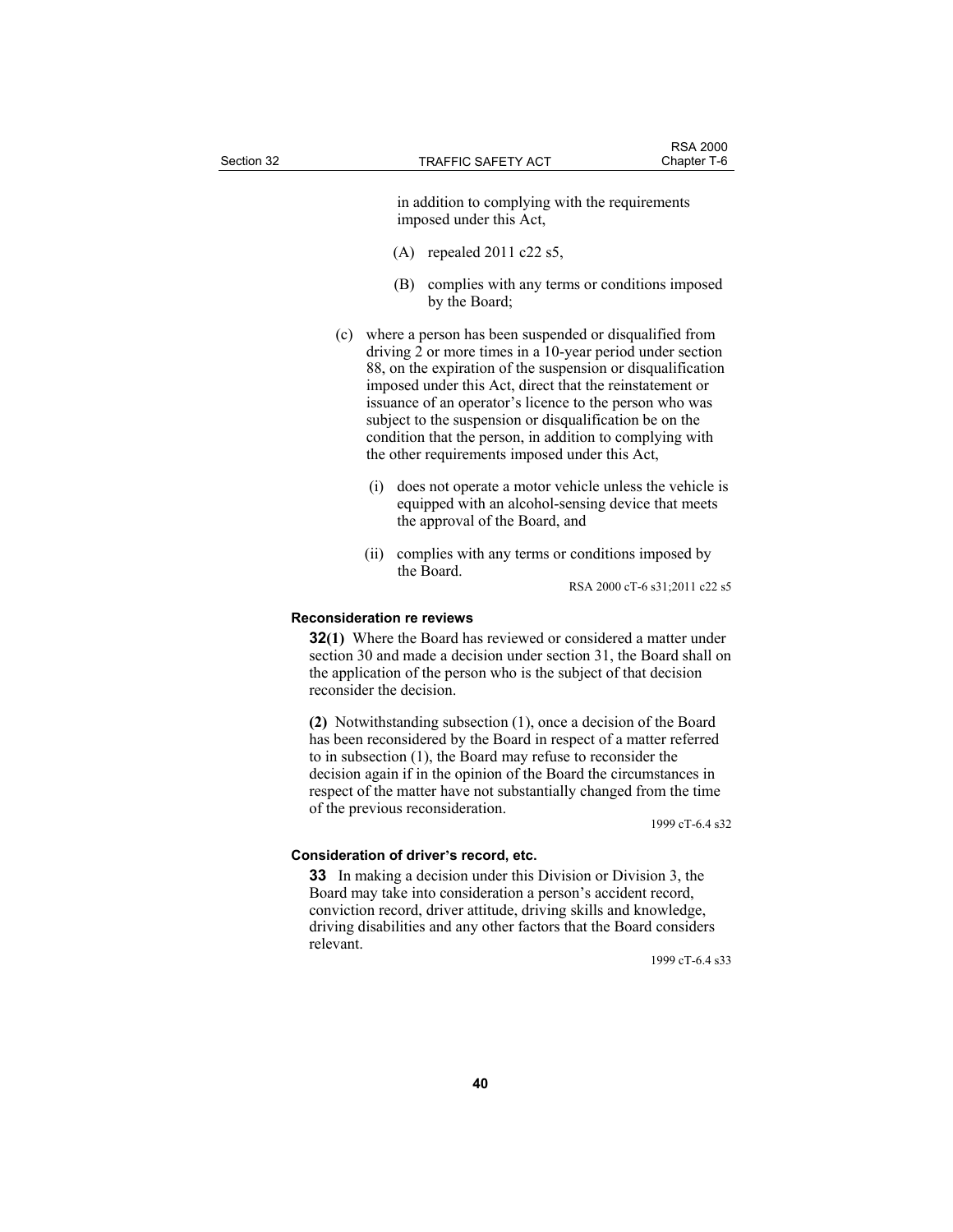in addition to complying with the requirements imposed under this Act,

(A) repealed 2011 c22 s5,

(B) complies with any terms or conditions imposed by the Board;

(c) where a person has been suspended or disqualified from driving 2 or more times in a 10-year period under section 88, on the expiration of the suspension or disqualification imposed under this Act, direct that the reinstatement or issuance of an operator's licence to the person who was subject to the suspension or disqualification be on the condition that the person, in addition to complying with the other requirements imposed under this Act,

(i) does not operate a motor vehicle unless the vehicle is equipped with an alcohol-sensing device that meets the approval of the Board, and

(ii) complies with any terms or conditions imposed by the Board.

RSA 2000 cT-6 s31;2011 c22 s5

#### Reconsideration re reviews

**32(1)** Where the Board has reviewed or considered a matter under section 30 and made a decision under section 31, the Board shall on the application of the person who is the subject of that decision reconsider the decision.

**(2)** Notwithstanding subsection (1), once a decision of the Board has been reconsidered by the Board in respect of a matter referred to in subsection (1), the Board may refuse to reconsider the decision again if in the opinion of the Board the circumstances in respect of the matter have not substantially changed from the time of the previous reconsideration.

1999 cT-6.4 s32

#### Consideration of driver's record, etc.

**33** In making a decision under this Division or Division 3, the Board may take into consideration a person's accident record, conviction record, driver attitude, driving skills and knowledge, driving disabilities and any other factors that the Board considers relevant.

1999 cT-6.4 s33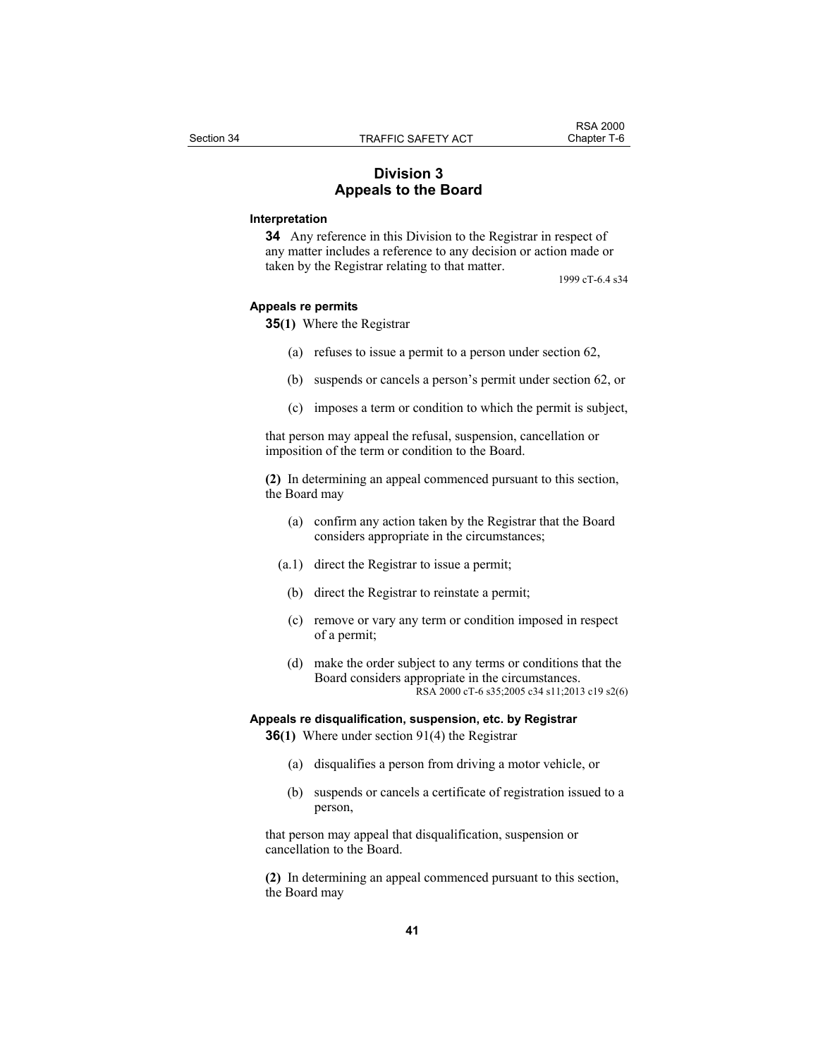## Division 3
## Appeals to the Board

**Interpretation**

**34** Any reference in this Division to the Registrar in respect of any matter includes a reference to any decision or action made or taken by the Registrar relating to that matter.

1999 cT-6.4 s34

**Appeals re permits**

**35(1)** Where the Registrar

- (a) refuses to issue a permit to a person under section 62,
- (b) suspends or cancels a person's permit under section 62, or
- (c) imposes a term or condition to which the permit is subject,

that person may appeal the refusal, suspension, cancellation or imposition of the term or condition to the Board.

**(2)** In determining an appeal commenced pursuant to this section, the Board may

- (a) confirm any action taken by the Registrar that the Board considers appropriate in the circumstances;
- (a.1) direct the Registrar to issue a permit;
- (b) direct the Registrar to reinstate a permit;
- (c) remove or vary any term or condition imposed in respect of a permit;
- (d) make the order subject to any terms or conditions that the Board considers appropriate in the circumstances.

RSA 2000 cT-6 s35;2005 c34 s11;2013 c19 s2(6)

**Appeals re disqualification, suspension, etc. by Registrar**

**36(1)** Where under section 91(4) the Registrar

- (a) disqualifies a person from driving a motor vehicle, or
- (b) suspends or cancels a certificate of registration issued to a person,

that person may appeal that disqualification, suspension or cancellation to the Board.

**(2)** In determining an appeal commenced pursuant to this section, the Board may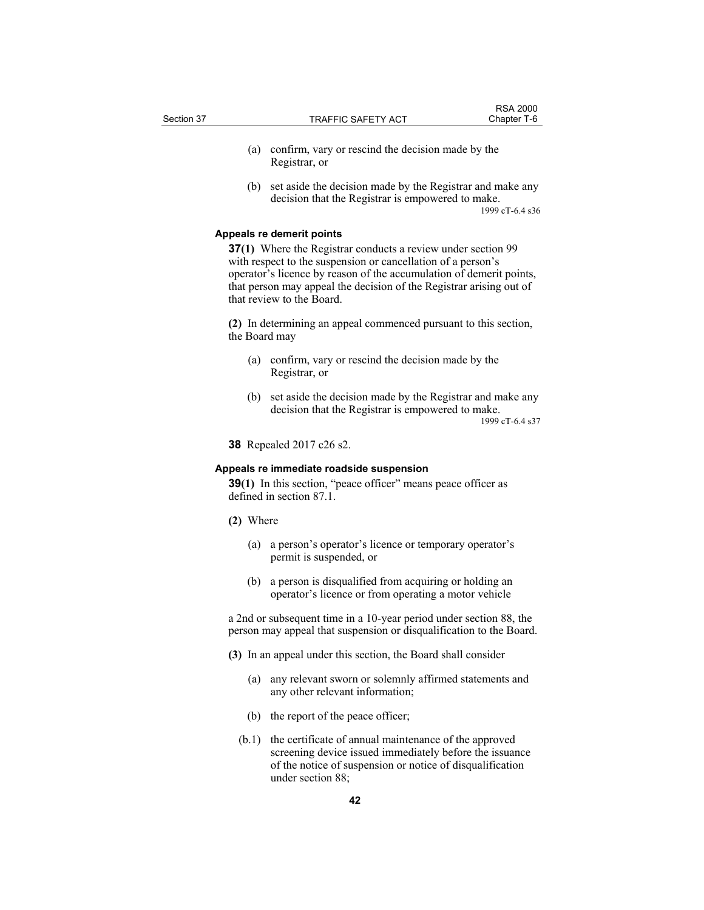(a) confirm, vary or rescind the decision made by the Registrar, or

(b) set aside the decision made by the Registrar and make any decision that the Registrar is empowered to make.

1999 cT-6.4 s36

**Appeals re demerit points**

**37(1)** Where the Registrar conducts a review under section 99 with respect to the suspension or cancellation of a person's operator's licence by reason of the accumulation of demerit points, that person may appeal the decision of the Registrar arising out of that review to the Board.

**(2)** In determining an appeal commenced pursuant to this section, the Board may

(a) confirm, vary or rescind the decision made by the Registrar, or

(b) set aside the decision made by the Registrar and make any decision that the Registrar is empowered to make.

1999 cT-6.4 s37

**38** Repealed 2017 c26 s2.

**Appeals re immediate roadside suspension**

**39(1)** In this section, "peace officer" means peace officer as defined in section 87.1.

**(2)** Where

(a) a person's operator's licence or temporary operator's permit is suspended, or

(b) a person is disqualified from acquiring or holding an operator's licence or from operating a motor vehicle

a 2nd or subsequent time in a 10-year period under section 88, the person may appeal that suspension or disqualification to the Board.

**(3)** In an appeal under this section, the Board shall consider

(a) any relevant sworn or solemnly affirmed statements and any other relevant information;

(b) the report of the peace officer;

(b.1) the certificate of annual maintenance of the approved screening device issued immediately before the issuance of the notice of suspension or notice of disqualification under section 88;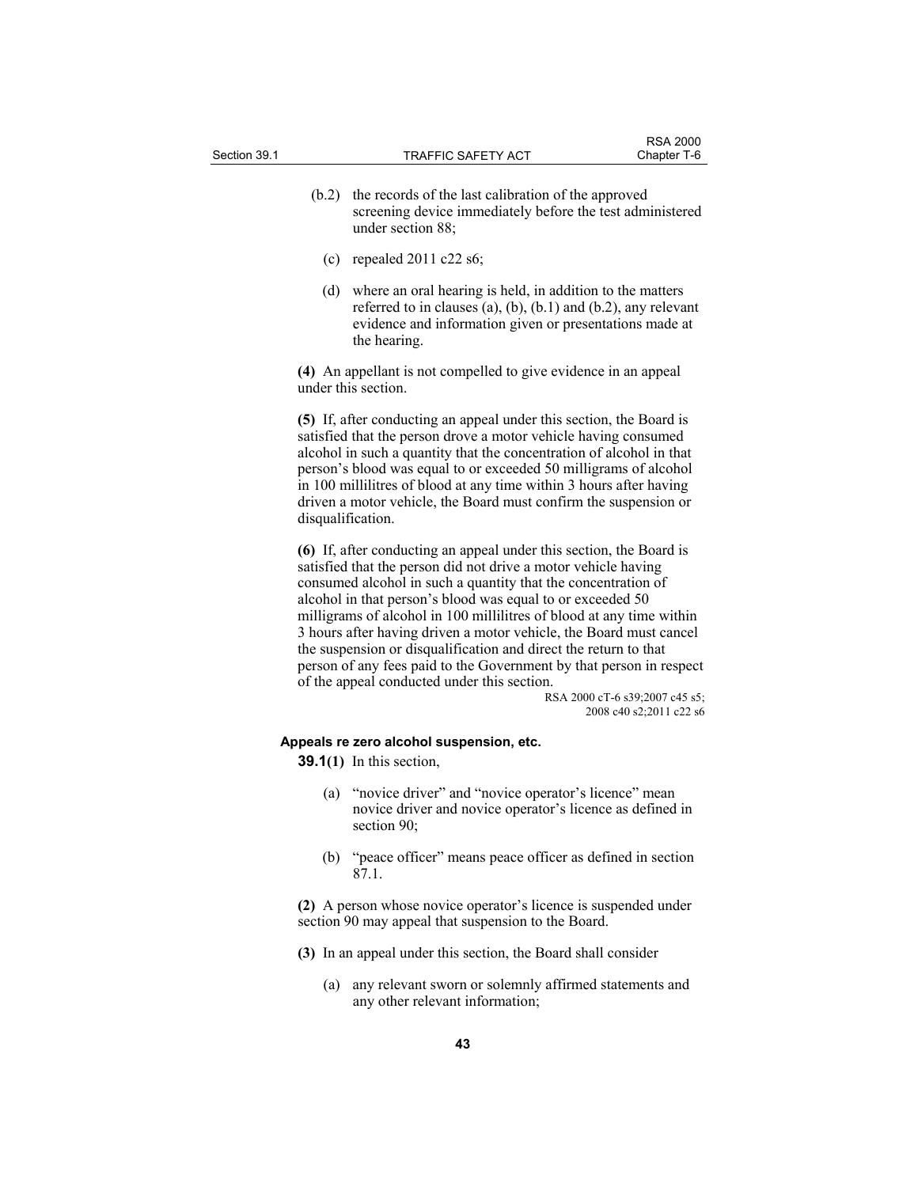(b.2) the records of the last calibration of the approved screening device immediately before the test administered under section 88;

(c) repealed 2011 c22 s6;

(d) where an oral hearing is held, in addition to the matters referred to in clauses (a), (b), (b.1) and (b.2), any relevant evidence and information given or presentations made at the hearing.

**(4)** An appellant is not compelled to give evidence in an appeal under this section.

**(5)** If, after conducting an appeal under this section, the Board is satisfied that the person drove a motor vehicle having consumed alcohol in such a quantity that the concentration of alcohol in that person's blood was equal to or exceeded 50 milligrams of alcohol in 100 millilitres of blood at any time within 3 hours after having driven a motor vehicle, the Board must confirm the suspension or disqualification.

**(6)** If, after conducting an appeal under this section, the Board is satisfied that the person did not drive a motor vehicle having consumed alcohol in such a quantity that the concentration of alcohol in that person's blood was equal to or exceeded 50 milligrams of alcohol in 100 millilitres of blood at any time within 3 hours after having driven a motor vehicle, the Board must cancel the suspension or disqualification and direct the return to that person of any fees paid to the Government by that person in respect of the appeal conducted under this section.

RSA 2000 cT-6 s39;2007 c45 s5;
2008 c40 s2;2011 c22 s6

#### Appeals re zero alcohol suspension, etc.

**39.1(1)** In this section,

(a) "novice driver" and "novice operator's licence" mean novice driver and novice operator's licence as defined in section 90;

(b) "peace officer" means peace officer as defined in section 87.1.

**(2)** A person whose novice operator's licence is suspended under section 90 may appeal that suspension to the Board.

**(3)** In an appeal under this section, the Board shall consider

(a) any relevant sworn or solemnly affirmed statements and any other relevant information;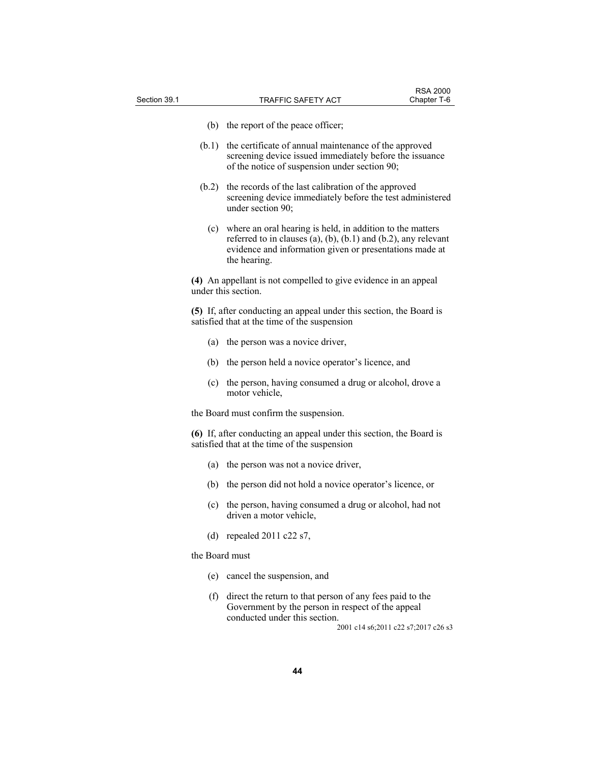(b) the report of the peace officer;

(b.1) the certificate of annual maintenance of the approved screening device issued immediately before the issuance of the notice of suspension under section 90;

(b.2) the records of the last calibration of the approved screening device immediately before the test administered under section 90;

(c) where an oral hearing is held, in addition to the matters referred to in clauses (a), (b), (b.1) and (b.2), any relevant evidence and information given or presentations made at the hearing.

**(4)** An appellant is not compelled to give evidence in an appeal under this section.

**(5)** If, after conducting an appeal under this section, the Board is satisfied that at the time of the suspension

(a) the person was a novice driver,

(b) the person held a novice operator's licence, and

(c) the person, having consumed a drug or alcohol, drove a motor vehicle,

the Board must confirm the suspension.

**(6)** If, after conducting an appeal under this section, the Board is satisfied that at the time of the suspension

(a) the person was not a novice driver,

(b) the person did not hold a novice operator's licence, or

(c) the person, having consumed a drug or alcohol, had not driven a motor vehicle,

(d) repealed 2011 c22 s7,

the Board must

(e) cancel the suspension, and

(f) direct the return to that person of any fees paid to the Government by the person in respect of the appeal conducted under this section.

2001 c14 s6;2011 c22 s7;2017 c26 s3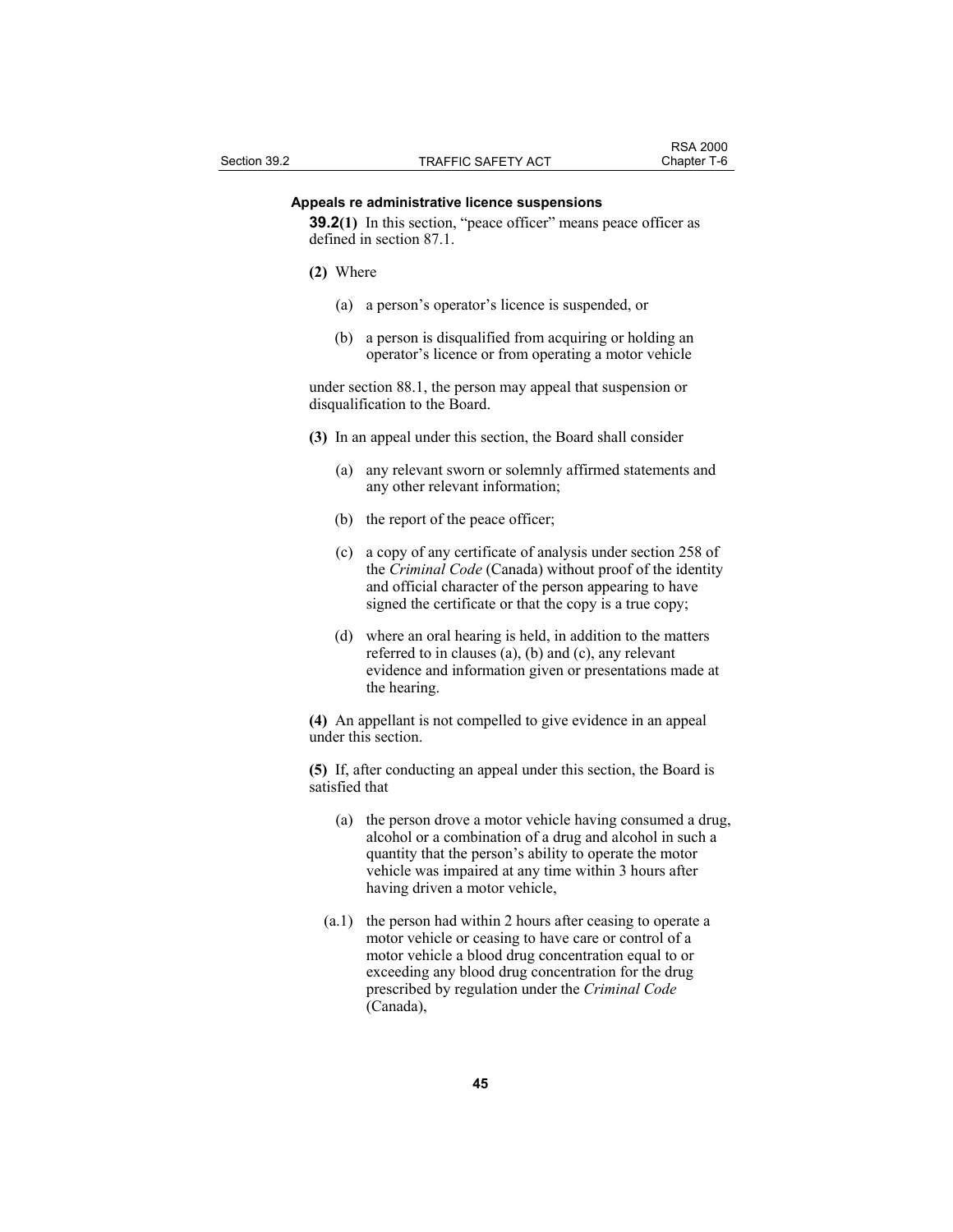**Appeals re administrative licence suspensions**

**39.2(1)** In this section, "peace officer" means peace officer as defined in section 87.1.

**(2)** Where

(a) a person's operator's licence is suspended, or

(b) a person is disqualified from acquiring or holding an operator's licence or from operating a motor vehicle

under section 88.1, the person may appeal that suspension or disqualification to the Board.

**(3)** In an appeal under this section, the Board shall consider

(a) any relevant sworn or solemnly affirmed statements and any other relevant information;

(b) the report of the peace officer;

(c) a copy of any certificate of analysis under section 258 of the *Criminal Code* (Canada) without proof of the identity and official character of the person appearing to have signed the certificate or that the copy is a true copy;

(d) where an oral hearing is held, in addition to the matters referred to in clauses (a), (b) and (c), any relevant evidence and information given or presentations made at the hearing.

**(4)** An appellant is not compelled to give evidence in an appeal under this section.

**(5)** If, after conducting an appeal under this section, the Board is satisfied that

(a) the person drove a motor vehicle having consumed a drug, alcohol or a combination of a drug and alcohol in such a quantity that the person's ability to operate the motor vehicle was impaired at any time within 3 hours after having driven a motor vehicle,

(a.1) the person had within 2 hours after ceasing to operate a motor vehicle or ceasing to have care or control of a motor vehicle a blood drug concentration equal to or exceeding any blood drug concentration for the drug prescribed by regulation under the *Criminal Code* (Canada),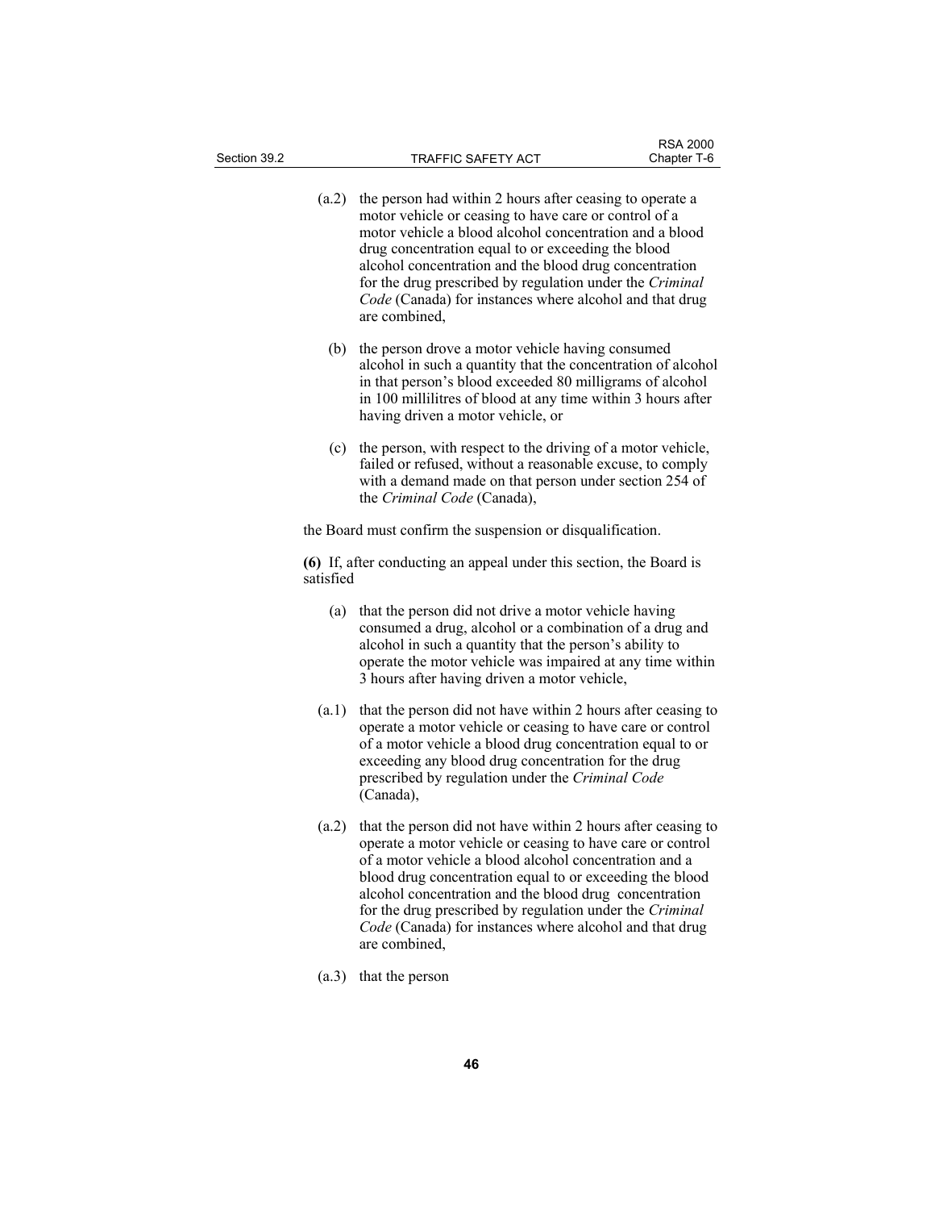(a.2) the person had within 2 hours after ceasing to operate a motor vehicle or ceasing to have care or control of a motor vehicle a blood alcohol concentration and a blood drug concentration equal to or exceeding the blood alcohol concentration and the blood drug concentration for the drug prescribed by regulation under the *Criminal Code* (Canada) for instances where alcohol and that drug are combined,

(b) the person drove a motor vehicle having consumed alcohol in such a quantity that the concentration of alcohol in that person's blood exceeded 80 milligrams of alcohol in 100 millilitres of blood at any time within 3 hours after having driven a motor vehicle, or

(c) the person, with respect to the driving of a motor vehicle, failed or refused, without a reasonable excuse, to comply with a demand made on that person under section 254 of the *Criminal Code* (Canada),

the Board must confirm the suspension or disqualification.

**(6)** If, after conducting an appeal under this section, the Board is satisfied

(a) that the person did not drive a motor vehicle having consumed a drug, alcohol or a combination of a drug and alcohol in such a quantity that the person's ability to operate the motor vehicle was impaired at any time within 3 hours after having driven a motor vehicle,

(a.1) that the person did not have within 2 hours after ceasing to operate a motor vehicle or ceasing to have care or control of a motor vehicle a blood drug concentration equal to or exceeding any blood drug concentration for the drug prescribed by regulation under the *Criminal Code* (Canada),

(a.2) that the person did not have within 2 hours after ceasing to operate a motor vehicle or ceasing to have care or control of a motor vehicle a blood alcohol concentration and a blood drug concentration equal to or exceeding the blood alcohol concentration and the blood drug concentration for the drug prescribed by regulation under the *Criminal Code* (Canada) for instances where alcohol and that drug are combined,

(a.3) that the person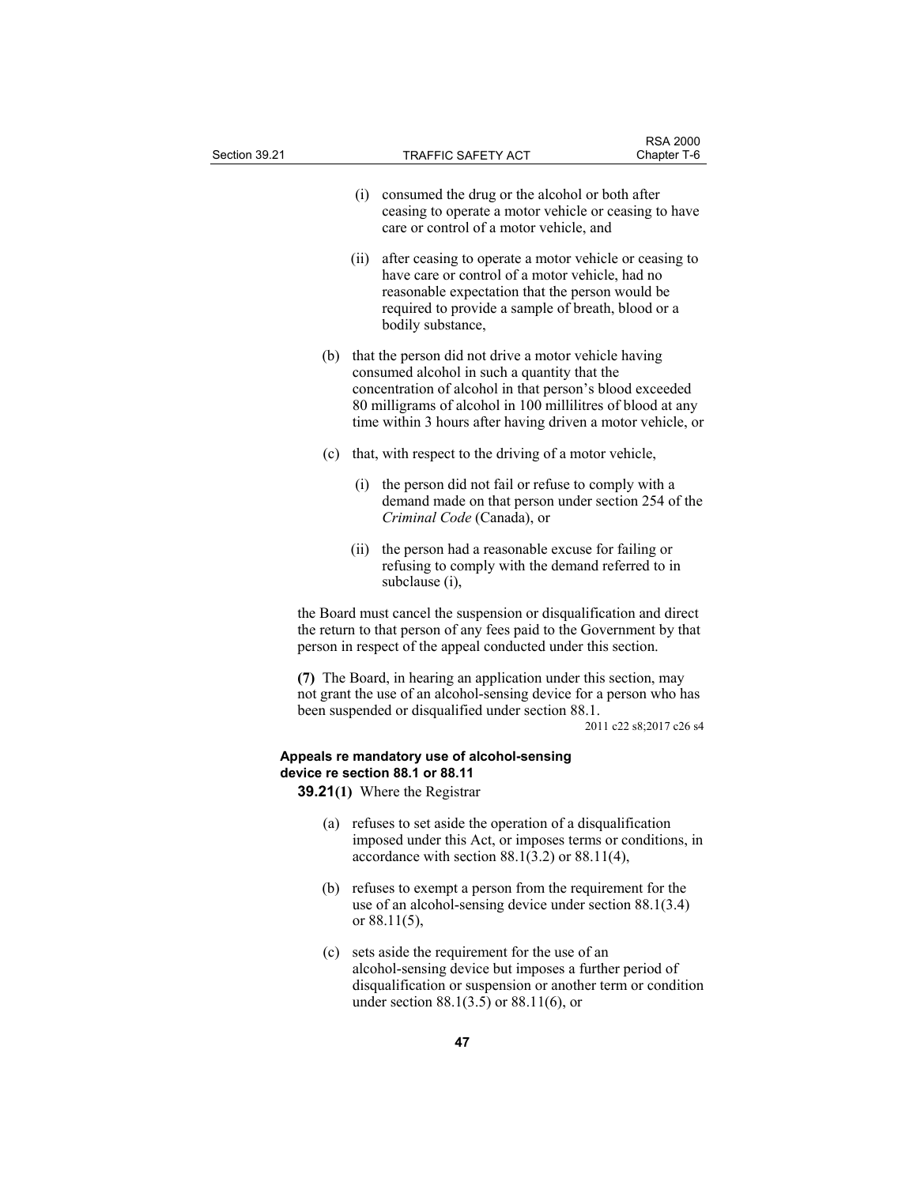(i) consumed the drug or the alcohol or both after ceasing to operate a motor vehicle or ceasing to have care or control of a motor vehicle, and

(ii) after ceasing to operate a motor vehicle or ceasing to have care or control of a motor vehicle, had no reasonable expectation that the person would be required to provide a sample of breath, blood or a bodily substance,

(b) that the person did not drive a motor vehicle having consumed alcohol in such a quantity that the concentration of alcohol in that person's blood exceeded 80 milligrams of alcohol in 100 millilitres of blood at any time within 3 hours after having driven a motor vehicle, or

(c) that, with respect to the driving of a motor vehicle,

(i) the person did not fail or refuse to comply with a demand made on that person under section 254 of the *Criminal Code* (Canada), or

(ii) the person had a reasonable excuse for failing or refusing to comply with the demand referred to in subclause (i),

the Board must cancel the suspension or disqualification and direct the return to that person of any fees paid to the Government by that person in respect of the appeal conducted under this section.

**(7)** The Board, in hearing an application under this section, may not grant the use of an alcohol-sensing device for a person who has been suspended or disqualified under section 88.1.

2011 c22 s8;2017 c26 s4

**Appeals re mandatory use of alcohol-sensing device re section 88.1 or 88.11**

**39.21(1)** Where the Registrar

(a) refuses to set aside the operation of a disqualification imposed under this Act, or imposes terms or conditions, in accordance with section 88.1(3.2) or 88.11(4),

(b) refuses to exempt a person from the requirement for the use of an alcohol-sensing device under section 88.1(3.4) or 88.11(5),

(c) sets aside the requirement for the use of an alcohol-sensing device but imposes a further period of disqualification or suspension or another term or condition under section 88.1(3.5) or 88.11(6), or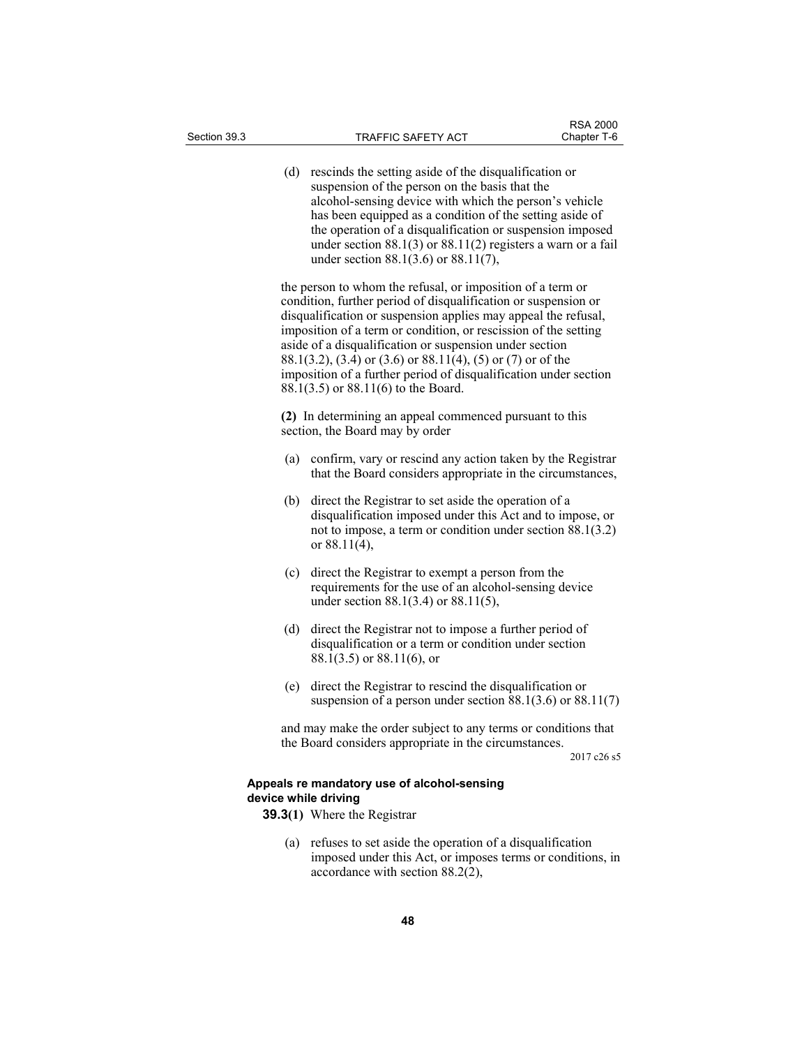(d) rescinds the setting aside of the disqualification or suspension of the person on the basis that the alcohol-sensing device with which the person's vehicle has been equipped as a condition of the setting aside of the operation of a disqualification or suspension imposed under section 88.1(3) or 88.11(2) registers a warn or a fail under section 88.1(3.6) or 88.11(7),

the person to whom the refusal, or imposition of a term or condition, further period of disqualification or suspension or disqualification or suspension applies may appeal the refusal, imposition of a term or condition, or rescission of the setting aside of a disqualification or suspension under section 88.1(3.2), (3.4) or (3.6) or 88.11(4), (5) or (7) or of the imposition of a further period of disqualification under section 88.1(3.5) or 88.11(6) to the Board.

**(2)** In determining an appeal commenced pursuant to this section, the Board may by order

(a) confirm, vary or rescind any action taken by the Registrar that the Board considers appropriate in the circumstances,

(b) direct the Registrar to set aside the operation of a disqualification imposed under this Act and to impose, or not to impose, a term or condition under section 88.1(3.2) or 88.11(4),

(c) direct the Registrar to exempt a person from the requirements for the use of an alcohol-sensing device under section 88.1(3.4) or 88.11(5),

(d) direct the Registrar not to impose a further period of disqualification or a term or condition under section 88.1(3.5) or 88.11(6), or

(e) direct the Registrar to rescind the disqualification or suspension of a person under section 88.1(3.6) or 88.11(7)

and may make the order subject to any terms or conditions that the Board considers appropriate in the circumstances.

2017 c26 s5

**Appeals re mandatory use of alcohol-sensing device while driving**

**39.3(1)** Where the Registrar

(a) refuses to set aside the operation of a disqualification imposed under this Act, or imposes terms or conditions, in accordance with section 88.2(2),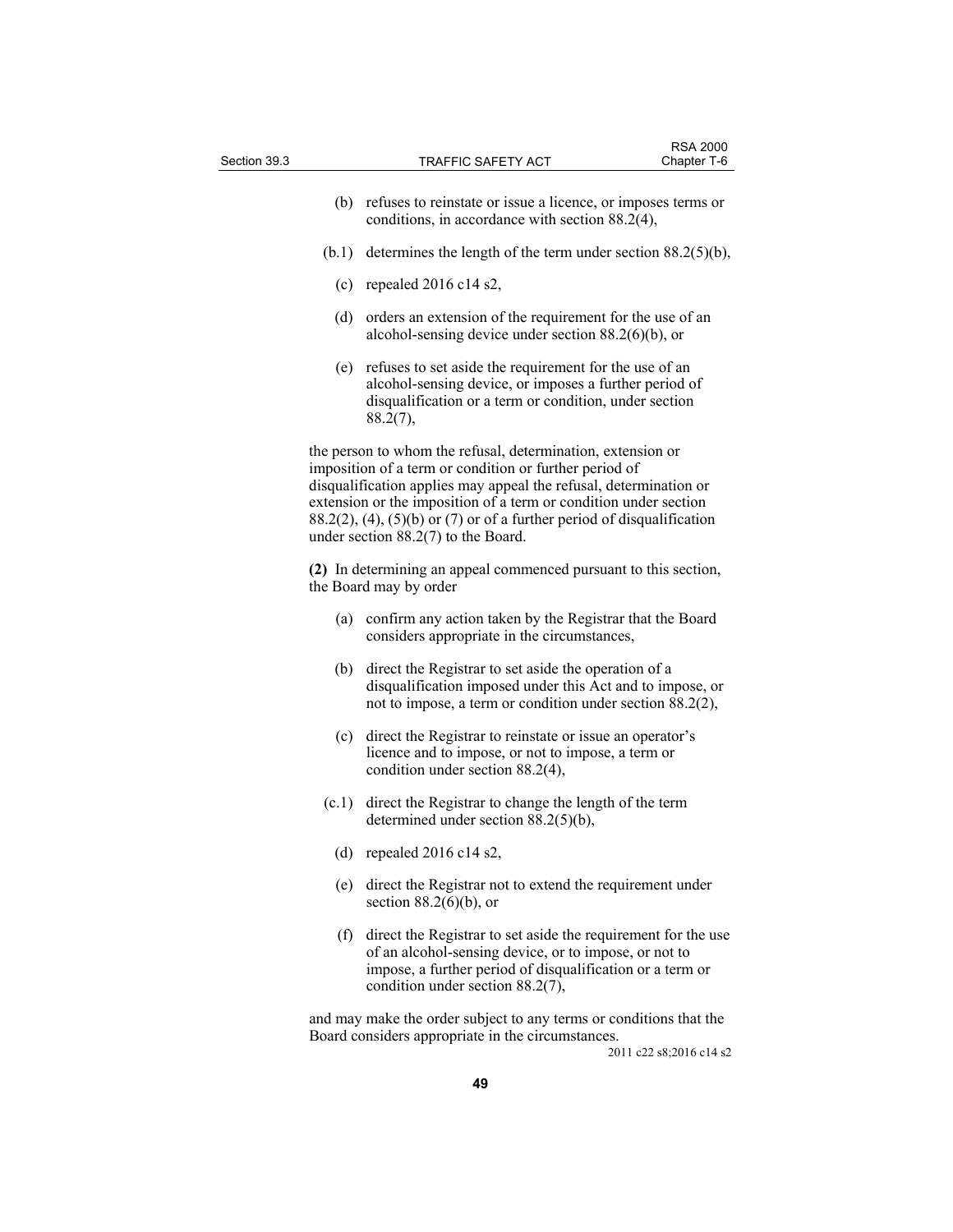(b) refuses to reinstate or issue a licence, or imposes terms or conditions, in accordance with section 88.2(4),

(b.1) determines the length of the term under section 88.2(5)(b),

(c) repealed 2016 c14 s2,

(d) orders an extension of the requirement for the use of an alcohol-sensing device under section 88.2(6)(b), or

(e) refuses to set aside the requirement for the use of an alcohol-sensing device, or imposes a further period of disqualification or a term or condition, under section 88.2(7),

the person to whom the refusal, determination, extension or imposition of a term or condition or further period of disqualification applies may appeal the refusal, determination or extension or the imposition of a term or condition under section 88.2(2), (4), (5)(b) or (7) or of a further period of disqualification under section 88.2(7) to the Board.

**(2)** In determining an appeal commenced pursuant to this section, the Board may by order

(a) confirm any action taken by the Registrar that the Board considers appropriate in the circumstances,

(b) direct the Registrar to set aside the operation of a disqualification imposed under this Act and to impose, or not to impose, a term or condition under section 88.2(2),

(c) direct the Registrar to reinstate or issue an operator's licence and to impose, or not to impose, a term or condition under section 88.2(4),

(c.1) direct the Registrar to change the length of the term determined under section 88.2(5)(b),

(d) repealed 2016 c14 s2,

(e) direct the Registrar not to extend the requirement under section 88.2(6)(b), or

(f) direct the Registrar to set aside the requirement for the use of an alcohol-sensing device, or to impose, or not to impose, a further period of disqualification or a term or condition under section 88.2(7),

and may make the order subject to any terms or conditions that the Board considers appropriate in the circumstances.

2011 c22 s8;2016 c14 s2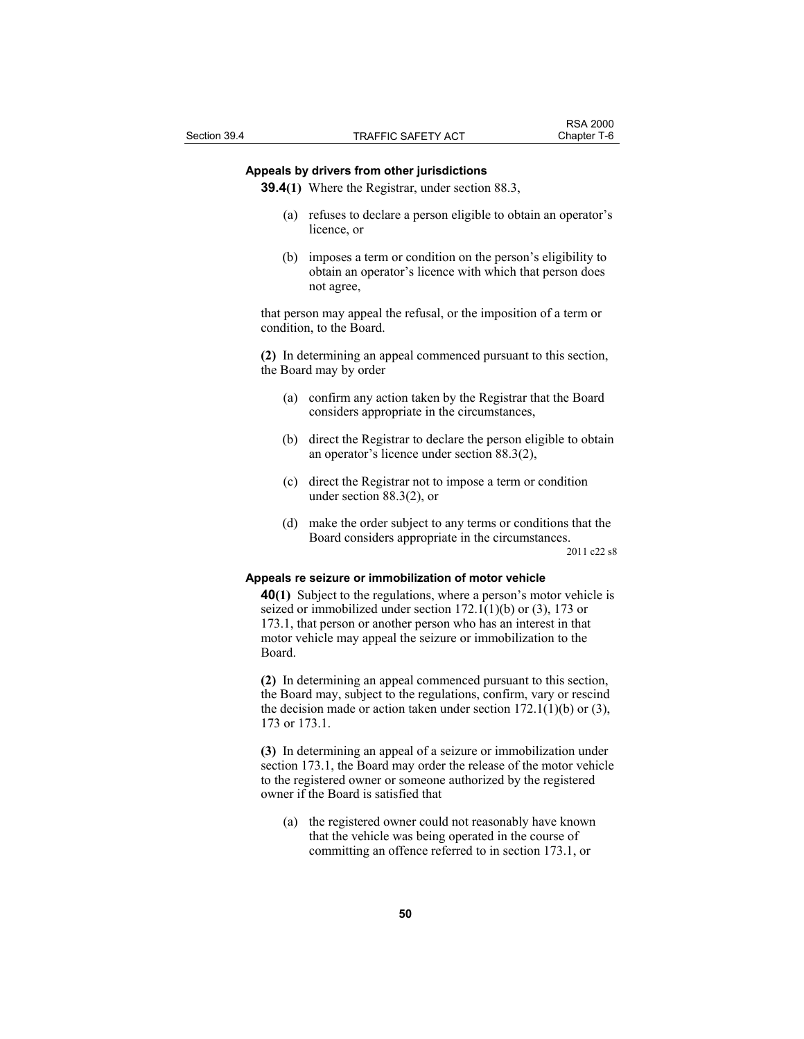**Appeals by drivers from other jurisdictions**

**39.4(1)** Where the Registrar, under section 88.3,

(a) refuses to declare a person eligible to obtain an operator's licence, or

(b) imposes a term or condition on the person's eligibility to obtain an operator's licence with which that person does not agree,

that person may appeal the refusal, or the imposition of a term or condition, to the Board.

**(2)** In determining an appeal commenced pursuant to this section, the Board may by order

(a) confirm any action taken by the Registrar that the Board considers appropriate in the circumstances,

(b) direct the Registrar to declare the person eligible to obtain an operator's licence under section 88.3(2),

(c) direct the Registrar not to impose a term or condition under section 88.3(2), or

(d) make the order subject to any terms or conditions that the Board considers appropriate in the circumstances.

2011 c22 s8

**Appeals re seizure or immobilization of motor vehicle**

**40(1)** Subject to the regulations, where a person's motor vehicle is seized or immobilized under section 172.1(1)(b) or (3), 173 or 173.1, that person or another person who has an interest in that motor vehicle may appeal the seizure or immobilization to the Board.

**(2)** In determining an appeal commenced pursuant to this section, the Board may, subject to the regulations, confirm, vary or rescind the decision made or action taken under section 172.1(1)(b) or (3), 173 or 173.1.

**(3)** In determining an appeal of a seizure or immobilization under section 173.1, the Board may order the release of the motor vehicle to the registered owner or someone authorized by the registered owner if the Board is satisfied that

(a) the registered owner could not reasonably have known that the vehicle was being operated in the course of committing an offence referred to in section 173.1, or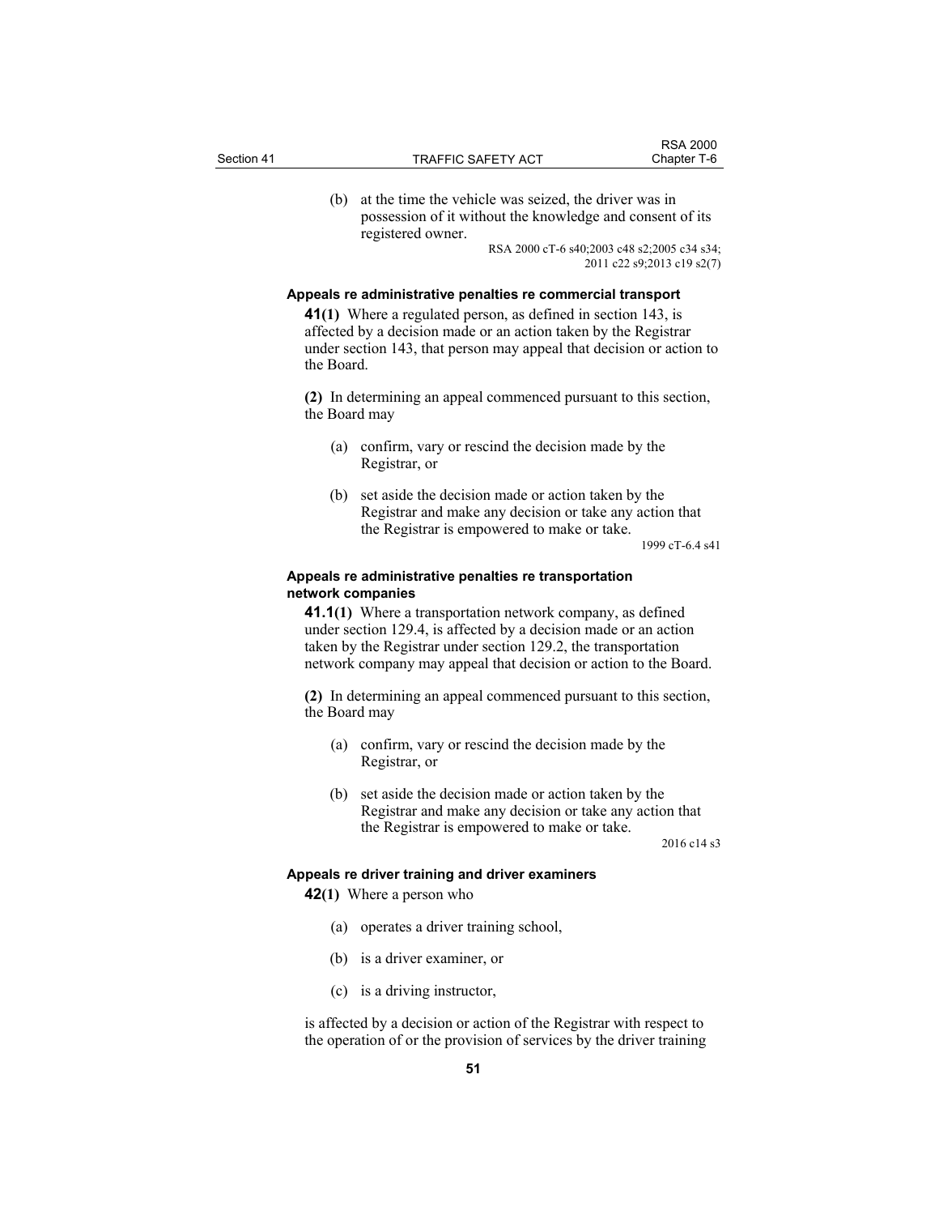(b) at the time the vehicle was seized, the driver was in possession of it without the knowledge and consent of its registered owner.

RSA 2000 cT-6 s40;2003 c48 s2;2005 c34 s34; 2011 c22 s9;2013 c19 s2(7)

**Appeals re administrative penalties re commercial transport**

**41(1)** Where a regulated person, as defined in section 143, is affected by a decision made or an action taken by the Registrar under section 143, that person may appeal that decision or action to the Board.

**(2)** In determining an appeal commenced pursuant to this section, the Board may

(a) confirm, vary or rescind the decision made by the Registrar, or

(b) set aside the decision made or action taken by the Registrar and make any decision or take any action that the Registrar is empowered to make or take.

1999 cT-6.4 s41

**Appeals re administrative penalties re transportation network companies**

**41.1(1)** Where a transportation network company, as defined under section 129.4, is affected by a decision made or an action taken by the Registrar under section 129.2, the transportation network company may appeal that decision or action to the Board.

**(2)** In determining an appeal commenced pursuant to this section, the Board may

(a) confirm, vary or rescind the decision made by the Registrar, or

(b) set aside the decision made or action taken by the Registrar and make any decision or take any action that the Registrar is empowered to make or take.

2016 c14 s3

**Appeals re driver training and driver examiners**

**42(1)** Where a person who

(a) operates a driver training school,

(b) is a driver examiner, or

(c) is a driving instructor,

is affected by a decision or action of the Registrar with respect to the operation of or the provision of services by the driver training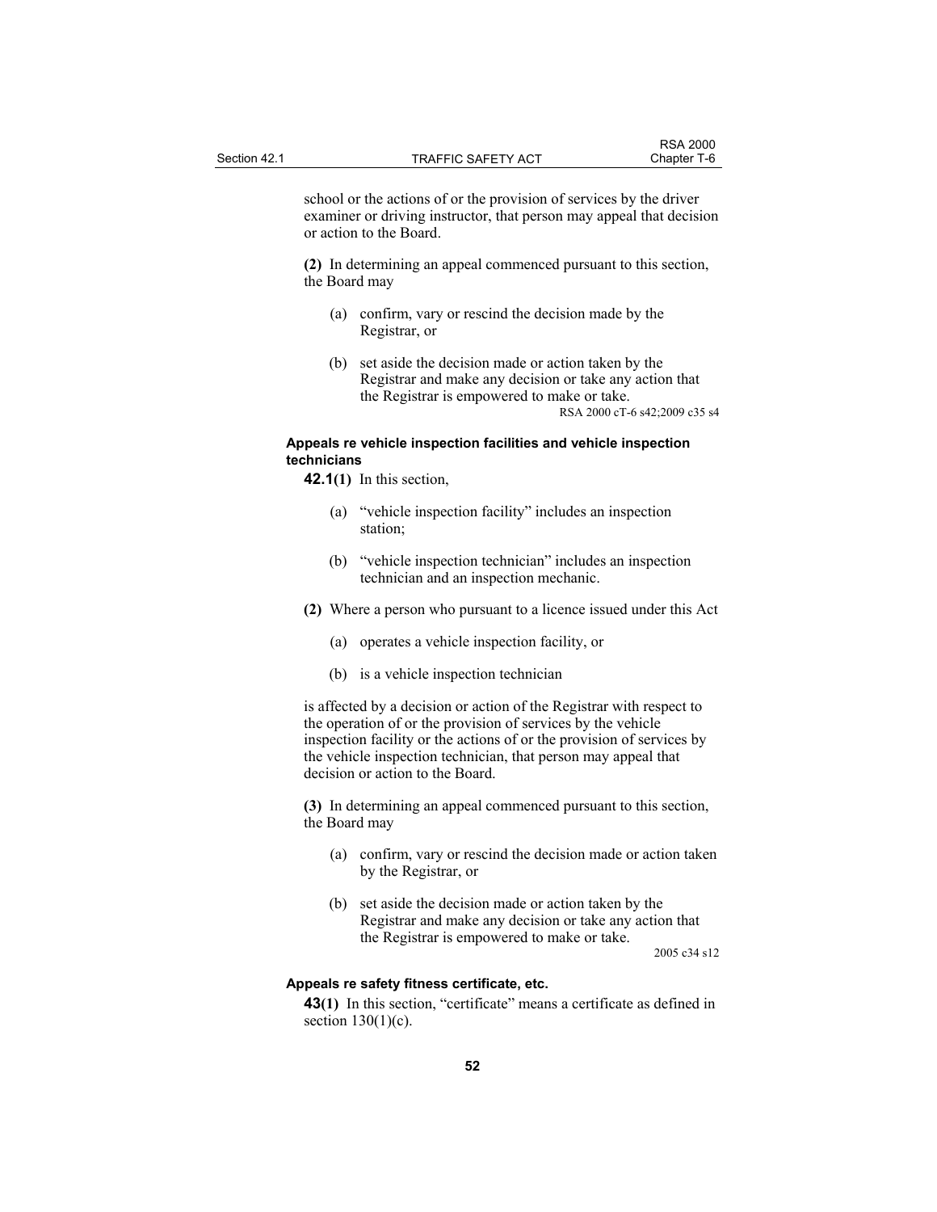school or the actions of or the provision of services by the driver examiner or driving instructor, that person may appeal that decision or action to the Board.

**(2)** In determining an appeal commenced pursuant to this section, the Board may

(a) confirm, vary or rescind the decision made by the Registrar, or

(b) set aside the decision made or action taken by the Registrar and make any decision or take any action that the Registrar is empowered to make or take.

RSA 2000 cT-6 s42;2009 c35 s4

**Appeals re vehicle inspection facilities and vehicle inspection technicians**

**42.1(1)** In this section,

(a) "vehicle inspection facility" includes an inspection station;

(b) "vehicle inspection technician" includes an inspection technician and an inspection mechanic.

**(2)** Where a person who pursuant to a licence issued under this Act

(a) operates a vehicle inspection facility, or

(b) is a vehicle inspection technician

is affected by a decision or action of the Registrar with respect to the operation of or the provision of services by the vehicle inspection facility or the actions of or the provision of services by the vehicle inspection technician, that person may appeal that decision or action to the Board.

**(3)** In determining an appeal commenced pursuant to this section, the Board may

(a) confirm, vary or rescind the decision made or action taken by the Registrar, or

(b) set aside the decision made or action taken by the Registrar and make any decision or take any action that the Registrar is empowered to make or take.

2005 c34 s12

**Appeals re safety fitness certificate, etc.**

**43(1)** In this section, "certificate" means a certificate as defined in section 130(1)(c).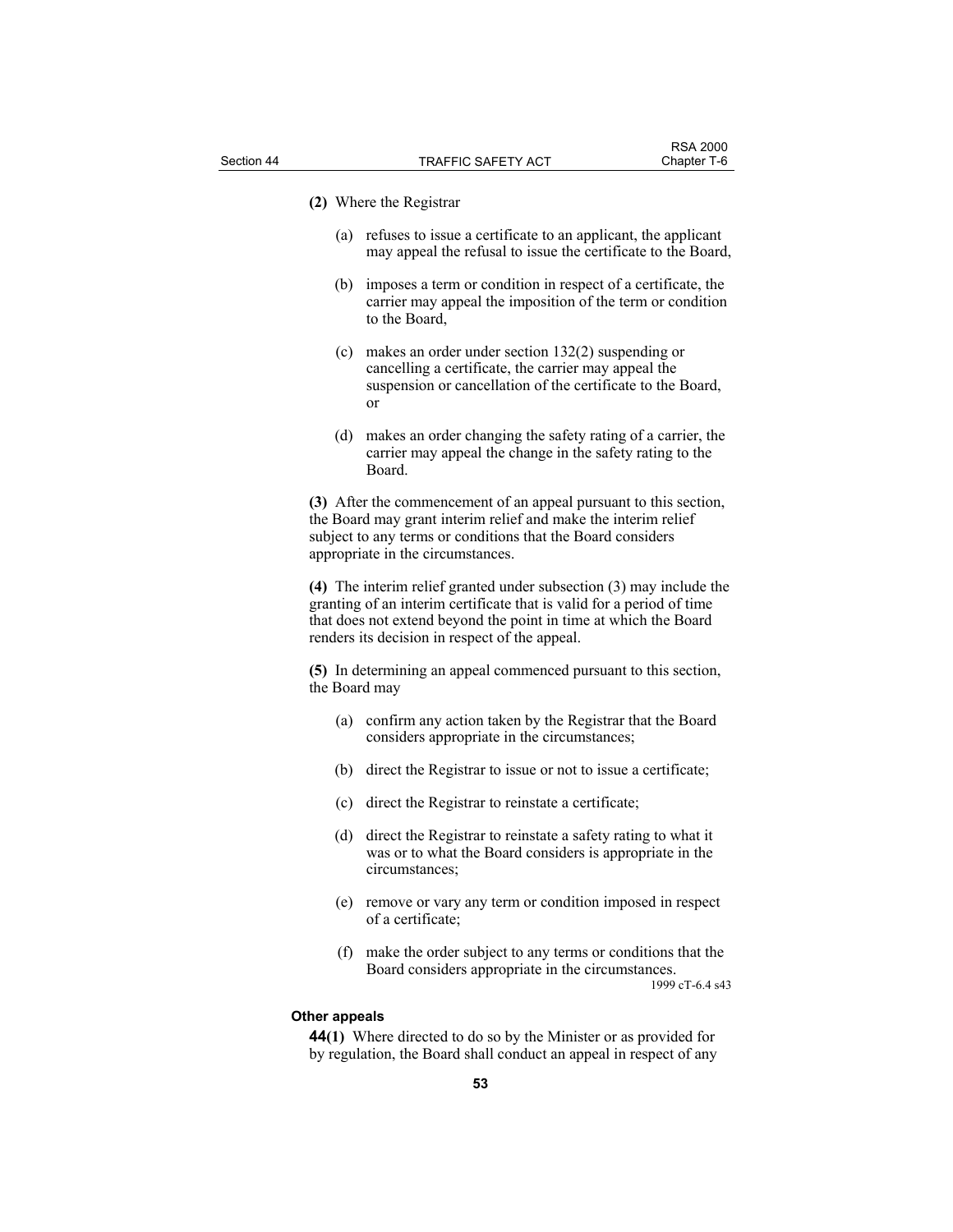**(2)** Where the Registrar

(a) refuses to issue a certificate to an applicant, the applicant may appeal the refusal to issue the certificate to the Board,

(b) imposes a term or condition in respect of a certificate, the carrier may appeal the imposition of the term or condition to the Board,

(c) makes an order under section 132(2) suspending or cancelling a certificate, the carrier may appeal the suspension or cancellation of the certificate to the Board, or

(d) makes an order changing the safety rating of a carrier, the carrier may appeal the change in the safety rating to the Board.

**(3)** After the commencement of an appeal pursuant to this section, the Board may grant interim relief and make the interim relief subject to any terms or conditions that the Board considers appropriate in the circumstances.

**(4)** The interim relief granted under subsection (3) may include the granting of an interim certificate that is valid for a period of time that does not extend beyond the point in time at which the Board renders its decision in respect of the appeal.

**(5)** In determining an appeal commenced pursuant to this section, the Board may

(a) confirm any action taken by the Registrar that the Board considers appropriate in the circumstances;

(b) direct the Registrar to issue or not to issue a certificate;

(c) direct the Registrar to reinstate a certificate;

(d) direct the Registrar to reinstate a safety rating to what it was or to what the Board considers is appropriate in the circumstances;

(e) remove or vary any term or condition imposed in respect of a certificate;

(f) make the order subject to any terms or conditions that the Board considers appropriate in the circumstances.

1999 cT-6.4 s43

**Other appeals**

**44(1)** Where directed to do so by the Minister or as provided for by regulation, the Board shall conduct an appeal in respect of any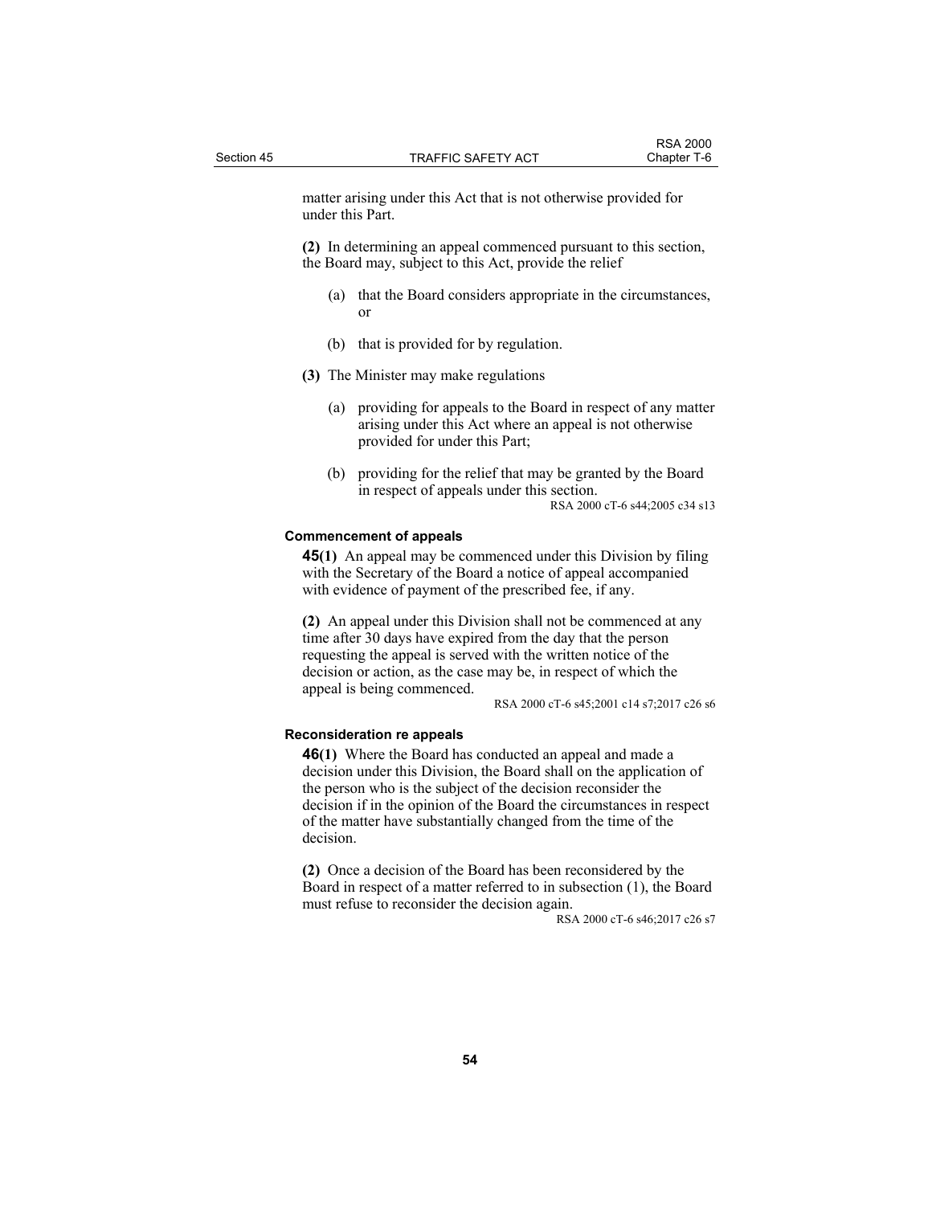matter arising under this Act that is not otherwise provided for under this Part.

**(2)** In determining an appeal commenced pursuant to this section, the Board may, subject to this Act, provide the relief

(a) that the Board considers appropriate in the circumstances, or

(b) that is provided for by regulation.

**(3)** The Minister may make regulations

(a) providing for appeals to the Board in respect of any matter arising under this Act where an appeal is not otherwise provided for under this Part;

(b) providing for the relief that may be granted by the Board in respect of appeals under this section.

RSA 2000 cT-6 s44;2005 c34 s13

#### Commencement of appeals

**45(1)** An appeal may be commenced under this Division by filing with the Secretary of the Board a notice of appeal accompanied with evidence of payment of the prescribed fee, if any.

**(2)** An appeal under this Division shall not be commenced at any time after 30 days have expired from the day that the person requesting the appeal is served with the written notice of the decision or action, as the case may be, in respect of which the appeal is being commenced.

RSA 2000 cT-6 s45;2001 c14 s7;2017 c26 s6

#### Reconsideration re appeals

**46(1)** Where the Board has conducted an appeal and made a decision under this Division, the Board shall on the application of the person who is the subject of the decision reconsider the decision if in the opinion of the Board the circumstances in respect of the matter have substantially changed from the time of the decision.

**(2)** Once a decision of the Board has been reconsidered by the Board in respect of a matter referred to in subsection (1), the Board must refuse to reconsider the decision again.

RSA 2000 cT-6 s46;2017 c26 s7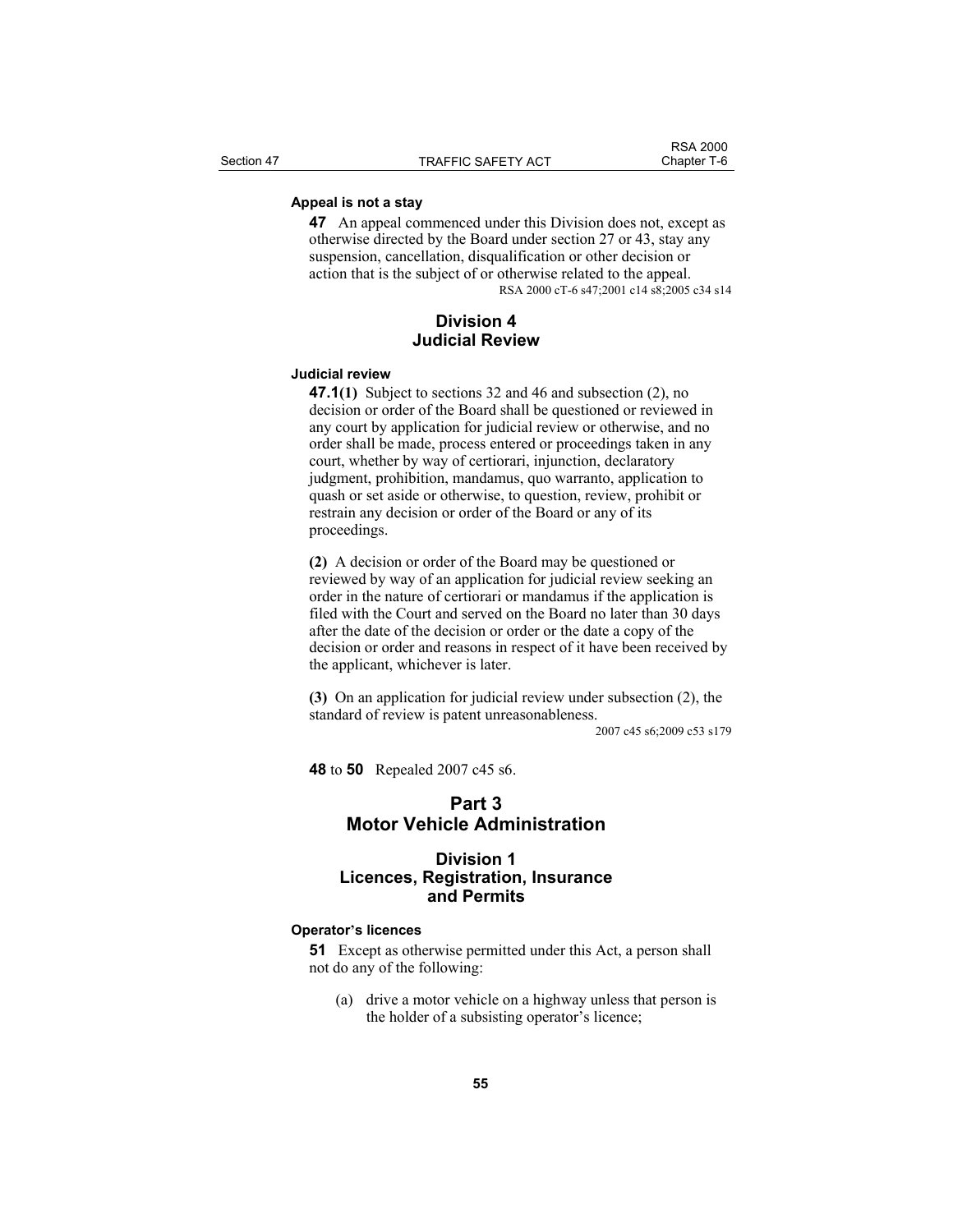**Appeal is not a stay**

**47** An appeal commenced under this Division does not, except as otherwise directed by the Board under section 27 or 43, stay any suspension, cancellation, disqualification or other decision or action that is the subject of or otherwise related to the appeal.

RSA 2000 cT-6 s47;2001 c14 s8;2005 c34 s14

## Division 4
## Judicial Review

**Judicial review**

**47.1(1)** Subject to sections 32 and 46 and subsection (2), no decision or order of the Board shall be questioned or reviewed in any court by application for judicial review or otherwise, and no order shall be made, process entered or proceedings taken in any court, whether by way of certiorari, injunction, declaratory judgment, prohibition, mandamus, quo warranto, application to quash or set aside or otherwise, to question, review, prohibit or restrain any decision or order of the Board or any of its proceedings.

**(2)** A decision or order of the Board may be questioned or reviewed by way of an application for judicial review seeking an order in the nature of certiorari or mandamus if the application is filed with the Court and served on the Board no later than 30 days after the date of the decision or order or the date a copy of the decision or order and reasons in respect of it have been received by the applicant, whichever is later.

**(3)** On an application for judicial review under subsection (2), the standard of review is patent unreasonableness.

2007 c45 s6;2009 c53 s179

**48** to **50** Repealed 2007 c45 s6.

# Part 3
# Motor Vehicle Administration

## Division 1
## Licences, Registration, Insurance and Permits

**Operator's licences**

**51** Except as otherwise permitted under this Act, a person shall not do any of the following:

(a) drive a motor vehicle on a highway unless that person is the holder of a subsisting operator's licence;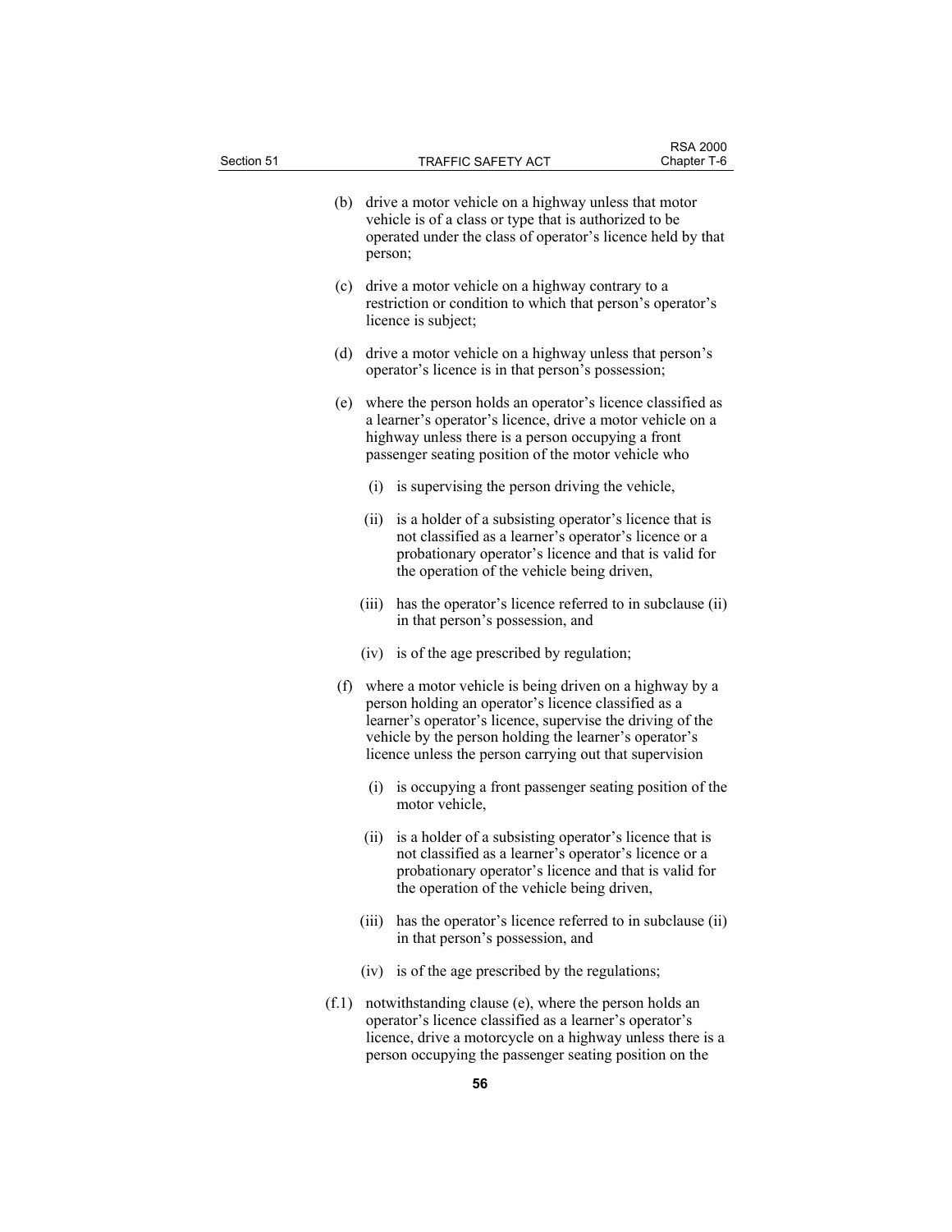(b) drive a motor vehicle on a highway unless that motor vehicle is of a class or type that is authorized to be operated under the class of operator's licence held by that person;

(c) drive a motor vehicle on a highway contrary to a restriction or condition to which that person's operator's licence is subject;

(d) drive a motor vehicle on a highway unless that person's operator's licence is in that person's possession;

(e) where the person holds an operator's licence classified as a learner's operator's licence, drive a motor vehicle on a highway unless there is a person occupying a front passenger seating position of the motor vehicle who

(i) is supervising the person driving the vehicle,

(ii) is a holder of a subsisting operator's licence that is not classified as a learner's operator's licence or a probationary operator's licence and that is valid for the operation of the vehicle being driven,

(iii) has the operator's licence referred to in subclause (ii) in that person's possession, and

(iv) is of the age prescribed by regulation;

(f) where a motor vehicle is being driven on a highway by a person holding an operator's licence classified as a learner's operator's licence, supervise the driving of the vehicle by the person holding the learner's operator's licence unless the person carrying out that supervision

(i) is occupying a front passenger seating position of the motor vehicle,

(ii) is a holder of a subsisting operator's licence that is not classified as a learner's operator's licence or a probationary operator's licence and that is valid for the operation of the vehicle being driven,

(iii) has the operator's licence referred to in subclause (ii) in that person's possession, and

(iv) is of the age prescribed by the regulations;

(f.1) notwithstanding clause (e), where the person holds an operator's licence classified as a learner's operator's licence, drive a motorcycle on a highway unless there is a person occupying the passenger seating position on the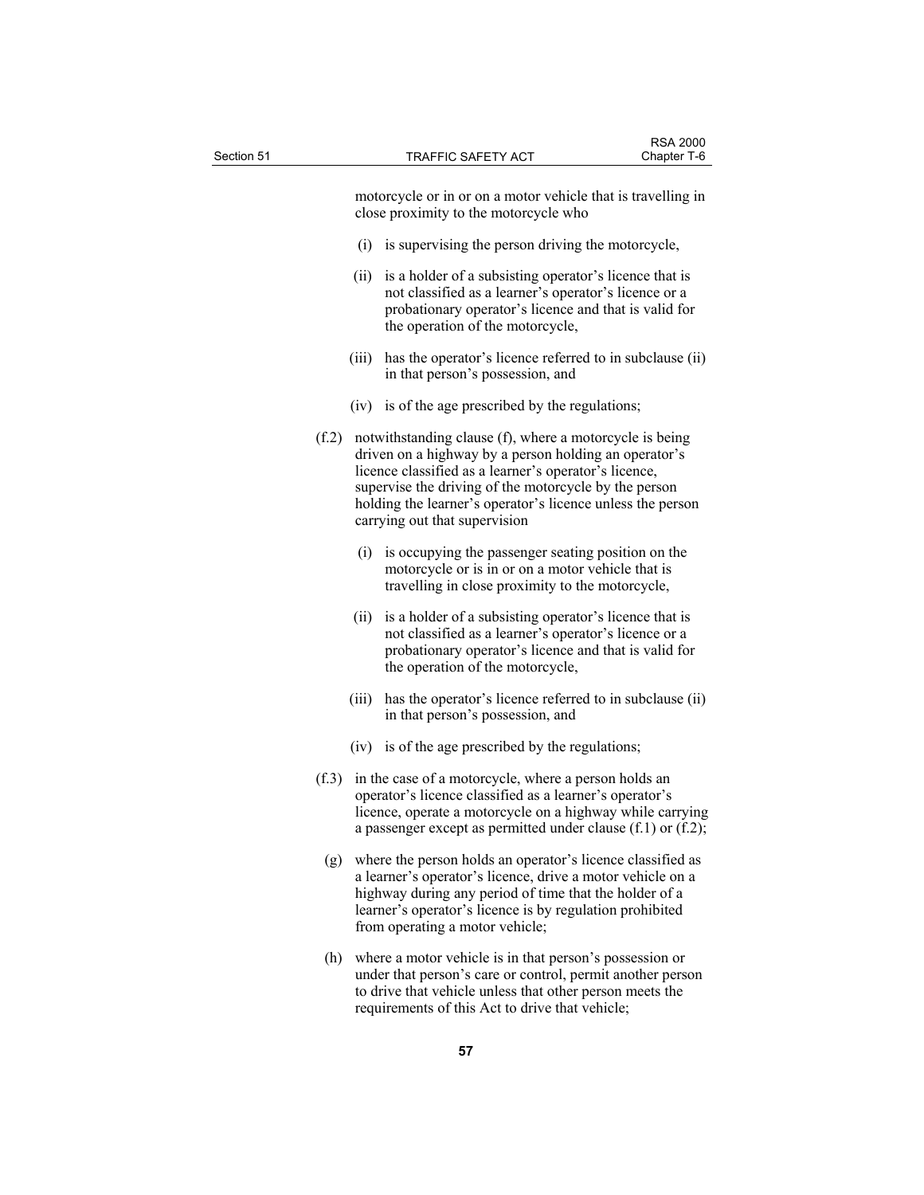motorcycle or in or on a motor vehicle that is travelling in close proximity to the motorcycle who

(i) is supervising the person driving the motorcycle,

(ii) is a holder of a subsisting operator's licence that is not classified as a learner's operator's licence or a probationary operator's licence and that is valid for the operation of the motorcycle,

(iii) has the operator's licence referred to in subclause (ii) in that person's possession, and

(iv) is of the age prescribed by the regulations;

(f.2) notwithstanding clause (f), where a motorcycle is being driven on a highway by a person holding an operator's licence classified as a learner's operator's licence, supervise the driving of the motorcycle by the person holding the learner's operator's licence unless the person carrying out that supervision

(i) is occupying the passenger seating position on the motorcycle or is in or on a motor vehicle that is travelling in close proximity to the motorcycle,

(ii) is a holder of a subsisting operator's licence that is not classified as a learner's operator's licence or a probationary operator's licence and that is valid for the operation of the motorcycle,

(iii) has the operator's licence referred to in subclause (ii) in that person's possession, and

(iv) is of the age prescribed by the regulations;

(f.3) in the case of a motorcycle, where a person holds an operator's licence classified as a learner's operator's licence, operate a motorcycle on a highway while carrying a passenger except as permitted under clause (f.1) or (f.2);

(g) where the person holds an operator's licence classified as a learner's operator's licence, drive a motor vehicle on a highway during any period of time that the holder of a learner's operator's licence is by regulation prohibited from operating a motor vehicle;

(h) where a motor vehicle is in that person's possession or under that person's care or control, permit another person to drive that vehicle unless that other person meets the requirements of this Act to drive that vehicle;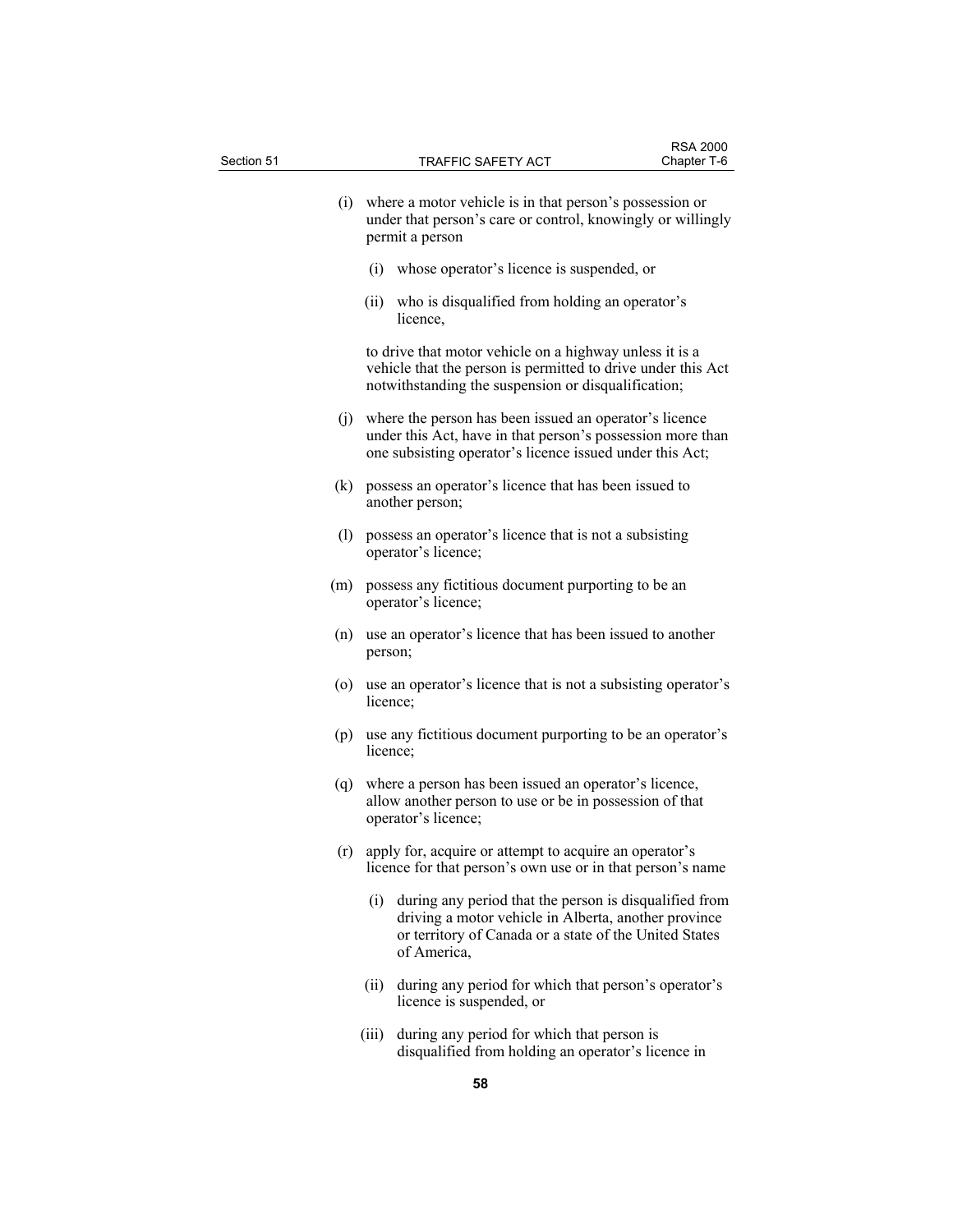(i) where a motor vehicle is in that person's possession or under that person's care or control, knowingly or willingly permit a person

  (i) whose operator's licence is suspended, or

  (ii) who is disqualified from holding an operator's licence,

  to drive that motor vehicle on a highway unless it is a vehicle that the person is permitted to drive under this Act notwithstanding the suspension or disqualification;

(j) where the person has been issued an operator's licence under this Act, have in that person's possession more than one subsisting operator's licence issued under this Act;

(k) possess an operator's licence that has been issued to another person;

(l) possess an operator's licence that is not a subsisting operator's licence;

(m) possess any fictitious document purporting to be an operator's licence;

(n) use an operator's licence that has been issued to another person;

(o) use an operator's licence that is not a subsisting operator's licence;

(p) use any fictitious document purporting to be an operator's licence;

(q) where a person has been issued an operator's licence, allow another person to use or be in possession of that operator's licence;

(r) apply for, acquire or attempt to acquire an operator's licence for that person's own use or in that person's name

  (i) during any period that the person is disqualified from driving a motor vehicle in Alberta, another province or territory of Canada or a state of the United States of America,

  (ii) during any period for which that person's operator's licence is suspended, or

  (iii) during any period for which that person is disqualified from holding an operator's licence in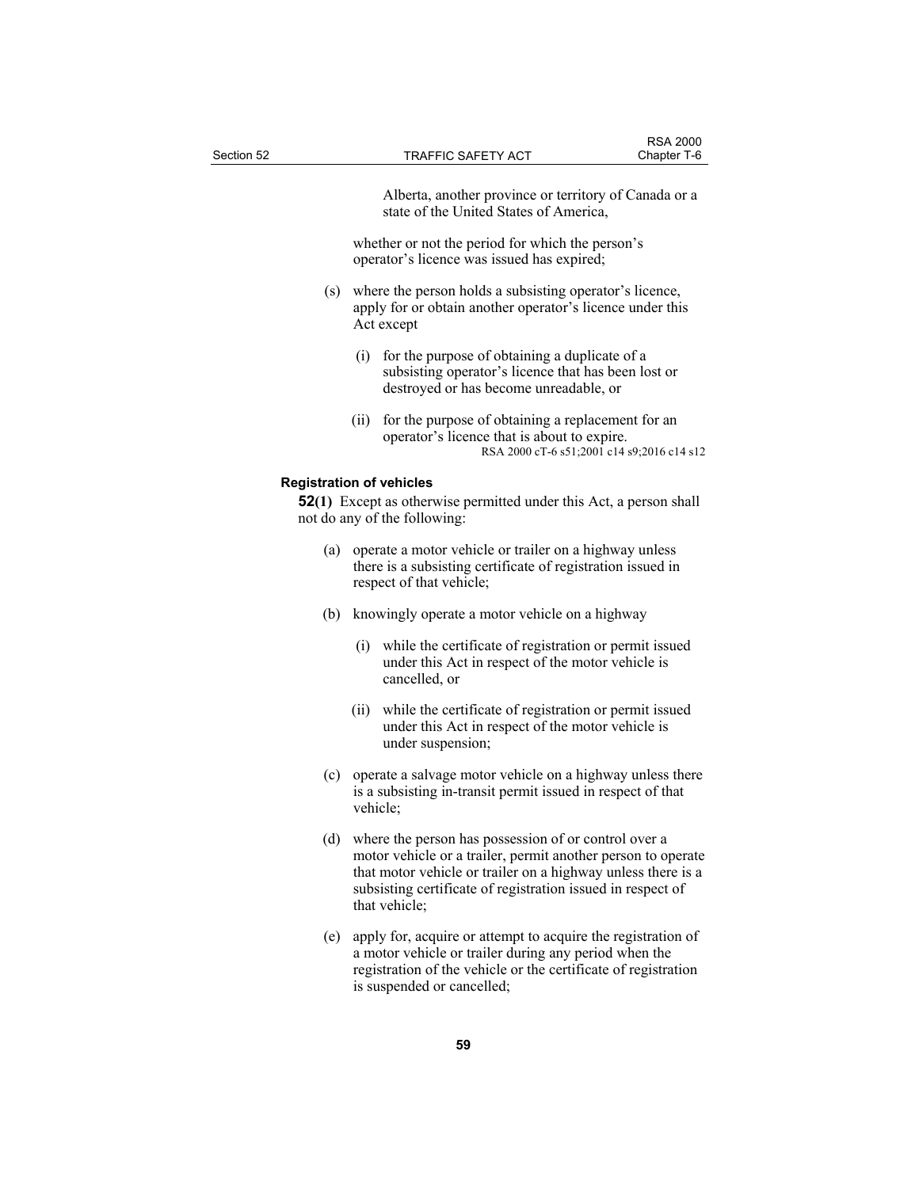Alberta, another province or territory of Canada or a state of the United States of America,

whether or not the period for which the person's operator's licence was issued has expired;

(s) where the person holds a subsisting operator's licence, apply for or obtain another operator's licence under this Act except

(i) for the purpose of obtaining a duplicate of a subsisting operator's licence that has been lost or destroyed or has become unreadable, or

(ii) for the purpose of obtaining a replacement for an operator's licence that is about to expire.

RSA 2000 cT-6 s51;2001 c14 s9;2016 c14 s12

**Registration of vehicles**

**52(1)** Except as otherwise permitted under this Act, a person shall not do any of the following:

(a) operate a motor vehicle or trailer on a highway unless there is a subsisting certificate of registration issued in respect of that vehicle;

(b) knowingly operate a motor vehicle on a highway

(i) while the certificate of registration or permit issued under this Act in respect of the motor vehicle is cancelled, or

(ii) while the certificate of registration or permit issued under this Act in respect of the motor vehicle is under suspension;

(c) operate a salvage motor vehicle on a highway unless there is a subsisting in-transit permit issued in respect of that vehicle;

(d) where the person has possession of or control over a motor vehicle or a trailer, permit another person to operate that motor vehicle or trailer on a highway unless there is a subsisting certificate of registration issued in respect of that vehicle;

(e) apply for, acquire or attempt to acquire the registration of a motor vehicle or trailer during any period when the registration of the vehicle or the certificate of registration is suspended or cancelled;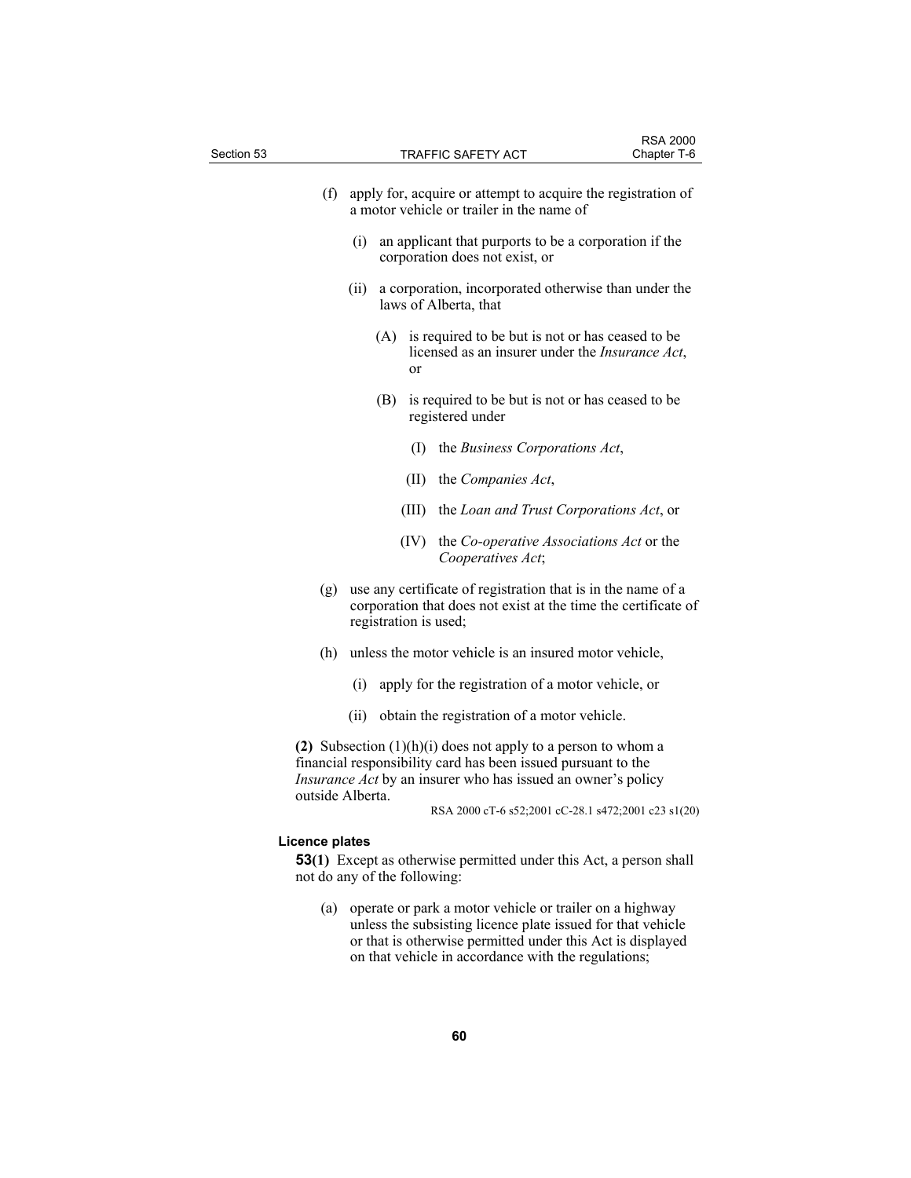(f) apply for, acquire or attempt to acquire the registration of a motor vehicle or trailer in the name of

  (i) an applicant that purports to be a corporation if the corporation does not exist, or

  (ii) a corporation, incorporated otherwise than under the laws of Alberta, that

    (A) is required to be but is not or has ceased to be licensed as an insurer under the *Insurance Act*, or

    (B) is required to be but is not or has ceased to be registered under

      (I) the *Business Corporations Act*,

      (II) the *Companies Act*,

      (III) the *Loan and Trust Corporations Act*, or

      (IV) the *Co-operative Associations Act* or the *Cooperatives Act*;

(g) use any certificate of registration that is in the name of a corporation that does not exist at the time the certificate of registration is used;

(h) unless the motor vehicle is an insured motor vehicle,

  (i) apply for the registration of a motor vehicle, or

  (ii) obtain the registration of a motor vehicle.

**(2)** Subsection (1)(h)(i) does not apply to a person to whom a financial responsibility card has been issued pursuant to the *Insurance Act* by an insurer who has issued an owner's policy outside Alberta.

RSA 2000 cT-6 s52;2001 cC-28.1 s472;2001 c23 s1(20)

**Licence plates**

**53(1)** Except as otherwise permitted under this Act, a person shall not do any of the following:

(a) operate or park a motor vehicle or trailer on a highway unless the subsisting licence plate issued for that vehicle or that is otherwise permitted under this Act is displayed on that vehicle in accordance with the regulations;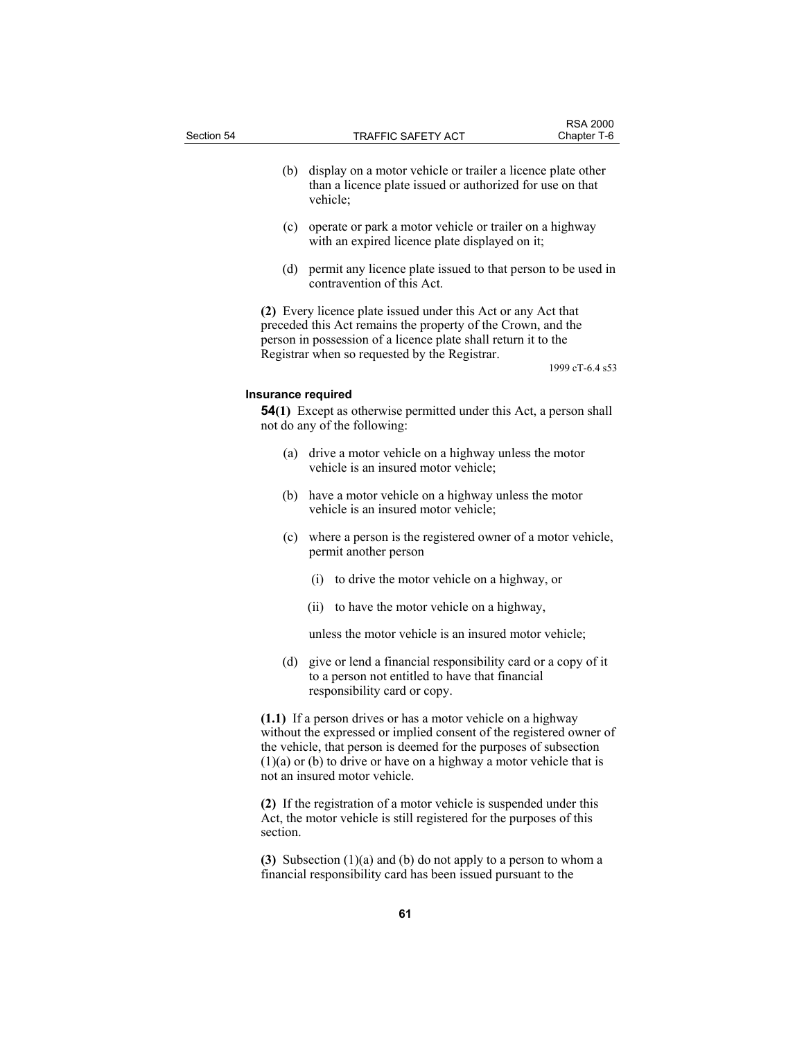(b) display on a motor vehicle or trailer a licence plate other than a licence plate issued or authorized for use on that vehicle;

(c) operate or park a motor vehicle or trailer on a highway with an expired licence plate displayed on it;

(d) permit any licence plate issued to that person to be used in contravention of this Act.

**(2)** Every licence plate issued under this Act or any Act that preceded this Act remains the property of the Crown, and the person in possession of a licence plate shall return it to the Registrar when so requested by the Registrar.

1999 cT-6.4 s53

**Insurance required**

**54(1)** Except as otherwise permitted under this Act, a person shall not do any of the following:

(a) drive a motor vehicle on a highway unless the motor vehicle is an insured motor vehicle;

(b) have a motor vehicle on a highway unless the motor vehicle is an insured motor vehicle;

(c) where a person is the registered owner of a motor vehicle, permit another person

(i) to drive the motor vehicle on a highway, or

(ii) to have the motor vehicle on a highway,

unless the motor vehicle is an insured motor vehicle;

(d) give or lend a financial responsibility card or a copy of it to a person not entitled to have that financial responsibility card or copy.

**(1.1)** If a person drives or has a motor vehicle on a highway without the expressed or implied consent of the registered owner of the vehicle, that person is deemed for the purposes of subsection (1)(a) or (b) to drive or have on a highway a motor vehicle that is not an insured motor vehicle.

**(2)** If the registration of a motor vehicle is suspended under this Act, the motor vehicle is still registered for the purposes of this section.

**(3)** Subsection (1)(a) and (b) do not apply to a person to whom a financial responsibility card has been issued pursuant to the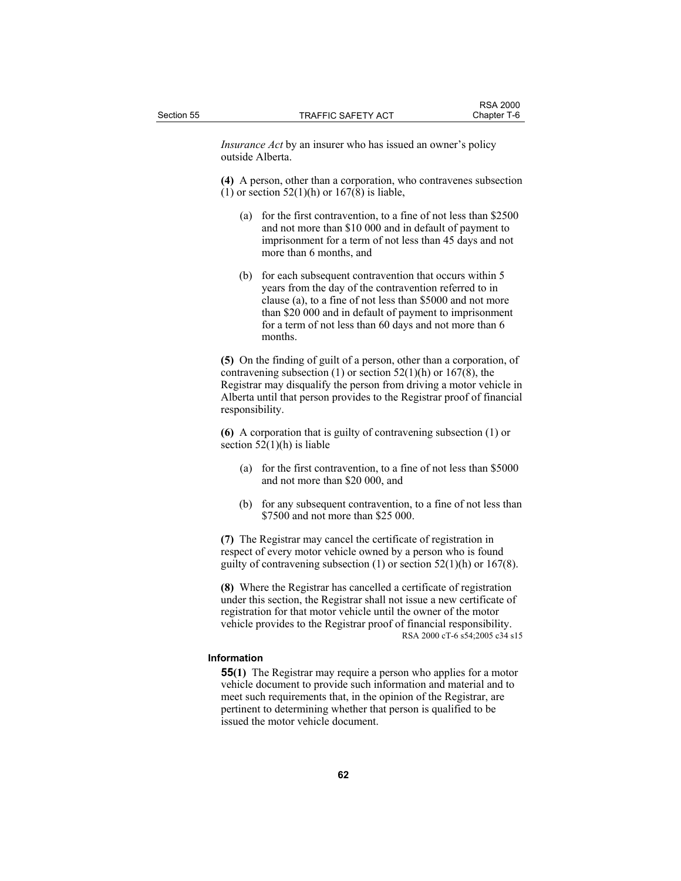*Insurance Act* by an insurer who has issued an owner's policy outside Alberta.

**(4)** A person, other than a corporation, who contravenes subsection (1) or section 52(1)(h) or 167(8) is liable,

(a) for the first contravention, to a fine of not less than $2500 and not more than $10 000 and in default of payment to imprisonment for a term of not less than 45 days and not more than 6 months, and

(b) for each subsequent contravention that occurs within 5 years from the day of the contravention referred to in clause (a), to a fine of not less than $5000 and not more than $20 000 and in default of payment to imprisonment for a term of not less than 60 days and not more than 6 months.

**(5)** On the finding of guilt of a person, other than a corporation, of contravening subsection (1) or section 52(1)(h) or 167(8), the Registrar may disqualify the person from driving a motor vehicle in Alberta until that person provides to the Registrar proof of financial responsibility.

**(6)** A corporation that is guilty of contravening subsection (1) or section 52(1)(h) is liable

(a) for the first contravention, to a fine of not less than $5000 and not more than $20 000, and

(b) for any subsequent contravention, to a fine of not less than $7500 and not more than $25 000.

**(7)** The Registrar may cancel the certificate of registration in respect of every motor vehicle owned by a person who is found guilty of contravening subsection (1) or section 52(1)(h) or 167(8).

**(8)** Where the Registrar has cancelled a certificate of registration under this section, the Registrar shall not issue a new certificate of registration for that motor vehicle until the owner of the motor vehicle provides to the Registrar proof of financial responsibility.

RSA 2000 cT-6 s54;2005 c34 s15

#### Information

**55(1)** The Registrar may require a person who applies for a motor vehicle document to provide such information and material and to meet such requirements that, in the opinion of the Registrar, are pertinent to determining whether that person is qualified to be issued the motor vehicle document.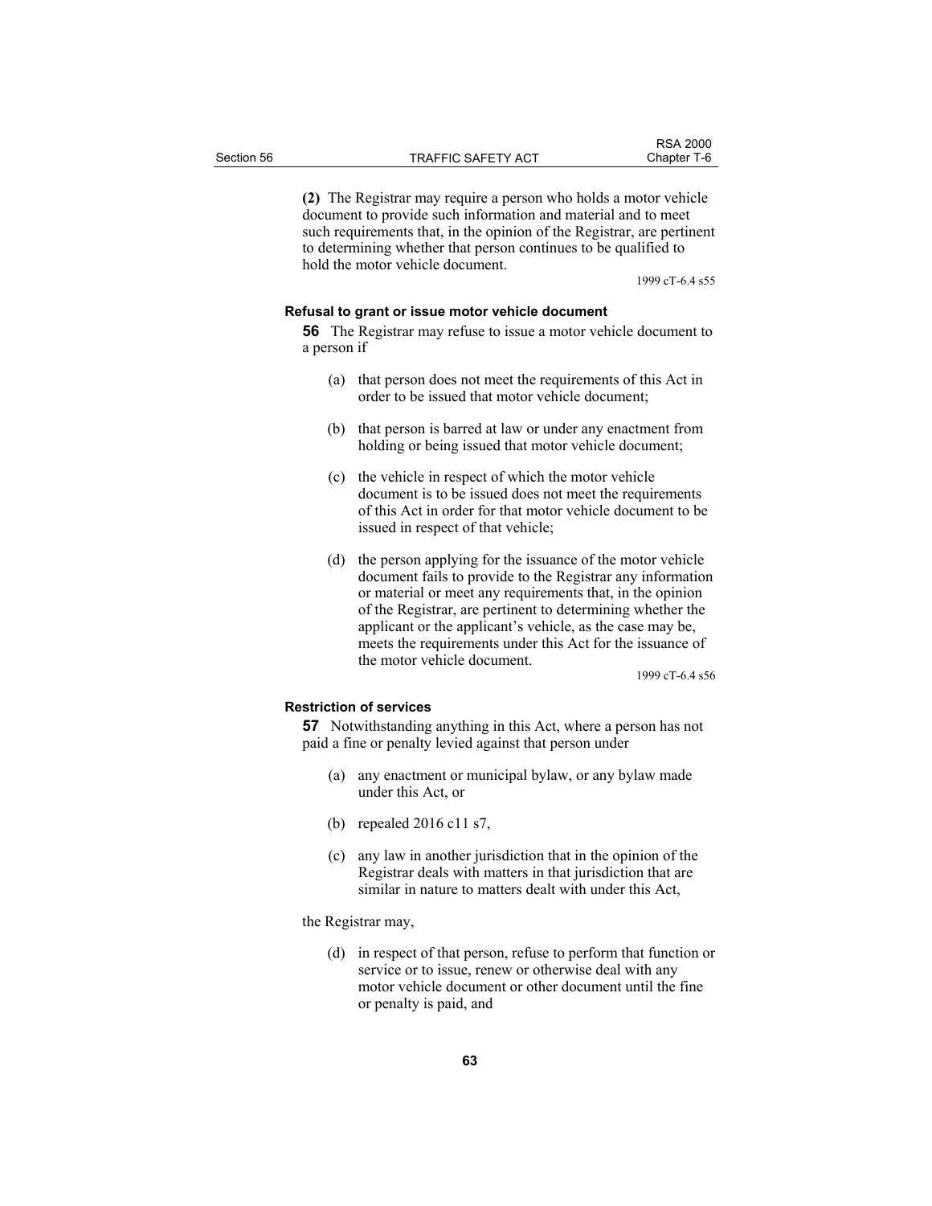**(2)** The Registrar may require a person who holds a motor vehicle document to provide such information and material and to meet such requirements that, in the opinion of the Registrar, are pertinent to determining whether that person continues to be qualified to hold the motor vehicle document.

1999 cT-6.4 s55

**Refusal to grant or issue motor vehicle document**

**56** The Registrar may refuse to issue a motor vehicle document to a person if

(a) that person does not meet the requirements of this Act in order to be issued that motor vehicle document;

(b) that person is barred at law or under any enactment from holding or being issued that motor vehicle document;

(c) the vehicle in respect of which the motor vehicle document is to be issued does not meet the requirements of this Act in order for that motor vehicle document to be issued in respect of that vehicle;

(d) the person applying for the issuance of the motor vehicle document fails to provide to the Registrar any information or material or meet any requirements that, in the opinion of the Registrar, are pertinent to determining whether the applicant or the applicant's vehicle, as the case may be, meets the requirements under this Act for the issuance of the motor vehicle document.

1999 cT-6.4 s56

**Restriction of services**

**57** Notwithstanding anything in this Act, where a person has not paid a fine or penalty levied against that person under

(a) any enactment or municipal bylaw, or any bylaw made under this Act, or

(b) repealed 2016 c11 s7,

(c) any law in another jurisdiction that in the opinion of the Registrar deals with matters in that jurisdiction that are similar in nature to matters dealt with under this Act,

the Registrar may,

(d) in respect of that person, refuse to perform that function or service or to issue, renew or otherwise deal with any motor vehicle document or other document until the fine or penalty is paid, and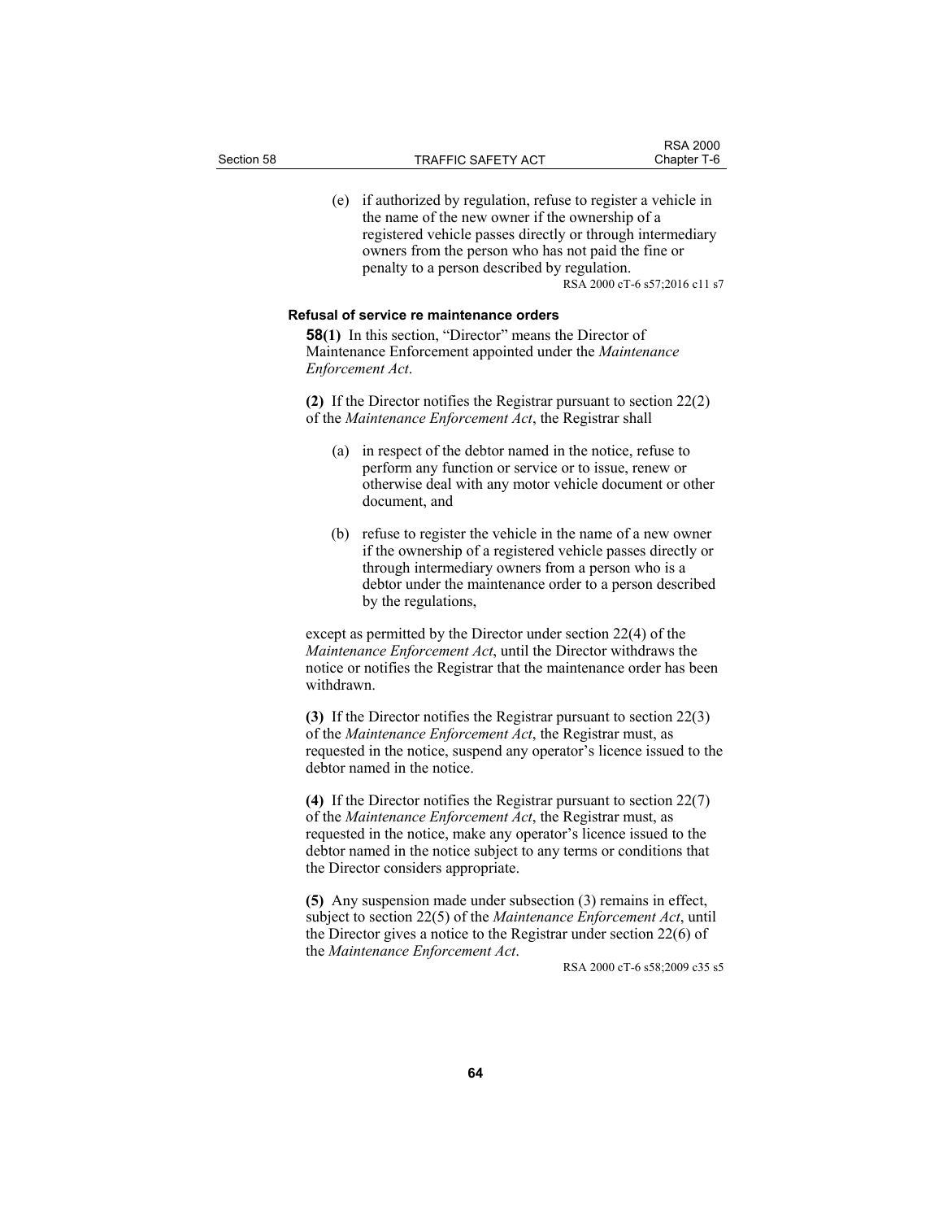(e) if authorized by regulation, refuse to register a vehicle in the name of the new owner if the ownership of a registered vehicle passes directly or through intermediary owners from the person who has not paid the fine or penalty to a person described by regulation.

RSA 2000 cT-6 s57;2016 c11 s7

**Refusal of service re maintenance orders**

**58(1)** In this section, "Director" means the Director of Maintenance Enforcement appointed under the *Maintenance Enforcement Act*.

**(2)** If the Director notifies the Registrar pursuant to section 22(2) of the *Maintenance Enforcement Act*, the Registrar shall

(a) in respect of the debtor named in the notice, refuse to perform any function or service or to issue, renew or otherwise deal with any motor vehicle document or other document, and

(b) refuse to register the vehicle in the name of a new owner if the ownership of a registered vehicle passes directly or through intermediary owners from a person who is a debtor under the maintenance order to a person described by the regulations,

except as permitted by the Director under section 22(4) of the *Maintenance Enforcement Act*, until the Director withdraws the notice or notifies the Registrar that the maintenance order has been withdrawn.

**(3)** If the Director notifies the Registrar pursuant to section 22(3) of the *Maintenance Enforcement Act*, the Registrar must, as requested in the notice, suspend any operator's licence issued to the debtor named in the notice.

**(4)** If the Director notifies the Registrar pursuant to section 22(7) of the *Maintenance Enforcement Act*, the Registrar must, as requested in the notice, make any operator's licence issued to the debtor named in the notice subject to any terms or conditions that the Director considers appropriate.

**(5)** Any suspension made under subsection (3) remains in effect, subject to section 22(5) of the *Maintenance Enforcement Act*, until the Director gives a notice to the Registrar under section 22(6) of the *Maintenance Enforcement Act*.

RSA 2000 cT-6 s58;2009 c35 s5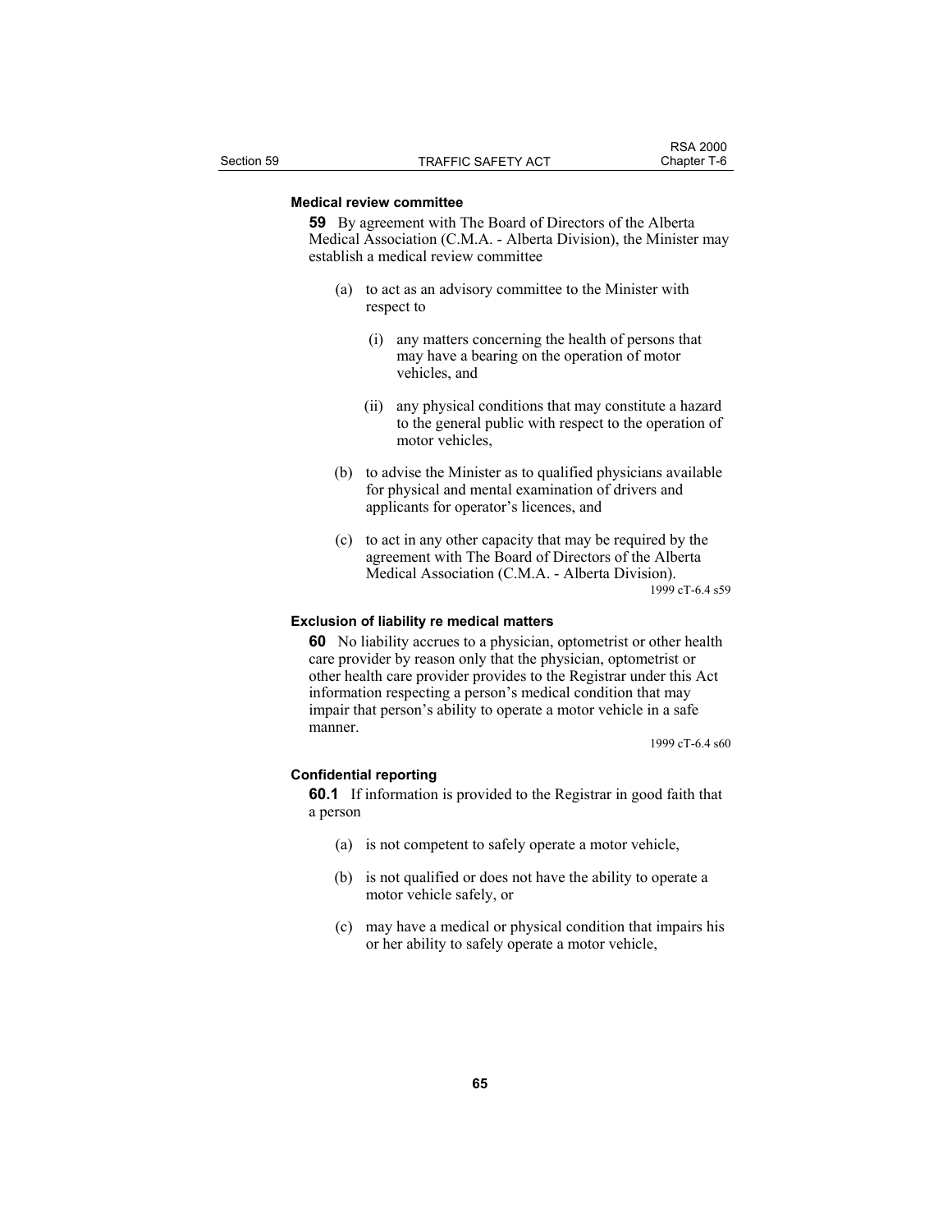### Medical review committee

**59** By agreement with The Board of Directors of the Alberta Medical Association (C.M.A. - Alberta Division), the Minister may establish a medical review committee

(a) to act as an advisory committee to the Minister with respect to

(i) any matters concerning the health of persons that may have a bearing on the operation of motor vehicles, and

(ii) any physical conditions that may constitute a hazard to the general public with respect to the operation of motor vehicles,

(b) to advise the Minister as to qualified physicians available for physical and mental examination of drivers and applicants for operator's licences, and

(c) to act in any other capacity that may be required by the agreement with The Board of Directors of the Alberta Medical Association (C.M.A. - Alberta Division).

1999 cT-6.4 s59

### Exclusion of liability re medical matters

**60** No liability accrues to a physician, optometrist or other health care provider by reason only that the physician, optometrist or other health care provider provides to the Registrar under this Act information respecting a person's medical condition that may impair that person's ability to operate a motor vehicle in a safe manner.

1999 cT-6.4 s60

### Confidential reporting

**60.1** If information is provided to the Registrar in good faith that a person

(a) is not competent to safely operate a motor vehicle,

(b) is not qualified or does not have the ability to operate a motor vehicle safely, or

(c) may have a medical or physical condition that impairs his or her ability to safely operate a motor vehicle,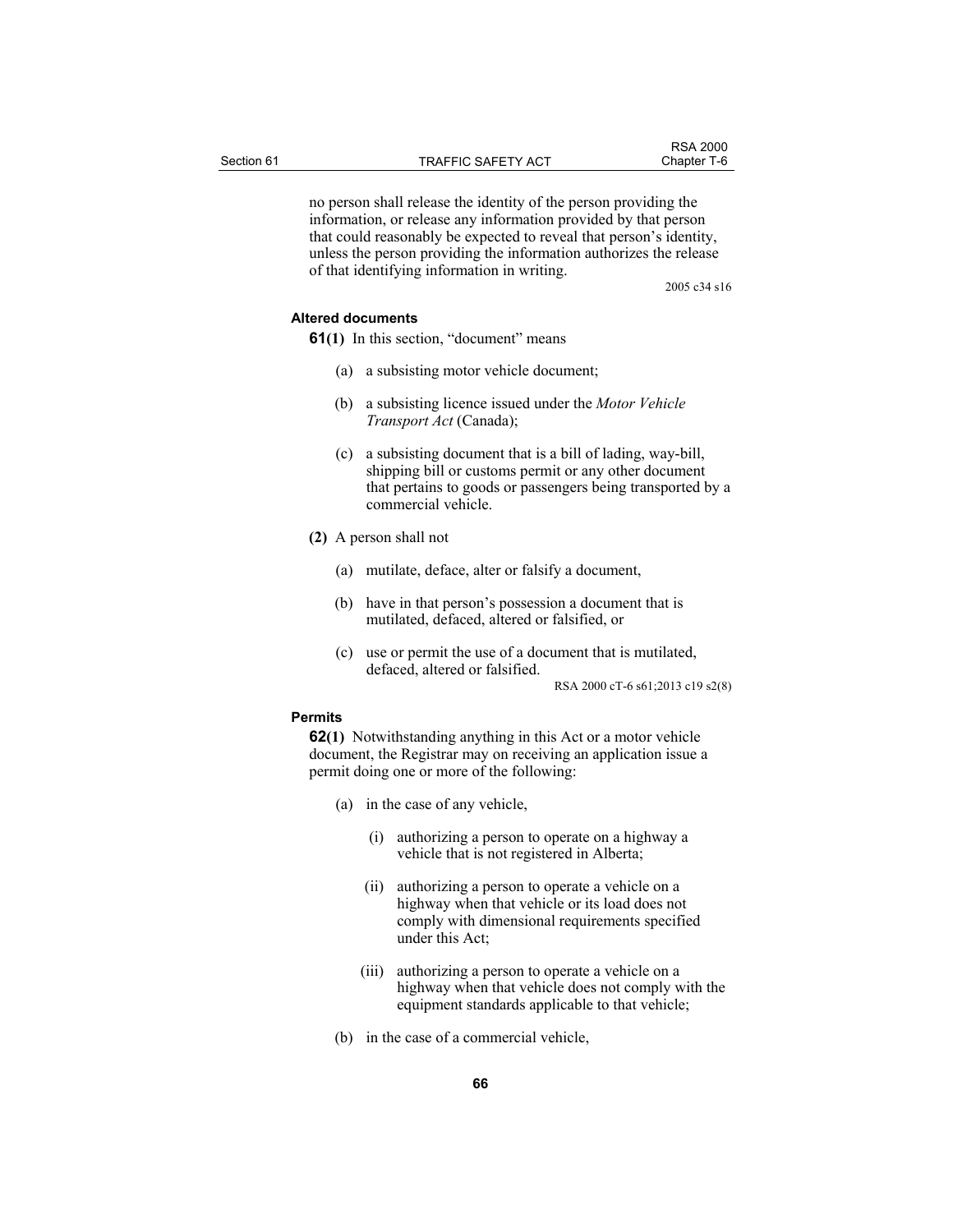no person shall release the identity of the person providing the information, or release any information provided by that person that could reasonably be expected to reveal that person's identity, unless the person providing the information authorizes the release of that identifying information in writing.

2005 c34 s16

**Altered documents**

**61(1)** In this section, "document" means

(a) a subsisting motor vehicle document;

(b) a subsisting licence issued under the *Motor Vehicle Transport Act* (Canada);

(c) a subsisting document that is a bill of lading, way-bill, shipping bill or customs permit or any other document that pertains to goods or passengers being transported by a commercial vehicle.

**(2)** A person shall not

(a) mutilate, deface, alter or falsify a document,

(b) have in that person's possession a document that is mutilated, defaced, altered or falsified, or

(c) use or permit the use of a document that is mutilated, defaced, altered or falsified.

RSA 2000 cT-6 s61;2013 c19 s2(8)

**Permits**

**62(1)** Notwithstanding anything in this Act or a motor vehicle document, the Registrar may on receiving an application issue a permit doing one or more of the following:

(a) in the case of any vehicle,

(i) authorizing a person to operate on a highway a vehicle that is not registered in Alberta;

(ii) authorizing a person to operate a vehicle on a highway when that vehicle or its load does not comply with dimensional requirements specified under this Act;

(iii) authorizing a person to operate a vehicle on a highway when that vehicle does not comply with the equipment standards applicable to that vehicle;

(b) in the case of a commercial vehicle,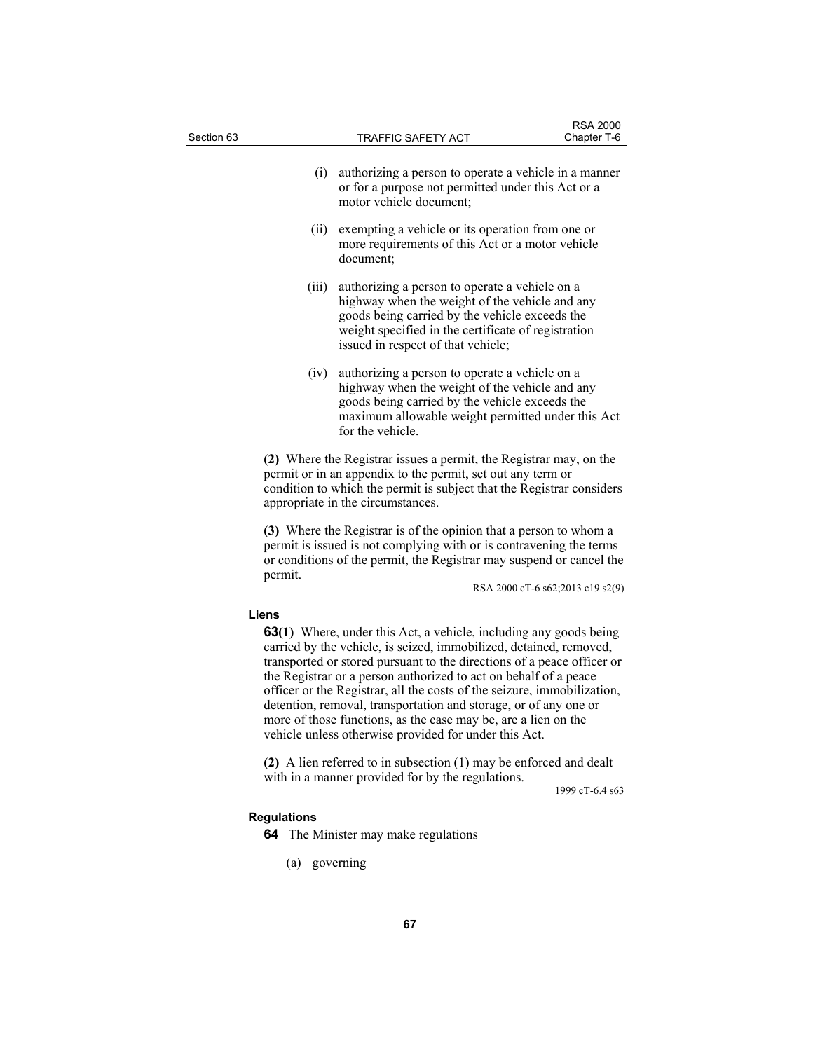(i) authorizing a person to operate a vehicle in a manner or for a purpose not permitted under this Act or a motor vehicle document;

(ii) exempting a vehicle or its operation from one or more requirements of this Act or a motor vehicle document;

(iii) authorizing a person to operate a vehicle on a highway when the weight of the vehicle and any goods being carried by the vehicle exceeds the weight specified in the certificate of registration issued in respect of that vehicle;

(iv) authorizing a person to operate a vehicle on a highway when the weight of the vehicle and any goods being carried by the vehicle exceeds the maximum allowable weight permitted under this Act for the vehicle.

**(2)** Where the Registrar issues a permit, the Registrar may, on the permit or in an appendix to the permit, set out any term or condition to which the permit is subject that the Registrar considers appropriate in the circumstances.

**(3)** Where the Registrar is of the opinion that a person to whom a permit is issued is not complying with or is contravening the terms or conditions of the permit, the Registrar may suspend or cancel the permit.

RSA 2000 cT-6 s62;2013 c19 s2(9)

**Liens**

**63(1)** Where, under this Act, a vehicle, including any goods being carried by the vehicle, is seized, immobilized, detained, removed, transported or stored pursuant to the directions of a peace officer or the Registrar or a person authorized to act on behalf of a peace officer or the Registrar, all the costs of the seizure, immobilization, detention, removal, transportation and storage, or of any one or more of those functions, as the case may be, are a lien on the vehicle unless otherwise provided for under this Act.

**(2)** A lien referred to in subsection (1) may be enforced and dealt with in a manner provided for by the regulations.

1999 cT-6.4 s63

**Regulations**

**64** The Minister may make regulations

(a) governing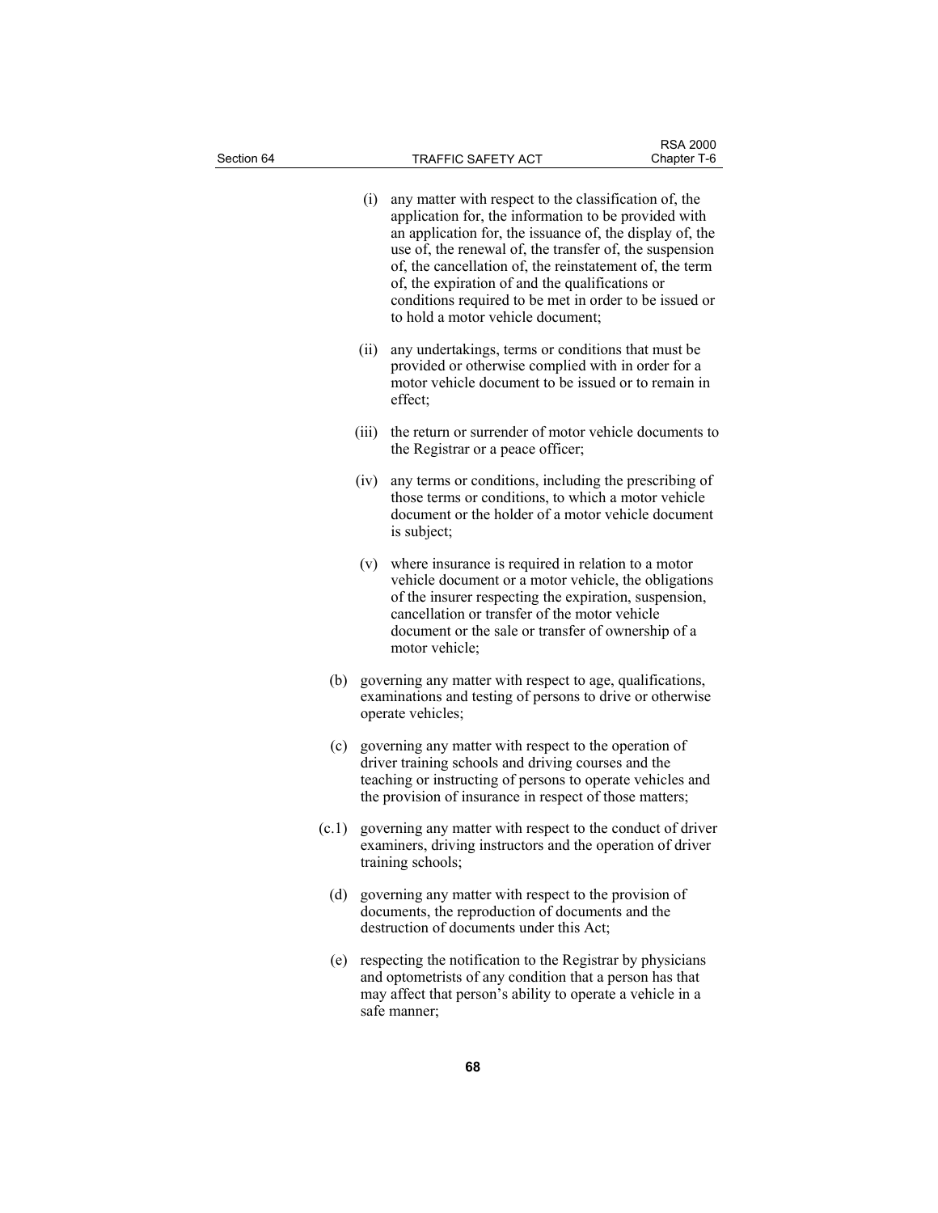(i) any matter with respect to the classification of, the application for, the information to be provided with an application for, the issuance of, the display of, the use of, the renewal of, the transfer of, the suspension of, the cancellation of, the reinstatement of, the term of, the expiration of and the qualifications or conditions required to be met in order to be issued or to hold a motor vehicle document;

(ii) any undertakings, terms or conditions that must be provided or otherwise complied with in order for a motor vehicle document to be issued or to remain in effect;

(iii) the return or surrender of motor vehicle documents to the Registrar or a peace officer;

(iv) any terms or conditions, including the prescribing of those terms or conditions, to which a motor vehicle document or the holder of a motor vehicle document is subject;

(v) where insurance is required in relation to a motor vehicle document or a motor vehicle, the obligations of the insurer respecting the expiration, suspension, cancellation or transfer of the motor vehicle document or the sale or transfer of ownership of a motor vehicle;

(b) governing any matter with respect to age, qualifications, examinations and testing of persons to drive or otherwise operate vehicles;

(c) governing any matter with respect to the operation of driver training schools and driving courses and the teaching or instructing of persons to operate vehicles and the provision of insurance in respect of those matters;

(c.1) governing any matter with respect to the conduct of driver examiners, driving instructors and the operation of driver training schools;

(d) governing any matter with respect to the provision of documents, the reproduction of documents and the destruction of documents under this Act;

(e) respecting the notification to the Registrar by physicians and optometrists of any condition that a person has that may affect that person's ability to operate a vehicle in a safe manner;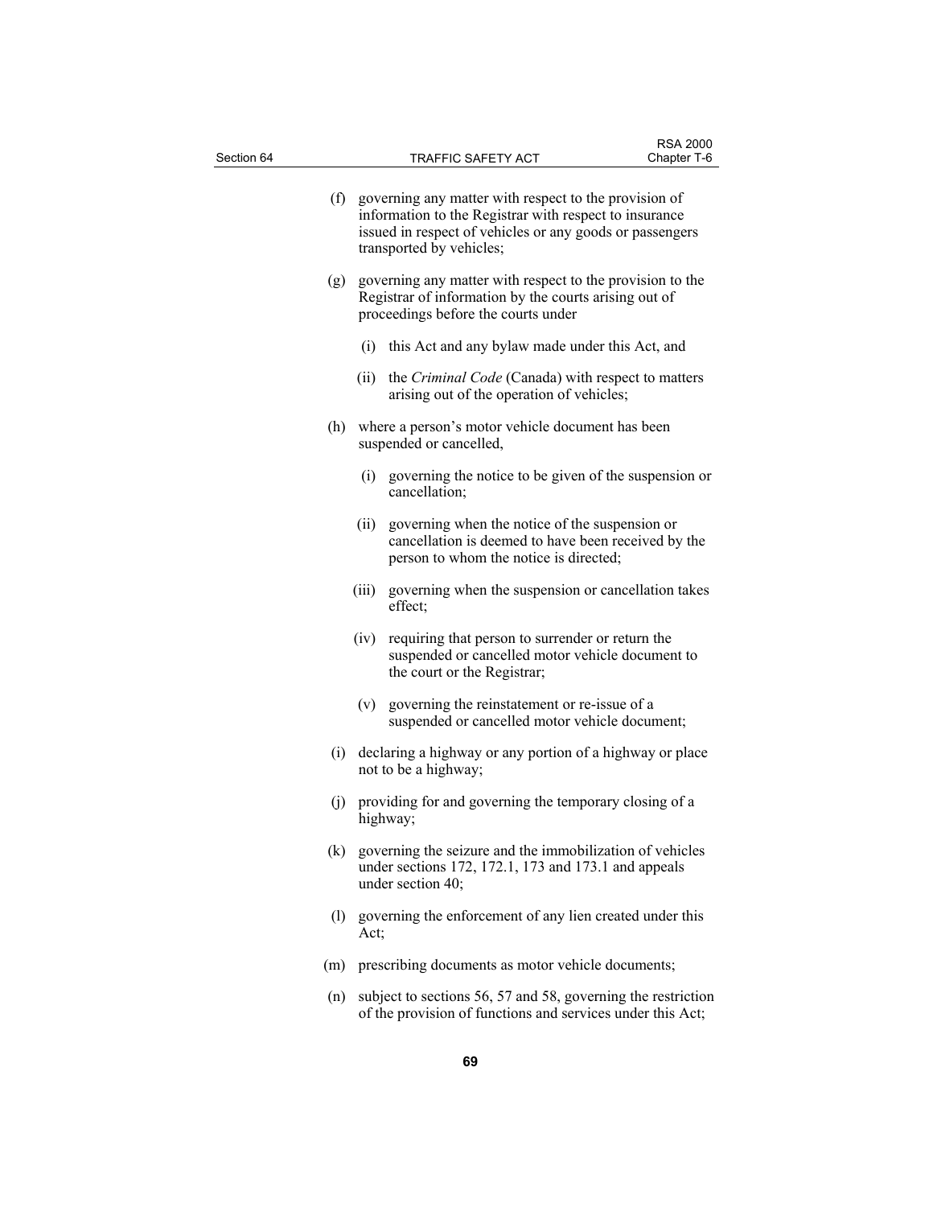(f) governing any matter with respect to the provision of information to the Registrar with respect to insurance issued in respect of vehicles or any goods or passengers transported by vehicles;

(g) governing any matter with respect to the provision to the Registrar of information by the courts arising out of proceedings before the courts under

(i) this Act and any bylaw made under this Act, and

(ii) the *Criminal Code* (Canada) with respect to matters arising out of the operation of vehicles;

(h) where a person's motor vehicle document has been suspended or cancelled,

(i) governing the notice to be given of the suspension or cancellation;

(ii) governing when the notice of the suspension or cancellation is deemed to have been received by the person to whom the notice is directed;

(iii) governing when the suspension or cancellation takes effect;

(iv) requiring that person to surrender or return the suspended or cancelled motor vehicle document to the court or the Registrar;

(v) governing the reinstatement or re-issue of a suspended or cancelled motor vehicle document;

(i) declaring a highway or any portion of a highway or place not to be a highway;

(j) providing for and governing the temporary closing of a highway;

(k) governing the seizure and the immobilization of vehicles under sections 172, 172.1, 173 and 173.1 and appeals under section 40;

(l) governing the enforcement of any lien created under this Act;

(m) prescribing documents as motor vehicle documents;

(n) subject to sections 56, 57 and 58, governing the restriction of the provision of functions and services under this Act;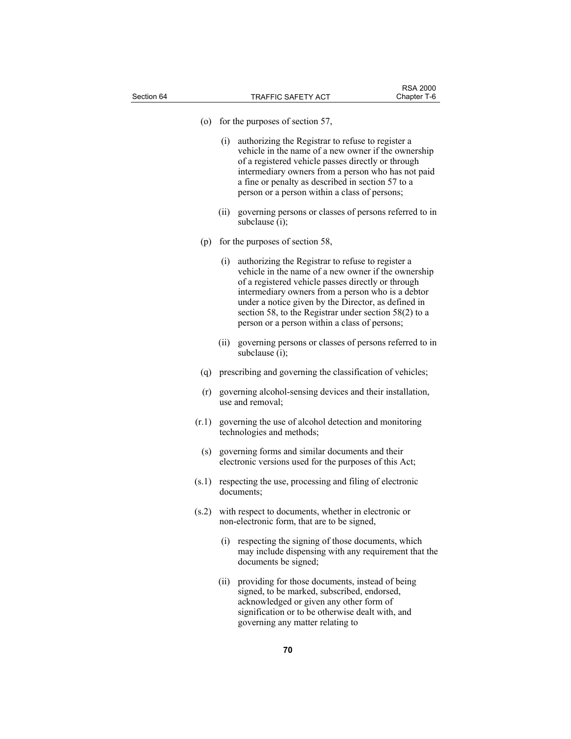(o) for the purposes of section 57,

   (i) authorizing the Registrar to refuse to register a vehicle in the name of a new owner if the ownership of a registered vehicle passes directly or through intermediary owners from a person who has not paid a fine or penalty as described in section 57 to a person or a person within a class of persons;

   (ii) governing persons or classes of persons referred to in subclause (i);

(p) for the purposes of section 58,

   (i) authorizing the Registrar to refuse to register a vehicle in the name of a new owner if the ownership of a registered vehicle passes directly or through intermediary owners from a person who is a debtor under a notice given by the Director, as defined in section 58, to the Registrar under section 58(2) to a person or a person within a class of persons;

   (ii) governing persons or classes of persons referred to in subclause (i);

(q) prescribing and governing the classification of vehicles;

(r) governing alcohol-sensing devices and their installation, use and removal;

(r.1) governing the use of alcohol detection and monitoring technologies and methods;

(s) governing forms and similar documents and their electronic versions used for the purposes of this Act;

(s.1) respecting the use, processing and filing of electronic documents;

(s.2) with respect to documents, whether in electronic or non-electronic form, that are to be signed,

   (i) respecting the signing of those documents, which may include dispensing with any requirement that the documents be signed;

   (ii) providing for those documents, instead of being signed, to be marked, subscribed, endorsed, acknowledged or given any other form of signification or to be otherwise dealt with, and governing any matter relating to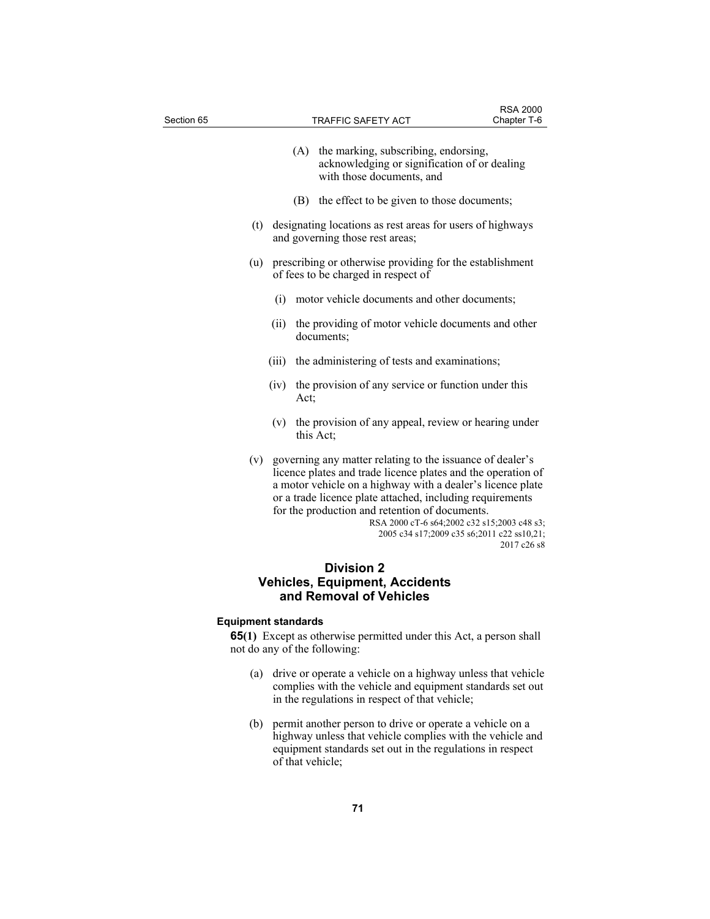(A) the marking, subscribing, endorsing, acknowledging or signification of or dealing with those documents, and

(B) the effect to be given to those documents;

(t) designating locations as rest areas for users of highways and governing those rest areas;

(u) prescribing or otherwise providing for the establishment of fees to be charged in respect of

(i) motor vehicle documents and other documents;

(ii) the providing of motor vehicle documents and other documents;

(iii) the administering of tests and examinations;

(iv) the provision of any service or function under this Act;

(v) the provision of any appeal, review or hearing under this Act;

(v) governing any matter relating to the issuance of dealer's licence plates and trade licence plates and the operation of a motor vehicle on a highway with a dealer's licence plate or a trade licence plate attached, including requirements for the production and retention of documents.

RSA 2000 cT-6 s64;2002 c32 s15;2003 c48 s3; 2005 c34 s17;2009 c35 s6;2011 c22 ss10,21; 2017 c26 s8

## Division 2
## Vehicles, Equipment, Accidents and Removal of Vehicles

### Equipment standards

**65(1)** Except as otherwise permitted under this Act, a person shall not do any of the following:

(a) drive or operate a vehicle on a highway unless that vehicle complies with the vehicle and equipment standards set out in the regulations in respect of that vehicle;

(b) permit another person to drive or operate a vehicle on a highway unless that vehicle complies with the vehicle and equipment standards set out in the regulations in respect of that vehicle;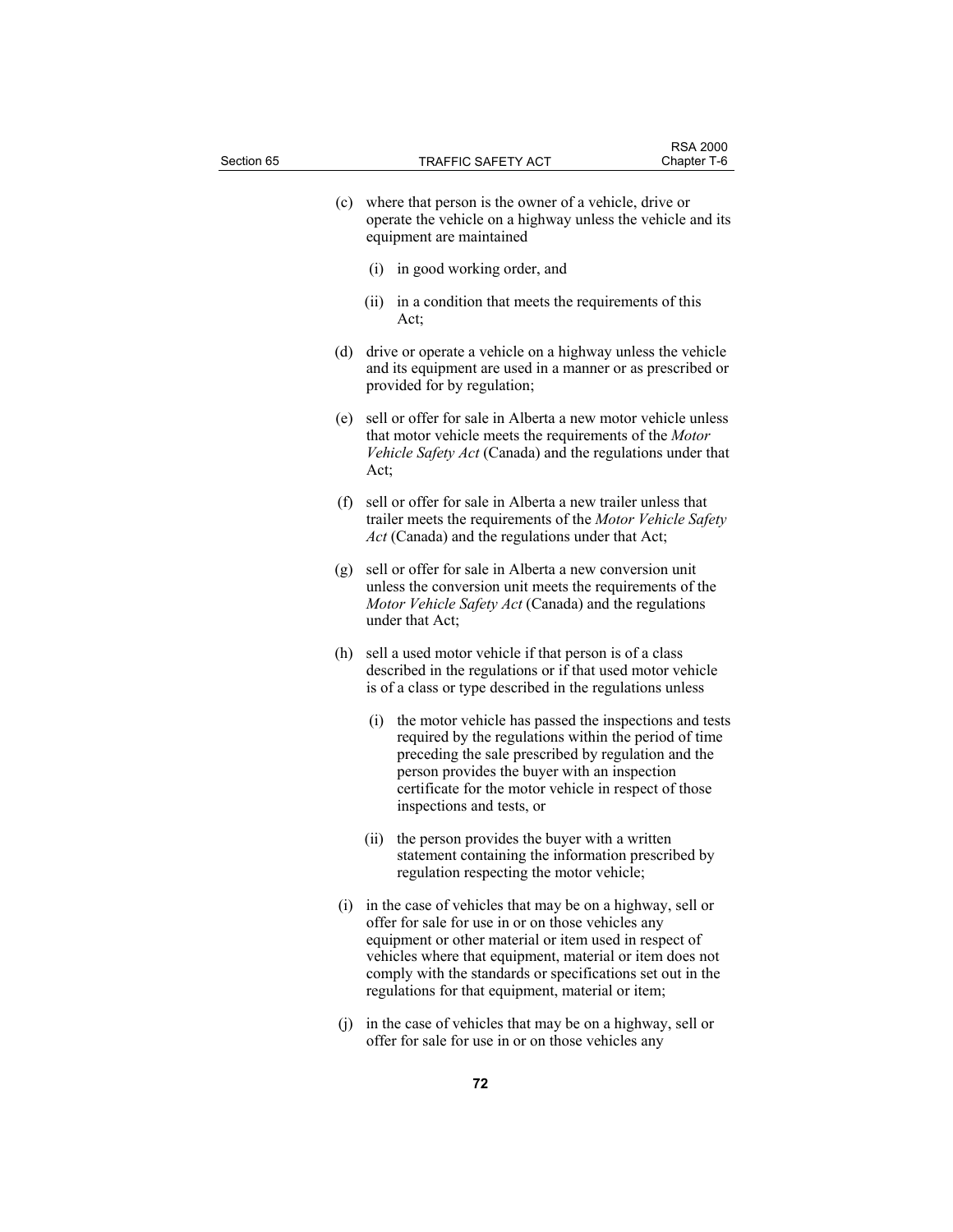(c) where that person is the owner of a vehicle, drive or operate the vehicle on a highway unless the vehicle and its equipment are maintained

(i) in good working order, and

(ii) in a condition that meets the requirements of this Act;

(d) drive or operate a vehicle on a highway unless the vehicle and its equipment are used in a manner or as prescribed or provided for by regulation;

(e) sell or offer for sale in Alberta a new motor vehicle unless that motor vehicle meets the requirements of the *Motor Vehicle Safety Act* (Canada) and the regulations under that Act;

(f) sell or offer for sale in Alberta a new trailer unless that trailer meets the requirements of the *Motor Vehicle Safety Act* (Canada) and the regulations under that Act;

(g) sell or offer for sale in Alberta a new conversion unit unless the conversion unit meets the requirements of the *Motor Vehicle Safety Act* (Canada) and the regulations under that Act;

(h) sell a used motor vehicle if that person is of a class described in the regulations or if that used motor vehicle is of a class or type described in the regulations unless

(i) the motor vehicle has passed the inspections and tests required by the regulations within the period of time preceding the sale prescribed by regulation and the person provides the buyer with an inspection certificate for the motor vehicle in respect of those inspections and tests, or

(ii) the person provides the buyer with a written statement containing the information prescribed by regulation respecting the motor vehicle;

(i) in the case of vehicles that may be on a highway, sell or offer for sale for use in or on those vehicles any equipment or other material or item used in respect of vehicles where that equipment, material or item does not comply with the standards or specifications set out in the regulations for that equipment, material or item;

(j) in the case of vehicles that may be on a highway, sell or offer for sale for use in or on those vehicles any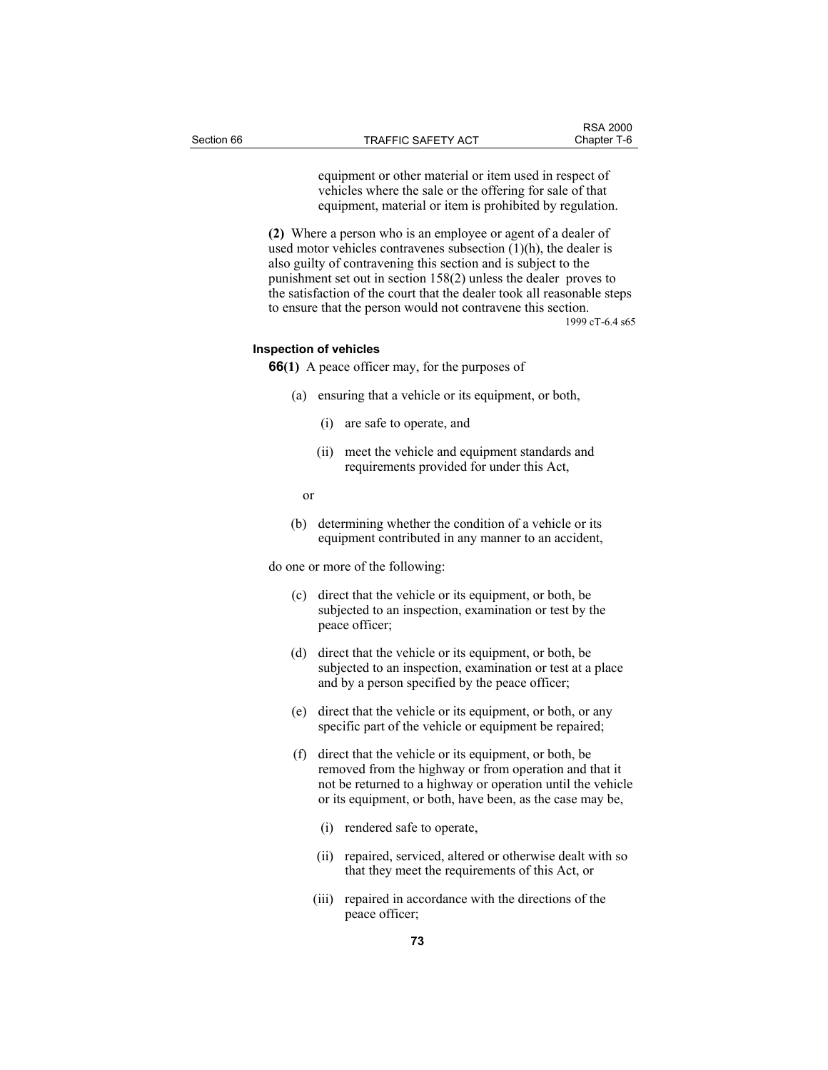equipment or other material or item used in respect of vehicles where the sale or the offering for sale of that equipment, material or item is prohibited by regulation.

**(2)** Where a person who is an employee or agent of a dealer of used motor vehicles contravenes subsection (1)(h), the dealer is also guilty of contravening this section and is subject to the punishment set out in section 158(2) unless the dealer proves to the satisfaction of the court that the dealer took all reasonable steps to ensure that the person would not contravene this section.

1999 cT-6.4 s65

**Inspection of vehicles**

**66(1)** A peace officer may, for the purposes of

(a) ensuring that a vehicle or its equipment, or both,

(i) are safe to operate, and

(ii) meet the vehicle and equipment standards and requirements provided for under this Act,

or

(b) determining whether the condition of a vehicle or its equipment contributed in any manner to an accident,

do one or more of the following:

(c) direct that the vehicle or its equipment, or both, be subjected to an inspection, examination or test by the peace officer;

(d) direct that the vehicle or its equipment, or both, be subjected to an inspection, examination or test at a place and by a person specified by the peace officer;

(e) direct that the vehicle or its equipment, or both, or any specific part of the vehicle or equipment be repaired;

(f) direct that the vehicle or its equipment, or both, be removed from the highway or from operation and that it not be returned to a highway or operation until the vehicle or its equipment, or both, have been, as the case may be,

(i) rendered safe to operate,

(ii) repaired, serviced, altered or otherwise dealt with so that they meet the requirements of this Act, or

(iii) repaired in accordance with the directions of the peace officer;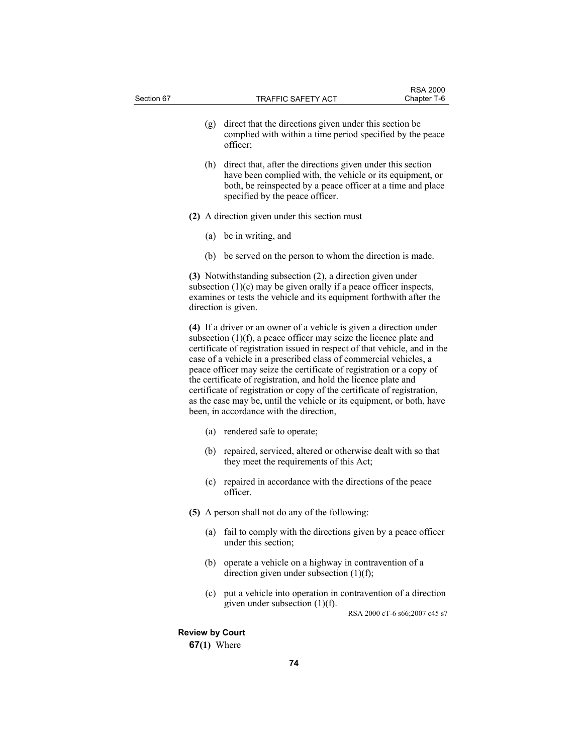(g) direct that the directions given under this section be complied with within a time period specified by the peace officer;

(h) direct that, after the directions given under this section have been complied with, the vehicle or its equipment, or both, be reinspected by a peace officer at a time and place specified by the peace officer.

**(2)** A direction given under this section must

(a) be in writing, and

(b) be served on the person to whom the direction is made.

**(3)** Notwithstanding subsection (2), a direction given under subsection (1)(c) may be given orally if a peace officer inspects, examines or tests the vehicle and its equipment forthwith after the direction is given.

**(4)** If a driver or an owner of a vehicle is given a direction under subsection (1)(f), a peace officer may seize the licence plate and certificate of registration issued in respect of that vehicle, and in the case of a vehicle in a prescribed class of commercial vehicles, a peace officer may seize the certificate of registration or a copy of the certificate of registration, and hold the licence plate and certificate of registration or copy of the certificate of registration, as the case may be, until the vehicle or its equipment, or both, have been, in accordance with the direction,

(a) rendered safe to operate;

(b) repaired, serviced, altered or otherwise dealt with so that they meet the requirements of this Act;

(c) repaired in accordance with the directions of the peace officer.

**(5)** A person shall not do any of the following:

(a) fail to comply with the directions given by a peace officer under this section;

(b) operate a vehicle on a highway in contravention of a direction given under subsection (1)(f);

(c) put a vehicle into operation in contravention of a direction given under subsection (1)(f).

RSA 2000 cT-6 s66;2007 c45 s7

**Review by Court**

**67(1)** Where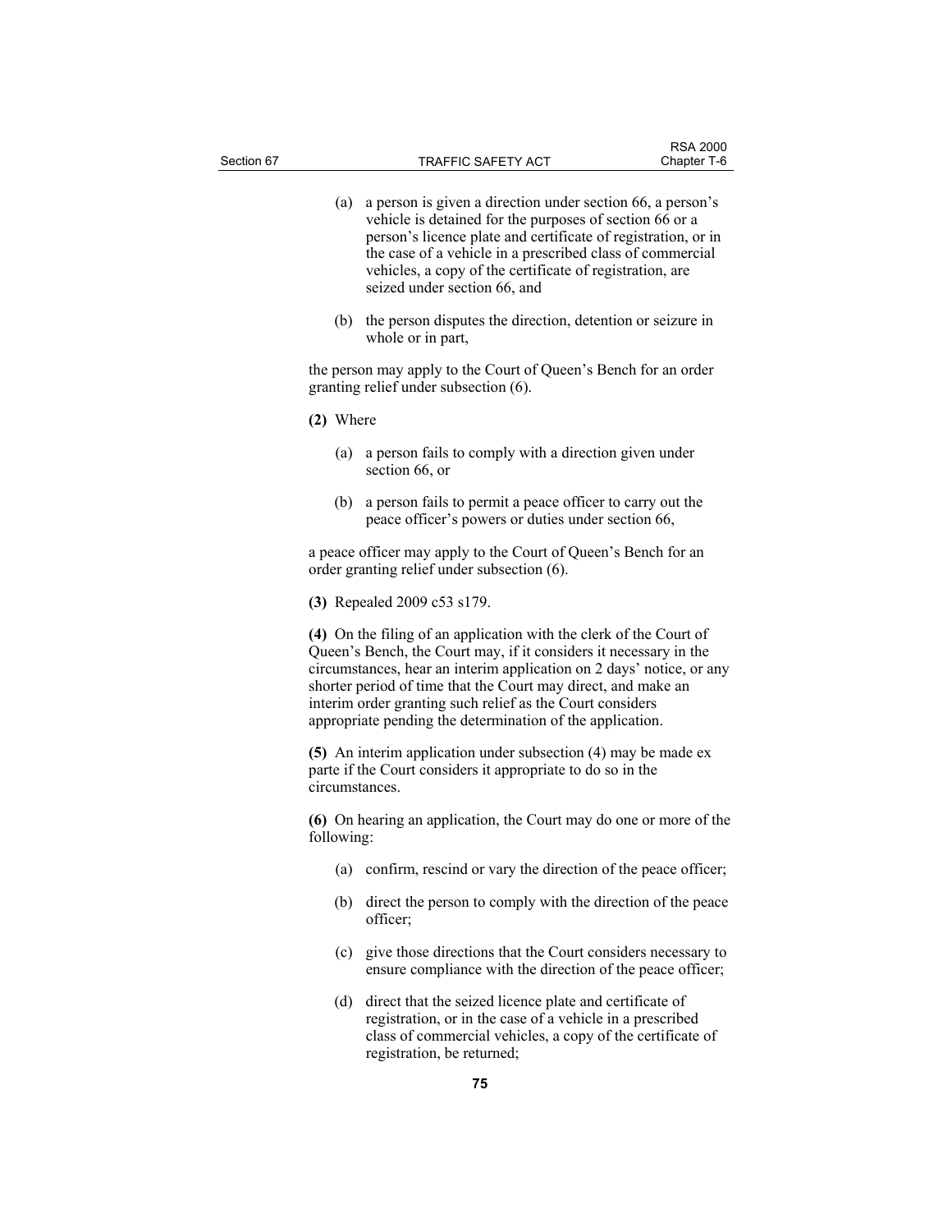(a) a person is given a direction under section 66, a person's vehicle is detained for the purposes of section 66 or a person's licence plate and certificate of registration, or in the case of a vehicle in a prescribed class of commercial vehicles, a copy of the certificate of registration, are seized under section 66, and

(b) the person disputes the direction, detention or seizure in whole or in part,

the person may apply to the Court of Queen's Bench for an order granting relief under subsection (6).

**(2)** Where

(a) a person fails to comply with a direction given under section 66, or

(b) a person fails to permit a peace officer to carry out the peace officer's powers or duties under section 66,

a peace officer may apply to the Court of Queen's Bench for an order granting relief under subsection (6).

**(3)** Repealed 2009 c53 s179.

**(4)** On the filing of an application with the clerk of the Court of Queen's Bench, the Court may, if it considers it necessary in the circumstances, hear an interim application on 2 days' notice, or any shorter period of time that the Court may direct, and make an interim order granting such relief as the Court considers appropriate pending the determination of the application.

**(5)** An interim application under subsection (4) may be made ex parte if the Court considers it appropriate to do so in the circumstances.

**(6)** On hearing an application, the Court may do one or more of the following:

(a) confirm, rescind or vary the direction of the peace officer;

(b) direct the person to comply with the direction of the peace officer;

(c) give those directions that the Court considers necessary to ensure compliance with the direction of the peace officer;

(d) direct that the seized licence plate and certificate of registration, or in the case of a vehicle in a prescribed class of commercial vehicles, a copy of the certificate of registration, be returned;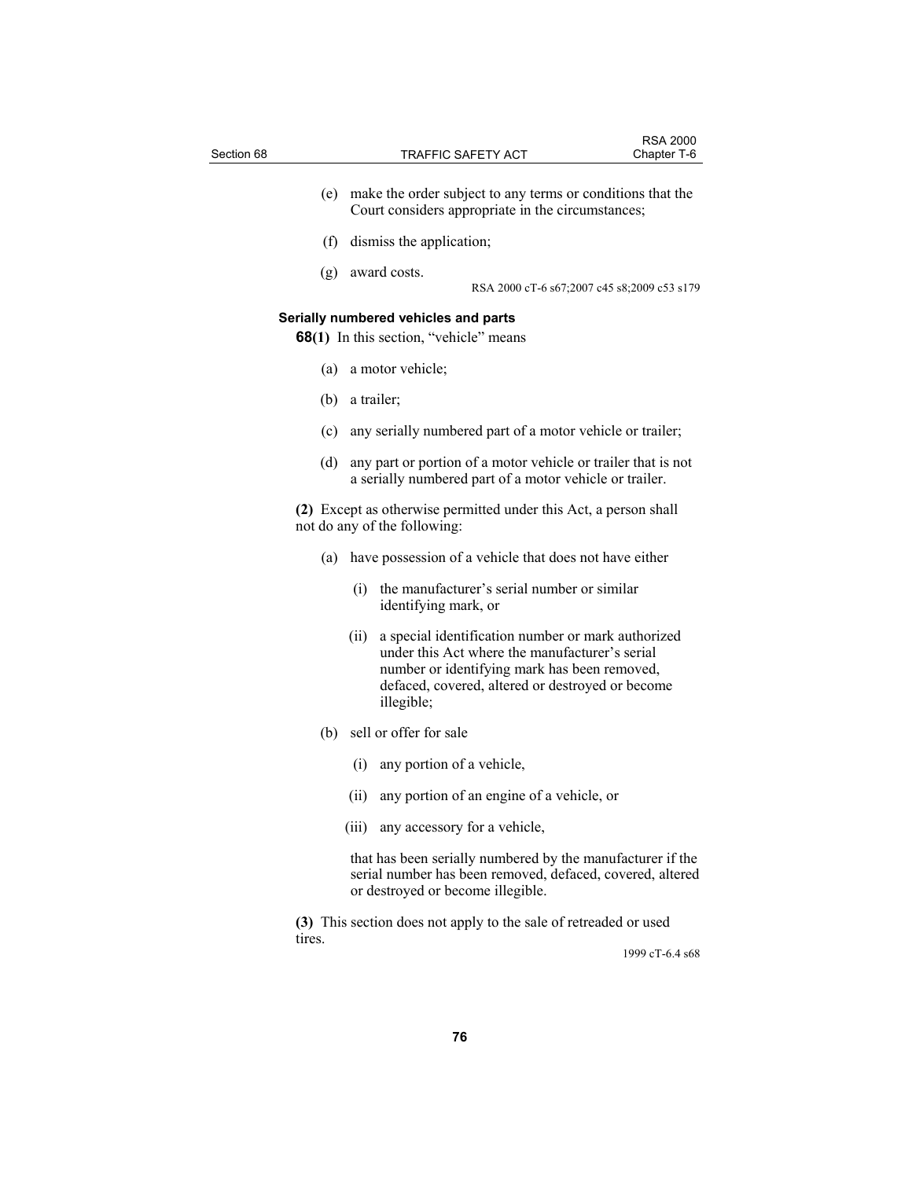(e) make the order subject to any terms or conditions that the Court considers appropriate in the circumstances;

(f) dismiss the application;

(g) award costs.

RSA 2000 cT-6 s67;2007 c45 s8;2009 c53 s179

**Serially numbered vehicles and parts**

**68(1)** In this section, "vehicle" means

(a) a motor vehicle;

(b) a trailer;

(c) any serially numbered part of a motor vehicle or trailer;

(d) any part or portion of a motor vehicle or trailer that is not a serially numbered part of a motor vehicle or trailer.

**(2)** Except as otherwise permitted under this Act, a person shall not do any of the following:

(a) have possession of a vehicle that does not have either

(i) the manufacturer's serial number or similar identifying mark, or

(ii) a special identification number or mark authorized under this Act where the manufacturer's serial number or identifying mark has been removed, defaced, covered, altered or destroyed or become illegible;

(b) sell or offer for sale

(i) any portion of a vehicle,

(ii) any portion of an engine of a vehicle, or

(iii) any accessory for a vehicle,

that has been serially numbered by the manufacturer if the serial number has been removed, defaced, covered, altered or destroyed or become illegible.

**(3)** This section does not apply to the sale of retreaded or used tires.

1999 cT-6.4 s68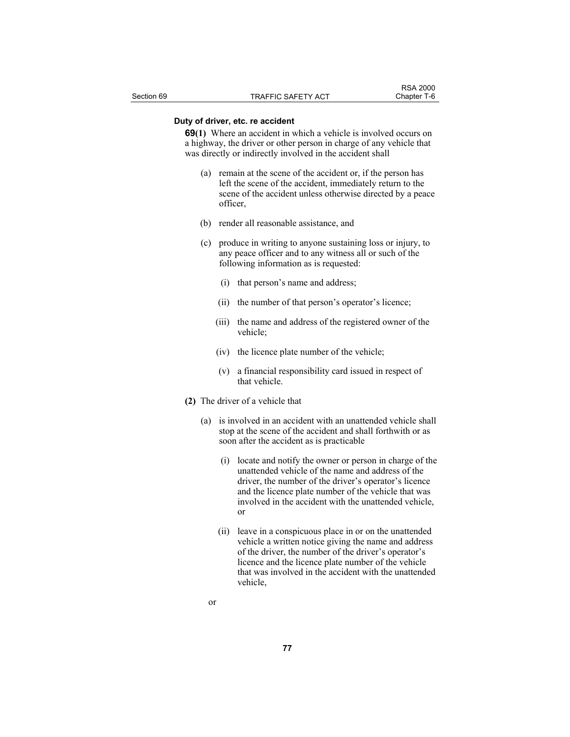**Duty of driver, etc. re accident**

**69(1)** Where an accident in which a vehicle is involved occurs on a highway, the driver or other person in charge of any vehicle that was directly or indirectly involved in the accident shall

(a) remain at the scene of the accident or, if the person has left the scene of the accident, immediately return to the scene of the accident unless otherwise directed by a peace officer,

(b) render all reasonable assistance, and

(c) produce in writing to anyone sustaining loss or injury, to any peace officer and to any witness all or such of the following information as is requested:

(i) that person's name and address;

(ii) the number of that person's operator's licence;

(iii) the name and address of the registered owner of the vehicle;

(iv) the licence plate number of the vehicle;

(v) a financial responsibility card issued in respect of that vehicle.

**(2)** The driver of a vehicle that

(a) is involved in an accident with an unattended vehicle shall stop at the scene of the accident and shall forthwith or as soon after the accident as is practicable

(i) locate and notify the owner or person in charge of the unattended vehicle of the name and address of the driver, the number of the driver's operator's licence and the licence plate number of the vehicle that was involved in the accident with the unattended vehicle, or

(ii) leave in a conspicuous place in or on the unattended vehicle a written notice giving the name and address of the driver, the number of the driver's operator's licence and the licence plate number of the vehicle that was involved in the accident with the unattended vehicle,

or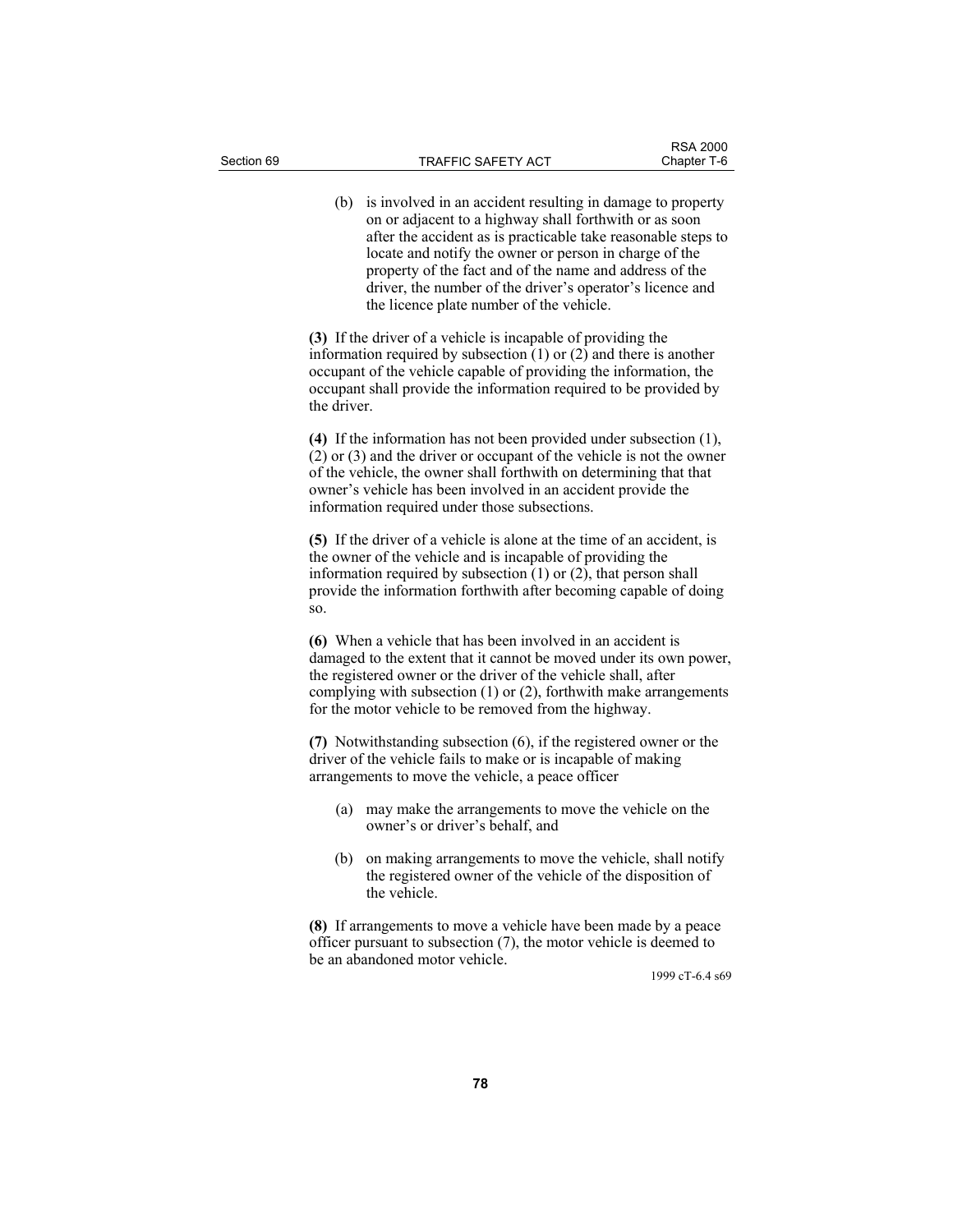(b) is involved in an accident resulting in damage to property on or adjacent to a highway shall forthwith or as soon after the accident as is practicable take reasonable steps to locate and notify the owner or person in charge of the property of the fact and of the name and address of the driver, the number of the driver's operator's licence and the licence plate number of the vehicle.

**(3)** If the driver of a vehicle is incapable of providing the information required by subsection (1) or (2) and there is another occupant of the vehicle capable of providing the information, the occupant shall provide the information required to be provided by the driver.

**(4)** If the information has not been provided under subsection (1), (2) or (3) and the driver or occupant of the vehicle is not the owner of the vehicle, the owner shall forthwith on determining that that owner's vehicle has been involved in an accident provide the information required under those subsections.

**(5)** If the driver of a vehicle is alone at the time of an accident, is the owner of the vehicle and is incapable of providing the information required by subsection (1) or (2), that person shall provide the information forthwith after becoming capable of doing so.

**(6)** When a vehicle that has been involved in an accident is damaged to the extent that it cannot be moved under its own power, the registered owner or the driver of the vehicle shall, after complying with subsection (1) or (2), forthwith make arrangements for the motor vehicle to be removed from the highway.

**(7)** Notwithstanding subsection (6), if the registered owner or the driver of the vehicle fails to make or is incapable of making arrangements to move the vehicle, a peace officer

(a) may make the arrangements to move the vehicle on the owner's or driver's behalf, and

(b) on making arrangements to move the vehicle, shall notify the registered owner of the vehicle of the disposition of the vehicle.

**(8)** If arrangements to move a vehicle have been made by a peace officer pursuant to subsection (7), the motor vehicle is deemed to be an abandoned motor vehicle.

1999 cT-6.4 s69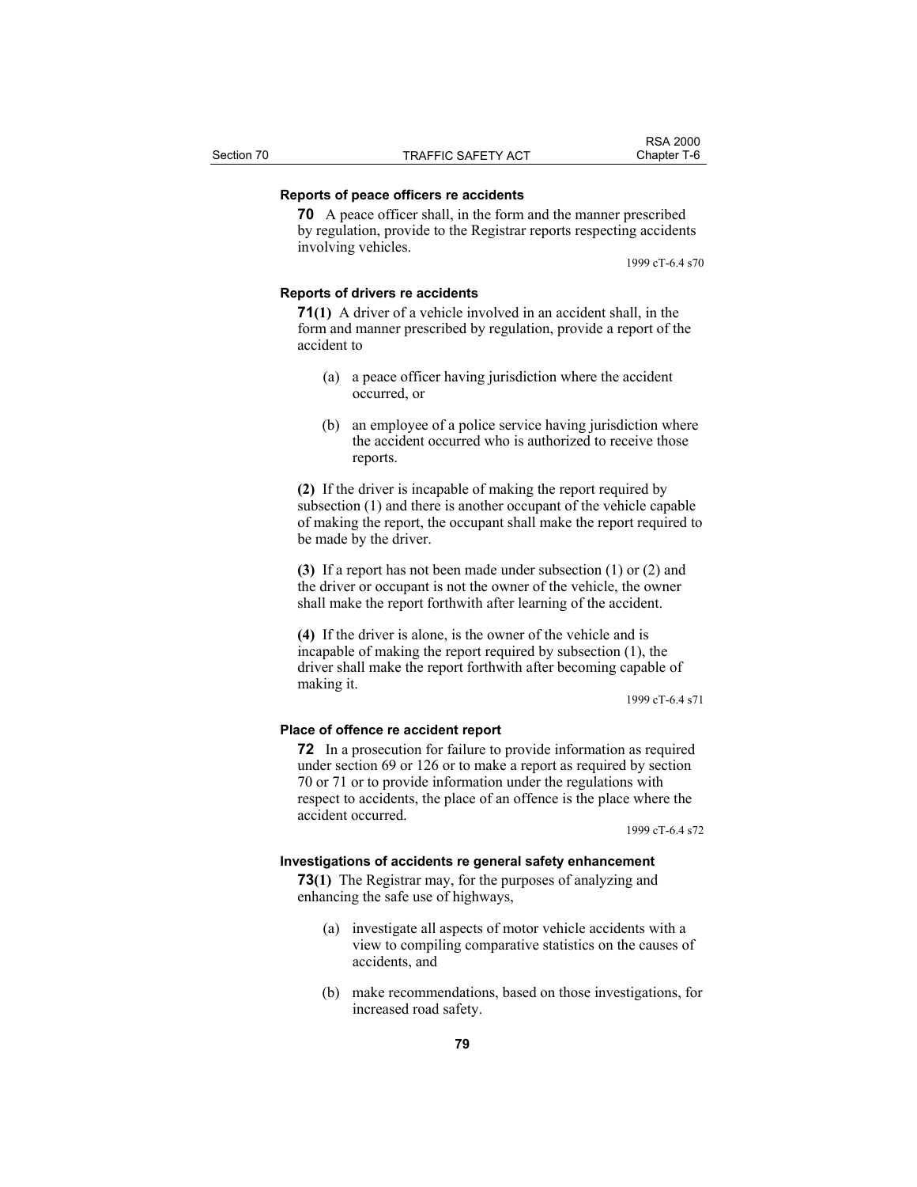**Reports of peace officers re accidents**

**70** A peace officer shall, in the form and the manner prescribed by regulation, provide to the Registrar reports respecting accidents involving vehicles.

1999 cT-6.4 s70

**Reports of drivers re accidents**

**71(1)** A driver of a vehicle involved in an accident shall, in the form and manner prescribed by regulation, provide a report of the accident to

(a) a peace officer having jurisdiction where the accident occurred, or

(b) an employee of a police service having jurisdiction where the accident occurred who is authorized to receive those reports.

**(2)** If the driver is incapable of making the report required by subsection (1) and there is another occupant of the vehicle capable of making the report, the occupant shall make the report required to be made by the driver.

**(3)** If a report has not been made under subsection (1) or (2) and the driver or occupant is not the owner of the vehicle, the owner shall make the report forthwith after learning of the accident.

**(4)** If the driver is alone, is the owner of the vehicle and is incapable of making the report required by subsection (1), the driver shall make the report forthwith after becoming capable of making it.

1999 cT-6.4 s71

**Place of offence re accident report**

**72** In a prosecution for failure to provide information as required under section 69 or 126 or to make a report as required by section 70 or 71 or to provide information under the regulations with respect to accidents, the place of an offence is the place where the accident occurred.

1999 cT-6.4 s72

**Investigations of accidents re general safety enhancement**

**73(1)** The Registrar may, for the purposes of analyzing and enhancing the safe use of highways,

(a) investigate all aspects of motor vehicle accidents with a view to compiling comparative statistics on the causes of accidents, and

(b) make recommendations, based on those investigations, for increased road safety.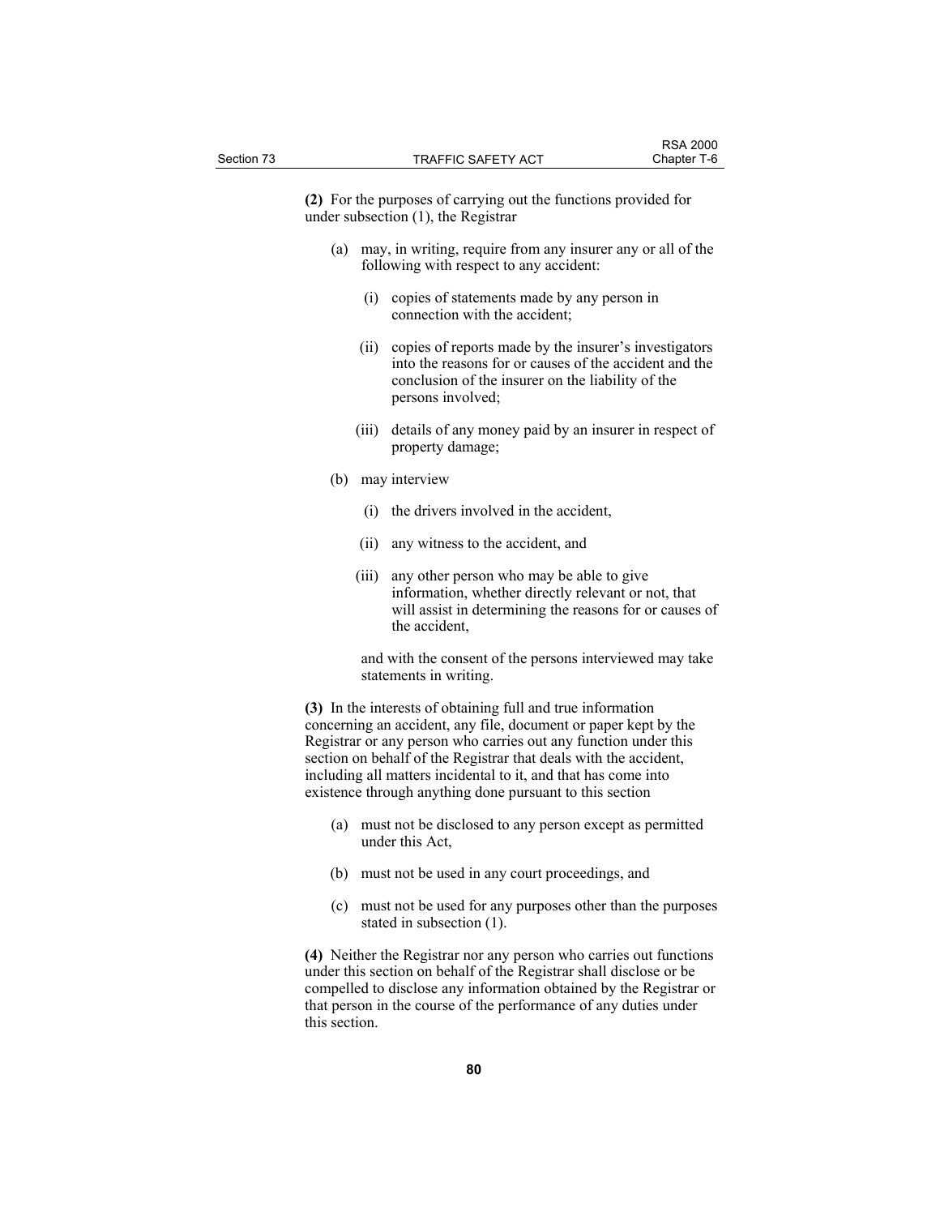**(2)** For the purposes of carrying out the functions provided for under subsection (1), the Registrar

(a) may, in writing, require from any insurer any or all of the following with respect to any accident:

(i) copies of statements made by any person in connection with the accident;

(ii) copies of reports made by the insurer's investigators into the reasons for or causes of the accident and the conclusion of the insurer on the liability of the persons involved;

(iii) details of any money paid by an insurer in respect of property damage;

(b) may interview

(i) the drivers involved in the accident,

(ii) any witness to the accident, and

(iii) any other person who may be able to give information, whether directly relevant or not, that will assist in determining the reasons for or causes of the accident,

and with the consent of the persons interviewed may take statements in writing.

**(3)** In the interests of obtaining full and true information concerning an accident, any file, document or paper kept by the Registrar or any person who carries out any function under this section on behalf of the Registrar that deals with the accident, including all matters incidental to it, and that has come into existence through anything done pursuant to this section

(a) must not be disclosed to any person except as permitted under this Act,

(b) must not be used in any court proceedings, and

(c) must not be used for any purposes other than the purposes stated in subsection (1).

**(4)** Neither the Registrar nor any person who carries out functions under this section on behalf of the Registrar shall disclose or be compelled to disclose any information obtained by the Registrar or that person in the course of the performance of any duties under this section.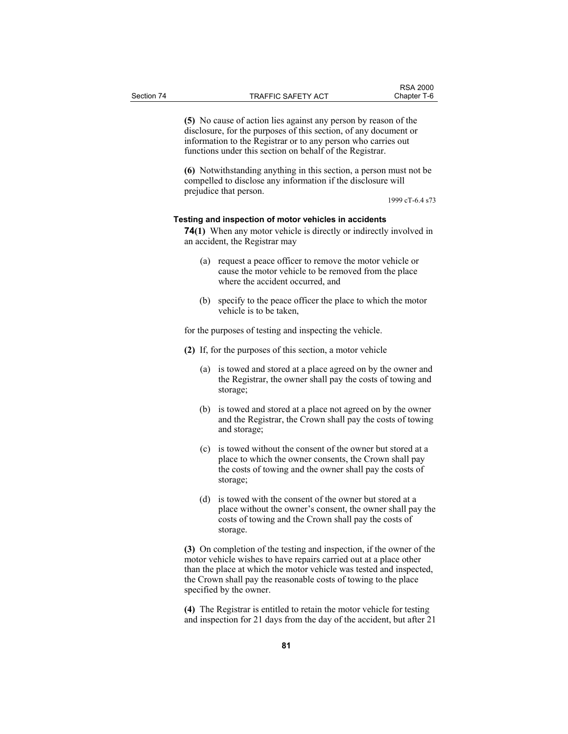**(5)** No cause of action lies against any person by reason of the disclosure, for the purposes of this section, of any document or information to the Registrar or to any person who carries out functions under this section on behalf of the Registrar.

**(6)** Notwithstanding anything in this section, a person must not be compelled to disclose any information if the disclosure will prejudice that person.

1999 cT-6.4 s73

**Testing and inspection of motor vehicles in accidents**

**74(1)** When any motor vehicle is directly or indirectly involved in an accident, the Registrar may

(a) request a peace officer to remove the motor vehicle or cause the motor vehicle to be removed from the place where the accident occurred, and

(b) specify to the peace officer the place to which the motor vehicle is to be taken,

for the purposes of testing and inspecting the vehicle.

**(2)** If, for the purposes of this section, a motor vehicle

(a) is towed and stored at a place agreed on by the owner and the Registrar, the owner shall pay the costs of towing and storage;

(b) is towed and stored at a place not agreed on by the owner and the Registrar, the Crown shall pay the costs of towing and storage;

(c) is towed without the consent of the owner but stored at a place to which the owner consents, the Crown shall pay the costs of towing and the owner shall pay the costs of storage;

(d) is towed with the consent of the owner but stored at a place without the owner's consent, the owner shall pay the costs of towing and the Crown shall pay the costs of storage.

**(3)** On completion of the testing and inspection, if the owner of the motor vehicle wishes to have repairs carried out at a place other than the place at which the motor vehicle was tested and inspected, the Crown shall pay the reasonable costs of towing to the place specified by the owner.

**(4)** The Registrar is entitled to retain the motor vehicle for testing and inspection for 21 days from the day of the accident, but after 21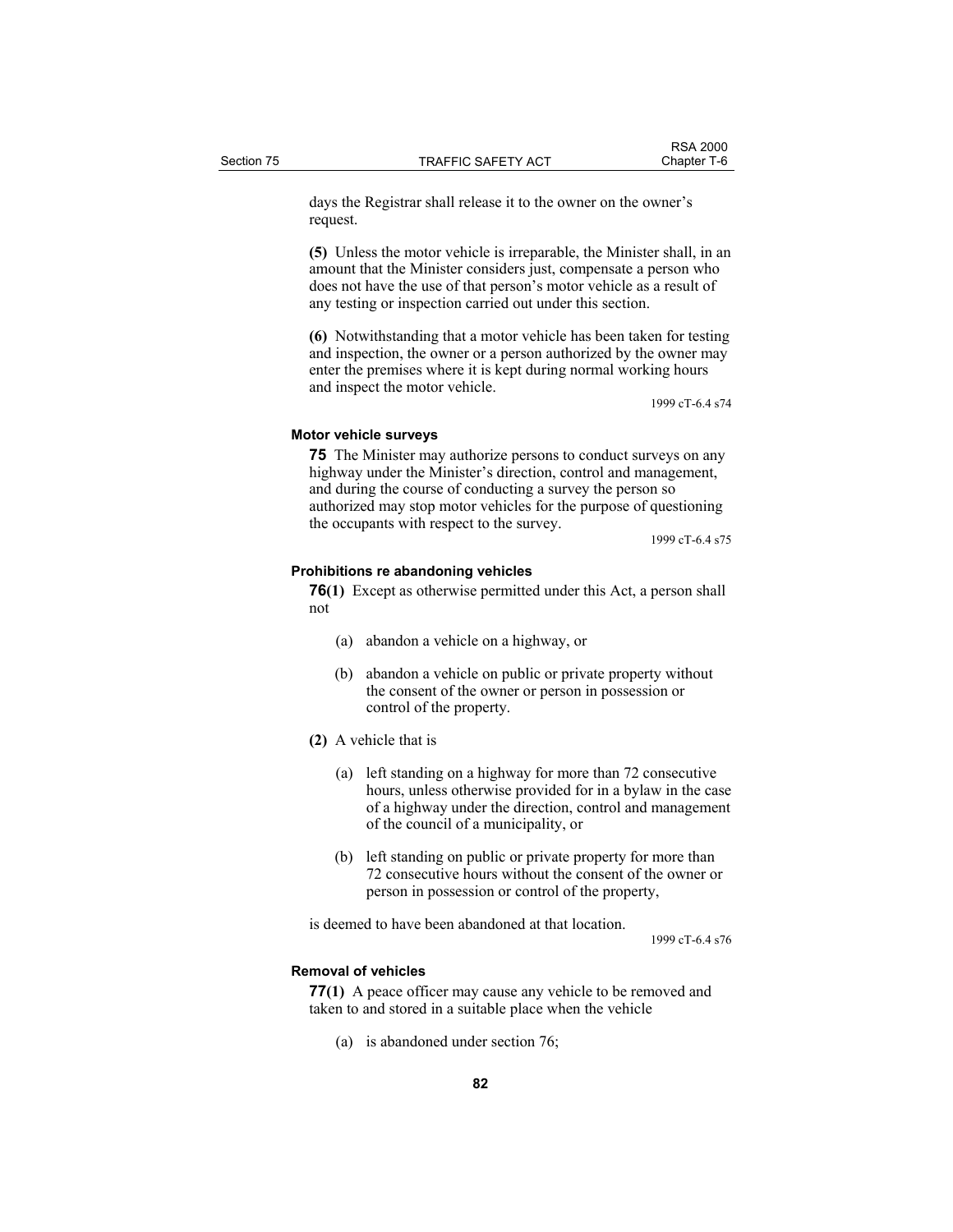days the Registrar shall release it to the owner on the owner's request.

**(5)** Unless the motor vehicle is irreparable, the Minister shall, in an amount that the Minister considers just, compensate a person who does not have the use of that person's motor vehicle as a result of any testing or inspection carried out under this section.

**(6)** Notwithstanding that a motor vehicle has been taken for testing and inspection, the owner or a person authorized by the owner may enter the premises where it is kept during normal working hours and inspect the motor vehicle.

1999 cT-6.4 s74

#### Motor vehicle surveys

**75** The Minister may authorize persons to conduct surveys on any highway under the Minister's direction, control and management, and during the course of conducting a survey the person so authorized may stop motor vehicles for the purpose of questioning the occupants with respect to the survey.

1999 cT-6.4 s75

#### Prohibitions re abandoning vehicles

**76(1)** Except as otherwise permitted under this Act, a person shall not

(a) abandon a vehicle on a highway, or

(b) abandon a vehicle on public or private property without the consent of the owner or person in possession or control of the property.

**(2)** A vehicle that is

(a) left standing on a highway for more than 72 consecutive hours, unless otherwise provided for in a bylaw in the case of a highway under the direction, control and management of the council of a municipality, or

(b) left standing on public or private property for more than 72 consecutive hours without the consent of the owner or person in possession or control of the property,

is deemed to have been abandoned at that location.

1999 cT-6.4 s76

#### Removal of vehicles

**77(1)** A peace officer may cause any vehicle to be removed and taken to and stored in a suitable place when the vehicle

(a) is abandoned under section 76;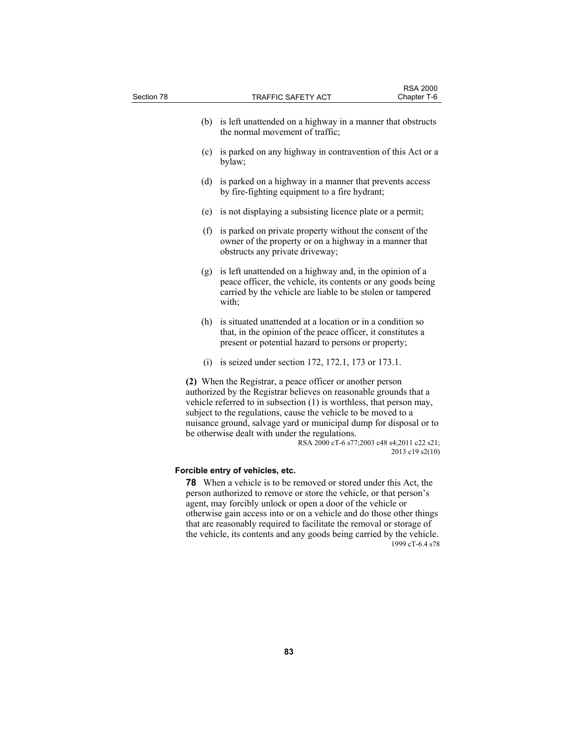(b) is left unattended on a highway in a manner that obstructs the normal movement of traffic;

(c) is parked on any highway in contravention of this Act or a bylaw;

(d) is parked on a highway in a manner that prevents access by fire-fighting equipment to a fire hydrant;

(e) is not displaying a subsisting licence plate or a permit;

(f) is parked on private property without the consent of the owner of the property or on a highway in a manner that obstructs any private driveway;

(g) is left unattended on a highway and, in the opinion of a peace officer, the vehicle, its contents or any goods being carried by the vehicle are liable to be stolen or tampered with;

(h) is situated unattended at a location or in a condition so that, in the opinion of the peace officer, it constitutes a present or potential hazard to persons or property;

(i) is seized under section 172, 172.1, 173 or 173.1.

**(2)** When the Registrar, a peace officer or another person authorized by the Registrar believes on reasonable grounds that a vehicle referred to in subsection (1) is worthless, that person may, subject to the regulations, cause the vehicle to be moved to a nuisance ground, salvage yard or municipal dump for disposal or to be otherwise dealt with under the regulations.

RSA 2000 cT-6 s77;2003 c48 s4;2011 c22 s21;
2013 c19 s2(10)

**Forcible entry of vehicles, etc.**

**78** When a vehicle is to be removed or stored under this Act, the person authorized to remove or store the vehicle, or that person's agent, may forcibly unlock or open a door of the vehicle or otherwise gain access into or on a vehicle and do those other things that are reasonably required to facilitate the removal or storage of the vehicle, its contents and any goods being carried by the vehicle.

1999 cT-6.4 s78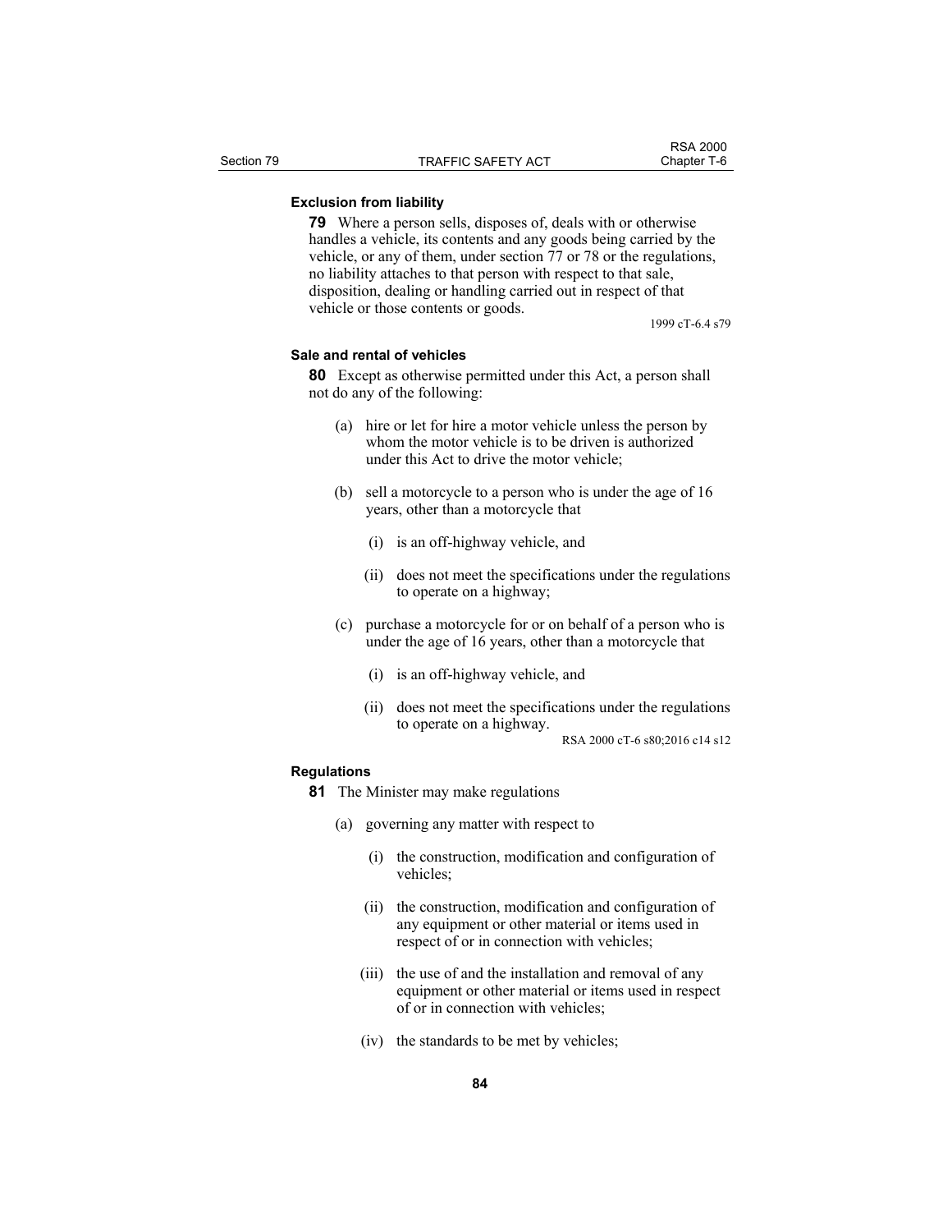**Exclusion from liability**

**79** Where a person sells, disposes of, deals with or otherwise handles a vehicle, its contents and any goods being carried by the vehicle, or any of them, under section 77 or 78 or the regulations, no liability attaches to that person with respect to that sale, disposition, dealing or handling carried out in respect of that vehicle or those contents or goods.

1999 cT-6.4 s79

**Sale and rental of vehicles**

**80** Except as otherwise permitted under this Act, a person shall not do any of the following:

(a) hire or let for hire a motor vehicle unless the person by whom the motor vehicle is to be driven is authorized under this Act to drive the motor vehicle;

(b) sell a motorcycle to a person who is under the age of 16 years, other than a motorcycle that

(i) is an off-highway vehicle, and

(ii) does not meet the specifications under the regulations to operate on a highway;

(c) purchase a motorcycle for or on behalf of a person who is under the age of 16 years, other than a motorcycle that

(i) is an off-highway vehicle, and

(ii) does not meet the specifications under the regulations to operate on a highway.

RSA 2000 cT-6 s80;2016 c14 s12

**Regulations**

**81** The Minister may make regulations

(a) governing any matter with respect to

(i) the construction, modification and configuration of vehicles;

(ii) the construction, modification and configuration of any equipment or other material or items used in respect of or in connection with vehicles;

(iii) the use of and the installation and removal of any equipment or other material or items used in respect of or in connection with vehicles;

(iv) the standards to be met by vehicles;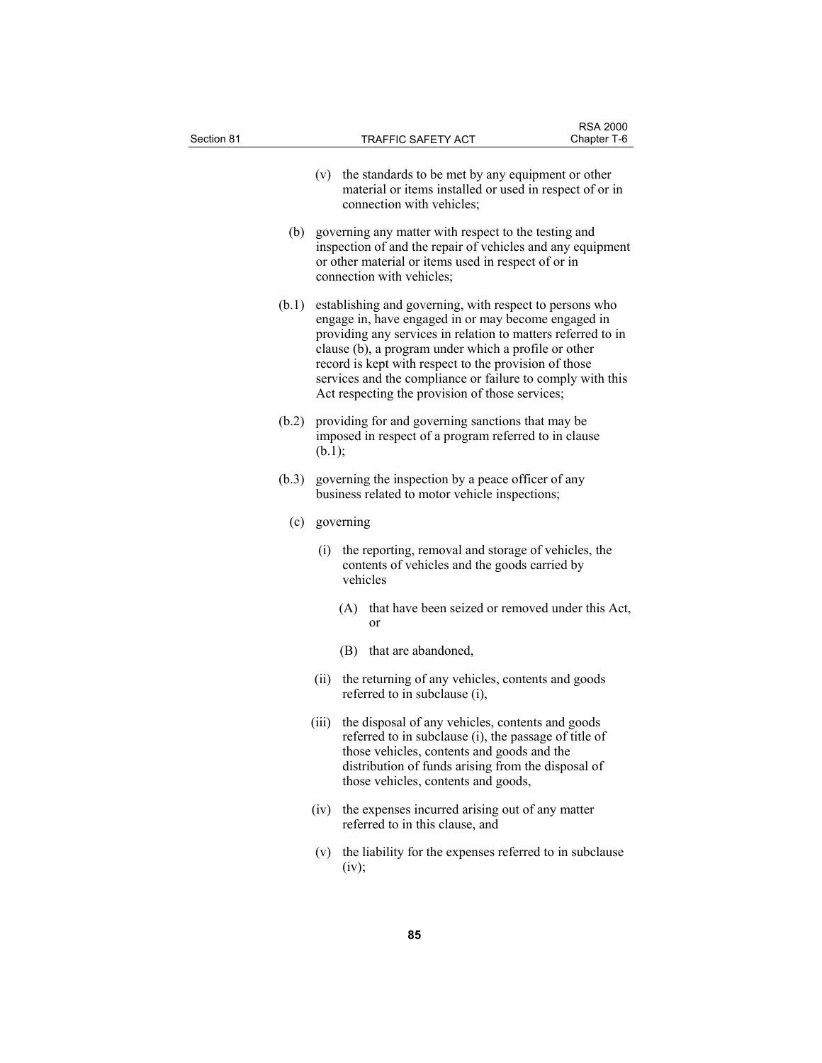(v) the standards to be met by any equipment or other material or items installed or used in respect of or in connection with vehicles;

(b) governing any matter with respect to the testing and inspection of and the repair of vehicles and any equipment or other material or items used in respect of or in connection with vehicles;

(b.1) establishing and governing, with respect to persons who engage in, have engaged in or may become engaged in providing any services in relation to matters referred to in clause (b), a program under which a profile or other record is kept with respect to the provision of those services and the compliance or failure to comply with this Act respecting the provision of those services;

(b.2) providing for and governing sanctions that may be imposed in respect of a program referred to in clause (b.1);

(b.3) governing the inspection by a peace officer of any business related to motor vehicle inspections;

(c) governing

(i) the reporting, removal and storage of vehicles, the contents of vehicles and the goods carried by vehicles

(A) that have been seized or removed under this Act, or

(B) that are abandoned,

(ii) the returning of any vehicles, contents and goods referred to in subclause (i),

(iii) the disposal of any vehicles, contents and goods referred to in subclause (i), the passage of title of those vehicles, contents and goods and the distribution of funds arising from the disposal of those vehicles, contents and goods,

(iv) the expenses incurred arising out of any matter referred to in this clause, and

(v) the liability for the expenses referred to in subclause (iv);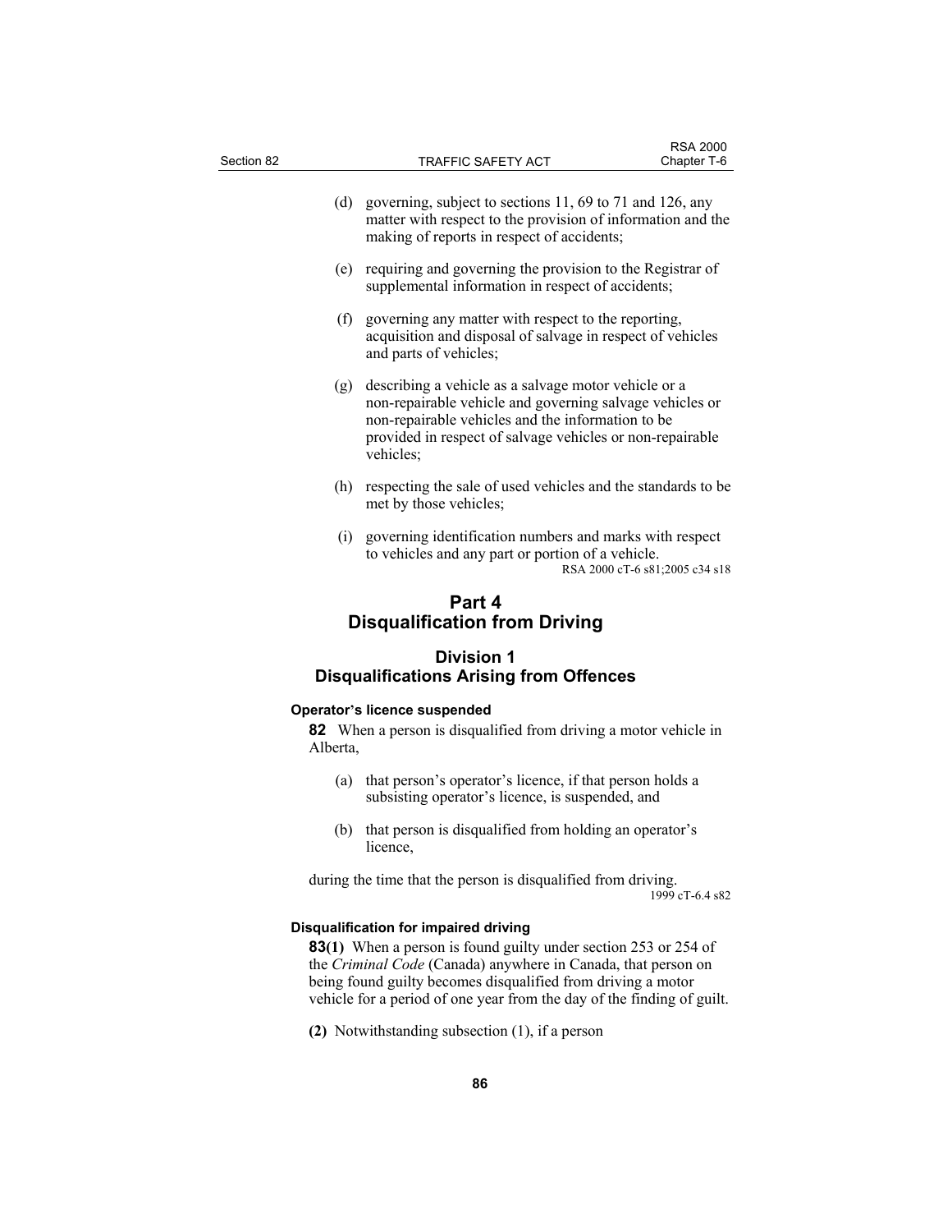(d) governing, subject to sections 11, 69 to 71 and 126, any matter with respect to the provision of information and the making of reports in respect of accidents;

(e) requiring and governing the provision to the Registrar of supplemental information in respect of accidents;

(f) governing any matter with respect to the reporting, acquisition and disposal of salvage in respect of vehicles and parts of vehicles;

(g) describing a vehicle as a salvage motor vehicle or a non-repairable vehicle and governing salvage vehicles or non-repairable vehicles and the information to be provided in respect of salvage vehicles or non-repairable vehicles;

(h) respecting the sale of used vehicles and the standards to be met by those vehicles;

(i) governing identification numbers and marks with respect to vehicles and any part or portion of a vehicle.

RSA 2000 cT-6 s81;2005 c34 s18

# Part 4
# Disqualification from Driving

## Division 1
## Disqualifications Arising from Offences

#### Operator's licence suspended

**82** When a person is disqualified from driving a motor vehicle in Alberta,

(a) that person's operator's licence, if that person holds a subsisting operator's licence, is suspended, and

(b) that person is disqualified from holding an operator's licence,

during the time that the person is disqualified from driving.

1999 cT-6.4 s82

#### Disqualification for impaired driving

**83(1)** When a person is found guilty under section 253 or 254 of the *Criminal Code* (Canada) anywhere in Canada, that person on being found guilty becomes disqualified from driving a motor vehicle for a period of one year from the day of the finding of guilt.

**(2)** Notwithstanding subsection (1), if a person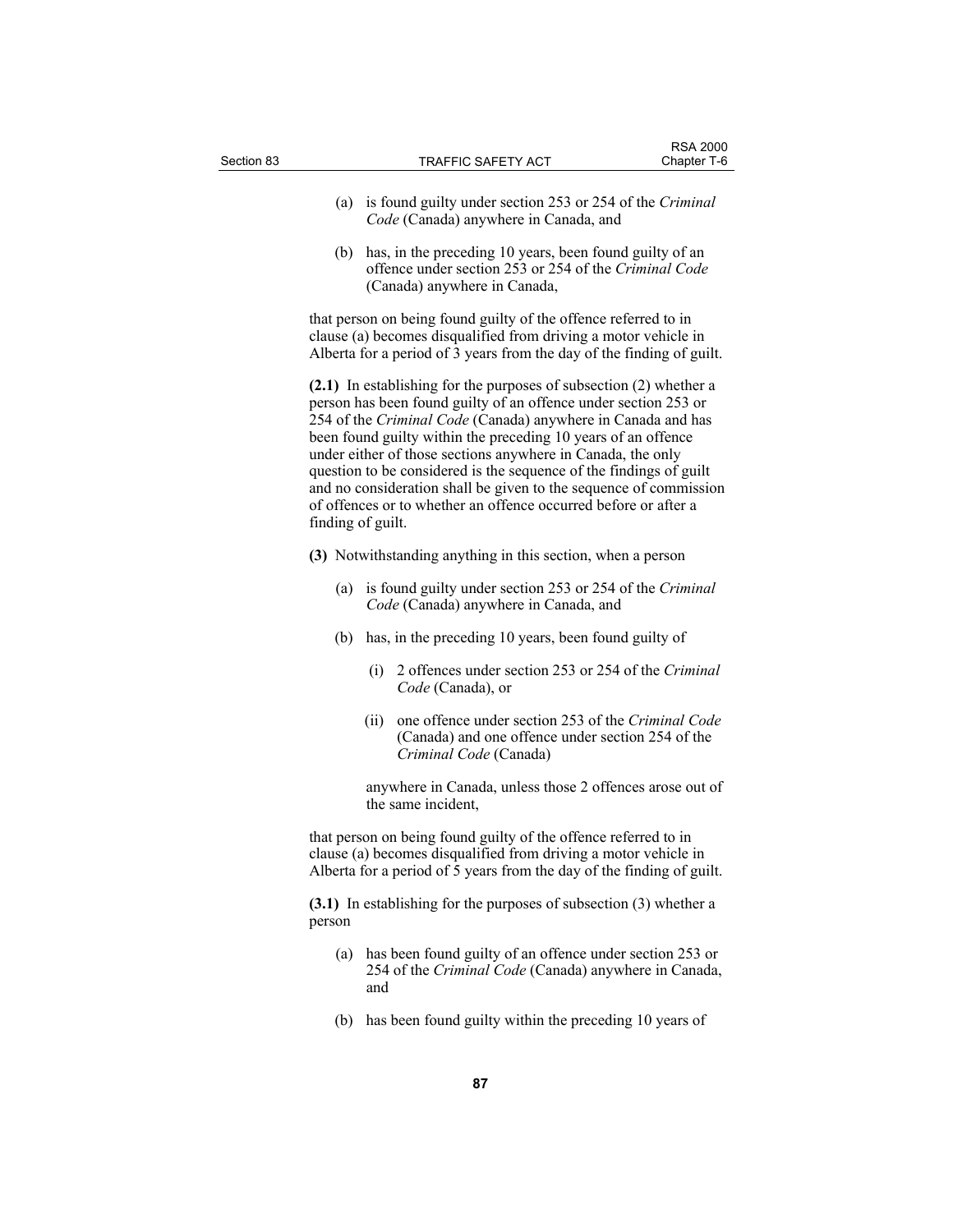(a) is found guilty under section 253 or 254 of the *Criminal Code* (Canada) anywhere in Canada, and

(b) has, in the preceding 10 years, been found guilty of an offence under section 253 or 254 of the *Criminal Code* (Canada) anywhere in Canada,

that person on being found guilty of the offence referred to in clause (a) becomes disqualified from driving a motor vehicle in Alberta for a period of 3 years from the day of the finding of guilt.

**(2.1)** In establishing for the purposes of subsection (2) whether a person has been found guilty of an offence under section 253 or 254 of the *Criminal Code* (Canada) anywhere in Canada and has been found guilty within the preceding 10 years of an offence under either of those sections anywhere in Canada, the only question to be considered is the sequence of the findings of guilt and no consideration shall be given to the sequence of commission of offences or to whether an offence occurred before or after a finding of guilt.

**(3)** Notwithstanding anything in this section, when a person

(a) is found guilty under section 253 or 254 of the *Criminal Code* (Canada) anywhere in Canada, and

(b) has, in the preceding 10 years, been found guilty of

(i) 2 offences under section 253 or 254 of the *Criminal Code* (Canada), or

(ii) one offence under section 253 of the *Criminal Code* (Canada) and one offence under section 254 of the *Criminal Code* (Canada)

anywhere in Canada, unless those 2 offences arose out of the same incident,

that person on being found guilty of the offence referred to in clause (a) becomes disqualified from driving a motor vehicle in Alberta for a period of 5 years from the day of the finding of guilt.

**(3.1)** In establishing for the purposes of subsection (3) whether a person

(a) has been found guilty of an offence under section 253 or 254 of the *Criminal Code* (Canada) anywhere in Canada, and

(b) has been found guilty within the preceding 10 years of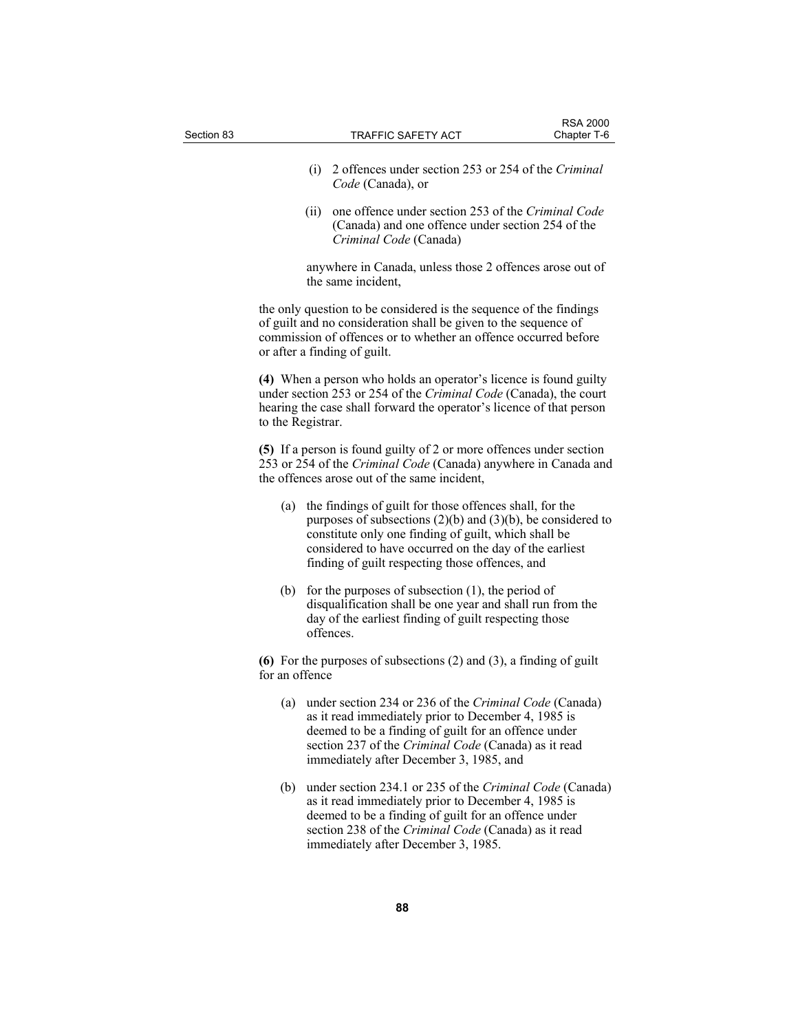(i) 2 offences under section 253 or 254 of the *Criminal Code* (Canada), or

(ii) one offence under section 253 of the *Criminal Code* (Canada) and one offence under section 254 of the *Criminal Code* (Canada)

anywhere in Canada, unless those 2 offences arose out of the same incident,

the only question to be considered is the sequence of the findings of guilt and no consideration shall be given to the sequence of commission of offences or to whether an offence occurred before or after a finding of guilt.

**(4)** When a person who holds an operator's licence is found guilty under section 253 or 254 of the *Criminal Code* (Canada), the court hearing the case shall forward the operator's licence of that person to the Registrar.

**(5)** If a person is found guilty of 2 or more offences under section 253 or 254 of the *Criminal Code* (Canada) anywhere in Canada and the offences arose out of the same incident,

(a) the findings of guilt for those offences shall, for the purposes of subsections (2)(b) and (3)(b), be considered to constitute only one finding of guilt, which shall be considered to have occurred on the day of the earliest finding of guilt respecting those offences, and

(b) for the purposes of subsection (1), the period of disqualification shall be one year and shall run from the day of the earliest finding of guilt respecting those offences.

**(6)** For the purposes of subsections (2) and (3), a finding of guilt for an offence

(a) under section 234 or 236 of the *Criminal Code* (Canada) as it read immediately prior to December 4, 1985 is deemed to be a finding of guilt for an offence under section 237 of the *Criminal Code* (Canada) as it read immediately after December 3, 1985, and

(b) under section 234.1 or 235 of the *Criminal Code* (Canada) as it read immediately prior to December 4, 1985 is deemed to be a finding of guilt for an offence under section 238 of the *Criminal Code* (Canada) as it read immediately after December 3, 1985.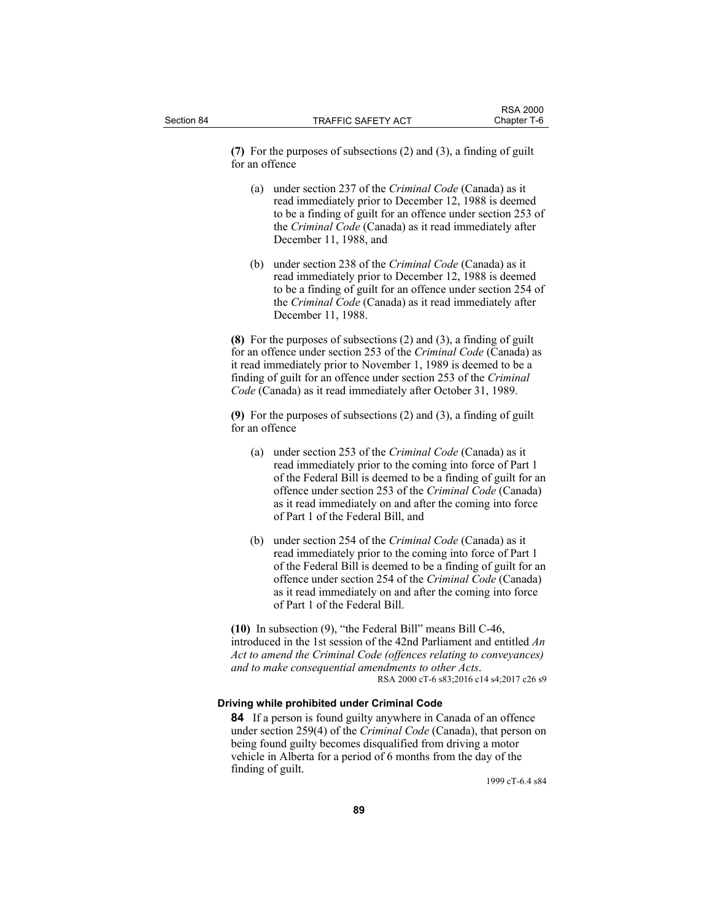**(7)** For the purposes of subsections (2) and (3), a finding of guilt for an offence

(a) under section 237 of the *Criminal Code* (Canada) as it read immediately prior to December 12, 1988 is deemed to be a finding of guilt for an offence under section 253 of the *Criminal Code* (Canada) as it read immediately after December 11, 1988, and

(b) under section 238 of the *Criminal Code* (Canada) as it read immediately prior to December 12, 1988 is deemed to be a finding of guilt for an offence under section 254 of the *Criminal Code* (Canada) as it read immediately after December 11, 1988.

**(8)** For the purposes of subsections (2) and (3), a finding of guilt for an offence under section 253 of the *Criminal Code* (Canada) as it read immediately prior to November 1, 1989 is deemed to be a finding of guilt for an offence under section 253 of the *Criminal Code* (Canada) as it read immediately after October 31, 1989.

**(9)** For the purposes of subsections (2) and (3), a finding of guilt for an offence

(a) under section 253 of the *Criminal Code* (Canada) as it read immediately prior to the coming into force of Part 1 of the Federal Bill is deemed to be a finding of guilt for an offence under section 253 of the *Criminal Code* (Canada) as it read immediately on and after the coming into force of Part 1 of the Federal Bill, and

(b) under section 254 of the *Criminal Code* (Canada) as it read immediately prior to the coming into force of Part 1 of the Federal Bill is deemed to be a finding of guilt for an offence under section 254 of the *Criminal Code* (Canada) as it read immediately on and after the coming into force of Part 1 of the Federal Bill.

**(10)** In subsection (9), "the Federal Bill" means Bill C-46, introduced in the 1st session of the 42nd Parliament and entitled *An Act to amend the Criminal Code (offences relating to conveyances) and to make consequential amendments to other Acts*.

RSA 2000 cT-6 s83;2016 c14 s4;2017 c26 s9

#### Driving while prohibited under Criminal Code

**84** If a person is found guilty anywhere in Canada of an offence under section 259(4) of the *Criminal Code* (Canada), that person on being found guilty becomes disqualified from driving a motor vehicle in Alberta for a period of 6 months from the day of the finding of guilt.

1999 cT-6.4 s84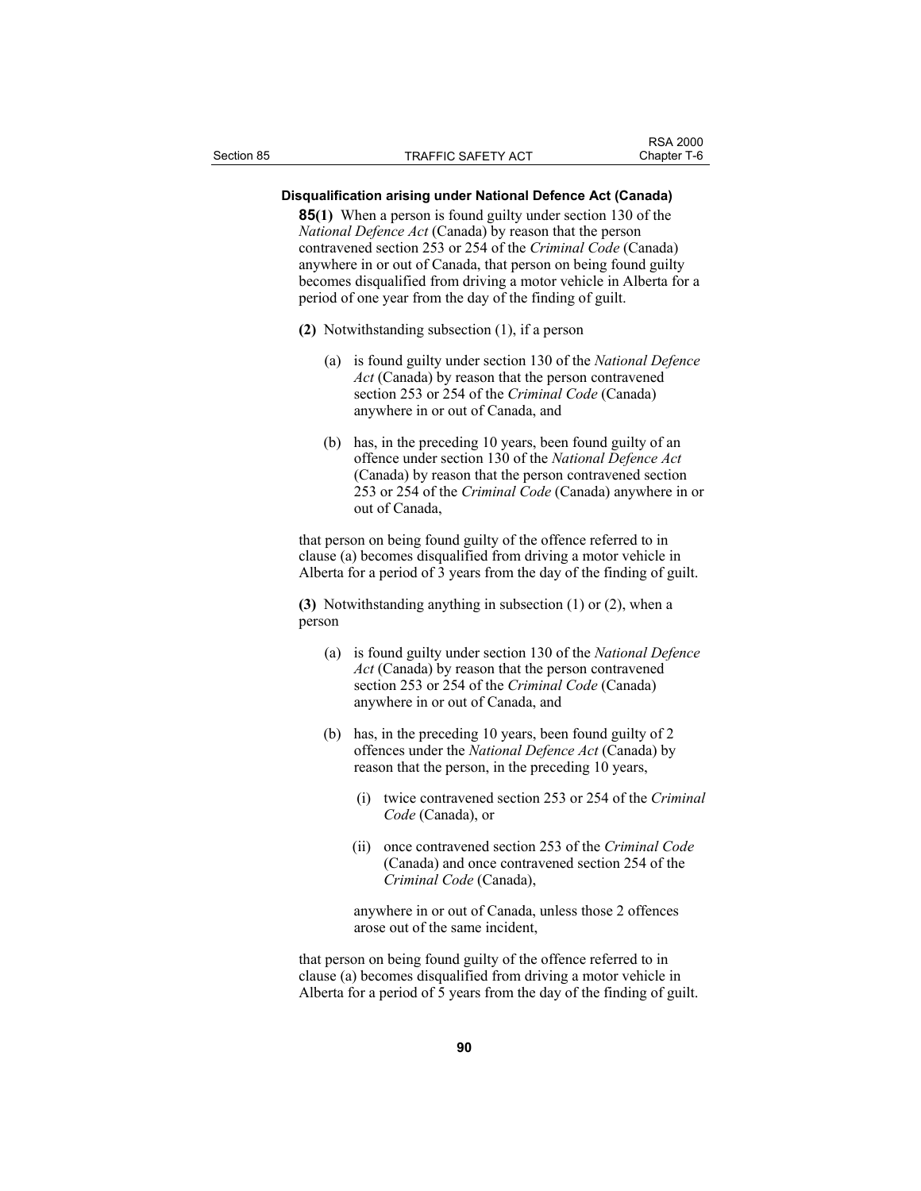**Disqualification arising under National Defence Act (Canada)**

**85(1)** When a person is found guilty under section 130 of the *National Defence Act* (Canada) by reason that the person contravened section 253 or 254 of the *Criminal Code* (Canada) anywhere in or out of Canada, that person on being found guilty becomes disqualified from driving a motor vehicle in Alberta for a period of one year from the day of the finding of guilt.

**(2)** Notwithstanding subsection (1), if a person

(a) is found guilty under section 130 of the *National Defence Act* (Canada) by reason that the person contravened section 253 or 254 of the *Criminal Code* (Canada) anywhere in or out of Canada, and

(b) has, in the preceding 10 years, been found guilty of an offence under section 130 of the *National Defence Act* (Canada) by reason that the person contravened section 253 or 254 of the *Criminal Code* (Canada) anywhere in or out of Canada,

that person on being found guilty of the offence referred to in clause (a) becomes disqualified from driving a motor vehicle in Alberta for a period of 3 years from the day of the finding of guilt.

**(3)** Notwithstanding anything in subsection (1) or (2), when a person

(a) is found guilty under section 130 of the *National Defence Act* (Canada) by reason that the person contravened section 253 or 254 of the *Criminal Code* (Canada) anywhere in or out of Canada, and

(b) has, in the preceding 10 years, been found guilty of 2 offences under the *National Defence Act* (Canada) by reason that the person, in the preceding 10 years,

(i) twice contravened section 253 or 254 of the *Criminal Code* (Canada), or

(ii) once contravened section 253 of the *Criminal Code* (Canada) and once contravened section 254 of the *Criminal Code* (Canada),

anywhere in or out of Canada, unless those 2 offences arose out of the same incident,

that person on being found guilty of the offence referred to in clause (a) becomes disqualified from driving a motor vehicle in Alberta for a period of 5 years from the day of the finding of guilt.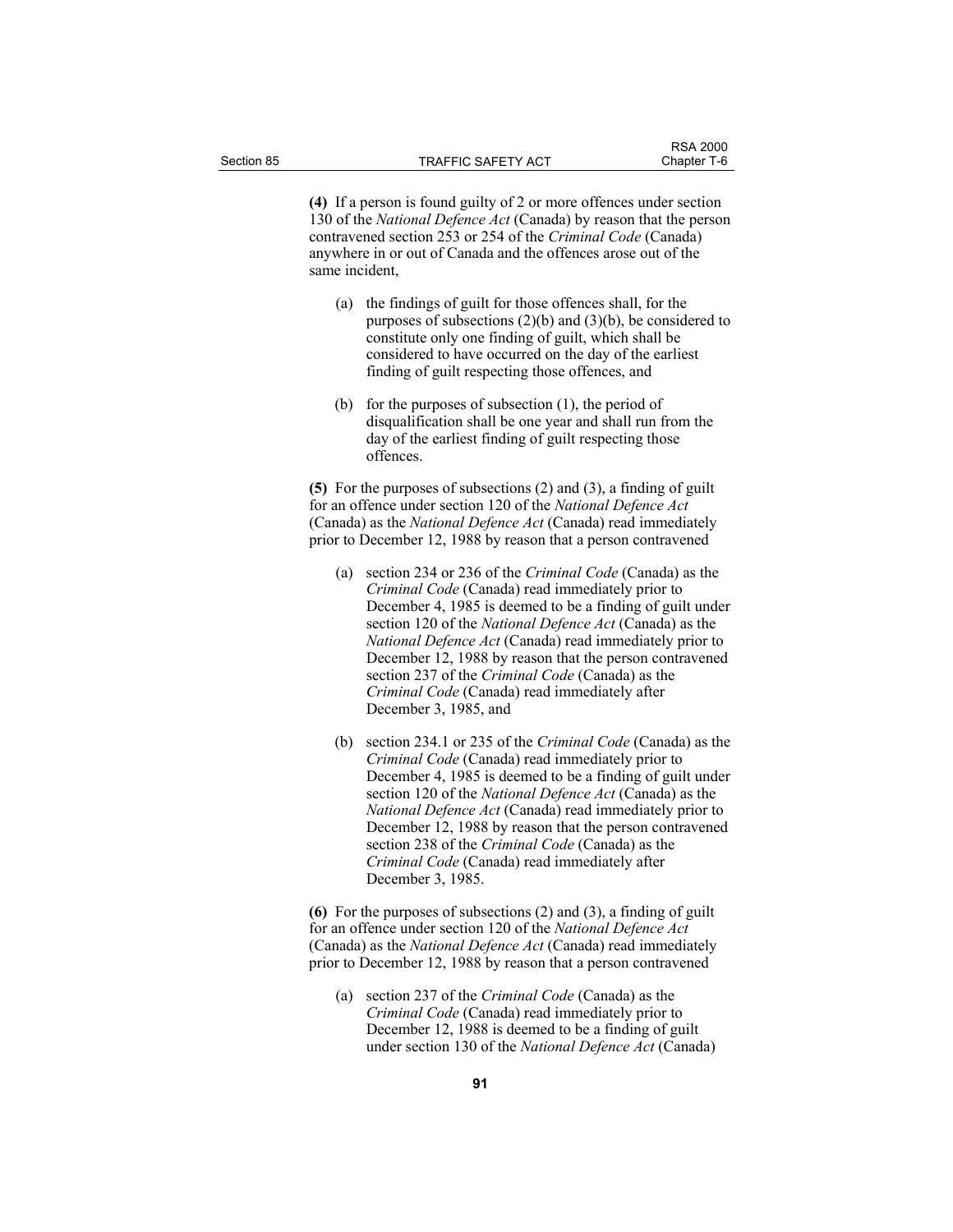**(4)** If a person is found guilty of 2 or more offences under section 130 of the *National Defence Act* (Canada) by reason that the person contravened section 253 or 254 of the *Criminal Code* (Canada) anywhere in or out of Canada and the offences arose out of the same incident,

(a) the findings of guilt for those offences shall, for the purposes of subsections (2)(b) and (3)(b), be considered to constitute only one finding of guilt, which shall be considered to have occurred on the day of the earliest finding of guilt respecting those offences, and

(b) for the purposes of subsection (1), the period of disqualification shall be one year and shall run from the day of the earliest finding of guilt respecting those offences.

**(5)** For the purposes of subsections (2) and (3), a finding of guilt for an offence under section 120 of the *National Defence Act* (Canada) as the *National Defence Act* (Canada) read immediately prior to December 12, 1988 by reason that a person contravened

(a) section 234 or 236 of the *Criminal Code* (Canada) as the *Criminal Code* (Canada) read immediately prior to December 4, 1985 is deemed to be a finding of guilt under section 120 of the *National Defence Act* (Canada) as the *National Defence Act* (Canada) read immediately prior to December 12, 1988 by reason that the person contravened section 237 of the *Criminal Code* (Canada) as the *Criminal Code* (Canada) read immediately after December 3, 1985, and

(b) section 234.1 or 235 of the *Criminal Code* (Canada) as the *Criminal Code* (Canada) read immediately prior to December 4, 1985 is deemed to be a finding of guilt under section 120 of the *National Defence Act* (Canada) as the *National Defence Act* (Canada) read immediately prior to December 12, 1988 by reason that the person contravened section 238 of the *Criminal Code* (Canada) as the *Criminal Code* (Canada) read immediately after December 3, 1985.

**(6)** For the purposes of subsections (2) and (3), a finding of guilt for an offence under section 120 of the *National Defence Act* (Canada) as the *National Defence Act* (Canada) read immediately prior to December 12, 1988 by reason that a person contravened

(a) section 237 of the *Criminal Code* (Canada) as the *Criminal Code* (Canada) read immediately prior to December 12, 1988 is deemed to be a finding of guilt under section 130 of the *National Defence Act* (Canada)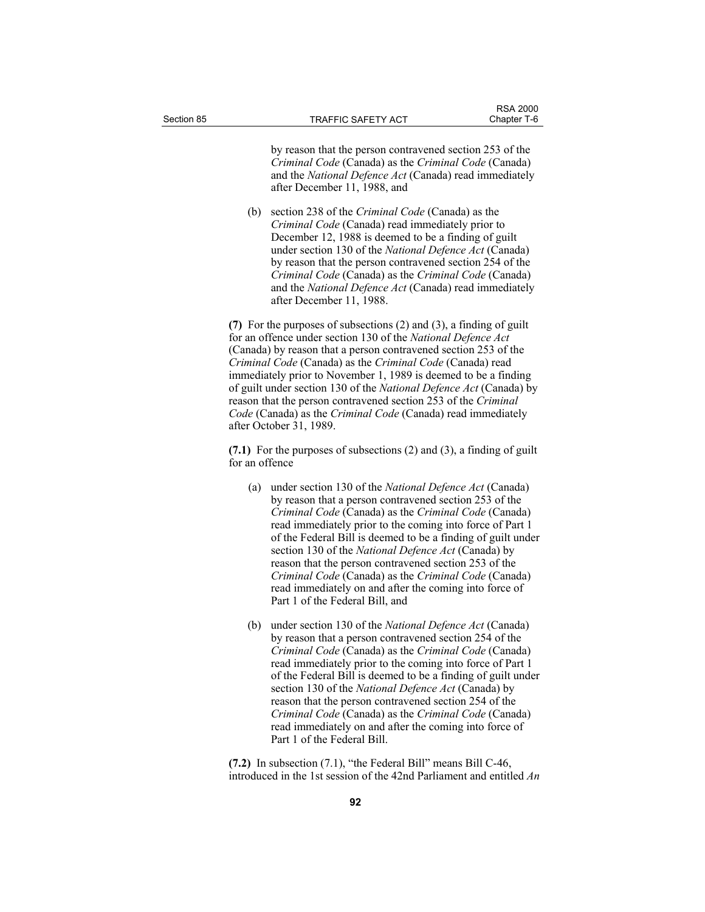by reason that the person contravened section 253 of the *Criminal Code* (Canada) as the *Criminal Code* (Canada) and the *National Defence Act* (Canada) read immediately after December 11, 1988, and

(b) section 238 of the *Criminal Code* (Canada) as the *Criminal Code* (Canada) read immediately prior to December 12, 1988 is deemed to be a finding of guilt under section 130 of the *National Defence Act* (Canada) by reason that the person contravened section 254 of the *Criminal Code* (Canada) as the *Criminal Code* (Canada) and the *National Defence Act* (Canada) read immediately after December 11, 1988.

**(7)** For the purposes of subsections (2) and (3), a finding of guilt for an offence under section 130 of the *National Defence Act* (Canada) by reason that a person contravened section 253 of the *Criminal Code* (Canada) as the *Criminal Code* (Canada) read immediately prior to November 1, 1989 is deemed to be a finding of guilt under section 130 of the *National Defence Act* (Canada) by reason that the person contravened section 253 of the *Criminal Code* (Canada) as the *Criminal Code* (Canada) read immediately after October 31, 1989.

**(7.1)** For the purposes of subsections (2) and (3), a finding of guilt for an offence

(a) under section 130 of the *National Defence Act* (Canada) by reason that a person contravened section 253 of the *Criminal Code* (Canada) as the *Criminal Code* (Canada) read immediately prior to the coming into force of Part 1 of the Federal Bill is deemed to be a finding of guilt under section 130 of the *National Defence Act* (Canada) by reason that the person contravened section 253 of the *Criminal Code* (Canada) as the *Criminal Code* (Canada) read immediately on and after the coming into force of Part 1 of the Federal Bill, and

(b) under section 130 of the *National Defence Act* (Canada) by reason that a person contravened section 254 of the *Criminal Code* (Canada) as the *Criminal Code* (Canada) read immediately prior to the coming into force of Part 1 of the Federal Bill is deemed to be a finding of guilt under section 130 of the *National Defence Act* (Canada) by reason that the person contravened section 254 of the *Criminal Code* (Canada) as the *Criminal Code* (Canada) read immediately on and after the coming into force of Part 1 of the Federal Bill.

**(7.2)** In subsection (7.1), "the Federal Bill" means Bill C-46, introduced in the 1st session of the 42nd Parliament and entitled *An*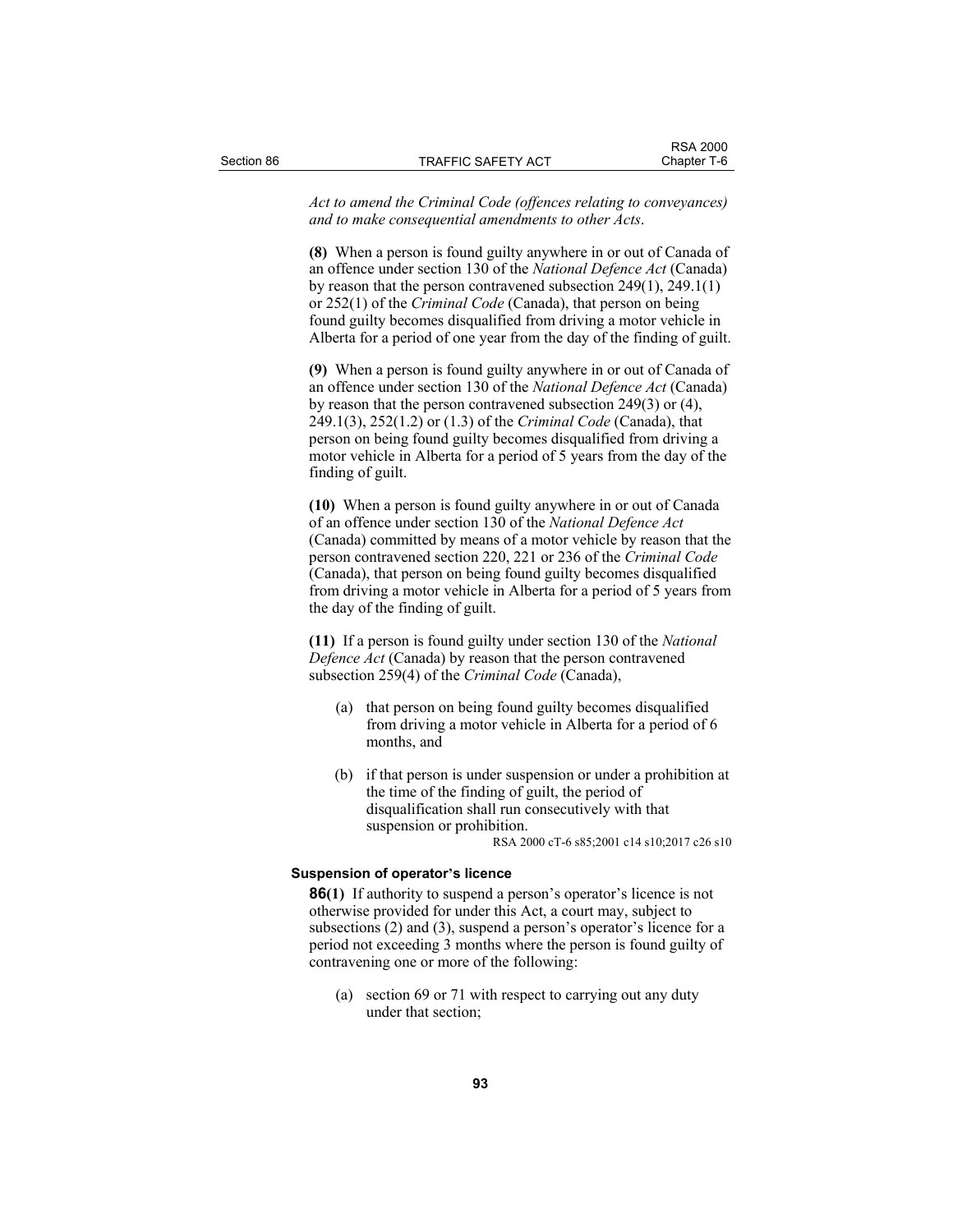*Act to amend the Criminal Code (offences relating to conveyances) and to make consequential amendments to other Acts*.

**(8)** When a person is found guilty anywhere in or out of Canada of an offence under section 130 of the *National Defence Act* (Canada) by reason that the person contravened subsection 249(1), 249.1(1) or 252(1) of the *Criminal Code* (Canada), that person on being found guilty becomes disqualified from driving a motor vehicle in Alberta for a period of one year from the day of the finding of guilt.

**(9)** When a person is found guilty anywhere in or out of Canada of an offence under section 130 of the *National Defence Act* (Canada) by reason that the person contravened subsection 249(3) or (4), 249.1(3), 252(1.2) or (1.3) of the *Criminal Code* (Canada), that person on being found guilty becomes disqualified from driving a motor vehicle in Alberta for a period of 5 years from the day of the finding of guilt.

**(10)** When a person is found guilty anywhere in or out of Canada of an offence under section 130 of the *National Defence Act* (Canada) committed by means of a motor vehicle by reason that the person contravened section 220, 221 or 236 of the *Criminal Code* (Canada), that person on being found guilty becomes disqualified from driving a motor vehicle in Alberta for a period of 5 years from the day of the finding of guilt.

**(11)** If a person is found guilty under section 130 of the *National Defence Act* (Canada) by reason that the person contravened subsection 259(4) of the *Criminal Code* (Canada),

(a) that person on being found guilty becomes disqualified from driving a motor vehicle in Alberta for a period of 6 months, and

(b) if that person is under suspension or under a prohibition at the time of the finding of guilt, the period of disqualification shall run consecutively with that suspension or prohibition.

RSA 2000 cT-6 s85;2001 c14 s10;2017 c26 s10

#### Suspension of operator's licence

**86(1)** If authority to suspend a person's operator's licence is not otherwise provided for under this Act, a court may, subject to subsections (2) and (3), suspend a person's operator's licence for a period not exceeding 3 months where the person is found guilty of contravening one or more of the following:

(a) section 69 or 71 with respect to carrying out any duty under that section;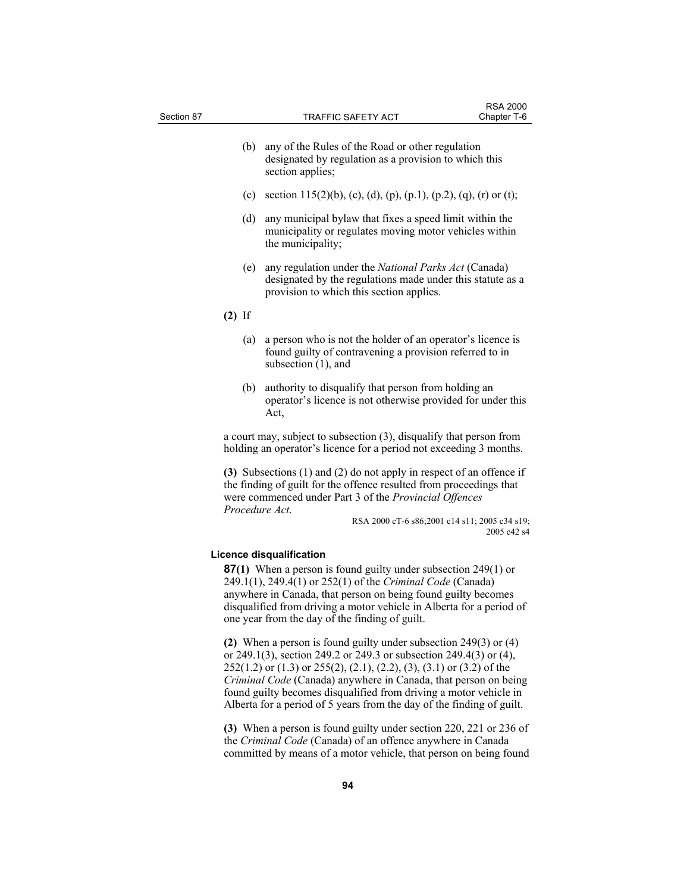(b) any of the Rules of the Road or other regulation designated by regulation as a provision to which this section applies;

(c) section 115(2)(b), (c), (d), (p), (p.1), (p.2), (q), (r) or (t);

(d) any municipal bylaw that fixes a speed limit within the municipality or regulates moving motor vehicles within the municipality;

(e) any regulation under the *National Parks Act* (Canada) designated by the regulations made under this statute as a provision to which this section applies.

**(2)** If

(a) a person who is not the holder of an operator's licence is found guilty of contravening a provision referred to in subsection (1), and

(b) authority to disqualify that person from holding an operator's licence is not otherwise provided for under this Act,

a court may, subject to subsection (3), disqualify that person from holding an operator's licence for a period not exceeding 3 months.

**(3)** Subsections (1) and (2) do not apply in respect of an offence if the finding of guilt for the offence resulted from proceedings that were commenced under Part 3 of the *Provincial Offences Procedure Act*.

RSA 2000 cT-6 s86;2001 c14 s11; 2005 c34 s19; 2005 c42 s4

#### Licence disqualification

**87(1)** When a person is found guilty under subsection 249(1) or 249.1(1), 249.4(1) or 252(1) of the *Criminal Code* (Canada) anywhere in Canada, that person on being found guilty becomes disqualified from driving a motor vehicle in Alberta for a period of one year from the day of the finding of guilt.

**(2)** When a person is found guilty under subsection 249(3) or (4) or 249.1(3), section 249.2 or 249.3 or subsection 249.4(3) or (4), 252(1.2) or (1.3) or 255(2), (2.1), (2.2), (3), (3.1) or (3.2) of the *Criminal Code* (Canada) anywhere in Canada, that person on being found guilty becomes disqualified from driving a motor vehicle in Alberta for a period of 5 years from the day of the finding of guilt.

**(3)** When a person is found guilty under section 220, 221 or 236 of the *Criminal Code* (Canada) of an offence anywhere in Canada committed by means of a motor vehicle, that person on being found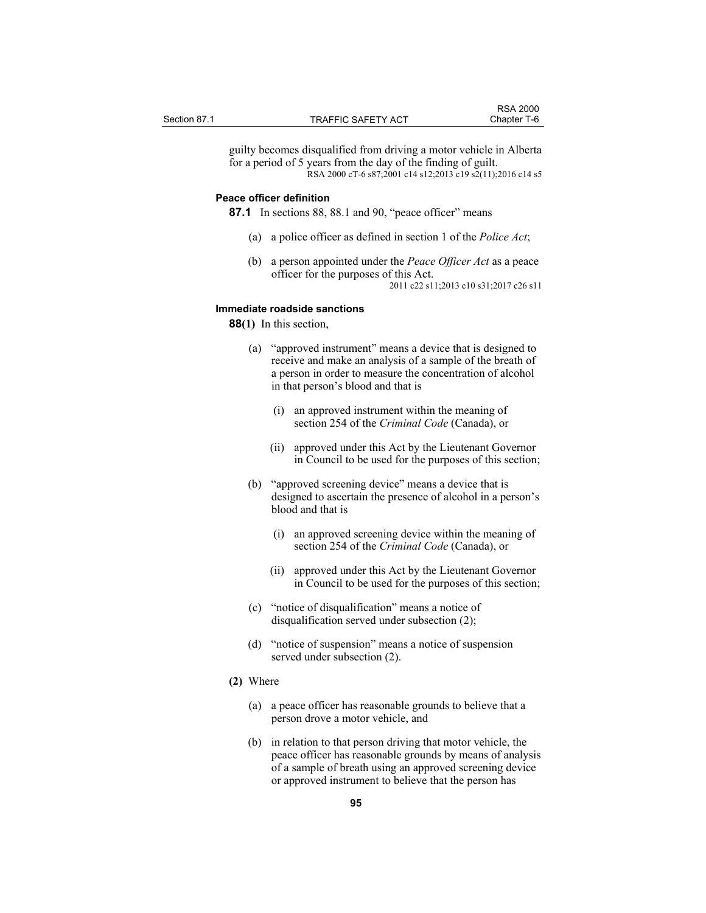guilty becomes disqualified from driving a motor vehicle in Alberta for a period of 5 years from the day of the finding of guilt.

RSA 2000 cT-6 s87;2001 c14 s12;2013 c19 s2(11);2016 c14 s5

**Peace officer definition**

**87.1** In sections 88, 88.1 and 90, "peace officer" means

(a) a police officer as defined in section 1 of the *Police Act*;

(b) a person appointed under the *Peace Officer Act* as a peace officer for the purposes of this Act.

2011 c22 s11;2013 c10 s31;2017 c26 s11

**Immediate roadside sanctions**

**88(1)** In this section,

(a) "approved instrument" means a device that is designed to receive and make an analysis of a sample of the breath of a person in order to measure the concentration of alcohol in that person's blood and that is

(i) an approved instrument within the meaning of section 254 of the *Criminal Code* (Canada), or

(ii) approved under this Act by the Lieutenant Governor in Council to be used for the purposes of this section;

(b) "approved screening device" means a device that is designed to ascertain the presence of alcohol in a person's blood and that is

(i) an approved screening device within the meaning of section 254 of the *Criminal Code* (Canada), or

(ii) approved under this Act by the Lieutenant Governor in Council to be used for the purposes of this section;

(c) "notice of disqualification" means a notice of disqualification served under subsection (2);

(d) "notice of suspension" means a notice of suspension served under subsection (2).

**(2)** Where

(a) a peace officer has reasonable grounds to believe that a person drove a motor vehicle, and

(b) in relation to that person driving that motor vehicle, the peace officer has reasonable grounds by means of analysis of a sample of breath using an approved screening device or approved instrument to believe that the person has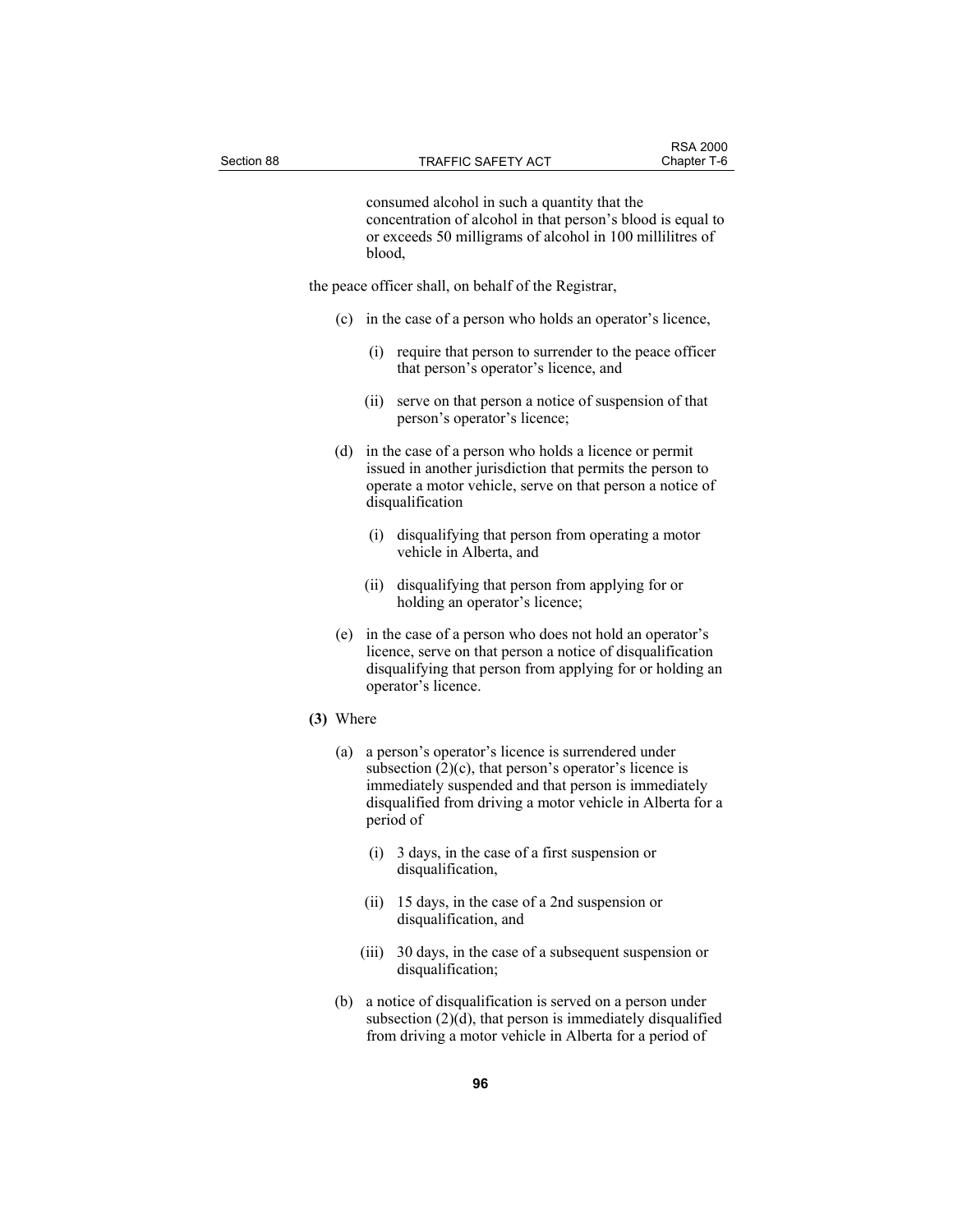consumed alcohol in such a quantity that the concentration of alcohol in that person's blood is equal to or exceeds 50 milligrams of alcohol in 100 millilitres of blood,

the peace officer shall, on behalf of the Registrar,

(c) in the case of a person who holds an operator's licence,

(i) require that person to surrender to the peace officer that person's operator's licence, and

(ii) serve on that person a notice of suspension of that person's operator's licence;

(d) in the case of a person who holds a licence or permit issued in another jurisdiction that permits the person to operate a motor vehicle, serve on that person a notice of disqualification

(i) disqualifying that person from operating a motor vehicle in Alberta, and

(ii) disqualifying that person from applying for or holding an operator's licence;

(e) in the case of a person who does not hold an operator's licence, serve on that person a notice of disqualification disqualifying that person from applying for or holding an operator's licence.

**(3)** Where

(a) a person's operator's licence is surrendered under subsection (2)(c), that person's operator's licence is immediately suspended and that person is immediately disqualified from driving a motor vehicle in Alberta for a period of

(i) 3 days, in the case of a first suspension or disqualification,

(ii) 15 days, in the case of a 2nd suspension or disqualification, and

(iii) 30 days, in the case of a subsequent suspension or disqualification;

(b) a notice of disqualification is served on a person under subsection (2)(d), that person is immediately disqualified from driving a motor vehicle in Alberta for a period of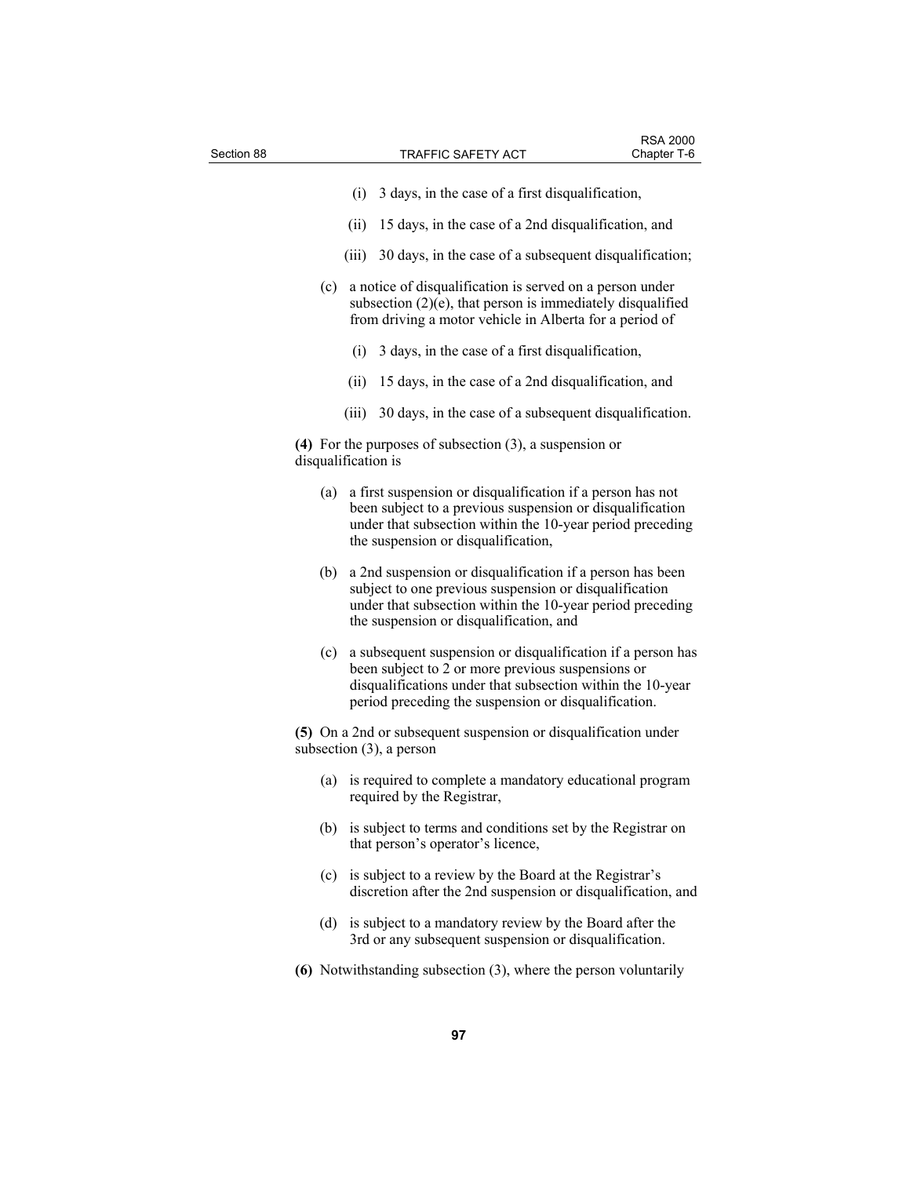(i) 3 days, in the case of a first disqualification,

(ii) 15 days, in the case of a 2nd disqualification, and

(iii) 30 days, in the case of a subsequent disqualification;

(c) a notice of disqualification is served on a person under subsection (2)(e), that person is immediately disqualified from driving a motor vehicle in Alberta for a period of

(i) 3 days, in the case of a first disqualification,

(ii) 15 days, in the case of a 2nd disqualification, and

(iii) 30 days, in the case of a subsequent disqualification.

**(4)** For the purposes of subsection (3), a suspension or disqualification is

(a) a first suspension or disqualification if a person has not been subject to a previous suspension or disqualification under that subsection within the 10-year period preceding the suspension or disqualification,

(b) a 2nd suspension or disqualification if a person has been subject to one previous suspension or disqualification under that subsection within the 10-year period preceding the suspension or disqualification, and

(c) a subsequent suspension or disqualification if a person has been subject to 2 or more previous suspensions or disqualifications under that subsection within the 10-year period preceding the suspension or disqualification.

**(5)** On a 2nd or subsequent suspension or disqualification under subsection (3), a person

(a) is required to complete a mandatory educational program required by the Registrar,

(b) is subject to terms and conditions set by the Registrar on that person's operator's licence,

(c) is subject to a review by the Board at the Registrar's discretion after the 2nd suspension or disqualification, and

(d) is subject to a mandatory review by the Board after the 3rd or any subsequent suspension or disqualification.

**(6)** Notwithstanding subsection (3), where the person voluntarily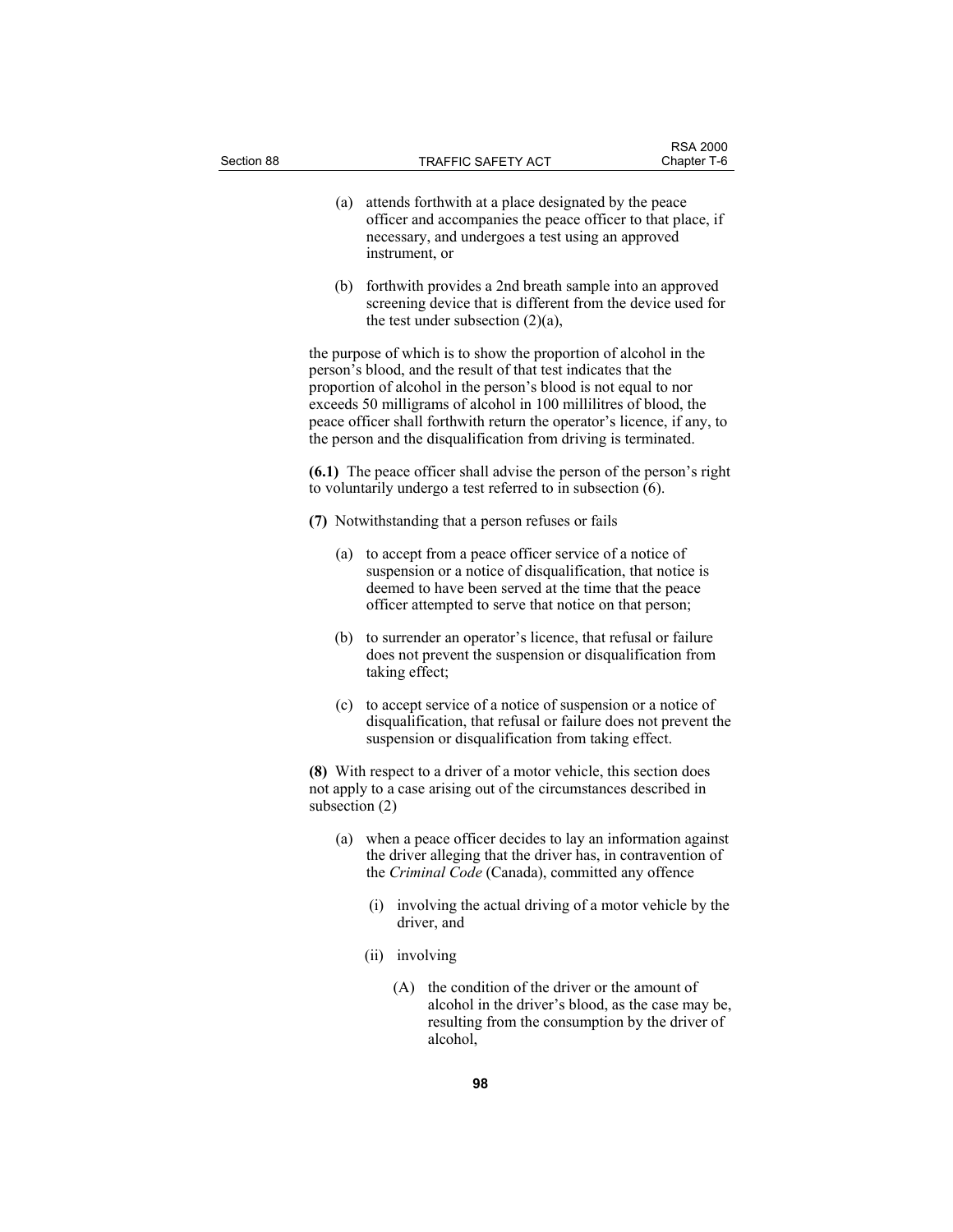(a) attends forthwith at a place designated by the peace officer and accompanies the peace officer to that place, if necessary, and undergoes a test using an approved instrument, or

(b) forthwith provides a 2nd breath sample into an approved screening device that is different from the device used for the test under subsection (2)(a),

the purpose of which is to show the proportion of alcohol in the person's blood, and the result of that test indicates that the proportion of alcohol in the person's blood is not equal to nor exceeds 50 milligrams of alcohol in 100 millilitres of blood, the peace officer shall forthwith return the operator's licence, if any, to the person and the disqualification from driving is terminated.

**(6.1)** The peace officer shall advise the person of the person's right to voluntarily undergo a test referred to in subsection (6).

**(7)** Notwithstanding that a person refuses or fails

(a) to accept from a peace officer service of a notice of suspension or a notice of disqualification, that notice is deemed to have been served at the time that the peace officer attempted to serve that notice on that person;

(b) to surrender an operator's licence, that refusal or failure does not prevent the suspension or disqualification from taking effect;

(c) to accept service of a notice of suspension or a notice of disqualification, that refusal or failure does not prevent the suspension or disqualification from taking effect.

**(8)** With respect to a driver of a motor vehicle, this section does not apply to a case arising out of the circumstances described in subsection (2)

(a) when a peace officer decides to lay an information against the driver alleging that the driver has, in contravention of the *Criminal Code* (Canada), committed any offence

(i) involving the actual driving of a motor vehicle by the driver, and

(ii) involving

(A) the condition of the driver or the amount of alcohol in the driver's blood, as the case may be, resulting from the consumption by the driver of alcohol,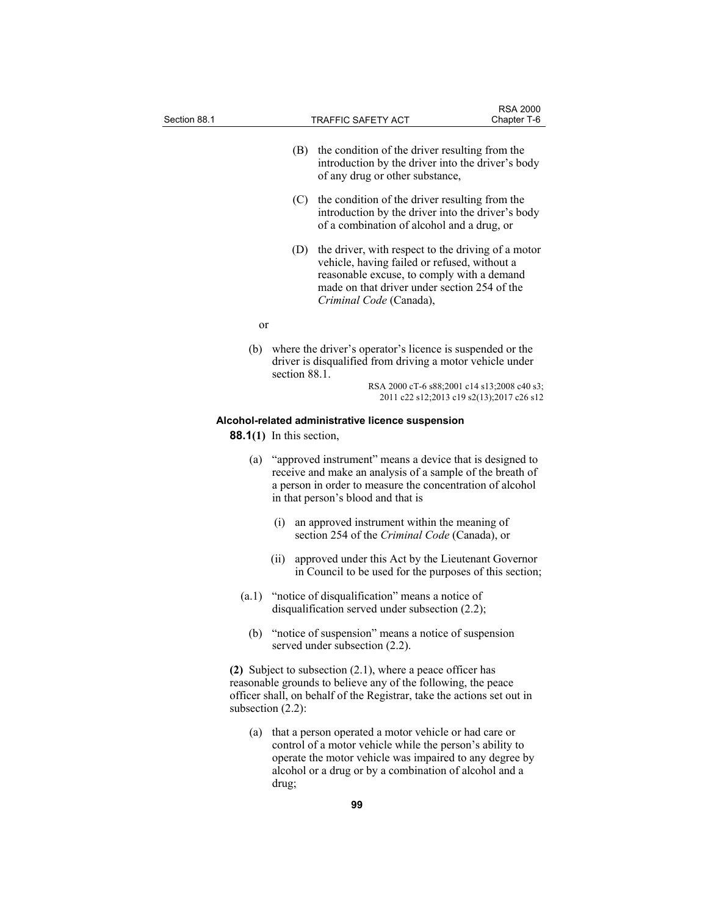(B) the condition of the driver resulting from the introduction by the driver into the driver's body of any drug or other substance,

(C) the condition of the driver resulting from the introduction by the driver into the driver's body of a combination of alcohol and a drug, or

(D) the driver, with respect to the driving of a motor vehicle, having failed or refused, without a reasonable excuse, to comply with a demand made on that driver under section 254 of the *Criminal Code* (Canada),

or

(b) where the driver's operator's licence is suspended or the driver is disqualified from driving a motor vehicle under section 88.1.

RSA 2000 cT-6 s88;2001 c14 s13;2008 c40 s3; 2011 c22 s12;2013 c19 s2(13);2017 c26 s12

**Alcohol-related administrative licence suspension**

**88.1(1)** In this section,

(a) "approved instrument" means a device that is designed to receive and make an analysis of a sample of the breath of a person in order to measure the concentration of alcohol in that person's blood and that is

(i) an approved instrument within the meaning of section 254 of the *Criminal Code* (Canada), or

(ii) approved under this Act by the Lieutenant Governor in Council to be used for the purposes of this section;

(a.1) "notice of disqualification" means a notice of disqualification served under subsection (2.2);

(b) "notice of suspension" means a notice of suspension served under subsection (2.2).

**(2)** Subject to subsection (2.1), where a peace officer has reasonable grounds to believe any of the following, the peace officer shall, on behalf of the Registrar, take the actions set out in subsection (2.2):

(a) that a person operated a motor vehicle or had care or control of a motor vehicle while the person's ability to operate the motor vehicle was impaired to any degree by alcohol or a drug or by a combination of alcohol and a drug;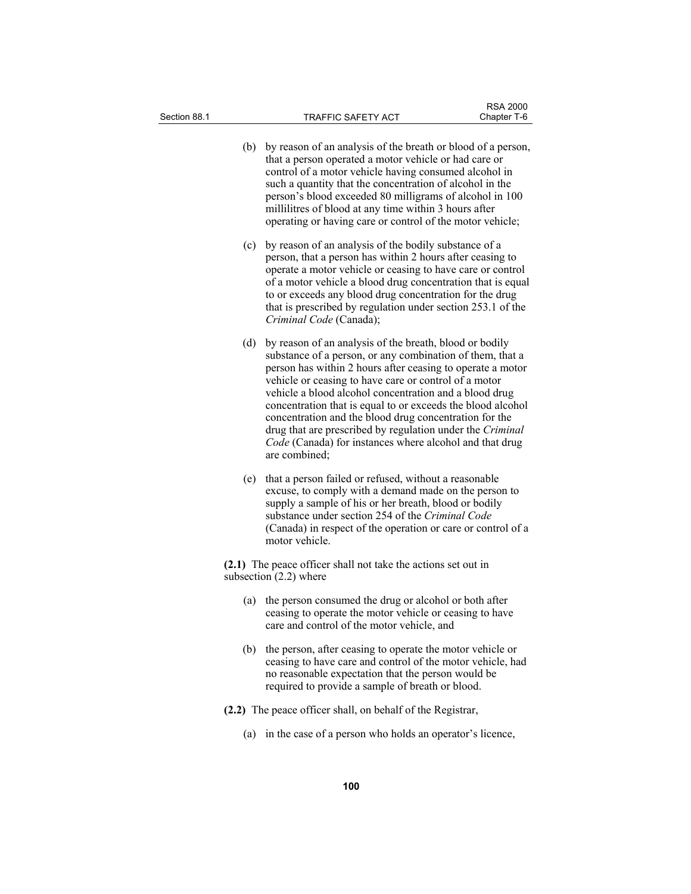(b) by reason of an analysis of the breath or blood of a person, that a person operated a motor vehicle or had care or control of a motor vehicle having consumed alcohol in such a quantity that the concentration of alcohol in the person's blood exceeded 80 milligrams of alcohol in 100 millilitres of blood at any time within 3 hours after operating or having care or control of the motor vehicle;

(c) by reason of an analysis of the bodily substance of a person, that a person has within 2 hours after ceasing to operate a motor vehicle or ceasing to have care or control of a motor vehicle a blood drug concentration that is equal to or exceeds any blood drug concentration for the drug that is prescribed by regulation under section 253.1 of the *Criminal Code* (Canada);

(d) by reason of an analysis of the breath, blood or bodily substance of a person, or any combination of them, that a person has within 2 hours after ceasing to operate a motor vehicle or ceasing to have care or control of a motor vehicle a blood alcohol concentration and a blood drug concentration that is equal to or exceeds the blood alcohol concentration and the blood drug concentration for the drug that are prescribed by regulation under the *Criminal Code* (Canada) for instances where alcohol and that drug are combined;

(e) that a person failed or refused, without a reasonable excuse, to comply with a demand made on the person to supply a sample of his or her breath, blood or bodily substance under section 254 of the *Criminal Code* (Canada) in respect of the operation or care or control of a motor vehicle.

**(2.1)** The peace officer shall not take the actions set out in subsection (2.2) where

(a) the person consumed the drug or alcohol or both after ceasing to operate the motor vehicle or ceasing to have care and control of the motor vehicle, and

(b) the person, after ceasing to operate the motor vehicle or ceasing to have care and control of the motor vehicle, had no reasonable expectation that the person would be required to provide a sample of breath or blood.

**(2.2)** The peace officer shall, on behalf of the Registrar,

(a) in the case of a person who holds an operator's licence,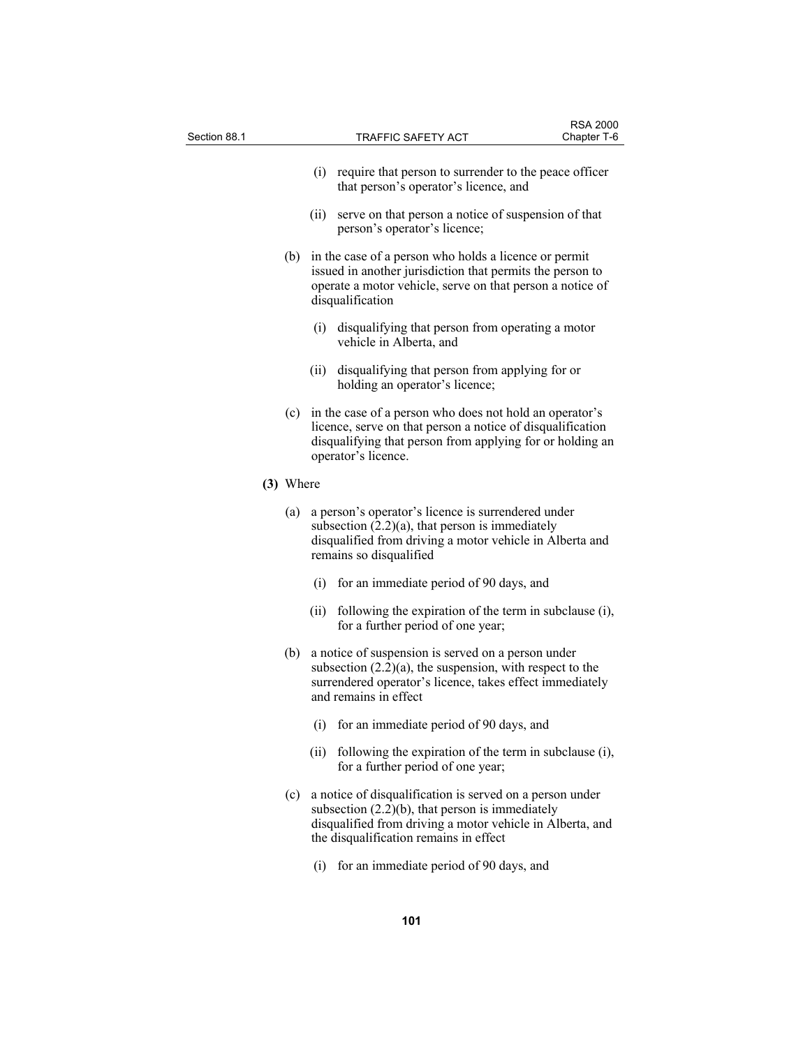(i) require that person to surrender to the peace officer that person's operator's licence, and

(ii) serve on that person a notice of suspension of that person's operator's licence;

(b) in the case of a person who holds a licence or permit issued in another jurisdiction that permits the person to operate a motor vehicle, serve on that person a notice of disqualification

(i) disqualifying that person from operating a motor vehicle in Alberta, and

(ii) disqualifying that person from applying for or holding an operator's licence;

(c) in the case of a person who does not hold an operator's licence, serve on that person a notice of disqualification disqualifying that person from applying for or holding an operator's licence.

**(3)** Where

(a) a person's operator's licence is surrendered under subsection (2.2)(a), that person is immediately disqualified from driving a motor vehicle in Alberta and remains so disqualified

(i) for an immediate period of 90 days, and

(ii) following the expiration of the term in subclause (i), for a further period of one year;

(b) a notice of suspension is served on a person under subsection (2.2)(a), the suspension, with respect to the surrendered operator's licence, takes effect immediately and remains in effect

(i) for an immediate period of 90 days, and

(ii) following the expiration of the term in subclause (i), for a further period of one year;

(c) a notice of disqualification is served on a person under subsection (2.2)(b), that person is immediately disqualified from driving a motor vehicle in Alberta, and the disqualification remains in effect

(i) for an immediate period of 90 days, and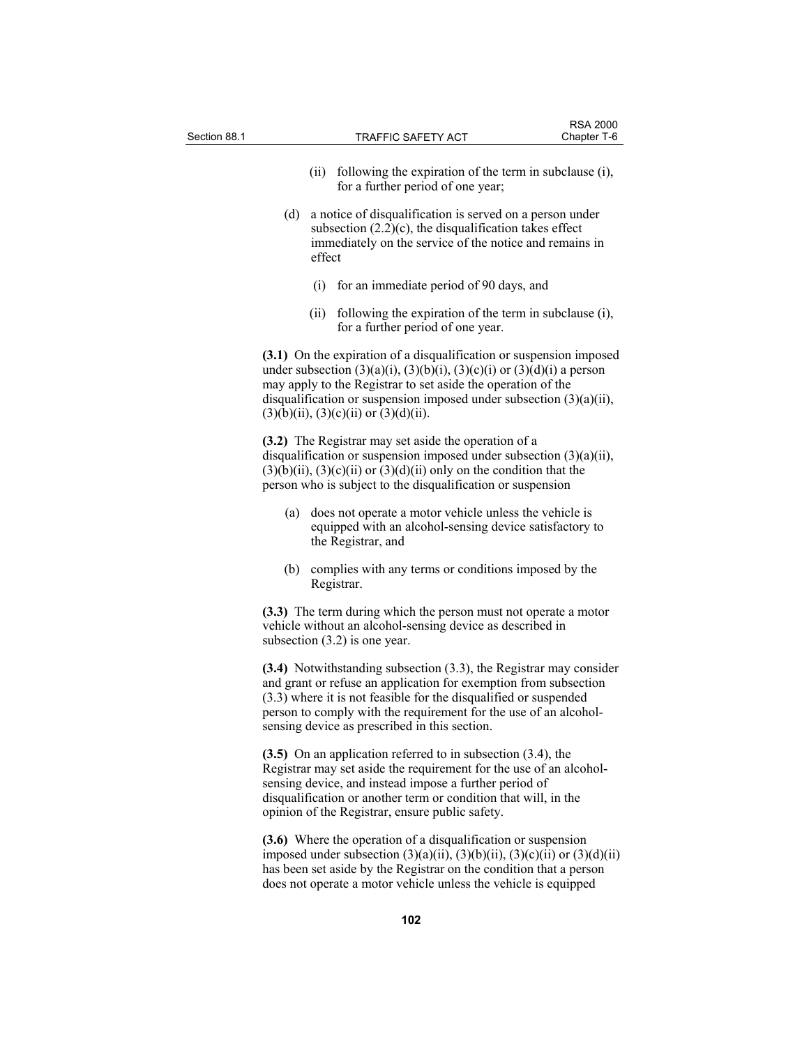(ii) following the expiration of the term in subclause (i), for a further period of one year;

(d) a notice of disqualification is served on a person under subsection (2.2)(c), the disqualification takes effect immediately on the service of the notice and remains in effect

(i) for an immediate period of 90 days, and

(ii) following the expiration of the term in subclause (i), for a further period of one year.

**(3.1)** On the expiration of a disqualification or suspension imposed under subsection (3)(a)(i), (3)(b)(i), (3)(c)(i) or (3)(d)(i) a person may apply to the Registrar to set aside the operation of the disqualification or suspension imposed under subsection (3)(a)(ii), (3)(b)(ii), (3)(c)(ii) or (3)(d)(ii).

**(3.2)** The Registrar may set aside the operation of a disqualification or suspension imposed under subsection (3)(a)(ii), (3)(b)(ii), (3)(c)(ii) or (3)(d)(ii) only on the condition that the person who is subject to the disqualification or suspension

(a) does not operate a motor vehicle unless the vehicle is equipped with an alcohol-sensing device satisfactory to the Registrar, and

(b) complies with any terms or conditions imposed by the Registrar.

**(3.3)** The term during which the person must not operate a motor vehicle without an alcohol-sensing device as described in subsection (3.2) is one year.

**(3.4)** Notwithstanding subsection (3.3), the Registrar may consider and grant or refuse an application for exemption from subsection (3.3) where it is not feasible for the disqualified or suspended person to comply with the requirement for the use of an alcohol-sensing device as prescribed in this section.

**(3.5)** On an application referred to in subsection (3.4), the Registrar may set aside the requirement for the use of an alcohol-sensing device, and instead impose a further period of disqualification or another term or condition that will, in the opinion of the Registrar, ensure public safety.

**(3.6)** Where the operation of a disqualification or suspension imposed under subsection (3)(a)(ii), (3)(b)(ii), (3)(c)(ii) or (3)(d)(ii) has been set aside by the Registrar on the condition that a person does not operate a motor vehicle unless the vehicle is equipped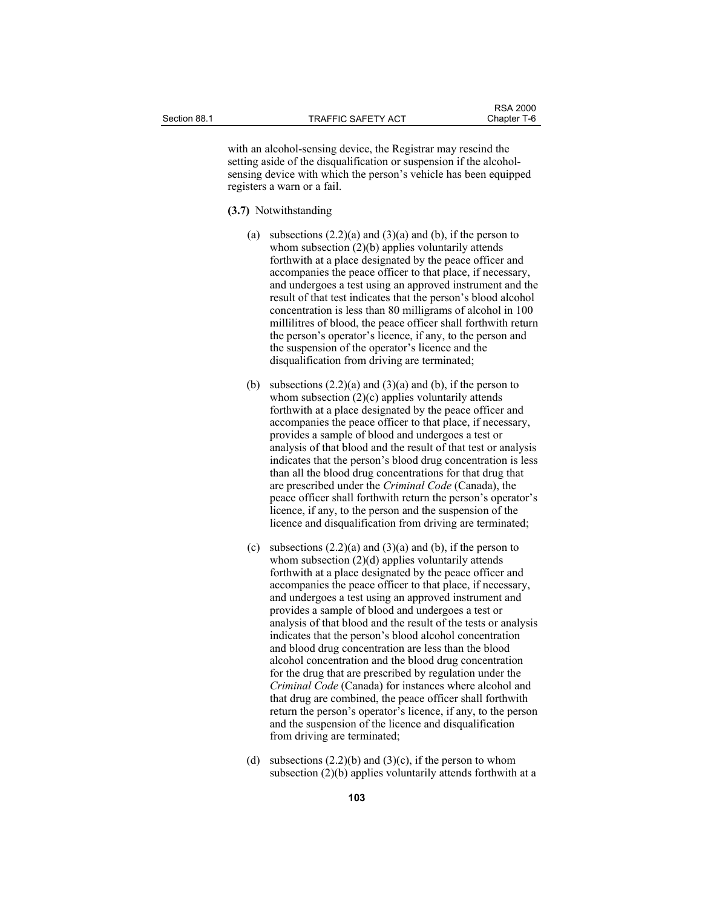with an alcohol-sensing device, the Registrar may rescind the setting aside of the disqualification or suspension if the alcohol-sensing device with which the person's vehicle has been equipped registers a warn or a fail.

**(3.7)** Notwithstanding

(a) subsections (2.2)(a) and (3)(a) and (b), if the person to whom subsection (2)(b) applies voluntarily attends forthwith at a place designated by the peace officer and accompanies the peace officer to that place, if necessary, and undergoes a test using an approved instrument and the result of that test indicates that the person's blood alcohol concentration is less than 80 milligrams of alcohol in 100 millilitres of blood, the peace officer shall forthwith return the person's operator's licence, if any, to the person and the suspension of the operator's licence and the disqualification from driving are terminated;

(b) subsections (2.2)(a) and (3)(a) and (b), if the person to whom subsection (2)(c) applies voluntarily attends forthwith at a place designated by the peace officer and accompanies the peace officer to that place, if necessary, provides a sample of blood and undergoes a test or analysis of that blood and the result of that test or analysis indicates that the person's blood drug concentration is less than all the blood drug concentrations for that drug that are prescribed under the *Criminal Code* (Canada), the peace officer shall forthwith return the person's operator's licence, if any, to the person and the suspension of the licence and disqualification from driving are terminated;

(c) subsections (2.2)(a) and (3)(a) and (b), if the person to whom subsection (2)(d) applies voluntarily attends forthwith at a place designated by the peace officer and accompanies the peace officer to that place, if necessary, and undergoes a test using an approved instrument and provides a sample of blood and undergoes a test or analysis of that blood and the result of the tests or analysis indicates that the person's blood alcohol concentration and blood drug concentration are less than the blood alcohol concentration and the blood drug concentration for the drug that are prescribed by regulation under the *Criminal Code* (Canada) for instances where alcohol and that drug are combined, the peace officer shall forthwith return the person's operator's licence, if any, to the person and the suspension of the licence and disqualification from driving are terminated;

(d) subsections (2.2)(b) and (3)(c), if the person to whom subsection (2)(b) applies voluntarily attends forthwith at a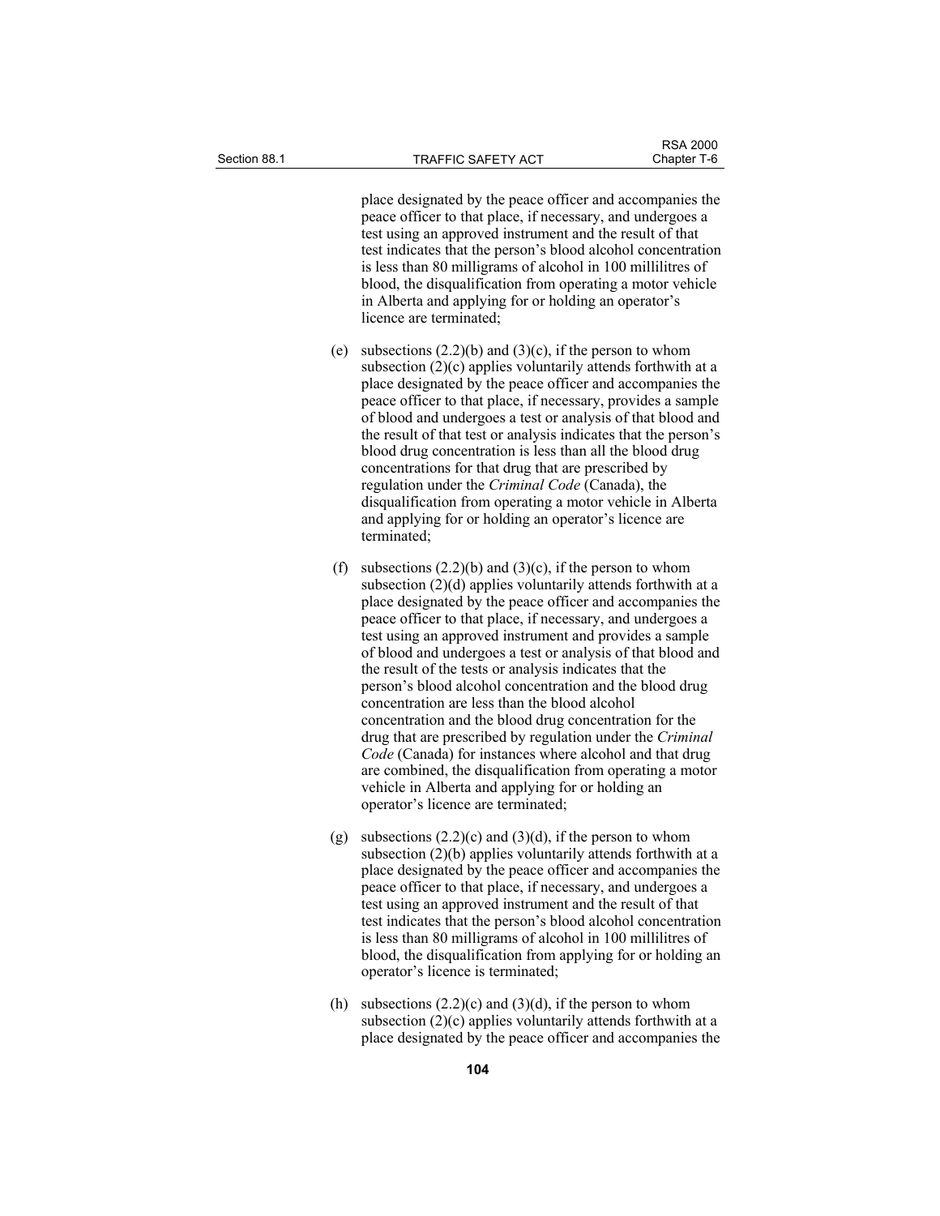place designated by the peace officer and accompanies the peace officer to that place, if necessary, and undergoes a test using an approved instrument and the result of that test indicates that the person's blood alcohol concentration is less than 80 milligrams of alcohol in 100 millilitres of blood, the disqualification from operating a motor vehicle in Alberta and applying for or holding an operator's licence are terminated;

(e) subsections (2.2)(b) and (3)(c), if the person to whom subsection (2)(c) applies voluntarily attends forthwith at a place designated by the peace officer and accompanies the peace officer to that place, if necessary, provides a sample of blood and undergoes a test or analysis of that blood and the result of that test or analysis indicates that the person's blood drug concentration is less than all the blood drug concentrations for that drug that are prescribed by regulation under the *Criminal Code* (Canada), the disqualification from operating a motor vehicle in Alberta and applying for or holding an operator's licence are terminated;

(f) subsections (2.2)(b) and (3)(c), if the person to whom subsection (2)(d) applies voluntarily attends forthwith at a place designated by the peace officer and accompanies the peace officer to that place, if necessary, and undergoes a test using an approved instrument and provides a sample of blood and undergoes a test or analysis of that blood and the result of the tests or analysis indicates that the person's blood alcohol concentration and the blood drug concentration are less than the blood alcohol concentration and the blood drug concentration for the drug that are prescribed by regulation under the *Criminal Code* (Canada) for instances where alcohol and that drug are combined, the disqualification from operating a motor vehicle in Alberta and applying for or holding an operator's licence are terminated;

(g) subsections (2.2)(c) and (3)(d), if the person to whom subsection (2)(b) applies voluntarily attends forthwith at a place designated by the peace officer and accompanies the peace officer to that place, if necessary, and undergoes a test using an approved instrument and the result of that test indicates that the person's blood alcohol concentration is less than 80 milligrams of alcohol in 100 millilitres of blood, the disqualification from applying for or holding an operator's licence is terminated;

(h) subsections (2.2)(c) and (3)(d), if the person to whom subsection (2)(c) applies voluntarily attends forthwith at a place designated by the peace officer and accompanies the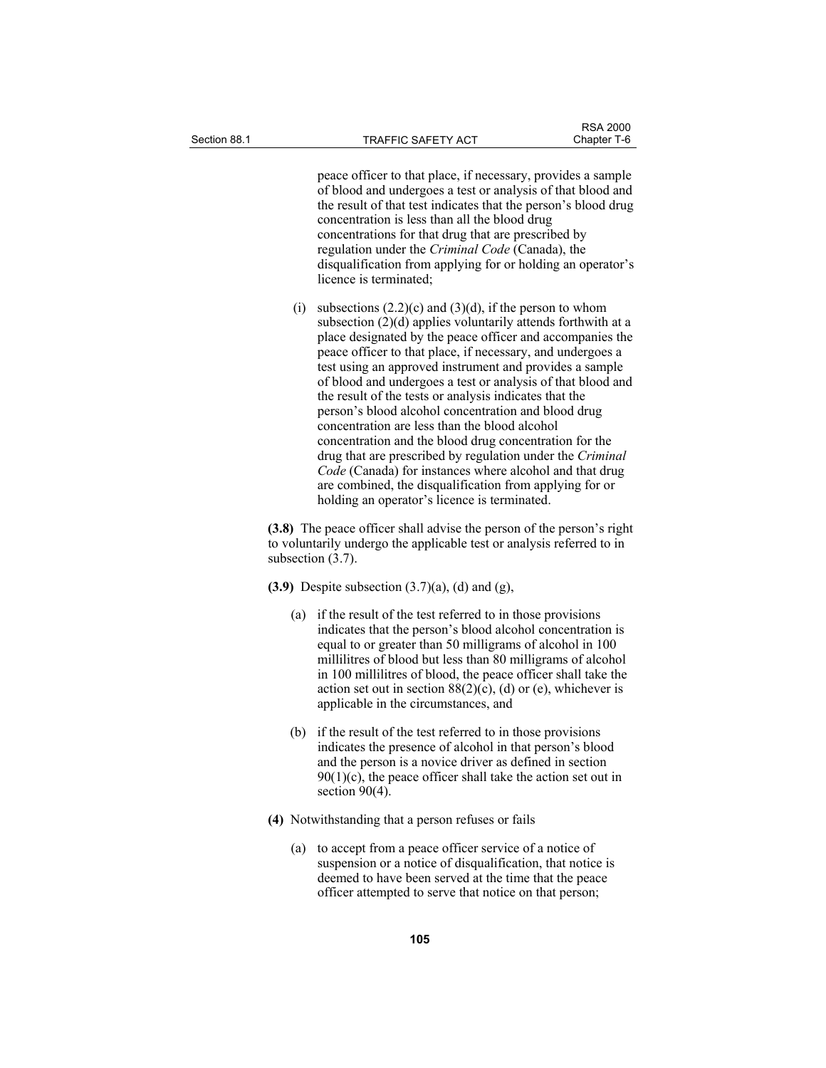peace officer to that place, if necessary, provides a sample of blood and undergoes a test or analysis of that blood and the result of that test indicates that the person's blood drug concentration is less than all the blood drug concentrations for that drug that are prescribed by regulation under the *Criminal Code* (Canada), the disqualification from applying for or holding an operator's licence is terminated;

(i) subsections (2.2)(c) and (3)(d), if the person to whom subsection (2)(d) applies voluntarily attends forthwith at a place designated by the peace officer and accompanies the peace officer to that place, if necessary, and undergoes a test using an approved instrument and provides a sample of blood and undergoes a test or analysis of that blood and the result of the tests or analysis indicates that the person's blood alcohol concentration and blood drug concentration are less than the blood alcohol concentration and the blood drug concentration for the drug that are prescribed by regulation under the *Criminal Code* (Canada) for instances where alcohol and that drug are combined, the disqualification from applying for or holding an operator's licence is terminated.

**(3.8)** The peace officer shall advise the person of the person's right to voluntarily undergo the applicable test or analysis referred to in subsection (3.7).

**(3.9)** Despite subsection (3.7)(a), (d) and (g),

(a) if the result of the test referred to in those provisions indicates that the person's blood alcohol concentration is equal to or greater than 50 milligrams of alcohol in 100 millilitres of blood but less than 80 milligrams of alcohol in 100 millilitres of blood, the peace officer shall take the action set out in section 88(2)(c), (d) or (e), whichever is applicable in the circumstances, and

(b) if the result of the test referred to in those provisions indicates the presence of alcohol in that person's blood and the person is a novice driver as defined in section 90(1)(c), the peace officer shall take the action set out in section 90(4).

**(4)** Notwithstanding that a person refuses or fails

(a) to accept from a peace officer service of a notice of suspension or a notice of disqualification, that notice is deemed to have been served at the time that the peace officer attempted to serve that notice on that person;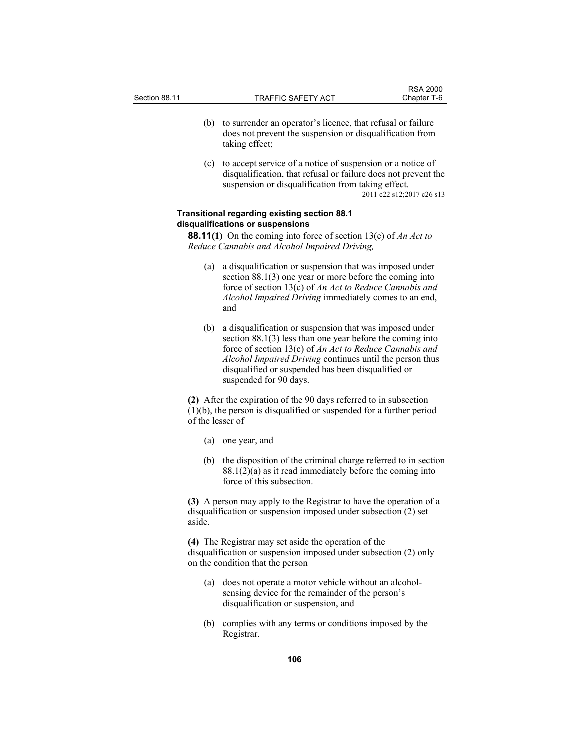(b) to surrender an operator's licence, that refusal or failure does not prevent the suspension or disqualification from taking effect;

(c) to accept service of a notice of suspension or a notice of disqualification, that refusal or failure does not prevent the suspension or disqualification from taking effect.

2011 c22 s12;2017 c26 s13

**Transitional regarding existing section 88.1 disqualifications or suspensions**

**88.11(1)** On the coming into force of section 13(c) of *An Act to Reduce Cannabis and Alcohol Impaired Driving,*

(a) a disqualification or suspension that was imposed under section 88.1(3) one year or more before the coming into force of section 13(c) of *An Act to Reduce Cannabis and Alcohol Impaired Driving* immediately comes to an end, and

(b) a disqualification or suspension that was imposed under section 88.1(3) less than one year before the coming into force of section 13(c) of *An Act to Reduce Cannabis and Alcohol Impaired Driving* continues until the person thus disqualified or suspended has been disqualified or suspended for 90 days.

**(2)** After the expiration of the 90 days referred to in subsection (1)(b), the person is disqualified or suspended for a further period of the lesser of

(a) one year, and

(b) the disposition of the criminal charge referred to in section 88.1(2)(a) as it read immediately before the coming into force of this subsection.

**(3)** A person may apply to the Registrar to have the operation of a disqualification or suspension imposed under subsection (2) set aside.

**(4)** The Registrar may set aside the operation of the disqualification or suspension imposed under subsection (2) only on the condition that the person

(a) does not operate a motor vehicle without an alcohol-sensing device for the remainder of the person's disqualification or suspension, and

(b) complies with any terms or conditions imposed by the Registrar.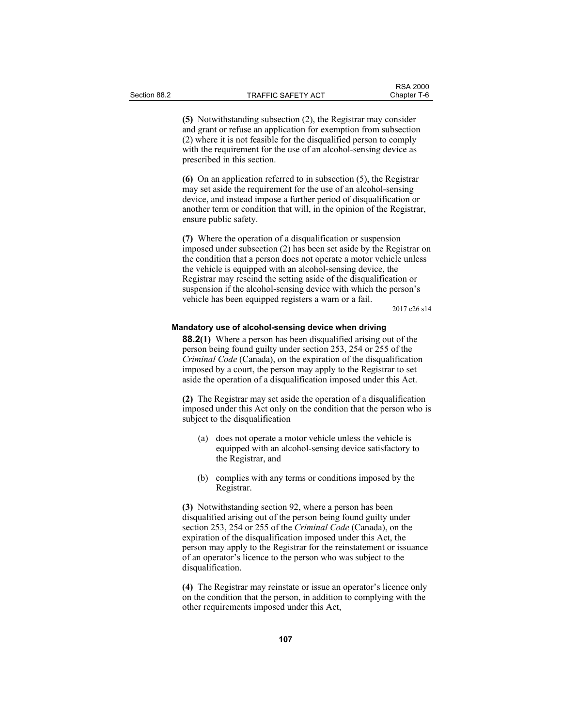**(5)** Notwithstanding subsection (2), the Registrar may consider and grant or refuse an application for exemption from subsection (2) where it is not feasible for the disqualified person to comply with the requirement for the use of an alcohol-sensing device as prescribed in this section.

**(6)** On an application referred to in subsection (5), the Registrar may set aside the requirement for the use of an alcohol-sensing device, and instead impose a further period of disqualification or another term or condition that will, in the opinion of the Registrar, ensure public safety.

**(7)** Where the operation of a disqualification or suspension imposed under subsection (2) has been set aside by the Registrar on the condition that a person does not operate a motor vehicle unless the vehicle is equipped with an alcohol-sensing device, the Registrar may rescind the setting aside of the disqualification or suspension if the alcohol-sensing device with which the person's vehicle has been equipped registers a warn or a fail.

2017 c26 s14

#### Mandatory use of alcohol-sensing device when driving

**88.2(1)** Where a person has been disqualified arising out of the person being found guilty under section 253, 254 or 255 of the *Criminal Code* (Canada), on the expiration of the disqualification imposed by a court, the person may apply to the Registrar to set aside the operation of a disqualification imposed under this Act.

**(2)** The Registrar may set aside the operation of a disqualification imposed under this Act only on the condition that the person who is subject to the disqualification

- (a) does not operate a motor vehicle unless the vehicle is equipped with an alcohol-sensing device satisfactory to the Registrar, and
- (b) complies with any terms or conditions imposed by the Registrar.

**(3)** Notwithstanding section 92, where a person has been disqualified arising out of the person being found guilty under section 253, 254 or 255 of the *Criminal Code* (Canada), on the expiration of the disqualification imposed under this Act, the person may apply to the Registrar for the reinstatement or issuance of an operator's licence to the person who was subject to the disqualification.

**(4)** The Registrar may reinstate or issue an operator's licence only on the condition that the person, in addition to complying with the other requirements imposed under this Act,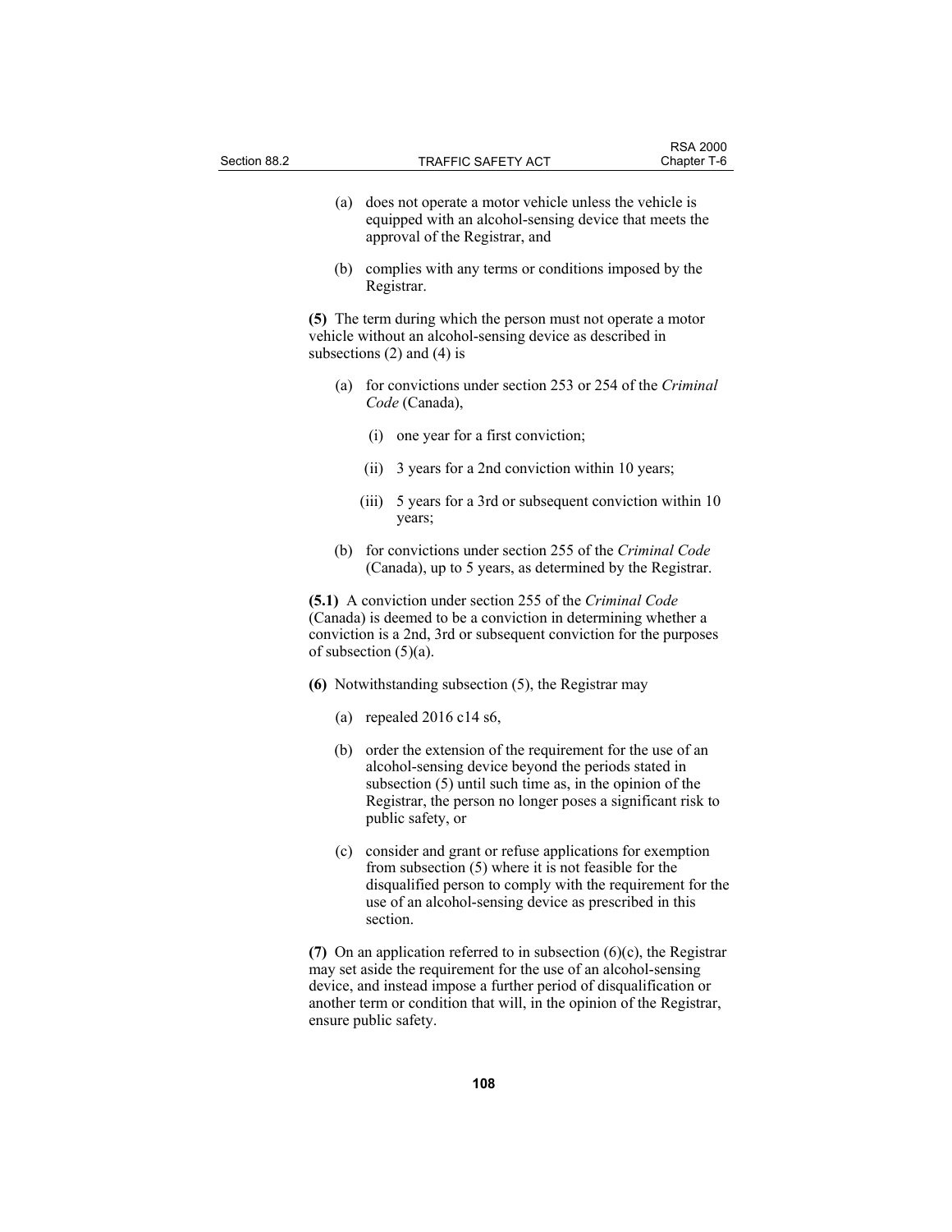(a) does not operate a motor vehicle unless the vehicle is equipped with an alcohol-sensing device that meets the approval of the Registrar, and

(b) complies with any terms or conditions imposed by the Registrar.

**(5)** The term during which the person must not operate a motor vehicle without an alcohol-sensing device as described in subsections (2) and (4) is

(a) for convictions under section 253 or 254 of the *Criminal Code* (Canada),

(i) one year for a first conviction;

(ii) 3 years for a 2nd conviction within 10 years;

(iii) 5 years for a 3rd or subsequent conviction within 10 years;

(b) for convictions under section 255 of the *Criminal Code* (Canada), up to 5 years, as determined by the Registrar.

**(5.1)** A conviction under section 255 of the *Criminal Code* (Canada) is deemed to be a conviction in determining whether a conviction is a 2nd, 3rd or subsequent conviction for the purposes of subsection (5)(a).

**(6)** Notwithstanding subsection (5), the Registrar may

(a) repealed 2016 c14 s6,

(b) order the extension of the requirement for the use of an alcohol-sensing device beyond the periods stated in subsection (5) until such time as, in the opinion of the Registrar, the person no longer poses a significant risk to public safety, or

(c) consider and grant or refuse applications for exemption from subsection (5) where it is not feasible for the disqualified person to comply with the requirement for the use of an alcohol-sensing device as prescribed in this section.

**(7)** On an application referred to in subsection (6)(c), the Registrar may set aside the requirement for the use of an alcohol-sensing device, and instead impose a further period of disqualification or another term or condition that will, in the opinion of the Registrar, ensure public safety.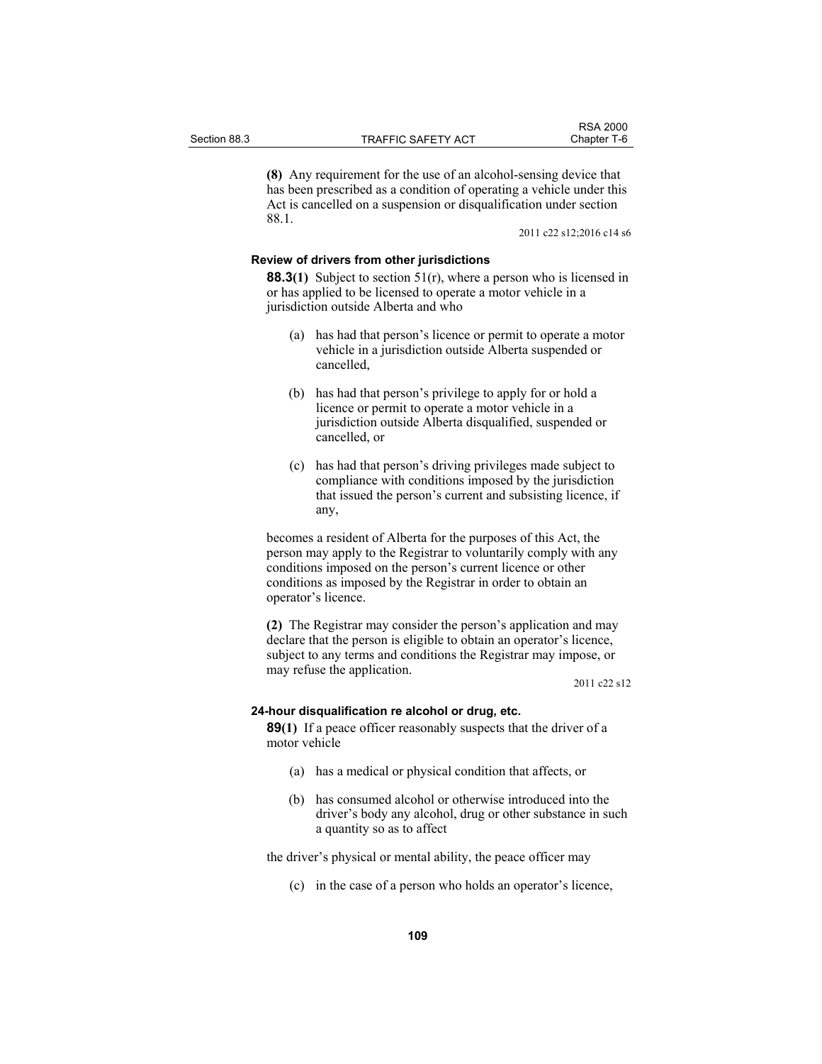**(8)** Any requirement for the use of an alcohol-sensing device that has been prescribed as a condition of operating a vehicle under this Act is cancelled on a suspension or disqualification under section 88.1.

2011 c22 s12;2016 c14 s6

### Review of drivers from other jurisdictions

**88.3(1)** Subject to section 51(r), where a person who is licensed in or has applied to be licensed to operate a motor vehicle in a jurisdiction outside Alberta and who

(a) has had that person's licence or permit to operate a motor vehicle in a jurisdiction outside Alberta suspended or cancelled,

(b) has had that person's privilege to apply for or hold a licence or permit to operate a motor vehicle in a jurisdiction outside Alberta disqualified, suspended or cancelled, or

(c) has had that person's driving privileges made subject to compliance with conditions imposed by the jurisdiction that issued the person's current and subsisting licence, if any,

becomes a resident of Alberta for the purposes of this Act, the person may apply to the Registrar to voluntarily comply with any conditions imposed on the person's current licence or other conditions as imposed by the Registrar in order to obtain an operator's licence.

**(2)** The Registrar may consider the person's application and may declare that the person is eligible to obtain an operator's licence, subject to any terms and conditions the Registrar may impose, or may refuse the application.

2011 c22 s12

### 24-hour disqualification re alcohol or drug, etc.

**89(1)** If a peace officer reasonably suspects that the driver of a motor vehicle

(a) has a medical or physical condition that affects, or

(b) has consumed alcohol or otherwise introduced into the driver's body any alcohol, drug or other substance in such a quantity so as to affect

the driver's physical or mental ability, the peace officer may

(c) in the case of a person who holds an operator's licence,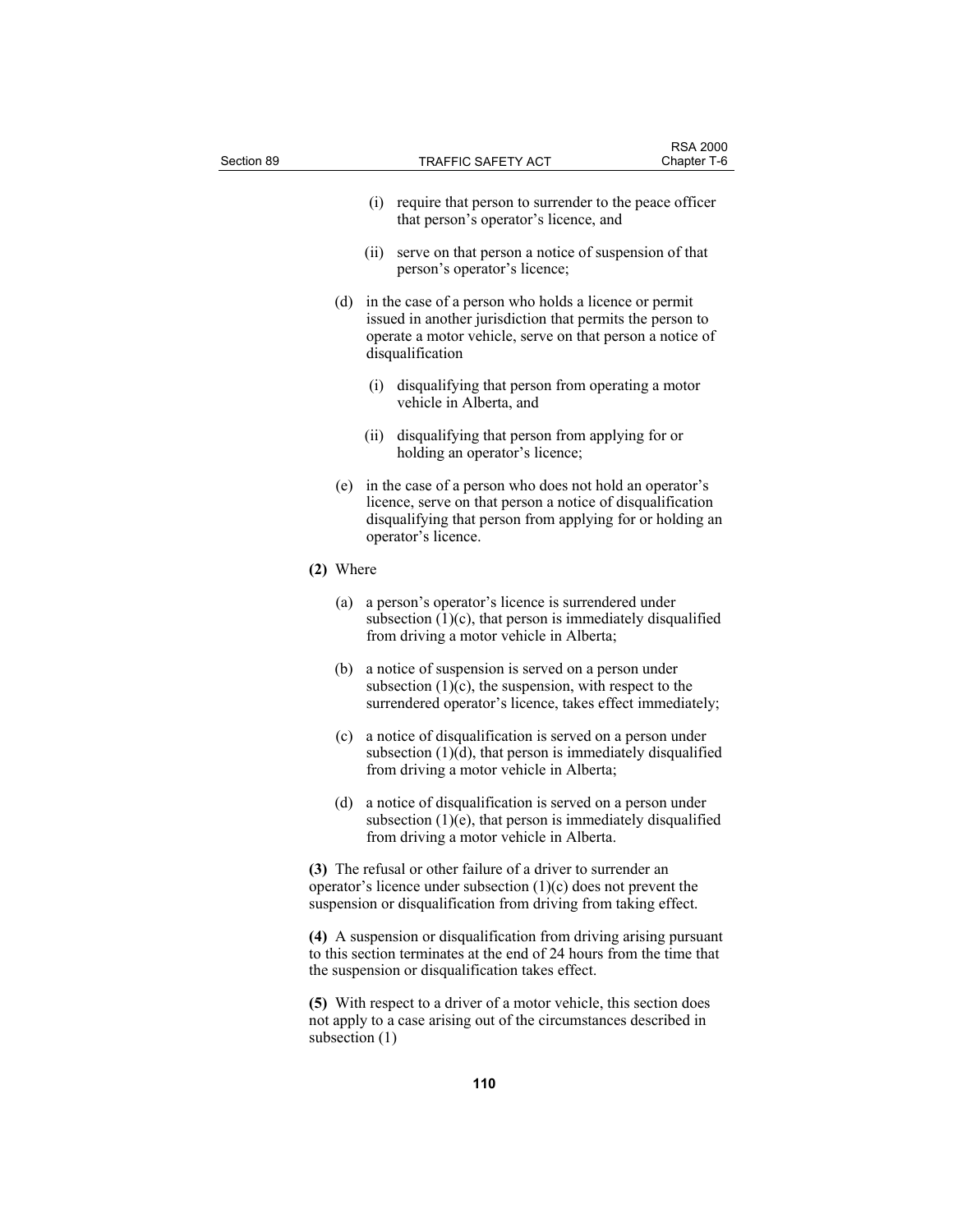(i) require that person to surrender to the peace officer that person's operator's licence, and

(ii) serve on that person a notice of suspension of that person's operator's licence;

(d) in the case of a person who holds a licence or permit issued in another jurisdiction that permits the person to operate a motor vehicle, serve on that person a notice of disqualification

(i) disqualifying that person from operating a motor vehicle in Alberta, and

(ii) disqualifying that person from applying for or holding an operator's licence;

(e) in the case of a person who does not hold an operator's licence, serve on that person a notice of disqualification disqualifying that person from applying for or holding an operator's licence.

**(2)** Where

(a) a person's operator's licence is surrendered under subsection (1)(c), that person is immediately disqualified from driving a motor vehicle in Alberta;

(b) a notice of suspension is served on a person under subsection (1)(c), the suspension, with respect to the surrendered operator's licence, takes effect immediately;

(c) a notice of disqualification is served on a person under subsection (1)(d), that person is immediately disqualified from driving a motor vehicle in Alberta;

(d) a notice of disqualification is served on a person under subsection (1)(e), that person is immediately disqualified from driving a motor vehicle in Alberta.

**(3)** The refusal or other failure of a driver to surrender an operator's licence under subsection (1)(c) does not prevent the suspension or disqualification from driving from taking effect.

**(4)** A suspension or disqualification from driving arising pursuant to this section terminates at the end of 24 hours from the time that the suspension or disqualification takes effect.

**(5)** With respect to a driver of a motor vehicle, this section does not apply to a case arising out of the circumstances described in subsection (1)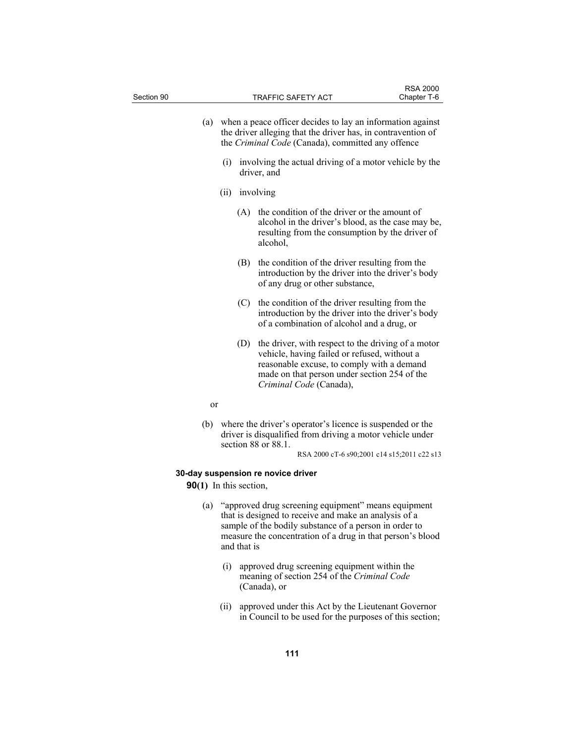(a) when a peace officer decides to lay an information against the driver alleging that the driver has, in contravention of the *Criminal Code* (Canada), committed any offence

(i) involving the actual driving of a motor vehicle by the driver, and

(ii) involving

(A) the condition of the driver or the amount of alcohol in the driver's blood, as the case may be, resulting from the consumption by the driver of alcohol,

(B) the condition of the driver resulting from the introduction by the driver into the driver's body of any drug or other substance,

(C) the condition of the driver resulting from the introduction by the driver into the driver's body of a combination of alcohol and a drug, or

(D) the driver, with respect to the driving of a motor vehicle, having failed or refused, without a reasonable excuse, to comply with a demand made on that person under section 254 of the *Criminal Code* (Canada),

or

(b) where the driver's operator's licence is suspended or the driver is disqualified from driving a motor vehicle under section 88 or 88.1.

RSA 2000 cT-6 s90;2001 c14 s15;2011 c22 s13

**30-day suspension re novice driver**

**90(1)** In this section,

(a) "approved drug screening equipment" means equipment that is designed to receive and make an analysis of a sample of the bodily substance of a person in order to measure the concentration of a drug in that person's blood and that is

(i) approved drug screening equipment within the meaning of section 254 of the *Criminal Code* (Canada), or

(ii) approved under this Act by the Lieutenant Governor in Council to be used for the purposes of this section;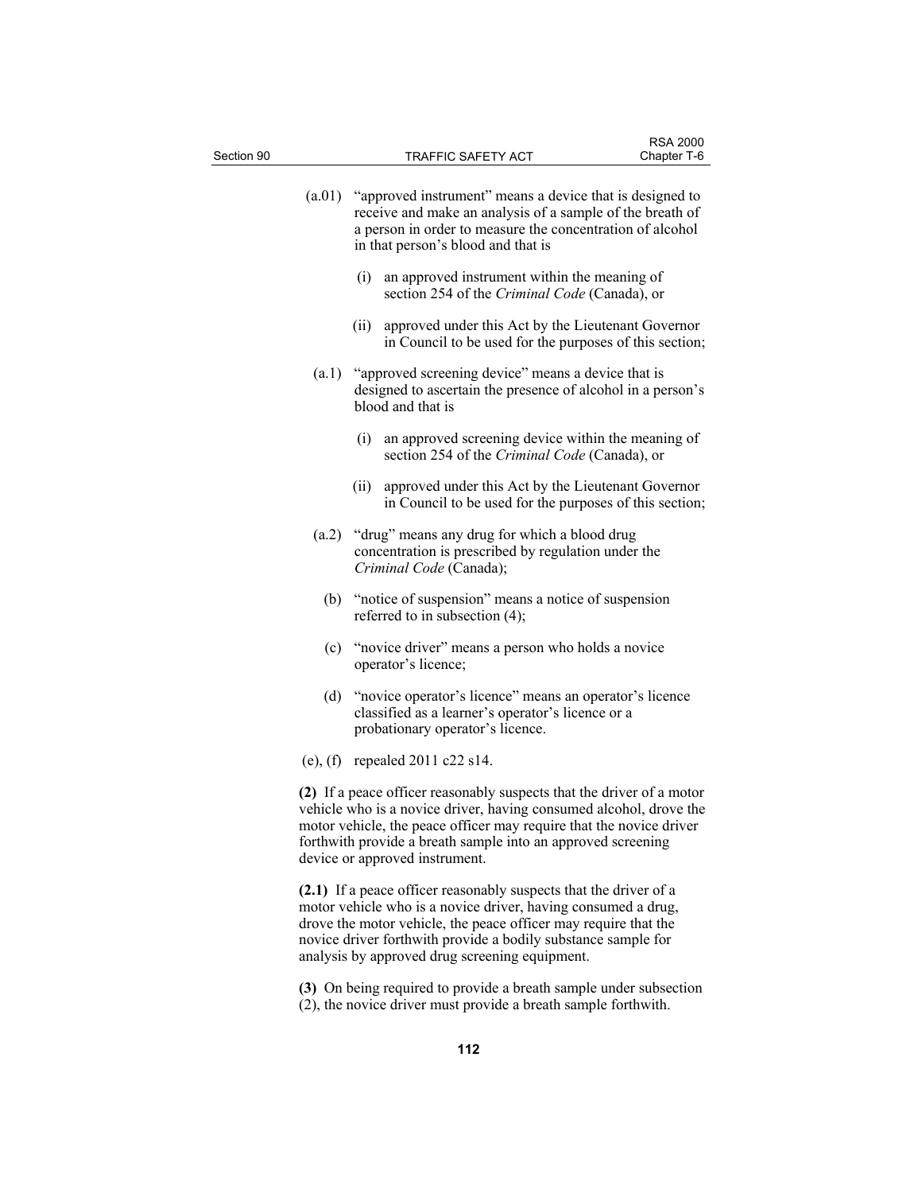(a.01) "approved instrument" means a device that is designed to receive and make an analysis of a sample of the breath of a person in order to measure the concentration of alcohol in that person's blood and that is

(i) an approved instrument within the meaning of section 254 of the *Criminal Code* (Canada), or

(ii) approved under this Act by the Lieutenant Governor in Council to be used for the purposes of this section;

(a.1) "approved screening device" means a device that is designed to ascertain the presence of alcohol in a person's blood and that is

(i) an approved screening device within the meaning of section 254 of the *Criminal Code* (Canada), or

(ii) approved under this Act by the Lieutenant Governor in Council to be used for the purposes of this section;

(a.2) "drug" means any drug for which a blood drug concentration is prescribed by regulation under the *Criminal Code* (Canada);

(b) "notice of suspension" means a notice of suspension referred to in subsection (4);

(c) "novice driver" means a person who holds a novice operator's licence;

(d) "novice operator's licence" means an operator's licence classified as a learner's operator's licence or a probationary operator's licence.

(e), (f) repealed 2011 c22 s14.

**(2)** If a peace officer reasonably suspects that the driver of a motor vehicle who is a novice driver, having consumed alcohol, drove the motor vehicle, the peace officer may require that the novice driver forthwith provide a breath sample into an approved screening device or approved instrument.

**(2.1)** If a peace officer reasonably suspects that the driver of a motor vehicle who is a novice driver, having consumed a drug, drove the motor vehicle, the peace officer may require that the novice driver forthwith provide a bodily substance sample for analysis by approved drug screening equipment.

**(3)** On being required to provide a breath sample under subsection (2), the novice driver must provide a breath sample forthwith.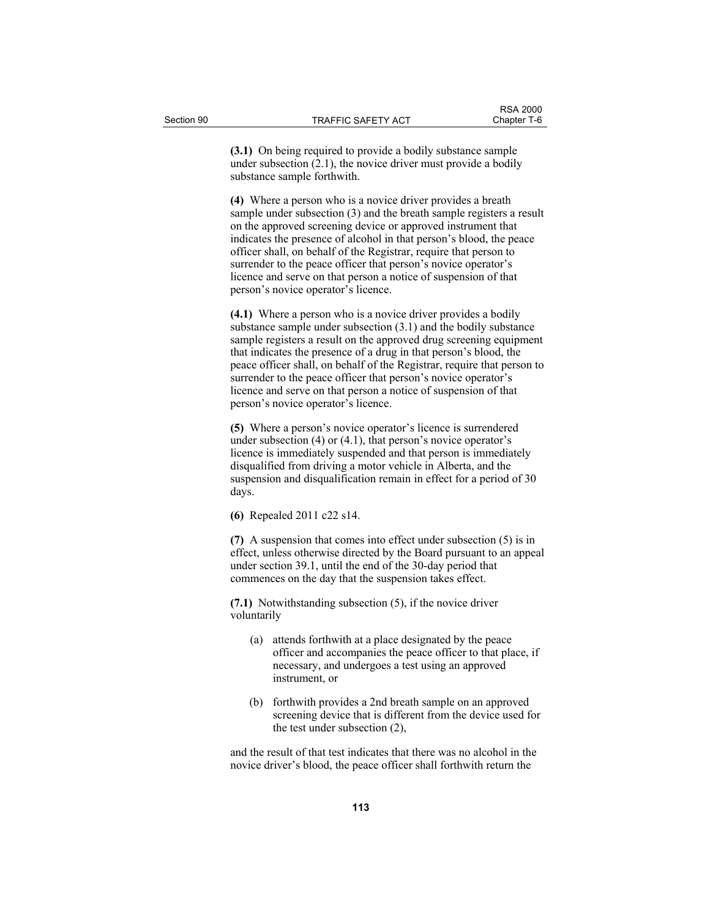**(3.1)** On being required to provide a bodily substance sample under subsection (2.1), the novice driver must provide a bodily substance sample forthwith.

**(4)** Where a person who is a novice driver provides a breath sample under subsection (3) and the breath sample registers a result on the approved screening device or approved instrument that indicates the presence of alcohol in that person's blood, the peace officer shall, on behalf of the Registrar, require that person to surrender to the peace officer that person's novice operator's licence and serve on that person a notice of suspension of that person's novice operator's licence.

**(4.1)** Where a person who is a novice driver provides a bodily substance sample under subsection (3.1) and the bodily substance sample registers a result on the approved drug screening equipment that indicates the presence of a drug in that person's blood, the peace officer shall, on behalf of the Registrar, require that person to surrender to the peace officer that person's novice operator's licence and serve on that person a notice of suspension of that person's novice operator's licence.

**(5)** Where a person's novice operator's licence is surrendered under subsection (4) or (4.1), that person's novice operator's licence is immediately suspended and that person is immediately disqualified from driving a motor vehicle in Alberta, and the suspension and disqualification remain in effect for a period of 30 days.

**(6)** Repealed 2011 c22 s14.

**(7)** A suspension that comes into effect under subsection (5) is in effect, unless otherwise directed by the Board pursuant to an appeal under section 39.1, until the end of the 30-day period that commences on the day that the suspension takes effect.

**(7.1)** Notwithstanding subsection (5), if the novice driver voluntarily

(a) attends forthwith at a place designated by the peace officer and accompanies the peace officer to that place, if necessary, and undergoes a test using an approved instrument, or

(b) forthwith provides a 2nd breath sample on an approved screening device that is different from the device used for the test under subsection (2),

and the result of that test indicates that there was no alcohol in the novice driver's blood, the peace officer shall forthwith return the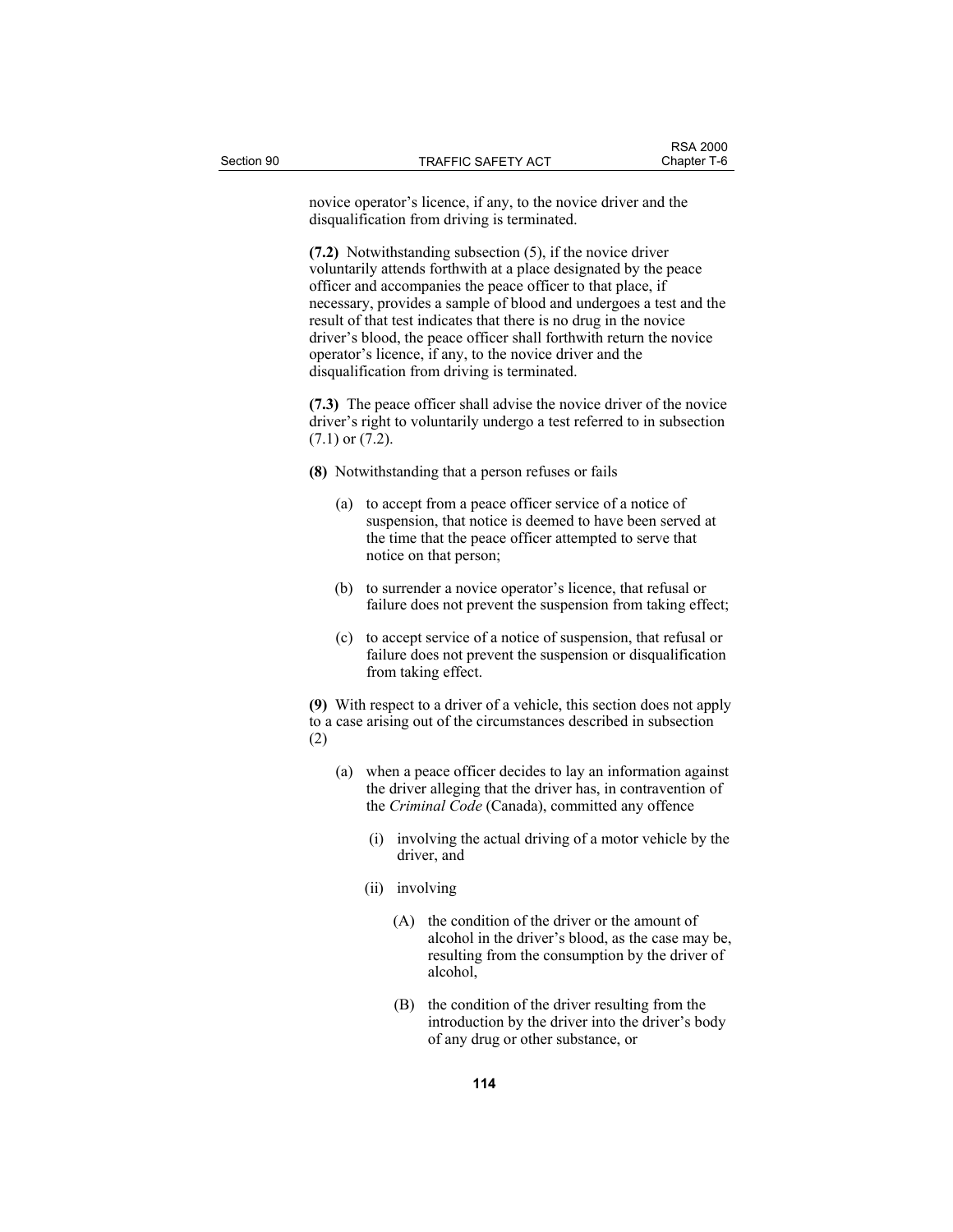novice operator's licence, if any, to the novice driver and the disqualification from driving is terminated.

**(7.2)** Notwithstanding subsection (5), if the novice driver voluntarily attends forthwith at a place designated by the peace officer and accompanies the peace officer to that place, if necessary, provides a sample of blood and undergoes a test and the result of that test indicates that there is no drug in the novice driver's blood, the peace officer shall forthwith return the novice operator's licence, if any, to the novice driver and the disqualification from driving is terminated.

**(7.3)** The peace officer shall advise the novice driver of the novice driver's right to voluntarily undergo a test referred to in subsection (7.1) or (7.2).

**(8)** Notwithstanding that a person refuses or fails

- (a) to accept from a peace officer service of a notice of suspension, that notice is deemed to have been served at the time that the peace officer attempted to serve that notice on that person;
- (b) to surrender a novice operator's licence, that refusal or failure does not prevent the suspension from taking effect;
- (c) to accept service of a notice of suspension, that refusal or failure does not prevent the suspension or disqualification from taking effect.

**(9)** With respect to a driver of a vehicle, this section does not apply to a case arising out of the circumstances described in subsection (2)

- (a) when a peace officer decides to lay an information against the driver alleging that the driver has, in contravention of the *Criminal Code* (Canada), committed any offence
  - (i) involving the actual driving of a motor vehicle by the driver, and
  - (ii) involving
    - (A) the condition of the driver or the amount of alcohol in the driver's blood, as the case may be, resulting from the consumption by the driver of alcohol,
    - (B) the condition of the driver resulting from the introduction by the driver into the driver's body of any drug or other substance, or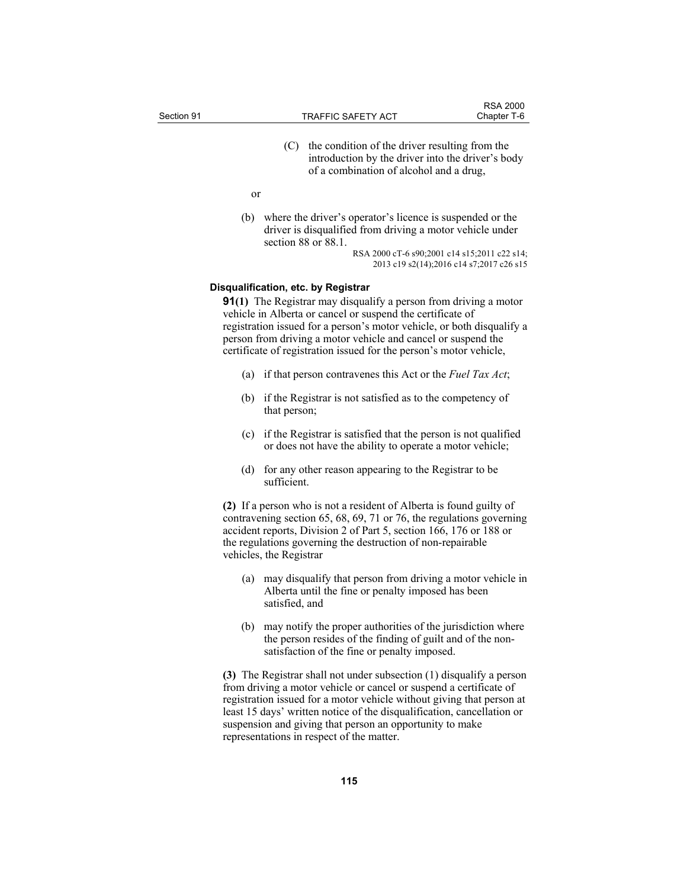(C) the condition of the driver resulting from the introduction by the driver into the driver's body of a combination of alcohol and a drug,

or

(b) where the driver's operator's licence is suspended or the driver is disqualified from driving a motor vehicle under section 88 or 88.1.

RSA 2000 cT-6 s90;2001 c14 s15;2011 c22 s14; 2013 c19 s2(14);2016 c14 s7;2017 c26 s15

**Disqualification, etc. by Registrar**

**91(1)** The Registrar may disqualify a person from driving a motor vehicle in Alberta or cancel or suspend the certificate of registration issued for a person's motor vehicle, or both disqualify a person from driving a motor vehicle and cancel or suspend the certificate of registration issued for the person's motor vehicle,

(a) if that person contravenes this Act or the *Fuel Tax Act*;

(b) if the Registrar is not satisfied as to the competency of that person;

(c) if the Registrar is satisfied that the person is not qualified or does not have the ability to operate a motor vehicle;

(d) for any other reason appearing to the Registrar to be sufficient.

**(2)** If a person who is not a resident of Alberta is found guilty of contravening section 65, 68, 69, 71 or 76, the regulations governing accident reports, Division 2 of Part 5, section 166, 176 or 188 or the regulations governing the destruction of non-repairable vehicles, the Registrar

(a) may disqualify that person from driving a motor vehicle in Alberta until the fine or penalty imposed has been satisfied, and

(b) may notify the proper authorities of the jurisdiction where the person resides of the finding of guilt and of the non-satisfaction of the fine or penalty imposed.

**(3)** The Registrar shall not under subsection (1) disqualify a person from driving a motor vehicle or cancel or suspend a certificate of registration issued for a motor vehicle without giving that person at least 15 days' written notice of the disqualification, cancellation or suspension and giving that person an opportunity to make representations in respect of the matter.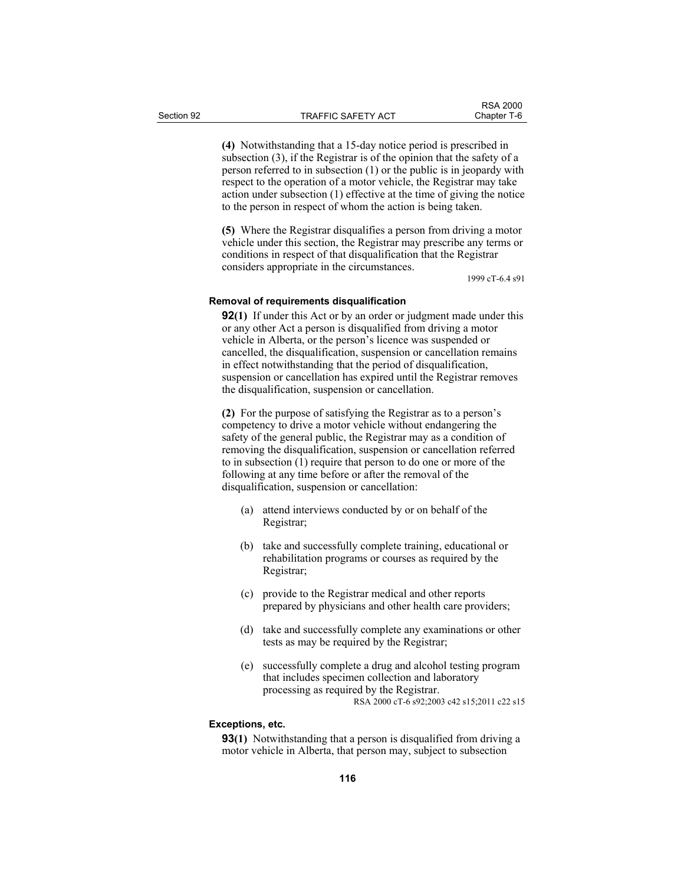**(4)** Notwithstanding that a 15-day notice period is prescribed in subsection (3), if the Registrar is of the opinion that the safety of a person referred to in subsection (1) or the public is in jeopardy with respect to the operation of a motor vehicle, the Registrar may take action under subsection (1) effective at the time of giving the notice to the person in respect of whom the action is being taken.

**(5)** Where the Registrar disqualifies a person from driving a motor vehicle under this section, the Registrar may prescribe any terms or conditions in respect of that disqualification that the Registrar considers appropriate in the circumstances.

1999 cT-6.4 s91

#### Removal of requirements disqualification

**92(1)** If under this Act or by an order or judgment made under this or any other Act a person is disqualified from driving a motor vehicle in Alberta, or the person's licence was suspended or cancelled, the disqualification, suspension or cancellation remains in effect notwithstanding that the period of disqualification, suspension or cancellation has expired until the Registrar removes the disqualification, suspension or cancellation.

**(2)** For the purpose of satisfying the Registrar as to a person's competency to drive a motor vehicle without endangering the safety of the general public, the Registrar may as a condition of removing the disqualification, suspension or cancellation referred to in subsection (1) require that person to do one or more of the following at any time before or after the removal of the disqualification, suspension or cancellation:

- (a) attend interviews conducted by or on behalf of the Registrar;
- (b) take and successfully complete training, educational or rehabilitation programs or courses as required by the Registrar;
- (c) provide to the Registrar medical and other reports prepared by physicians and other health care providers;
- (d) take and successfully complete any examinations or other tests as may be required by the Registrar;
- (e) successfully complete a drug and alcohol testing program that includes specimen collection and laboratory processing as required by the Registrar.

RSA 2000 cT-6 s92;2003 c42 s15;2011 c22 s15

#### Exceptions, etc.

**93(1)** Notwithstanding that a person is disqualified from driving a motor vehicle in Alberta, that person may, subject to subsection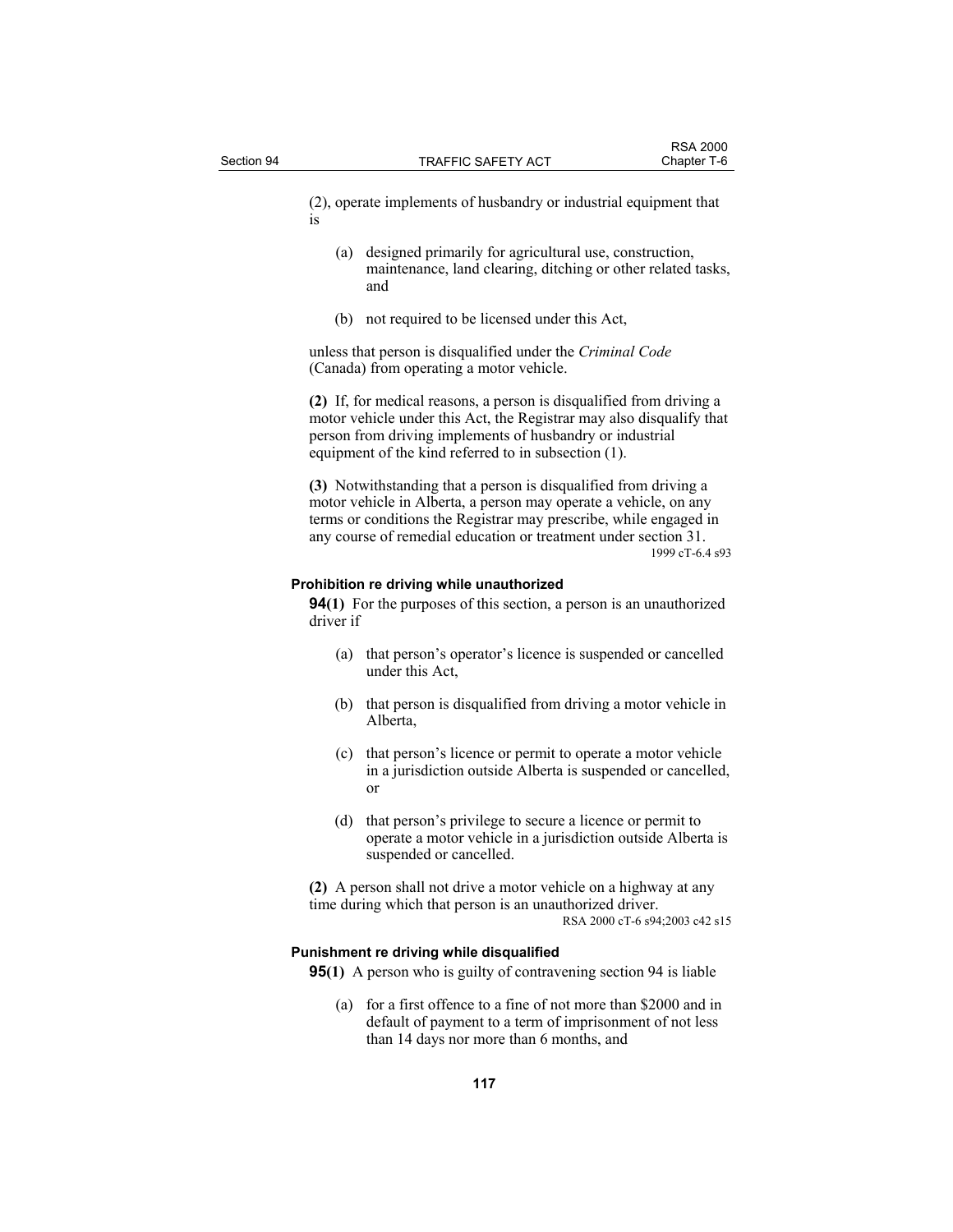(2), operate implements of husbandry or industrial equipment that is

(a) designed primarily for agricultural use, construction, maintenance, land clearing, ditching or other related tasks, and

(b) not required to be licensed under this Act,

unless that person is disqualified under the *Criminal Code* (Canada) from operating a motor vehicle.

**(2)** If, for medical reasons, a person is disqualified from driving a motor vehicle under this Act, the Registrar may also disqualify that person from driving implements of husbandry or industrial equipment of the kind referred to in subsection (1).

**(3)** Notwithstanding that a person is disqualified from driving a motor vehicle in Alberta, a person may operate a vehicle, on any terms or conditions the Registrar may prescribe, while engaged in any course of remedial education or treatment under section 31.

1999 cT-6.4 s93

**Prohibition re driving while unauthorized**

**94(1)** For the purposes of this section, a person is an unauthorized driver if

(a) that person's operator's licence is suspended or cancelled under this Act,

(b) that person is disqualified from driving a motor vehicle in Alberta,

(c) that person's licence or permit to operate a motor vehicle in a jurisdiction outside Alberta is suspended or cancelled, or

(d) that person's privilege to secure a licence or permit to operate a motor vehicle in a jurisdiction outside Alberta is suspended or cancelled.

**(2)** A person shall not drive a motor vehicle on a highway at any time during which that person is an unauthorized driver.

RSA 2000 cT-6 s94;2003 c42 s15

**Punishment re driving while disqualified**

**95(1)** A person who is guilty of contravening section 94 is liable

(a) for a first offence to a fine of not more than $2000 and in default of payment to a term of imprisonment of not less than 14 days nor more than 6 months, and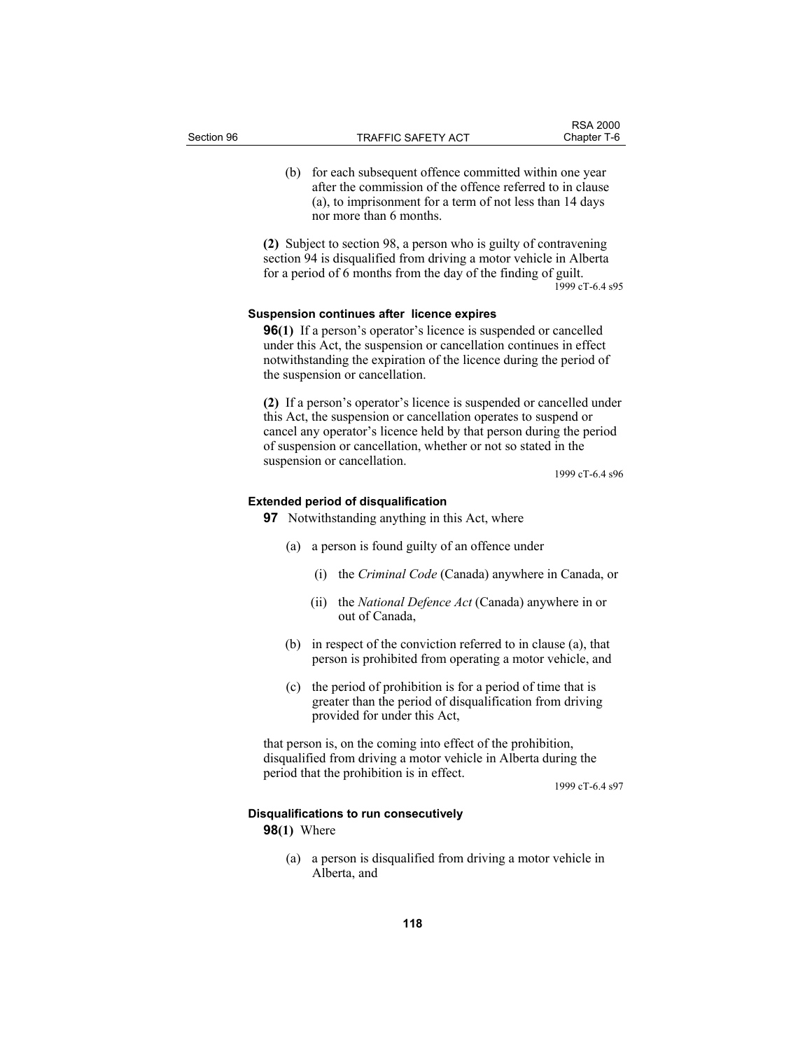(b) for each subsequent offence committed within one year after the commission of the offence referred to in clause (a), to imprisonment for a term of not less than 14 days nor more than 6 months.

**(2)** Subject to section 98, a person who is guilty of contravening section 94 is disqualified from driving a motor vehicle in Alberta for a period of 6 months from the day of the finding of guilt.

1999 cT-6.4 s95

### Suspension continues after licence expires

**96(1)** If a person's operator's licence is suspended or cancelled under this Act, the suspension or cancellation continues in effect notwithstanding the expiration of the licence during the period of the suspension or cancellation.

**(2)** If a person's operator's licence is suspended or cancelled under this Act, the suspension or cancellation operates to suspend or cancel any operator's licence held by that person during the period of suspension or cancellation, whether or not so stated in the suspension or cancellation.

1999 cT-6.4 s96

### Extended period of disqualification

**97** Notwithstanding anything in this Act, where

(a) a person is found guilty of an offence under

(i) the *Criminal Code* (Canada) anywhere in Canada, or

(ii) the *National Defence Act* (Canada) anywhere in or out of Canada,

(b) in respect of the conviction referred to in clause (a), that person is prohibited from operating a motor vehicle, and

(c) the period of prohibition is for a period of time that is greater than the period of disqualification from driving provided for under this Act,

that person is, on the coming into effect of the prohibition, disqualified from driving a motor vehicle in Alberta during the period that the prohibition is in effect.

1999 cT-6.4 s97

### Disqualifications to run consecutively

**98(1)** Where

(a) a person is disqualified from driving a motor vehicle in Alberta, and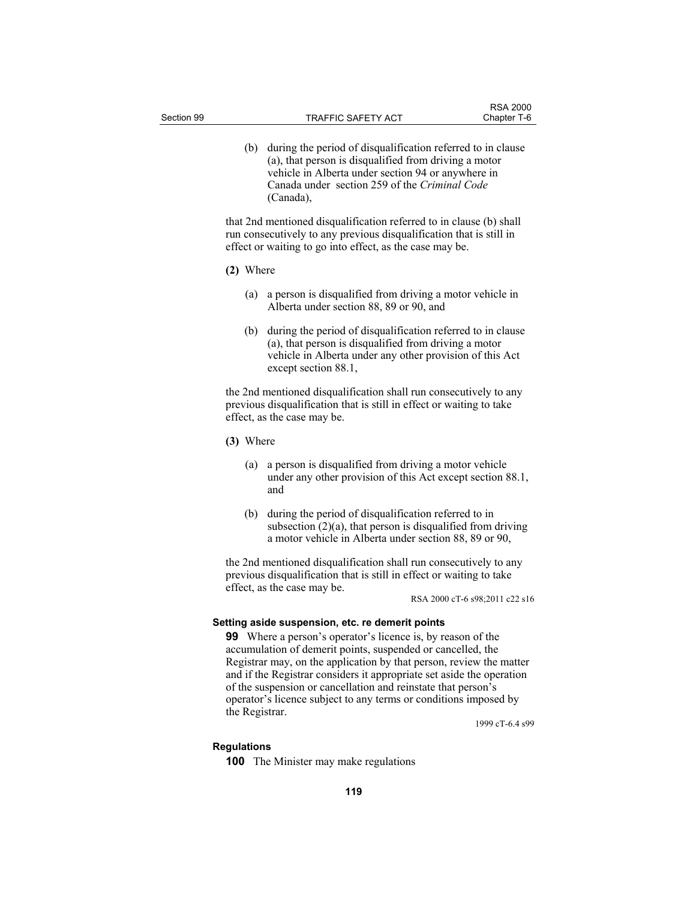(b) during the period of disqualification referred to in clause (a), that person is disqualified from driving a motor vehicle in Alberta under section 94 or anywhere in Canada under section 259 of the *Criminal Code* (Canada),

that 2nd mentioned disqualification referred to in clause (b) shall run consecutively to any previous disqualification that is still in effect or waiting to go into effect, as the case may be.

**(2)** Where

(a) a person is disqualified from driving a motor vehicle in Alberta under section 88, 89 or 90, and

(b) during the period of disqualification referred to in clause (a), that person is disqualified from driving a motor vehicle in Alberta under any other provision of this Act except section 88.1,

the 2nd mentioned disqualification shall run consecutively to any previous disqualification that is still in effect or waiting to take effect, as the case may be.

**(3)** Where

(a) a person is disqualified from driving a motor vehicle under any other provision of this Act except section 88.1, and

(b) during the period of disqualification referred to in subsection (2)(a), that person is disqualified from driving a motor vehicle in Alberta under section 88, 89 or 90,

the 2nd mentioned disqualification shall run consecutively to any previous disqualification that is still in effect or waiting to take effect, as the case may be.

RSA 2000 cT-6 s98;2011 c22 s16

#### Setting aside suspension, etc. re demerit points

**99** Where a person's operator's licence is, by reason of the accumulation of demerit points, suspended or cancelled, the Registrar may, on the application by that person, review the matter and if the Registrar considers it appropriate set aside the operation of the suspension or cancellation and reinstate that person's operator's licence subject to any terms or conditions imposed by the Registrar.

1999 cT-6.4 s99

#### Regulations

**100** The Minister may make regulations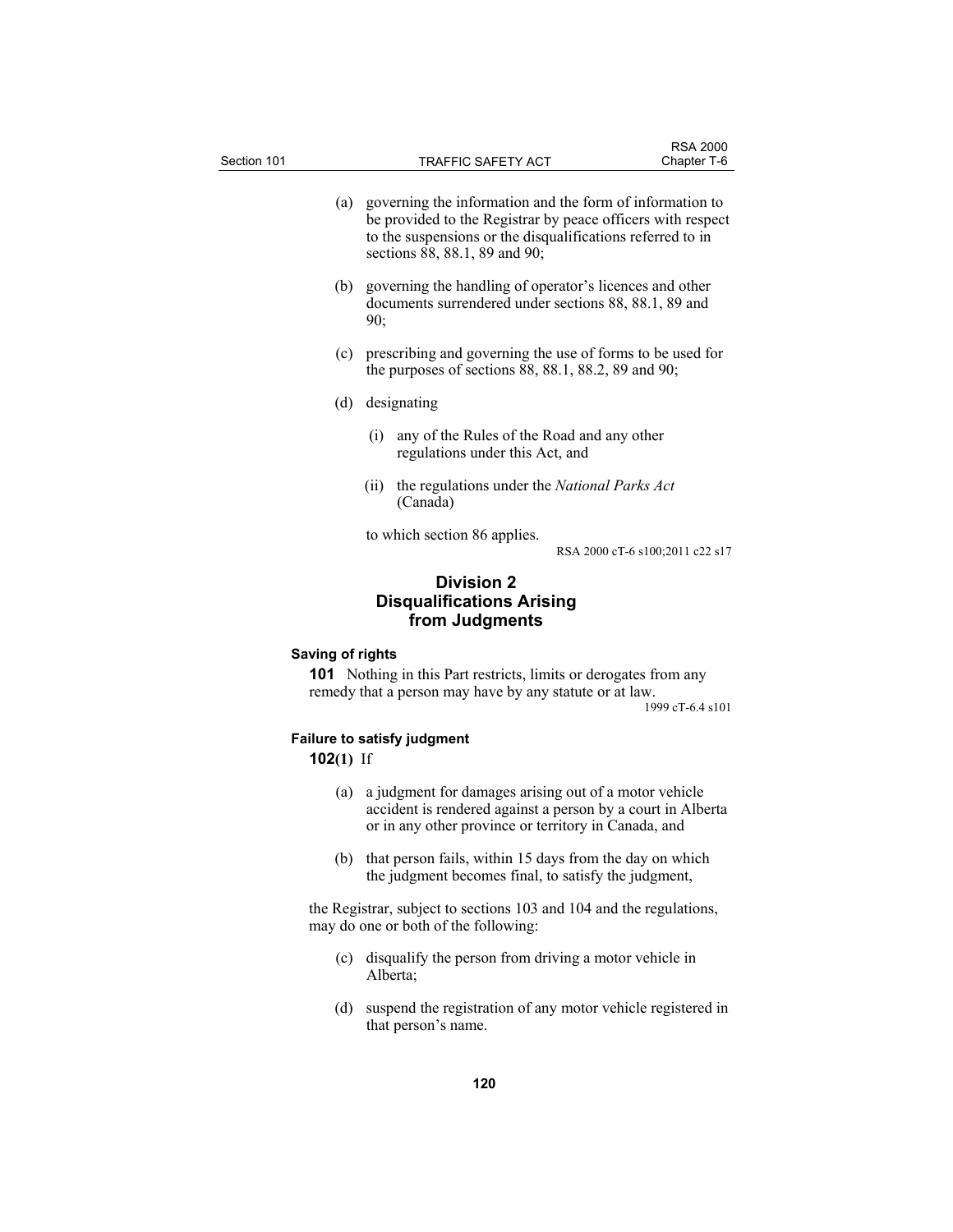(a) governing the information and the form of information to be provided to the Registrar by peace officers with respect to the suspensions or the disqualifications referred to in sections 88, 88.1, 89 and 90;

(b) governing the handling of operator's licences and other documents surrendered under sections 88, 88.1, 89 and 90;

(c) prescribing and governing the use of forms to be used for the purposes of sections 88, 88.1, 88.2, 89 and 90;

(d) designating

(i) any of the Rules of the Road and any other regulations under this Act, and

(ii) the regulations under the *National Parks Act* (Canada)

to which section 86 applies.

RSA 2000 cT-6 s100;2011 c22 s17

## Division 2 Disqualifications Arising from Judgments

**Saving of rights**

**101** Nothing in this Part restricts, limits or derogates from any remedy that a person may have by any statute or at law.

1999 cT-6.4 s101

**Failure to satisfy judgment**

**102(1)** If

(a) a judgment for damages arising out of a motor vehicle accident is rendered against a person by a court in Alberta or in any other province or territory in Canada, and

(b) that person fails, within 15 days from the day on which the judgment becomes final, to satisfy the judgment,

the Registrar, subject to sections 103 and 104 and the regulations, may do one or both of the following:

(c) disqualify the person from driving a motor vehicle in Alberta;

(d) suspend the registration of any motor vehicle registered in that person's name.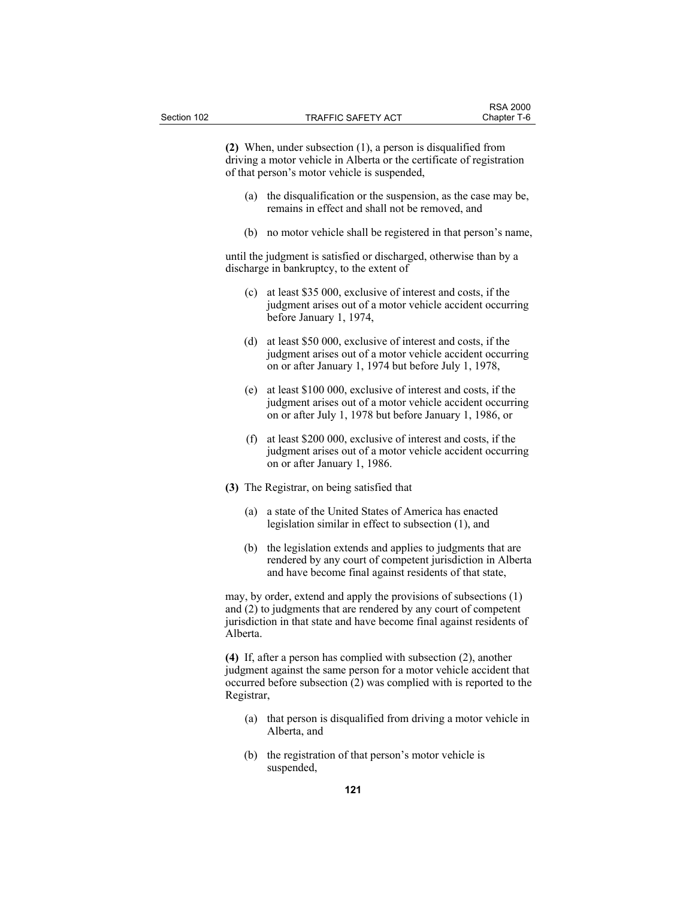**(2)** When, under subsection (1), a person is disqualified from driving a motor vehicle in Alberta or the certificate of registration of that person's motor vehicle is suspended,

(a) the disqualification or the suspension, as the case may be, remains in effect and shall not be removed, and

(b) no motor vehicle shall be registered in that person's name,

until the judgment is satisfied or discharged, otherwise than by a discharge in bankruptcy, to the extent of

(c) at least $35 000, exclusive of interest and costs, if the judgment arises out of a motor vehicle accident occurring before January 1, 1974,

(d) at least $50 000, exclusive of interest and costs, if the judgment arises out of a motor vehicle accident occurring on or after January 1, 1974 but before July 1, 1978,

(e) at least $100 000, exclusive of interest and costs, if the judgment arises out of a motor vehicle accident occurring on or after July 1, 1978 but before January 1, 1986, or

(f) at least $200 000, exclusive of interest and costs, if the judgment arises out of a motor vehicle accident occurring on or after January 1, 1986.

**(3)** The Registrar, on being satisfied that

(a) a state of the United States of America has enacted legislation similar in effect to subsection (1), and

(b) the legislation extends and applies to judgments that are rendered by any court of competent jurisdiction in Alberta and have become final against residents of that state,

may, by order, extend and apply the provisions of subsections (1) and (2) to judgments that are rendered by any court of competent jurisdiction in that state and have become final against residents of Alberta.

**(4)** If, after a person has complied with subsection (2), another judgment against the same person for a motor vehicle accident that occurred before subsection (2) was complied with is reported to the Registrar,

(a) that person is disqualified from driving a motor vehicle in Alberta, and

(b) the registration of that person's motor vehicle is suspended,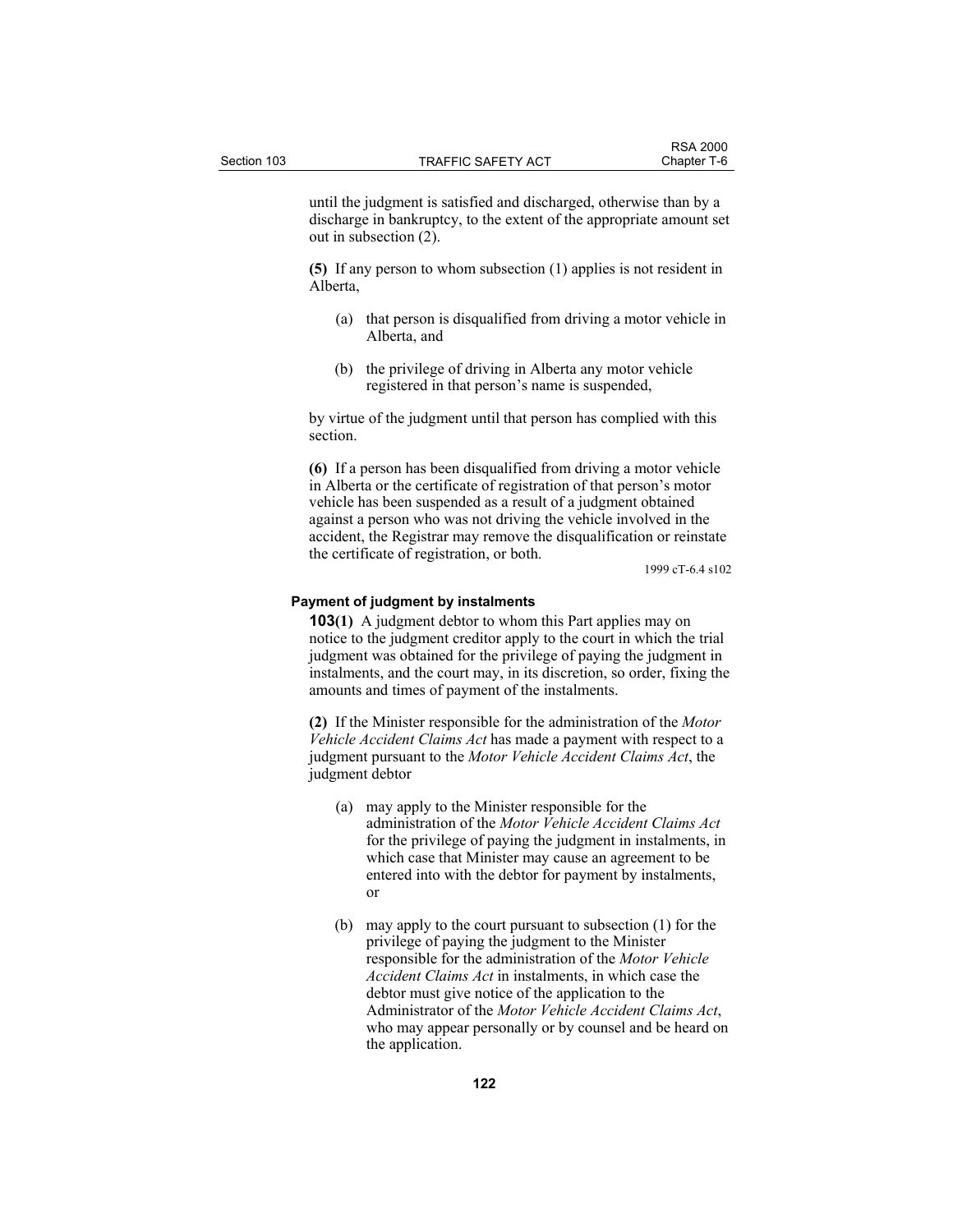until the judgment is satisfied and discharged, otherwise than by a discharge in bankruptcy, to the extent of the appropriate amount set out in subsection (2).

**(5)** If any person to whom subsection (1) applies is not resident in Alberta,

(a) that person is disqualified from driving a motor vehicle in Alberta, and

(b) the privilege of driving in Alberta any motor vehicle registered in that person's name is suspended,

by virtue of the judgment until that person has complied with this section.

**(6)** If a person has been disqualified from driving a motor vehicle in Alberta or the certificate of registration of that person's motor vehicle has been suspended as a result of a judgment obtained against a person who was not driving the vehicle involved in the accident, the Registrar may remove the disqualification or reinstate the certificate of registration, or both.

1999 cT-6.4 s102

#### Payment of judgment by instalments

**103(1)** A judgment debtor to whom this Part applies may on notice to the judgment creditor apply to the court in which the trial judgment was obtained for the privilege of paying the judgment in instalments, and the court may, in its discretion, so order, fixing the amounts and times of payment of the instalments.

**(2)** If the Minister responsible for the administration of the *Motor Vehicle Accident Claims Act* has made a payment with respect to a judgment pursuant to the *Motor Vehicle Accident Claims Act*, the judgment debtor

(a) may apply to the Minister responsible for the administration of the *Motor Vehicle Accident Claims Act* for the privilege of paying the judgment in instalments, in which case that Minister may cause an agreement to be entered into with the debtor for payment by instalments, or

(b) may apply to the court pursuant to subsection (1) for the privilege of paying the judgment to the Minister responsible for the administration of the *Motor Vehicle Accident Claims Act* in instalments, in which case the debtor must give notice of the application to the Administrator of the *Motor Vehicle Accident Claims Act*, who may appear personally or by counsel and be heard on the application.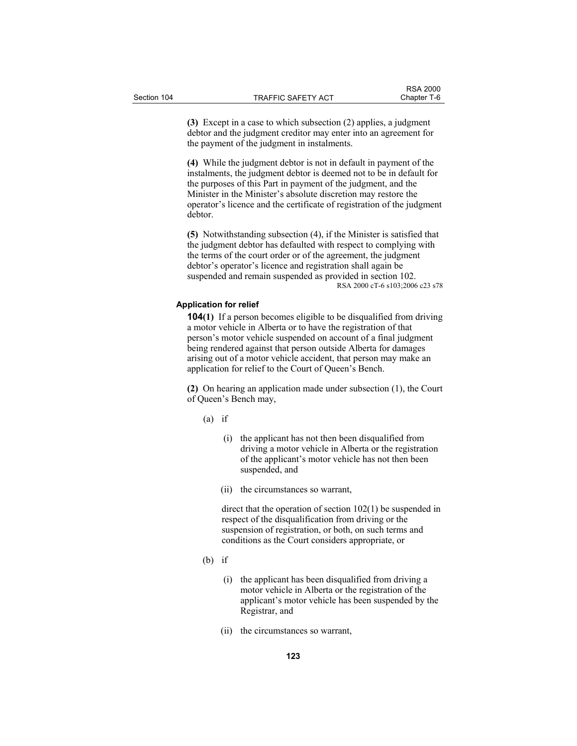**(3)** Except in a case to which subsection (2) applies, a judgment debtor and the judgment creditor may enter into an agreement for the payment of the judgment in instalments.

**(4)** While the judgment debtor is not in default in payment of the instalments, the judgment debtor is deemed not to be in default for the purposes of this Part in payment of the judgment, and the Minister in the Minister's absolute discretion may restore the operator's licence and the certificate of registration of the judgment debtor.

**(5)** Notwithstanding subsection (4), if the Minister is satisfied that the judgment debtor has defaulted with respect to complying with the terms of the court order or of the agreement, the judgment debtor's operator's licence and registration shall again be suspended and remain suspended as provided in section 102.

RSA 2000 cT-6 s103;2006 c23 s78

**Application for relief**

**104(1)** If a person becomes eligible to be disqualified from driving a motor vehicle in Alberta or to have the registration of that person's motor vehicle suspended on account of a final judgment being rendered against that person outside Alberta for damages arising out of a motor vehicle accident, that person may make an application for relief to the Court of Queen's Bench.

**(2)** On hearing an application made under subsection (1), the Court of Queen's Bench may,

- (a) if
  - (i) the applicant has not then been disqualified from driving a motor vehicle in Alberta or the registration of the applicant's motor vehicle has not then been suspended, and
  - (ii) the circumstances so warrant,

  direct that the operation of section 102(1) be suspended in respect of the disqualification from driving or the suspension of registration, or both, on such terms and conditions as the Court considers appropriate, or

- (b) if
  - (i) the applicant has been disqualified from driving a motor vehicle in Alberta or the registration of the applicant's motor vehicle has been suspended by the Registrar, and
  - (ii) the circumstances so warrant,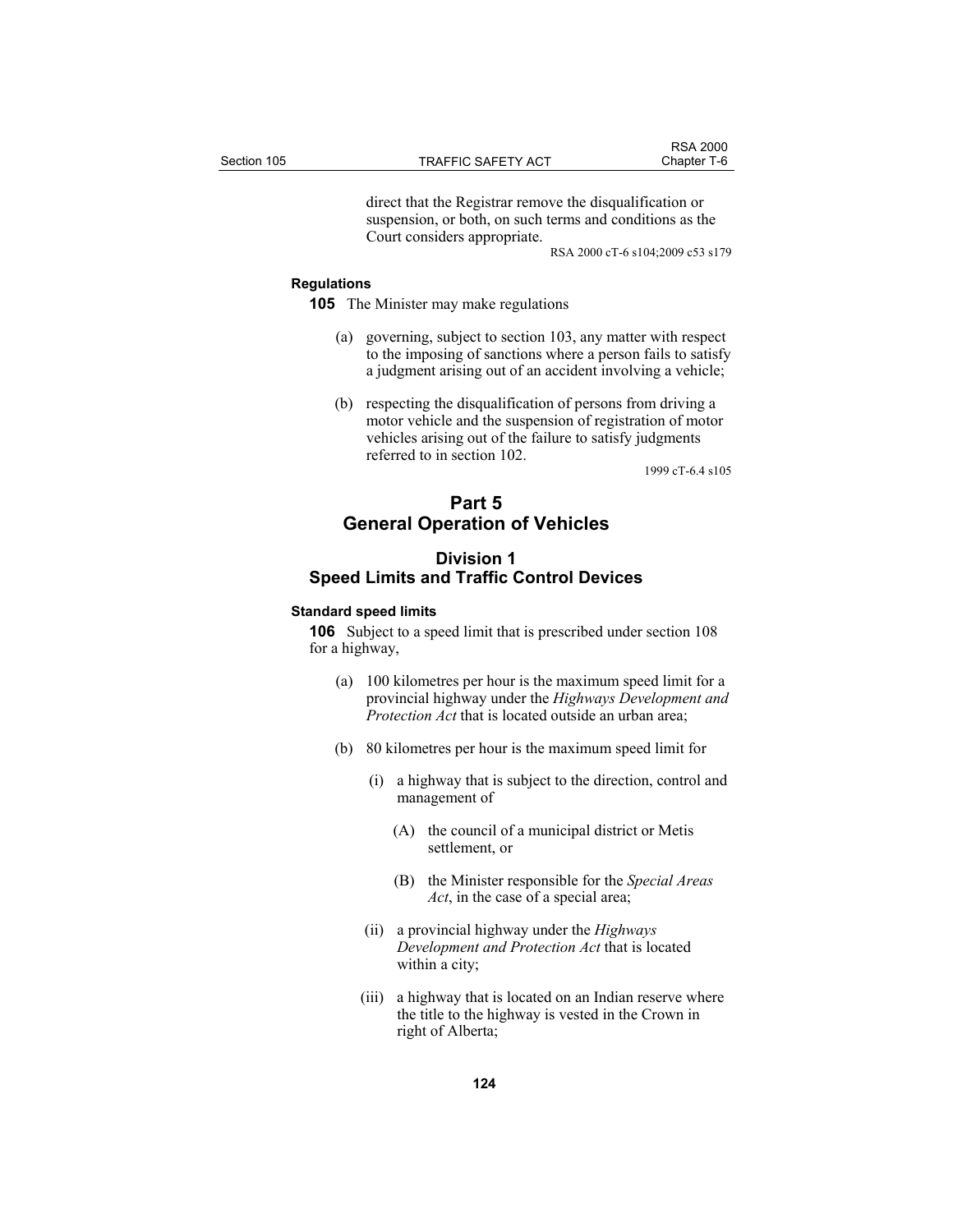direct that the Registrar remove the disqualification or suspension, or both, on such terms and conditions as the Court considers appropriate.

RSA 2000 cT-6 s104;2009 c53 s179

**Regulations**

**105** The Minister may make regulations

(a) governing, subject to section 103, any matter with respect to the imposing of sanctions where a person fails to satisfy a judgment arising out of an accident involving a vehicle;

(b) respecting the disqualification of persons from driving a motor vehicle and the suspension of registration of motor vehicles arising out of the failure to satisfy judgments referred to in section 102.

1999 cT-6.4 s105

## Part 5
## General Operation of Vehicles

### Division 1
### Speed Limits and Traffic Control Devices

**Standard speed limits**

**106** Subject to a speed limit that is prescribed under section 108 for a highway,

(a) 100 kilometres per hour is the maximum speed limit for a provincial highway under the *Highways Development and Protection Act* that is located outside an urban area;

(b) 80 kilometres per hour is the maximum speed limit for

(i) a highway that is subject to the direction, control and management of

(A) the council of a municipal district or Metis settlement, or

(B) the Minister responsible for the *Special Areas Act*, in the case of a special area;

(ii) a provincial highway under the *Highways Development and Protection Act* that is located within a city;

(iii) a highway that is located on an Indian reserve where the title to the highway is vested in the Crown in right of Alberta;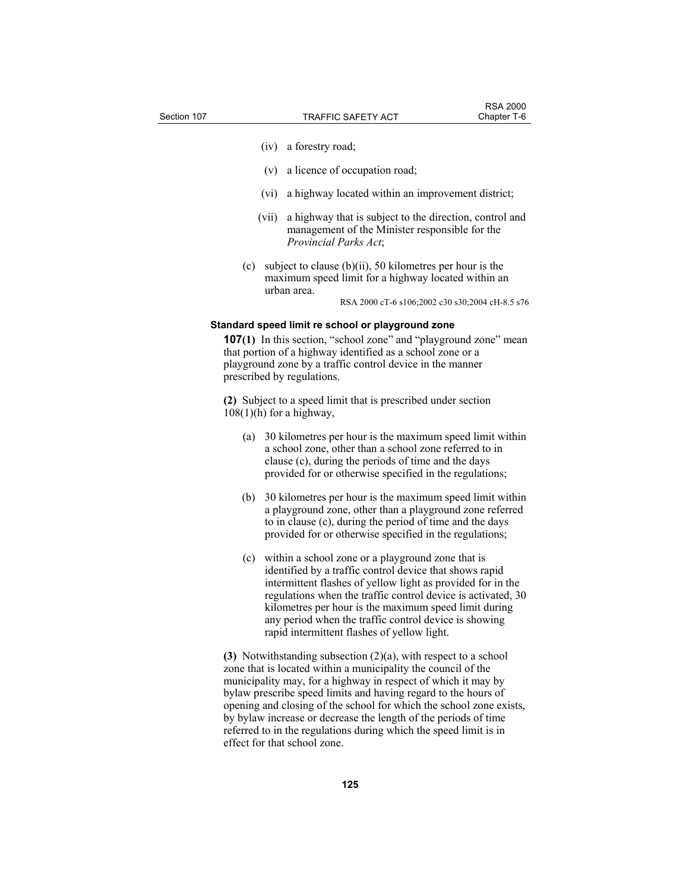(iv) a forestry road;

(v) a licence of occupation road;

(vi) a highway located within an improvement district;

(vii) a highway that is subject to the direction, control and management of the Minister responsible for the *Provincial Parks Act*;

(c) subject to clause (b)(ii), 50 kilometres per hour is the maximum speed limit for a highway located within an urban area.

RSA 2000 cT-6 s106;2002 c30 s30;2004 cH-8.5 s76

**Standard speed limit re school or playground zone**

**107(1)** In this section, "school zone" and "playground zone" mean that portion of a highway identified as a school zone or a playground zone by a traffic control device in the manner prescribed by regulations.

**(2)** Subject to a speed limit that is prescribed under section 108(1)(h) for a highway,

(a) 30 kilometres per hour is the maximum speed limit within a school zone, other than a school zone referred to in clause (c), during the periods of time and the days provided for or otherwise specified in the regulations;

(b) 30 kilometres per hour is the maximum speed limit within a playground zone, other than a playground zone referred to in clause (c), during the period of time and the days provided for or otherwise specified in the regulations;

(c) within a school zone or a playground zone that is identified by a traffic control device that shows rapid intermittent flashes of yellow light as provided for in the regulations when the traffic control device is activated, 30 kilometres per hour is the maximum speed limit during any period when the traffic control device is showing rapid intermittent flashes of yellow light.

**(3)** Notwithstanding subsection (2)(a), with respect to a school zone that is located within a municipality the council of the municipality may, for a highway in respect of which it may by bylaw prescribe speed limits and having regard to the hours of opening and closing of the school for which the school zone exists, by bylaw increase or decrease the length of the periods of time referred to in the regulations during which the speed limit is in effect for that school zone.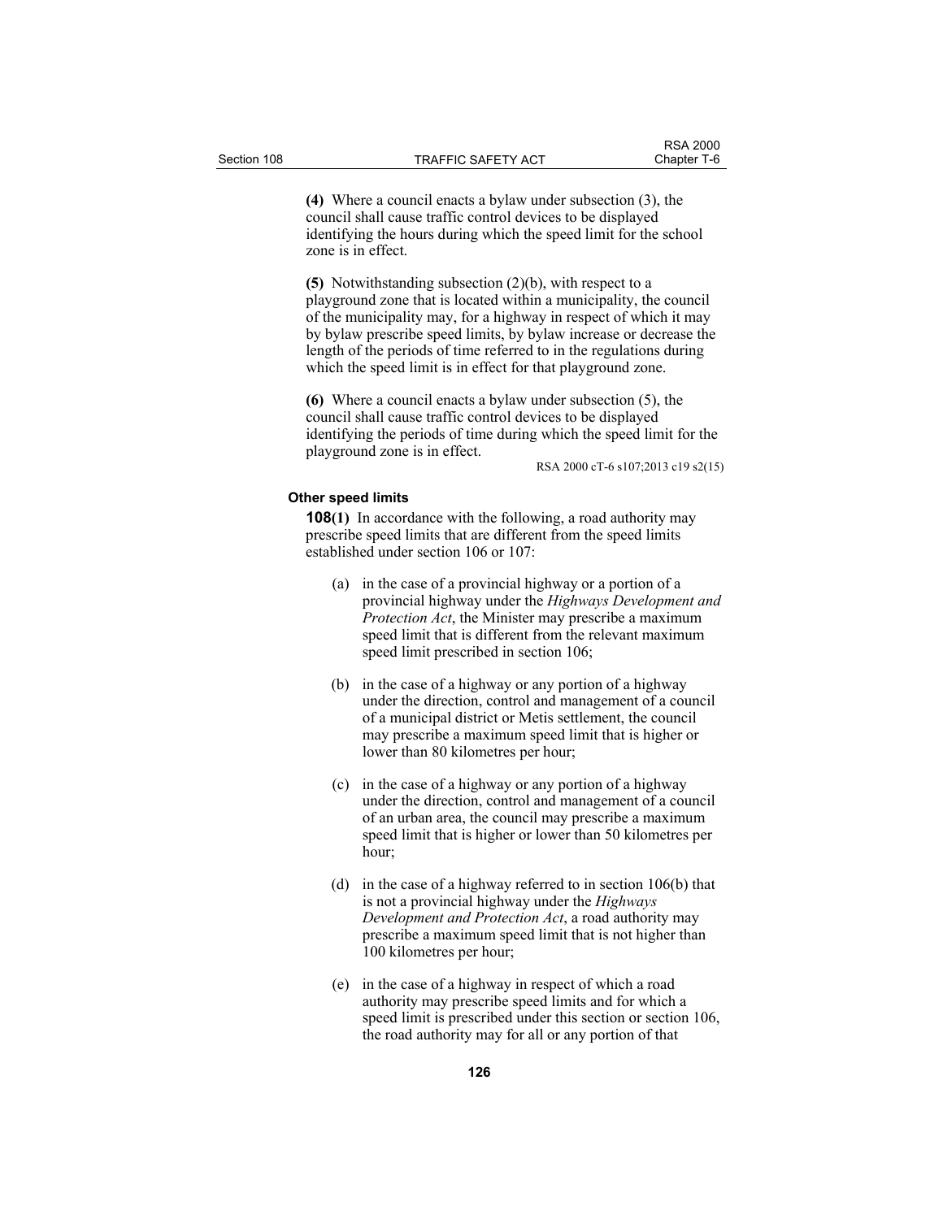**(4)** Where a council enacts a bylaw under subsection (3), the council shall cause traffic control devices to be displayed identifying the hours during which the speed limit for the school zone is in effect.

**(5)** Notwithstanding subsection (2)(b), with respect to a playground zone that is located within a municipality, the council of the municipality may, for a highway in respect of which it may by bylaw prescribe speed limits, by bylaw increase or decrease the length of the periods of time referred to in the regulations during which the speed limit is in effect for that playground zone.

**(6)** Where a council enacts a bylaw under subsection (5), the council shall cause traffic control devices to be displayed identifying the periods of time during which the speed limit for the playground zone is in effect.

RSA 2000 cT-6 s107;2013 c19 s2(15)

**Other speed limits**

**108(1)** In accordance with the following, a road authority may prescribe speed limits that are different from the speed limits established under section 106 or 107:

(a) in the case of a provincial highway or a portion of a provincial highway under the *Highways Development and Protection Act*, the Minister may prescribe a maximum speed limit that is different from the relevant maximum speed limit prescribed in section 106;

(b) in the case of a highway or any portion of a highway under the direction, control and management of a council of a municipal district or Metis settlement, the council may prescribe a maximum speed limit that is higher or lower than 80 kilometres per hour;

(c) in the case of a highway or any portion of a highway under the direction, control and management of a council of an urban area, the council may prescribe a maximum speed limit that is higher or lower than 50 kilometres per hour;

(d) in the case of a highway referred to in section 106(b) that is not a provincial highway under the *Highways Development and Protection Act*, a road authority may prescribe a maximum speed limit that is not higher than 100 kilometres per hour;

(e) in the case of a highway in respect of which a road authority may prescribe speed limits and for which a speed limit is prescribed under this section or section 106, the road authority may for all or any portion of that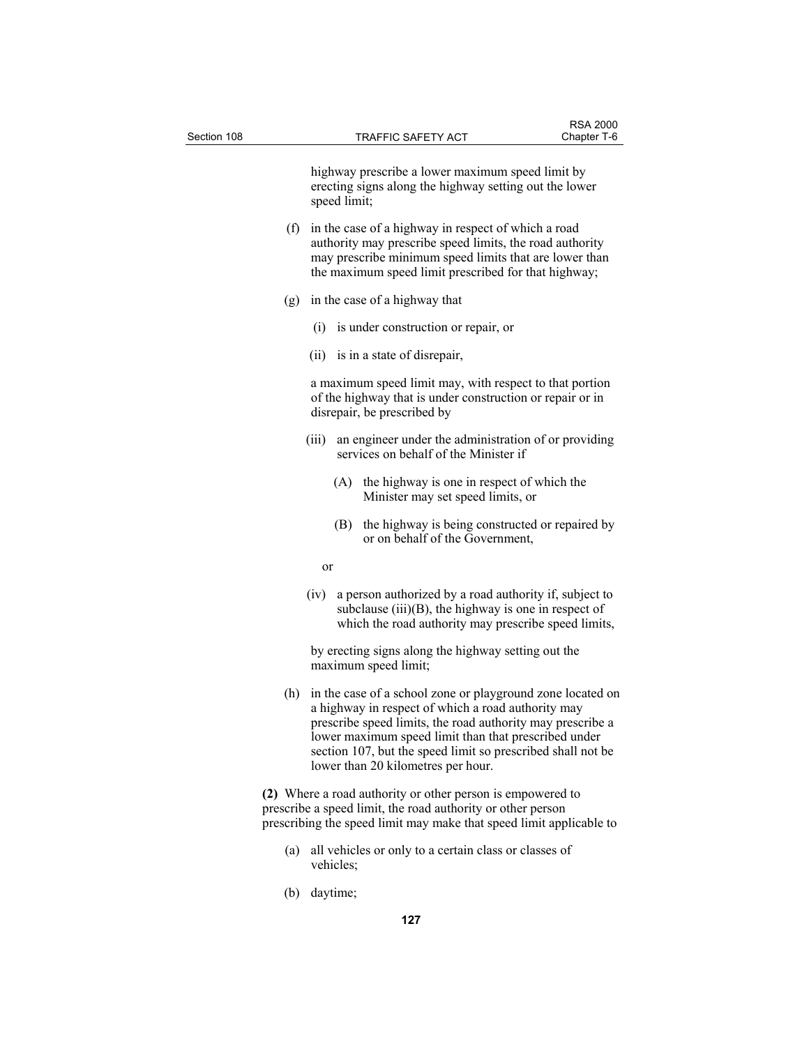highway prescribe a lower maximum speed limit by erecting signs along the highway setting out the lower speed limit;

(f) in the case of a highway in respect of which a road authority may prescribe speed limits, the road authority may prescribe minimum speed limits that are lower than the maximum speed limit prescribed for that highway;

(g) in the case of a highway that

(i) is under construction or repair, or

(ii) is in a state of disrepair,

a maximum speed limit may, with respect to that portion of the highway that is under construction or repair or in disrepair, be prescribed by

(iii) an engineer under the administration of or providing services on behalf of the Minister if

(A) the highway is one in respect of which the Minister may set speed limits, or

(B) the highway is being constructed or repaired by or on behalf of the Government,

or

(iv) a person authorized by a road authority if, subject to subclause (iii)(B), the highway is one in respect of which the road authority may prescribe speed limits,

by erecting signs along the highway setting out the maximum speed limit;

(h) in the case of a school zone or playground zone located on a highway in respect of which a road authority may prescribe speed limits, the road authority may prescribe a lower maximum speed limit than that prescribed under section 107, but the speed limit so prescribed shall not be lower than 20 kilometres per hour.

**(2)** Where a road authority or other person is empowered to prescribe a speed limit, the road authority or other person prescribing the speed limit may make that speed limit applicable to

(a) all vehicles or only to a certain class or classes of vehicles;

(b) daytime;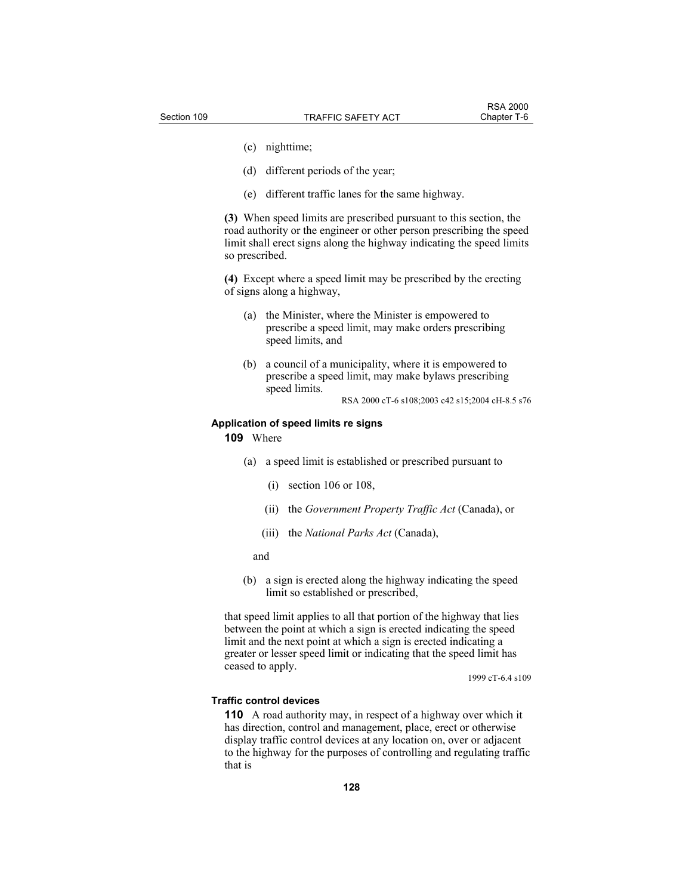(c) nighttime;

(d) different periods of the year;

(e) different traffic lanes for the same highway.

**(3)** When speed limits are prescribed pursuant to this section, the road authority or the engineer or other person prescribing the speed limit shall erect signs along the highway indicating the speed limits so prescribed.

**(4)** Except where a speed limit may be prescribed by the erecting of signs along a highway,

(a) the Minister, where the Minister is empowered to prescribe a speed limit, may make orders prescribing speed limits, and

(b) a council of a municipality, where it is empowered to prescribe a speed limit, may make bylaws prescribing speed limits.

RSA 2000 cT-6 s108;2003 c42 s15;2004 cH-8.5 s76

**Application of speed limits re signs**

**109** Where

(a) a speed limit is established or prescribed pursuant to

(i) section 106 or 108,

(ii) the *Government Property Traffic Act* (Canada), or

(iii) the *National Parks Act* (Canada),

and

(b) a sign is erected along the highway indicating the speed limit so established or prescribed,

that speed limit applies to all that portion of the highway that lies between the point at which a sign is erected indicating the speed limit and the next point at which a sign is erected indicating a greater or lesser speed limit or indicating that the speed limit has ceased to apply.

1999 cT-6.4 s109

**Traffic control devices**

**110** A road authority may, in respect of a highway over which it has direction, control and management, place, erect or otherwise display traffic control devices at any location on, over or adjacent to the highway for the purposes of controlling and regulating traffic that is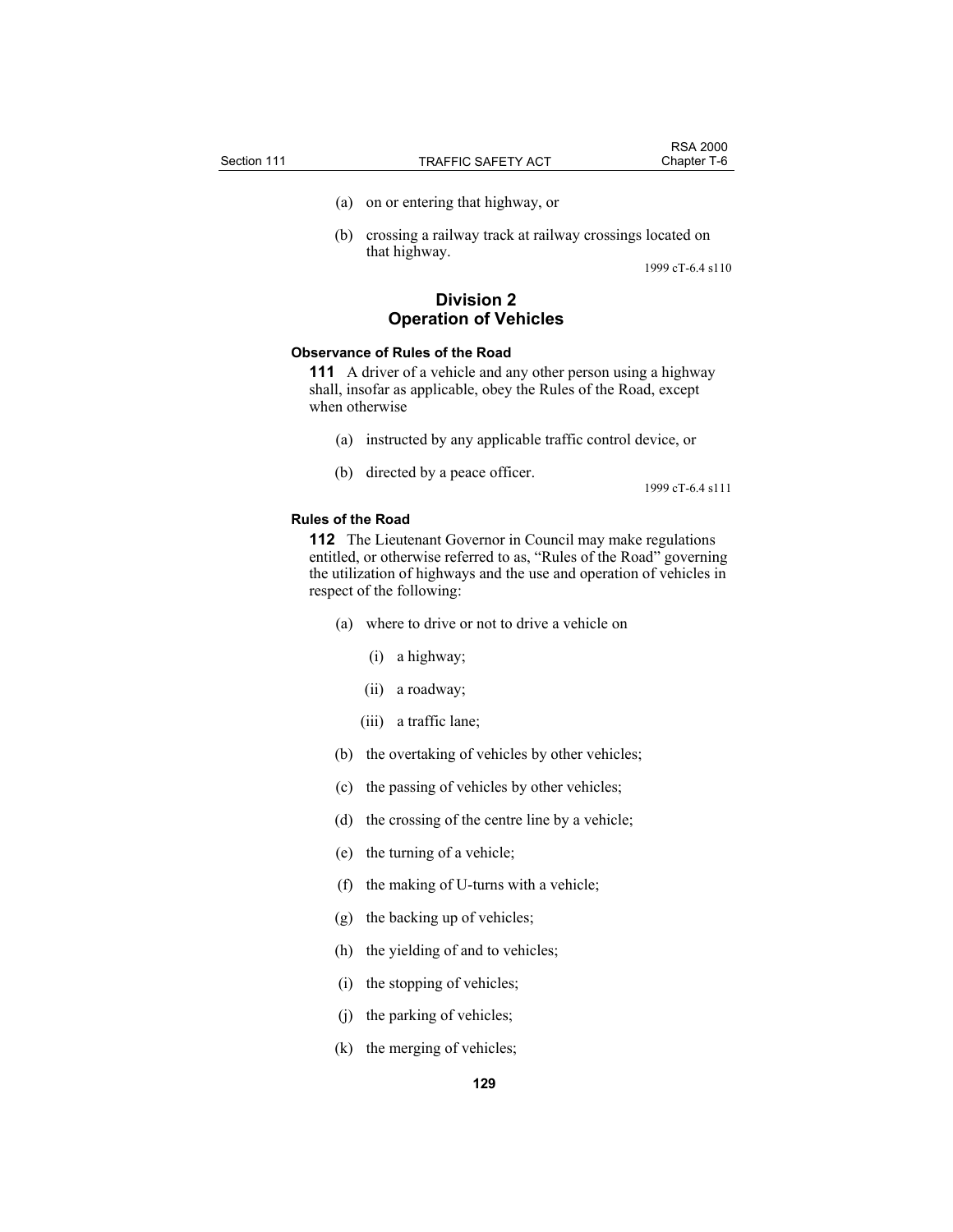(a) on or entering that highway, or

(b) crossing a railway track at railway crossings located on that highway.

1999 cT-6.4 s110

## Division 2
## Operation of Vehicles

**Observance of Rules of the Road**

**111** A driver of a vehicle and any other person using a highway shall, insofar as applicable, obey the Rules of the Road, except when otherwise

(a) instructed by any applicable traffic control device, or

(b) directed by a peace officer.

1999 cT-6.4 s111

**Rules of the Road**

**112** The Lieutenant Governor in Council may make regulations entitled, or otherwise referred to as, “Rules of the Road” governing the utilization of highways and the use and operation of vehicles in respect of the following:

(a) where to drive or not to drive a vehicle on

(i) a highway;

(ii) a roadway;

(iii) a traffic lane;

(b) the overtaking of vehicles by other vehicles;

(c) the passing of vehicles by other vehicles;

(d) the crossing of the centre line by a vehicle;

(e) the turning of a vehicle;

(f) the making of U-turns with a vehicle;

(g) the backing up of vehicles;

(h) the yielding of and to vehicles;

(i) the stopping of vehicles;

(j) the parking of vehicles;

(k) the merging of vehicles;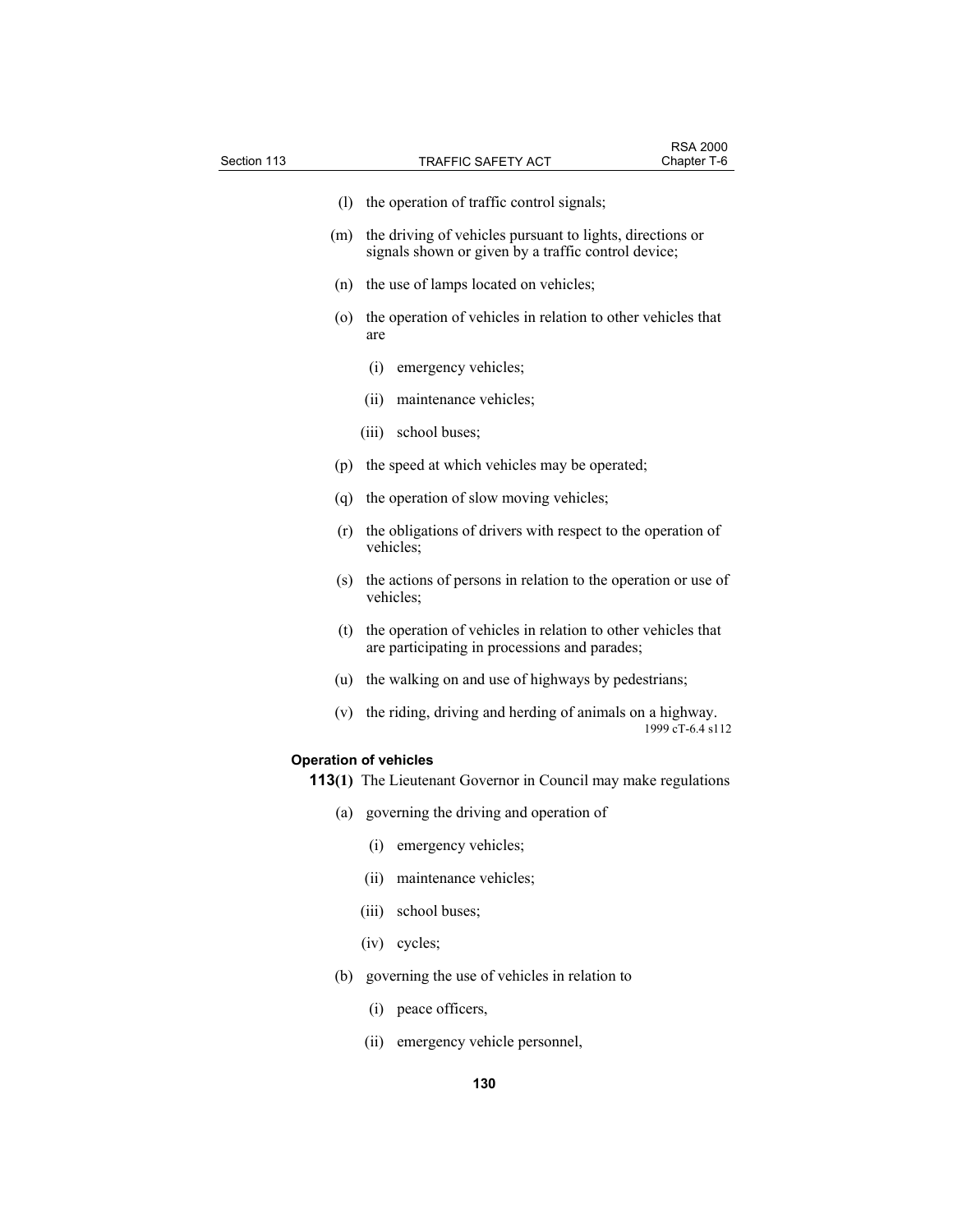(l) the operation of traffic control signals;

(m) the driving of vehicles pursuant to lights, directions or signals shown or given by a traffic control device;

(n) the use of lamps located on vehicles;

(o) the operation of vehicles in relation to other vehicles that are

(i) emergency vehicles;

(ii) maintenance vehicles;

(iii) school buses;

(p) the speed at which vehicles may be operated;

(q) the operation of slow moving vehicles;

(r) the obligations of drivers with respect to the operation of vehicles;

(s) the actions of persons in relation to the operation or use of vehicles;

(t) the operation of vehicles in relation to other vehicles that are participating in processions and parades;

(u) the walking on and use of highways by pedestrians;

(v) the riding, driving and herding of animals on a highway.

1999 cT-6.4 s112

**Operation of vehicles**

**113(1)** The Lieutenant Governor in Council may make regulations

(a) governing the driving and operation of

(i) emergency vehicles;

(ii) maintenance vehicles;

(iii) school buses;

(iv) cycles;

(b) governing the use of vehicles in relation to

(i) peace officers,

(ii) emergency vehicle personnel,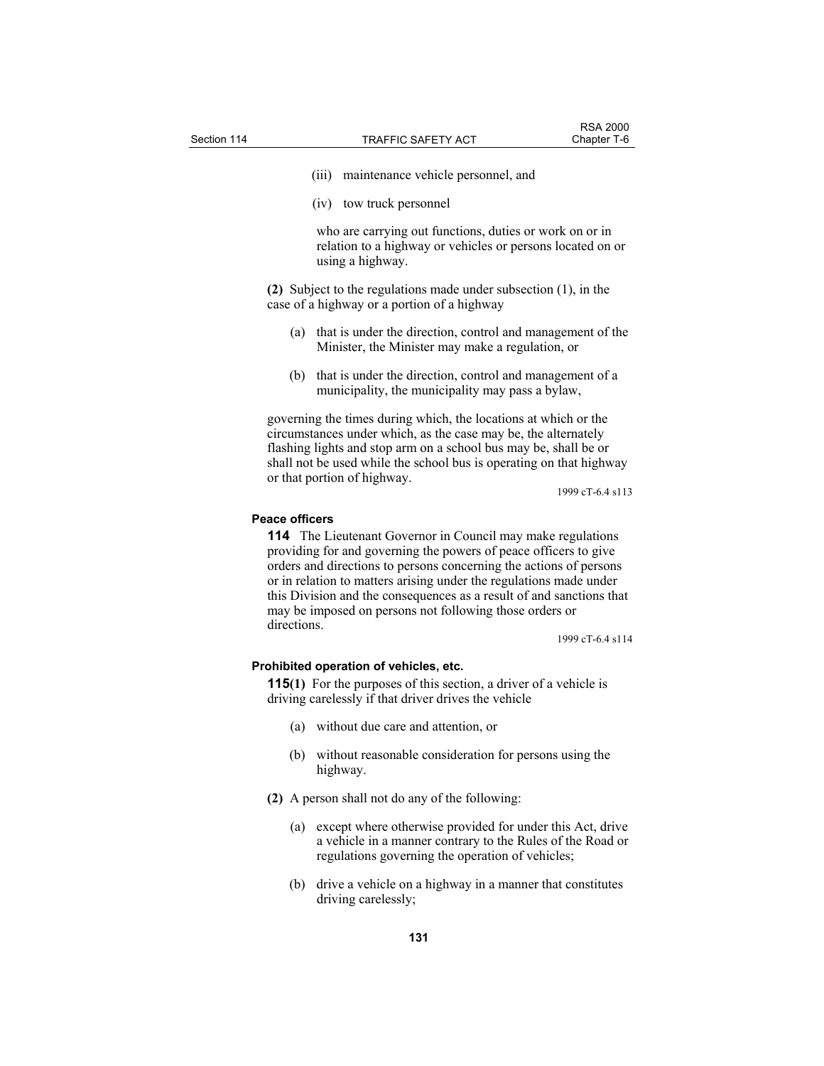(iii) maintenance vehicle personnel, and

(iv) tow truck personnel

who are carrying out functions, duties or work on or in relation to a highway or vehicles or persons located on or using a highway.

**(2)** Subject to the regulations made under subsection (1), in the case of a highway or a portion of a highway

(a) that is under the direction, control and management of the Minister, the Minister may make a regulation, or

(b) that is under the direction, control and management of a municipality, the municipality may pass a bylaw,

governing the times during which, the locations at which or the circumstances under which, as the case may be, the alternately flashing lights and stop arm on a school bus may be, shall be or shall not be used while the school bus is operating on that highway or that portion of highway.

1999 cT-6.4 s113

### Peace officers

**114** The Lieutenant Governor in Council may make regulations providing for and governing the powers of peace officers to give orders and directions to persons concerning the actions of persons or in relation to matters arising under the regulations made under this Division and the consequences as a result of and sanctions that may be imposed on persons not following those orders or directions.

1999 cT-6.4 s114

### Prohibited operation of vehicles, etc.

**115(1)** For the purposes of this section, a driver of a vehicle is driving carelessly if that driver drives the vehicle

(a) without due care and attention, or

(b) without reasonable consideration for persons using the highway.

**(2)** A person shall not do any of the following:

(a) except where otherwise provided for under this Act, drive a vehicle in a manner contrary to the Rules of the Road or regulations governing the operation of vehicles;

(b) drive a vehicle on a highway in a manner that constitutes driving carelessly;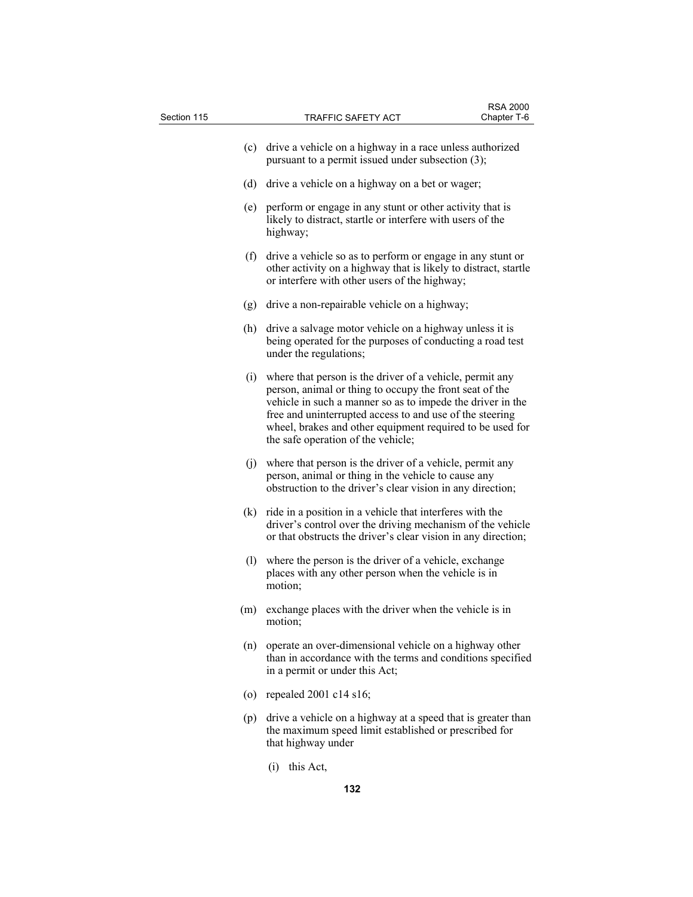(c) drive a vehicle on a highway in a race unless authorized pursuant to a permit issued under subsection (3);

(d) drive a vehicle on a highway on a bet or wager;

(e) perform or engage in any stunt or other activity that is likely to distract, startle or interfere with users of the highway;

(f) drive a vehicle so as to perform or engage in any stunt or other activity on a highway that is likely to distract, startle or interfere with other users of the highway;

(g) drive a non-repairable vehicle on a highway;

(h) drive a salvage motor vehicle on a highway unless it is being operated for the purposes of conducting a road test under the regulations;

(i) where that person is the driver of a vehicle, permit any person, animal or thing to occupy the front seat of the vehicle in such a manner so as to impede the driver in the free and uninterrupted access to and use of the steering wheel, brakes and other equipment required to be used for the safe operation of the vehicle;

(j) where that person is the driver of a vehicle, permit any person, animal or thing in the vehicle to cause any obstruction to the driver's clear vision in any direction;

(k) ride in a position in a vehicle that interferes with the driver's control over the driving mechanism of the vehicle or that obstructs the driver's clear vision in any direction;

(l) where the person is the driver of a vehicle, exchange places with any other person when the vehicle is in motion;

(m) exchange places with the driver when the vehicle is in motion;

(n) operate an over-dimensional vehicle on a highway other than in accordance with the terms and conditions specified in a permit or under this Act;

(o) repealed 2001 c14 s16;

(p) drive a vehicle on a highway at a speed that is greater than the maximum speed limit established or prescribed for that highway under

  (i) this Act,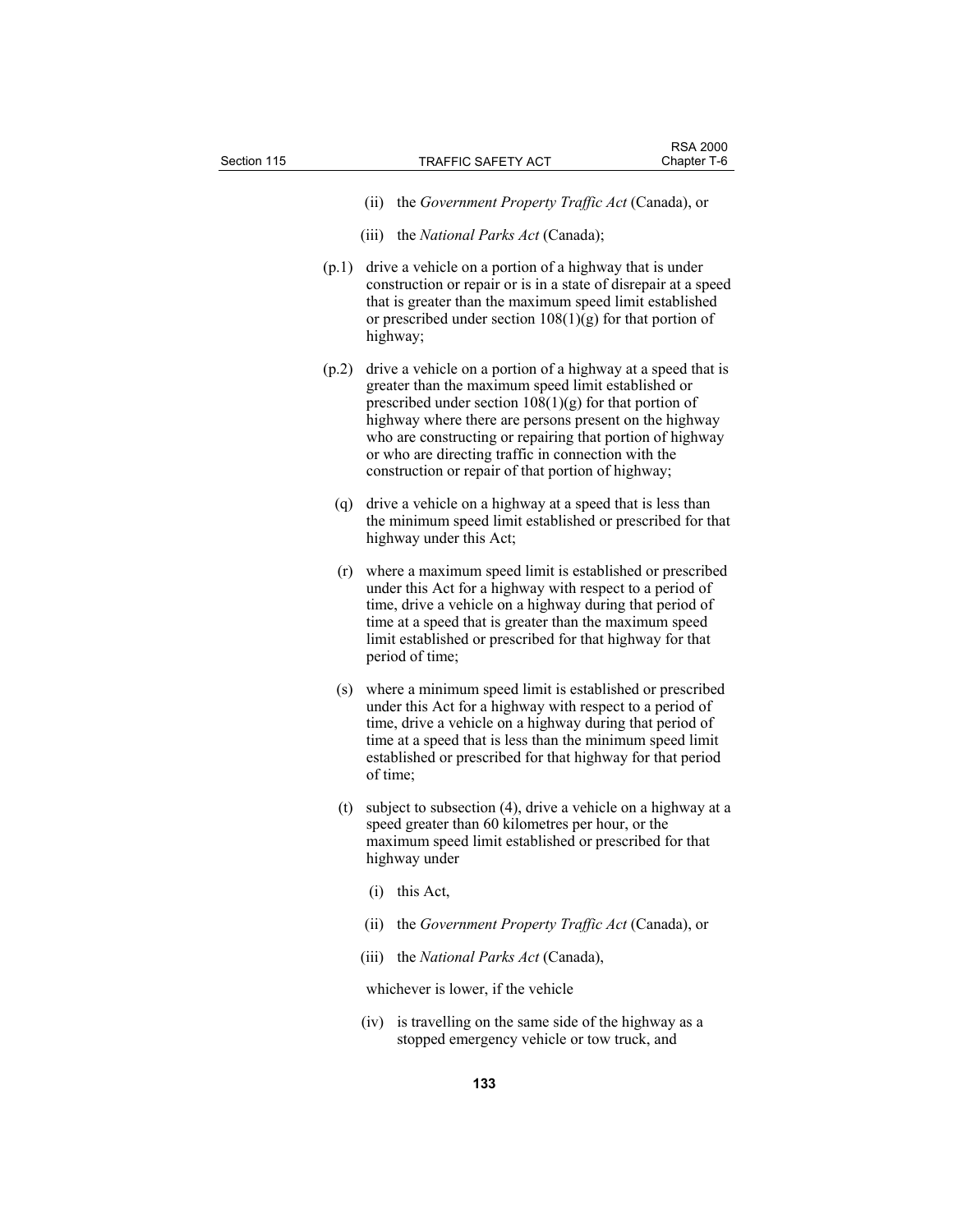(ii) the *Government Property Traffic Act* (Canada), or

(iii) the *National Parks Act* (Canada);

(p.1) drive a vehicle on a portion of a highway that is under construction or repair or is in a state of disrepair at a speed that is greater than the maximum speed limit established or prescribed under section 108(1)(g) for that portion of highway;

(p.2) drive a vehicle on a portion of a highway at a speed that is greater than the maximum speed limit established or prescribed under section 108(1)(g) for that portion of highway where there are persons present on the highway who are constructing or repairing that portion of highway or who are directing traffic in connection with the construction or repair of that portion of highway;

(q) drive a vehicle on a highway at a speed that is less than the minimum speed limit established or prescribed for that highway under this Act;

(r) where a maximum speed limit is established or prescribed under this Act for a highway with respect to a period of time, drive a vehicle on a highway during that period of time at a speed that is greater than the maximum speed limit established or prescribed for that highway for that period of time;

(s) where a minimum speed limit is established or prescribed under this Act for a highway with respect to a period of time, drive a vehicle on a highway during that period of time at a speed that is less than the minimum speed limit established or prescribed for that highway for that period of time;

(t) subject to subsection (4), drive a vehicle on a highway at a speed greater than 60 kilometres per hour, or the maximum speed limit established or prescribed for that highway under

(i) this Act,

(ii) the *Government Property Traffic Act* (Canada), or

(iii) the *National Parks Act* (Canada),

whichever is lower, if the vehicle

(iv) is travelling on the same side of the highway as a stopped emergency vehicle or tow truck, and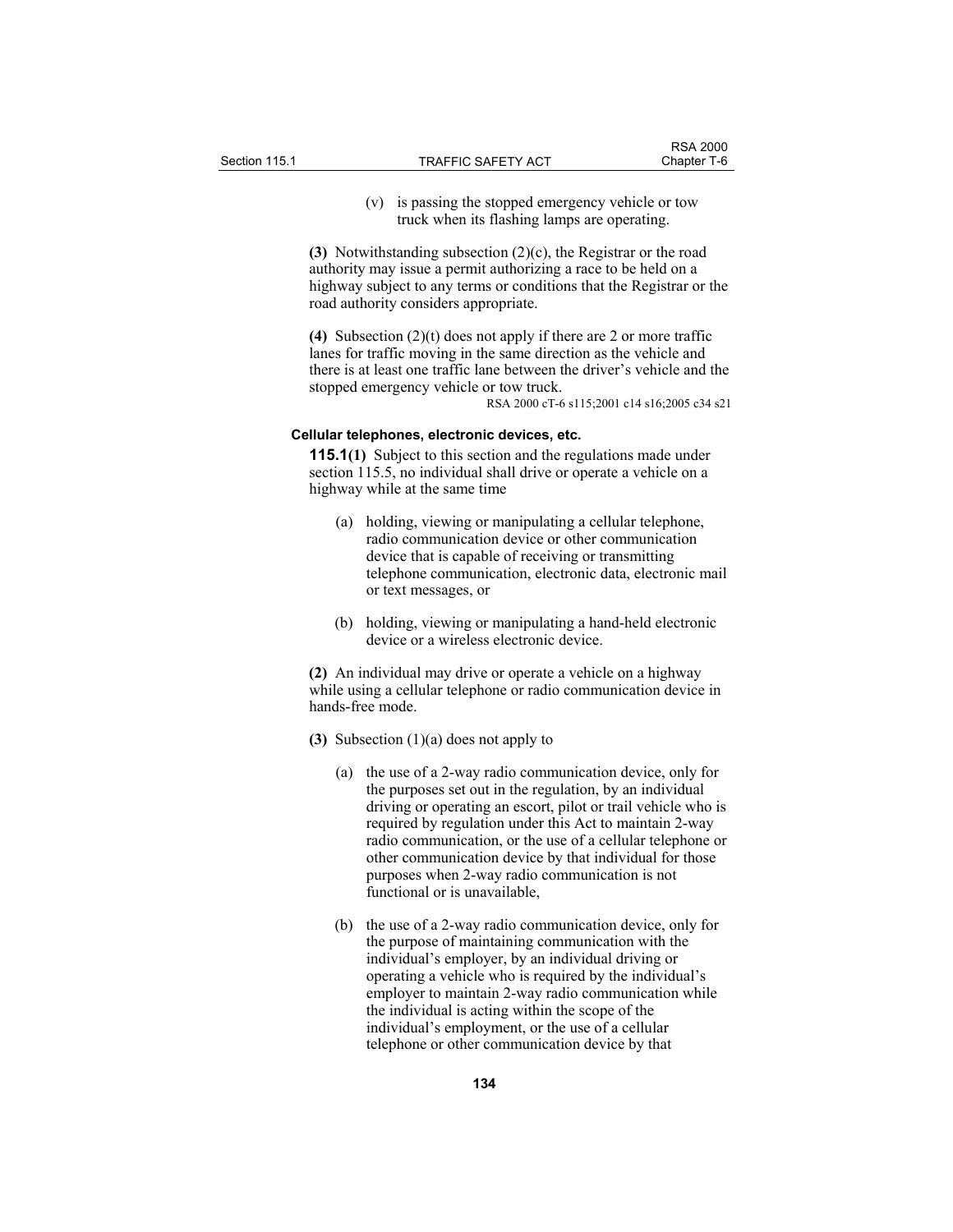(v) is passing the stopped emergency vehicle or tow truck when its flashing lamps are operating.

**(3)** Notwithstanding subsection (2)(c), the Registrar or the road authority may issue a permit authorizing a race to be held on a highway subject to any terms or conditions that the Registrar or the road authority considers appropriate.

**(4)** Subsection (2)(t) does not apply if there are 2 or more traffic lanes for traffic moving in the same direction as the vehicle and there is at least one traffic lane between the driver's vehicle and the stopped emergency vehicle or tow truck.

RSA 2000 cT-6 s115;2001 c14 s16;2005 c34 s21

#### Cellular telephones, electronic devices, etc.

**115.1(1)** Subject to this section and the regulations made under section 115.5, no individual shall drive or operate a vehicle on a highway while at the same time

(a) holding, viewing or manipulating a cellular telephone, radio communication device or other communication device that is capable of receiving or transmitting telephone communication, electronic data, electronic mail or text messages, or

(b) holding, viewing or manipulating a hand-held electronic device or a wireless electronic device.

**(2)** An individual may drive or operate a vehicle on a highway while using a cellular telephone or radio communication device in hands-free mode.

**(3)** Subsection (1)(a) does not apply to

(a) the use of a 2-way radio communication device, only for the purposes set out in the regulation, by an individual driving or operating an escort, pilot or trail vehicle who is required by regulation under this Act to maintain 2-way radio communication, or the use of a cellular telephone or other communication device by that individual for those purposes when 2-way radio communication is not functional or is unavailable,

(b) the use of a 2-way radio communication device, only for the purpose of maintaining communication with the individual's employer, by an individual driving or operating a vehicle who is required by the individual's employer to maintain 2-way radio communication while the individual is acting within the scope of the individual's employment, or the use of a cellular telephone or other communication device by that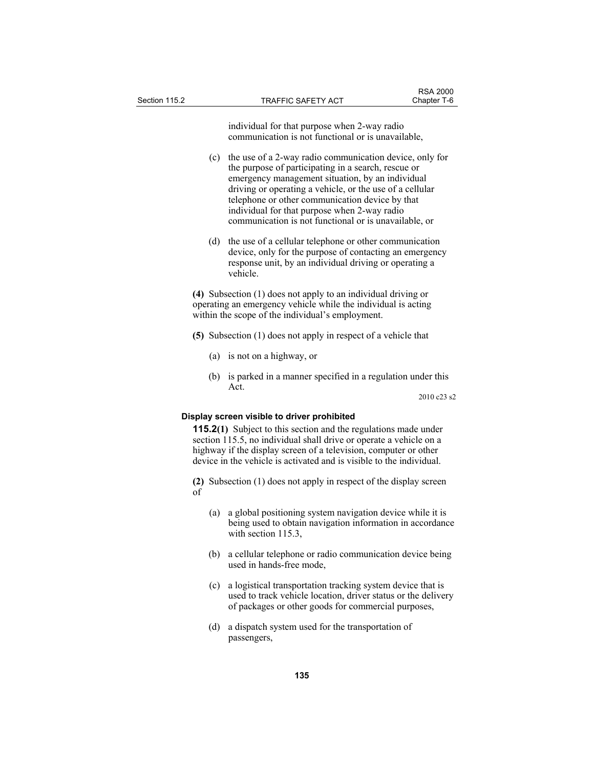individual for that purpose when 2-way radio communication is not functional or is unavailable,

(c) the use of a 2-way radio communication device, only for the purpose of participating in a search, rescue or emergency management situation, by an individual driving or operating a vehicle, or the use of a cellular telephone or other communication device by that individual for that purpose when 2-way radio communication is not functional or is unavailable, or

(d) the use of a cellular telephone or other communication device, only for the purpose of contacting an emergency response unit, by an individual driving or operating a vehicle.

**(4)** Subsection (1) does not apply to an individual driving or operating an emergency vehicle while the individual is acting within the scope of the individual's employment.

**(5)** Subsection (1) does not apply in respect of a vehicle that

(a) is not on a highway, or

(b) is parked in a manner specified in a regulation under this Act.

2010 c23 s2

**Display screen visible to driver prohibited**

**115.2(1)** Subject to this section and the regulations made under section 115.5, no individual shall drive or operate a vehicle on a highway if the display screen of a television, computer or other device in the vehicle is activated and is visible to the individual.

**(2)** Subsection (1) does not apply in respect of the display screen of

(a) a global positioning system navigation device while it is being used to obtain navigation information in accordance with section 115.3,

(b) a cellular telephone or radio communication device being used in hands-free mode,

(c) a logistical transportation tracking system device that is used to track vehicle location, driver status or the delivery of packages or other goods for commercial purposes,

(d) a dispatch system used for the transportation of passengers,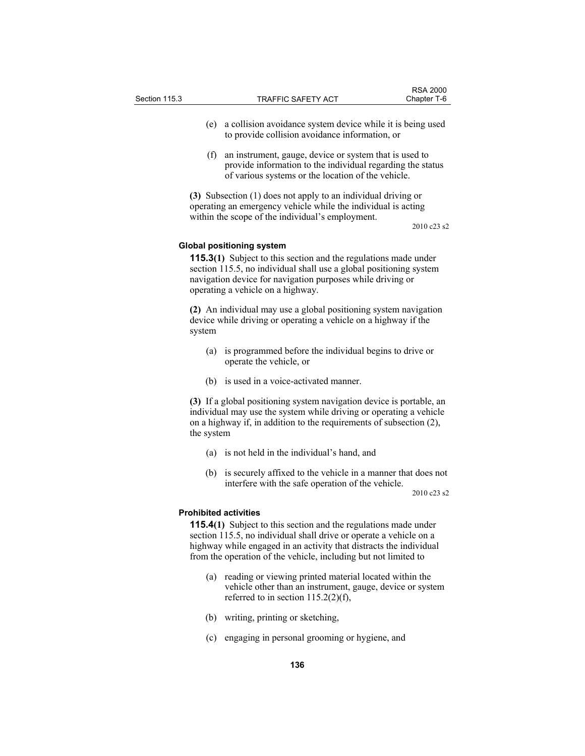(e) a collision avoidance system device while it is being used to provide collision avoidance information, or

(f) an instrument, gauge, device or system that is used to provide information to the individual regarding the status of various systems or the location of the vehicle.

**(3)** Subsection (1) does not apply to an individual driving or operating an emergency vehicle while the individual is acting within the scope of the individual's employment.

2010 c23 s2

#### Global positioning system

**115.3(1)** Subject to this section and the regulations made under section 115.5, no individual shall use a global positioning system navigation device for navigation purposes while driving or operating a vehicle on a highway.

**(2)** An individual may use a global positioning system navigation device while driving or operating a vehicle on a highway if the system

(a) is programmed before the individual begins to drive or operate the vehicle, or

(b) is used in a voice-activated manner.

**(3)** If a global positioning system navigation device is portable, an individual may use the system while driving or operating a vehicle on a highway if, in addition to the requirements of subsection (2), the system

(a) is not held in the individual's hand, and

(b) is securely affixed to the vehicle in a manner that does not interfere with the safe operation of the vehicle.

2010 c23 s2

#### Prohibited activities

**115.4(1)** Subject to this section and the regulations made under section 115.5, no individual shall drive or operate a vehicle on a highway while engaged in an activity that distracts the individual from the operation of the vehicle, including but not limited to

(a) reading or viewing printed material located within the vehicle other than an instrument, gauge, device or system referred to in section 115.2(2)(f),

(b) writing, printing or sketching,

(c) engaging in personal grooming or hygiene, and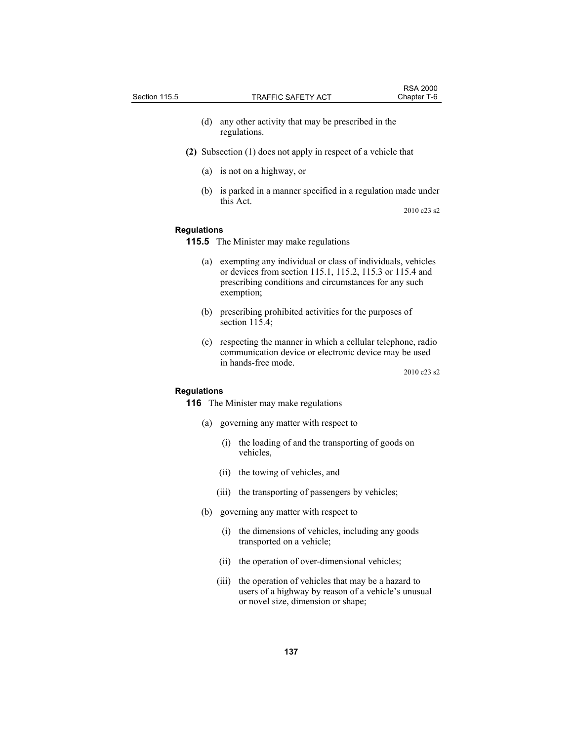(d) any other activity that may be prescribed in the regulations.

**(2)** Subsection (1) does not apply in respect of a vehicle that

(a) is not on a highway, or

(b) is parked in a manner specified in a regulation made under this Act.

2010 c23 s2

**Regulations**

**115.5** The Minister may make regulations

(a) exempting any individual or class of individuals, vehicles or devices from section 115.1, 115.2, 115.3 or 115.4 and prescribing conditions and circumstances for any such exemption;

(b) prescribing prohibited activities for the purposes of section 115.4;

(c) respecting the manner in which a cellular telephone, radio communication device or electronic device may be used in hands-free mode.

2010 c23 s2

**Regulations**

**116** The Minister may make regulations

(a) governing any matter with respect to

(i) the loading of and the transporting of goods on vehicles,

(ii) the towing of vehicles, and

(iii) the transporting of passengers by vehicles;

(b) governing any matter with respect to

(i) the dimensions of vehicles, including any goods transported on a vehicle;

(ii) the operation of over-dimensional vehicles;

(iii) the operation of vehicles that may be a hazard to users of a highway by reason of a vehicle's unusual or novel size, dimension or shape;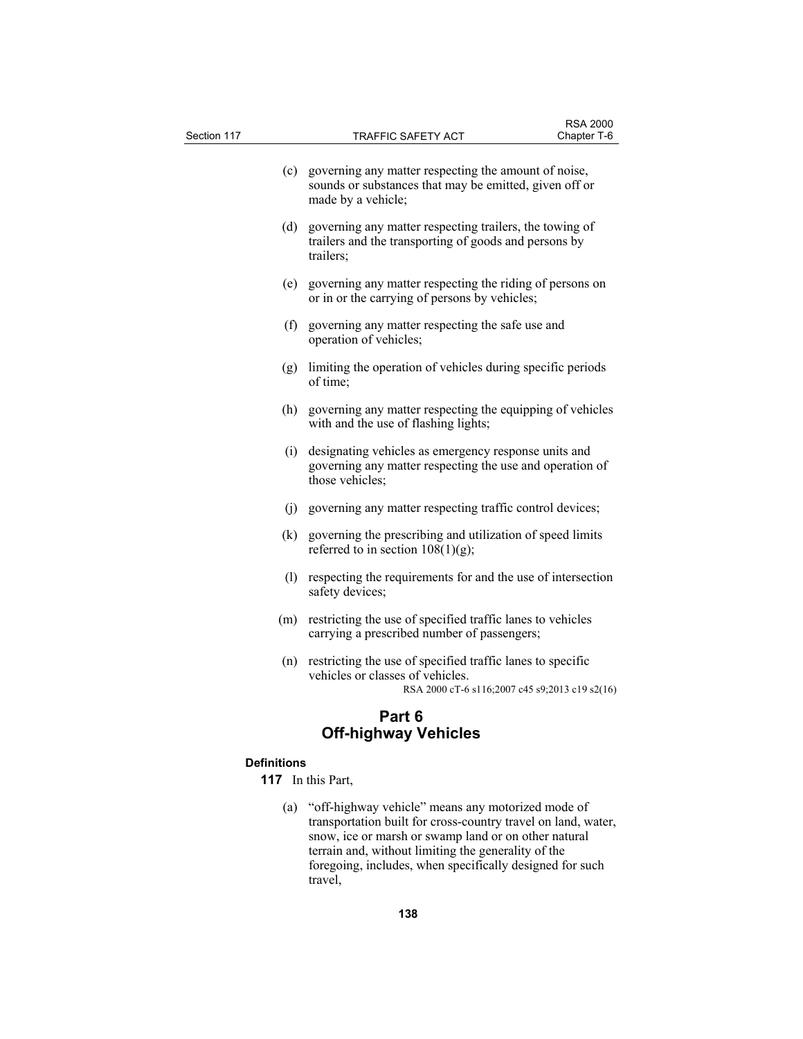(c) governing any matter respecting the amount of noise, sounds or substances that may be emitted, given off or made by a vehicle;

(d) governing any matter respecting trailers, the towing of trailers and the transporting of goods and persons by trailers;

(e) governing any matter respecting the riding of persons on or in or the carrying of persons by vehicles;

(f) governing any matter respecting the safe use and operation of vehicles;

(g) limiting the operation of vehicles during specific periods of time;

(h) governing any matter respecting the equipping of vehicles with and the use of flashing lights;

(i) designating vehicles as emergency response units and governing any matter respecting the use and operation of those vehicles;

(j) governing any matter respecting traffic control devices;

(k) governing the prescribing and utilization of speed limits referred to in section 108(1)(g);

(l) respecting the requirements for and the use of intersection safety devices;

(m) restricting the use of specified traffic lanes to vehicles carrying a prescribed number of passengers;

(n) restricting the use of specified traffic lanes to specific vehicles or classes of vehicles.

RSA 2000 cT-6 s116;2007 c45 s9;2013 c19 s2(16)

## Part 6
## Off-highway Vehicles

**Definitions**

**117** In this Part,

(a) "off-highway vehicle" means any motorized mode of transportation built for cross-country travel on land, water, snow, ice or marsh or swamp land or on other natural terrain and, without limiting the generality of the foregoing, includes, when specifically designed for such travel,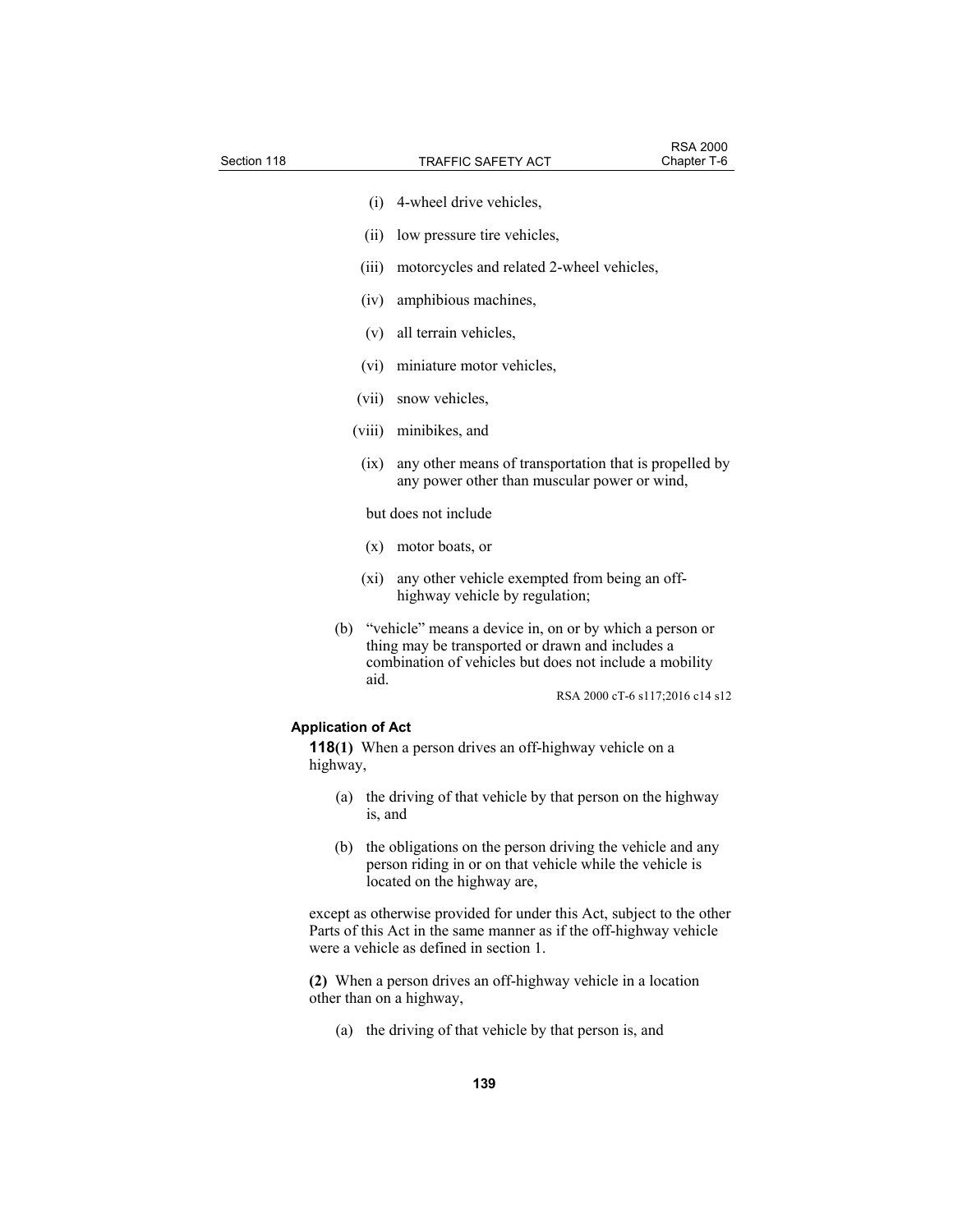(i) 4-wheel drive vehicles,

(ii) low pressure tire vehicles,

(iii) motorcycles and related 2-wheel vehicles,

(iv) amphibious machines,

(v) all terrain vehicles,

(vi) miniature motor vehicles,

(vii) snow vehicles,

(viii) minibikes, and

(ix) any other means of transportation that is propelled by any power other than muscular power or wind,

but does not include

(x) motor boats, or

(xi) any other vehicle exempted from being an off-highway vehicle by regulation;

(b) "vehicle" means a device in, on or by which a person or thing may be transported or drawn and includes a combination of vehicles but does not include a mobility aid.

RSA 2000 cT-6 s117;2016 c14 s12

**Application of Act**

**118(1)** When a person drives an off-highway vehicle on a highway,

(a) the driving of that vehicle by that person on the highway is, and

(b) the obligations on the person driving the vehicle and any person riding in or on that vehicle while the vehicle is located on the highway are,

except as otherwise provided for under this Act, subject to the other Parts of this Act in the same manner as if the off-highway vehicle were a vehicle as defined in section 1.

**(2)** When a person drives an off-highway vehicle in a location other than on a highway,

(a) the driving of that vehicle by that person is, and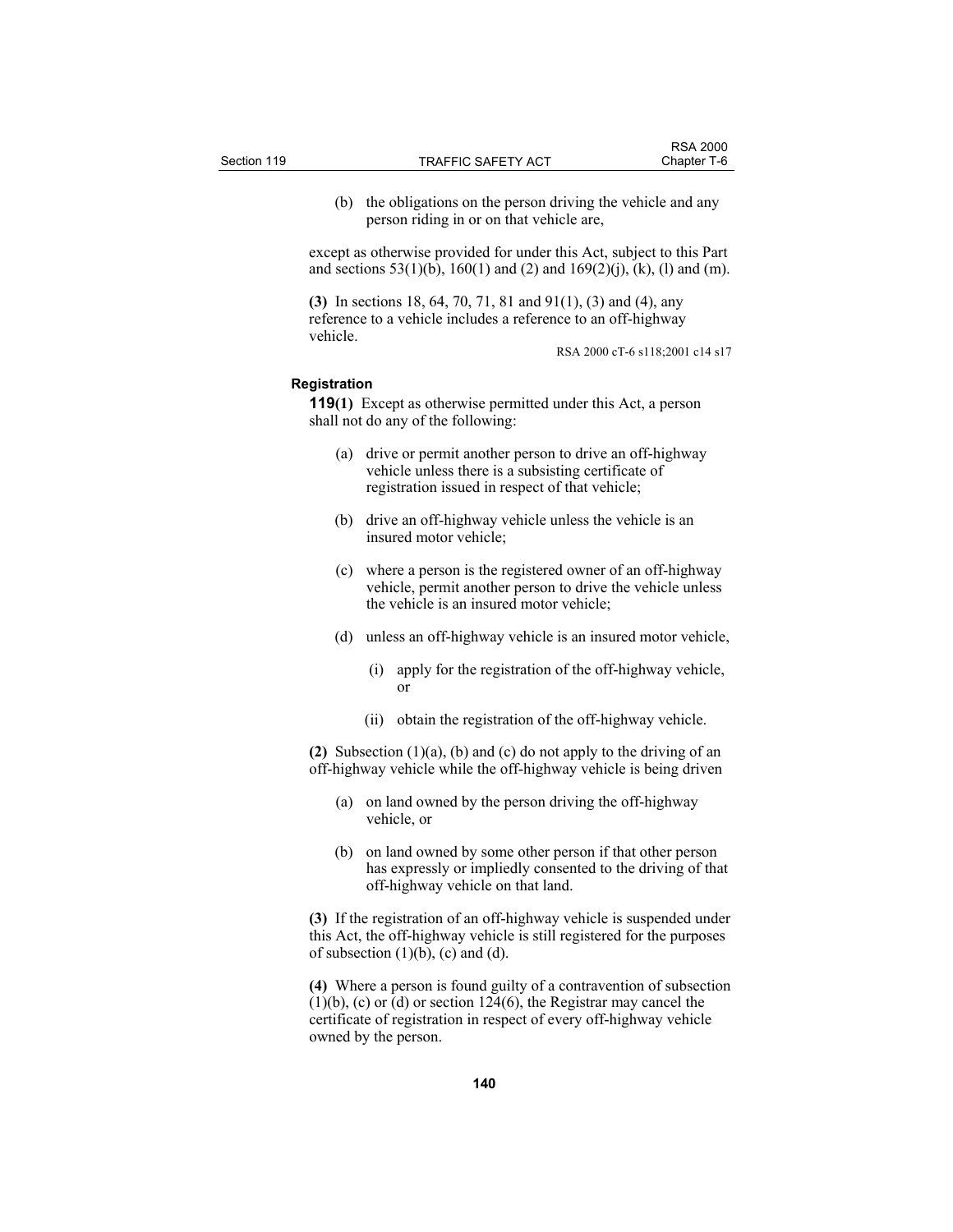(b) the obligations on the person driving the vehicle and any person riding in or on that vehicle are,

except as otherwise provided for under this Act, subject to this Part and sections 53(1)(b), 160(1) and (2) and 169(2)(j), (k), (l) and (m).

**(3)** In sections 18, 64, 70, 71, 81 and 91(1), (3) and (4), any reference to a vehicle includes a reference to an off-highway vehicle.

RSA 2000 cT-6 s118;2001 c14 s17

**Registration**

**119(1)** Except as otherwise permitted under this Act, a person shall not do any of the following:

(a) drive or permit another person to drive an off-highway vehicle unless there is a subsisting certificate of registration issued in respect of that vehicle;

(b) drive an off-highway vehicle unless the vehicle is an insured motor vehicle;

(c) where a person is the registered owner of an off-highway vehicle, permit another person to drive the vehicle unless the vehicle is an insured motor vehicle;

(d) unless an off-highway vehicle is an insured motor vehicle,

(i) apply for the registration of the off-highway vehicle, or

(ii) obtain the registration of the off-highway vehicle.

**(2)** Subsection (1)(a), (b) and (c) do not apply to the driving of an off-highway vehicle while the off-highway vehicle is being driven

(a) on land owned by the person driving the off-highway vehicle, or

(b) on land owned by some other person if that other person has expressly or impliedly consented to the driving of that off-highway vehicle on that land.

**(3)** If the registration of an off-highway vehicle is suspended under this Act, the off-highway vehicle is still registered for the purposes of subsection (1)(b), (c) and (d).

**(4)** Where a person is found guilty of a contravention of subsection (1)(b), (c) or (d) or section 124(6), the Registrar may cancel the certificate of registration in respect of every off-highway vehicle owned by the person.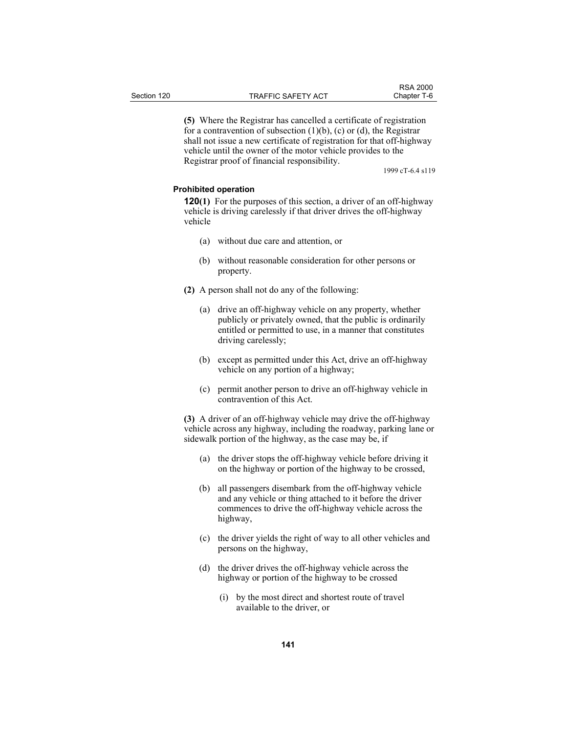**(5)** Where the Registrar has cancelled a certificate of registration for a contravention of subsection (1)(b), (c) or (d), the Registrar shall not issue a new certificate of registration for that off-highway vehicle until the owner of the motor vehicle provides to the Registrar proof of financial responsibility.

1999 cT-6.4 s119

**Prohibited operation**

**120(1)** For the purposes of this section, a driver of an off-highway vehicle is driving carelessly if that driver drives the off-highway vehicle

(a) without due care and attention, or

(b) without reasonable consideration for other persons or property.

**(2)** A person shall not do any of the following:

(a) drive an off-highway vehicle on any property, whether publicly or privately owned, that the public is ordinarily entitled or permitted to use, in a manner that constitutes driving carelessly;

(b) except as permitted under this Act, drive an off-highway vehicle on any portion of a highway;

(c) permit another person to drive an off-highway vehicle in contravention of this Act.

**(3)** A driver of an off-highway vehicle may drive the off-highway vehicle across any highway, including the roadway, parking lane or sidewalk portion of the highway, as the case may be, if

(a) the driver stops the off-highway vehicle before driving it on the highway or portion of the highway to be crossed,

(b) all passengers disembark from the off-highway vehicle and any vehicle or thing attached to it before the driver commences to drive the off-highway vehicle across the highway,

(c) the driver yields the right of way to all other vehicles and persons on the highway,

(d) the driver drives the off-highway vehicle across the highway or portion of the highway to be crossed

(i) by the most direct and shortest route of travel available to the driver, or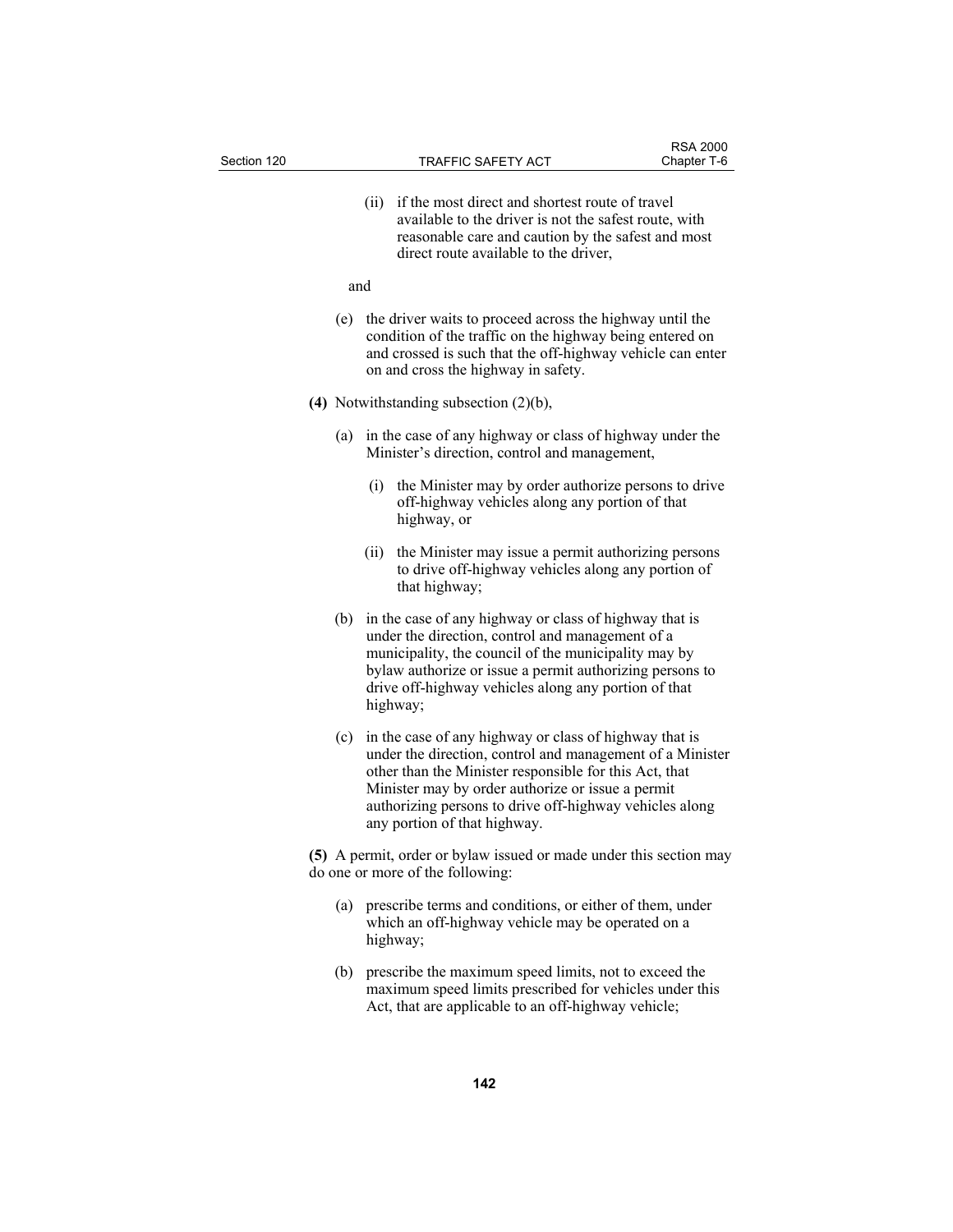(ii) if the most direct and shortest route of travel available to the driver is not the safest route, with reasonable care and caution by the safest and most direct route available to the driver,

and

(e) the driver waits to proceed across the highway until the condition of the traffic on the highway being entered on and crossed is such that the off-highway vehicle can enter on and cross the highway in safety.

**(4)** Notwithstanding subsection (2)(b),

(a) in the case of any highway or class of highway under the Minister's direction, control and management,

(i) the Minister may by order authorize persons to drive off-highway vehicles along any portion of that highway, or

(ii) the Minister may issue a permit authorizing persons to drive off-highway vehicles along any portion of that highway;

(b) in the case of any highway or class of highway that is under the direction, control and management of a municipality, the council of the municipality may by bylaw authorize or issue a permit authorizing persons to drive off-highway vehicles along any portion of that highway;

(c) in the case of any highway or class of highway that is under the direction, control and management of a Minister other than the Minister responsible for this Act, that Minister may by order authorize or issue a permit authorizing persons to drive off-highway vehicles along any portion of that highway.

**(5)** A permit, order or bylaw issued or made under this section may do one or more of the following:

(a) prescribe terms and conditions, or either of them, under which an off-highway vehicle may be operated on a highway;

(b) prescribe the maximum speed limits, not to exceed the maximum speed limits prescribed for vehicles under this Act, that are applicable to an off-highway vehicle;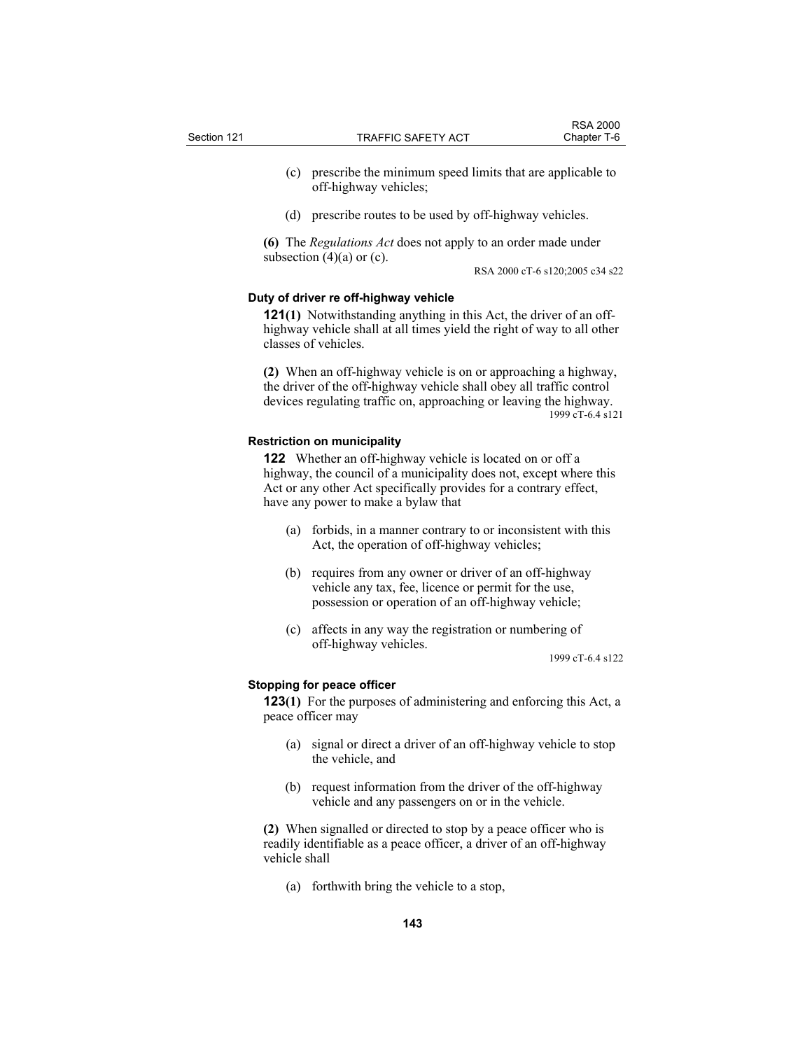(c) prescribe the minimum speed limits that are applicable to off-highway vehicles;

(d) prescribe routes to be used by off-highway vehicles.

**(6)** The *Regulations Act* does not apply to an order made under subsection (4)(a) or (c).

RSA 2000 cT-6 s120;2005 c34 s22

#### Duty of driver re off-highway vehicle

**121(1)** Notwithstanding anything in this Act, the driver of an off-highway vehicle shall at all times yield the right of way to all other classes of vehicles.

**(2)** When an off-highway vehicle is on or approaching a highway, the driver of the off-highway vehicle shall obey all traffic control devices regulating traffic on, approaching or leaving the highway.

1999 cT-6.4 s121

#### Restriction on municipality

**122** Whether an off-highway vehicle is located on or off a highway, the council of a municipality does not, except where this Act or any other Act specifically provides for a contrary effect, have any power to make a bylaw that

(a) forbids, in a manner contrary to or inconsistent with this Act, the operation of off-highway vehicles;

(b) requires from any owner or driver of an off-highway vehicle any tax, fee, licence or permit for the use, possession or operation of an off-highway vehicle;

(c) affects in any way the registration or numbering of off-highway vehicles.

1999 cT-6.4 s122

#### Stopping for peace officer

**123(1)** For the purposes of administering and enforcing this Act, a peace officer may

(a) signal or direct a driver of an off-highway vehicle to stop the vehicle, and

(b) request information from the driver of the off-highway vehicle and any passengers on or in the vehicle.

**(2)** When signalled or directed to stop by a peace officer who is readily identifiable as a peace officer, a driver of an off-highway vehicle shall

(a) forthwith bring the vehicle to a stop,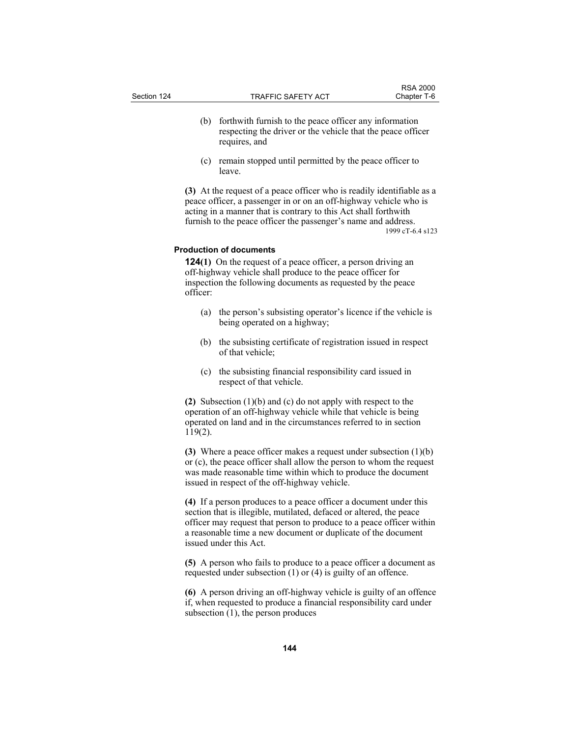(b) forthwith furnish to the peace officer any information respecting the driver or the vehicle that the peace officer requires, and

(c) remain stopped until permitted by the peace officer to leave.

**(3)** At the request of a peace officer who is readily identifiable as a peace officer, a passenger in or on an off-highway vehicle who is acting in a manner that is contrary to this Act shall forthwith furnish to the peace officer the passenger's name and address.

1999 cT-6.4 s123

**Production of documents**

**124(1)** On the request of a peace officer, a person driving an off-highway vehicle shall produce to the peace officer for inspection the following documents as requested by the peace officer:

(a) the person's subsisting operator's licence if the vehicle is being operated on a highway;

(b) the subsisting certificate of registration issued in respect of that vehicle;

(c) the subsisting financial responsibility card issued in respect of that vehicle.

**(2)** Subsection (1)(b) and (c) do not apply with respect to the operation of an off-highway vehicle while that vehicle is being operated on land and in the circumstances referred to in section 119(2).

**(3)** Where a peace officer makes a request under subsection (1)(b) or (c), the peace officer shall allow the person to whom the request was made reasonable time within which to produce the document issued in respect of the off-highway vehicle.

**(4)** If a person produces to a peace officer a document under this section that is illegible, mutilated, defaced or altered, the peace officer may request that person to produce to a peace officer within a reasonable time a new document or duplicate of the document issued under this Act.

**(5)** A person who fails to produce to a peace officer a document as requested under subsection (1) or (4) is guilty of an offence.

**(6)** A person driving an off-highway vehicle is guilty of an offence if, when requested to produce a financial responsibility card under subsection (1), the person produces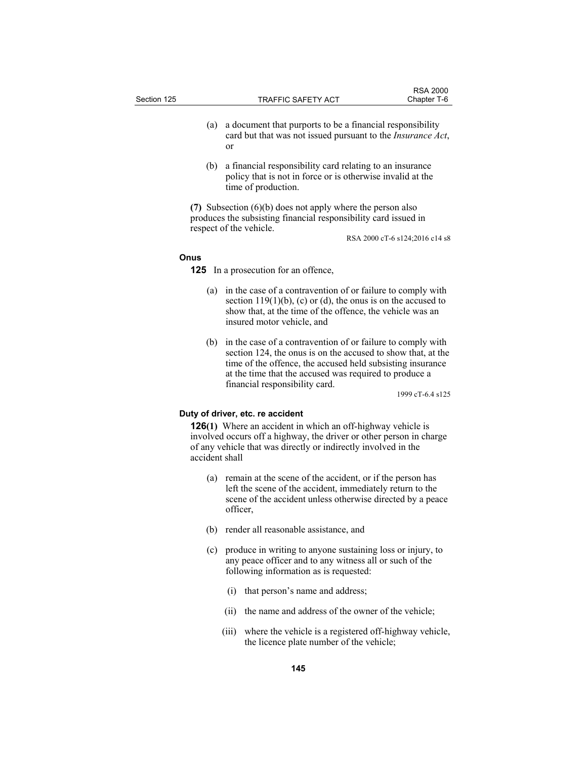(a) a document that purports to be a financial responsibility card but that was not issued pursuant to the *Insurance Act*, or

(b) a financial responsibility card relating to an insurance policy that is not in force or is otherwise invalid at the time of production.

**(7)** Subsection (6)(b) does not apply where the person also produces the subsisting financial responsibility card issued in respect of the vehicle.

RSA 2000 cT-6 s124;2016 c14 s8

**Onus**

**125** In a prosecution for an offence,

(a) in the case of a contravention of or failure to comply with section 119(1)(b), (c) or (d), the onus is on the accused to show that, at the time of the offence, the vehicle was an insured motor vehicle, and

(b) in the case of a contravention of or failure to comply with section 124, the onus is on the accused to show that, at the time of the offence, the accused held subsisting insurance at the time that the accused was required to produce a financial responsibility card.

1999 cT-6.4 s125

**Duty of driver, etc. re accident**

**126(1)** Where an accident in which an off-highway vehicle is involved occurs off a highway, the driver or other person in charge of any vehicle that was directly or indirectly involved in the accident shall

(a) remain at the scene of the accident, or if the person has left the scene of the accident, immediately return to the scene of the accident unless otherwise directed by a peace officer,

(b) render all reasonable assistance, and

(c) produce in writing to anyone sustaining loss or injury, to any peace officer and to any witness all or such of the following information as is requested:

(i) that person's name and address;

(ii) the name and address of the owner of the vehicle;

(iii) where the vehicle is a registered off-highway vehicle, the licence plate number of the vehicle;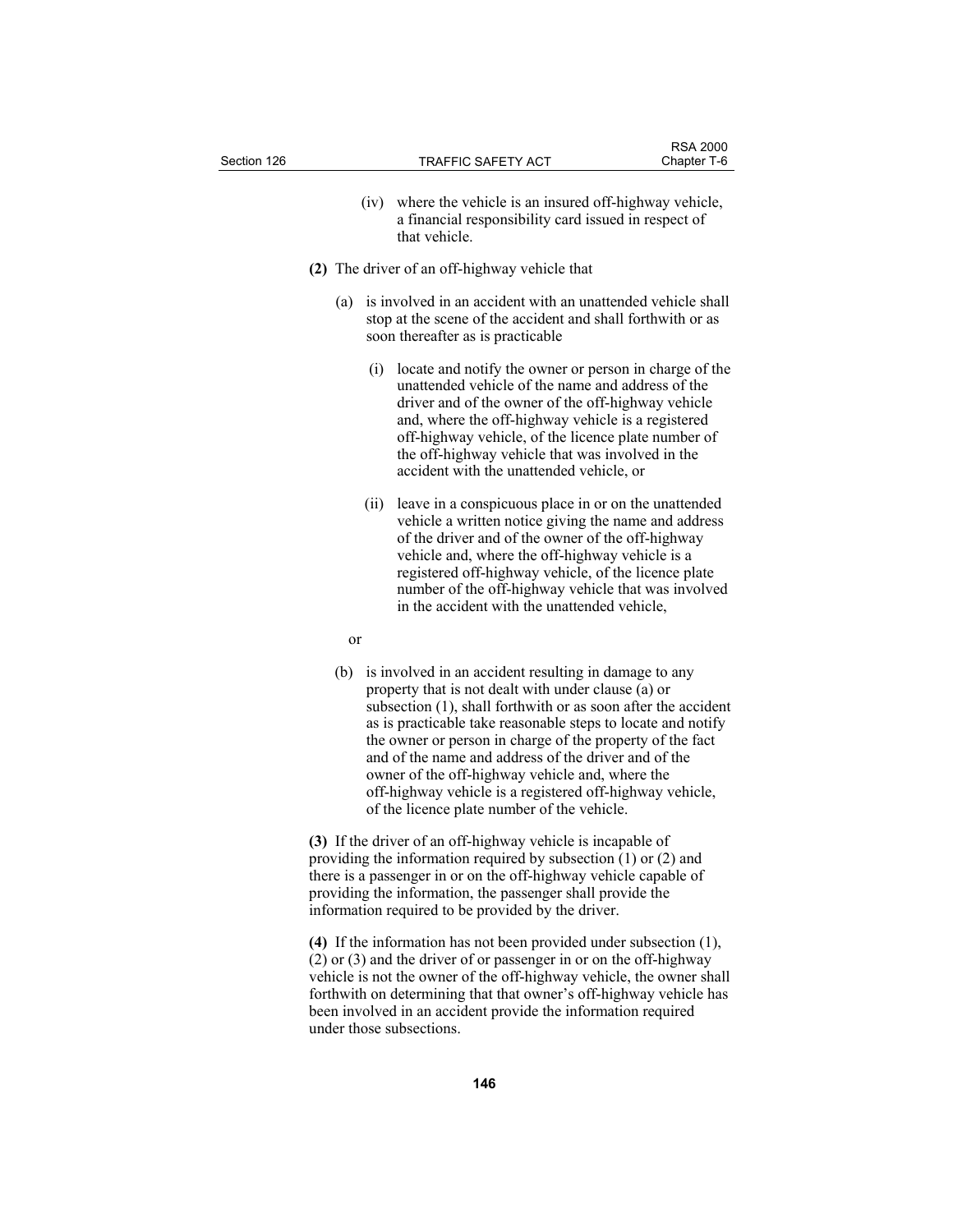(iv) where the vehicle is an insured off-highway vehicle, a financial responsibility card issued in respect of that vehicle.

**(2)** The driver of an off-highway vehicle that

(a) is involved in an accident with an unattended vehicle shall stop at the scene of the accident and shall forthwith or as soon thereafter as is practicable

(i) locate and notify the owner or person in charge of the unattended vehicle of the name and address of the driver and of the owner of the off-highway vehicle and, where the off-highway vehicle is a registered off-highway vehicle, of the licence plate number of the off-highway vehicle that was involved in the accident with the unattended vehicle, or

(ii) leave in a conspicuous place in or on the unattended vehicle a written notice giving the name and address of the driver and of the owner of the off-highway vehicle and, where the off-highway vehicle is a registered off-highway vehicle, of the licence plate number of the off-highway vehicle that was involved in the accident with the unattended vehicle,

or

(b) is involved in an accident resulting in damage to any property that is not dealt with under clause (a) or subsection (1), shall forthwith or as soon after the accident as is practicable take reasonable steps to locate and notify the owner or person in charge of the property of the fact and of the name and address of the driver and of the owner of the off-highway vehicle and, where the off-highway vehicle is a registered off-highway vehicle, of the licence plate number of the vehicle.

**(3)** If the driver of an off-highway vehicle is incapable of providing the information required by subsection (1) or (2) and there is a passenger in or on the off-highway vehicle capable of providing the information, the passenger shall provide the information required to be provided by the driver.

**(4)** If the information has not been provided under subsection (1), (2) or (3) and the driver of or passenger in or on the off-highway vehicle is not the owner of the off-highway vehicle, the owner shall forthwith on determining that that owner's off-highway vehicle has been involved in an accident provide the information required under those subsections.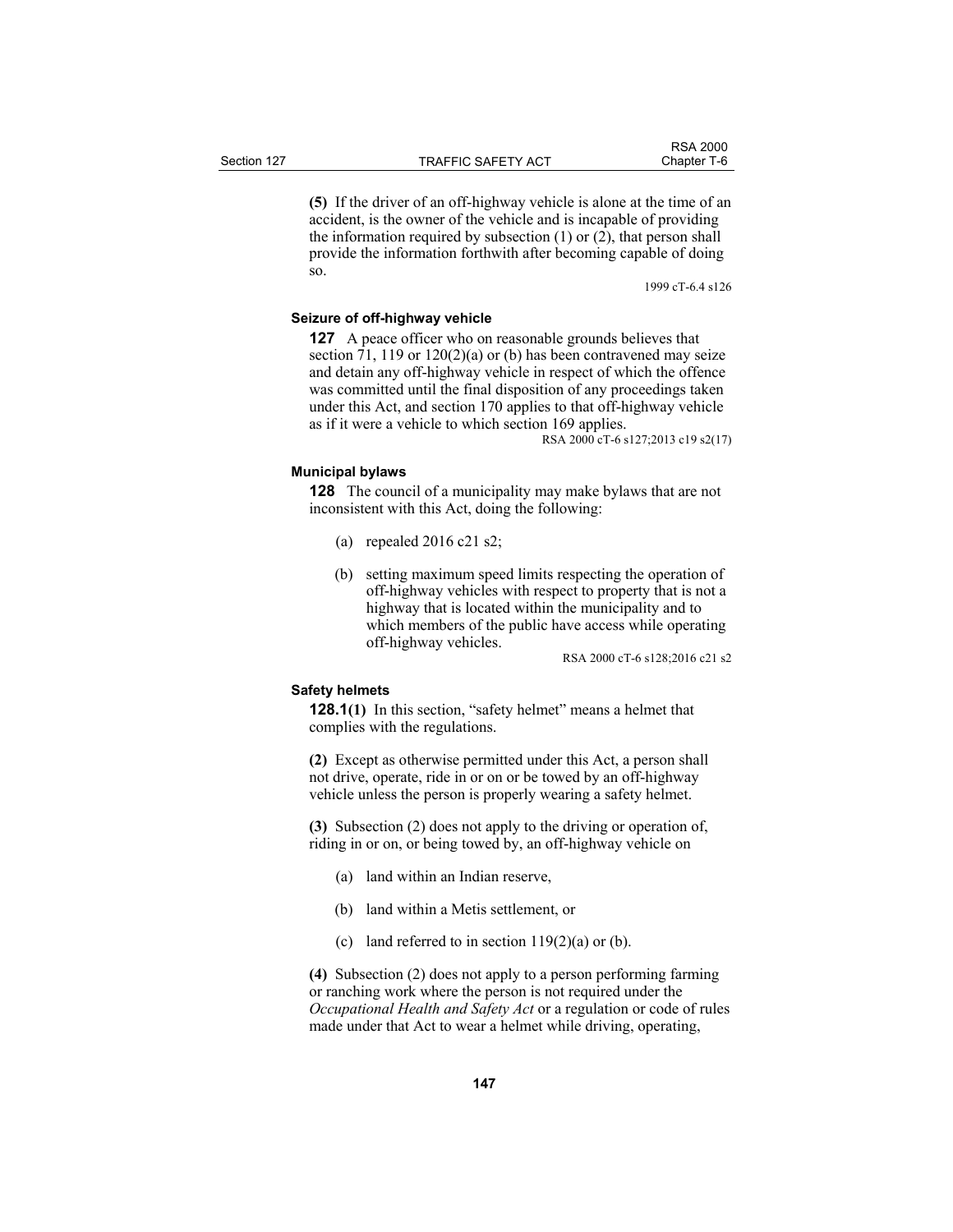**(5)** If the driver of an off-highway vehicle is alone at the time of an accident, is the owner of the vehicle and is incapable of providing the information required by subsection (1) or (2), that person shall provide the information forthwith after becoming capable of doing so.

1999 cT-6.4 s126

#### Seizure of off-highway vehicle

**127** A peace officer who on reasonable grounds believes that section 71, 119 or 120(2)(a) or (b) has been contravened may seize and detain any off-highway vehicle in respect of which the offence was committed until the final disposition of any proceedings taken under this Act, and section 170 applies to that off-highway vehicle as if it were a vehicle to which section 169 applies.

RSA 2000 cT-6 s127;2013 c19 s2(17)

#### Municipal bylaws

**128** The council of a municipality may make bylaws that are not inconsistent with this Act, doing the following:

(a) repealed 2016 c21 s2;

(b) setting maximum speed limits respecting the operation of off-highway vehicles with respect to property that is not a highway that is located within the municipality and to which members of the public have access while operating off-highway vehicles.

RSA 2000 cT-6 s128;2016 c21 s2

#### Safety helmets

**128.1(1)** In this section, "safety helmet" means a helmet that complies with the regulations.

**(2)** Except as otherwise permitted under this Act, a person shall not drive, operate, ride in or on or be towed by an off-highway vehicle unless the person is properly wearing a safety helmet.

**(3)** Subsection (2) does not apply to the driving or operation of, riding in or on, or being towed by, an off-highway vehicle on

(a) land within an Indian reserve,

(b) land within a Metis settlement, or

(c) land referred to in section 119(2)(a) or (b).

**(4)** Subsection (2) does not apply to a person performing farming or ranching work where the person is not required under the *Occupational Health and Safety Act* or a regulation or code of rules made under that Act to wear a helmet while driving, operating,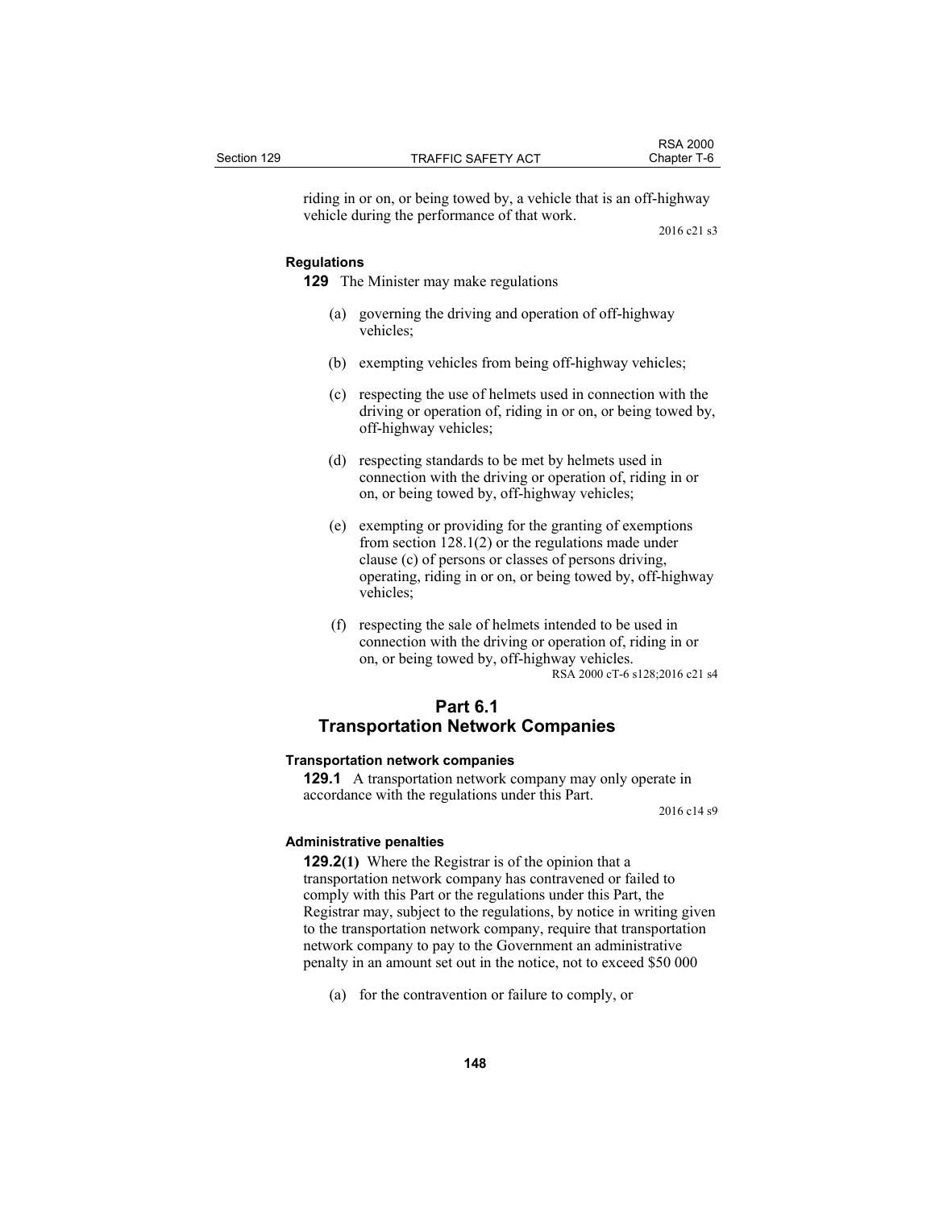riding in or on, or being towed by, a vehicle that is an off-highway vehicle during the performance of that work.

2016 c21 s3

**Regulations**

**129** The Minister may make regulations

(a) governing the driving and operation of off-highway vehicles;

(b) exempting vehicles from being off-highway vehicles;

(c) respecting the use of helmets used in connection with the driving or operation of, riding in or on, or being towed by, off-highway vehicles;

(d) respecting standards to be met by helmets used in connection with the driving or operation of, riding in or on, or being towed by, off-highway vehicles;

(e) exempting or providing for the granting of exemptions from section 128.1(2) or the regulations made under clause (c) of persons or classes of persons driving, operating, riding in or on, or being towed by, off-highway vehicles;

(f) respecting the sale of helmets intended to be used in connection with the driving or operation of, riding in or on, or being towed by, off-highway vehicles.

RSA 2000 cT-6 s128;2016 c21 s4

## Part 6.1
## Transportation Network Companies

**Transportation network companies**

**129.1** A transportation network company may only operate in accordance with the regulations under this Part.

2016 c14 s9

**Administrative penalties**

**129.2(1)** Where the Registrar is of the opinion that a transportation network company has contravened or failed to comply with this Part or the regulations under this Part, the Registrar may, subject to the regulations, by notice in writing given to the transportation network company, require that transportation network company to pay to the Government an administrative penalty in an amount set out in the notice, not to exceed $50 000

(a) for the contravention or failure to comply, or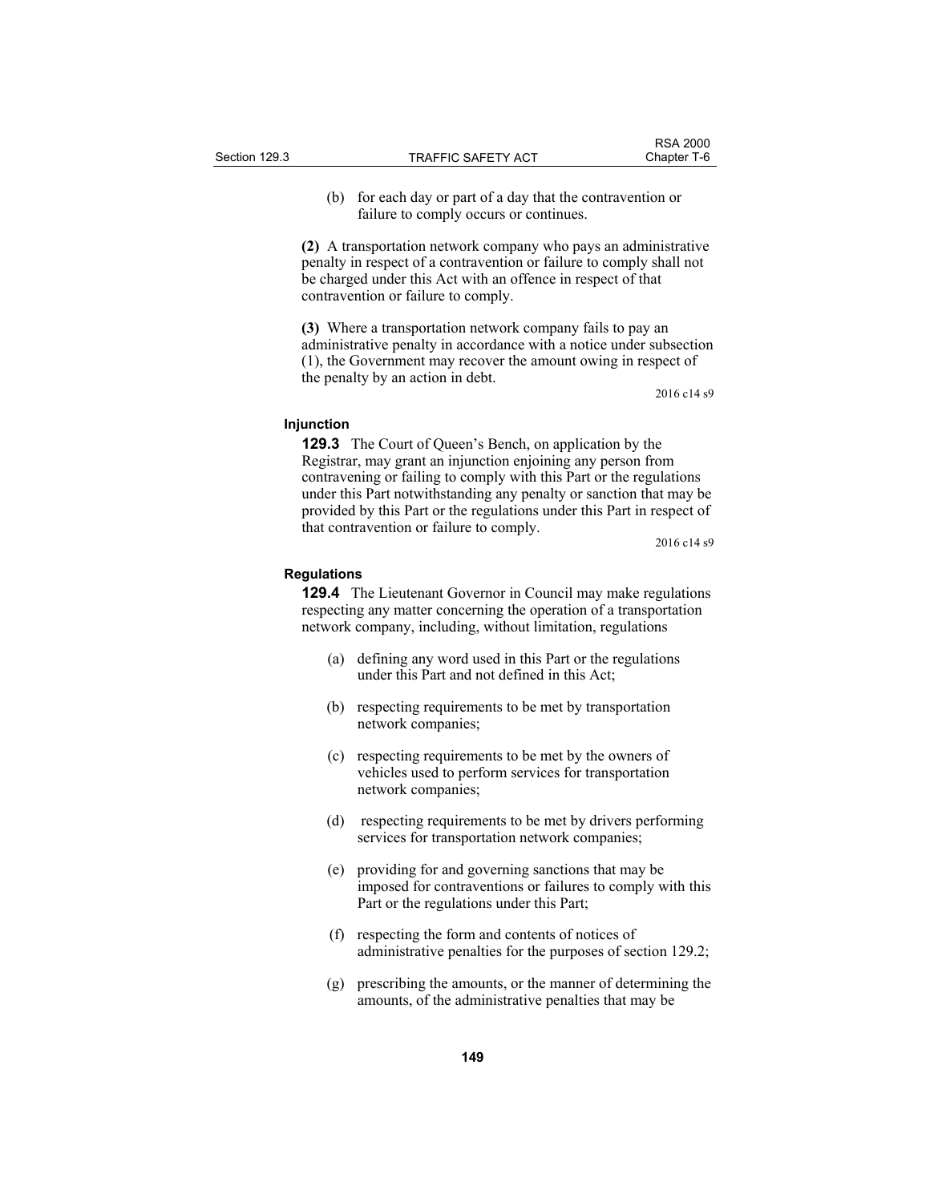(b) for each day or part of a day that the contravention or failure to comply occurs or continues.

**(2)** A transportation network company who pays an administrative penalty in respect of a contravention or failure to comply shall not be charged under this Act with an offence in respect of that contravention or failure to comply.

**(3)** Where a transportation network company fails to pay an administrative penalty in accordance with a notice under subsection (1), the Government may recover the amount owing in respect of the penalty by an action in debt.

2016 c14 s9

**Injunction**

**129.3** The Court of Queen's Bench, on application by the Registrar, may grant an injunction enjoining any person from contravening or failing to comply with this Part or the regulations under this Part notwithstanding any penalty or sanction that may be provided by this Part or the regulations under this Part in respect of that contravention or failure to comply.

2016 c14 s9

**Regulations**

**129.4** The Lieutenant Governor in Council may make regulations respecting any matter concerning the operation of a transportation network company, including, without limitation, regulations

(a) defining any word used in this Part or the regulations under this Part and not defined in this Act;

(b) respecting requirements to be met by transportation network companies;

(c) respecting requirements to be met by the owners of vehicles used to perform services for transportation network companies;

(d) respecting requirements to be met by drivers performing services for transportation network companies;

(e) providing for and governing sanctions that may be imposed for contraventions or failures to comply with this Part or the regulations under this Part;

(f) respecting the form and contents of notices of administrative penalties for the purposes of section 129.2;

(g) prescribing the amounts, or the manner of determining the amounts, of the administrative penalties that may be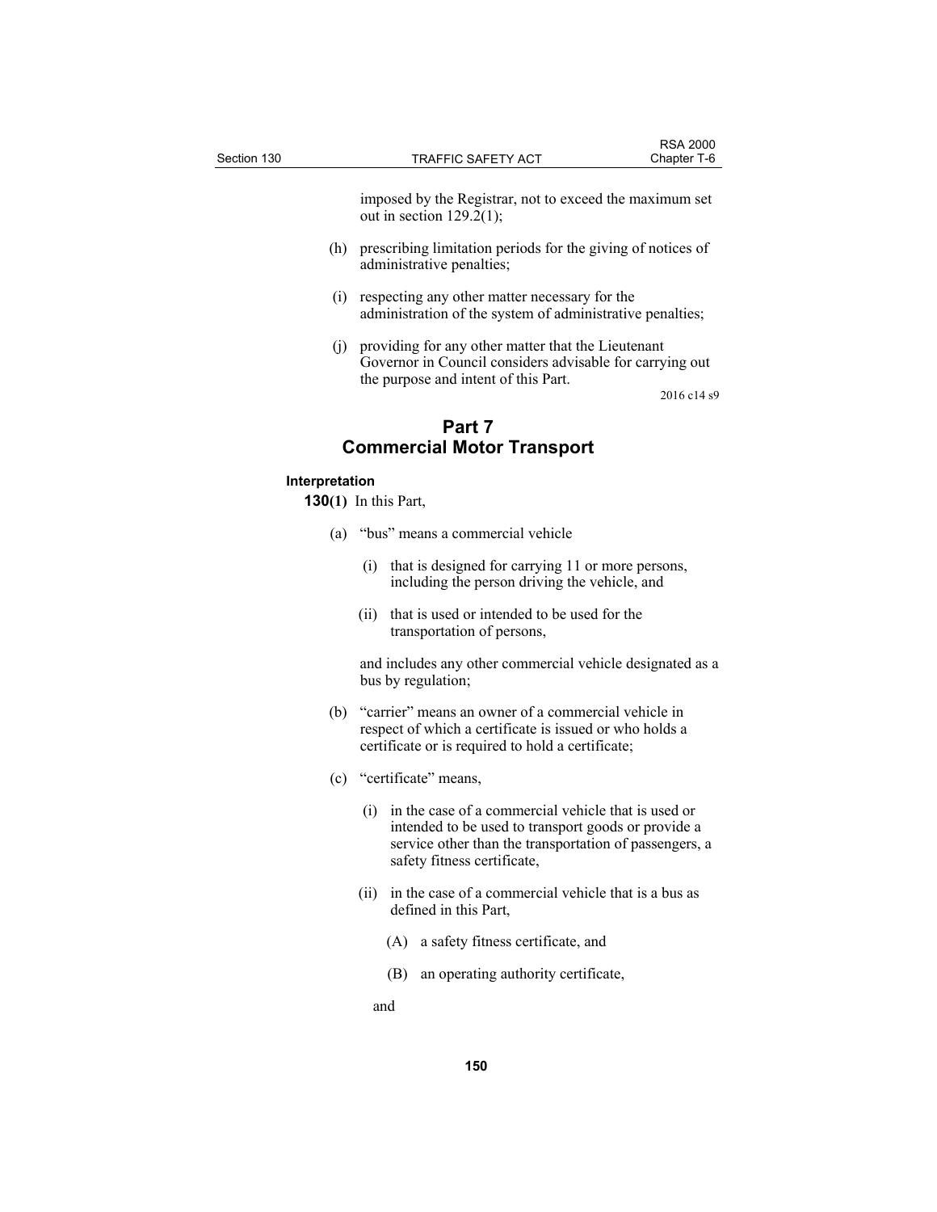imposed by the Registrar, not to exceed the maximum set out in section 129.2(1);

(h) prescribing limitation periods for the giving of notices of administrative penalties;

(i) respecting any other matter necessary for the administration of the system of administrative penalties;

(j) providing for any other matter that the Lieutenant Governor in Council considers advisable for carrying out the purpose and intent of this Part.

2016 c14 s9

## Part 7
## Commercial Motor Transport

**Interpretation**

**130(1)** In this Part,

(a) "bus" means a commercial vehicle

(i) that is designed for carrying 11 or more persons, including the person driving the vehicle, and

(ii) that is used or intended to be used for the transportation of persons,

and includes any other commercial vehicle designated as a bus by regulation;

(b) "carrier" means an owner of a commercial vehicle in respect of which a certificate is issued or who holds a certificate or is required to hold a certificate;

(c) "certificate" means,

(i) in the case of a commercial vehicle that is used or intended to be used to transport goods or provide a service other than the transportation of passengers, a safety fitness certificate,

(ii) in the case of a commercial vehicle that is a bus as defined in this Part,

(A) a safety fitness certificate, and

(B) an operating authority certificate,

and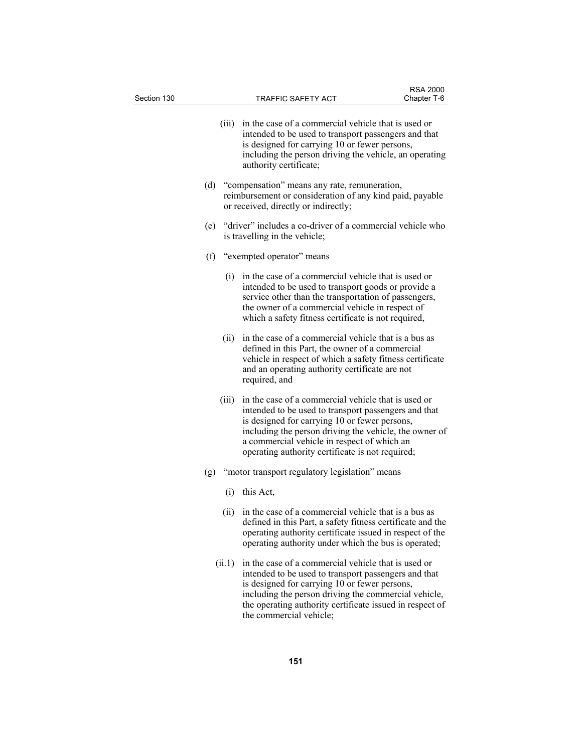(iii) in the case of a commercial vehicle that is used or intended to be used to transport passengers and that is designed for carrying 10 or fewer persons, including the person driving the vehicle, an operating authority certificate;

(d) "compensation" means any rate, remuneration, reimbursement or consideration of any kind paid, payable or received, directly or indirectly;

(e) "driver" includes a co-driver of a commercial vehicle who is travelling in the vehicle;

(f) "exempted operator" means

(i) in the case of a commercial vehicle that is used or intended to be used to transport goods or provide a service other than the transportation of passengers, the owner of a commercial vehicle in respect of which a safety fitness certificate is not required,

(ii) in the case of a commercial vehicle that is a bus as defined in this Part, the owner of a commercial vehicle in respect of which a safety fitness certificate and an operating authority certificate are not required, and

(iii) in the case of a commercial vehicle that is used or intended to be used to transport passengers and that is designed for carrying 10 or fewer persons, including the person driving the vehicle, the owner of a commercial vehicle in respect of which an operating authority certificate is not required;

(g) "motor transport regulatory legislation" means

(i) this Act,

(ii) in the case of a commercial vehicle that is a bus as defined in this Part, a safety fitness certificate and the operating authority certificate issued in respect of the operating authority under which the bus is operated;

(ii.1) in the case of a commercial vehicle that is used or intended to be used to transport passengers and that is designed for carrying 10 or fewer persons, including the person driving the commercial vehicle, the operating authority certificate issued in respect of the commercial vehicle;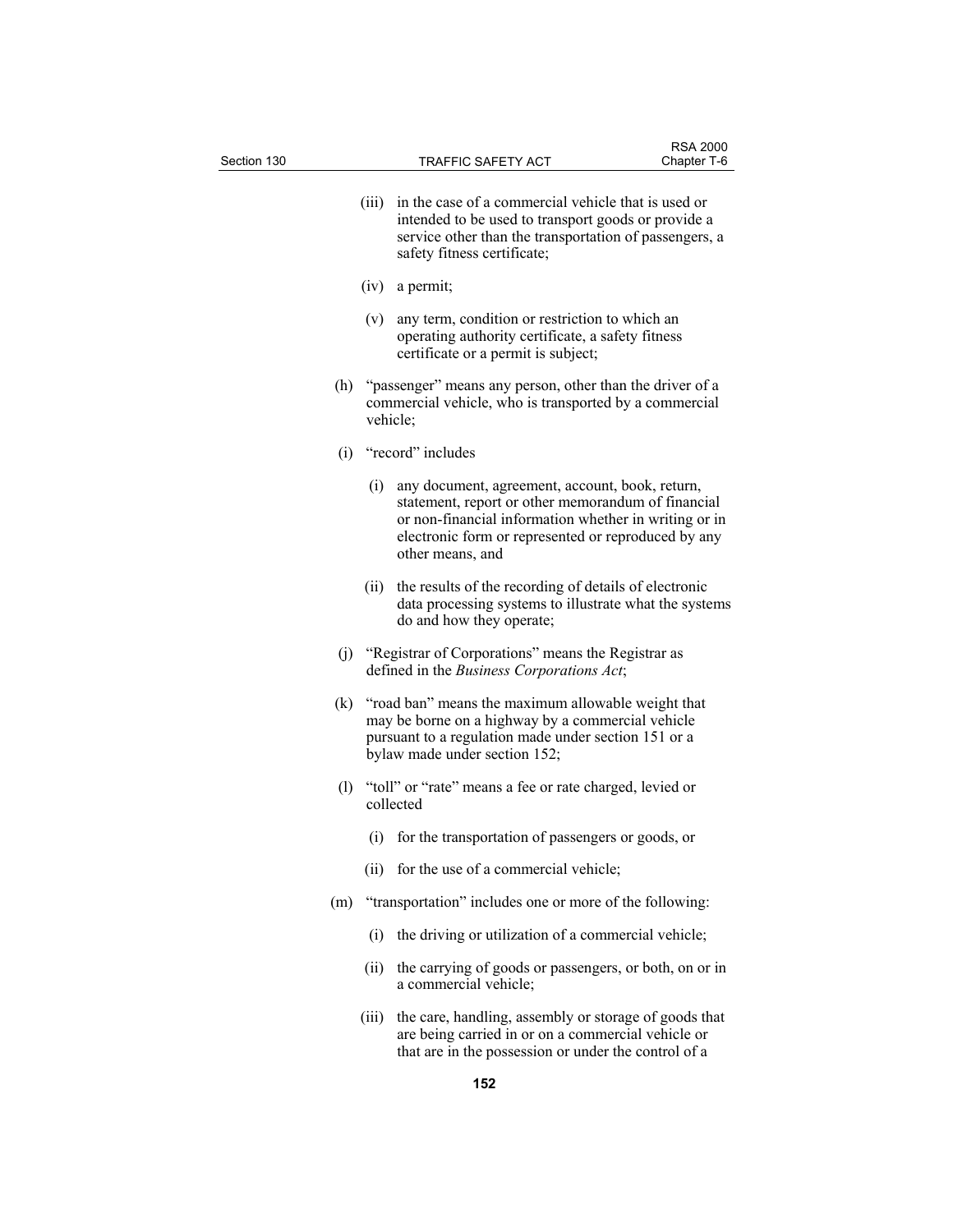(iii) in the case of a commercial vehicle that is used or intended to be used to transport goods or provide a service other than the transportation of passengers, a safety fitness certificate;

(iv) a permit;

(v) any term, condition or restriction to which an operating authority certificate, a safety fitness certificate or a permit is subject;

(h) "passenger" means any person, other than the driver of a commercial vehicle, who is transported by a commercial vehicle;

(i) "record" includes

(i) any document, agreement, account, book, return, statement, report or other memorandum of financial or non-financial information whether in writing or in electronic form or represented or reproduced by any other means, and

(ii) the results of the recording of details of electronic data processing systems to illustrate what the systems do and how they operate;

(j) "Registrar of Corporations" means the Registrar as defined in the *Business Corporations Act*;

(k) "road ban" means the maximum allowable weight that may be borne on a highway by a commercial vehicle pursuant to a regulation made under section 151 or a bylaw made under section 152;

(l) "toll" or "rate" means a fee or rate charged, levied or collected

(i) for the transportation of passengers or goods, or

(ii) for the use of a commercial vehicle;

(m) "transportation" includes one or more of the following:

(i) the driving or utilization of a commercial vehicle;

(ii) the carrying of goods or passengers, or both, on or in a commercial vehicle;

(iii) the care, handling, assembly or storage of goods that are being carried in or on a commercial vehicle or that are in the possession or under the control of a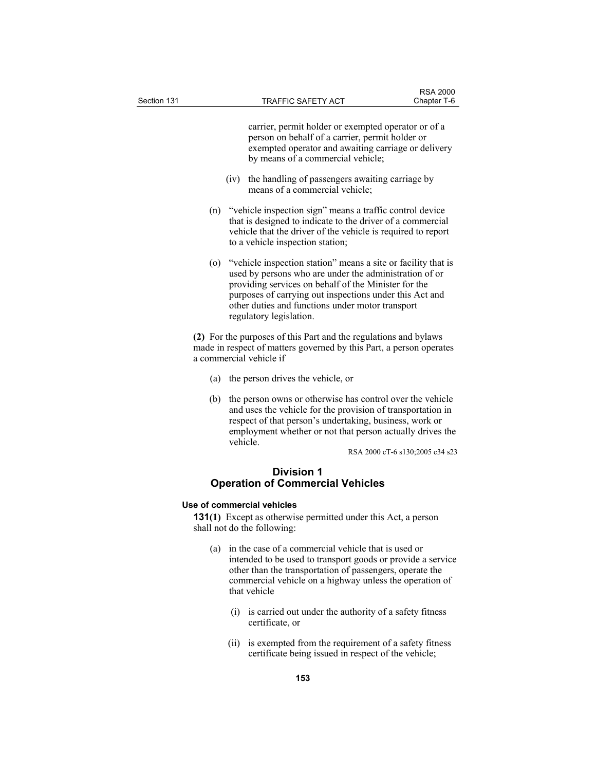carrier, permit holder or exempted operator or of a person on behalf of a carrier, permit holder or exempted operator and awaiting carriage or delivery by means of a commercial vehicle;

(iv) the handling of passengers awaiting carriage by means of a commercial vehicle;

(n) "vehicle inspection sign" means a traffic control device that is designed to indicate to the driver of a commercial vehicle that the driver of the vehicle is required to report to a vehicle inspection station;

(o) "vehicle inspection station" means a site or facility that is used by persons who are under the administration of or providing services on behalf of the Minister for the purposes of carrying out inspections under this Act and other duties and functions under motor transport regulatory legislation.

**(2)** For the purposes of this Part and the regulations and bylaws made in respect of matters governed by this Part, a person operates a commercial vehicle if

(a) the person drives the vehicle, or

(b) the person owns or otherwise has control over the vehicle and uses the vehicle for the provision of transportation in respect of that person's undertaking, business, work or employment whether or not that person actually drives the vehicle.

RSA 2000 cT-6 s130;2005 c34 s23

## Division 1
## Operation of Commercial Vehicles

**Use of commercial vehicles**

**131(1)** Except as otherwise permitted under this Act, a person shall not do the following:

(a) in the case of a commercial vehicle that is used or intended to be used to transport goods or provide a service other than the transportation of passengers, operate the commercial vehicle on a highway unless the operation of that vehicle

(i) is carried out under the authority of a safety fitness certificate, or

(ii) is exempted from the requirement of a safety fitness certificate being issued in respect of the vehicle;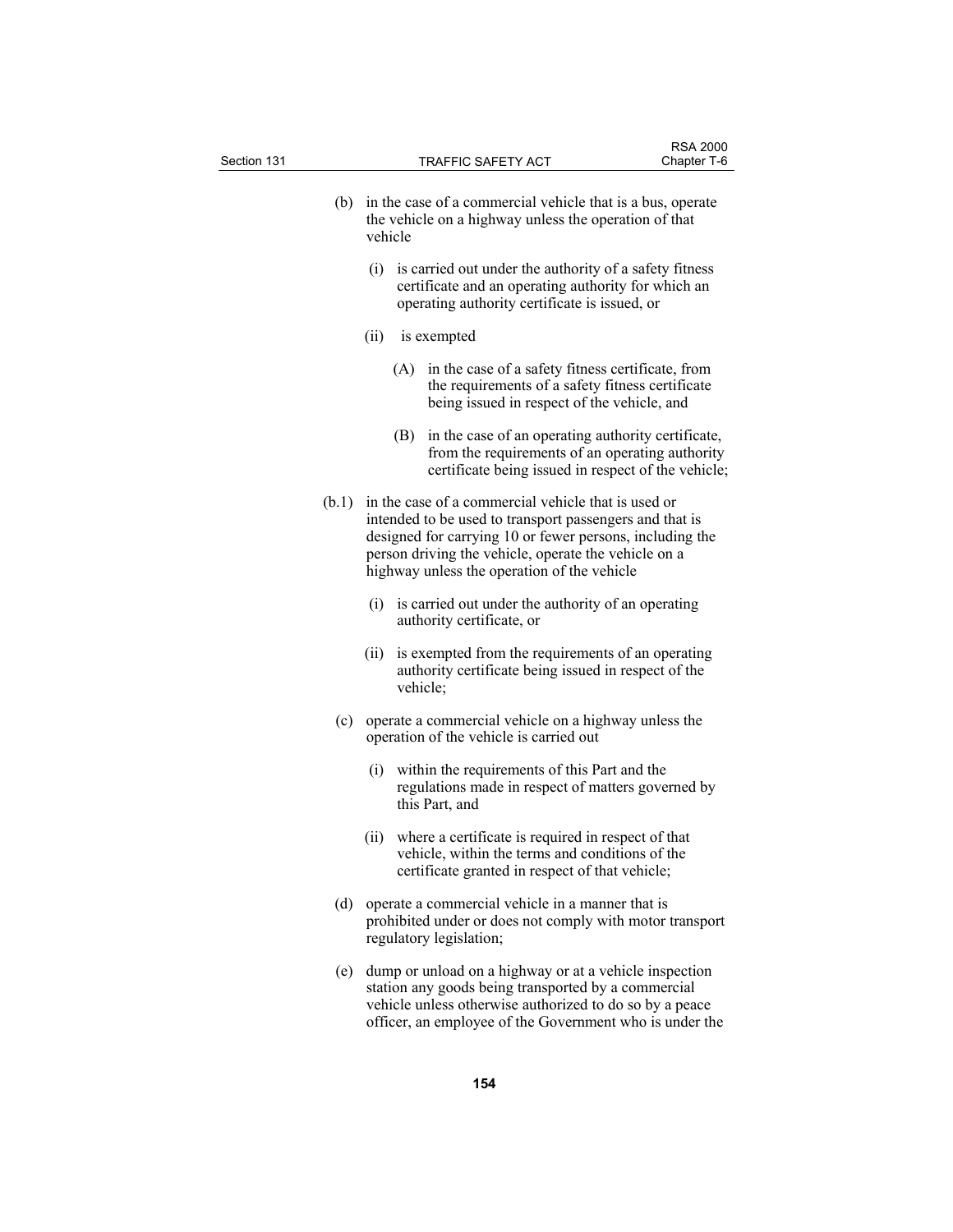(b) in the case of a commercial vehicle that is a bus, operate the vehicle on a highway unless the operation of that vehicle

(i) is carried out under the authority of a safety fitness certificate and an operating authority for which an operating authority certificate is issued, or

(ii) is exempted

(A) in the case of a safety fitness certificate, from the requirements of a safety fitness certificate being issued in respect of the vehicle, and

(B) in the case of an operating authority certificate, from the requirements of an operating authority certificate being issued in respect of the vehicle;

(b.1) in the case of a commercial vehicle that is used or intended to be used to transport passengers and that is designed for carrying 10 or fewer persons, including the person driving the vehicle, operate the vehicle on a highway unless the operation of the vehicle

(i) is carried out under the authority of an operating authority certificate, or

(ii) is exempted from the requirements of an operating authority certificate being issued in respect of the vehicle;

(c) operate a commercial vehicle on a highway unless the operation of the vehicle is carried out

(i) within the requirements of this Part and the regulations made in respect of matters governed by this Part, and

(ii) where a certificate is required in respect of that vehicle, within the terms and conditions of the certificate granted in respect of that vehicle;

(d) operate a commercial vehicle in a manner that is prohibited under or does not comply with motor transport regulatory legislation;

(e) dump or unload on a highway or at a vehicle inspection station any goods being transported by a commercial vehicle unless otherwise authorized to do so by a peace officer, an employee of the Government who is under the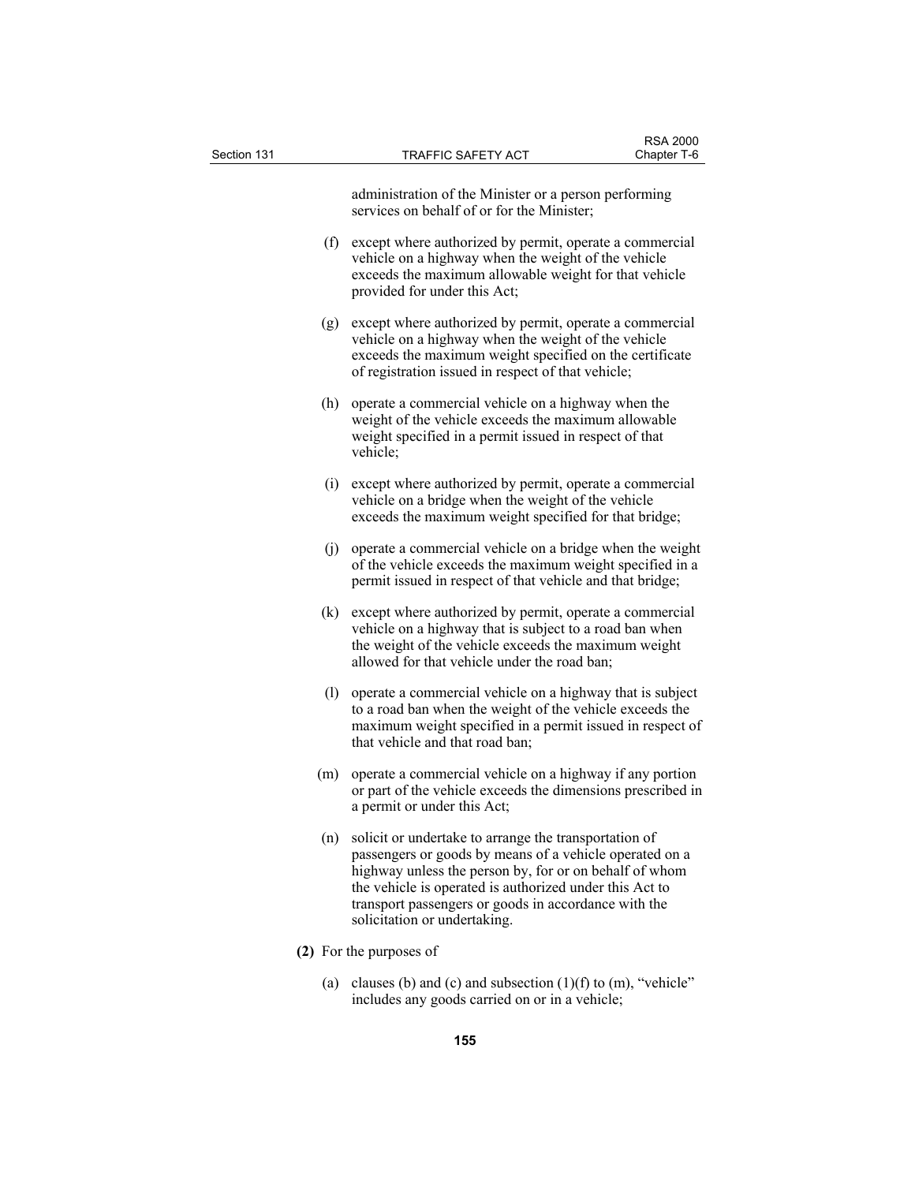administration of the Minister or a person performing services on behalf of or for the Minister;

(f) except where authorized by permit, operate a commercial vehicle on a highway when the weight of the vehicle exceeds the maximum allowable weight for that vehicle provided for under this Act;

(g) except where authorized by permit, operate a commercial vehicle on a highway when the weight of the vehicle exceeds the maximum weight specified on the certificate of registration issued in respect of that vehicle;

(h) operate a commercial vehicle on a highway when the weight of the vehicle exceeds the maximum allowable weight specified in a permit issued in respect of that vehicle;

(i) except where authorized by permit, operate a commercial vehicle on a bridge when the weight of the vehicle exceeds the maximum weight specified for that bridge;

(j) operate a commercial vehicle on a bridge when the weight of the vehicle exceeds the maximum weight specified in a permit issued in respect of that vehicle and that bridge;

(k) except where authorized by permit, operate a commercial vehicle on a highway that is subject to a road ban when the weight of the vehicle exceeds the maximum weight allowed for that vehicle under the road ban;

(l) operate a commercial vehicle on a highway that is subject to a road ban when the weight of the vehicle exceeds the maximum weight specified in a permit issued in respect of that vehicle and that road ban;

(m) operate a commercial vehicle on a highway if any portion or part of the vehicle exceeds the dimensions prescribed in a permit or under this Act;

(n) solicit or undertake to arrange the transportation of passengers or goods by means of a vehicle operated on a highway unless the person by, for or on behalf of whom the vehicle is operated is authorized under this Act to transport passengers or goods in accordance with the solicitation or undertaking.

**(2)** For the purposes of

(a) clauses (b) and (c) and subsection (1)(f) to (m), “vehicle” includes any goods carried on or in a vehicle;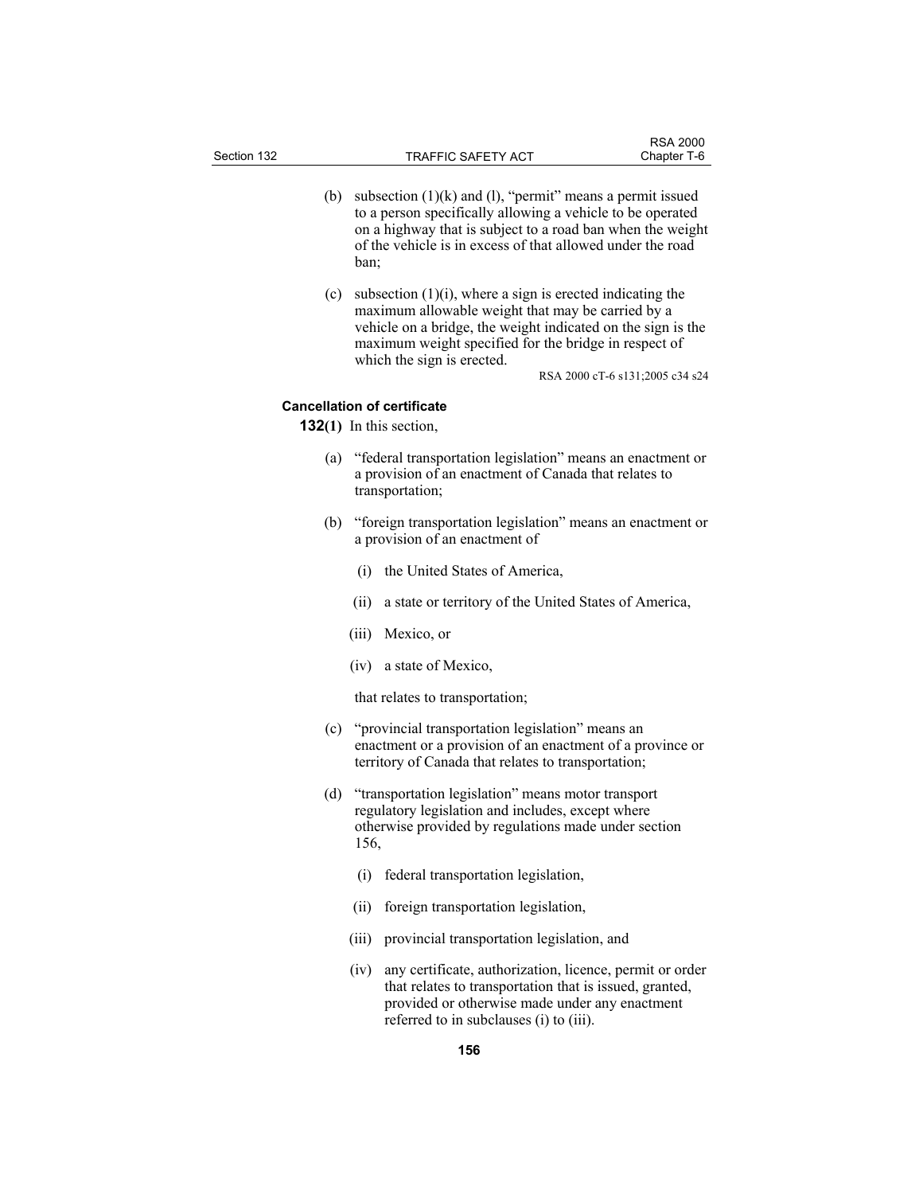(b) subsection (1)(k) and (l), "permit" means a permit issued to a person specifically allowing a vehicle to be operated on a highway that is subject to a road ban when the weight of the vehicle is in excess of that allowed under the road ban;

(c) subsection (1)(i), where a sign is erected indicating the maximum allowable weight that may be carried by a vehicle on a bridge, the weight indicated on the sign is the maximum weight specified for the bridge in respect of which the sign is erected.

RSA 2000 cT-6 s131;2005 c34 s24

**Cancellation of certificate**

**132(1)** In this section,

(a) "federal transportation legislation" means an enactment or a provision of an enactment of Canada that relates to transportation;

(b) "foreign transportation legislation" means an enactment or a provision of an enactment of

(i) the United States of America,

(ii) a state or territory of the United States of America,

(iii) Mexico, or

(iv) a state of Mexico,

that relates to transportation;

(c) "provincial transportation legislation" means an enactment or a provision of an enactment of a province or territory of Canada that relates to transportation;

(d) "transportation legislation" means motor transport regulatory legislation and includes, except where otherwise provided by regulations made under section 156,

(i) federal transportation legislation,

(ii) foreign transportation legislation,

(iii) provincial transportation legislation, and

(iv) any certificate, authorization, licence, permit or order that relates to transportation that is issued, granted, provided or otherwise made under any enactment referred to in subclauses (i) to (iii).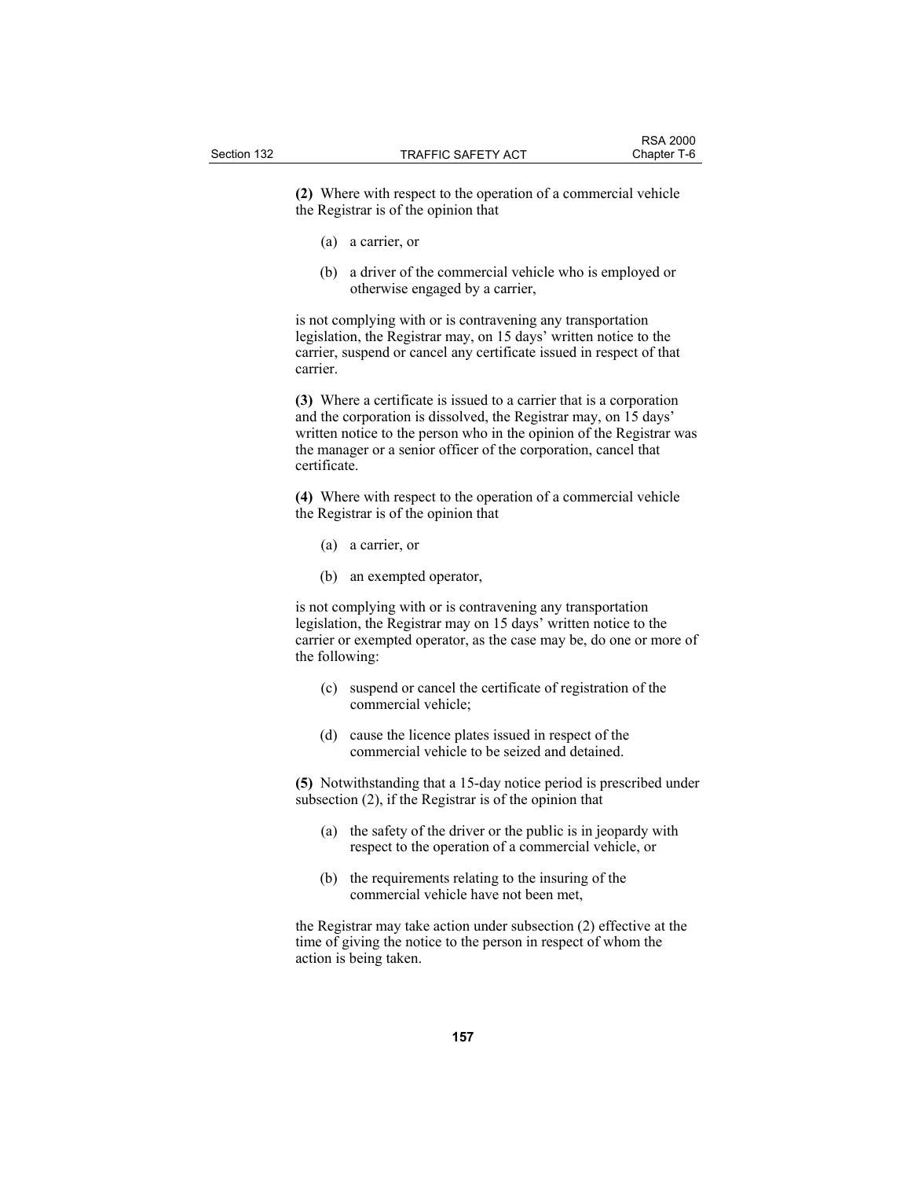**(2)** Where with respect to the operation of a commercial vehicle the Registrar is of the opinion that

(a) a carrier, or

(b) a driver of the commercial vehicle who is employed or otherwise engaged by a carrier,

is not complying with or is contravening any transportation legislation, the Registrar may, on 15 days' written notice to the carrier, suspend or cancel any certificate issued in respect of that carrier.

**(3)** Where a certificate is issued to a carrier that is a corporation and the corporation is dissolved, the Registrar may, on 15 days' written notice to the person who in the opinion of the Registrar was the manager or a senior officer of the corporation, cancel that certificate.

**(4)** Where with respect to the operation of a commercial vehicle the Registrar is of the opinion that

(a) a carrier, or

(b) an exempted operator,

is not complying with or is contravening any transportation legislation, the Registrar may on 15 days' written notice to the carrier or exempted operator, as the case may be, do one or more of the following:

(c) suspend or cancel the certificate of registration of the commercial vehicle;

(d) cause the licence plates issued in respect of the commercial vehicle to be seized and detained.

**(5)** Notwithstanding that a 15-day notice period is prescribed under subsection (2), if the Registrar is of the opinion that

(a) the safety of the driver or the public is in jeopardy with respect to the operation of a commercial vehicle, or

(b) the requirements relating to the insuring of the commercial vehicle have not been met,

the Registrar may take action under subsection (2) effective at the time of giving the notice to the person in respect of whom the action is being taken.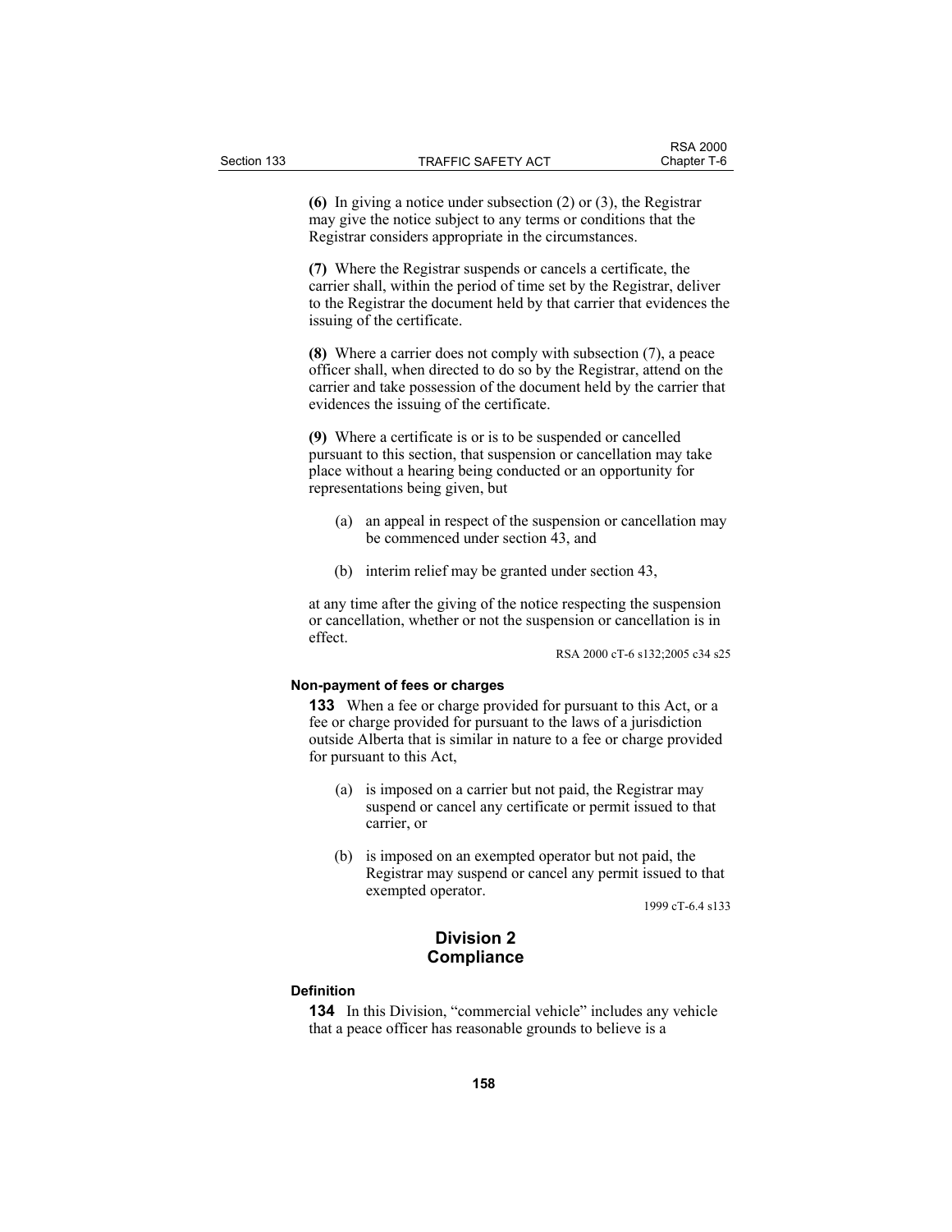**(6)** In giving a notice under subsection (2) or (3), the Registrar may give the notice subject to any terms or conditions that the Registrar considers appropriate in the circumstances.

**(7)** Where the Registrar suspends or cancels a certificate, the carrier shall, within the period of time set by the Registrar, deliver to the Registrar the document held by that carrier that evidences the issuing of the certificate.

**(8)** Where a carrier does not comply with subsection (7), a peace officer shall, when directed to do so by the Registrar, attend on the carrier and take possession of the document held by the carrier that evidences the issuing of the certificate.

**(9)** Where a certificate is or is to be suspended or cancelled pursuant to this section, that suspension or cancellation may take place without a hearing being conducted or an opportunity for representations being given, but

- (a) an appeal in respect of the suspension or cancellation may be commenced under section 43, and
- (b) interim relief may be granted under section 43,

at any time after the giving of the notice respecting the suspension or cancellation, whether or not the suspension or cancellation is in effect.

RSA 2000 cT-6 s132;2005 c34 s25

#### Non-payment of fees or charges

**133** When a fee or charge provided for pursuant to this Act, or a fee or charge provided for pursuant to the laws of a jurisdiction outside Alberta that is similar in nature to a fee or charge provided for pursuant to this Act,

- (a) is imposed on a carrier but not paid, the Registrar may suspend or cancel any certificate or permit issued to that carrier, or
- (b) is imposed on an exempted operator but not paid, the Registrar may suspend or cancel any permit issued to that exempted operator.

1999 cT-6.4 s133

## Division 2
## Compliance

#### Definition

**134** In this Division, "commercial vehicle" includes any vehicle that a peace officer has reasonable grounds to believe is a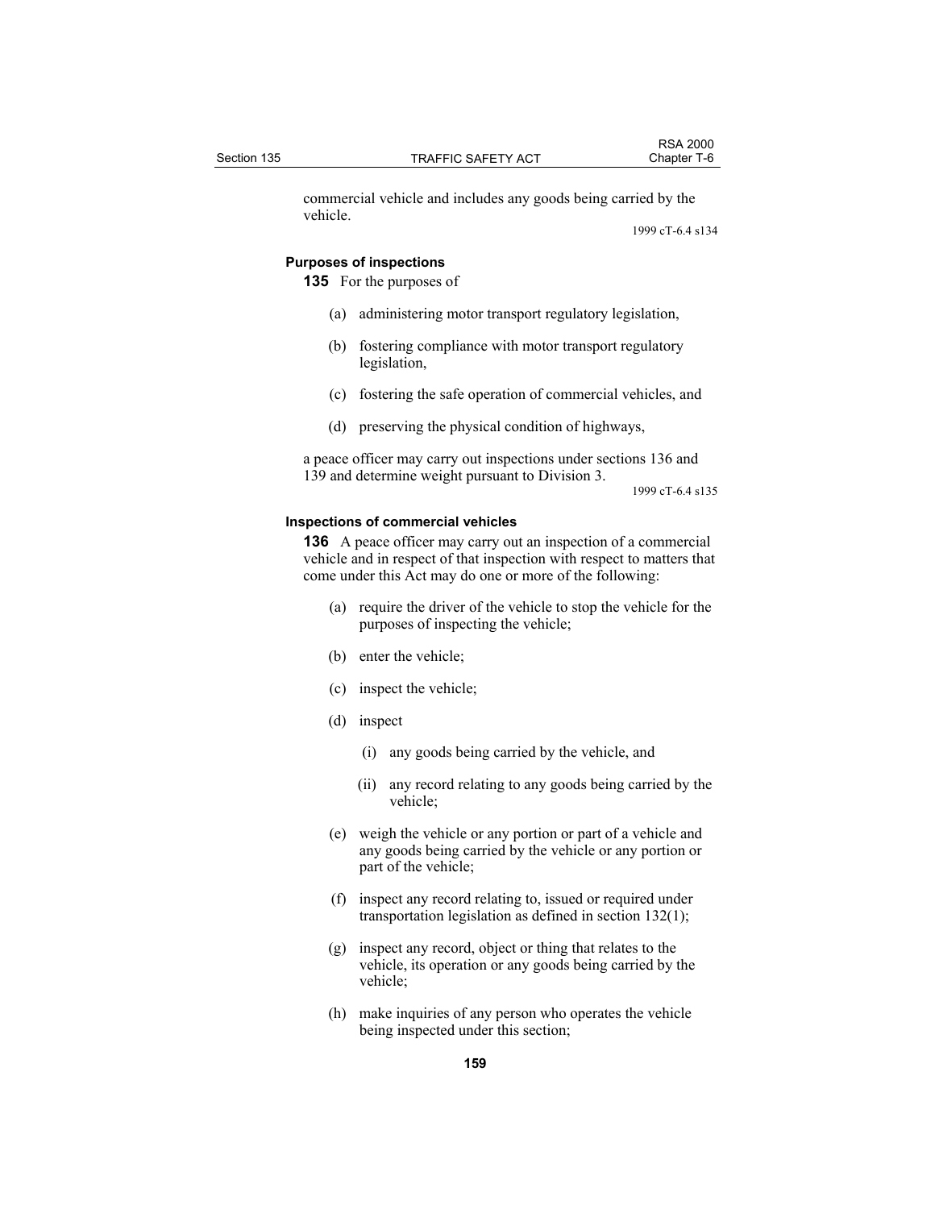commercial vehicle and includes any goods being carried by the vehicle.

1999 cT-6.4 s134

### Purposes of inspections

**135** For the purposes of

(a) administering motor transport regulatory legislation,

(b) fostering compliance with motor transport regulatory legislation,

(c) fostering the safe operation of commercial vehicles, and

(d) preserving the physical condition of highways,

a peace officer may carry out inspections under sections 136 and 139 and determine weight pursuant to Division 3.

1999 cT-6.4 s135

### Inspections of commercial vehicles

**136** A peace officer may carry out an inspection of a commercial vehicle and in respect of that inspection with respect to matters that come under this Act may do one or more of the following:

(a) require the driver of the vehicle to stop the vehicle for the purposes of inspecting the vehicle;

(b) enter the vehicle;

(c) inspect the vehicle;

(d) inspect

(i) any goods being carried by the vehicle, and

(ii) any record relating to any goods being carried by the vehicle;

(e) weigh the vehicle or any portion or part of a vehicle and any goods being carried by the vehicle or any portion or part of the vehicle;

(f) inspect any record relating to, issued or required under transportation legislation as defined in section 132(1);

(g) inspect any record, object or thing that relates to the vehicle, its operation or any goods being carried by the vehicle;

(h) make inquiries of any person who operates the vehicle being inspected under this section;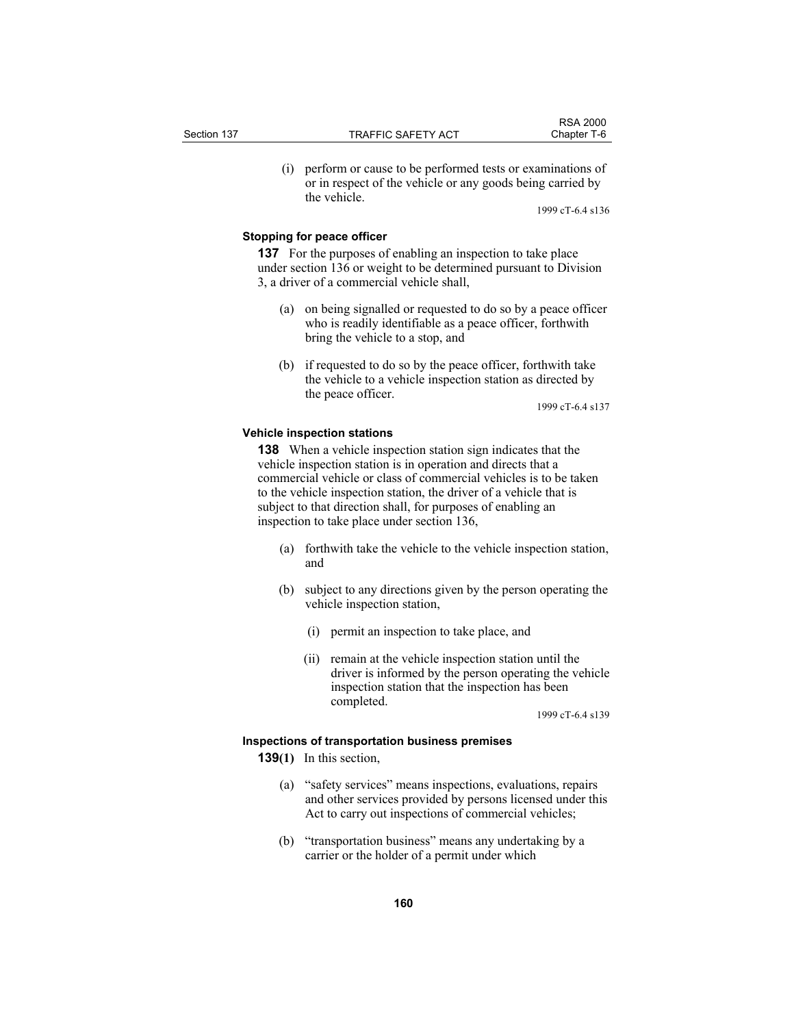(i) perform or cause to be performed tests or examinations of or in respect of the vehicle or any goods being carried by the vehicle.

1999 cT-6.4 s136

**Stopping for peace officer**

**137** For the purposes of enabling an inspection to take place under section 136 or weight to be determined pursuant to Division 3, a driver of a commercial vehicle shall,

(a) on being signalled or requested to do so by a peace officer who is readily identifiable as a peace officer, forthwith bring the vehicle to a stop, and

(b) if requested to do so by the peace officer, forthwith take the vehicle to a vehicle inspection station as directed by the peace officer.

1999 cT-6.4 s137

**Vehicle inspection stations**

**138** When a vehicle inspection station sign indicates that the vehicle inspection station is in operation and directs that a commercial vehicle or class of commercial vehicles is to be taken to the vehicle inspection station, the driver of a vehicle that is subject to that direction shall, for purposes of enabling an inspection to take place under section 136,

(a) forthwith take the vehicle to the vehicle inspection station, and

(b) subject to any directions given by the person operating the vehicle inspection station,

(i) permit an inspection to take place, and

(ii) remain at the vehicle inspection station until the driver is informed by the person operating the vehicle inspection station that the inspection has been completed.

1999 cT-6.4 s139

**Inspections of transportation business premises**

**139(1)** In this section,

(a) "safety services" means inspections, evaluations, repairs and other services provided by persons licensed under this Act to carry out inspections of commercial vehicles;

(b) "transportation business" means any undertaking by a carrier or the holder of a permit under which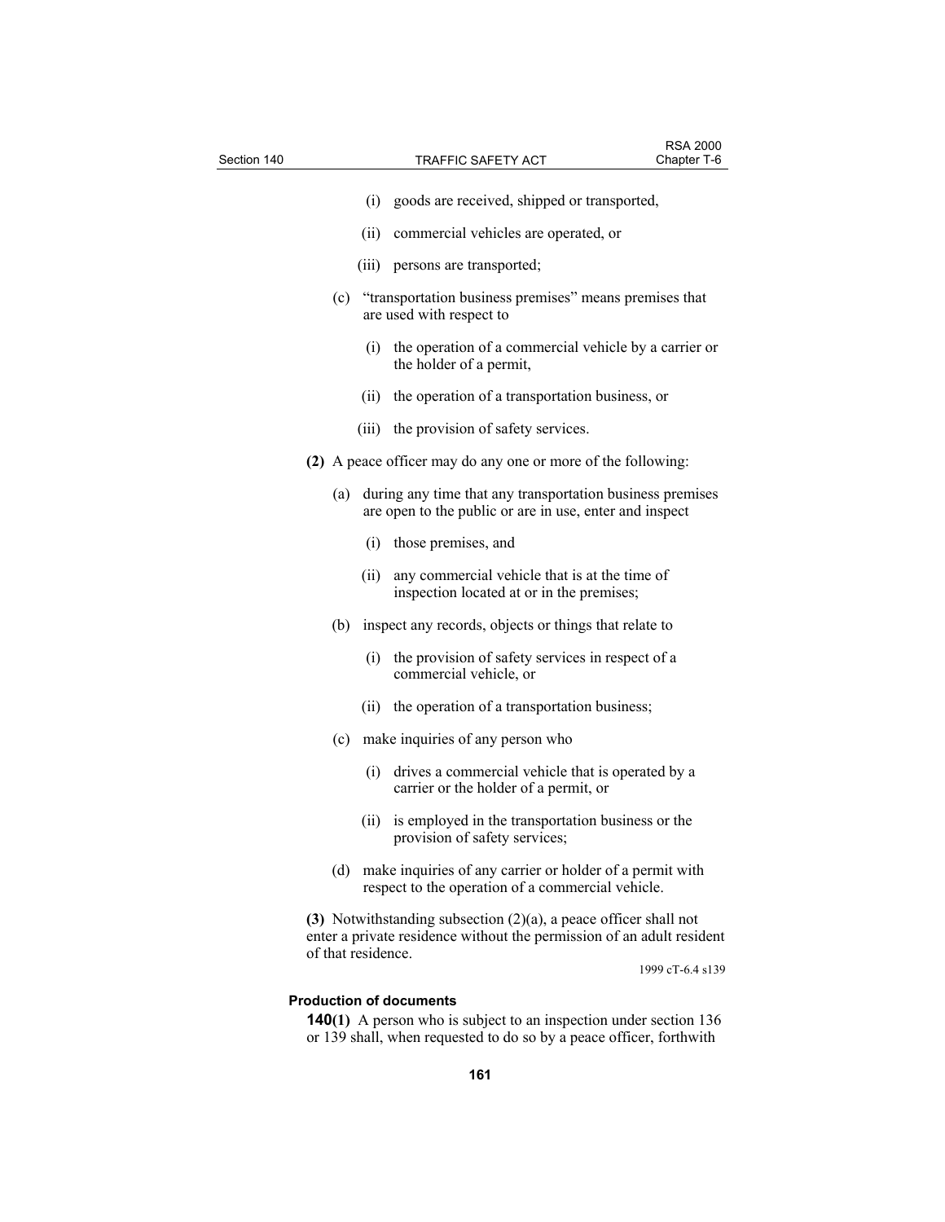(i) goods are received, shipped or transported,

(ii) commercial vehicles are operated, or

(iii) persons are transported;

(c) "transportation business premises" means premises that are used with respect to

(i) the operation of a commercial vehicle by a carrier or the holder of a permit,

(ii) the operation of a transportation business, or

(iii) the provision of safety services.

**(2)** A peace officer may do any one or more of the following:

(a) during any time that any transportation business premises are open to the public or are in use, enter and inspect

(i) those premises, and

(ii) any commercial vehicle that is at the time of inspection located at or in the premises;

(b) inspect any records, objects or things that relate to

(i) the provision of safety services in respect of a commercial vehicle, or

(ii) the operation of a transportation business;

(c) make inquiries of any person who

(i) drives a commercial vehicle that is operated by a carrier or the holder of a permit, or

(ii) is employed in the transportation business or the provision of safety services;

(d) make inquiries of any carrier or holder of a permit with respect to the operation of a commercial vehicle.

**(3)** Notwithstanding subsection (2)(a), a peace officer shall not enter a private residence without the permission of an adult resident of that residence.

1999 cT-6.4 s139

**Production of documents**

**140(1)** A person who is subject to an inspection under section 136 or 139 shall, when requested to do so by a peace officer, forthwith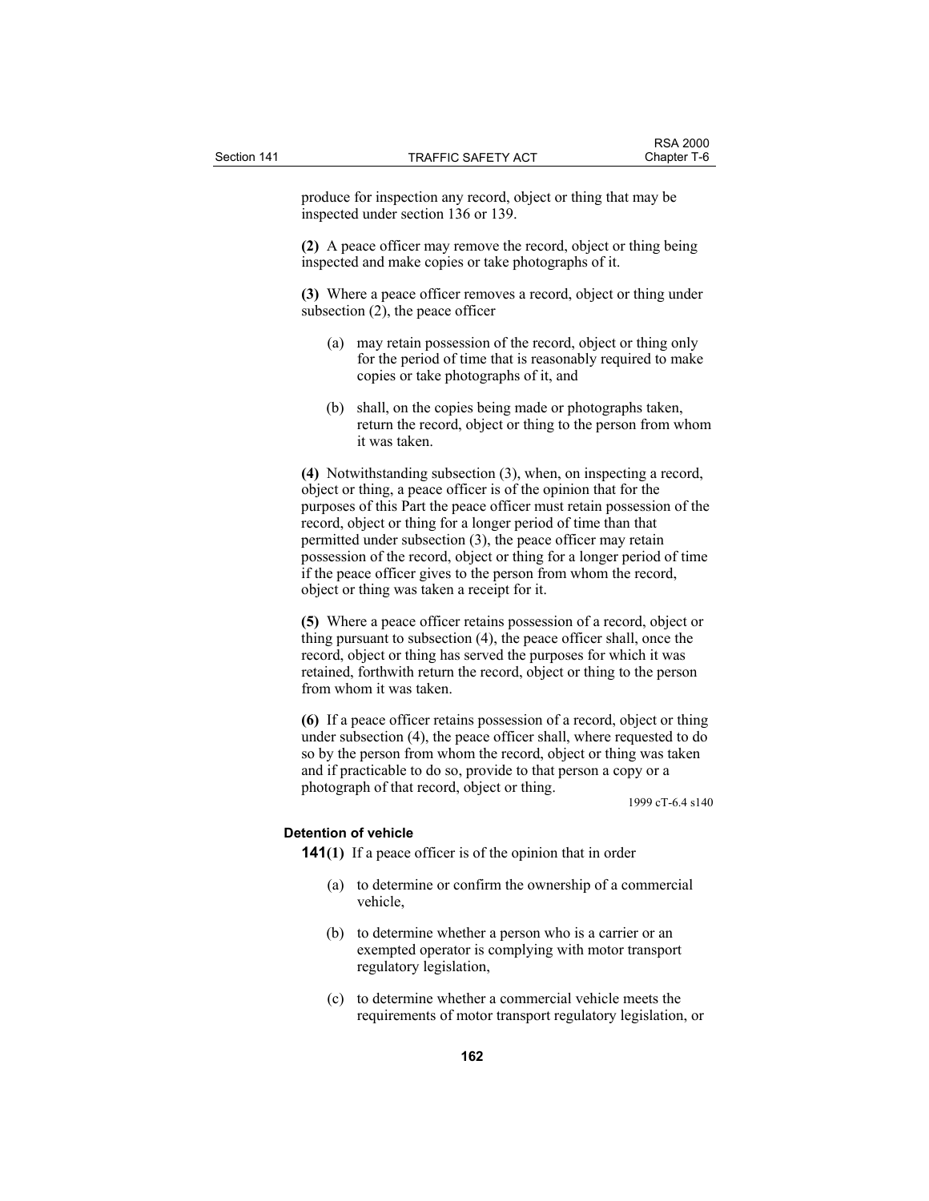produce for inspection any record, object or thing that may be inspected under section 136 or 139.

**(2)** A peace officer may remove the record, object or thing being inspected and make copies or take photographs of it.

**(3)** Where a peace officer removes a record, object or thing under subsection (2), the peace officer

(a) may retain possession of the record, object or thing only for the period of time that is reasonably required to make copies or take photographs of it, and

(b) shall, on the copies being made or photographs taken, return the record, object or thing to the person from whom it was taken.

**(4)** Notwithstanding subsection (3), when, on inspecting a record, object or thing, a peace officer is of the opinion that for the purposes of this Part the peace officer must retain possession of the record, object or thing for a longer period of time than that permitted under subsection (3), the peace officer may retain possession of the record, object or thing for a longer period of time if the peace officer gives to the person from whom the record, object or thing was taken a receipt for it.

**(5)** Where a peace officer retains possession of a record, object or thing pursuant to subsection (4), the peace officer shall, once the record, object or thing has served the purposes for which it was retained, forthwith return the record, object or thing to the person from whom it was taken.

**(6)** If a peace officer retains possession of a record, object or thing under subsection (4), the peace officer shall, where requested to do so by the person from whom the record, object or thing was taken and if practicable to do so, provide to that person a copy or a photograph of that record, object or thing.

1999 cT-6.4 s140

**Detention of vehicle**

**141(1)** If a peace officer is of the opinion that in order

(a) to determine or confirm the ownership of a commercial vehicle,

(b) to determine whether a person who is a carrier or an exempted operator is complying with motor transport regulatory legislation,

(c) to determine whether a commercial vehicle meets the requirements of motor transport regulatory legislation, or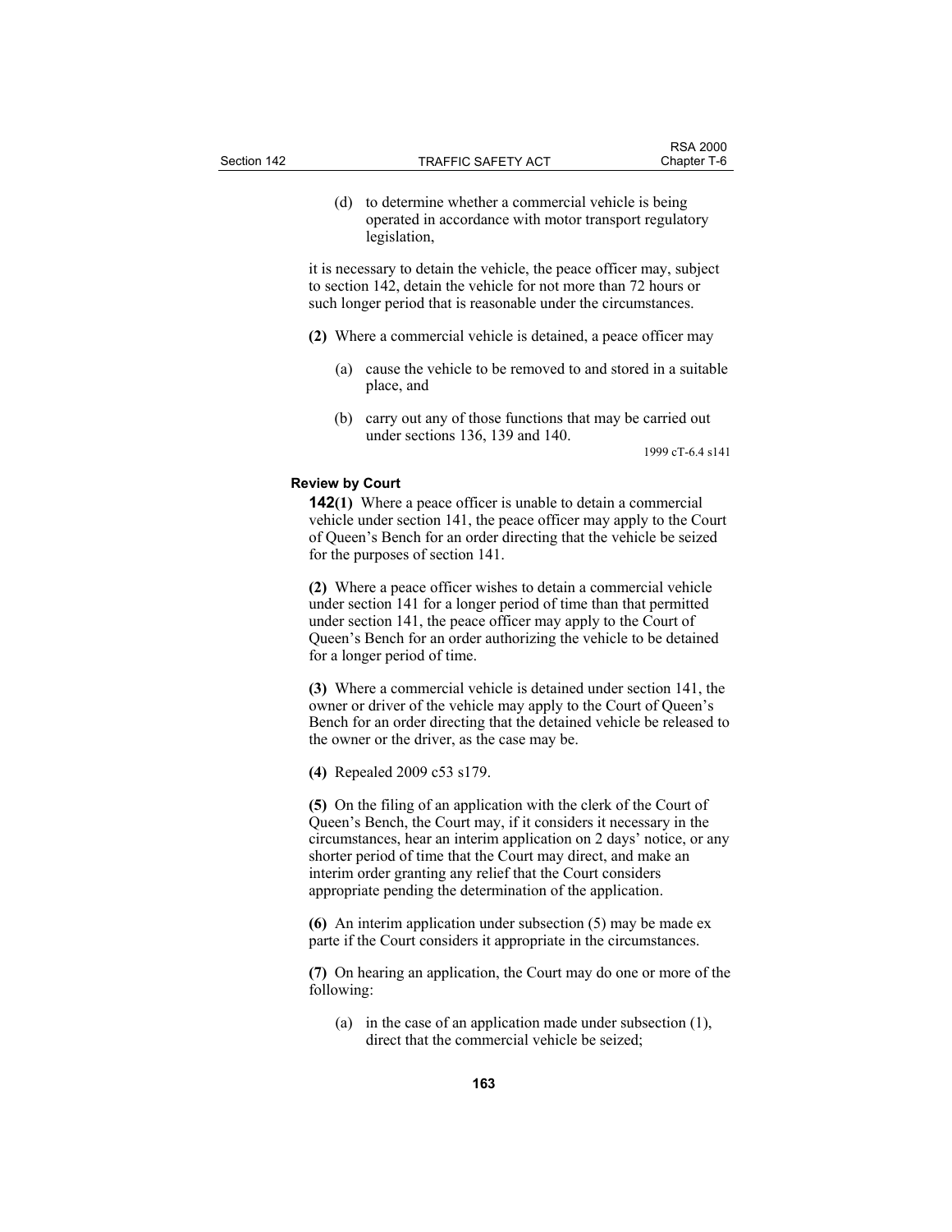(d) to determine whether a commercial vehicle is being operated in accordance with motor transport regulatory legislation,

it is necessary to detain the vehicle, the peace officer may, subject to section 142, detain the vehicle for not more than 72 hours or such longer period that is reasonable under the circumstances.

**(2)** Where a commercial vehicle is detained, a peace officer may

(a) cause the vehicle to be removed to and stored in a suitable place, and

(b) carry out any of those functions that may be carried out under sections 136, 139 and 140.

1999 cT-6.4 s141

**Review by Court**

**142(1)** Where a peace officer is unable to detain a commercial vehicle under section 141, the peace officer may apply to the Court of Queen's Bench for an order directing that the vehicle be seized for the purposes of section 141.

**(2)** Where a peace officer wishes to detain a commercial vehicle under section 141 for a longer period of time than that permitted under section 141, the peace officer may apply to the Court of Queen's Bench for an order authorizing the vehicle to be detained for a longer period of time.

**(3)** Where a commercial vehicle is detained under section 141, the owner or driver of the vehicle may apply to the Court of Queen's Bench for an order directing that the detained vehicle be released to the owner or the driver, as the case may be.

**(4)** Repealed 2009 c53 s179.

**(5)** On the filing of an application with the clerk of the Court of Queen's Bench, the Court may, if it considers it necessary in the circumstances, hear an interim application on 2 days' notice, or any shorter period of time that the Court may direct, and make an interim order granting any relief that the Court considers appropriate pending the determination of the application.

**(6)** An interim application under subsection (5) may be made ex parte if the Court considers it appropriate in the circumstances.

**(7)** On hearing an application, the Court may do one or more of the following:

(a) in the case of an application made under subsection (1), direct that the commercial vehicle be seized;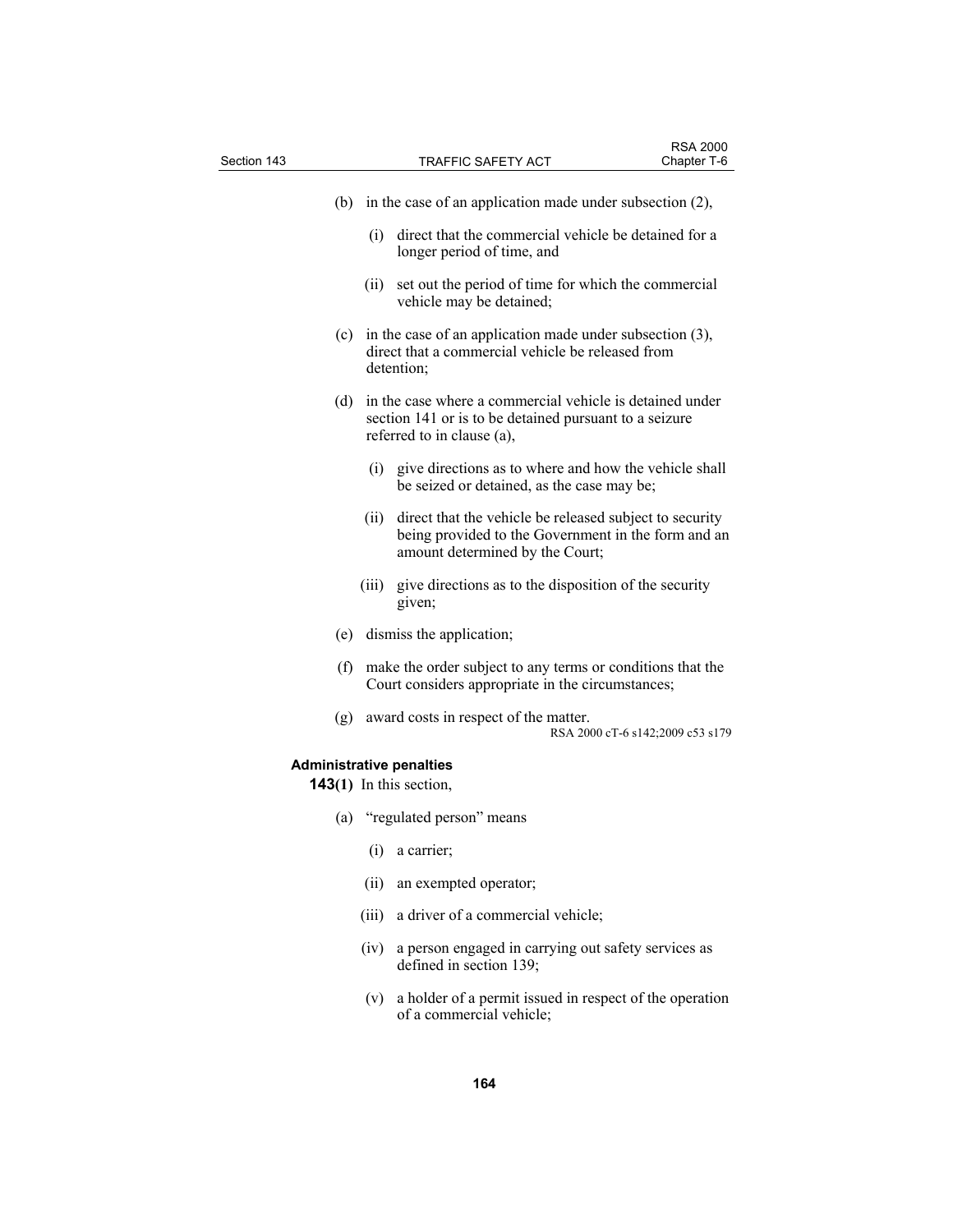(b) in the case of an application made under subsection (2),

(i) direct that the commercial vehicle be detained for a longer period of time, and

(ii) set out the period of time for which the commercial vehicle may be detained;

(c) in the case of an application made under subsection (3), direct that a commercial vehicle be released from detention;

(d) in the case where a commercial vehicle is detained under section 141 or is to be detained pursuant to a seizure referred to in clause (a),

(i) give directions as to where and how the vehicle shall be seized or detained, as the case may be;

(ii) direct that the vehicle be released subject to security being provided to the Government in the form and an amount determined by the Court;

(iii) give directions as to the disposition of the security given;

(e) dismiss the application;

(f) make the order subject to any terms or conditions that the Court considers appropriate in the circumstances;

(g) award costs in respect of the matter.

RSA 2000 cT-6 s142;2009 c53 s179

**Administrative penalties**

**143(1)** In this section,

(a) "regulated person" means

(i) a carrier;

(ii) an exempted operator;

(iii) a driver of a commercial vehicle;

(iv) a person engaged in carrying out safety services as defined in section 139;

(v) a holder of a permit issued in respect of the operation of a commercial vehicle;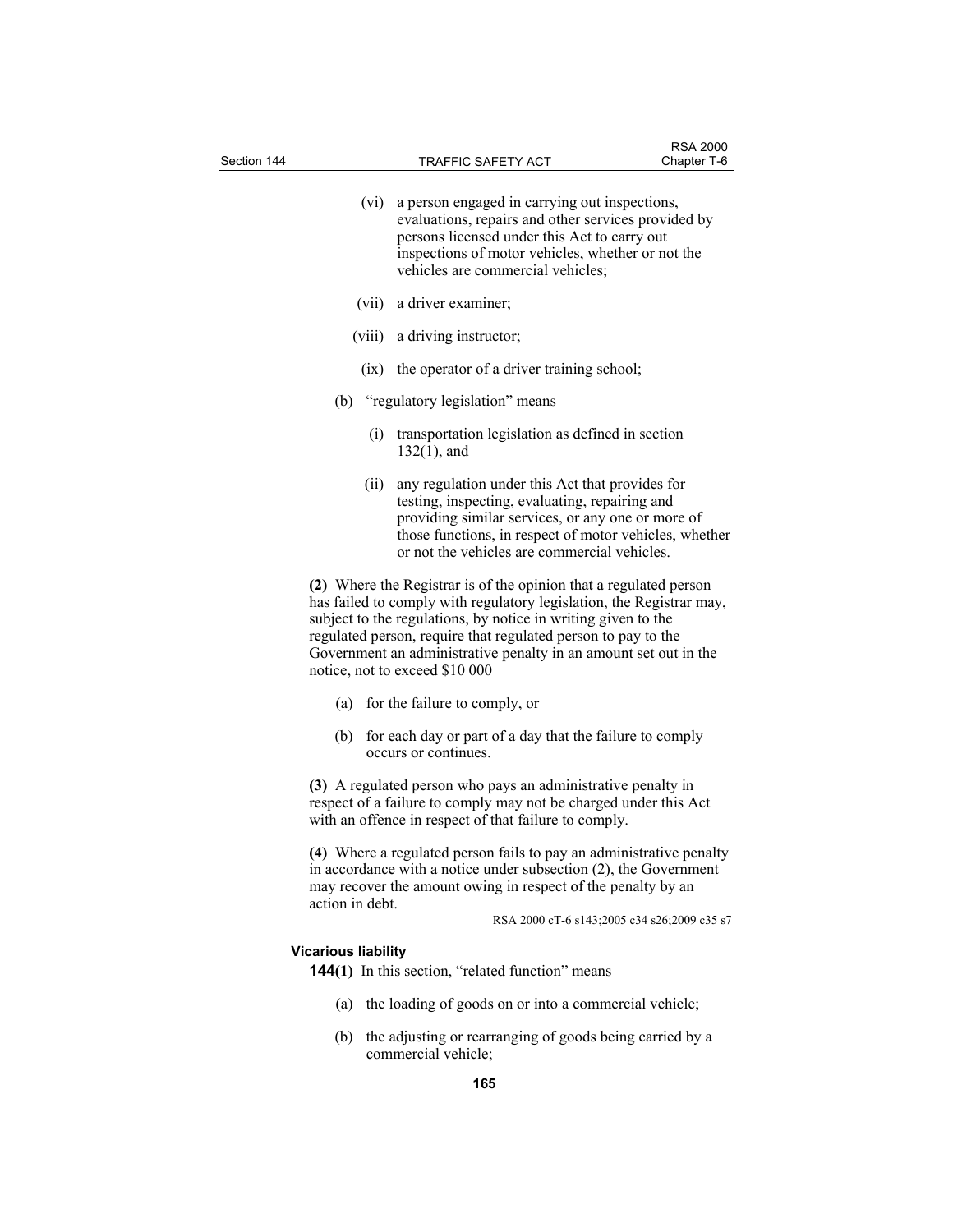(vi) a person engaged in carrying out inspections, evaluations, repairs and other services provided by persons licensed under this Act to carry out inspections of motor vehicles, whether or not the vehicles are commercial vehicles;

(vii) a driver examiner;

(viii) a driving instructor;

(ix) the operator of a driver training school;

(b) "regulatory legislation" means

(i) transportation legislation as defined in section 132(1), and

(ii) any regulation under this Act that provides for testing, inspecting, evaluating, repairing and providing similar services, or any one or more of those functions, in respect of motor vehicles, whether or not the vehicles are commercial vehicles.

**(2)** Where the Registrar is of the opinion that a regulated person has failed to comply with regulatory legislation, the Registrar may, subject to the regulations, by notice in writing given to the regulated person, require that regulated person to pay to the Government an administrative penalty in an amount set out in the notice, not to exceed $10 000

(a) for the failure to comply, or

(b) for each day or part of a day that the failure to comply occurs or continues.

**(3)** A regulated person who pays an administrative penalty in respect of a failure to comply may not be charged under this Act with an offence in respect of that failure to comply.

**(4)** Where a regulated person fails to pay an administrative penalty in accordance with a notice under subsection (2), the Government may recover the amount owing in respect of the penalty by an action in debt.

RSA 2000 cT-6 s143;2005 c34 s26;2009 c35 s7

**Vicarious liability**

**144(1)** In this section, "related function" means

(a) the loading of goods on or into a commercial vehicle;

(b) the adjusting or rearranging of goods being carried by a commercial vehicle;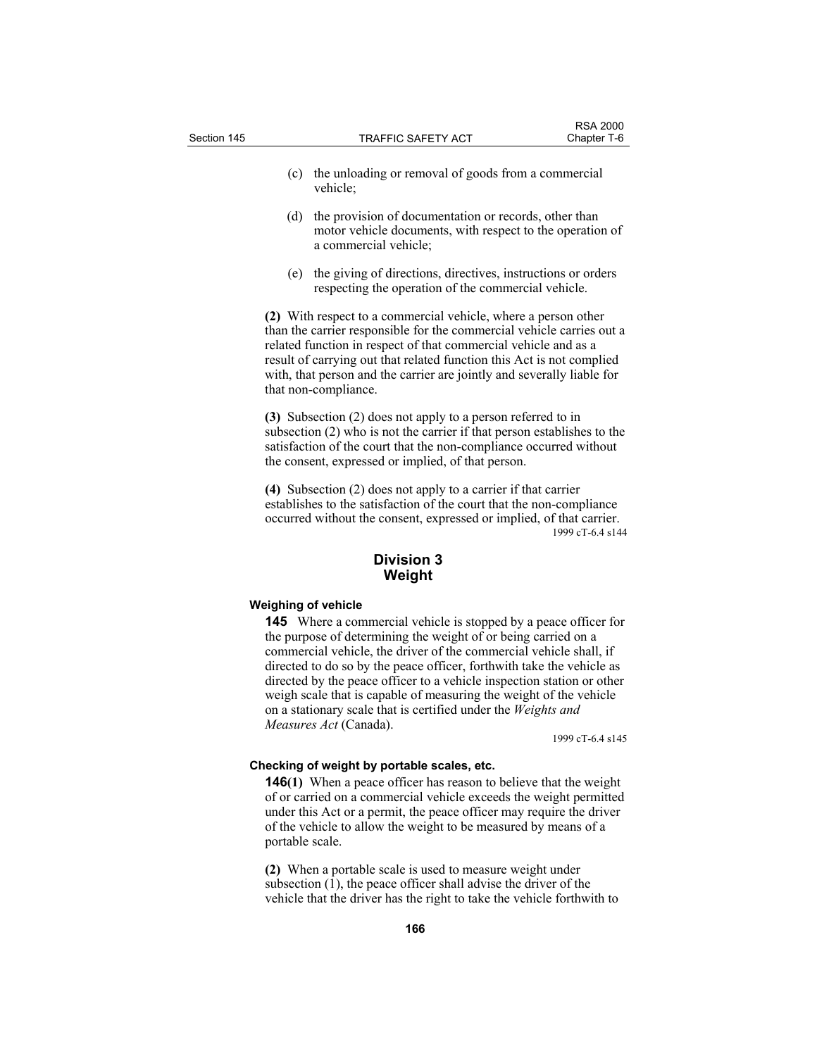(c) the unloading or removal of goods from a commercial vehicle;

(d) the provision of documentation or records, other than motor vehicle documents, with respect to the operation of a commercial vehicle;

(e) the giving of directions, directives, instructions or orders respecting the operation of the commercial vehicle.

**(2)** With respect to a commercial vehicle, where a person other than the carrier responsible for the commercial vehicle carries out a related function in respect of that commercial vehicle and as a result of carrying out that related function this Act is not complied with, that person and the carrier are jointly and severally liable for that non-compliance.

**(3)** Subsection (2) does not apply to a person referred to in subsection (2) who is not the carrier if that person establishes to the satisfaction of the court that the non-compliance occurred without the consent, expressed or implied, of that person.

**(4)** Subsection (2) does not apply to a carrier if that carrier establishes to the satisfaction of the court that the non-compliance occurred without the consent, expressed or implied, of that carrier.

1999 cT-6.4 s144

## Division 3
## Weight

#### Weighing of vehicle

**145** Where a commercial vehicle is stopped by a peace officer for the purpose of determining the weight of or being carried on a commercial vehicle, the driver of the commercial vehicle shall, if directed to do so by the peace officer, forthwith take the vehicle as directed by the peace officer to a vehicle inspection station or other weigh scale that is capable of measuring the weight of the vehicle on a stationary scale that is certified under the *Weights and Measures Act* (Canada).

1999 cT-6.4 s145

#### Checking of weight by portable scales, etc.

**146(1)** When a peace officer has reason to believe that the weight of or carried on a commercial vehicle exceeds the weight permitted under this Act or a permit, the peace officer may require the driver of the vehicle to allow the weight to be measured by means of a portable scale.

**(2)** When a portable scale is used to measure weight under subsection (1), the peace officer shall advise the driver of the vehicle that the driver has the right to take the vehicle forthwith to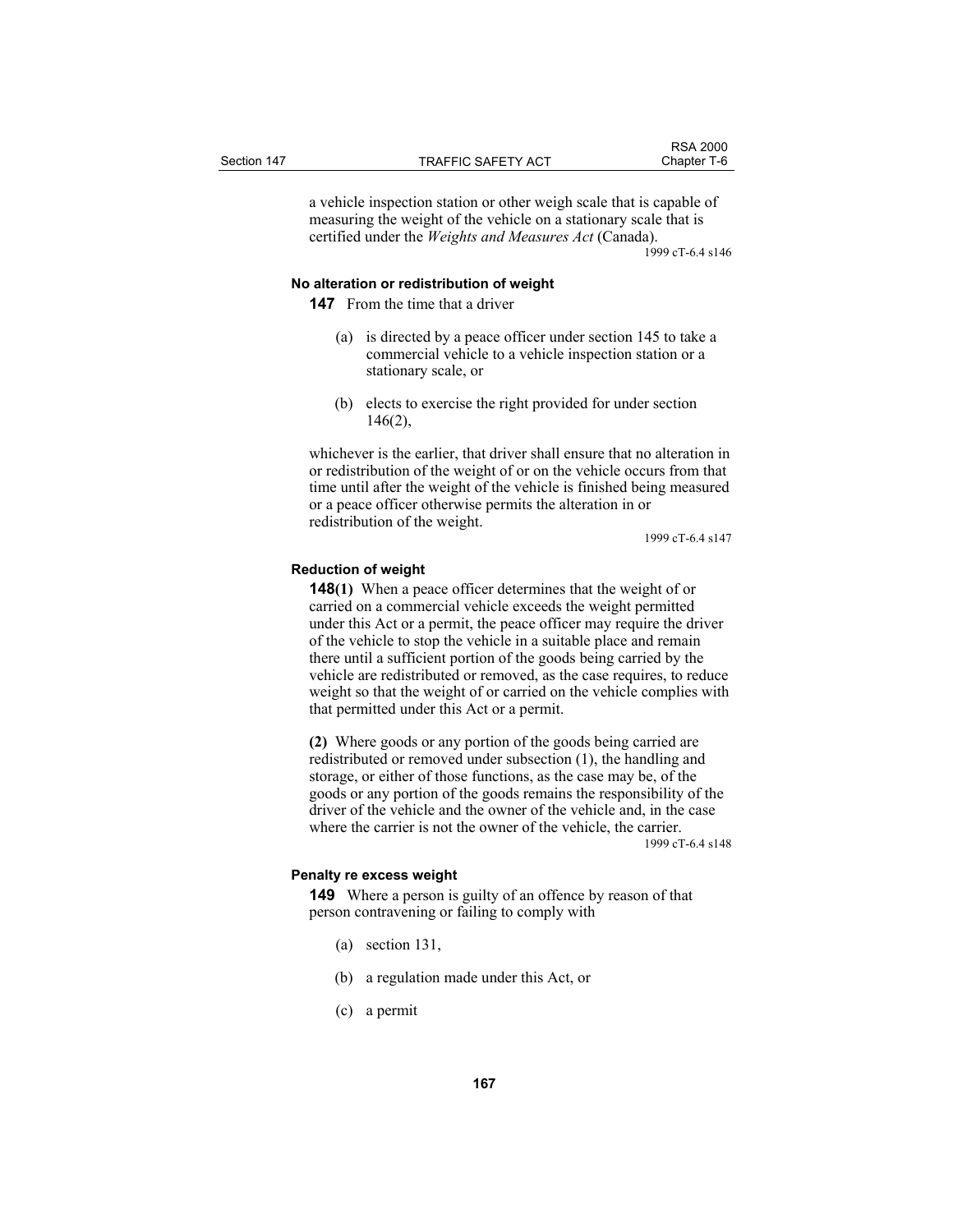a vehicle inspection station or other weigh scale that is capable of measuring the weight of the vehicle on a stationary scale that is certified under the *Weights and Measures Act* (Canada).

1999 cT-6.4 s146

**No alteration or redistribution of weight**

**147** From the time that a driver

(a) is directed by a peace officer under section 145 to take a commercial vehicle to a vehicle inspection station or a stationary scale, or

(b) elects to exercise the right provided for under section 146(2),

whichever is the earlier, that driver shall ensure that no alteration in or redistribution of the weight of or on the vehicle occurs from that time until after the weight of the vehicle is finished being measured or a peace officer otherwise permits the alteration in or redistribution of the weight.

1999 cT-6.4 s147

**Reduction of weight**

**148(1)** When a peace officer determines that the weight of or carried on a commercial vehicle exceeds the weight permitted under this Act or a permit, the peace officer may require the driver of the vehicle to stop the vehicle in a suitable place and remain there until a sufficient portion of the goods being carried by the vehicle are redistributed or removed, as the case requires, to reduce weight so that the weight of or carried on the vehicle complies with that permitted under this Act or a permit.

**(2)** Where goods or any portion of the goods being carried are redistributed or removed under subsection (1), the handling and storage, or either of those functions, as the case may be, of the goods or any portion of the goods remains the responsibility of the driver of the vehicle and the owner of the vehicle and, in the case where the carrier is not the owner of the vehicle, the carrier.

1999 cT-6.4 s148

**Penalty re excess weight**

**149** Where a person is guilty of an offence by reason of that person contravening or failing to comply with

(a) section 131,

(b) a regulation made under this Act, or

(c) a permit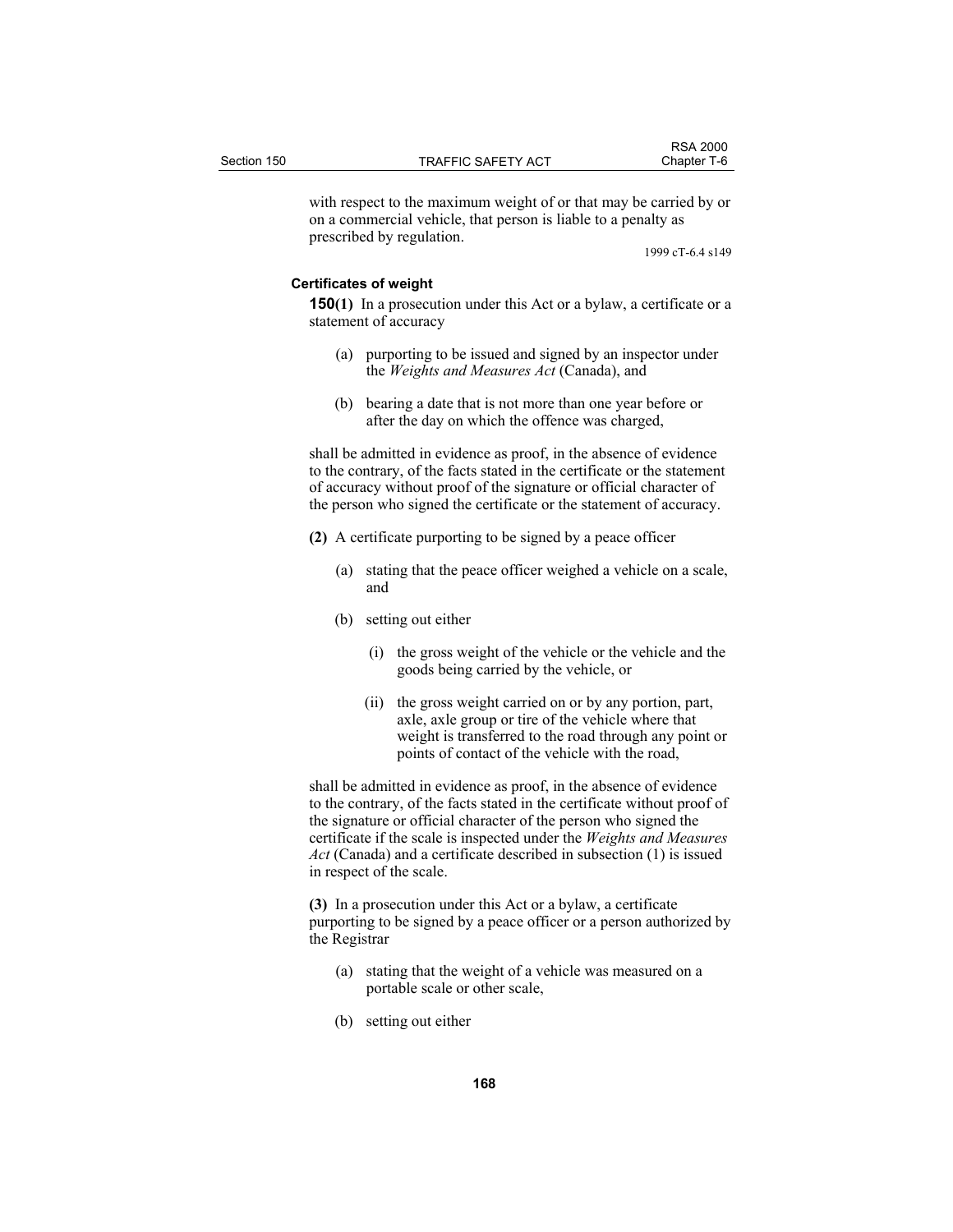with respect to the maximum weight of or that may be carried by or on a commercial vehicle, that person is liable to a penalty as prescribed by regulation.

1999 cT-6.4 s149

**Certificates of weight**

**150(1)** In a prosecution under this Act or a bylaw, a certificate or a statement of accuracy

(a) purporting to be issued and signed by an inspector under the *Weights and Measures Act* (Canada), and

(b) bearing a date that is not more than one year before or after the day on which the offence was charged,

shall be admitted in evidence as proof, in the absence of evidence to the contrary, of the facts stated in the certificate or the statement of accuracy without proof of the signature or official character of the person who signed the certificate or the statement of accuracy.

**(2)** A certificate purporting to be signed by a peace officer

(a) stating that the peace officer weighed a vehicle on a scale, and

(b) setting out either

(i) the gross weight of the vehicle or the vehicle and the goods being carried by the vehicle, or

(ii) the gross weight carried on or by any portion, part, axle, axle group or tire of the vehicle where that weight is transferred to the road through any point or points of contact of the vehicle with the road,

shall be admitted in evidence as proof, in the absence of evidence to the contrary, of the facts stated in the certificate without proof of the signature or official character of the person who signed the certificate if the scale is inspected under the *Weights and Measures Act* (Canada) and a certificate described in subsection (1) is issued in respect of the scale.

**(3)** In a prosecution under this Act or a bylaw, a certificate purporting to be signed by a peace officer or a person authorized by the Registrar

(a) stating that the weight of a vehicle was measured on a portable scale or other scale,

(b) setting out either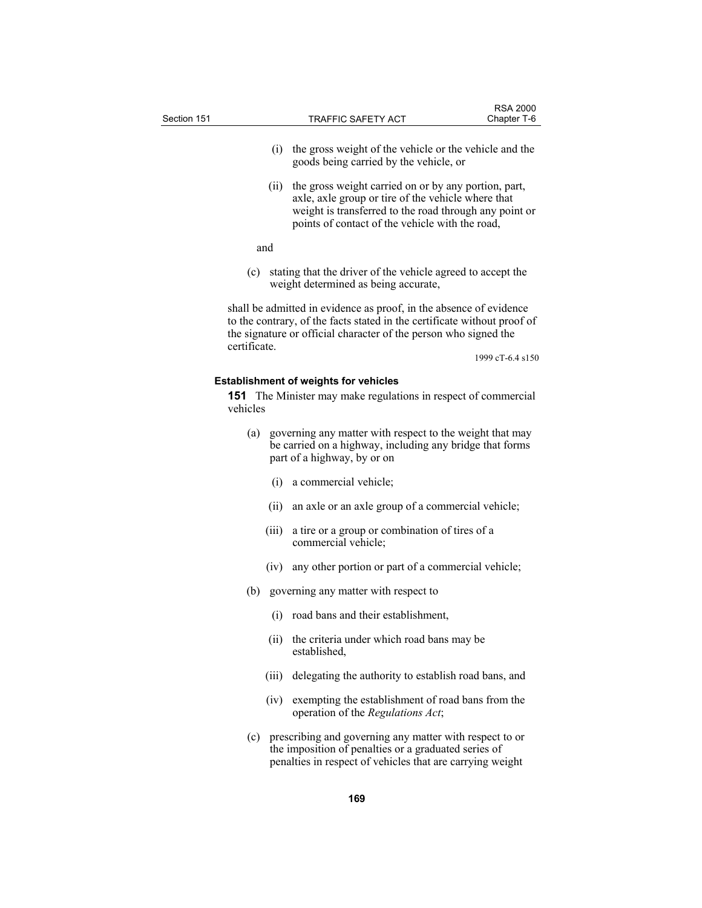(i) the gross weight of the vehicle or the vehicle and the goods being carried by the vehicle, or

(ii) the gross weight carried on or by any portion, part, axle, axle group or tire of the vehicle where that weight is transferred to the road through any point or points of contact of the vehicle with the road,

and

(c) stating that the driver of the vehicle agreed to accept the weight determined as being accurate,

shall be admitted in evidence as proof, in the absence of evidence to the contrary, of the facts stated in the certificate without proof of the signature or official character of the person who signed the certificate.

1999 cT-6.4 s150

#### Establishment of weights for vehicles

**151** The Minister may make regulations in respect of commercial vehicles

(a) governing any matter with respect to the weight that may be carried on a highway, including any bridge that forms part of a highway, by or on

(i) a commercial vehicle;

(ii) an axle or an axle group of a commercial vehicle;

(iii) a tire or a group or combination of tires of a commercial vehicle;

(iv) any other portion or part of a commercial vehicle;

(b) governing any matter with respect to

(i) road bans and their establishment,

(ii) the criteria under which road bans may be established,

(iii) delegating the authority to establish road bans, and

(iv) exempting the establishment of road bans from the operation of the *Regulations Act*;

(c) prescribing and governing any matter with respect to or the imposition of penalties or a graduated series of penalties in respect of vehicles that are carrying weight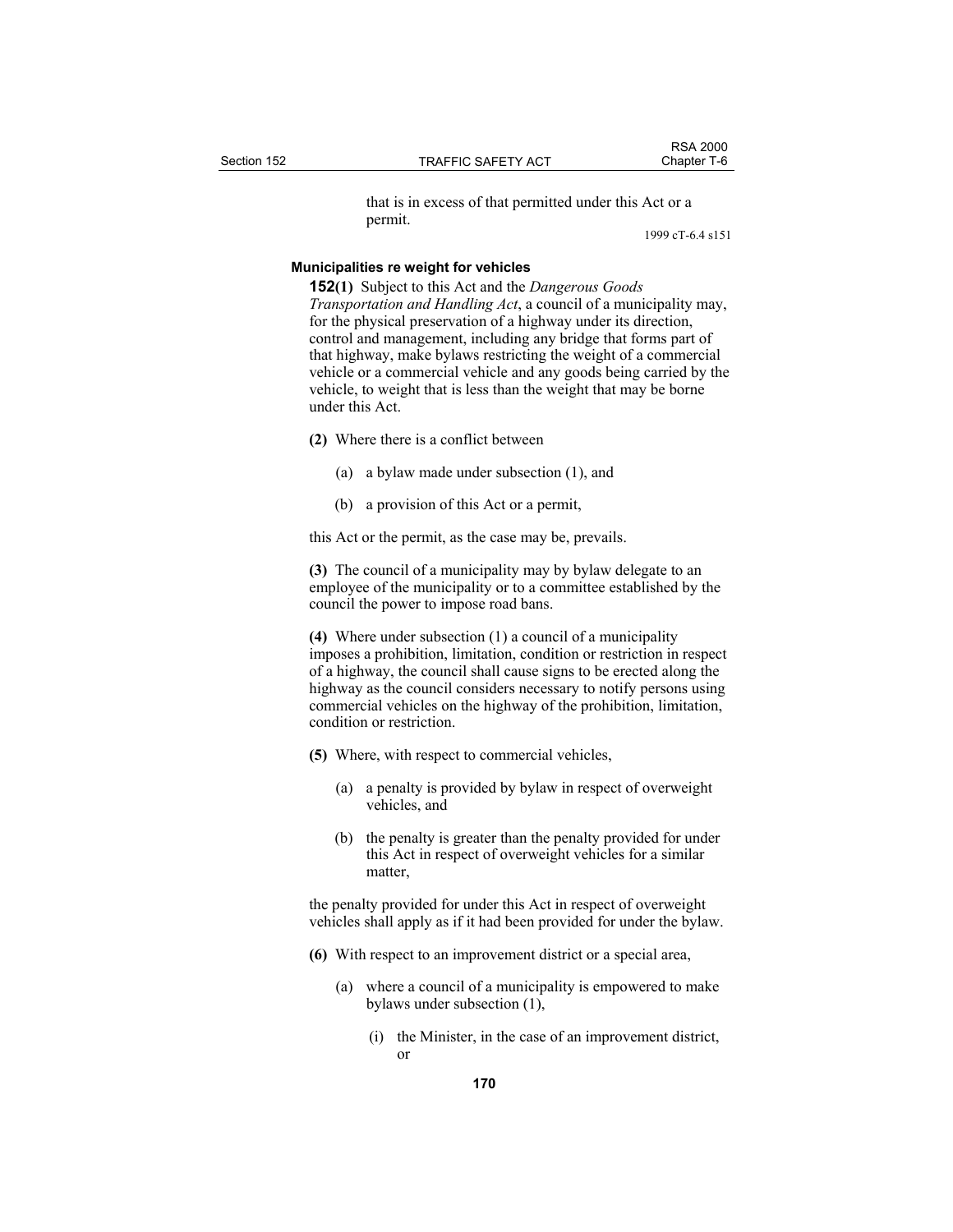that is in excess of that permitted under this Act or a permit.

1999 cT-6.4 s151

**Municipalities re weight for vehicles**

**152(1)** Subject to this Act and the *Dangerous Goods Transportation and Handling Act*, a council of a municipality may, for the physical preservation of a highway under its direction, control and management, including any bridge that forms part of that highway, make bylaws restricting the weight of a commercial vehicle or a commercial vehicle and any goods being carried by the vehicle, to weight that is less than the weight that may be borne under this Act.

**(2)** Where there is a conflict between

(a) a bylaw made under subsection (1), and

(b) a provision of this Act or a permit,

this Act or the permit, as the case may be, prevails.

**(3)** The council of a municipality may by bylaw delegate to an employee of the municipality or to a committee established by the council the power to impose road bans.

**(4)** Where under subsection (1) a council of a municipality imposes a prohibition, limitation, condition or restriction in respect of a highway, the council shall cause signs to be erected along the highway as the council considers necessary to notify persons using commercial vehicles on the highway of the prohibition, limitation, condition or restriction.

**(5)** Where, with respect to commercial vehicles,

(a) a penalty is provided by bylaw in respect of overweight vehicles, and

(b) the penalty is greater than the penalty provided for under this Act in respect of overweight vehicles for a similar matter,

the penalty provided for under this Act in respect of overweight vehicles shall apply as if it had been provided for under the bylaw.

**(6)** With respect to an improvement district or a special area,

(a) where a council of a municipality is empowered to make bylaws under subsection (1),

(i) the Minister, in the case of an improvement district, or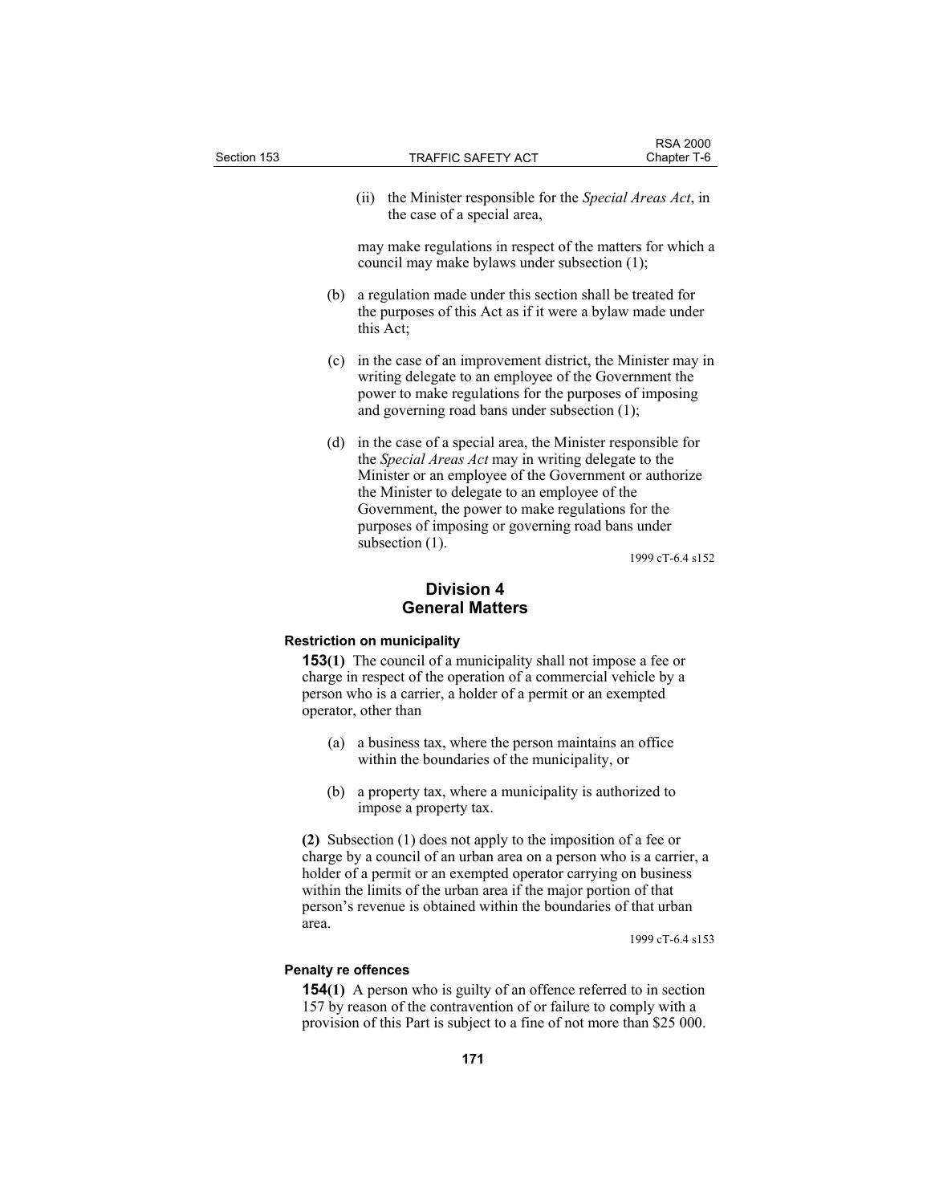(ii) the Minister responsible for the *Special Areas Act*, in the case of a special area,

may make regulations in respect of the matters for which a council may make bylaws under subsection (1);

(b) a regulation made under this section shall be treated for the purposes of this Act as if it were a bylaw made under this Act;

(c) in the case of an improvement district, the Minister may in writing delegate to an employee of the Government the power to make regulations for the purposes of imposing and governing road bans under subsection (1);

(d) in the case of a special area, the Minister responsible for the *Special Areas Act* may in writing delegate to the Minister or an employee of the Government or authorize the Minister to delegate to an employee of the Government, the power to make regulations for the purposes of imposing or governing road bans under subsection (1).

1999 cT-6.4 s152

## Division 4
## General Matters

**Restriction on municipality**

**153(1)** The council of a municipality shall not impose a fee or charge in respect of the operation of a commercial vehicle by a person who is a carrier, a holder of a permit or an exempted operator, other than

(a) a business tax, where the person maintains an office within the boundaries of the municipality, or

(b) a property tax, where a municipality is authorized to impose a property tax.

**(2)** Subsection (1) does not apply to the imposition of a fee or charge by a council of an urban area on a person who is a carrier, a holder of a permit or an exempted operator carrying on business within the limits of the urban area if the major portion of that person's revenue is obtained within the boundaries of that urban area.

1999 cT-6.4 s153

**Penalty re offences**

**154(1)** A person who is guilty of an offence referred to in section 157 by reason of the contravention of or failure to comply with a provision of this Part is subject to a fine of not more than $25 000.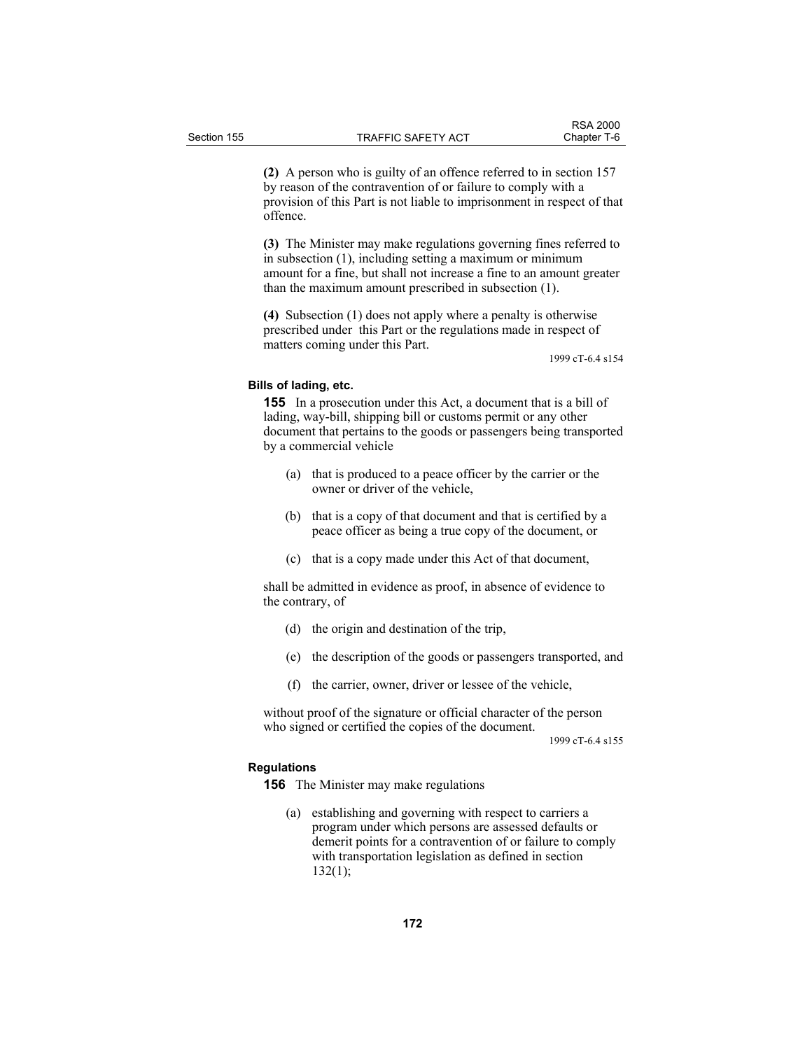**(2)** A person who is guilty of an offence referred to in section 157 by reason of the contravention of or failure to comply with a provision of this Part is not liable to imprisonment in respect of that offence.

**(3)** The Minister may make regulations governing fines referred to in subsection (1), including setting a maximum or minimum amount for a fine, but shall not increase a fine to an amount greater than the maximum amount prescribed in subsection (1).

**(4)** Subsection (1) does not apply where a penalty is otherwise prescribed under this Part or the regulations made in respect of matters coming under this Part.

1999 cT-6.4 s154

**Bills of lading, etc.**

**155** In a prosecution under this Act, a document that is a bill of lading, way-bill, shipping bill or customs permit or any other document that pertains to the goods or passengers being transported by a commercial vehicle

(a) that is produced to a peace officer by the carrier or the owner or driver of the vehicle,

(b) that is a copy of that document and that is certified by a peace officer as being a true copy of the document, or

(c) that is a copy made under this Act of that document,

shall be admitted in evidence as proof, in absence of evidence to the contrary, of

(d) the origin and destination of the trip,

(e) the description of the goods or passengers transported, and

(f) the carrier, owner, driver or lessee of the vehicle,

without proof of the signature or official character of the person who signed or certified the copies of the document.

1999 cT-6.4 s155

**Regulations**

**156** The Minister may make regulations

(a) establishing and governing with respect to carriers a program under which persons are assessed defaults or demerit points for a contravention of or failure to comply with transportation legislation as defined in section 132(1);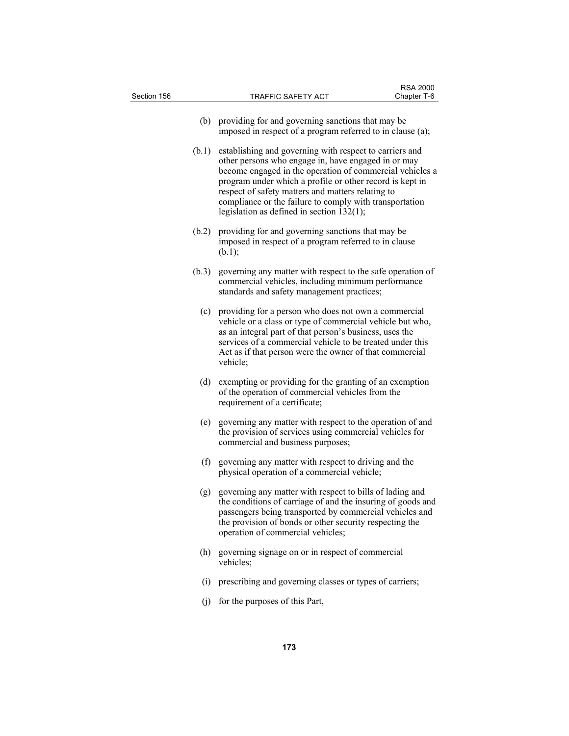(b) providing for and governing sanctions that may be imposed in respect of a program referred to in clause (a);

(b.1) establishing and governing with respect to carriers and other persons who engage in, have engaged in or may become engaged in the operation of commercial vehicles a program under which a profile or other record is kept in respect of safety matters and matters relating to compliance or the failure to comply with transportation legislation as defined in section 132(1);

(b.2) providing for and governing sanctions that may be imposed in respect of a program referred to in clause (b.1);

(b.3) governing any matter with respect to the safe operation of commercial vehicles, including minimum performance standards and safety management practices;

(c) providing for a person who does not own a commercial vehicle or a class or type of commercial vehicle but who, as an integral part of that person's business, uses the services of a commercial vehicle to be treated under this Act as if that person were the owner of that commercial vehicle;

(d) exempting or providing for the granting of an exemption of the operation of commercial vehicles from the requirement of a certificate;

(e) governing any matter with respect to the operation of and the provision of services using commercial vehicles for commercial and business purposes;

(f) governing any matter with respect to driving and the physical operation of a commercial vehicle;

(g) governing any matter with respect to bills of lading and the conditions of carriage of and the insuring of goods and passengers being transported by commercial vehicles and the provision of bonds or other security respecting the operation of commercial vehicles;

(h) governing signage on or in respect of commercial vehicles;

(i) prescribing and governing classes or types of carriers;

(j) for the purposes of this Part,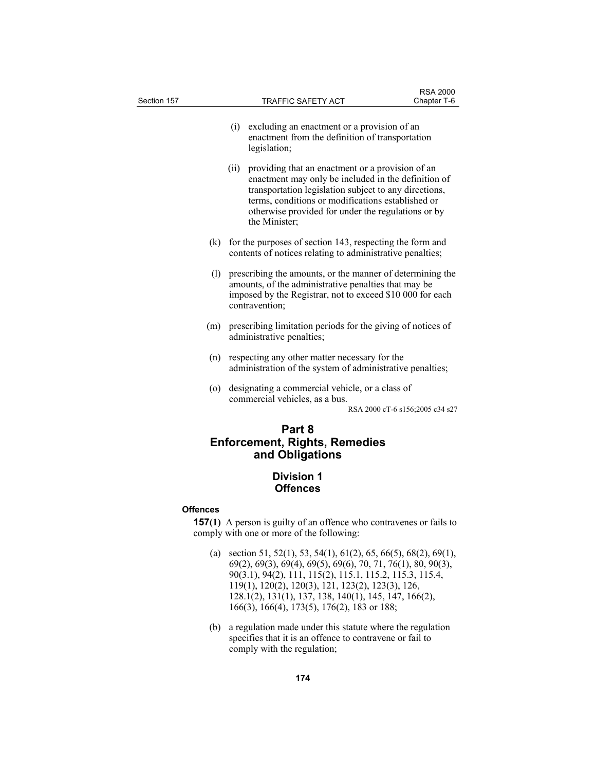(i) excluding an enactment or a provision of an enactment from the definition of transportation legislation;

(ii) providing that an enactment or a provision of an enactment may only be included in the definition of transportation legislation subject to any directions, terms, conditions or modifications established or otherwise provided for under the regulations or by the Minister;

(k) for the purposes of section 143, respecting the form and contents of notices relating to administrative penalties;

(l) prescribing the amounts, or the manner of determining the amounts, of the administrative penalties that may be imposed by the Registrar, not to exceed $10 000 for each contravention;

(m) prescribing limitation periods for the giving of notices of administrative penalties;

(n) respecting any other matter necessary for the administration of the system of administrative penalties;

(o) designating a commercial vehicle, or a class of commercial vehicles, as a bus.

RSA 2000 cT-6 s156;2005 c34 s27

# Part 8
# Enforcement, Rights, Remedies and Obligations

## Division 1
## Offences

**Offences**

**157(1)** A person is guilty of an offence who contravenes or fails to comply with one or more of the following:

(a) section 51, 52(1), 53, 54(1), 61(2), 65, 66(5), 68(2), 69(1), 69(2), 69(3), 69(4), 69(5), 69(6), 70, 71, 76(1), 80, 90(3), 90(3.1), 94(2), 111, 115(2), 115.1, 115.2, 115.3, 115.4, 119(1), 120(2), 120(3), 121, 123(2), 123(3), 126, 128.1(2), 131(1), 137, 138, 140(1), 145, 147, 166(2), 166(3), 166(4), 173(5), 176(2), 183 or 188;

(b) a regulation made under this statute where the regulation specifies that it is an offence to contravene or fail to comply with the regulation;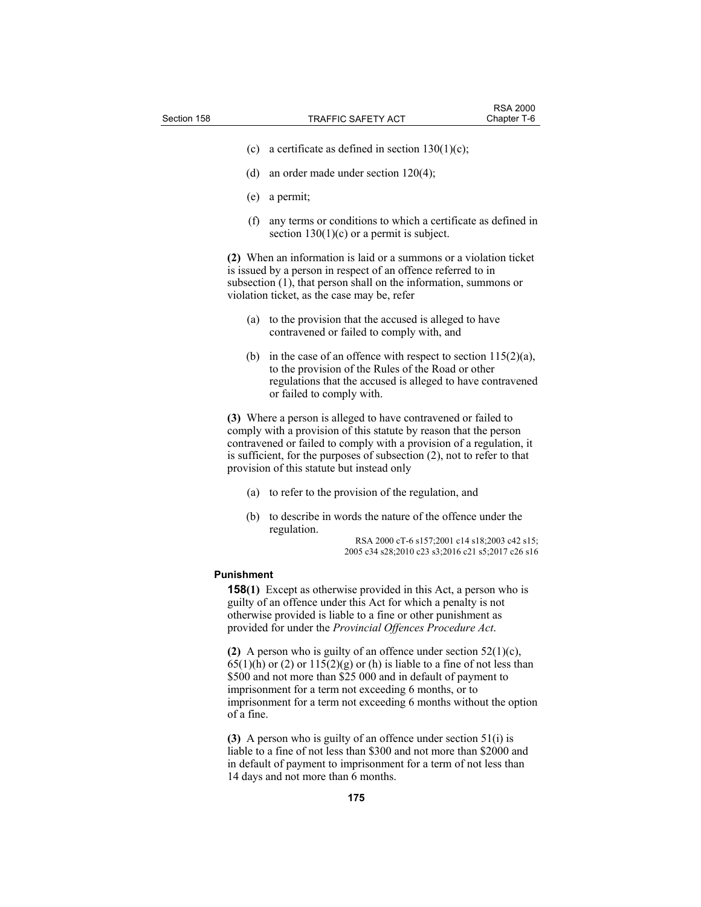(c) a certificate as defined in section 130(1)(c);

(d) an order made under section 120(4);

(e) a permit;

(f) any terms or conditions to which a certificate as defined in section 130(1)(c) or a permit is subject.

**(2)** When an information is laid or a summons or a violation ticket is issued by a person in respect of an offence referred to in subsection (1), that person shall on the information, summons or violation ticket, as the case may be, refer

(a) to the provision that the accused is alleged to have contravened or failed to comply with, and

(b) in the case of an offence with respect to section 115(2)(a), to the provision of the Rules of the Road or other regulations that the accused is alleged to have contravened or failed to comply with.

**(3)** Where a person is alleged to have contravened or failed to comply with a provision of this statute by reason that the person contravened or failed to comply with a provision of a regulation, it is sufficient, for the purposes of subsection (2), not to refer to that provision of this statute but instead only

(a) to refer to the provision of the regulation, and

(b) to describe in words the nature of the offence under the regulation.

RSA 2000 cT-6 s157;2001 c14 s18;2003 c42 s15;
2005 c34 s28;2010 c23 s3;2016 c21 s5;2017 c26 s16

**Punishment**

**158(1)** Except as otherwise provided in this Act, a person who is guilty of an offence under this Act for which a penalty is not otherwise provided is liable to a fine or other punishment as provided for under the *Provincial Offences Procedure Act*.

**(2)** A person who is guilty of an offence under section 52(1)(c), 65(1)(h) or (2) or 115(2)(g) or (h) is liable to a fine of not less than \$500 and not more than \$25 000 and in default of payment to imprisonment for a term not exceeding 6 months, or to imprisonment for a term not exceeding 6 months without the option of a fine.

**(3)** A person who is guilty of an offence under section 51(i) is liable to a fine of not less than \$300 and not more than \$2000 and in default of payment to imprisonment for a term of not less than 14 days and not more than 6 months.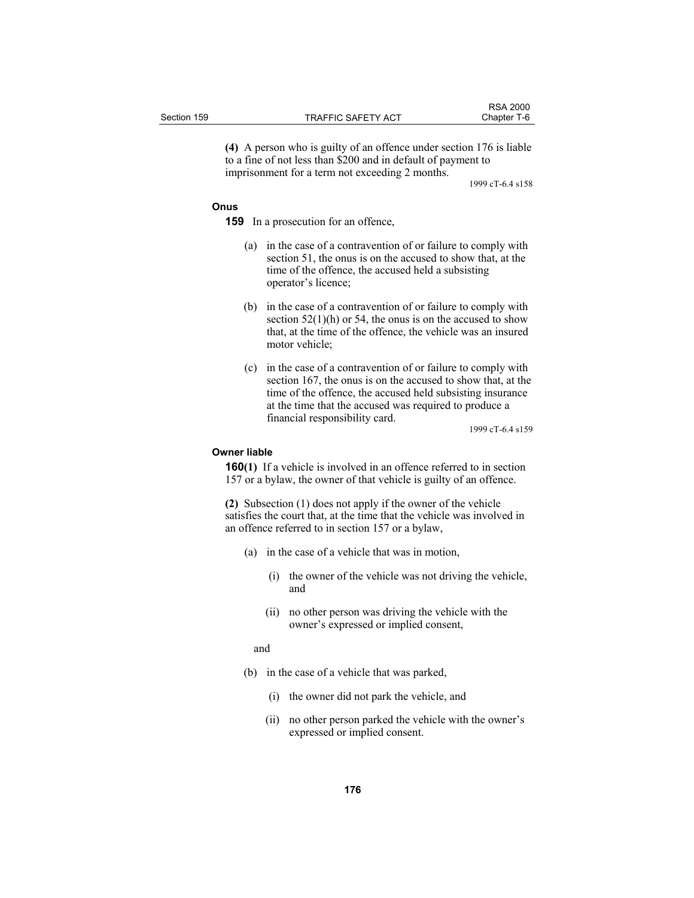**(4)** A person who is guilty of an offence under section 176 is liable to a fine of not less than $200 and in default of payment to imprisonment for a term not exceeding 2 months.

1999 cT-6.4 s158

**Onus**

**159** In a prosecution for an offence,

(a) in the case of a contravention of or failure to comply with section 51, the onus is on the accused to show that, at the time of the offence, the accused held a subsisting operator's licence;

(b) in the case of a contravention of or failure to comply with section 52(1)(h) or 54, the onus is on the accused to show that, at the time of the offence, the vehicle was an insured motor vehicle;

(c) in the case of a contravention of or failure to comply with section 167, the onus is on the accused to show that, at the time of the offence, the accused held subsisting insurance at the time that the accused was required to produce a financial responsibility card.

1999 cT-6.4 s159

**Owner liable**

**160(1)** If a vehicle is involved in an offence referred to in section 157 or a bylaw, the owner of that vehicle is guilty of an offence.

**(2)** Subsection (1) does not apply if the owner of the vehicle satisfies the court that, at the time that the vehicle was involved in an offence referred to in section 157 or a bylaw,

(a) in the case of a vehicle that was in motion,

(i) the owner of the vehicle was not driving the vehicle, and

(ii) no other person was driving the vehicle with the owner's expressed or implied consent,

and

(b) in the case of a vehicle that was parked,

(i) the owner did not park the vehicle, and

(ii) no other person parked the vehicle with the owner's expressed or implied consent.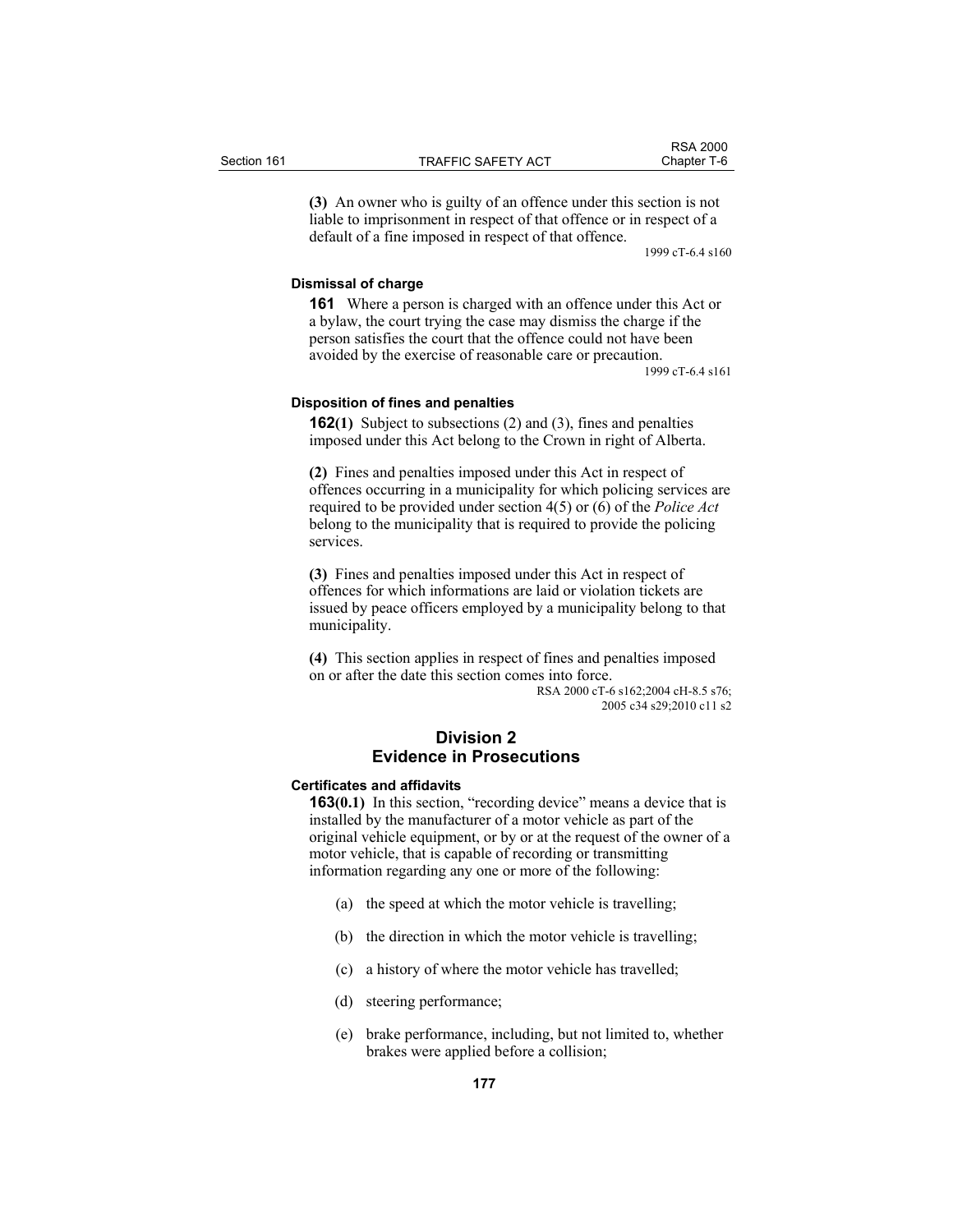**(3)** An owner who is guilty of an offence under this section is not liable to imprisonment in respect of that offence or in respect of a default of a fine imposed in respect of that offence.

1999 cT-6.4 s160

#### Dismissal of charge

**161** Where a person is charged with an offence under this Act or a bylaw, the court trying the case may dismiss the charge if the person satisfies the court that the offence could not have been avoided by the exercise of reasonable care or precaution.

1999 cT-6.4 s161

#### Disposition of fines and penalties

**162(1)** Subject to subsections (2) and (3), fines and penalties imposed under this Act belong to the Crown in right of Alberta.

**(2)** Fines and penalties imposed under this Act in respect of offences occurring in a municipality for which policing services are required to be provided under section 4(5) or (6) of the *Police Act* belong to the municipality that is required to provide the policing services.

**(3)** Fines and penalties imposed under this Act in respect of offences for which informations are laid or violation tickets are issued by peace officers employed by a municipality belong to that municipality.

**(4)** This section applies in respect of fines and penalties imposed on or after the date this section comes into force.

RSA 2000 cT-6 s162;2004 cH-8.5 s76;
2005 c34 s29;2010 c11 s2

## Division 2
## Evidence in Prosecutions

#### Certificates and affidavits

**163(0.1)** In this section, "recording device" means a device that is installed by the manufacturer of a motor vehicle as part of the original vehicle equipment, or by or at the request of the owner of a motor vehicle, that is capable of recording or transmitting information regarding any one or more of the following:

(a) the speed at which the motor vehicle is travelling;

(b) the direction in which the motor vehicle is travelling;

(c) a history of where the motor vehicle has travelled;

(d) steering performance;

(e) brake performance, including, but not limited to, whether brakes were applied before a collision;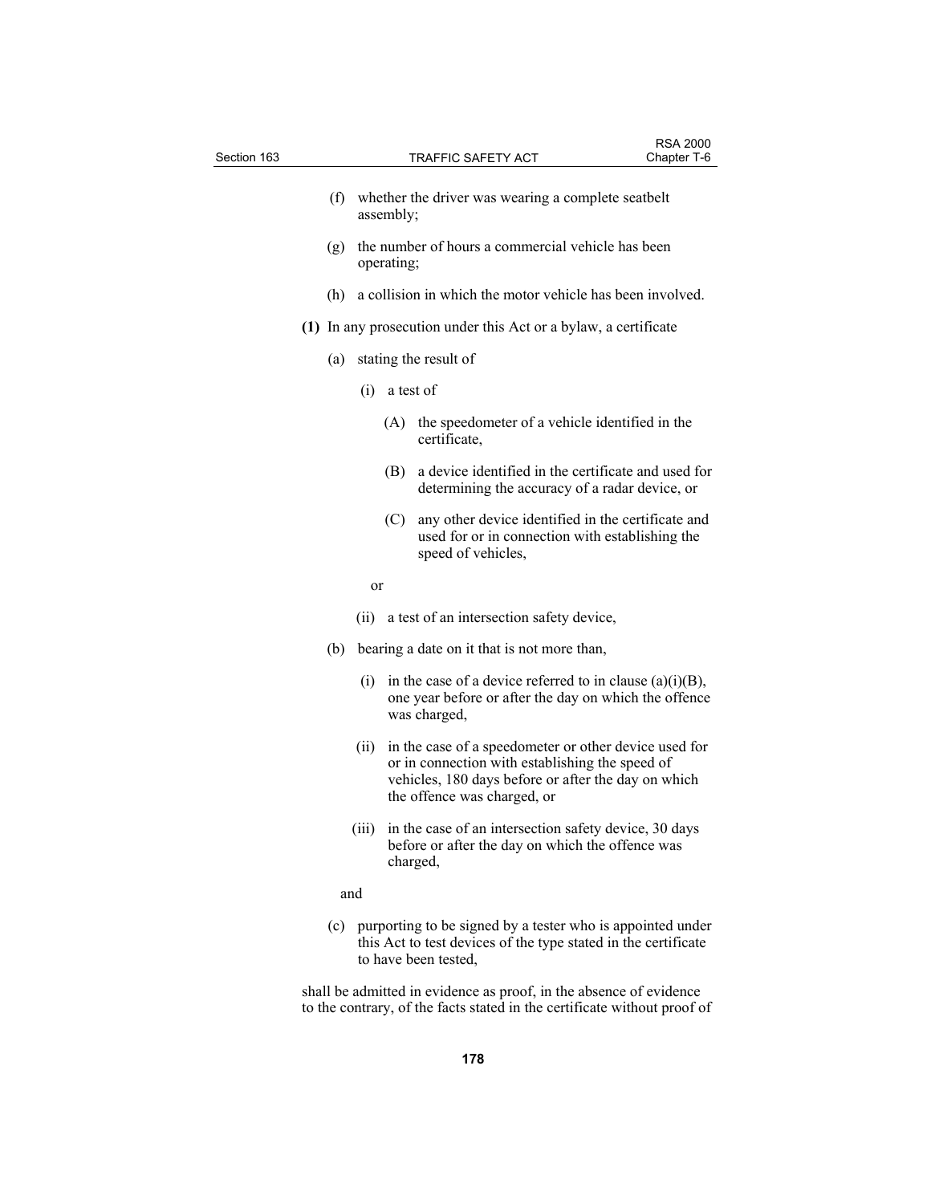(f) whether the driver was wearing a complete seatbelt assembly;

(g) the number of hours a commercial vehicle has been operating;

(h) a collision in which the motor vehicle has been involved.

**(1)** In any prosecution under this Act or a bylaw, a certificate

(a) stating the result of

(i) a test of

(A) the speedometer of a vehicle identified in the certificate,

(B) a device identified in the certificate and used for determining the accuracy of a radar device, or

(C) any other device identified in the certificate and used for or in connection with establishing the speed of vehicles,

or

(ii) a test of an intersection safety device,

(b) bearing a date on it that is not more than,

(i) in the case of a device referred to in clause (a)(i)(B), one year before or after the day on which the offence was charged,

(ii) in the case of a speedometer or other device used for or in connection with establishing the speed of vehicles, 180 days before or after the day on which the offence was charged, or

(iii) in the case of an intersection safety device, 30 days before or after the day on which the offence was charged,

and

(c) purporting to be signed by a tester who is appointed under this Act to test devices of the type stated in the certificate to have been tested,

shall be admitted in evidence as proof, in the absence of evidence to the contrary, of the facts stated in the certificate without proof of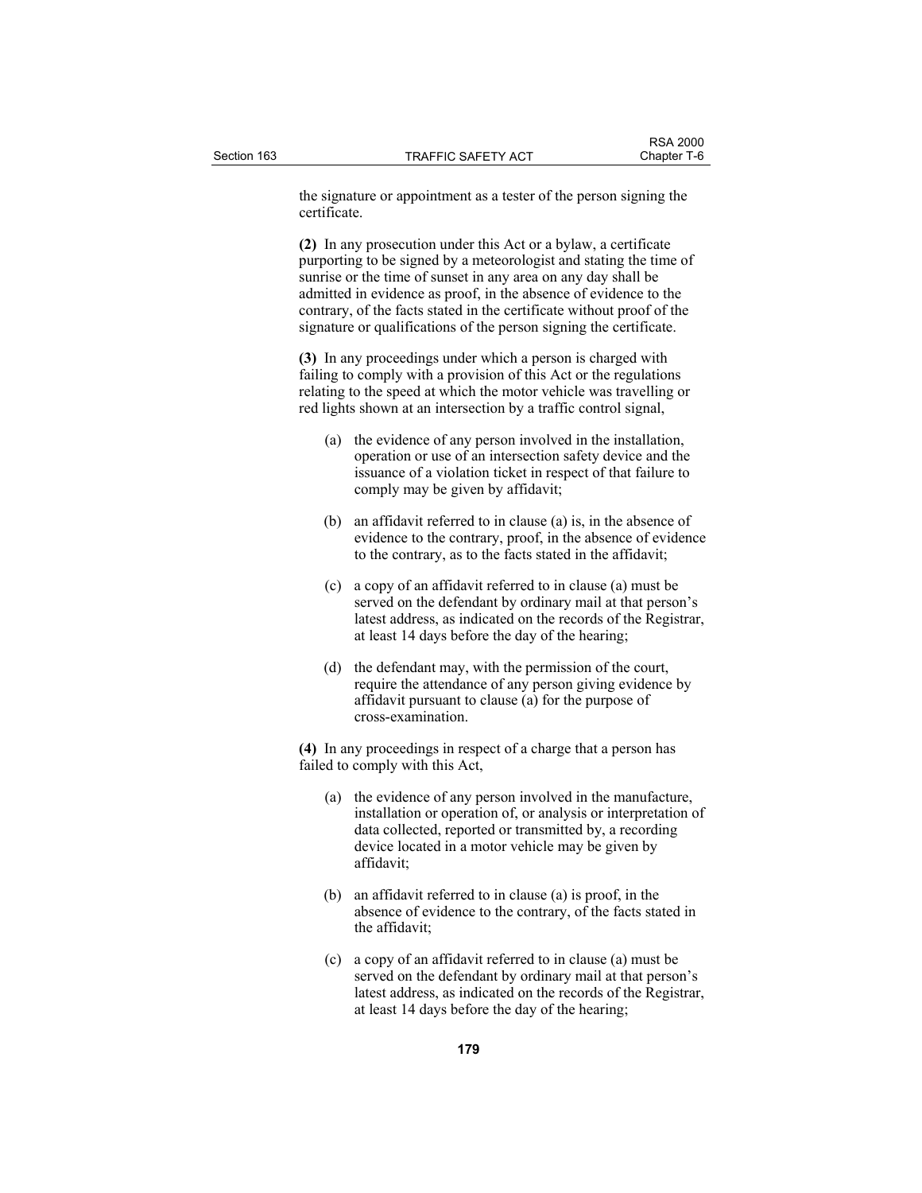the signature or appointment as a tester of the person signing the certificate.

**(2)** In any prosecution under this Act or a bylaw, a certificate purporting to be signed by a meteorologist and stating the time of sunrise or the time of sunset in any area on any day shall be admitted in evidence as proof, in the absence of evidence to the contrary, of the facts stated in the certificate without proof of the signature or qualifications of the person signing the certificate.

**(3)** In any proceedings under which a person is charged with failing to comply with a provision of this Act or the regulations relating to the speed at which the motor vehicle was travelling or red lights shown at an intersection by a traffic control signal,

- (a) the evidence of any person involved in the installation, operation or use of an intersection safety device and the issuance of a violation ticket in respect of that failure to comply may be given by affidavit;

- (b) an affidavit referred to in clause (a) is, in the absence of evidence to the contrary, proof, in the absence of evidence to the contrary, as to the facts stated in the affidavit;

- (c) a copy of an affidavit referred to in clause (a) must be served on the defendant by ordinary mail at that person's latest address, as indicated on the records of the Registrar, at least 14 days before the day of the hearing;

- (d) the defendant may, with the permission of the court, require the attendance of any person giving evidence by affidavit pursuant to clause (a) for the purpose of cross-examination.

**(4)** In any proceedings in respect of a charge that a person has failed to comply with this Act,

- (a) the evidence of any person involved in the manufacture, installation or operation of, or analysis or interpretation of data collected, reported or transmitted by, a recording device located in a motor vehicle may be given by affidavit;

- (b) an affidavit referred to in clause (a) is proof, in the absence of evidence to the contrary, of the facts stated in the affidavit;

- (c) a copy of an affidavit referred to in clause (a) must be served on the defendant by ordinary mail at that person's latest address, as indicated on the records of the Registrar, at least 14 days before the day of the hearing;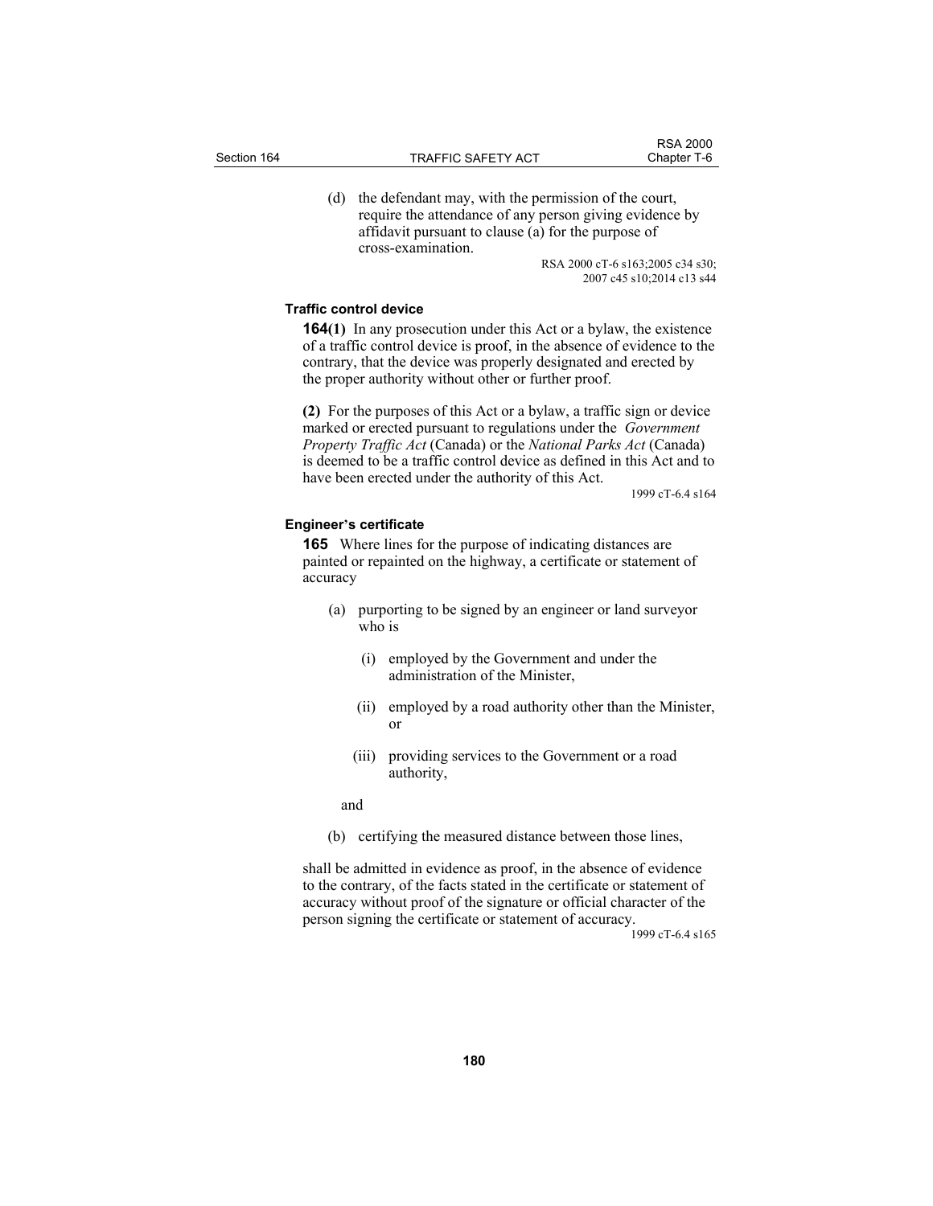(d) the defendant may, with the permission of the court, require the attendance of any person giving evidence by affidavit pursuant to clause (a) for the purpose of cross-examination.

RSA 2000 cT-6 s163;2005 c34 s30; 2007 c45 s10;2014 c13 s44

**Traffic control device**

**164(1)** In any prosecution under this Act or a bylaw, the existence of a traffic control device is proof, in the absence of evidence to the contrary, that the device was properly designated and erected by the proper authority without other or further proof.

**(2)** For the purposes of this Act or a bylaw, a traffic sign or device marked or erected pursuant to regulations under the *Government Property Traffic Act* (Canada) or the *National Parks Act* (Canada) is deemed to be a traffic control device as defined in this Act and to have been erected under the authority of this Act.

1999 cT-6.4 s164

**Engineer's certificate**

**165** Where lines for the purpose of indicating distances are painted or repainted on the highway, a certificate or statement of accuracy

(a) purporting to be signed by an engineer or land surveyor who is

(i) employed by the Government and under the administration of the Minister,

(ii) employed by a road authority other than the Minister, or

(iii) providing services to the Government or a road authority,

and

(b) certifying the measured distance between those lines,

shall be admitted in evidence as proof, in the absence of evidence to the contrary, of the facts stated in the certificate or statement of accuracy without proof of the signature or official character of the person signing the certificate or statement of accuracy.

1999 cT-6.4 s165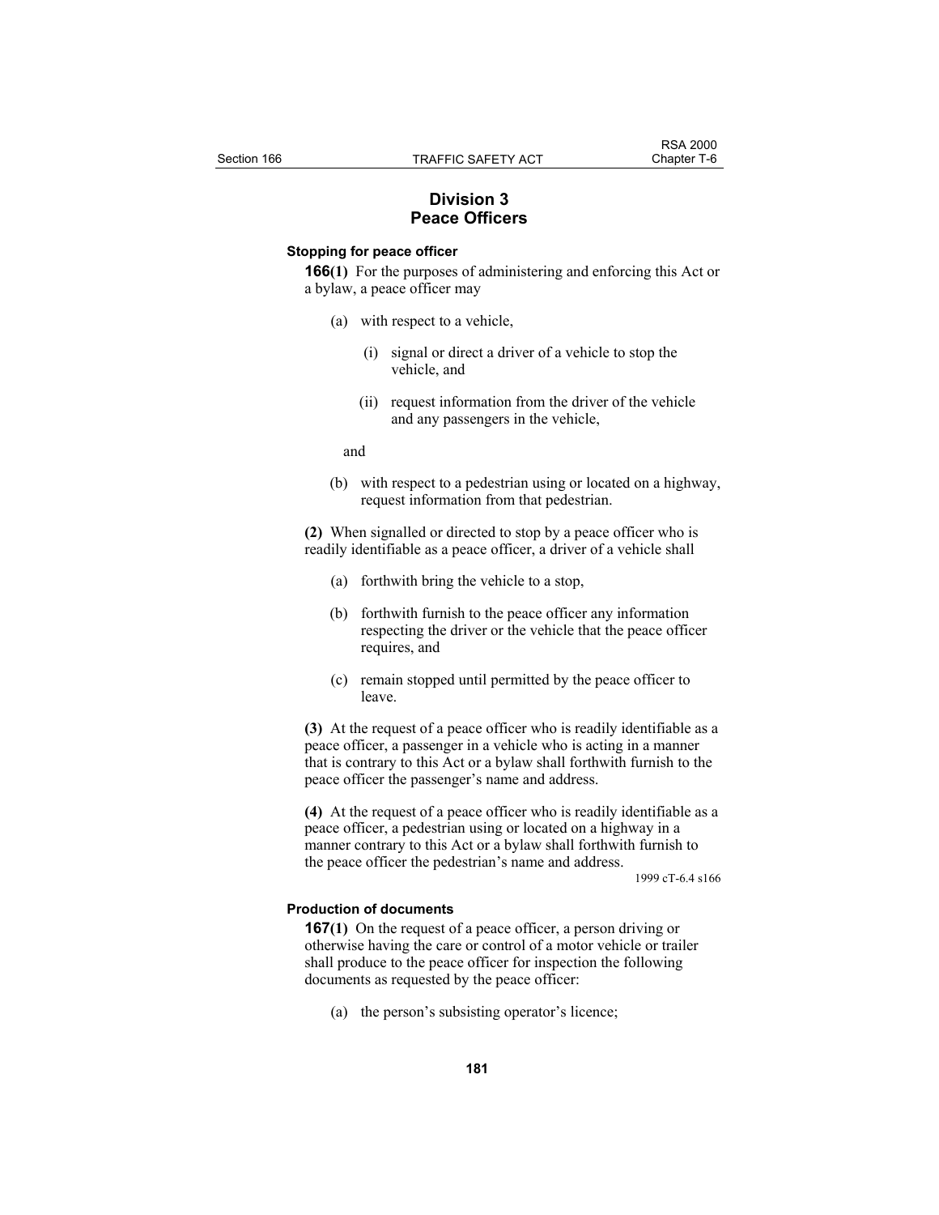## Division 3
## Peace Officers

### Stopping for peace officer

**166(1)** For the purposes of administering and enforcing this Act or a bylaw, a peace officer may

(a) with respect to a vehicle,

(i) signal or direct a driver of a vehicle to stop the vehicle, and

(ii) request information from the driver of the vehicle and any passengers in the vehicle,

and

(b) with respect to a pedestrian using or located on a highway, request information from that pedestrian.

**(2)** When signalled or directed to stop by a peace officer who is readily identifiable as a peace officer, a driver of a vehicle shall

(a) forthwith bring the vehicle to a stop,

(b) forthwith furnish to the peace officer any information respecting the driver or the vehicle that the peace officer requires, and

(c) remain stopped until permitted by the peace officer to leave.

**(3)** At the request of a peace officer who is readily identifiable as a peace officer, a passenger in a vehicle who is acting in a manner that is contrary to this Act or a bylaw shall forthwith furnish to the peace officer the passenger's name and address.

**(4)** At the request of a peace officer who is readily identifiable as a peace officer, a pedestrian using or located on a highway in a manner contrary to this Act or a bylaw shall forthwith furnish to the peace officer the pedestrian's name and address.

1999 cT-6.4 s166

### Production of documents

**167(1)** On the request of a peace officer, a person driving or otherwise having the care or control of a motor vehicle or trailer shall produce to the peace officer for inspection the following documents as requested by the peace officer:

(a) the person's subsisting operator's licence;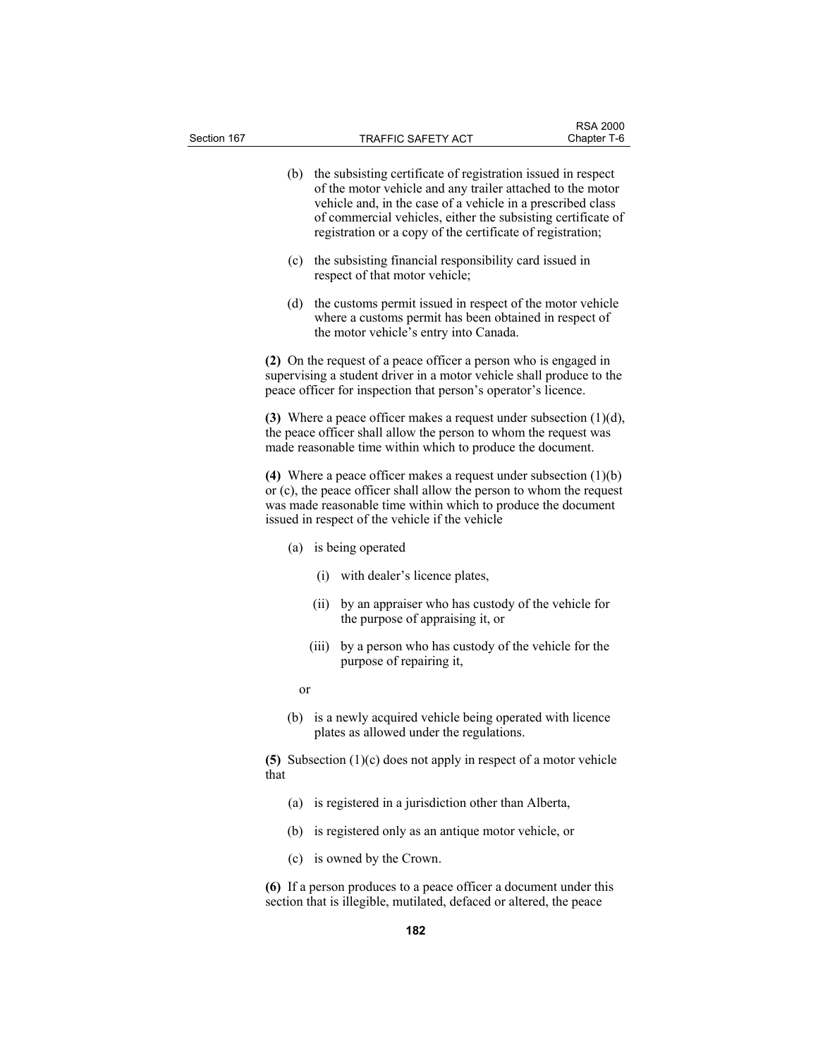(b) the subsisting certificate of registration issued in respect of the motor vehicle and any trailer attached to the motor vehicle and, in the case of a vehicle in a prescribed class of commercial vehicles, either the subsisting certificate of registration or a copy of the certificate of registration;

(c) the subsisting financial responsibility card issued in respect of that motor vehicle;

(d) the customs permit issued in respect of the motor vehicle where a customs permit has been obtained in respect of the motor vehicle's entry into Canada.

**(2)** On the request of a peace officer a person who is engaged in supervising a student driver in a motor vehicle shall produce to the peace officer for inspection that person's operator's licence.

**(3)** Where a peace officer makes a request under subsection (1)(d), the peace officer shall allow the person to whom the request was made reasonable time within which to produce the document.

**(4)** Where a peace officer makes a request under subsection (1)(b) or (c), the peace officer shall allow the person to whom the request was made reasonable time within which to produce the document issued in respect of the vehicle if the vehicle

(a) is being operated

(i) with dealer's licence plates,

(ii) by an appraiser who has custody of the vehicle for the purpose of appraising it, or

(iii) by a person who has custody of the vehicle for the purpose of repairing it,

or

(b) is a newly acquired vehicle being operated with licence plates as allowed under the regulations.

**(5)** Subsection (1)(c) does not apply in respect of a motor vehicle that

(a) is registered in a jurisdiction other than Alberta,

(b) is registered only as an antique motor vehicle, or

(c) is owned by the Crown.

**(6)** If a person produces to a peace officer a document under this section that is illegible, mutilated, defaced or altered, the peace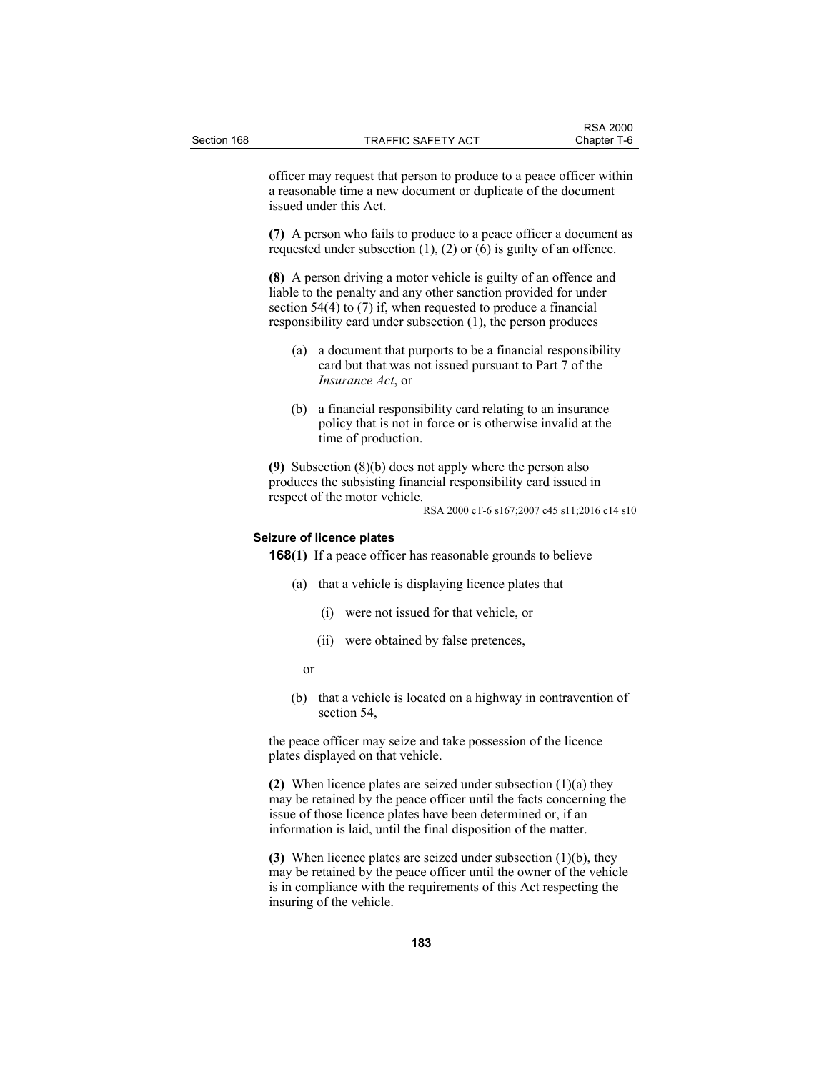officer may request that person to produce to a peace officer within a reasonable time a new document or duplicate of the document issued under this Act.

**(7)** A person who fails to produce to a peace officer a document as requested under subsection (1), (2) or (6) is guilty of an offence.

**(8)** A person driving a motor vehicle is guilty of an offence and liable to the penalty and any other sanction provided for under section 54(4) to (7) if, when requested to produce a financial responsibility card under subsection (1), the person produces

(a) a document that purports to be a financial responsibility card but that was not issued pursuant to Part 7 of the *Insurance Act*, or

(b) a financial responsibility card relating to an insurance policy that is not in force or is otherwise invalid at the time of production.

**(9)** Subsection (8)(b) does not apply where the person also produces the subsisting financial responsibility card issued in respect of the motor vehicle.

RSA 2000 cT-6 s167;2007 c45 s11;2016 c14 s10

**Seizure of licence plates**

**168(1)** If a peace officer has reasonable grounds to believe

(a) that a vehicle is displaying licence plates that

(i) were not issued for that vehicle, or

(ii) were obtained by false pretences,

or

(b) that a vehicle is located on a highway in contravention of section 54,

the peace officer may seize and take possession of the licence plates displayed on that vehicle.

**(2)** When licence plates are seized under subsection (1)(a) they may be retained by the peace officer until the facts concerning the issue of those licence plates have been determined or, if an information is laid, until the final disposition of the matter.

**(3)** When licence plates are seized under subsection (1)(b), they may be retained by the peace officer until the owner of the vehicle is in compliance with the requirements of this Act respecting the insuring of the vehicle.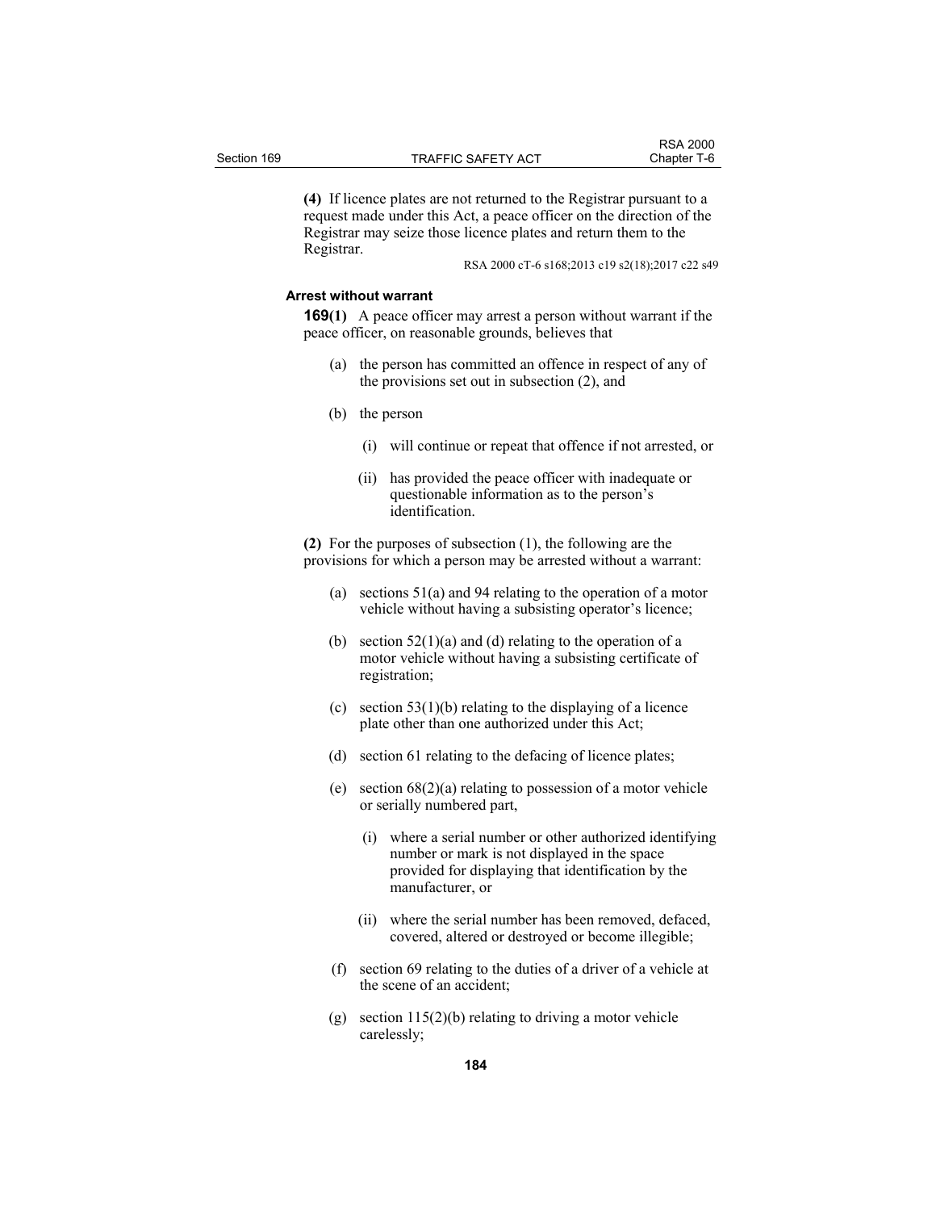**(4)** If licence plates are not returned to the Registrar pursuant to a request made under this Act, a peace officer on the direction of the Registrar may seize those licence plates and return them to the Registrar.

RSA 2000 cT-6 s168;2013 c19 s2(18);2017 c22 s49

**Arrest without warrant**

**169(1)** A peace officer may arrest a person without warrant if the peace officer, on reasonable grounds, believes that

(a) the person has committed an offence in respect of any of the provisions set out in subsection (2), and

(b) the person

(i) will continue or repeat that offence if not arrested, or

(ii) has provided the peace officer with inadequate or questionable information as to the person's identification.

**(2)** For the purposes of subsection (1), the following are the provisions for which a person may be arrested without a warrant:

(a) sections 51(a) and 94 relating to the operation of a motor vehicle without having a subsisting operator's licence;

(b) section 52(1)(a) and (d) relating to the operation of a motor vehicle without having a subsisting certificate of registration;

(c) section 53(1)(b) relating to the displaying of a licence plate other than one authorized under this Act;

(d) section 61 relating to the defacing of licence plates;

(e) section 68(2)(a) relating to possession of a motor vehicle or serially numbered part,

(i) where a serial number or other authorized identifying number or mark is not displayed in the space provided for displaying that identification by the manufacturer, or

(ii) where the serial number has been removed, defaced, covered, altered or destroyed or become illegible;

(f) section 69 relating to the duties of a driver of a vehicle at the scene of an accident;

(g) section 115(2)(b) relating to driving a motor vehicle carelessly;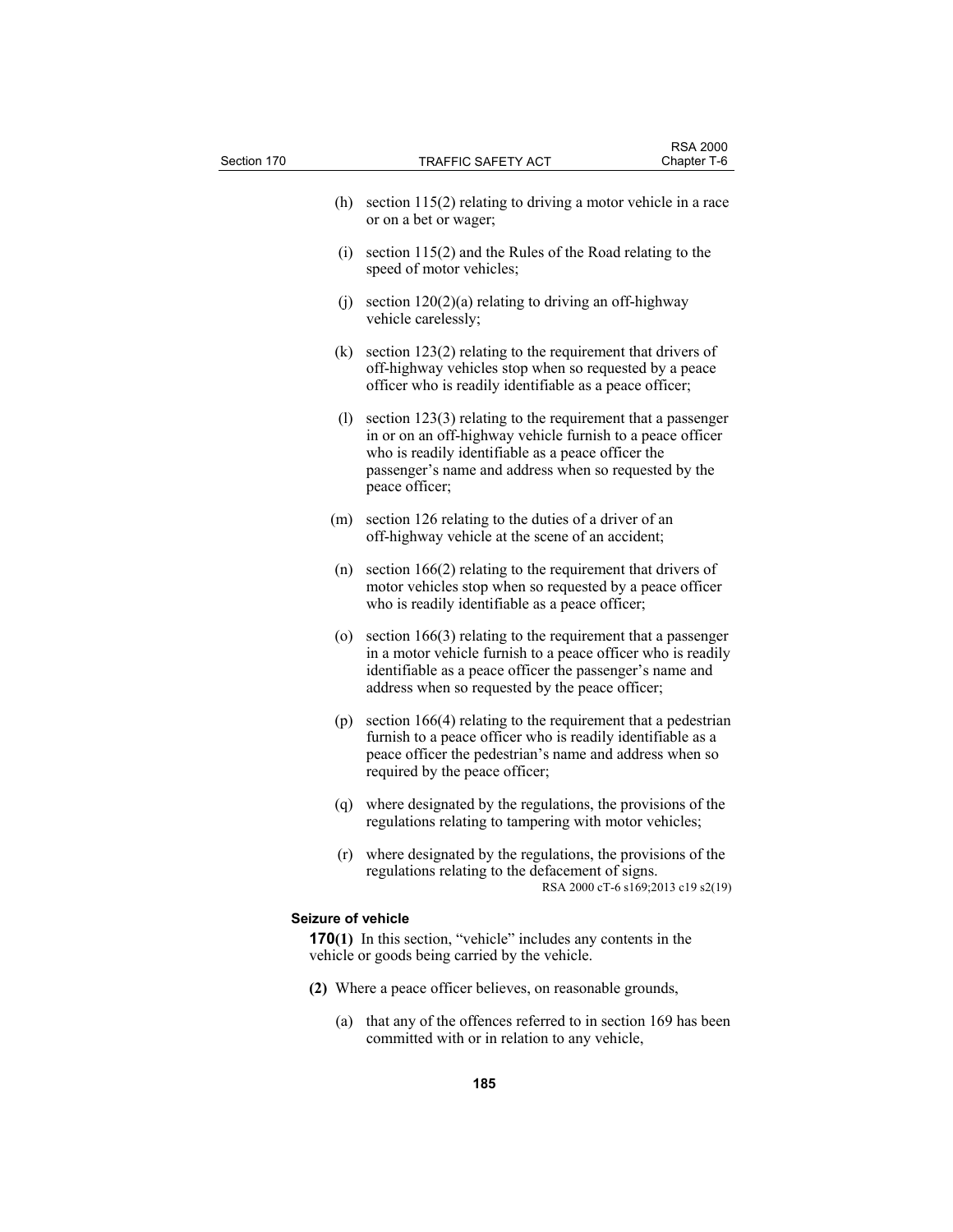(h) section 115(2) relating to driving a motor vehicle in a race or on a bet or wager;

(i) section 115(2) and the Rules of the Road relating to the speed of motor vehicles;

(j) section 120(2)(a) relating to driving an off-highway vehicle carelessly;

(k) section 123(2) relating to the requirement that drivers of off-highway vehicles stop when so requested by a peace officer who is readily identifiable as a peace officer;

(l) section 123(3) relating to the requirement that a passenger in or on an off-highway vehicle furnish to a peace officer who is readily identifiable as a peace officer the passenger's name and address when so requested by the peace officer;

(m) section 126 relating to the duties of a driver of an off-highway vehicle at the scene of an accident;

(n) section 166(2) relating to the requirement that drivers of motor vehicles stop when so requested by a peace officer who is readily identifiable as a peace officer;

(o) section 166(3) relating to the requirement that a passenger in a motor vehicle furnish to a peace officer who is readily identifiable as a peace officer the passenger's name and address when so requested by the peace officer;

(p) section 166(4) relating to the requirement that a pedestrian furnish to a peace officer who is readily identifiable as a peace officer the pedestrian's name and address when so required by the peace officer;

(q) where designated by the regulations, the provisions of the regulations relating to tampering with motor vehicles;

(r) where designated by the regulations, the provisions of the regulations relating to the defacement of signs.

RSA 2000 cT-6 s169;2013 c19 s2(19)

**Seizure of vehicle**

**170(1)** In this section, "vehicle" includes any contents in the vehicle or goods being carried by the vehicle.

**(2)** Where a peace officer believes, on reasonable grounds,

(a) that any of the offences referred to in section 169 has been committed with or in relation to any vehicle,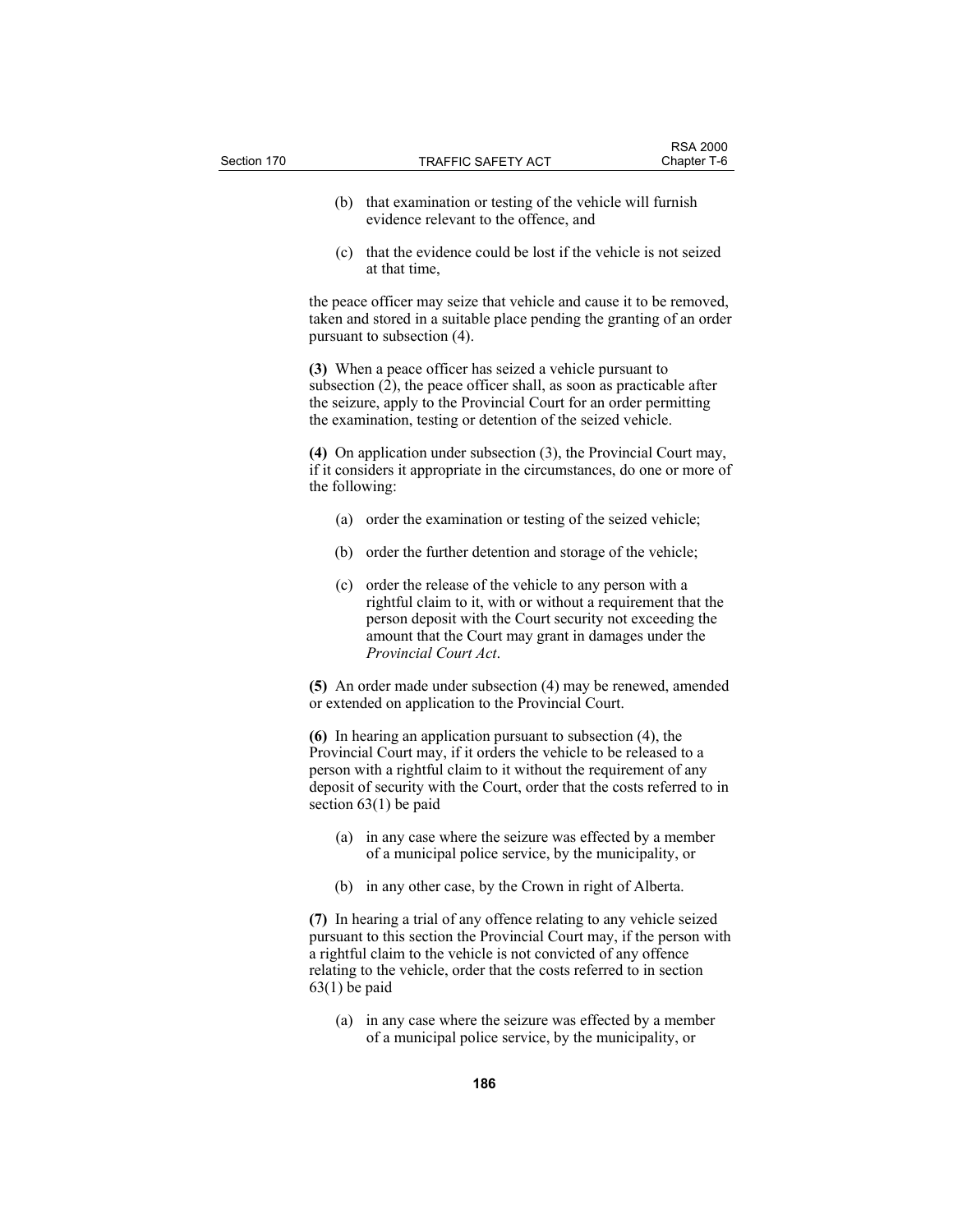(b) that examination or testing of the vehicle will furnish evidence relevant to the offence, and

(c) that the evidence could be lost if the vehicle is not seized at that time,

the peace officer may seize that vehicle and cause it to be removed, taken and stored in a suitable place pending the granting of an order pursuant to subsection (4).

**(3)** When a peace officer has seized a vehicle pursuant to subsection (2), the peace officer shall, as soon as practicable after the seizure, apply to the Provincial Court for an order permitting the examination, testing or detention of the seized vehicle.

**(4)** On application under subsection (3), the Provincial Court may, if it considers it appropriate in the circumstances, do one or more of the following:

(a) order the examination or testing of the seized vehicle;

(b) order the further detention and storage of the vehicle;

(c) order the release of the vehicle to any person with a rightful claim to it, with or without a requirement that the person deposit with the Court security not exceeding the amount that the Court may grant in damages under the *Provincial Court Act*.

**(5)** An order made under subsection (4) may be renewed, amended or extended on application to the Provincial Court.

**(6)** In hearing an application pursuant to subsection (4), the Provincial Court may, if it orders the vehicle to be released to a person with a rightful claim to it without the requirement of any deposit of security with the Court, order that the costs referred to in section 63(1) be paid

(a) in any case where the seizure was effected by a member of a municipal police service, by the municipality, or

(b) in any other case, by the Crown in right of Alberta.

**(7)** In hearing a trial of any offence relating to any vehicle seized pursuant to this section the Provincial Court may, if the person with a rightful claim to the vehicle is not convicted of any offence relating to the vehicle, order that the costs referred to in section 63(1) be paid

(a) in any case where the seizure was effected by a member of a municipal police service, by the municipality, or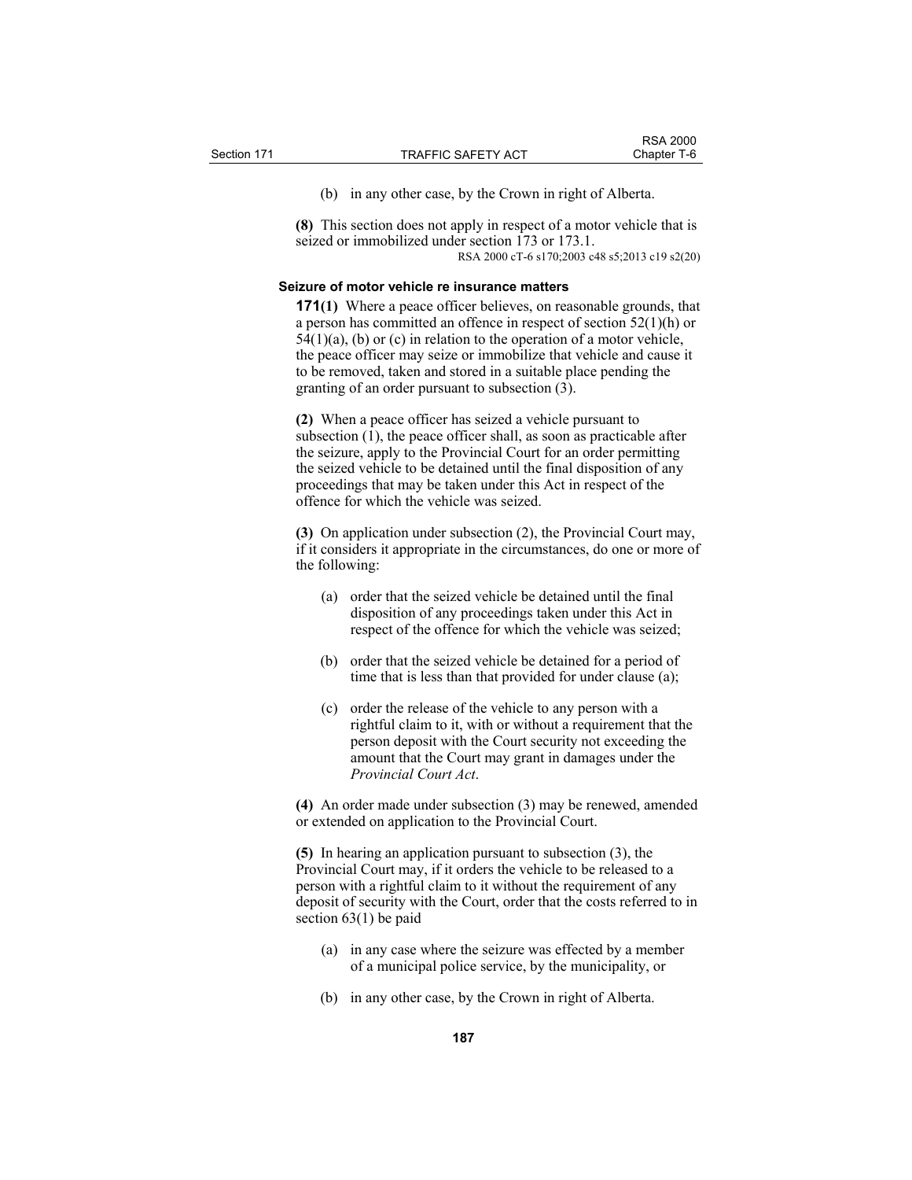(b) in any other case, by the Crown in right of Alberta.

**(8)** This section does not apply in respect of a motor vehicle that is seized or immobilized under section 173 or 173.1.

RSA 2000 cT-6 s170;2003 c48 s5;2013 c19 s2(20)

**Seizure of motor vehicle re insurance matters**

**171(1)** Where a peace officer believes, on reasonable grounds, that a person has committed an offence in respect of section 52(1)(h) or 54(1)(a), (b) or (c) in relation to the operation of a motor vehicle, the peace officer may seize or immobilize that vehicle and cause it to be removed, taken and stored in a suitable place pending the granting of an order pursuant to subsection (3).

**(2)** When a peace officer has seized a vehicle pursuant to subsection (1), the peace officer shall, as soon as practicable after the seizure, apply to the Provincial Court for an order permitting the seized vehicle to be detained until the final disposition of any proceedings that may be taken under this Act in respect of the offence for which the vehicle was seized.

**(3)** On application under subsection (2), the Provincial Court may, if it considers it appropriate in the circumstances, do one or more of the following:

(a) order that the seized vehicle be detained until the final disposition of any proceedings taken under this Act in respect of the offence for which the vehicle was seized;

(b) order that the seized vehicle be detained for a period of time that is less than that provided for under clause (a);

(c) order the release of the vehicle to any person with a rightful claim to it, with or without a requirement that the person deposit with the Court security not exceeding the amount that the Court may grant in damages under the *Provincial Court Act*.

**(4)** An order made under subsection (3) may be renewed, amended or extended on application to the Provincial Court.

**(5)** In hearing an application pursuant to subsection (3), the Provincial Court may, if it orders the vehicle to be released to a person with a rightful claim to it without the requirement of any deposit of security with the Court, order that the costs referred to in section 63(1) be paid

(a) in any case where the seizure was effected by a member of a municipal police service, by the municipality, or

(b) in any other case, by the Crown in right of Alberta.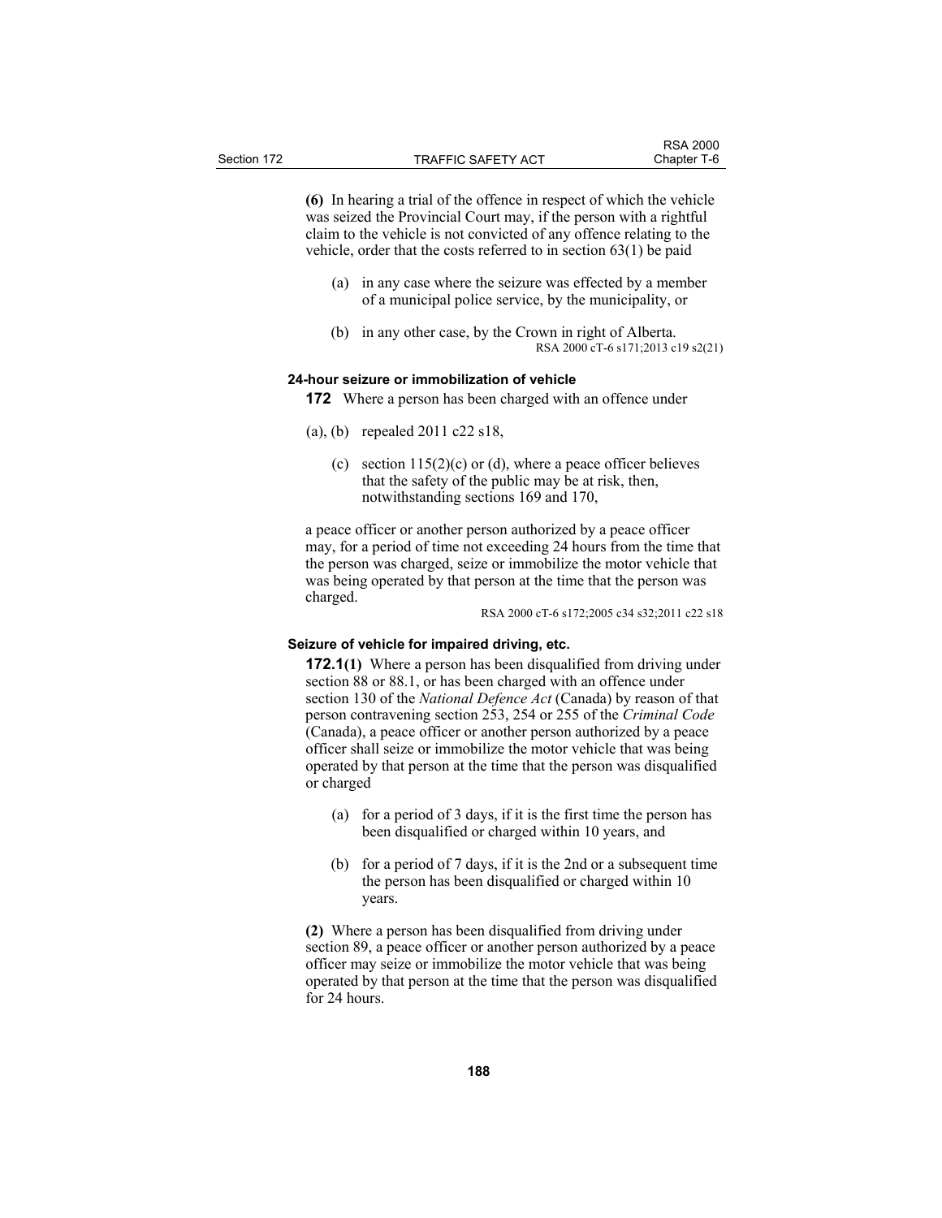**(6)** In hearing a trial of the offence in respect of which the vehicle was seized the Provincial Court may, if the person with a rightful claim to the vehicle is not convicted of any offence relating to the vehicle, order that the costs referred to in section 63(1) be paid

(a) in any case where the seizure was effected by a member of a municipal police service, by the municipality, or

(b) in any other case, by the Crown in right of Alberta.

RSA 2000 cT-6 s171;2013 c19 s2(21)

### 24-hour seizure or immobilization of vehicle

**172** Where a person has been charged with an offence under

(a), (b) repealed 2011 c22 s18,

(c) section 115(2)(c) or (d), where a peace officer believes that the safety of the public may be at risk, then, notwithstanding sections 169 and 170,

a peace officer or another person authorized by a peace officer may, for a period of time not exceeding 24 hours from the time that the person was charged, seize or immobilize the motor vehicle that was being operated by that person at the time that the person was charged.

RSA 2000 cT-6 s172;2005 c34 s32;2011 c22 s18

### Seizure of vehicle for impaired driving, etc.

**172.1(1)** Where a person has been disqualified from driving under section 88 or 88.1, or has been charged with an offence under section 130 of the *National Defence Act* (Canada) by reason of that person contravening section 253, 254 or 255 of the *Criminal Code* (Canada), a peace officer or another person authorized by a peace officer shall seize or immobilize the motor vehicle that was being operated by that person at the time that the person was disqualified or charged

(a) for a period of 3 days, if it is the first time the person has been disqualified or charged within 10 years, and

(b) for a period of 7 days, if it is the 2nd or a subsequent time the person has been disqualified or charged within 10 years.

**(2)** Where a person has been disqualified from driving under section 89, a peace officer or another person authorized by a peace officer may seize or immobilize the motor vehicle that was being operated by that person at the time that the person was disqualified for 24 hours.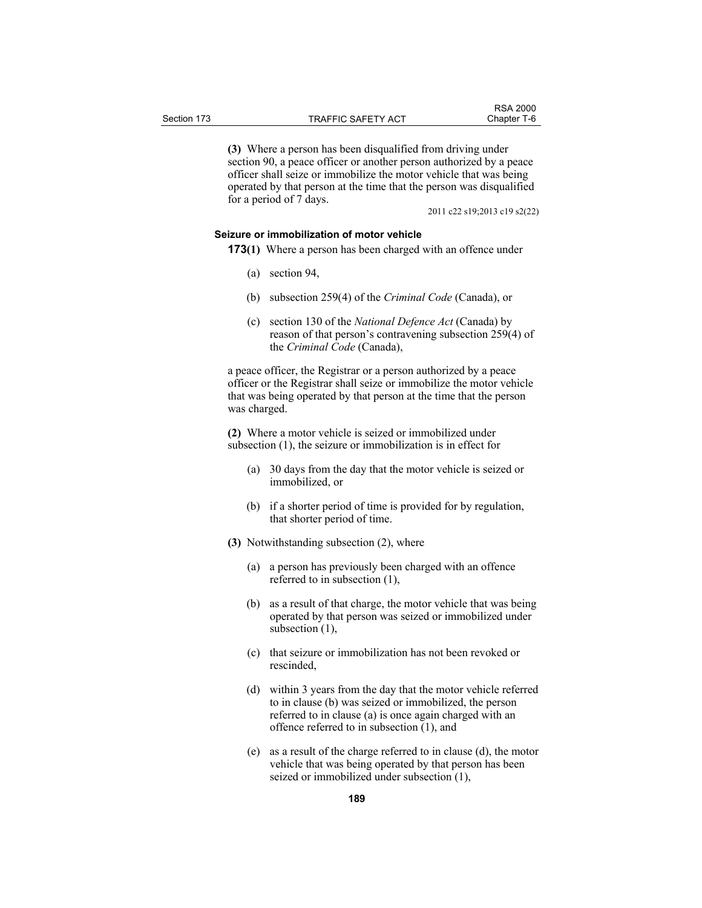**(3)** Where a person has been disqualified from driving under section 90, a peace officer or another person authorized by a peace officer shall seize or immobilize the motor vehicle that was being operated by that person at the time that the person was disqualified for a period of 7 days.

2011 c22 s19;2013 c19 s2(22)

**Seizure or immobilization of motor vehicle**

**173(1)** Where a person has been charged with an offence under

(a) section 94,

(b) subsection 259(4) of the *Criminal Code* (Canada), or

(c) section 130 of the *National Defence Act* (Canada) by reason of that person's contravening subsection 259(4) of the *Criminal Code* (Canada),

a peace officer, the Registrar or a person authorized by a peace officer or the Registrar shall seize or immobilize the motor vehicle that was being operated by that person at the time that the person was charged.

**(2)** Where a motor vehicle is seized or immobilized under subsection (1), the seizure or immobilization is in effect for

(a) 30 days from the day that the motor vehicle is seized or immobilized, or

(b) if a shorter period of time is provided for by regulation, that shorter period of time.

**(3)** Notwithstanding subsection (2), where

(a) a person has previously been charged with an offence referred to in subsection (1),

(b) as a result of that charge, the motor vehicle that was being operated by that person was seized or immobilized under subsection (1),

(c) that seizure or immobilization has not been revoked or rescinded,

(d) within 3 years from the day that the motor vehicle referred to in clause (b) was seized or immobilized, the person referred to in clause (a) is once again charged with an offence referred to in subsection (1), and

(e) as a result of the charge referred to in clause (d), the motor vehicle that was being operated by that person has been seized or immobilized under subsection (1),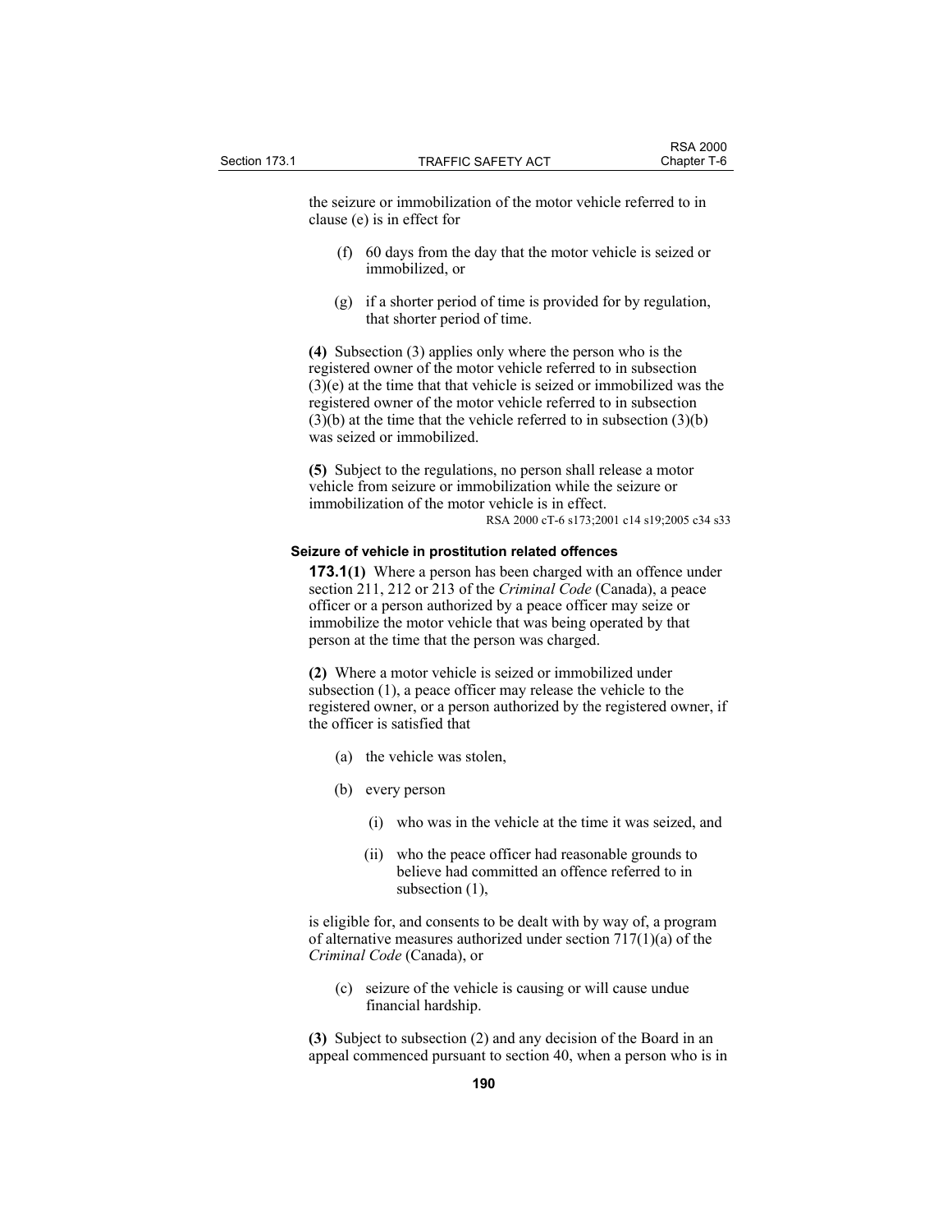the seizure or immobilization of the motor vehicle referred to in clause (e) is in effect for

(f) 60 days from the day that the motor vehicle is seized or immobilized, or

(g) if a shorter period of time is provided for by regulation, that shorter period of time.

**(4)** Subsection (3) applies only where the person who is the registered owner of the motor vehicle referred to in subsection (3)(e) at the time that that vehicle is seized or immobilized was the registered owner of the motor vehicle referred to in subsection (3)(b) at the time that the vehicle referred to in subsection (3)(b) was seized or immobilized.

**(5)** Subject to the regulations, no person shall release a motor vehicle from seizure or immobilization while the seizure or immobilization of the motor vehicle is in effect.

RSA 2000 cT-6 s173;2001 c14 s19;2005 c34 s33

### Seizure of vehicle in prostitution related offences

**173.1(1)** Where a person has been charged with an offence under section 211, 212 or 213 of the *Criminal Code* (Canada), a peace officer or a person authorized by a peace officer may seize or immobilize the motor vehicle that was being operated by that person at the time that the person was charged.

**(2)** Where a motor vehicle is seized or immobilized under subsection (1), a peace officer may release the vehicle to the registered owner, or a person authorized by the registered owner, if the officer is satisfied that

(a) the vehicle was stolen,

(b) every person

(i) who was in the vehicle at the time it was seized, and

(ii) who the peace officer had reasonable grounds to believe had committed an offence referred to in subsection (1),

is eligible for, and consents to be dealt with by way of, a program of alternative measures authorized under section 717(1)(a) of the *Criminal Code* (Canada), or

(c) seizure of the vehicle is causing or will cause undue financial hardship.

**(3)** Subject to subsection (2) and any decision of the Board in an appeal commenced pursuant to section 40, when a person who is in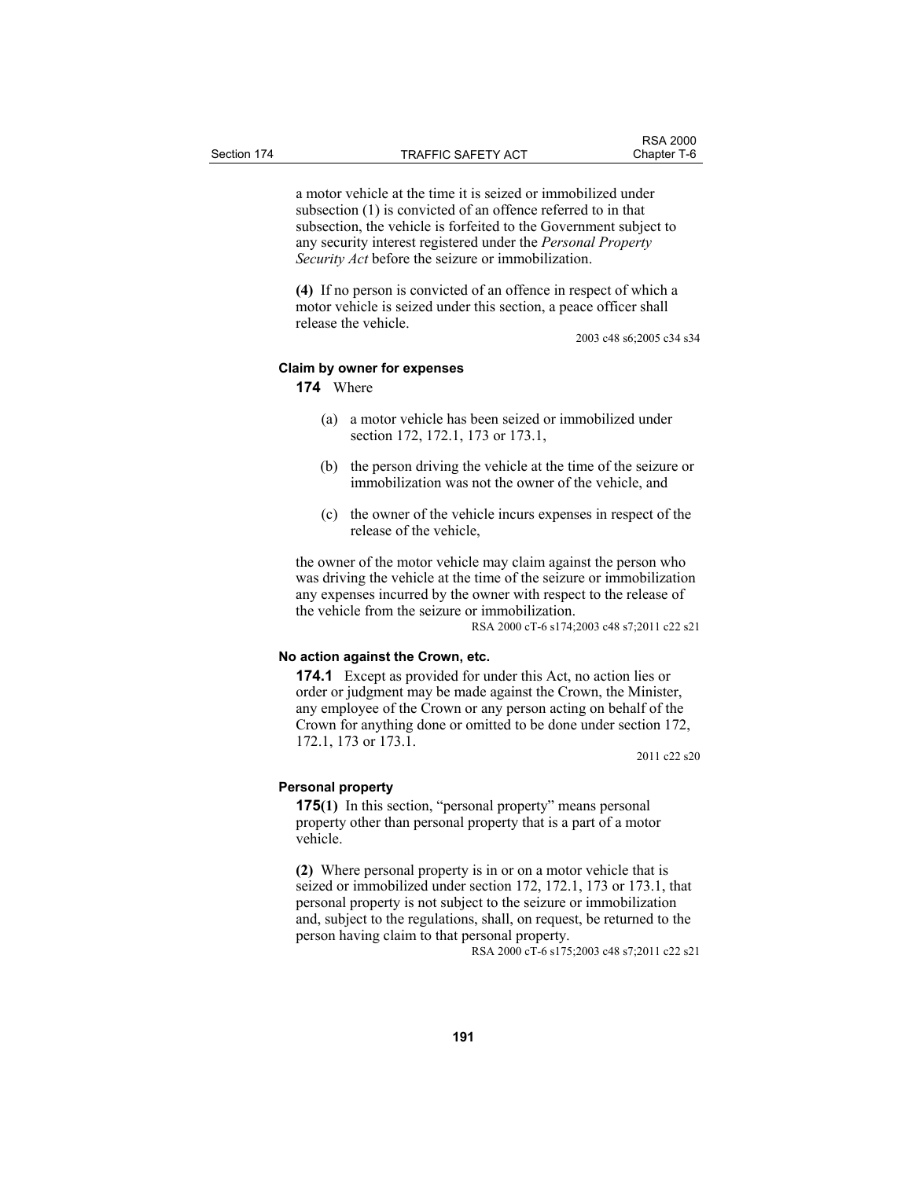a motor vehicle at the time it is seized or immobilized under subsection (1) is convicted of an offence referred to in that subsection, the vehicle is forfeited to the Government subject to any security interest registered under the *Personal Property Security Act* before the seizure or immobilization.

**(4)** If no person is convicted of an offence in respect of which a motor vehicle is seized under this section, a peace officer shall release the vehicle.

2003 c48 s6;2005 c34 s34

**Claim by owner for expenses**

**174** Where

(a) a motor vehicle has been seized or immobilized under section 172, 172.1, 173 or 173.1,

(b) the person driving the vehicle at the time of the seizure or immobilization was not the owner of the vehicle, and

(c) the owner of the vehicle incurs expenses in respect of the release of the vehicle,

the owner of the motor vehicle may claim against the person who was driving the vehicle at the time of the seizure or immobilization any expenses incurred by the owner with respect to the release of the vehicle from the seizure or immobilization.

RSA 2000 cT-6 s174;2003 c48 s7;2011 c22 s21

**No action against the Crown, etc.**

**174.1** Except as provided for under this Act, no action lies or order or judgment may be made against the Crown, the Minister, any employee of the Crown or any person acting on behalf of the Crown for anything done or omitted to be done under section 172, 172.1, 173 or 173.1.

2011 c22 s20

**Personal property**

**175(1)** In this section, "personal property" means personal property other than personal property that is a part of a motor vehicle.

**(2)** Where personal property is in or on a motor vehicle that is seized or immobilized under section 172, 172.1, 173 or 173.1, that personal property is not subject to the seizure or immobilization and, subject to the regulations, shall, on request, be returned to the person having claim to that personal property.

RSA 2000 cT-6 s175;2003 c48 s7;2011 c22 s21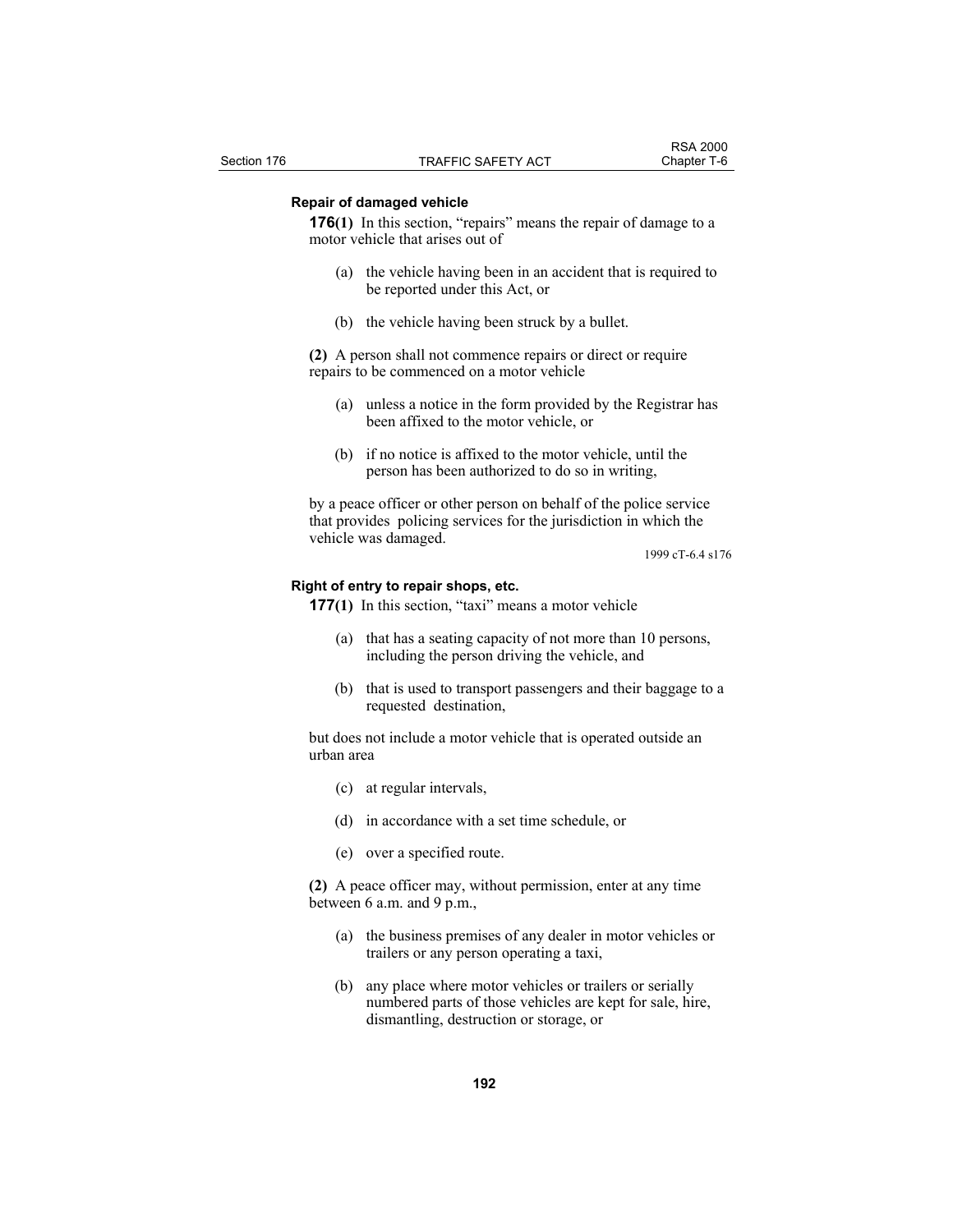### Repair of damaged vehicle

**176(1)** In this section, "repairs" means the repair of damage to a motor vehicle that arises out of

(a) the vehicle having been in an accident that is required to be reported under this Act, or

(b) the vehicle having been struck by a bullet.

**(2)** A person shall not commence repairs or direct or require repairs to be commenced on a motor vehicle

(a) unless a notice in the form provided by the Registrar has been affixed to the motor vehicle, or

(b) if no notice is affixed to the motor vehicle, until the person has been authorized to do so in writing,

by a peace officer or other person on behalf of the police service that provides policing services for the jurisdiction in which the vehicle was damaged.

1999 cT-6.4 s176

### Right of entry to repair shops, etc.

**177(1)** In this section, "taxi" means a motor vehicle

(a) that has a seating capacity of not more than 10 persons, including the person driving the vehicle, and

(b) that is used to transport passengers and their baggage to a requested destination,

but does not include a motor vehicle that is operated outside an urban area

(c) at regular intervals,

(d) in accordance with a set time schedule, or

(e) over a specified route.

**(2)** A peace officer may, without permission, enter at any time between 6 a.m. and 9 p.m.,

(a) the business premises of any dealer in motor vehicles or trailers or any person operating a taxi,

(b) any place where motor vehicles or trailers or serially numbered parts of those vehicles are kept for sale, hire, dismantling, destruction or storage, or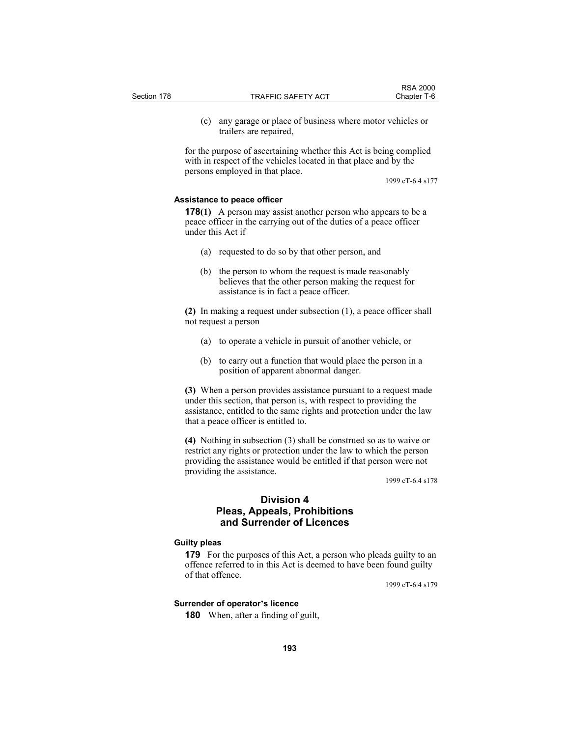(c) any garage or place of business where motor vehicles or trailers are repaired,

for the purpose of ascertaining whether this Act is being complied with in respect of the vehicles located in that place and by the persons employed in that place.

1999 cT-6.4 s177

**Assistance to peace officer**

**178(1)** A person may assist another person who appears to be a peace officer in the carrying out of the duties of a peace officer under this Act if

(a) requested to do so by that other person, and

(b) the person to whom the request is made reasonably believes that the other person making the request for assistance is in fact a peace officer.

**(2)** In making a request under subsection (1), a peace officer shall not request a person

(a) to operate a vehicle in pursuit of another vehicle, or

(b) to carry out a function that would place the person in a position of apparent abnormal danger.

**(3)** When a person provides assistance pursuant to a request made under this section, that person is, with respect to providing the assistance, entitled to the same rights and protection under the law that a peace officer is entitled to.

**(4)** Nothing in subsection (3) shall be construed so as to waive or restrict any rights or protection under the law to which the person providing the assistance would be entitled if that person were not providing the assistance.

1999 cT-6.4 s178

## Division 4
## Pleas, Appeals, Prohibitions and Surrender of Licences

**Guilty pleas**

**179** For the purposes of this Act, a person who pleads guilty to an offence referred to in this Act is deemed to have been found guilty of that offence.

1999 cT-6.4 s179

**Surrender of operator's licence**

**180** When, after a finding of guilt,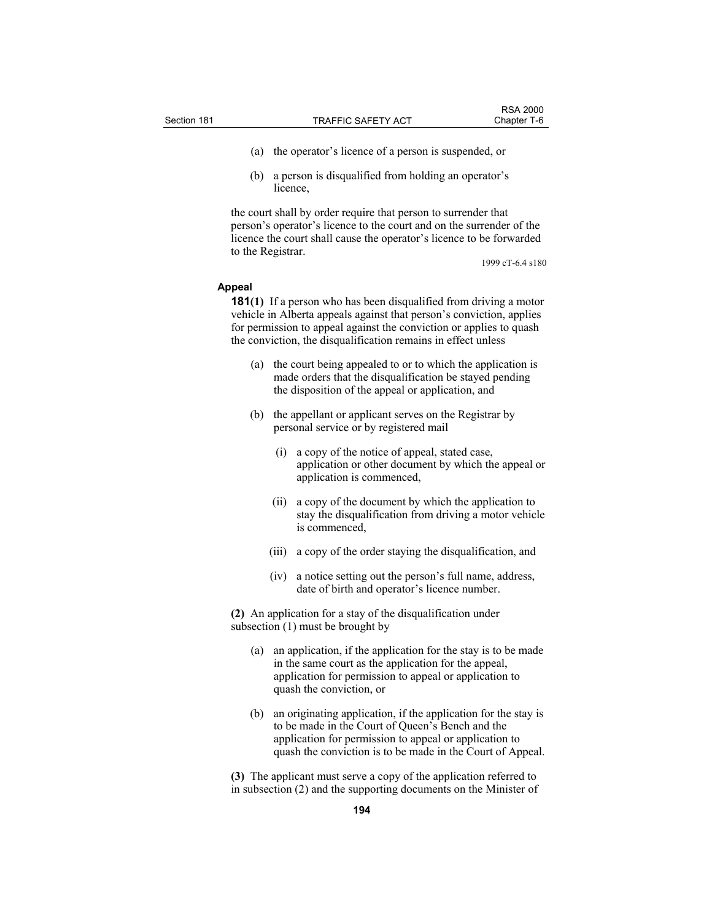(a) the operator's licence of a person is suspended, or

(b) a person is disqualified from holding an operator's licence,

the court shall by order require that person to surrender that person's operator's licence to the court and on the surrender of the licence the court shall cause the operator's licence to be forwarded to the Registrar.

1999 cT-6.4 s180

**Appeal**

**181(1)** If a person who has been disqualified from driving a motor vehicle in Alberta appeals against that person's conviction, applies for permission to appeal against the conviction or applies to quash the conviction, the disqualification remains in effect unless

(a) the court being appealed to or to which the application is made orders that the disqualification be stayed pending the disposition of the appeal or application, and

(b) the appellant or applicant serves on the Registrar by personal service or by registered mail

(i) a copy of the notice of appeal, stated case, application or other document by which the appeal or application is commenced,

(ii) a copy of the document by which the application to stay the disqualification from driving a motor vehicle is commenced,

(iii) a copy of the order staying the disqualification, and

(iv) a notice setting out the person's full name, address, date of birth and operator's licence number.

**(2)** An application for a stay of the disqualification under subsection (1) must be brought by

(a) an application, if the application for the stay is to be made in the same court as the application for the appeal, application for permission to appeal or application to quash the conviction, or

(b) an originating application, if the application for the stay is to be made in the Court of Queen's Bench and the application for permission to appeal or application to quash the conviction is to be made in the Court of Appeal.

**(3)** The applicant must serve a copy of the application referred to in subsection (2) and the supporting documents on the Minister of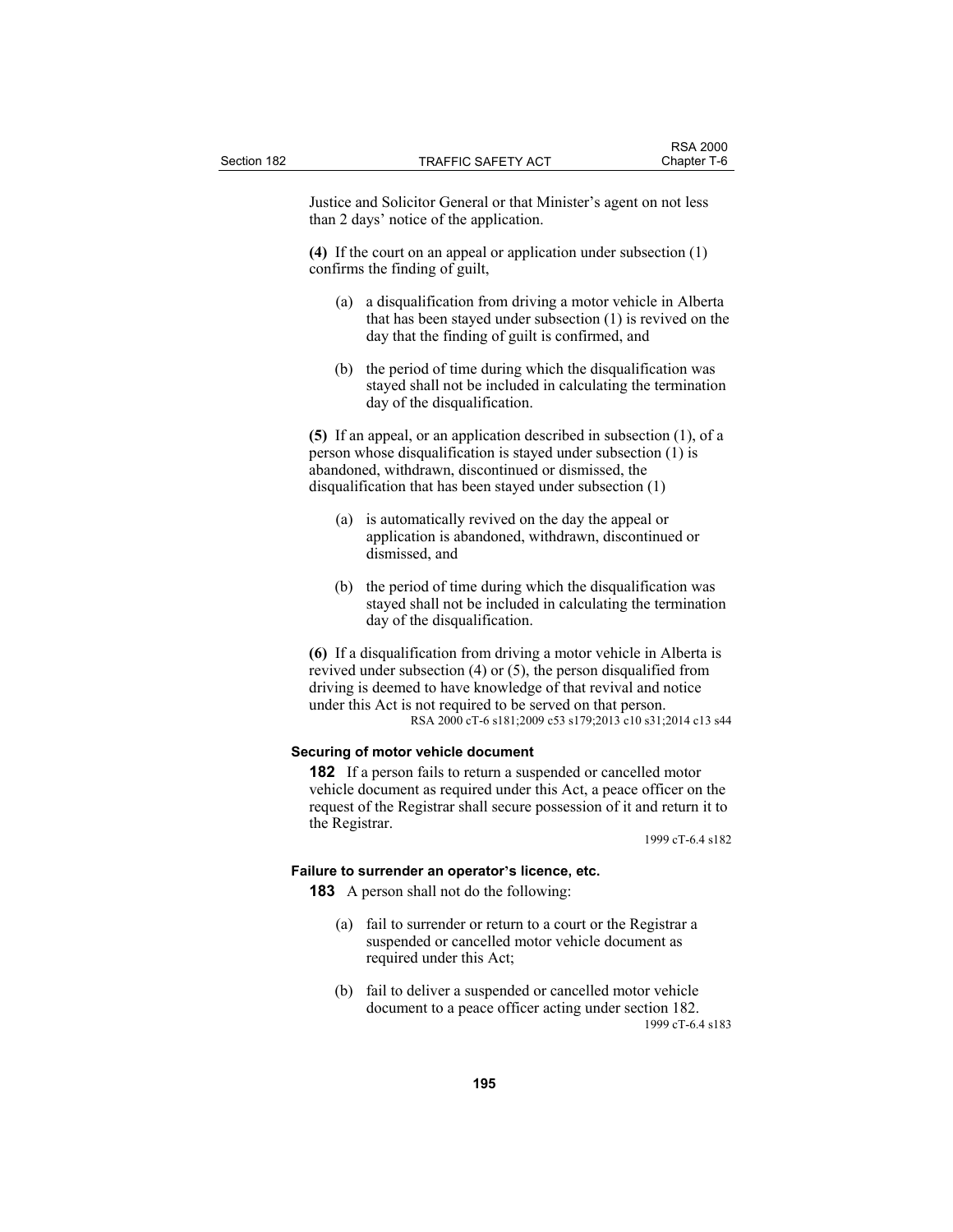Justice and Solicitor General or that Minister's agent on not less than 2 days' notice of the application.

**(4)** If the court on an appeal or application under subsection (1) confirms the finding of guilt,

(a) a disqualification from driving a motor vehicle in Alberta that has been stayed under subsection (1) is revived on the day that the finding of guilt is confirmed, and

(b) the period of time during which the disqualification was stayed shall not be included in calculating the termination day of the disqualification.

**(5)** If an appeal, or an application described in subsection (1), of a person whose disqualification is stayed under subsection (1) is abandoned, withdrawn, discontinued or dismissed, the disqualification that has been stayed under subsection (1)

(a) is automatically revived on the day the appeal or application is abandoned, withdrawn, discontinued or dismissed, and

(b) the period of time during which the disqualification was stayed shall not be included in calculating the termination day of the disqualification.

**(6)** If a disqualification from driving a motor vehicle in Alberta is revived under subsection (4) or (5), the person disqualified from driving is deemed to have knowledge of that revival and notice under this Act is not required to be served on that person.

RSA 2000 cT-6 s181;2009 c53 s179;2013 c10 s31;2014 c13 s44

### Securing of motor vehicle document

**182** If a person fails to return a suspended or cancelled motor vehicle document as required under this Act, a peace officer on the request of the Registrar shall secure possession of it and return it to the Registrar.

1999 cT-6.4 s182

### Failure to surrender an operator's licence, etc.

**183** A person shall not do the following:

(a) fail to surrender or return to a court or the Registrar a suspended or cancelled motor vehicle document as required under this Act;

(b) fail to deliver a suspended or cancelled motor vehicle document to a peace officer acting under section 182.

1999 cT-6.4 s183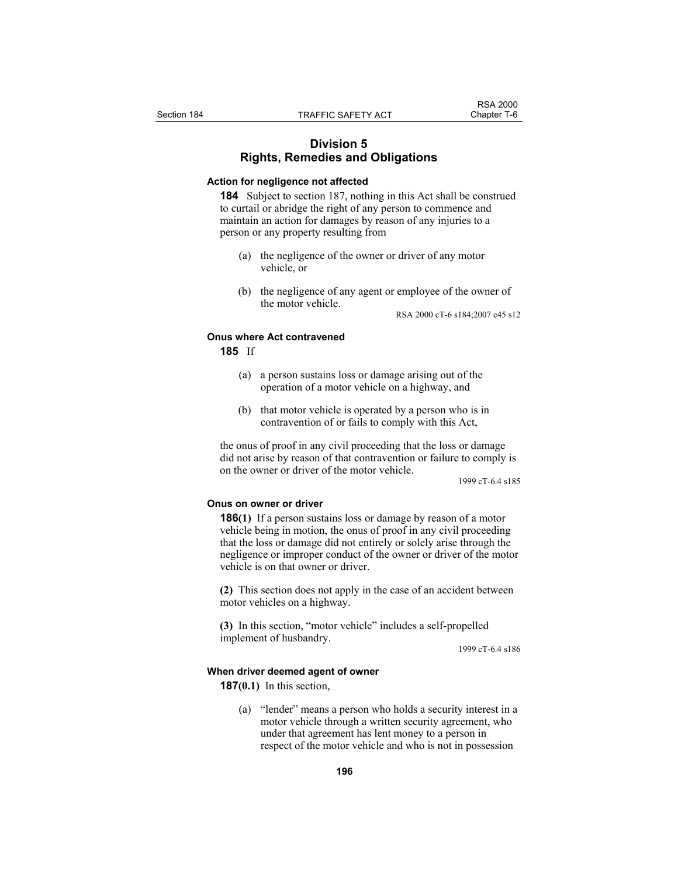## Division 5
## Rights, Remedies and Obligations

**Action for negligence not affected**

**184** Subject to section 187, nothing in this Act shall be construed to curtail or abridge the right of any person to commence and maintain an action for damages by reason of any injuries to a person or any property resulting from

(a) the negligence of the owner or driver of any motor vehicle, or

(b) the negligence of any agent or employee of the owner of the motor vehicle.

RSA 2000 cT-6 s184;2007 c45 s12

**Onus where Act contravened**

**185** If

(a) a person sustains loss or damage arising out of the operation of a motor vehicle on a highway, and

(b) that motor vehicle is operated by a person who is in contravention of or fails to comply with this Act,

the onus of proof in any civil proceeding that the loss or damage did not arise by reason of that contravention or failure to comply is on the owner or driver of the motor vehicle.

1999 cT-6.4 s185

**Onus on owner or driver**

**186(1)** If a person sustains loss or damage by reason of a motor vehicle being in motion, the onus of proof in any civil proceeding that the loss or damage did not entirely or solely arise through the negligence or improper conduct of the owner or driver of the motor vehicle is on that owner or driver.

**(2)** This section does not apply in the case of an accident between motor vehicles on a highway.

**(3)** In this section, "motor vehicle" includes a self-propelled implement of husbandry.

1999 cT-6.4 s186

**When driver deemed agent of owner**

**187(0.1)** In this section,

(a) "lender" means a person who holds a security interest in a motor vehicle through a written security agreement, who under that agreement has lent money to a person in respect of the motor vehicle and who is not in possession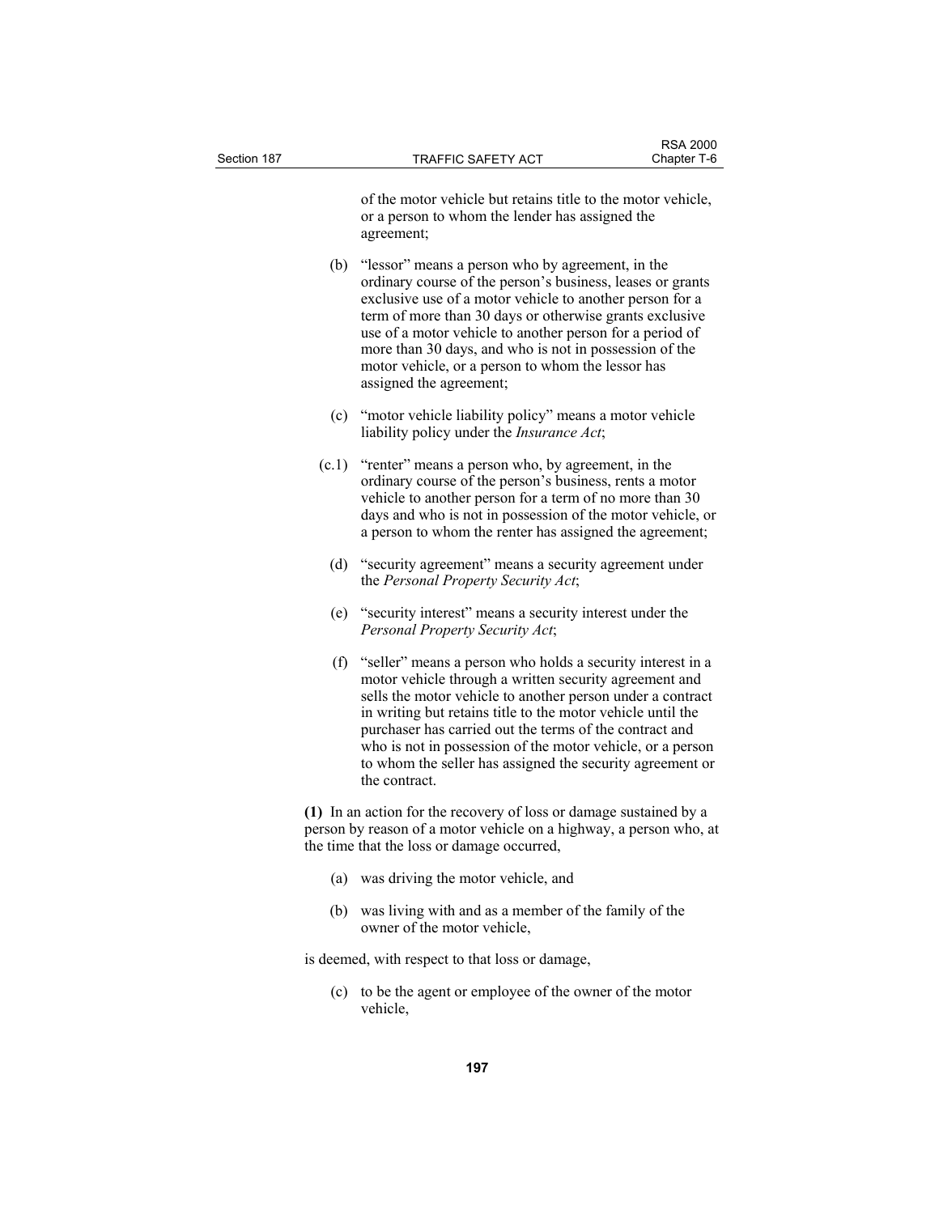of the motor vehicle but retains title to the motor vehicle, or a person to whom the lender has assigned the agreement;

(b) "lessor" means a person who by agreement, in the ordinary course of the person's business, leases or grants exclusive use of a motor vehicle to another person for a term of more than 30 days or otherwise grants exclusive use of a motor vehicle to another person for a period of more than 30 days, and who is not in possession of the motor vehicle, or a person to whom the lessor has assigned the agreement;

(c) "motor vehicle liability policy" means a motor vehicle liability policy under the *Insurance Act*;

(c.1) "renter" means a person who, by agreement, in the ordinary course of the person's business, rents a motor vehicle to another person for a term of no more than 30 days and who is not in possession of the motor vehicle, or a person to whom the renter has assigned the agreement;

(d) "security agreement" means a security agreement under the *Personal Property Security Act*;

(e) "security interest" means a security interest under the *Personal Property Security Act*;

(f) "seller" means a person who holds a security interest in a motor vehicle through a written security agreement and sells the motor vehicle to another person under a contract in writing but retains title to the motor vehicle until the purchaser has carried out the terms of the contract and who is not in possession of the motor vehicle, or a person to whom the seller has assigned the security agreement or the contract.

**(1)** In an action for the recovery of loss or damage sustained by a person by reason of a motor vehicle on a highway, a person who, at the time that the loss or damage occurred,

(a) was driving the motor vehicle, and

(b) was living with and as a member of the family of the owner of the motor vehicle,

is deemed, with respect to that loss or damage,

(c) to be the agent or employee of the owner of the motor vehicle,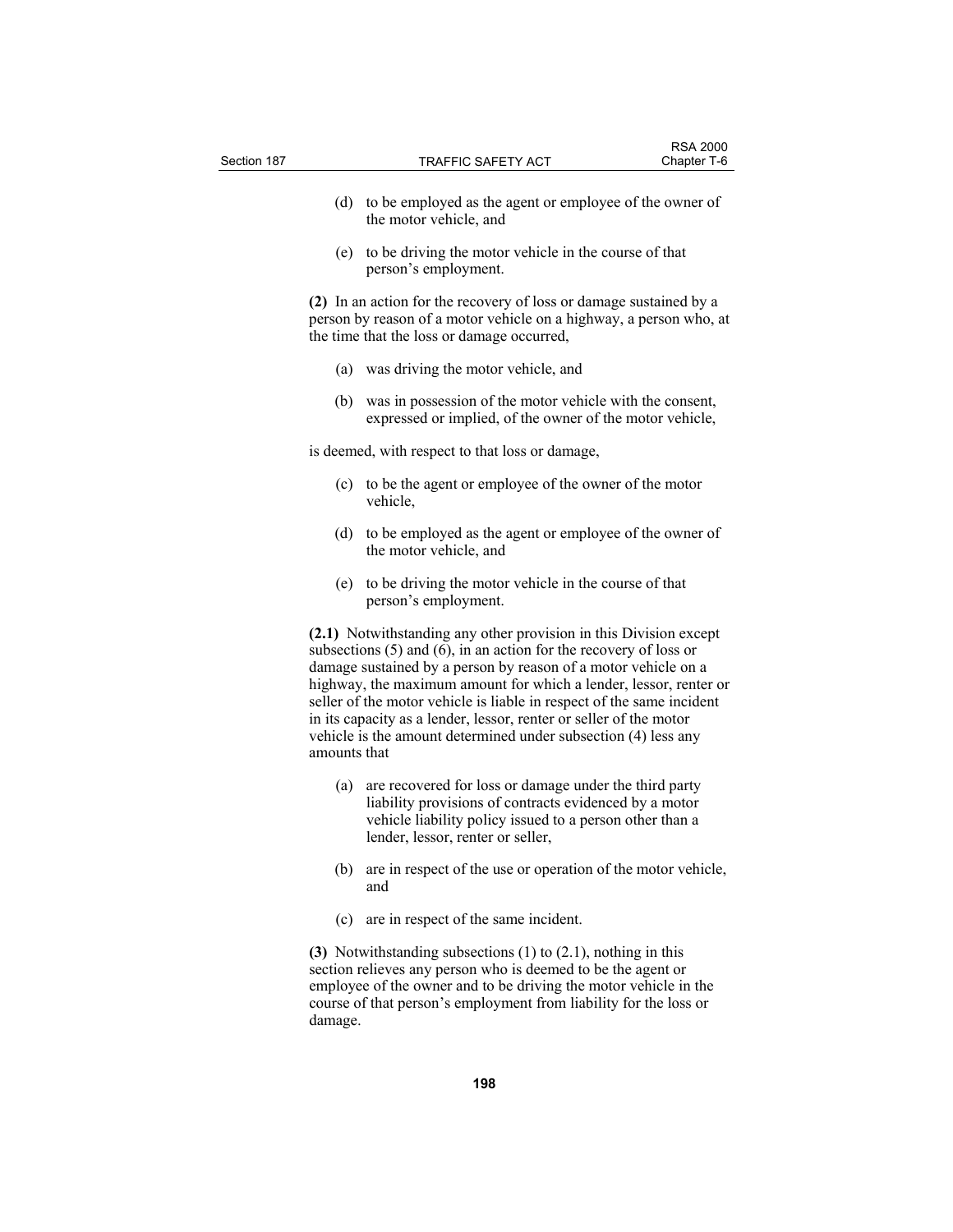(d) to be employed as the agent or employee of the owner of the motor vehicle, and

(e) to be driving the motor vehicle in the course of that person's employment.

**(2)** In an action for the recovery of loss or damage sustained by a person by reason of a motor vehicle on a highway, a person who, at the time that the loss or damage occurred,

(a) was driving the motor vehicle, and

(b) was in possession of the motor vehicle with the consent, expressed or implied, of the owner of the motor vehicle,

is deemed, with respect to that loss or damage,

(c) to be the agent or employee of the owner of the motor vehicle,

(d) to be employed as the agent or employee of the owner of the motor vehicle, and

(e) to be driving the motor vehicle in the course of that person's employment.

**(2.1)** Notwithstanding any other provision in this Division except subsections (5) and (6), in an action for the recovery of loss or damage sustained by a person by reason of a motor vehicle on a highway, the maximum amount for which a lender, lessor, renter or seller of the motor vehicle is liable in respect of the same incident in its capacity as a lender, lessor, renter or seller of the motor vehicle is the amount determined under subsection (4) less any amounts that

(a) are recovered for loss or damage under the third party liability provisions of contracts evidenced by a motor vehicle liability policy issued to a person other than a lender, lessor, renter or seller,

(b) are in respect of the use or operation of the motor vehicle, and

(c) are in respect of the same incident.

**(3)** Notwithstanding subsections (1) to (2.1), nothing in this section relieves any person who is deemed to be the agent or employee of the owner and to be driving the motor vehicle in the course of that person's employment from liability for the loss or damage.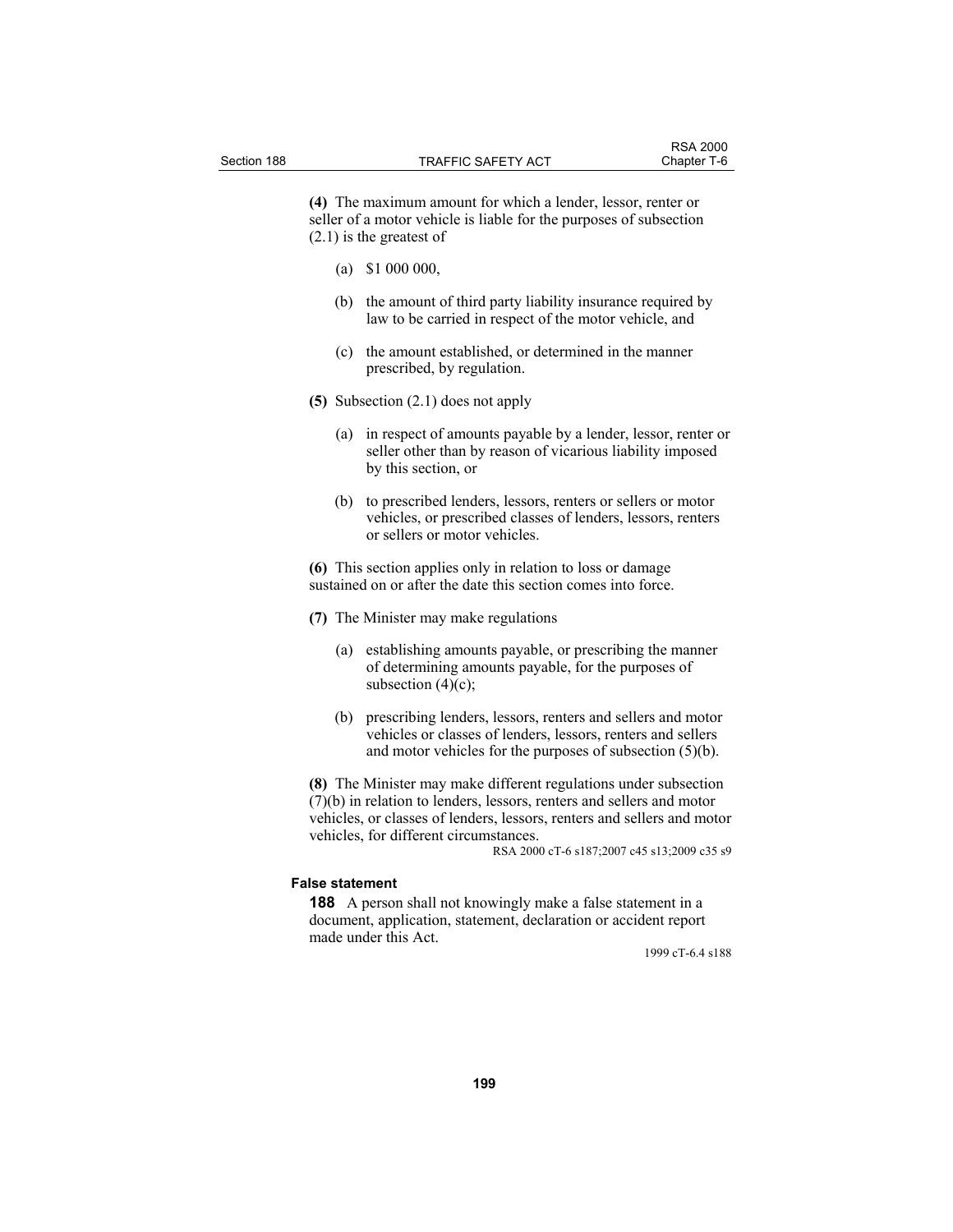**(4)** The maximum amount for which a lender, lessor, renter or seller of a motor vehicle is liable for the purposes of subsection (2.1) is the greatest of

(a) $1 000 000,

(b) the amount of third party liability insurance required by law to be carried in respect of the motor vehicle, and

(c) the amount established, or determined in the manner prescribed, by regulation.

**(5)** Subsection (2.1) does not apply

(a) in respect of amounts payable by a lender, lessor, renter or seller other than by reason of vicarious liability imposed by this section, or

(b) to prescribed lenders, lessors, renters or sellers or motor vehicles, or prescribed classes of lenders, lessors, renters or sellers or motor vehicles.

**(6)** This section applies only in relation to loss or damage sustained on or after the date this section comes into force.

**(7)** The Minister may make regulations

(a) establishing amounts payable, or prescribing the manner of determining amounts payable, for the purposes of subsection (4)(c);

(b) prescribing lenders, lessors, renters and sellers and motor vehicles or classes of lenders, lessors, renters and sellers and motor vehicles for the purposes of subsection (5)(b).

**(8)** The Minister may make different regulations under subsection (7)(b) in relation to lenders, lessors, renters and sellers and motor vehicles, or classes of lenders, lessors, renters and sellers and motor vehicles, for different circumstances.

RSA 2000 cT-6 s187;2007 c45 s13;2009 c35 s9

**False statement**

**188** A person shall not knowingly make a false statement in a document, application, statement, declaration or accident report made under this Act.

1999 cT-6.4 s188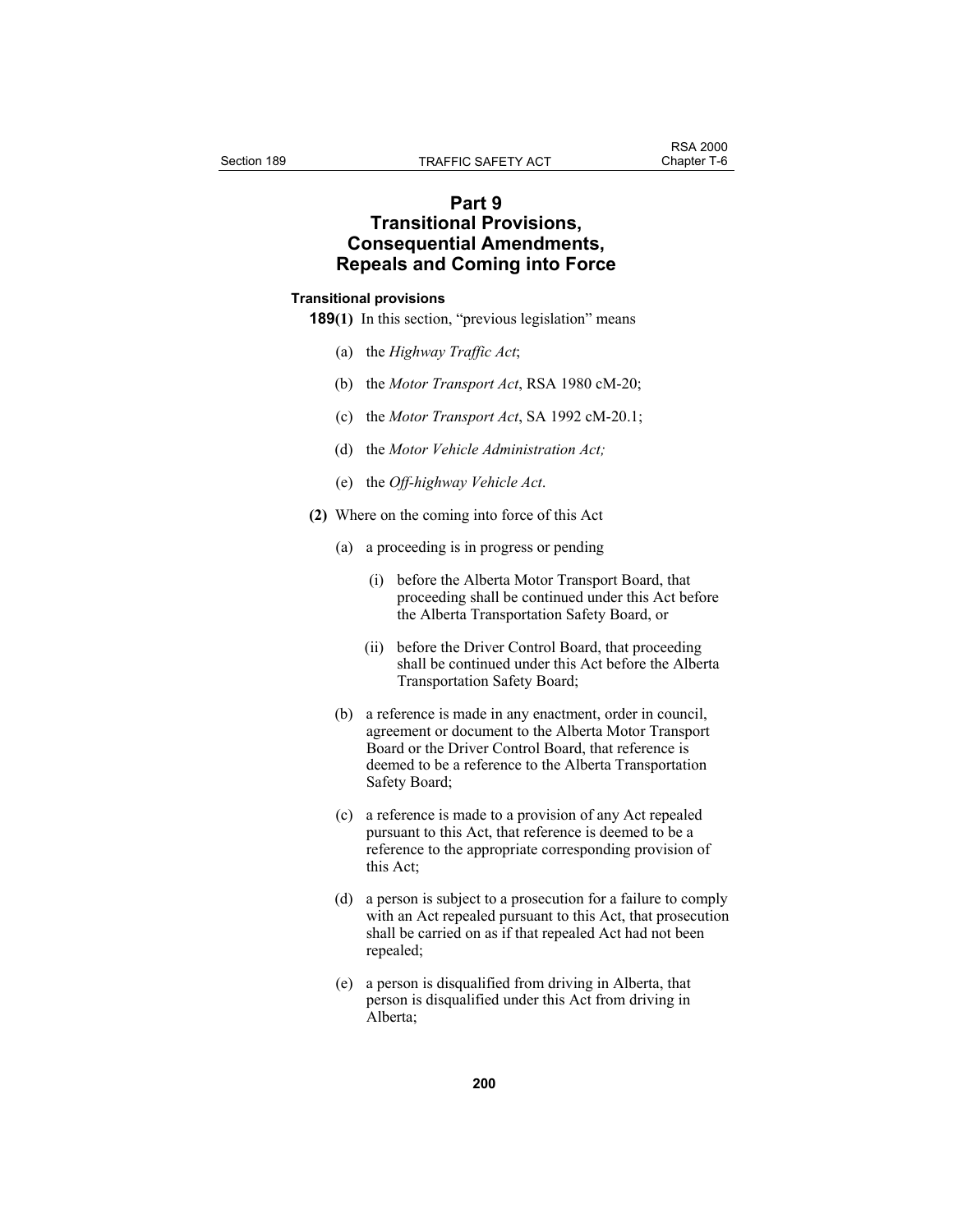# Part 9
# Transitional Provisions, Consequential Amendments, Repeals and Coming into Force

**Transitional provisions**

**189(1)** In this section, "previous legislation" means

(a) the *Highway Traffic Act*;

(b) the *Motor Transport Act*, RSA 1980 cM-20;

(c) the *Motor Transport Act*, SA 1992 cM-20.1;

(d) the *Motor Vehicle Administration Act;*

(e) the *Off-highway Vehicle Act*.

**(2)** Where on the coming into force of this Act

(a) a proceeding is in progress or pending

(i) before the Alberta Motor Transport Board, that proceeding shall be continued under this Act before the Alberta Transportation Safety Board, or

(ii) before the Driver Control Board, that proceeding shall be continued under this Act before the Alberta Transportation Safety Board;

(b) a reference is made in any enactment, order in council, agreement or document to the Alberta Motor Transport Board or the Driver Control Board, that reference is deemed to be a reference to the Alberta Transportation Safety Board;

(c) a reference is made to a provision of any Act repealed pursuant to this Act, that reference is deemed to be a reference to the appropriate corresponding provision of this Act;

(d) a person is subject to a prosecution for a failure to comply with an Act repealed pursuant to this Act, that prosecution shall be carried on as if that repealed Act had not been repealed;

(e) a person is disqualified from driving in Alberta, that person is disqualified under this Act from driving in Alberta;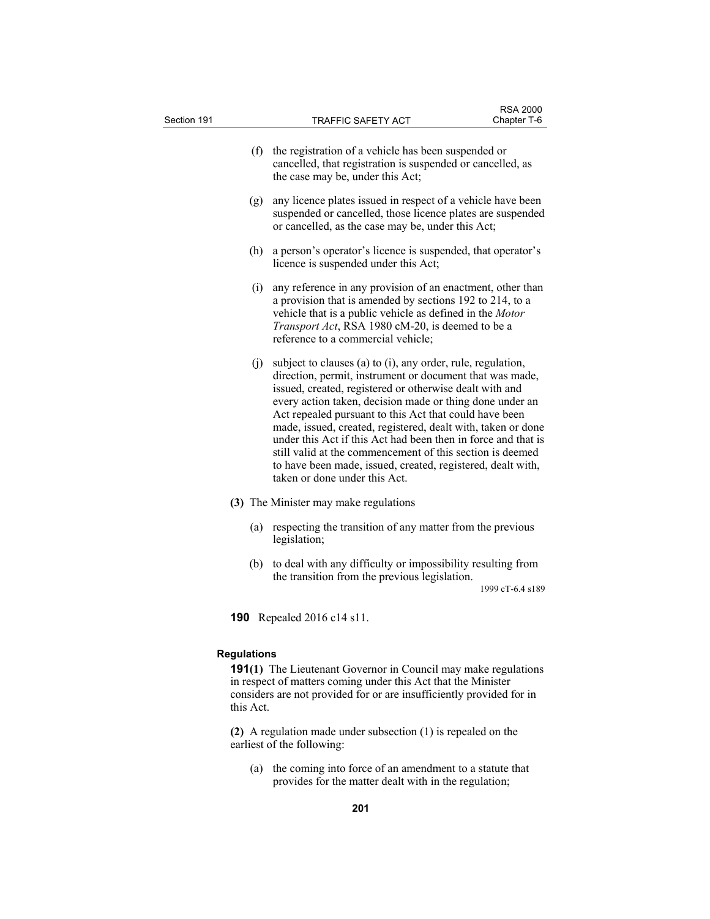(f) the registration of a vehicle has been suspended or cancelled, that registration is suspended or cancelled, as the case may be, under this Act;

(g) any licence plates issued in respect of a vehicle have been suspended or cancelled, those licence plates are suspended or cancelled, as the case may be, under this Act;

(h) a person's operator's licence is suspended, that operator's licence is suspended under this Act;

(i) any reference in any provision of an enactment, other than a provision that is amended by sections 192 to 214, to a vehicle that is a public vehicle as defined in the *Motor Transport Act*, RSA 1980 cM-20, is deemed to be a reference to a commercial vehicle;

(j) subject to clauses (a) to (i), any order, rule, regulation, direction, permit, instrument or document that was made, issued, created, registered or otherwise dealt with and every action taken, decision made or thing done under an Act repealed pursuant to this Act that could have been made, issued, created, registered, dealt with, taken or done under this Act if this Act had been then in force and that is still valid at the commencement of this section is deemed to have been made, issued, created, registered, dealt with, taken or done under this Act.

**(3)** The Minister may make regulations

(a) respecting the transition of any matter from the previous legislation;

(b) to deal with any difficulty or impossibility resulting from the transition from the previous legislation.

1999 cT-6.4 s189

**190** Repealed 2016 c14 s11.

#### Regulations

**191(1)** The Lieutenant Governor in Council may make regulations in respect of matters coming under this Act that the Minister considers are not provided for or are insufficiently provided for in this Act.

**(2)** A regulation made under subsection (1) is repealed on the earliest of the following:

(a) the coming into force of an amendment to a statute that provides for the matter dealt with in the regulation;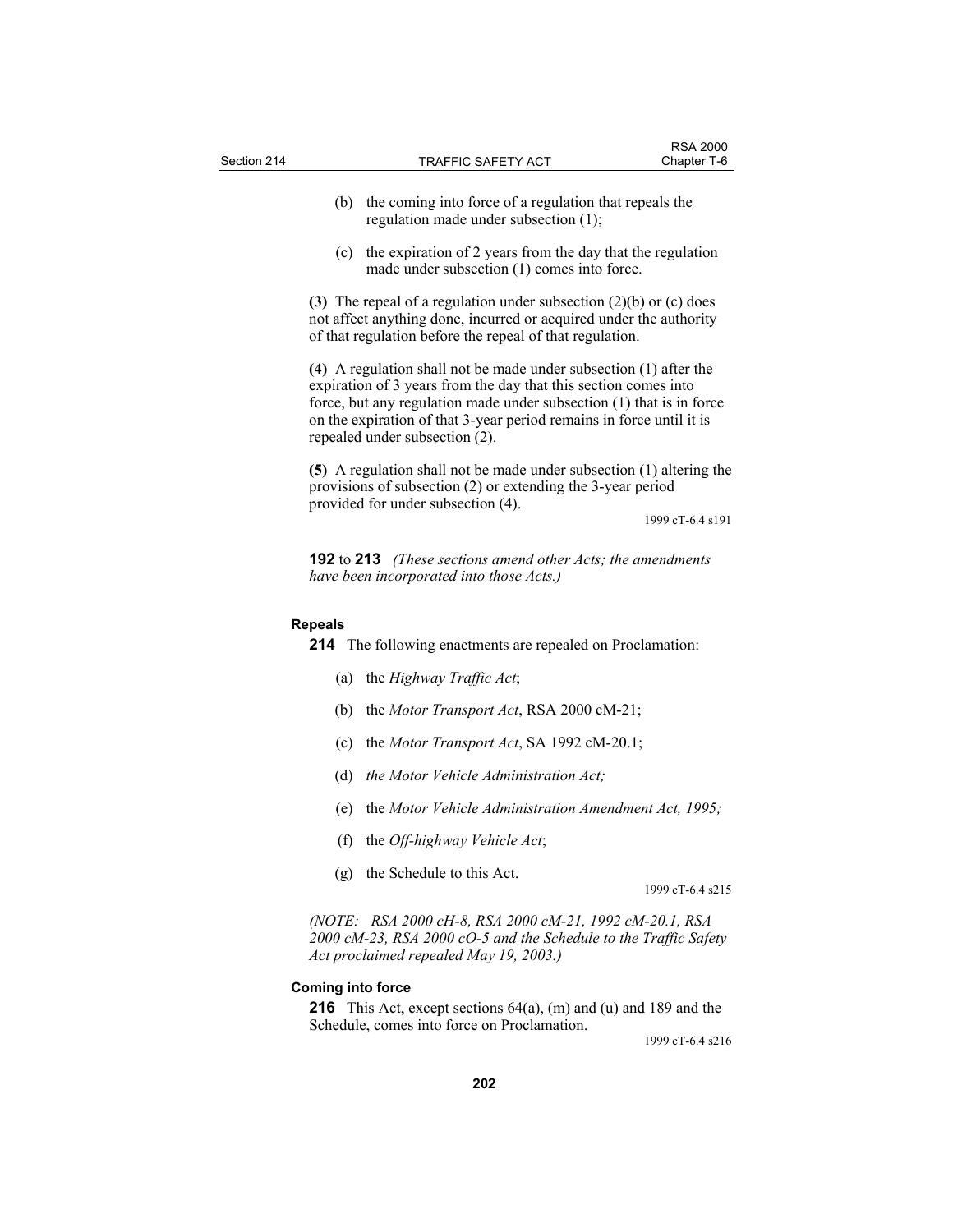(b) the coming into force of a regulation that repeals the regulation made under subsection (1);

(c) the expiration of 2 years from the day that the regulation made under subsection (1) comes into force.

**(3)** The repeal of a regulation under subsection (2)(b) or (c) does not affect anything done, incurred or acquired under the authority of that regulation before the repeal of that regulation.

**(4)** A regulation shall not be made under subsection (1) after the expiration of 3 years from the day that this section comes into force, but any regulation made under subsection (1) that is in force on the expiration of that 3-year period remains in force until it is repealed under subsection (2).

**(5)** A regulation shall not be made under subsection (1) altering the provisions of subsection (2) or extending the 3-year period provided for under subsection (4).

1999 cT-6.4 s191

**192** to **213** *(These sections amend other Acts; the amendments have been incorporated into those Acts.)*

**Repeals**

**214** The following enactments are repealed on Proclamation:

(a) the *Highway Traffic Act*;

(b) the *Motor Transport Act*, RSA 2000 cM-21;

(c) the *Motor Transport Act*, SA 1992 cM-20.1;

(d) *the Motor Vehicle Administration Act;*

(e) the *Motor Vehicle Administration Amendment Act, 1995;*

(f) the *Off-highway Vehicle Act*;

(g) the Schedule to this Act.

1999 cT-6.4 s215

*(NOTE: RSA 2000 cH-8, RSA 2000 cM-21, 1992 cM-20.1, RSA 2000 cM-23, RSA 2000 cO-5 and the Schedule to the Traffic Safety Act proclaimed repealed May 19, 2003.)*

**Coming into force**

**216** This Act, except sections 64(a), (m) and (u) and 189 and the Schedule, comes into force on Proclamation.

1999 cT-6.4 s216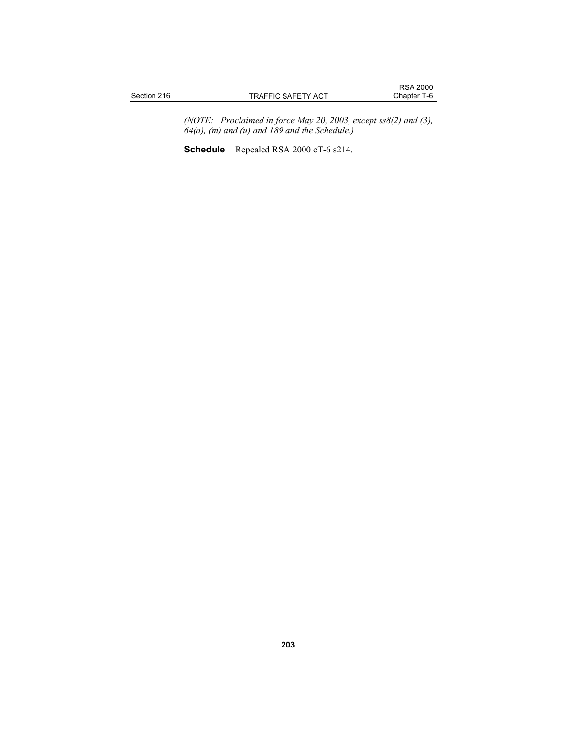*(NOTE: Proclaimed in force May 20, 2003, except ss8(2) and (3), 64(a), (m) and (u) and 189 and the Schedule.)*

**Schedule** Repealed RSA 2000 cT-6 s214.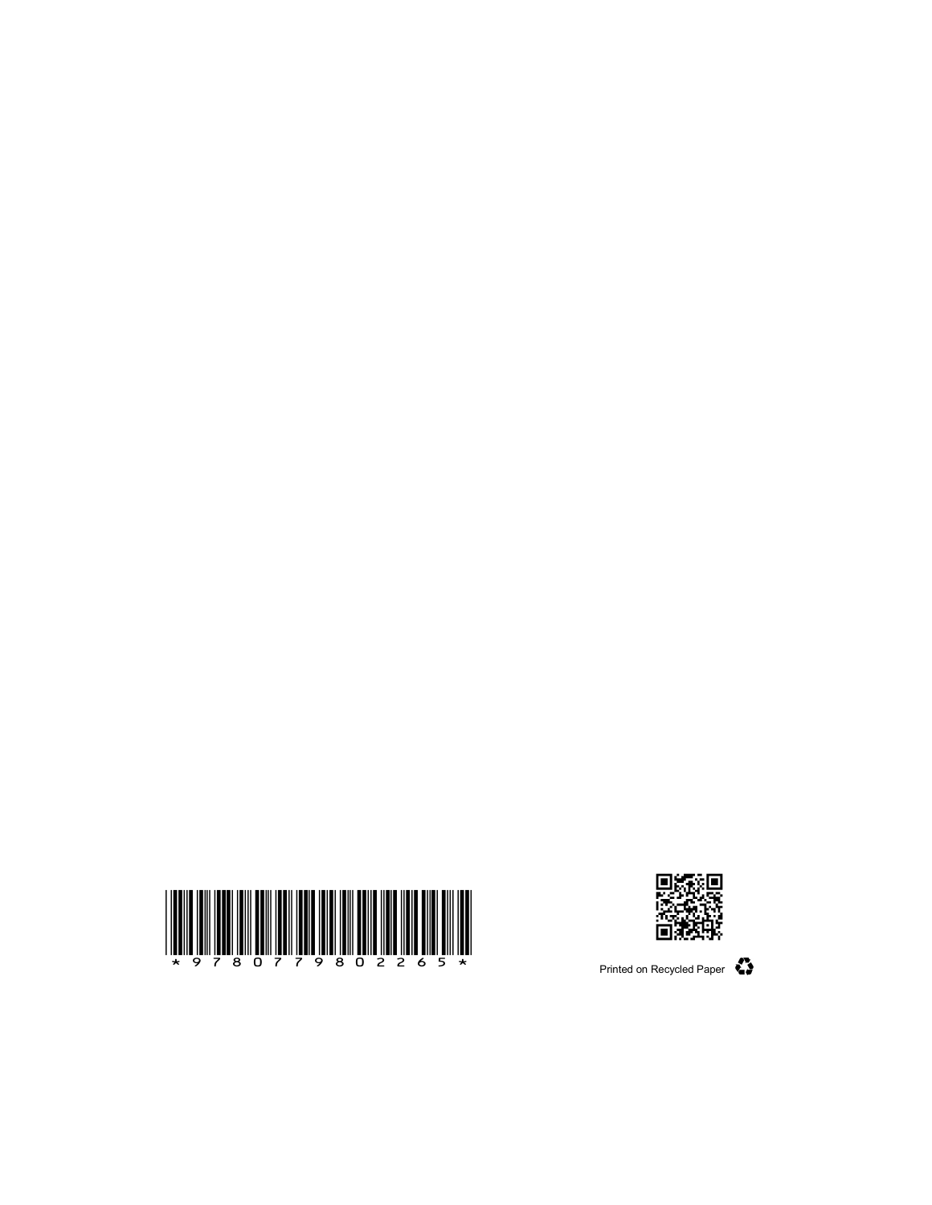*9780779802265*

Printed on Recycled Paper